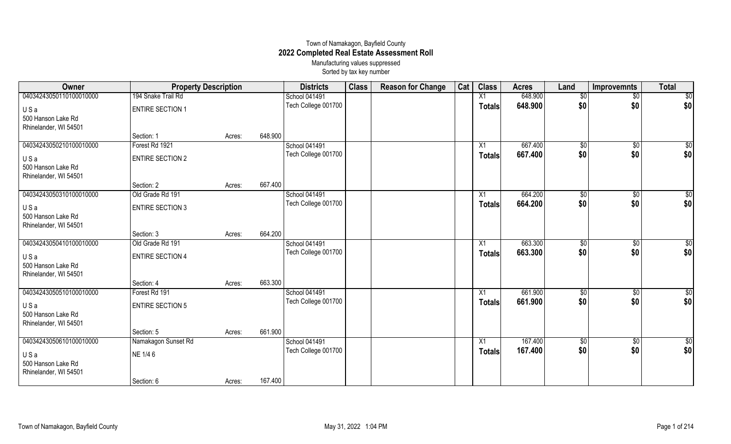Town of Namakagon, Bayfield County

# 2022 Completed Real Estate Assessment Roll

Manufacturing values suppressed

Sorted by tax key number

| Owner | Property Description | | | Districts | Class | Reason for Change | Cat | Class | Acres | Land | Improvemnts | Total |
|---|---|---|---|---|---|---|---|---|---|---|---|---|
| 04034243050110100010000 | 194 Snake Trail Rd | | | School 041491 | | | | X1 | 648.900 | $0 | $0 | $0 |
| U S a | ENTIRE SECTION 1 | | | Tech College 001700 | | | | **Totals** | **648.900** | **$0** | **$0** | **$0** |
| 500 Hanson Lake Rd | | | | | | | | | | | | |
| Rhinelander, WI 54501 | | | | | | | | | | | | |
| | Section: 1 | Acres: | 648.900 | | | | | | | | | |
| 04034243050210100010000 | Forest Rd 1921 | | | School 041491 | | | | X1 | 667.400 | $0 | $0 | $0 |
| U S a | ENTIRE SECTION 2 | | | Tech College 001700 | | | | **Totals** | **667.400** | **$0** | **$0** | **$0** |
| 500 Hanson Lake Rd | | | | | | | | | | | | |
| Rhinelander, WI 54501 | | | | | | | | | | | | |
| | Section: 2 | Acres: | 667.400 | | | | | | | | | |
| 04034243050310100010000 | Old Grade Rd 191 | | | School 041491 | | | | X1 | 664.200 | $0 | $0 | $0 |
| U S a | ENTIRE SECTION 3 | | | Tech College 001700 | | | | **Totals** | **664.200** | **$0** | **$0** | **$0** |
| 500 Hanson Lake Rd | | | | | | | | | | | | |
| Rhinelander, WI 54501 | | | | | | | | | | | | |
| | Section: 3 | Acres: | 664.200 | | | | | | | | | |
| 04034243050410100010000 | Old Grade Rd 191 | | | School 041491 | | | | X1 | 663.300 | $0 | $0 | $0 |
| U S a | ENTIRE SECTION 4 | | | Tech College 001700 | | | | **Totals** | **663.300** | **$0** | **$0** | **$0** |
| 500 Hanson Lake Rd | | | | | | | | | | | | |
| Rhinelander, WI 54501 | | | | | | | | | | | | |
| | Section: 4 | Acres: | 663.300 | | | | | | | | | |
| 04034243050510100010000 | Forest Rd 191 | | | School 041491 | | | | X1 | 661.900 | $0 | $0 | $0 |
| U S a | ENTIRE SECTION 5 | | | Tech College 001700 | | | | **Totals** | **661.900** | **$0** | **$0** | **$0** |
| 500 Hanson Lake Rd | | | | | | | | | | | | |
| Rhinelander, WI 54501 | | | | | | | | | | | | |
| | Section: 5 | Acres: | 661.900 | | | | | | | | | |
| 04034243050610100010000 | Namakagon Sunset Rd | | | School 041491 | | | | X1 | 167.400 | $0 | $0 | $0 |
| U S a | NE 1/4 6 | | | Tech College 001700 | | | | **Totals** | **167.400** | **$0** | **$0** | **$0** |
| 500 Hanson Lake Rd | | | | | | | | | | | | |
| Rhinelander, WI 54501 | | | | | | | | | | | | |
| | Section: 6 | Acres: | 167.400 | | | | | | | | | |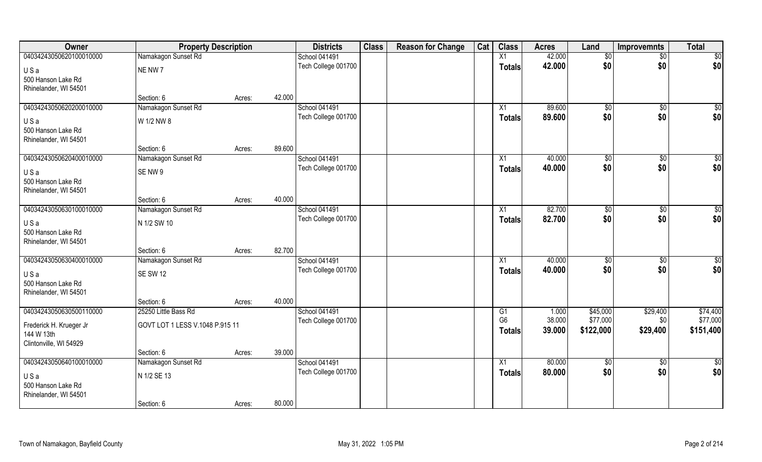| Owner | Property Description | | | Districts | Class | Reason for Change | Cat | Class | Acres | Land | Improvemnts | Total |
|---|---|---|---|---|---|---|---|---|---|---|---|---|
| 04034243050620100010000 | Namakagon Sunset Rd | | | School 041491 | | | | X1 | 42.000 | $0 | $0 | $0 |
| U S a | NE NW 7 | | | Tech College 001700 | | | | Totals | 42.000 | $0 | $0 | $0 |
| 500 Hanson Lake Rd | | | | | | | | | | | | |
| Rhinelander, WI 54501 | | | | | | | | | | | | |
| | Section: 6 | Acres: | 42.000 | | | | | | | | | |
| 04034243050620200010000 | Namakagon Sunset Rd | | | School 041491 | | | | X1 | 89.600 | $0 | $0 | $0 |
| U S a | W 1/2 NW 8 | | | Tech College 001700 | | | | Totals | 89.600 | $0 | $0 | $0 |
| 500 Hanson Lake Rd | | | | | | | | | | | | |
| Rhinelander, WI 54501 | | | | | | | | | | | | |
| | Section: 6 | Acres: | 89.600 | | | | | | | | | |
| 04034243050620400010000 | Namakagon Sunset Rd | | | School 041491 | | | | X1 | 40.000 | $0 | $0 | $0 |
| U S a | SE NW 9 | | | Tech College 001700 | | | | Totals | 40.000 | $0 | $0 | $0 |
| 500 Hanson Lake Rd | | | | | | | | | | | | |
| Rhinelander, WI 54501 | | | | | | | | | | | | |
| | Section: 6 | Acres: | 40.000 | | | | | | | | | |
| 04034243050630100010000 | Namakagon Sunset Rd | | | School 041491 | | | | X1 | 82.700 | $0 | $0 | $0 |
| U S a | N 1/2 SW 10 | | | Tech College 001700 | | | | Totals | 82.700 | $0 | $0 | $0 |
| 500 Hanson Lake Rd | | | | | | | | | | | | |
| Rhinelander, WI 54501 | | | | | | | | | | | | |
| | Section: 6 | Acres: | 82.700 | | | | | | | | | |
| 04034243050630400010000 | Namakagon Sunset Rd | | | School 041491 | | | | X1 | 40.000 | $0 | $0 | $0 |
| U S a | SE SW 12 | | | Tech College 001700 | | | | Totals | 40.000 | $0 | $0 | $0 |
| 500 Hanson Lake Rd | | | | | | | | | | | | |
| Rhinelander, WI 54501 | | | | | | | | | | | | |
| | Section: 6 | Acres: | 40.000 | | | | | | | | | |
| 04034243050630500110000 | 25250 Little Bass Rd | | | School 041491 | | | | G1 | 1.000 | $45,000 | $29,400 | $74,400 |
| Frederick H. Krueger Jr | GOVT LOT 1 LESS V.1048 P.915 11 | | | Tech College 001700 | | | | G6 | 38.000 | $77,000 | $0 | $77,000 |
| 144 W 13th | | | | | | | | Totals | 39.000 | $122,000 | $29,400 | $151,400 |
| Clintonville, WI 54929 | | | | | | | | | | | | |
| | Section: 6 | Acres: | 39.000 | | | | | | | | | |
| 04034243050640100010000 | Namakagon Sunset Rd | | | School 041491 | | | | X1 | 80.000 | $0 | $0 | $0 |
| U S a | N 1/2 SE 13 | | | Tech College 001700 | | | | Totals | 80.000 | $0 | $0 | $0 |
| 500 Hanson Lake Rd | | | | | | | | | | | | |
| Rhinelander, WI 54501 | | | | | | | | | | | | |
| | Section: 6 | Acres: | 80.000 | | | | | | | | | |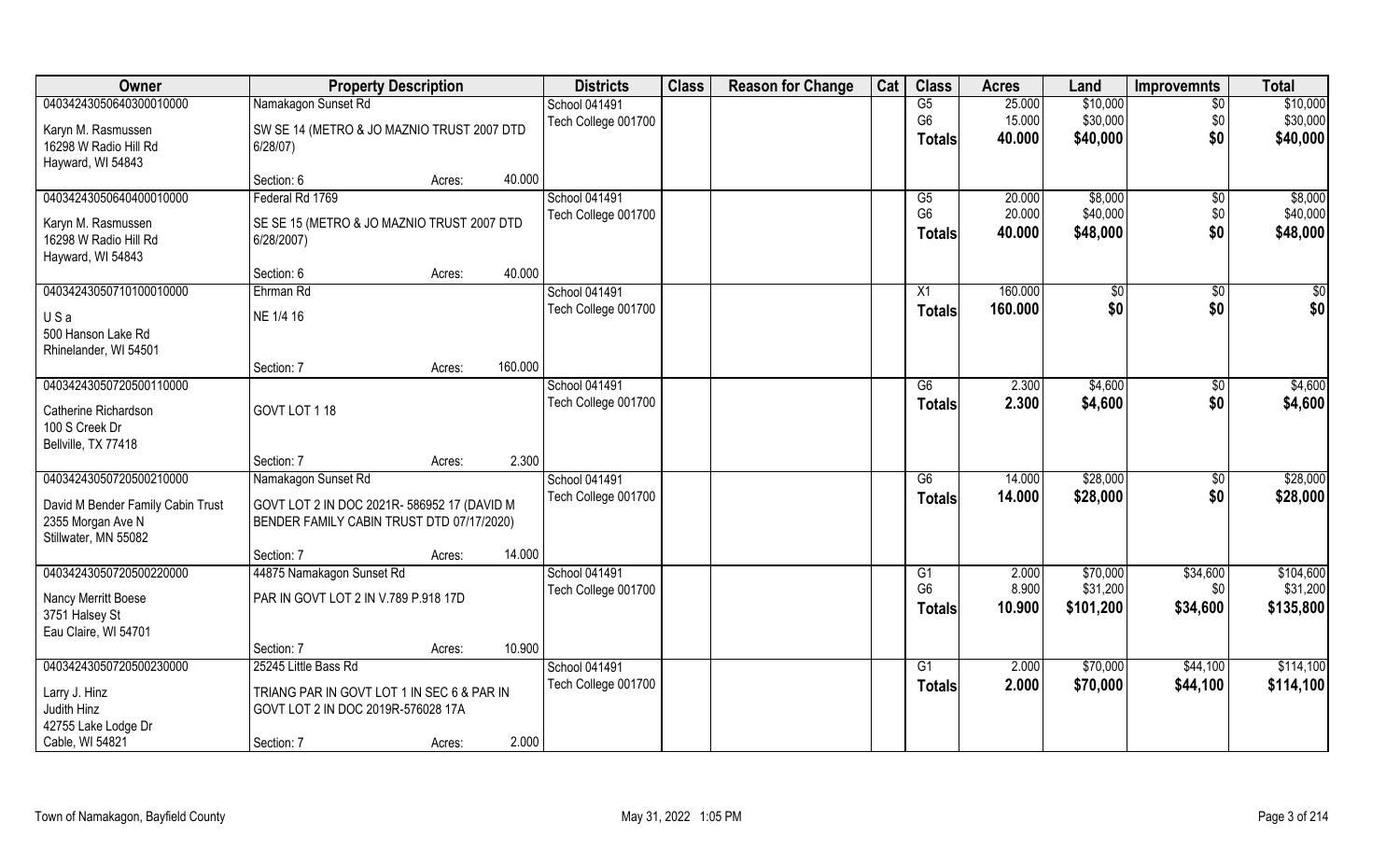| Owner | Property Description | | Districts | Class | Reason for Change | Cat | Class | Acres | Land | Improvemnts | Total |
|---|---|---|---|---|---|---|---|---|---|---|---|
| 04034243050640300010000 | Namakagon Sunset Rd | | School 041491 | | | | G5 | 25.000 | $10,000 | $0 | $10,000 |
| Karyn M. Rasmussen | SW SE 14 (METRO & JO MAZNIO TRUST 2007 DTD 6/28/07) | | Tech College 001700 | | | | G6 | 15.000 | $30,000 | $0 | $30,000 |
| 16298 W Radio Hill Rd | | | | | | | Totals | 40.000 | $40,000 | $0 | $40,000 |
| Hayward, WI 54843 | | | | | | | | | | | |
| | Section: 6 | Acres: 40.000 | | | | | | | | | |
| 04034243050640400010000 | Federal Rd 1769 | | School 041491 | | | | G5 | 20.000 | $8,000 | $0 | $8,000 |
| Karyn M. Rasmussen | SE SE 15 (METRO & JO MAZNIO TRUST 2007 DTD 6/28/2007) | | Tech College 001700 | | | | G6 | 20.000 | $40,000 | $0 | $40,000 |
| 16298 W Radio Hill Rd | | | | | | | Totals | 40.000 | $48,000 | $0 | $48,000 |
| Hayward, WI 54843 | | | | | | | | | | | |
| | Section: 6 | Acres: 40.000 | | | | | | | | | |
| 04034243050710100010000 | Ehrman Rd | | School 041491 | | | | X1 | 160.000 | $0 | $0 | $0 |
| U S a | NE 1/4 16 | | Tech College 001700 | | | | Totals | 160.000 | $0 | $0 | $0 |
| 500 Hanson Lake Rd | | | | | | | | | | | |
| Rhinelander, WI 54501 | | | | | | | | | | | |
| | Section: 7 | Acres: 160.000 | | | | | | | | | |
| 04034243050720500110000 | | | School 041491 | | | | G6 | 2.300 | $4,600 | $0 | $4,600 |
| Catherine Richardson | GOVT LOT 1 18 | | Tech College 001700 | | | | Totals | 2.300 | $4,600 | $0 | $4,600 |
| 100 S Creek Dr | | | | | | | | | | | |
| Bellville, TX 77418 | | | | | | | | | | | |
| | Section: 7 | Acres: 2.300 | | | | | | | | | |
| 04034243050720500210000 | Namakagon Sunset Rd | | School 041491 | | | | G6 | 14.000 | $28,000 | $0 | $28,000 |
| David M Bender Family Cabin Trust | GOVT LOT 2 IN DOC 2021R- 586952 17 (DAVID M BENDER FAMILY CABIN TRUST DTD 07/17/2020) | | Tech College 001700 | | | | Totals | 14.000 | $28,000 | $0 | $28,000 |
| 2355 Morgan Ave N | | | | | | | | | | | |
| Stillwater, MN 55082 | | | | | | | | | | | |
| | Section: 7 | Acres: 14.000 | | | | | | | | | |
| 04034243050720500220000 | 44875 Namakagon Sunset Rd | | School 041491 | | | | G1 | 2.000 | $70,000 | $34,600 | $104,600 |
| Nancy Merritt Boese | PAR IN GOVT LOT 2 IN V.789 P.918 17D | | Tech College 001700 | | | | G6 | 8.900 | $31,200 | $0 | $31,200 |
| 3751 Halsey St | | | | | | | Totals | 10.900 | $101,200 | $34,600 | $135,800 |
| Eau Claire, WI 54701 | | | | | | | | | | | |
| | Section: 7 | Acres: 10.900 | | | | | | | | | |
| 04034243050720500230000 | 25245 Little Bass Rd | | School 041491 | | | | G1 | 2.000 | $70,000 | $44,100 | $114,100 |
| Larry J. Hinz | TRIANG PAR IN GOVT LOT 1 IN SEC 6 & PAR IN GOVT LOT 2 IN DOC 2019R-576028 17A | | Tech College 001700 | | | | Totals | 2.000 | $70,000 | $44,100 | $114,100 |
| Judith Hinz | | | | | | | | | | | |
| 42755 Lake Lodge Dr | | | | | | | | | | | |
| Cable, WI 54821 | Section: 7 | Acres: 2.000 | | | | | | | | | |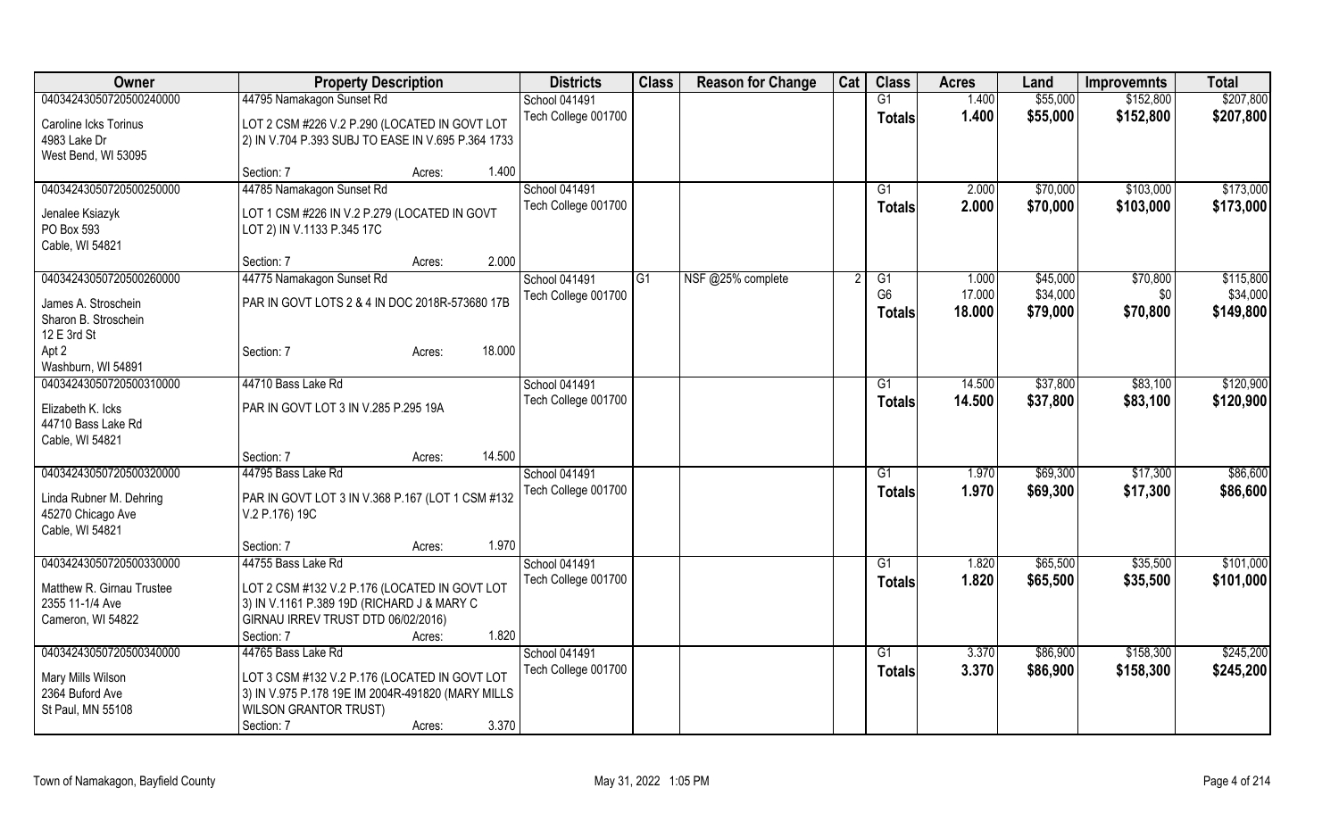| Owner | Property Description | Districts | Class | Reason for Change | Cat | Class | Acres | Land | Improvemnts | Total |
|---|---|---|---|---|---|---|---|---|---|---|
| 04034243050720500240000 | 44795 Namakagon Sunset Rd | School 041491 | | | | G1 | 1.400 | $55,000 | $152,800 | $207,800 |
| Caroline Icks Torinus<br>4983 Lake Dr<br>West Bend, WI 53095 | LOT 2 CSM #226 V.2 P.290 (LOCATED IN GOVT LOT 2) IN V.704 P.393 SUBJ TO EASE IN V.695 P.364 1733<br>Section: 7 Acres: 1.400 | Tech College 001700 | | | | **Totals** | **1.400** | **$55,000** | **$152,800** | **$207,800** |
| 04034243050720500250000 | 44785 Namakagon Sunset Rd | School 041491 | | | | G1 | 2.000 | $70,000 | $103,000 | $173,000 |
| Jenalee Ksiazyk<br>PO Box 593<br>Cable, WI 54821 | LOT 1 CSM #226 IN V.2 P.279 (LOCATED IN GOVT LOT 2) IN V.1133 P.345 17C<br>Section: 7 Acres: 2.000 | Tech College 001700 | | | | **Totals** | **2.000** | **$70,000** | **$103,000** | **$173,000** |
| 04034243050720500260000 | 44775 Namakagon Sunset Rd | School 041491 | G1 | NSF @25% complete | 2 | G1 | 1.000 | $45,000 | $70,800 | $115,800 |
| James A. Stroschein<br>Sharon B. Stroschein<br>12 E 3rd St<br>Apt 2<br>Washburn, WI 54891 | PAR IN GOVT LOTS 2 & 4 IN DOC 2018R-573680 17B<br>Section: 7 Acres: 18.000 | Tech College 001700 | | | | G6 | 17.000 | $34,000 | $0 | $34,000 |
| | | | | | | **Totals** | **18.000** | **$79,000** | **$70,800** | **$149,800** |
| 04034243050720500310000 | 44710 Bass Lake Rd | School 041491 | | | | G1 | 14.500 | $37,800 | $83,100 | $120,900 |
| Elizabeth K. Icks<br>44710 Bass Lake Rd<br>Cable, WI 54821 | PAR IN GOVT LOT 3 IN V.285 P.295 19A<br>Section: 7 Acres: 14.500 | Tech College 001700 | | | | **Totals** | **14.500** | **$37,800** | **$83,100** | **$120,900** |
| 04034243050720500320000 | 44795 Bass Lake Rd | School 041491 | | | | G1 | 1.970 | $69,300 | $17,300 | $86,600 |
| Linda Rubner M. Dehring<br>45270 Chicago Ave<br>Cable, WI 54821 | PAR IN GOVT LOT 3 IN V.368 P.167 (LOT 1 CSM #132 V.2 P.176) 19C<br>Section: 7 Acres: 1.970 | Tech College 001700 | | | | **Totals** | **1.970** | **$69,300** | **$17,300** | **$86,600** |
| 04034243050720500330000 | 44755 Bass Lake Rd | School 041491 | | | | G1 | 1.820 | $65,500 | $35,500 | $101,000 |
| Matthew R. Girnau Trustee<br>2355 11-1/4 Ave<br>Cameron, WI 54822 | LOT 2 CSM #132 V.2 P.176 (LOCATED IN GOVT LOT 3) IN V.1161 P.389 19D (RICHARD J & MARY C GIRNAU IRREV TRUST DTD 06/02/2016)<br>Section: 7 Acres: 1.820 | Tech College 001700 | | | | **Totals** | **1.820** | **$65,500** | **$35,500** | **$101,000** |
| 04034243050720500340000 | 44765 Bass Lake Rd | School 041491 | | | | G1 | 3.370 | $86,900 | $158,300 | $245,200 |
| Mary Mills Wilson<br>2364 Buford Ave<br>St Paul, MN 55108 | LOT 3 CSM #132 V.2 P.176 (LOCATED IN GOVT LOT 3) IN V.975 P.178 19E IM 2004R-491820 (MARY MILLS WILSON GRANTOR TRUST)<br>Section: 7 Acres: 3.370 | Tech College 001700 | | | | **Totals** | **3.370** | **$86,900** | **$158,300** | **$245,200** |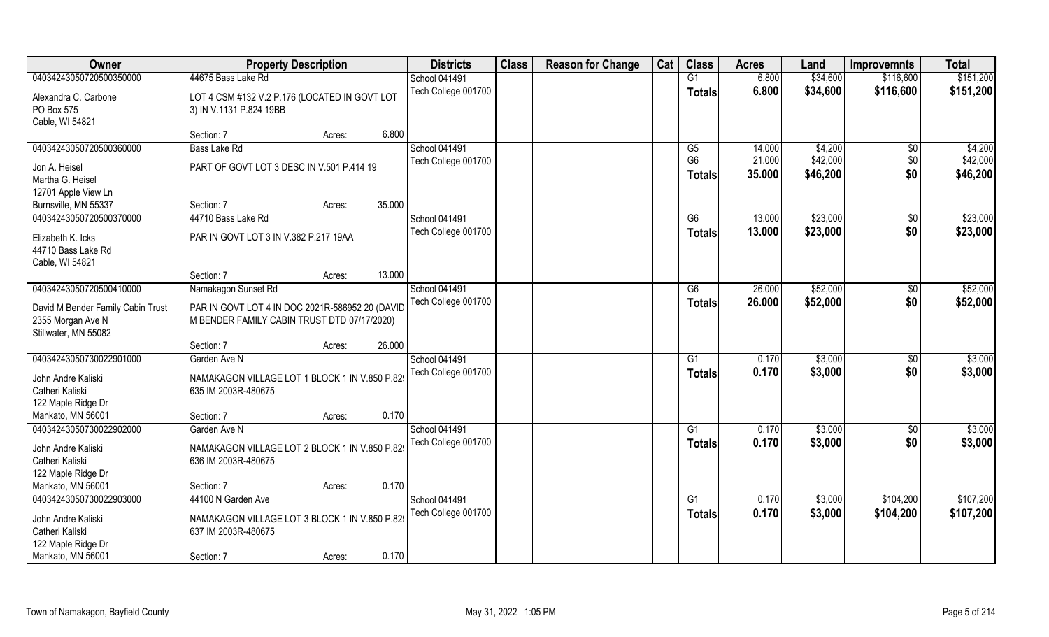| Owner | Property Description | Districts | Class | Reason for Change | Cat | Class | Acres | Land | Improvemnts | Total |
|---|---|---|---|---|---|---|---|---|---|---|
| 04034243050720500350000<br>Alexandra C. Carbone<br>PO Box 575<br>Cable, WI 54821 | 44675 Bass Lake Rd<br>LOT 4 CSM #132 V.2 P.176 (LOCATED IN GOVT LOT 3) IN V.1131 P.824 19BB<br>Section: 7 Acres: 6.800 | School 041491<br>Tech College 001700 | | | | G1<br>**Totals** | 6.800<br>**6.800** | $34,600<br>**$34,600** | $116,600<br>**$116,600** | $151,200<br>**$151,200** |
| 04034243050720500360000<br>Jon A. Heisel<br>Martha G. Heisel<br>12701 Apple View Ln<br>Burnsville, MN 55337 | Bass Lake Rd<br>PART OF GOVT LOT 3 DESC IN V.501 P.414 19<br>Section: 7 Acres: 35.000 | School 041491<br>Tech College 001700 | | | | G5<br>G6<br>**Totals** | 14.000<br>21.000<br>**35.000** | $4,200<br>$42,000<br>**$46,200** | $0<br>$0<br>**$0** | $4,200<br>$42,000<br>**$46,200** |
| 04034243050720500370000<br>Elizabeth K. Icks<br>44710 Bass Lake Rd<br>Cable, WI 54821 | 44710 Bass Lake Rd<br>PAR IN GOVT LOT 3 IN V.382 P.217 19AA<br>Section: 7 Acres: 13.000 | School 041491<br>Tech College 001700 | | | | G6<br>**Totals** | 13.000<br>**13.000** | $23,000<br>**$23,000** | $0<br>**$0** | $23,000<br>**$23,000** |
| 04034243050720500410000<br>David M Bender Family Cabin Trust<br>2355 Morgan Ave N<br>Stillwater, MN 55082 | Namakagon Sunset Rd<br>PAR IN GOVT LOT 4 IN DOC 2021R-586952 20 (DAVID M BENDER FAMILY CABIN TRUST DTD 07/17/2020)<br>Section: 7 Acres: 26.000 | School 041491<br>Tech College 001700 | | | | G6<br>**Totals** | 26.000<br>**26.000** | $52,000<br>**$52,000** | $0<br>**$0** | $52,000<br>**$52,000** |
| 04034243050730022901000<br>John Andre Kaliski<br>Catheri Kaliski<br>122 Maple Ridge Dr<br>Mankato, MN 56001 | Garden Ave N<br>NAMAKAGON VILLAGE LOT 1 BLOCK 1 IN V.850 P.829 635 IM 2003R-480675<br>Section: 7 Acres: 0.170 | School 041491<br>Tech College 001700 | | | | G1<br>**Totals** | 0.170<br>**0.170** | $3,000<br>**$3,000** | $0<br>**$0** | $3,000<br>**$3,000** |
| 04034243050730022902000<br>John Andre Kaliski<br>Catheri Kaliski<br>122 Maple Ridge Dr<br>Mankato, MN 56001 | Garden Ave N<br>NAMAKAGON VILLAGE LOT 2 BLOCK 1 IN V.850 P.829 636 IM 2003R-480675<br>Section: 7 Acres: 0.170 | School 041491<br>Tech College 001700 | | | | G1<br>**Totals** | 0.170<br>**0.170** | $3,000<br>**$3,000** | $0<br>**$0** | $3,000<br>**$3,000** |
| 04034243050730022903000<br>John Andre Kaliski<br>Catheri Kaliski<br>122 Maple Ridge Dr<br>Mankato, MN 56001 | 44100 N Garden Ave<br>NAMAKAGON VILLAGE LOT 3 BLOCK 1 IN V.850 P.829 637 IM 2003R-480675<br>Section: 7 Acres: 0.170 | School 041491<br>Tech College 001700 | | | | G1<br>**Totals** | 0.170<br>**0.170** | $3,000<br>**$3,000** | $104,200<br>**$104,200** | $107,200<br>**$107,200** |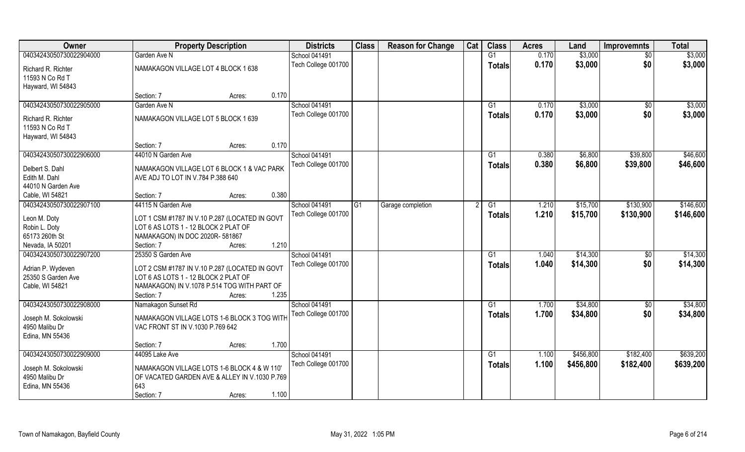| Owner | Property Description | Districts | Class | Reason for Change | Cat | Class | Acres | Land | Improvemnts | Total |
|---|---|---|---|---|---|---|---|---|---|---|
| 04034243050730022904000 | Garden Ave N | School 041491 | | | | G1 | 0.170 | $3,000 | $0 | $3,000 |
| Richard R. Richter<br>11593 N Co Rd T<br>Hayward, WI 54843 | NAMAKAGON VILLAGE LOT 4 BLOCK 1 638<br>Section: 7 Acres: 0.170 | Tech College 001700 | | | | Totals | 0.170 | $3,000 | $0 | $3,000 |
| 04034243050730022905000 | Garden Ave N | School 041491 | | | | G1 | 0.170 | $3,000 | $0 | $3,000 |
| Richard R. Richter<br>11593 N Co Rd T<br>Hayward, WI 54843 | NAMAKAGON VILLAGE LOT 5 BLOCK 1 639<br>Section: 7 Acres: 0.170 | Tech College 001700 | | | | Totals | 0.170 | $3,000 | $0 | $3,000 |
| 04034243050730022906000 | 44010 N Garden Ave | School 041491 | | | | G1 | 0.380 | $6,800 | $39,800 | $46,600 |
| Delbert S. Dahl<br>Edith M. Dahl<br>44010 N Garden Ave<br>Cable, WI 54821 | NAMAKAGON VILLAGE LOT 6 BLOCK 1 & VAC PARK AVE ADJ TO LOT IN V.784 P.388 640<br>Section: 7 Acres: 0.380 | Tech College 001700 | | | | Totals | 0.380 | $6,800 | $39,800 | $46,600 |
| 04034243050730022907100 | 44115 N Garden Ave | School 041491 | G1 | Garage completion | 2 | G1 | 1.210 | $15,700 | $130,900 | $146,600 |
| Leon M. Doty<br>Robin L. Doty<br>65173 260th St<br>Nevada, IA 50201 | LOT 1 CSM #1787 IN V.10 P.287 (LOCATED IN GOVT LOT 6 AS LOTS 1 - 12 BLOCK 2 PLAT OF NAMAKAGON) IN DOC 2020R- 581867<br>Section: 7 Acres: 1.210 | Tech College 001700 | | | | Totals | 1.210 | $15,700 | $130,900 | $146,600 |
| 04034243050730022907200 | 25350 S Garden Ave | School 041491 | | | | G1 | 1.040 | $14,300 | $0 | $14,300 |
| Adrian P. Wydeven<br>25350 S Garden Ave<br>Cable, WI 54821 | LOT 2 CSM #1787 IN V.10 P.287 (LOCATED IN GOVT LOT 6 AS LOTS 1 - 12 BLOCK 2 PLAT OF NAMAKAGON) IN V.1078 P.514 TOG WITH PART OF<br>Section: 7 Acres: 1.235 | Tech College 001700 | | | | Totals | 1.040 | $14,300 | $0 | $14,300 |
| 04034243050730022908000 | Namakagon Sunset Rd | School 041491 | | | | G1 | 1.700 | $34,800 | $0 | $34,800 |
| Joseph M. Sokolowski<br>4950 Malibu Dr<br>Edina, MN 55436 | NAMAKAGON VILLAGE LOTS 1-6 BLOCK 3 TOG WITH VAC FRONT ST IN V.1030 P.769 642<br>Section: 7 Acres: 1.700 | Tech College 001700 | | | | Totals | 1.700 | $34,800 | $0 | $34,800 |
| 04034243050730022909000 | 44095 Lake Ave | School 041491 | | | | G1 | 1.100 | $456,800 | $182,400 | $639,200 |
| Joseph M. Sokolowski<br>4950 Malibu Dr<br>Edina, MN 55436 | NAMAKAGON VILLAGE LOTS 1-6 BLOCK 4 & W 110' OF VACATED GARDEN AVE & ALLEY IN V.1030 P.769 643<br>Section: 7 Acres: 1.100 | Tech College 001700 | | | | Totals | 1.100 | $456,800 | $182,400 | $639,200 |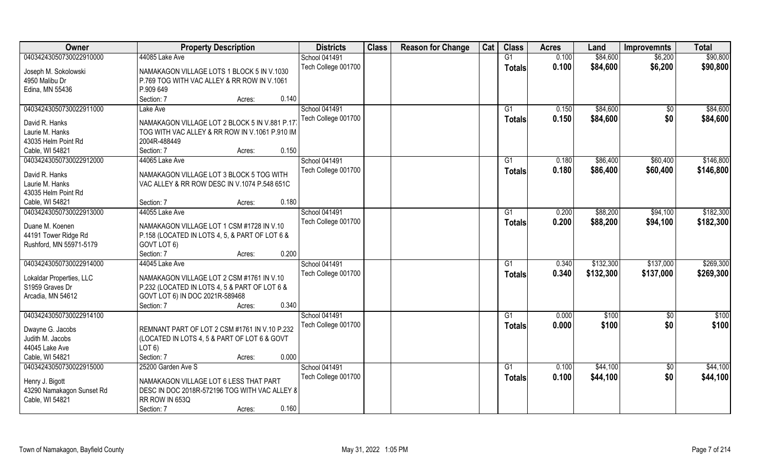| Owner | Property Description | Districts | Class | Reason for Change | Cat | Class | Acres | Land | Improvemnts | Total |
|---|---|---|---|---|---|---|---|---|---|---|
| 04034243050730022910000 | 44085 Lake Ave | School 041491 | | | | G1 | 0.100 | $84,600 | $6,200 | $90,800 |
| Joseph M. Sokolowski<br>4950 Malibu Dr<br>Edina, MN 55436 | NAMAKAGON VILLAGE LOTS 1 BLOCK 5 IN V.1030 P.769 TOG WITH VAC ALLEY & RR ROW IN V.1061 P.909 649<br>Section: 7 Acres: 0.140 | Tech College 001700 | | | | Totals | 0.100 | $84,600 | $6,200 | $90,800 |
| 04034243050730022911000 | Lake Ave | School 041491 | | | | G1 | 0.150 | $84,600 | $0 | $84,600 |
| David R. Hanks<br>Laurie M. Hanks<br>43035 Helm Point Rd<br>Cable, WI 54821 | NAMAKAGON VILLAGE LOT 2 BLOCK 5 IN V.881 P.17 TOG WITH VAC ALLEY & RR ROW IN V.1061 P.910 IM 2004R-488449<br>Section: 7 Acres: 0.150 | Tech College 001700 | | | | Totals | 0.150 | $84,600 | $0 | $84,600 |
| 04034243050730022912000 | 44065 Lake Ave | School 041491 | | | | G1 | 0.180 | $86,400 | $60,400 | $146,800 |
| David R. Hanks<br>Laurie M. Hanks<br>43035 Helm Point Rd<br>Cable, WI 54821 | NAMAKAGON VILLAGE LOT 3 BLOCK 5 TOG WITH VAC ALLEY & RR ROW DESC IN V.1074 P.548 651C<br>Section: 7 Acres: 0.180 | Tech College 001700 | | | | Totals | 0.180 | $86,400 | $60,400 | $146,800 |
| 04034243050730022913000 | 44055 Lake Ave | School 041491 | | | | G1 | 0.200 | $88,200 | $94,100 | $182,300 |
| Duane M. Koenen<br>44191 Tower Ridge Rd<br>Rushford, MN 55971-5179 | NAMAKAGON VILLAGE LOT 1 CSM #1728 IN V.10 P.158 (LOCATED IN LOTS 4, 5, & PART OF LOT 6 & GOVT LOT 6)<br>Section: 7 Acres: 0.200 | Tech College 001700 | | | | Totals | 0.200 | $88,200 | $94,100 | $182,300 |
| 04034243050730022914000 | 44045 Lake Ave | School 041491 | | | | G1 | 0.340 | $132,300 | $137,000 | $269,300 |
| Lokaldar Properties, LLC<br>S1959 Graves Dr<br>Arcadia, MN 54612 | NAMAKAGON VILLAGE LOT 2 CSM #1761 IN V.10 P.232 (LOCATED IN LOTS 4, 5 & PART OF LOT 6 & GOVT LOT 6) IN DOC 2021R-589468<br>Section: 7 Acres: 0.340 | Tech College 001700 | | | | Totals | 0.340 | $132,300 | $137,000 | $269,300 |
| 04034243050730022914100 | | School 041491 | | | | G1 | 0.000 | $100 | $0 | $100 |
| Dwayne G. Jacobs<br>Judith M. Jacobs<br>44045 Lake Ave<br>Cable, WI 54821 | REMNANT PART OF LOT 2 CSM #1761 IN V.10 P.232 (LOCATED IN LOTS 4, 5 & PART OF LOT 6 & GOVT LOT 6)<br>Section: 7 Acres: 0.000 | Tech College 001700 | | | | Totals | 0.000 | $100 | $0 | $100 |
| 04034243050730022915000 | 25200 Garden Ave S | School 041491 | | | | G1 | 0.100 | $44,100 | $0 | $44,100 |
| Henry J. Bigott<br>43290 Namakagon Sunset Rd<br>Cable, WI 54821 | NAMAKAGON VILLAGE LOT 6 LESS THAT PART DESC IN DOC 2018R-572196 TOG WITH VAC ALLEY & RR ROW IN 653Q<br>Section: 7 Acres: 0.160 | Tech College 001700 | | | | Totals | 0.100 | $44,100 | $0 | $44,100 |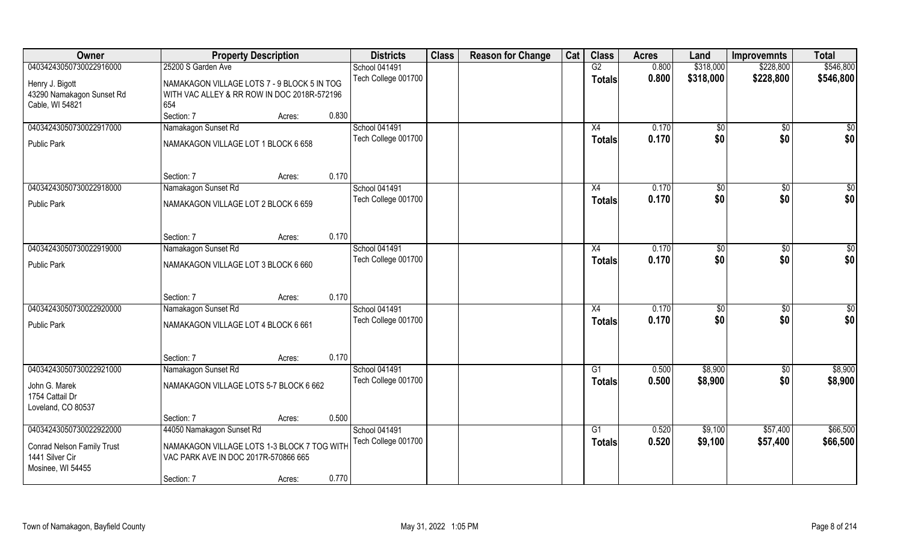| Owner | Property Description | | | Districts | Class | Reason for Change | Cat | Class | Acres | Land | Improvemnts | Total |
|---|---|---|---|---|---|---|---|---|---|---|---|---|
| 04034243050730022916000 | 25200 S Garden Ave | | | School 041491 | | | | G2 | 0.800 | $318,000 | $228,800 | $546,800 |
| Henry J. Bigott<br>43290 Namakagon Sunset Rd<br>Cable, WI 54821 | NAMAKAGON VILLAGE LOTS 7 - 9 BLOCK 5 IN TOG WITH VAC ALLEY & RR ROW IN DOC 2018R-572196 654 | | | Tech College 001700 | | | | **Totals** | **0.800** | **$318,000** | **$228,800** | **$546,800** |
| | Section: 7 | Acres: | 0.830 | | | | | | | | | |
| 04034243050730022917000 | Namakagon Sunset Rd | | | School 041491 | | | | X4 | 0.170 | $0 | $0 | $0 |
| Public Park | NAMAKAGON VILLAGE LOT 1 BLOCK 6 658 | | | Tech College 001700 | | | | **Totals** | **0.170** | **$0** | **$0** | **$0** |
| | Section: 7 | Acres: | 0.170 | | | | | | | | | |
| 04034243050730022918000 | Namakagon Sunset Rd | | | School 041491 | | | | X4 | 0.170 | $0 | $0 | $0 |
| Public Park | NAMAKAGON VILLAGE LOT 2 BLOCK 6 659 | | | Tech College 001700 | | | | **Totals** | **0.170** | **$0** | **$0** | **$0** |
| | Section: 7 | Acres: | 0.170 | | | | | | | | | |
| 04034243050730022919000 | Namakagon Sunset Rd | | | School 041491 | | | | X4 | 0.170 | $0 | $0 | $0 |
| Public Park | NAMAKAGON VILLAGE LOT 3 BLOCK 6 660 | | | Tech College 001700 | | | | **Totals** | **0.170** | **$0** | **$0** | **$0** |
| | Section: 7 | Acres: | 0.170 | | | | | | | | | |
| 04034243050730022920000 | Namakagon Sunset Rd | | | School 041491 | | | | X4 | 0.170 | $0 | $0 | $0 |
| Public Park | NAMAKAGON VILLAGE LOT 4 BLOCK 6 661 | | | Tech College 001700 | | | | **Totals** | **0.170** | **$0** | **$0** | **$0** |
| | Section: 7 | Acres: | 0.170 | | | | | | | | | |
| 04034243050730022921000 | Namakagon Sunset Rd | | | School 041491 | | | | G1 | 0.500 | $8,900 | $0 | $8,900 |
| John G. Marek<br>1754 Cattail Dr<br>Loveland, CO 80537 | NAMAKAGON VILLAGE LOTS 5-7 BLOCK 6 662 | | | Tech College 001700 | | | | **Totals** | **0.500** | **$8,900** | **$0** | **$8,900** |
| | Section: 7 | Acres: | 0.500 | | | | | | | | | |
| 04034243050730022922000 | 44050 Namakagon Sunset Rd | | | School 041491 | | | | G1 | 0.520 | $9,100 | $57,400 | $66,500 |
| Conrad Nelson Family Trust<br>1441 Silver Cir<br>Mosinee, WI 54455 | NAMAKAGON VILLAGE LOTS 1-3 BLOCK 7 TOG WITH VAC PARK AVE IN DOC 2017R-570866 665 | | | Tech College 001700 | | | | **Totals** | **0.520** | **$9,100** | **$57,400** | **$66,500** |
| | Section: 7 | Acres: | 0.770 | | | | | | | | | |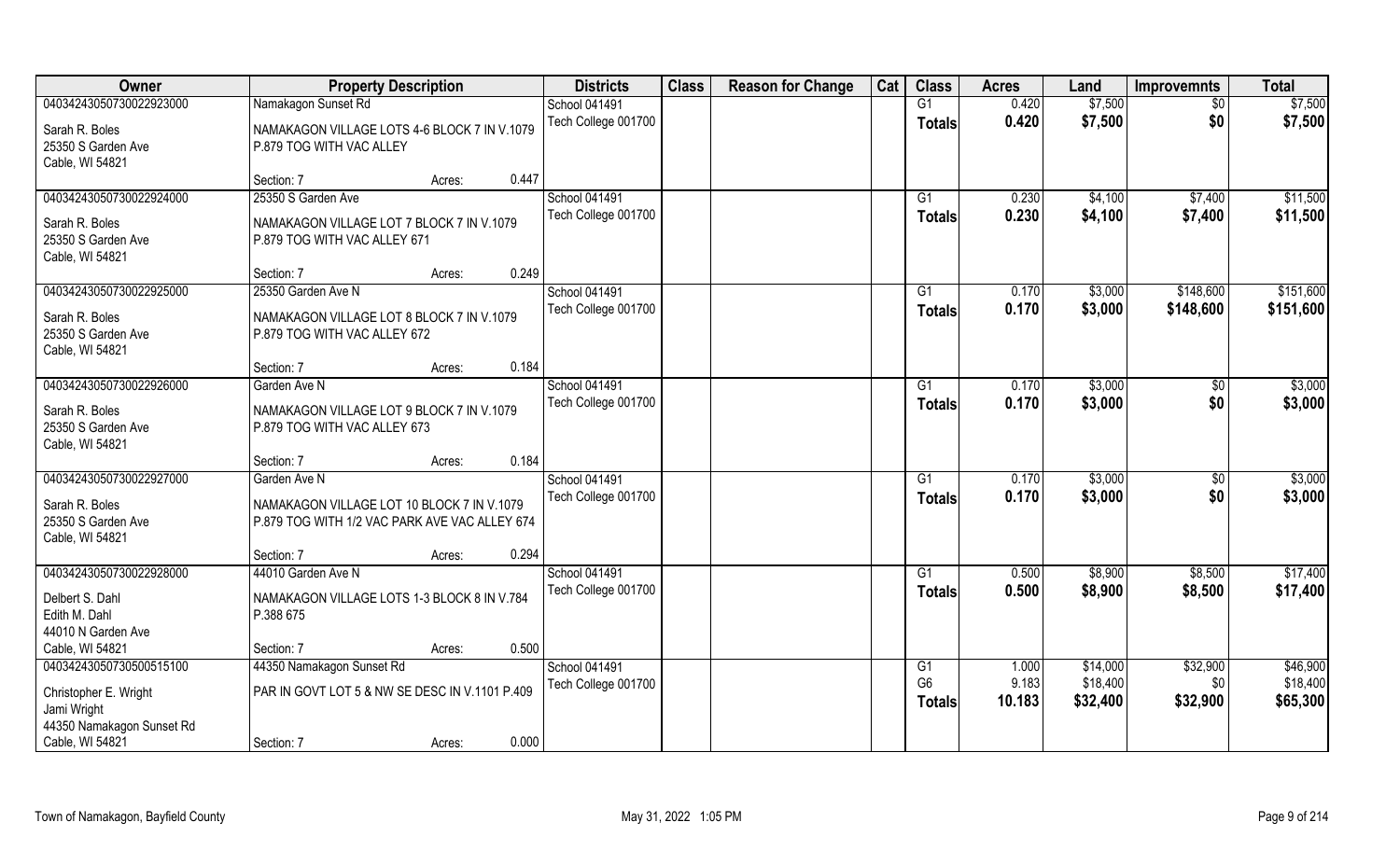| Owner | Property Description | Districts | Class | Reason for Change | Cat | Class | Acres | Land | Improvemnts | Total |
|---|---|---|---|---|---|---|---|---|---|---|
| 04034243050730022923000 | Namakagon Sunset Rd | School 041491 | | | | G1 | 0.420 | $7,500 | $0 | $7,500 |
| Sarah R. Boles<br>25350 S Garden Ave<br>Cable, WI 54821 | NAMAKAGON VILLAGE LOTS 4-6 BLOCK 7 IN V.1079 P.879 TOG WITH VAC ALLEY | Tech College 001700 | | | | **Totals** | **0.420** | **$7,500** | **$0** | **$7,500** |
| | Section: 7 Acres: 0.447 | | | | | | | | | |
| 04034243050730022924000 | 25350 S Garden Ave | School 041491 | | | | G1 | 0.230 | $4,100 | $7,400 | $11,500 |
| Sarah R. Boles<br>25350 S Garden Ave<br>Cable, WI 54821 | NAMAKAGON VILLAGE LOT 7 BLOCK 7 IN V.1079 P.879 TOG WITH VAC ALLEY 671 | Tech College 001700 | | | | **Totals** | **0.230** | **$4,100** | **$7,400** | **$11,500** |
| | Section: 7 Acres: 0.249 | | | | | | | | | |
| 04034243050730022925000 | 25350 Garden Ave N | School 041491 | | | | G1 | 0.170 | $3,000 | $148,600 | $151,600 |
| Sarah R. Boles<br>25350 S Garden Ave<br>Cable, WI 54821 | NAMAKAGON VILLAGE LOT 8 BLOCK 7 IN V.1079 P.879 TOG WITH VAC ALLEY 672 | Tech College 001700 | | | | **Totals** | **0.170** | **$3,000** | **$148,600** | **$151,600** |
| | Section: 7 Acres: 0.184 | | | | | | | | | |
| 04034243050730022926000 | Garden Ave N | School 041491 | | | | G1 | 0.170 | $3,000 | $0 | $3,000 |
| Sarah R. Boles<br>25350 S Garden Ave<br>Cable, WI 54821 | NAMAKAGON VILLAGE LOT 9 BLOCK 7 IN V.1079 P.879 TOG WITH VAC ALLEY 673 | Tech College 001700 | | | | **Totals** | **0.170** | **$3,000** | **$0** | **$3,000** |
| | Section: 7 Acres: 0.184 | | | | | | | | | |
| 04034243050730022927000 | Garden Ave N | School 041491 | | | | G1 | 0.170 | $3,000 | $0 | $3,000 |
| Sarah R. Boles<br>25350 S Garden Ave<br>Cable, WI 54821 | NAMAKAGON VILLAGE LOT 10 BLOCK 7 IN V.1079 P.879 TOG WITH 1/2 VAC PARK AVE VAC ALLEY 674 | Tech College 001700 | | | | **Totals** | **0.170** | **$3,000** | **$0** | **$3,000** |
| | Section: 7 Acres: 0.294 | | | | | | | | | |
| 04034243050730022928000 | 44010 Garden Ave N | School 041491 | | | | G1 | 0.500 | $8,900 | $8,500 | $17,400 |
| Delbert S. Dahl<br>Edith M. Dahl<br>44010 N Garden Ave<br>Cable, WI 54821 | NAMAKAGON VILLAGE LOTS 1-3 BLOCK 8 IN V.784 P.388 675 | Tech College 001700 | | | | **Totals** | **0.500** | **$8,900** | **$8,500** | **$17,400** |
| | Section: 7 Acres: 0.500 | | | | | | | | | |
| 04034243050730500515100 | 44350 Namakagon Sunset Rd | School 041491 | | | | G1 | 1.000 | $14,000 | $32,900 | $46,900 |
| Christopher E. Wright<br>Jami Wright<br>44350 Namakagon Sunset Rd<br>Cable, WI 54821 | PAR IN GOVT LOT 5 & NW SE DESC IN V.1101 P.409 | Tech College 001700 | | | | G6 | 9.183 | $18,400 | $0 | $18,400 |
| | | | | | | **Totals** | **10.183** | **$32,400** | **$32,900** | **$65,300** |
| | Section: 7 Acres: 0.000 | | | | | | | | | |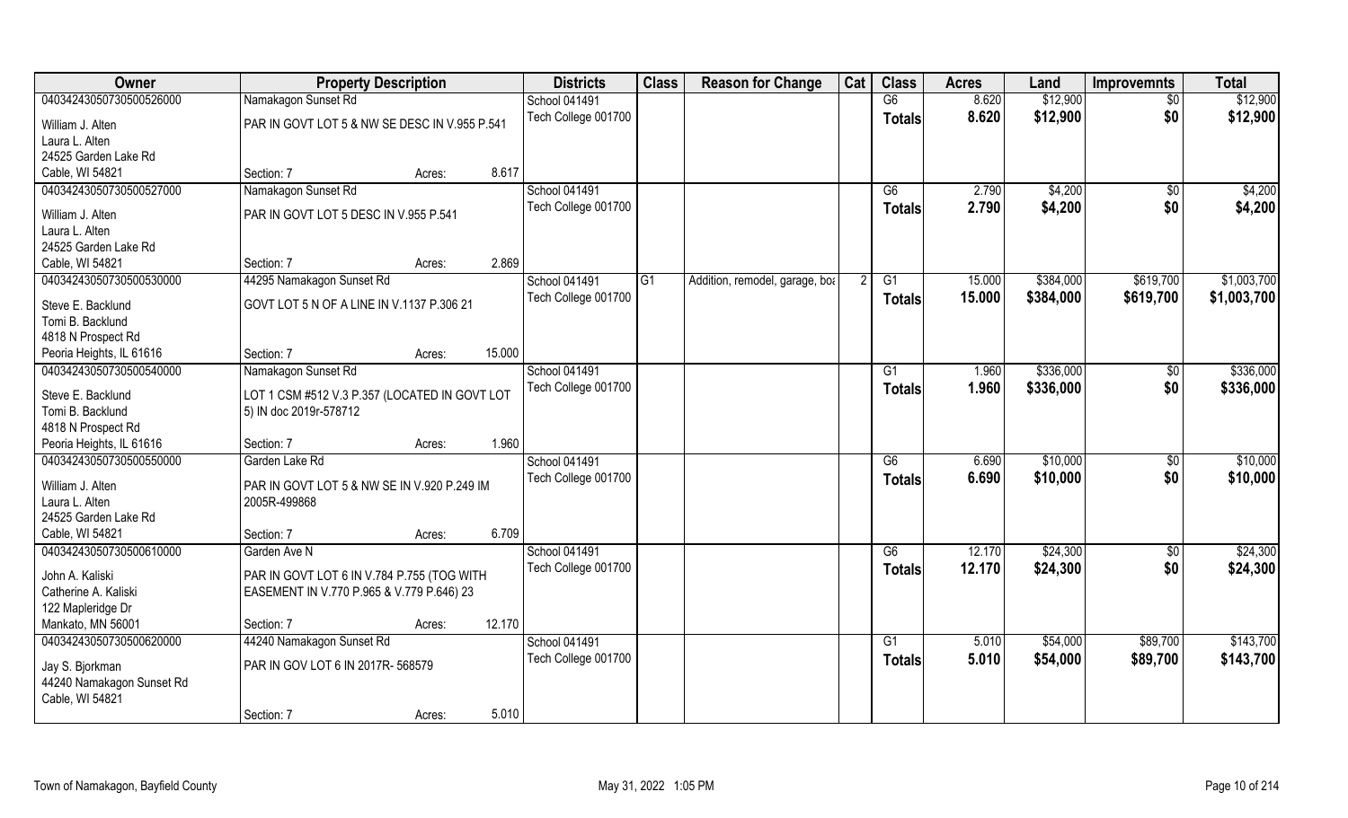| Owner | Property Description | | | Districts | Class | Reason for Change | Cat | Class | Acres | Land | Improvemnts | Total |
|---|---|---|---|---|---|---|---|---|---|---|---|---|
| 04034243050730500526000 | Namakagon Sunset Rd | | | School 041491 | | | | G6 | 8.620 | $12,900 | $0 | $12,900 |
| William J. Alten<br>Laura L. Alten<br>24525 Garden Lake Rd<br>Cable, WI 54821 | PAR IN GOVT LOT 5 & NW SE DESC IN V.955 P.541 | | | Tech College 001700 | | | | Totals | 8.620 | $12,900 | $0 | $12,900 |
| | Section: 7 | Acres: | 8.617 | | | | | | | | | |
| 04034243050730500527000 | Namakagon Sunset Rd | | | School 041491 | | | | G6 | 2.790 | $4,200 | $0 | $4,200 |
| William J. Alten<br>Laura L. Alten<br>24525 Garden Lake Rd<br>Cable, WI 54821 | PAR IN GOVT LOT 5 DESC IN V.955 P.541 | | | Tech College 001700 | | | | Totals | 2.790 | $4,200 | $0 | $4,200 |
| | Section: 7 | Acres: | 2.869 | | | | | | | | | |
| 04034243050730500530000 | 44295 Namakagon Sunset Rd | | | School 041491 | G1 | Addition, remodel, garage, boa | 2 | G1 | 15.000 | $384,000 | $619,700 | $1,003,700 |
| Steve E. Backlund<br>Tomi B. Backlund<br>4818 N Prospect Rd<br>Peoria Heights, IL 61616 | GOVT LOT 5 N OF A LINE IN V.1137 P.306 21 | | | Tech College 001700 | | | | Totals | 15.000 | $384,000 | $619,700 | $1,003,700 |
| | Section: 7 | Acres: | 15.000 | | | | | | | | | |
| 04034243050730500540000 | Namakagon Sunset Rd | | | School 041491 | | | | G1 | 1.960 | $336,000 | $0 | $336,000 |
| Steve E. Backlund<br>Tomi B. Backlund<br>4818 N Prospect Rd<br>Peoria Heights, IL 61616 | LOT 1 CSM #512 V.3 P.357 (LOCATED IN GOVT LOT 5) IN doc 2019r-578712 | | | Tech College 001700 | | | | Totals | 1.960 | $336,000 | $0 | $336,000 |
| | Section: 7 | Acres: | 1.960 | | | | | | | | | |
| 04034243050730500550000 | Garden Lake Rd | | | School 041491 | | | | G6 | 6.690 | $10,000 | $0 | $10,000 |
| William J. Alten<br>Laura L. Alten<br>24525 Garden Lake Rd<br>Cable, WI 54821 | PAR IN GOVT LOT 5 & NW SE IN V.920 P.249 IM 2005R-499868 | | | Tech College 001700 | | | | Totals | 6.690 | $10,000 | $0 | $10,000 |
| | Section: 7 | Acres: | 6.709 | | | | | | | | | |
| 04034243050730500610000 | Garden Ave N | | | School 041491 | | | | G6 | 12.170 | $24,300 | $0 | $24,300 |
| John A. Kaliski<br>Catherine A. Kaliski<br>122 Mapleridge Dr<br>Mankato, MN 56001 | PAR IN GOVT LOT 6 IN V.784 P.755 (TOG WITH EASEMENT IN V.770 P.965 & V.779 P.646) 23 | | | Tech College 001700 | | | | Totals | 12.170 | $24,300 | $0 | $24,300 |
| | Section: 7 | Acres: | 12.170 | | | | | | | | | |
| 04034243050730500620000 | 44240 Namakagon Sunset Rd | | | School 041491 | | | | G1 | 5.010 | $54,000 | $89,700 | $143,700 |
| Jay S. Bjorkman<br>44240 Namakagon Sunset Rd<br>Cable, WI 54821 | PAR IN GOV LOT 6 IN 2017R- 568579 | | | Tech College 001700 | | | | Totals | 5.010 | $54,000 | $89,700 | $143,700 |
| | Section: 7 | Acres: | 5.010 | | | | | | | | | |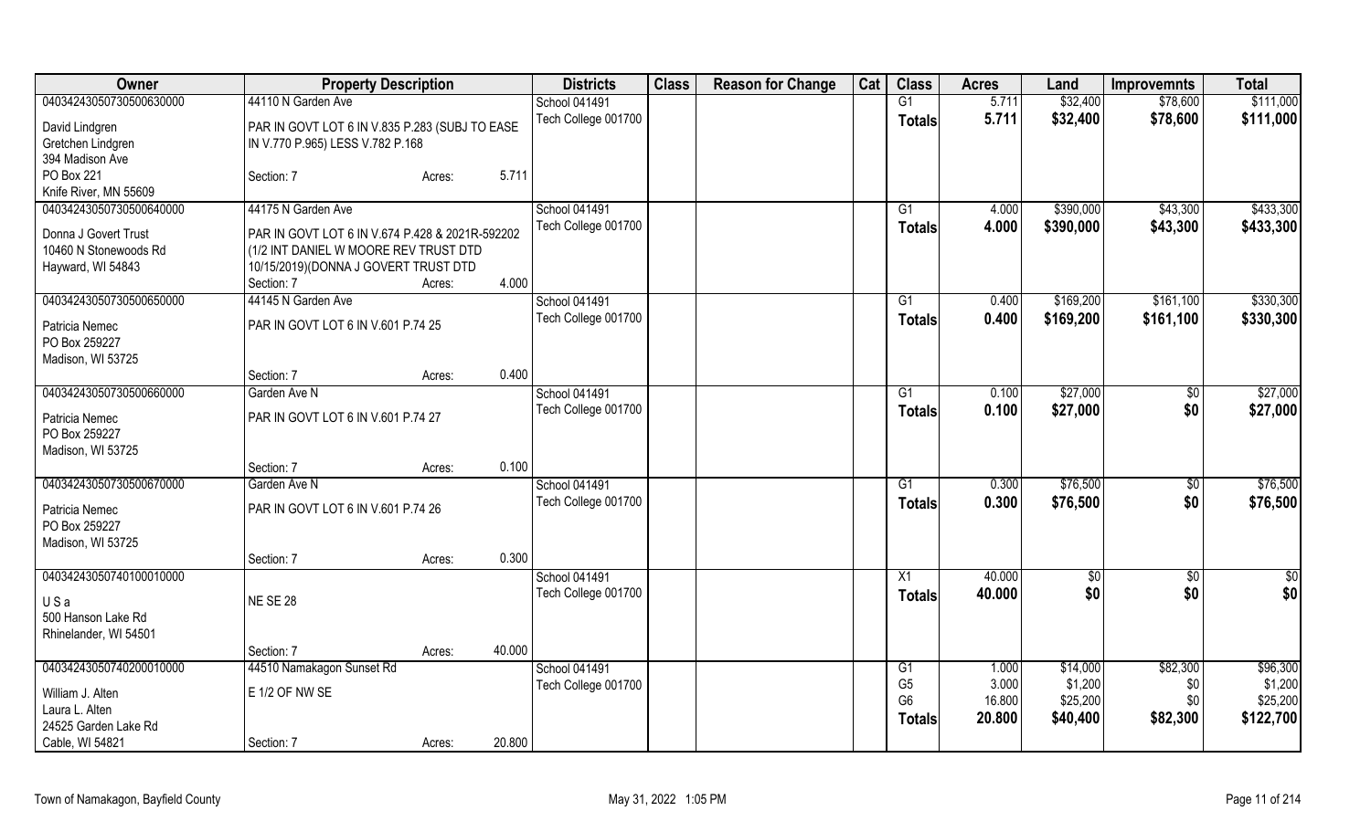| Owner | Property Description | | | Districts | Class | Reason for Change | Cat | Class | Acres | Land | Improvemnts | Total |
|---|---|---|---|---|---|---|---|---|---|---|---|---|
| 04034243050730500630000 | 44110 N Garden Ave | | | School 041491 | | | | G1 | 5.711 | $32,400 | $78,600 | $111,000 |
| David Lindgren<br>Gretchen Lindgren<br>394 Madison Ave<br>PO Box 221<br>Knife River, MN 55609 | PAR IN GOVT LOT 6 IN V.835 P.283 (SUBJ TO EASE IN V.770 P.965) LESS V.782 P.168 | | | Tech College 001700 | | | | Totals | 5.711 | $32,400 | $78,600 | $111,000 |
| | Section: 7 | Acres: | 5.711 | | | | | | | | | |
| 04034243050730500640000 | 44175 N Garden Ave | | | School 041491 | | | | G1 | 4.000 | $390,000 | $43,300 | $433,300 |
| Donna J Govert Trust<br>10460 N Stonewoods Rd<br>Hayward, WI 54843 | PAR IN GOVT LOT 6 IN V.674 P.428 & 2021R-592202 (1/2 INT DANIEL W MOORE REV TRUST DTD 10/15/2019)(DONNA J GOVERT TRUST DTD | | | Tech College 001700 | | | | Totals | 4.000 | $390,000 | $43,300 | $433,300 |
| | Section: 7 | Acres: | 4.000 | | | | | | | | | |
| 04034243050730500650000 | 44145 N Garden Ave | | | School 041491 | | | | G1 | 0.400 | $169,200 | $161,100 | $330,300 |
| Patricia Nemec<br>PO Box 259227<br>Madison, WI 53725 | PAR IN GOVT LOT 6 IN V.601 P.74 25 | | | Tech College 001700 | | | | Totals | 0.400 | $169,200 | $161,100 | $330,300 |
| | Section: 7 | Acres: | 0.400 | | | | | | | | | |
| 04034243050730500660000 | Garden Ave N | | | School 041491 | | | | G1 | 0.100 | $27,000 | $0 | $27,000 |
| Patricia Nemec<br>PO Box 259227<br>Madison, WI 53725 | PAR IN GOVT LOT 6 IN V.601 P.74 27 | | | Tech College 001700 | | | | Totals | 0.100 | $27,000 | $0 | $27,000 |
| | Section: 7 | Acres: | 0.100 | | | | | | | | | |
| 04034243050730500670000 | Garden Ave N | | | School 041491 | | | | G1 | 0.300 | $76,500 | $0 | $76,500 |
| Patricia Nemec<br>PO Box 259227<br>Madison, WI 53725 | PAR IN GOVT LOT 6 IN V.601 P.74 26 | | | Tech College 001700 | | | | Totals | 0.300 | $76,500 | $0 | $76,500 |
| | Section: 7 | Acres: | 0.300 | | | | | | | | | |
| 04034243050740100010000 | | | | School 041491 | | | | X1 | 40.000 | $0 | $0 | $0 |
| U S a<br>500 Hanson Lake Rd<br>Rhinelander, WI 54501 | NE SE 28 | | | Tech College 001700 | | | | Totals | 40.000 | $0 | $0 | $0 |
| | Section: 7 | Acres: | 40.000 | | | | | | | | | |
| 04034243050740200010000 | 44510 Namakagon Sunset Rd | | | School 041491 | | | | G1 | 1.000 | $14,000 | $82,300 | $96,300 |
| William J. Alten<br>Laura L. Alten<br>24525 Garden Lake Rd<br>Cable, WI 54821 | E 1/2 OF NW SE | | | Tech College 001700 | | | | G5 | 3.000 | $1,200 | $0 | $1,200 |
| | | | | | | | | G6 | 16.800 | $25,200 | $0 | $25,200 |
| | | | | | | | | Totals | 20.800 | $40,400 | $82,300 | $122,700 |
| | Section: 7 | Acres: | 20.800 | | | | | | | | | |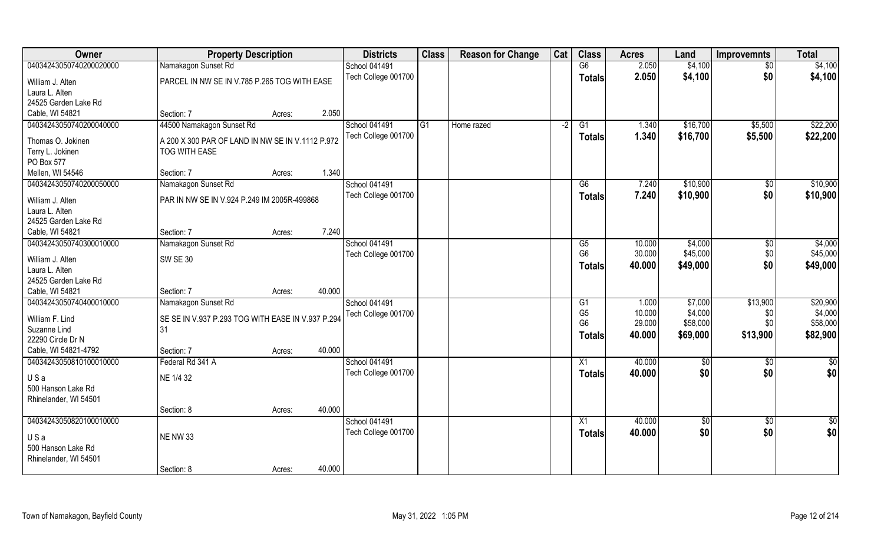| Owner | Property Description | | | Districts | Class | Reason for Change | Cat | Class | Acres | Land | Improvemnts | Total |
|---|---|---|---|---|---|---|---|---|---|---|---|---|
| 04034243050740200020000 | Namakagon Sunset Rd | | | School 041491 | | | | G6 | 2.050 | $4,100 | $0 | $4,100 |
| William J. Alten | PARCEL IN NW SE IN V.785 P.265 TOG WITH EASE | | | Tech College 001700 | | | | **Totals** | **2.050** | **$4,100** | **$0** | **$4,100** |
| Laura L. Alten | | | | | | | | | | | | |
| 24525 Garden Lake Rd | | | | | | | | | | | | |
| Cable, WI 54821 | Section: 7 | Acres: | 2.050 | | | | | | | | | |
| 04034243050740200040000 | 44500 Namakagon Sunset Rd | | | School 041491 | G1 | Home razed | -2 | G1 | 1.340 | $16,700 | $5,500 | $22,200 |
| Thomas O. Jokinen | A 200 X 300 PAR OF LAND IN NW SE IN V.1112 P.972 | | | Tech College 001700 | | | | **Totals** | **1.340** | **$16,700** | **$5,500** | **$22,200** |
| Terry L. Jokinen | TOG WITH EASE | | | | | | | | | | | |
| PO Box 577 | | | | | | | | | | | | |
| Mellen, WI 54546 | Section: 7 | Acres: | 1.340 | | | | | | | | | |
| 04034243050740200050000 | Namakagon Sunset Rd | | | School 041491 | | | | G6 | 7.240 | $10,900 | $0 | $10,900 |
| William J. Alten | PAR IN NW SE IN V.924 P.249 IM 2005R-499868 | | | Tech College 001700 | | | | **Totals** | **7.240** | **$10,900** | **$0** | **$10,900** |
| Laura L. Alten | | | | | | | | | | | | |
| 24525 Garden Lake Rd | | | | | | | | | | | | |
| Cable, WI 54821 | Section: 7 | Acres: | 7.240 | | | | | | | | | |
| 04034243050740300010000 | Namakagon Sunset Rd | | | School 041491 | | | | G5 | 10.000 | $4,000 | $0 | $4,000 |
| William J. Alten | SW SE 30 | | | Tech College 001700 | | | | G6 | 30.000 | $45,000 | $0 | $45,000 |
| Laura L. Alten | | | | | | | | **Totals** | **40.000** | **$49,000** | **$0** | **$49,000** |
| 24525 Garden Lake Rd | | | | | | | | | | | | |
| Cable, WI 54821 | Section: 7 | Acres: | 40.000 | | | | | | | | | |
| 04034243050740400010000 | Namakagon Sunset Rd | | | School 041491 | | | | G1 | 1.000 | $7,000 | $13,900 | $20,900 |
| William F. Lind | SE SE IN V.937 P.293 TOG WITH EASE IN V.937 P.294 | | | Tech College 001700 | | | | G5 | 10.000 | $4,000 | $0 | $4,000 |
| Suzanne Lind | 31 | | | | | | | G6 | 29.000 | $58,000 | $0 | $58,000 |
| 22290 Circle Dr N | | | | | | | | **Totals** | **40.000** | **$69,000** | **$13,900** | **$82,900** |
| Cable, WI 54821-4792 | Section: 7 | Acres: | 40.000 | | | | | | | | | |
| 04034243050810100010000 | Federal Rd 341 A | | | School 041491 | | | | X1 | 40.000 | $0 | $0 | $0 |
| U S a | NE 1/4 32 | | | Tech College 001700 | | | | **Totals** | **40.000** | **$0** | **$0** | **$0** |
| 500 Hanson Lake Rd | | | | | | | | | | | | |
| Rhinelander, WI 54501 | | | | | | | | | | | | |
| | Section: 8 | Acres: | 40.000 | | | | | | | | | |
| 04034243050820100010000 | | | | School 041491 | | | | X1 | 40.000 | $0 | $0 | $0 |
| U S a | NE NW 33 | | | Tech College 001700 | | | | **Totals** | **40.000** | **$0** | **$0** | **$0** |
| 500 Hanson Lake Rd | | | | | | | | | | | | |
| Rhinelander, WI 54501 | | | | | | | | | | | | |
| | Section: 8 | Acres: | 40.000 | | | | | | | | | |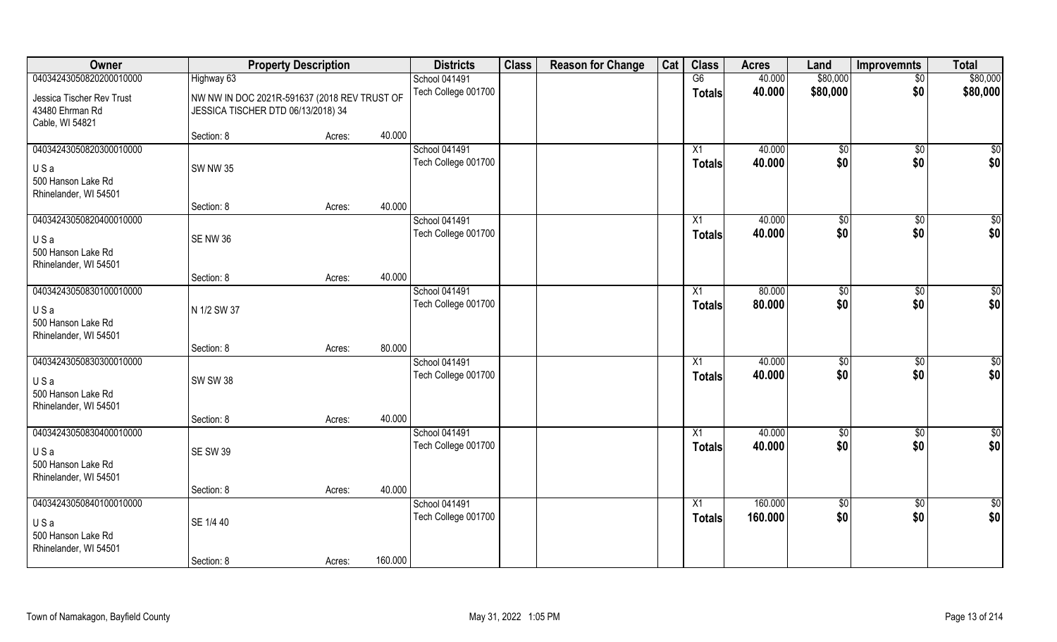| Owner | Property Description | | | Districts | Class | Reason for Change | Cat | Class | Acres | Land | Improvemnts | Total |
|---|---|---|---|---|---|---|---|---|---|---|---|---|
| 04034243050820200010000 | Highway 63 | | | School 041491 | | | | G6 | 40.000 | $80,000 | $0 | $80,000 |
| Jessica Tischer Rev Trust 43480 Ehrman Rd Cable, WI 54821 | NW NW IN DOC 2021R-591637 (2018 REV TRUST OF JESSICA TISCHER DTD 06/13/2018) 34 | | | Tech College 001700 | | | | Totals | 40.000 | $80,000 | $0 | $80,000 |
| | Section: 8 | Acres: | 40.000 | | | | | | | | | |
| 04034243050820300010000 | | | | School 041491 | | | | X1 | 40.000 | $0 | $0 | $0 |
| U S a 500 Hanson Lake Rd Rhinelander, WI 54501 | SW NW 35 | | | Tech College 001700 | | | | Totals | 40.000 | $0 | $0 | $0 |
| | Section: 8 | Acres: | 40.000 | | | | | | | | | |
| 04034243050820400010000 | | | | School 041491 | | | | X1 | 40.000 | $0 | $0 | $0 |
| U S a 500 Hanson Lake Rd Rhinelander, WI 54501 | SE NW 36 | | | Tech College 001700 | | | | Totals | 40.000 | $0 | $0 | $0 |
| | Section: 8 | Acres: | 40.000 | | | | | | | | | |
| 04034243050830100010000 | | | | School 041491 | | | | X1 | 80.000 | $0 | $0 | $0 |
| U S a 500 Hanson Lake Rd Rhinelander, WI 54501 | N 1/2 SW 37 | | | Tech College 001700 | | | | Totals | 80.000 | $0 | $0 | $0 |
| | Section: 8 | Acres: | 80.000 | | | | | | | | | |
| 04034243050830300010000 | | | | School 041491 | | | | X1 | 40.000 | $0 | $0 | $0 |
| U S a 500 Hanson Lake Rd Rhinelander, WI 54501 | SW SW 38 | | | Tech College 001700 | | | | Totals | 40.000 | $0 | $0 | $0 |
| | Section: 8 | Acres: | 40.000 | | | | | | | | | |
| 04034243050830400010000 | | | | School 041491 | | | | X1 | 40.000 | $0 | $0 | $0 |
| U S a 500 Hanson Lake Rd Rhinelander, WI 54501 | SE SW 39 | | | Tech College 001700 | | | | Totals | 40.000 | $0 | $0 | $0 |
| | Section: 8 | Acres: | 40.000 | | | | | | | | | |
| 04034243050840100010000 | | | | School 041491 | | | | X1 | 160.000 | $0 | $0 | $0 |
| U S a 500 Hanson Lake Rd Rhinelander, WI 54501 | SE 1/4 40 | | | Tech College 001700 | | | | Totals | 160.000 | $0 | $0 | $0 |
| | Section: 8 | Acres: | 160.000 | | | | | | | | | |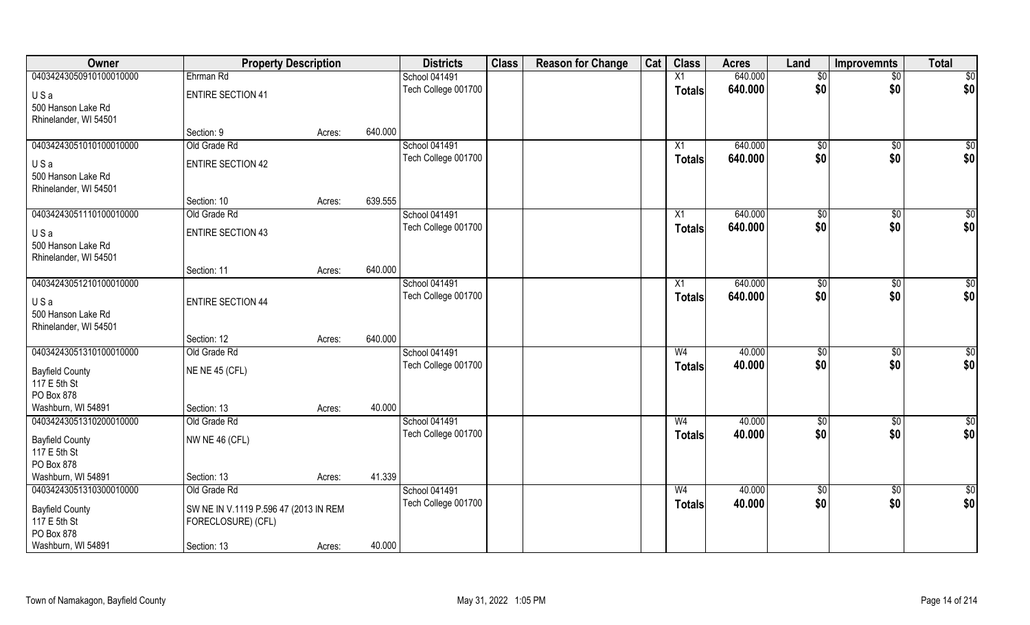| Owner | Property Description | | | Districts | Class | Reason for Change | Cat | Class | Acres | Land | Improvemnts | Total |
|---|---|---|---|---|---|---|---|---|---|---|---|---|
| 04034243050910100010000 | Ehrman Rd | | | School 041491 | | | | X1 | 640.000 | $0 | $0 | $0 |
| U S a | ENTIRE SECTION 41 | | | Tech College 001700 | | | | Totals | 640.000 | $0 | $0 | $0 |
| 500 Hanson Lake Rd | | | | | | | | | | | | |
| Rhinelander, WI 54501 | | | | | | | | | | | | |
| | Section: 9 | Acres: | 640.000 | | | | | | | | | |
| 04034243051010100010000 | Old Grade Rd | | | School 041491 | | | | X1 | 640.000 | $0 | $0 | $0 |
| U S a | ENTIRE SECTION 42 | | | Tech College 001700 | | | | Totals | 640.000 | $0 | $0 | $0 |
| 500 Hanson Lake Rd | | | | | | | | | | | | |
| Rhinelander, WI 54501 | | | | | | | | | | | | |
| | Section: 10 | Acres: | 639.555 | | | | | | | | | |
| 04034243051110100010000 | Old Grade Rd | | | School 041491 | | | | X1 | 640.000 | $0 | $0 | $0 |
| U S a | ENTIRE SECTION 43 | | | Tech College 001700 | | | | Totals | 640.000 | $0 | $0 | $0 |
| 500 Hanson Lake Rd | | | | | | | | | | | | |
| Rhinelander, WI 54501 | | | | | | | | | | | | |
| | Section: 11 | Acres: | 640.000 | | | | | | | | | |
| 04034243051210100010000 | | | | School 041491 | | | | X1 | 640.000 | $0 | $0 | $0 |
| U S a | ENTIRE SECTION 44 | | | Tech College 001700 | | | | Totals | 640.000 | $0 | $0 | $0 |
| 500 Hanson Lake Rd | | | | | | | | | | | | |
| Rhinelander, WI 54501 | | | | | | | | | | | | |
| | Section: 12 | Acres: | 640.000 | | | | | | | | | |
| 04034243051310100010000 | Old Grade Rd | | | School 041491 | | | | W4 | 40.000 | $0 | $0 | $0 |
| Bayfield County | NE NE 45 (CFL) | | | Tech College 001700 | | | | Totals | 40.000 | $0 | $0 | $0 |
| 117 E 5th St | | | | | | | | | | | | |
| PO Box 878 | | | | | | | | | | | | |
| Washburn, WI 54891 | Section: 13 | Acres: | 40.000 | | | | | | | | | |
| 04034243051310200010000 | Old Grade Rd | | | School 041491 | | | | W4 | 40.000 | $0 | $0 | $0 |
| Bayfield County | NW NE 46 (CFL) | | | Tech College 001700 | | | | Totals | 40.000 | $0 | $0 | $0 |
| 117 E 5th St | | | | | | | | | | | | |
| PO Box 878 | | | | | | | | | | | | |
| Washburn, WI 54891 | Section: 13 | Acres: | 41.339 | | | | | | | | | |
| 04034243051310300010000 | Old Grade Rd | | | School 041491 | | | | W4 | 40.000 | $0 | $0 | $0 |
| Bayfield County | SW NE IN V.1119 P.596 47 (2013 IN REM FORECLOSURE) (CFL) | | | Tech College 001700 | | | | Totals | 40.000 | $0 | $0 | $0 |
| 117 E 5th St | | | | | | | | | | | | |
| PO Box 878 | | | | | | | | | | | | |
| Washburn, WI 54891 | Section: 13 | Acres: | 40.000 | | | | | | | | | |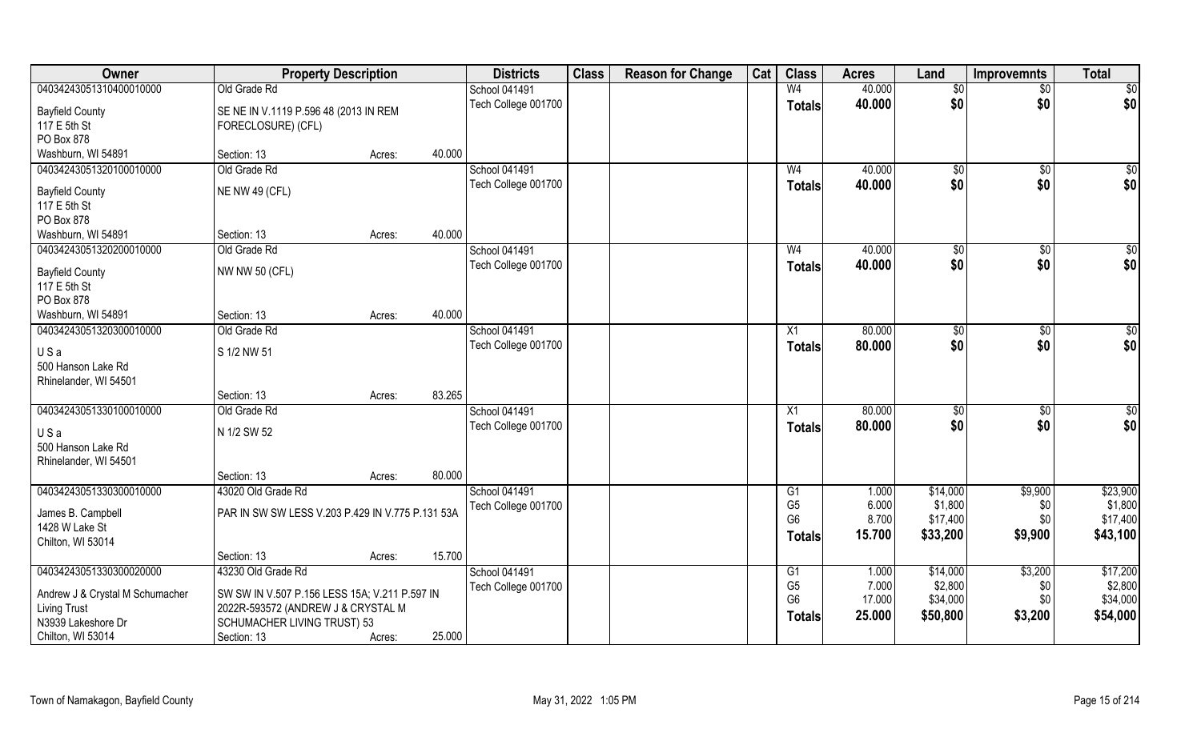| Owner | Property Description | | | Districts | Class | Reason for Change | Cat | Class | Acres | Land | Improvemnts | Total |
|---|---|---|---|---|---|---|---|---|---|---|---|---|
| 04034243051310400010000 | Old Grade Rd | | | School 041491 | | | | W4 | 40.000 | $0 | $0 | $0 |
| Bayfield County<br>117 E 5th St<br>PO Box 878<br>Washburn, WI 54891 | SE NE IN V.1119 P.596 48 (2013 IN REM FORECLOSURE) (CFL) | | | Tech College 001700 | | | | Totals | 40.000 | $0 | $0 | $0 |
| | Section: 13 | Acres: | 40.000 | | | | | | | | | |
| 04034243051320100010000 | Old Grade Rd | | | School 041491 | | | | W4 | 40.000 | $0 | $0 | $0 |
| Bayfield County<br>117 E 5th St<br>PO Box 878<br>Washburn, WI 54891 | NE NW 49 (CFL) | | | Tech College 001700 | | | | Totals | 40.000 | $0 | $0 | $0 |
| | Section: 13 | Acres: | 40.000 | | | | | | | | | |
| 04034243051320200010000 | Old Grade Rd | | | School 041491 | | | | W4 | 40.000 | $0 | $0 | $0 |
| Bayfield County<br>117 E 5th St<br>PO Box 878<br>Washburn, WI 54891 | NW NW 50 (CFL) | | | Tech College 001700 | | | | Totals | 40.000 | $0 | $0 | $0 |
| | Section: 13 | Acres: | 40.000 | | | | | | | | | |
| 04034243051320300010000 | Old Grade Rd | | | School 041491 | | | | X1 | 80.000 | $0 | $0 | $0 |
| U S a<br>500 Hanson Lake Rd<br>Rhinelander, WI 54501 | S 1/2 NW 51 | | | Tech College 001700 | | | | Totals | 80.000 | $0 | $0 | $0 |
| | Section: 13 | Acres: | 83.265 | | | | | | | | | |
| 04034243051330100010000 | Old Grade Rd | | | School 041491 | | | | X1 | 80.000 | $0 | $0 | $0 |
| U S a<br>500 Hanson Lake Rd<br>Rhinelander, WI 54501 | N 1/2 SW 52 | | | Tech College 001700 | | | | Totals | 80.000 | $0 | $0 | $0 |
| | Section: 13 | Acres: | 80.000 | | | | | | | | | |
| 04034243051330300010000 | 43020 Old Grade Rd | | | School 041491 | | | | G1 | 1.000 | $14,000 | $9,900 | $23,900 |
| James B. Campbell<br>1428 W Lake St<br>Chilton, WI 53014 | PAR IN SW SW LESS V.203 P.429 IN V.775 P.131 53A | | | Tech College 001700 | | | | G5 | 6.000 | $1,800 | $0 | $1,800 |
| | | | | | | | | G6 | 8.700 | $17,400 | $0 | $17,400 |
| | | | | | | | | Totals | 15.700 | $33,200 | $9,900 | $43,100 |
| | Section: 13 | Acres: | 15.700 | | | | | | | | | |
| 04034243051330300020000 | 43230 Old Grade Rd | | | School 041491 | | | | G1 | 1.000 | $14,000 | $3,200 | $17,200 |
| Andrew J & Crystal M Schumacher<br>Living Trust<br>N3939 Lakeshore Dr<br>Chilton, WI 53014 | SW SW IN V.507 P.156 LESS 15A; V.211 P.597 IN 2022R-593572 (ANDREW J & CRYSTAL M SCHUMACHER LIVING TRUST) 53 | | | Tech College 001700 | | | | G5 | 7.000 | $2,800 | $0 | $2,800 |
| | | | | | | | | G6 | 17.000 | $34,000 | $0 | $34,000 |
| | | | | | | | | Totals | 25.000 | $50,800 | $3,200 | $54,000 |
| | Section: 13 | Acres: | 25.000 | | | | | | | | | |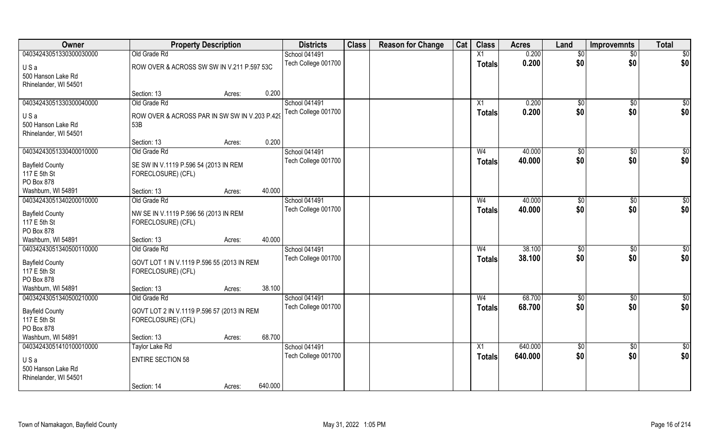| Owner | Property Description | | | Districts | Class | Reason for Change | Cat | Class | Acres | Land | Improvemnts | Total |
|---|---|---|---|---|---|---|---|---|---|---|---|---|
| 04034243051330300030000 | Old Grade Rd | | | School 041491 | | | | X1 | 0.200 | $0 | $0 | $0 |
| U S a | ROW OVER & ACROSS SW SW IN V.211 P.597 53C | | | Tech College 001700 | | | | Totals | 0.200 | $0 | $0 | $0 |
| 500 Hanson Lake Rd | | | | | | | | | | | | |
| Rhinelander, WI 54501 | | | | | | | | | | | | |
| | Section: 13 | Acres: | 0.200 | | | | | | | | | |
| 04034243051330300040000 | Old Grade Rd | | | School 041491 | | | | X1 | 0.200 | $0 | $0 | $0 |
| U S a | ROW OVER & ACROSS PAR IN SW SW IN V.203 P.429 53B | | | Tech College 001700 | | | | Totals | 0.200 | $0 | $0 | $0 |
| 500 Hanson Lake Rd | | | | | | | | | | | | |
| Rhinelander, WI 54501 | | | | | | | | | | | | |
| | Section: 13 | Acres: | 0.200 | | | | | | | | | |
| 04034243051330400010000 | Old Grade Rd | | | School 041491 | | | | W4 | 40.000 | $0 | $0 | $0 |
| Bayfield County | SE SW IN V.1119 P.596 54 (2013 IN REM FORECLOSURE) (CFL) | | | Tech College 001700 | | | | Totals | 40.000 | $0 | $0 | $0 |
| 117 E 5th St | | | | | | | | | | | | |
| PO Box 878 | | | | | | | | | | | | |
| Washburn, WI 54891 | Section: 13 | Acres: | 40.000 | | | | | | | | | |
| 04034243051340200010000 | Old Grade Rd | | | School 041491 | | | | W4 | 40.000 | $0 | $0 | $0 |
| Bayfield County | NW SE IN V.1119 P.596 56 (2013 IN REM FORECLOSURE) (CFL) | | | Tech College 001700 | | | | Totals | 40.000 | $0 | $0 | $0 |
| 117 E 5th St | | | | | | | | | | | | |
| PO Box 878 | | | | | | | | | | | | |
| Washburn, WI 54891 | Section: 13 | Acres: | 40.000 | | | | | | | | | |
| 04034243051340500110000 | Old Grade Rd | | | School 041491 | | | | W4 | 38.100 | $0 | $0 | $0 |
| Bayfield County | GOVT LOT 1 IN V.1119 P.596 55 (2013 IN REM FORECLOSURE) (CFL) | | | Tech College 001700 | | | | Totals | 38.100 | $0 | $0 | $0 |
| 117 E 5th St | | | | | | | | | | | | |
| PO Box 878 | | | | | | | | | | | | |
| Washburn, WI 54891 | Section: 13 | Acres: | 38.100 | | | | | | | | | |
| 04034243051340500210000 | Old Grade Rd | | | School 041491 | | | | W4 | 68.700 | $0 | $0 | $0 |
| Bayfield County | GOVT LOT 2 IN V.1119 P.596 57 (2013 IN REM FORECLOSURE) (CFL) | | | Tech College 001700 | | | | Totals | 68.700 | $0 | $0 | $0 |
| 117 E 5th St | | | | | | | | | | | | |
| PO Box 878 | | | | | | | | | | | | |
| Washburn, WI 54891 | Section: 13 | Acres: | 68.700 | | | | | | | | | |
| 04034243051410100010000 | Taylor Lake Rd | | | School 041491 | | | | X1 | 640.000 | $0 | $0 | $0 |
| U S a | ENTIRE SECTION 58 | | | Tech College 001700 | | | | Totals | 640.000 | $0 | $0 | $0 |
| 500 Hanson Lake Rd | | | | | | | | | | | | |
| Rhinelander, WI 54501 | | | | | | | | | | | | |
| | Section: 14 | Acres: | 640.000 | | | | | | | | | |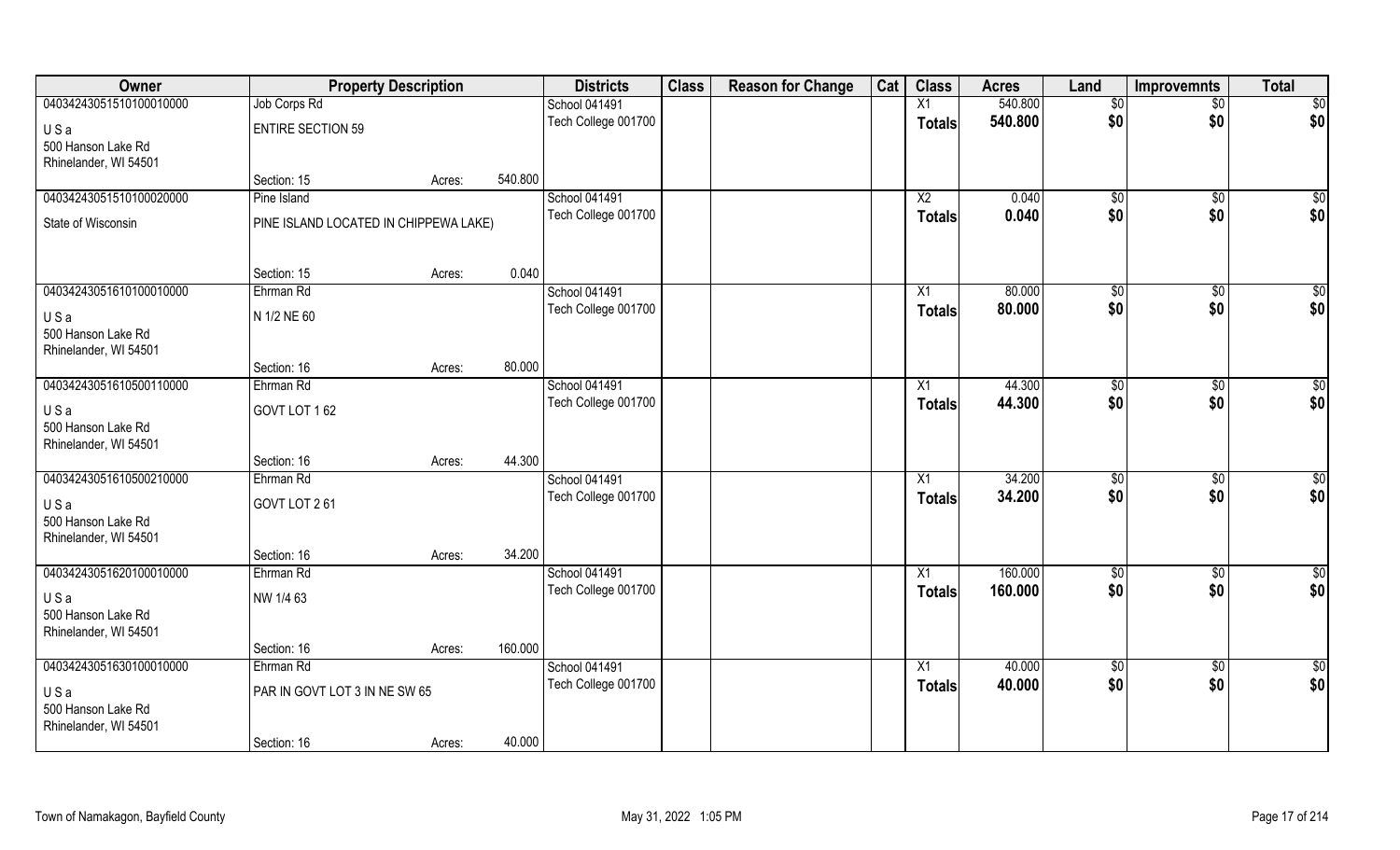| Owner | Property Description | | | Districts | Class | Reason for Change | Cat | Class | Acres | Land | Improvemnts | Total |
|---|---|---|---|---|---|---|---|---|---|---|---|---|
| 04034243051510100010000 | Job Corps Rd | | | School 041491 | | | | X1 | 540.800 | $0 | $0 | $0 |
| U S a 500 Hanson Lake Rd Rhinelander, WI 54501 | ENTIRE SECTION 59 | | | Tech College 001700 | | | | Totals | 540.800 | $0 | $0 | $0 |
| | Section: 15 | Acres: | 540.800 | | | | | | | | | |
| 04034243051510100020000 | Pine Island | | | School 041491 | | | | X2 | 0.040 | $0 | $0 | $0 |
| State of Wisconsin | PINE ISLAND LOCATED IN CHIPPEWA LAKE) | | | Tech College 001700 | | | | Totals | 0.040 | $0 | $0 | $0 |
| | Section: 15 | Acres: | 0.040 | | | | | | | | | |
| 04034243051610100010000 | Ehrman Rd | | | School 041491 | | | | X1 | 80.000 | $0 | $0 | $0 |
| U S a 500 Hanson Lake Rd Rhinelander, WI 54501 | N 1/2 NE 60 | | | Tech College 001700 | | | | Totals | 80.000 | $0 | $0 | $0 |
| | Section: 16 | Acres: | 80.000 | | | | | | | | | |
| 04034243051610500110000 | Ehrman Rd | | | School 041491 | | | | X1 | 44.300 | $0 | $0 | $0 |
| U S a 500 Hanson Lake Rd Rhinelander, WI 54501 | GOVT LOT 1 62 | | | Tech College 001700 | | | | Totals | 44.300 | $0 | $0 | $0 |
| | Section: 16 | Acres: | 44.300 | | | | | | | | | |
| 04034243051610500210000 | Ehrman Rd | | | School 041491 | | | | X1 | 34.200 | $0 | $0 | $0 |
| U S a 500 Hanson Lake Rd Rhinelander, WI 54501 | GOVT LOT 2 61 | | | Tech College 001700 | | | | Totals | 34.200 | $0 | $0 | $0 |
| | Section: 16 | Acres: | 34.200 | | | | | | | | | |
| 04034243051620100010000 | Ehrman Rd | | | School 041491 | | | | X1 | 160.000 | $0 | $0 | $0 |
| U S a 500 Hanson Lake Rd Rhinelander, WI 54501 | NW 1/4 63 | | | Tech College 001700 | | | | Totals | 160.000 | $0 | $0 | $0 |
| | Section: 16 | Acres: | 160.000 | | | | | | | | | |
| 04034243051630100010000 | Ehrman Rd | | | School 041491 | | | | X1 | 40.000 | $0 | $0 | $0 |
| U S a 500 Hanson Lake Rd Rhinelander, WI 54501 | PAR IN GOVT LOT 3 IN NE SW 65 | | | Tech College 001700 | | | | Totals | 40.000 | $0 | $0 | $0 |
| | Section: 16 | Acres: | 40.000 | | | | | | | | | |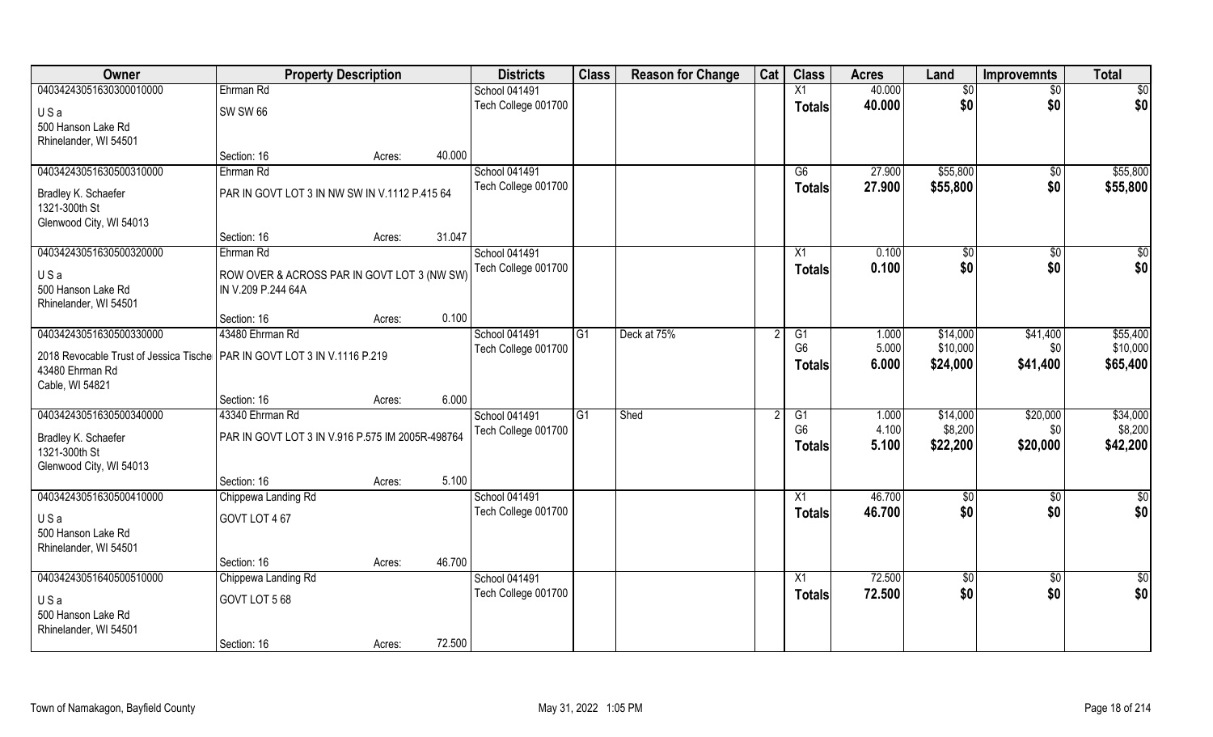| Owner | Property Description | | | Districts | Class | Reason for Change | Cat | Class | Acres | Land | Improvemnts | Total |
|---|---|---|---|---|---|---|---|---|---|---|---|---|
| 04034243051630300010000 | Ehrman Rd | | | School 041491 | | | | X1 | 40.000 | $0 | $0 | $0 |
| U S a | SW SW 66 | | | Tech College 001700 | | | | **Totals** | **40.000** | **$0** | **$0** | **$0** |
| 500 Hanson Lake Rd | | | | | | | | | | | | |
| Rhinelander, WI 54501 | | | | | | | | | | | | |
| | Section: 16 | Acres: | 40.000 | | | | | | | | | |
| 04034243051630500310000 | Ehrman Rd | | | School 041491 | | | | G6 | 27.900 | $55,800 | $0 | $55,800 |
| Bradley K. Schaefer | PAR IN GOVT LOT 3 IN NW SW IN V.1112 P.415 64 | | | Tech College 001700 | | | | **Totals** | **27.900** | **$55,800** | **$0** | **$55,800** |
| 1321-300th St | | | | | | | | | | | | |
| Glenwood City, WI 54013 | | | | | | | | | | | | |
| | Section: 16 | Acres: | 31.047 | | | | | | | | | |
| 04034243051630500320000 | Ehrman Rd | | | School 041491 | | | | X1 | 0.100 | $0 | $0 | $0 |
| U S a | ROW OVER & ACROSS PAR IN GOVT LOT 3 (NW SW) IN V.209 P.244 64A | | | Tech College 001700 | | | | **Totals** | **0.100** | **$0** | **$0** | **$0** |
| 500 Hanson Lake Rd | | | | | | | | | | | | |
| Rhinelander, WI 54501 | | | | | | | | | | | | |
| | Section: 16 | Acres: | 0.100 | | | | | | | | | |
| 04034243051630500330000 | 43480 Ehrman Rd | | | School 041491 | G1 | Deck at 75% | 2 | G1 | 1.000 | $14,000 | $41,400 | $55,400 |
| 2018 Revocable Trust of Jessica Tische | PAR IN GOVT LOT 3 IN V.1116 P.219 | | | Tech College 001700 | | | | G6 | 5.000 | $10,000 | $0 | $10,000 |
| 43480 Ehrman Rd | | | | | | | | **Totals** | **6.000** | **$24,000** | **$41,400** | **$65,400** |
| Cable, WI 54821 | | | | | | | | | | | | |
| | Section: 16 | Acres: | 6.000 | | | | | | | | | |
| 04034243051630500340000 | 43340 Ehrman Rd | | | School 041491 | G1 | Shed | 2 | G1 | 1.000 | $14,000 | $20,000 | $34,000 |
| Bradley K. Schaefer | PAR IN GOVT LOT 3 IN V.916 P.575 IM 2005R-498764 | | | Tech College 001700 | | | | G6 | 4.100 | $8,200 | $0 | $8,200 |
| 1321-300th St | | | | | | | | **Totals** | **5.100** | **$22,200** | **$20,000** | **$42,200** |
| Glenwood City, WI 54013 | | | | | | | | | | | | |
| | Section: 16 | Acres: | 5.100 | | | | | | | | | |
| 04034243051630500410000 | Chippewa Landing Rd | | | School 041491 | | | | X1 | 46.700 | $0 | $0 | $0 |
| U S a | GOVT LOT 4 67 | | | Tech College 001700 | | | | **Totals** | **46.700** | **$0** | **$0** | **$0** |
| 500 Hanson Lake Rd | | | | | | | | | | | | |
| Rhinelander, WI 54501 | | | | | | | | | | | | |
| | Section: 16 | Acres: | 46.700 | | | | | | | | | |
| 04034243051640500510000 | Chippewa Landing Rd | | | School 041491 | | | | X1 | 72.500 | $0 | $0 | $0 |
| U S a | GOVT LOT 5 68 | | | Tech College 001700 | | | | **Totals** | **72.500** | **$0** | **$0** | **$0** |
| 500 Hanson Lake Rd | | | | | | | | | | | | |
| Rhinelander, WI 54501 | | | | | | | | | | | | |
| | Section: 16 | Acres: | 72.500 | | | | | | | | | |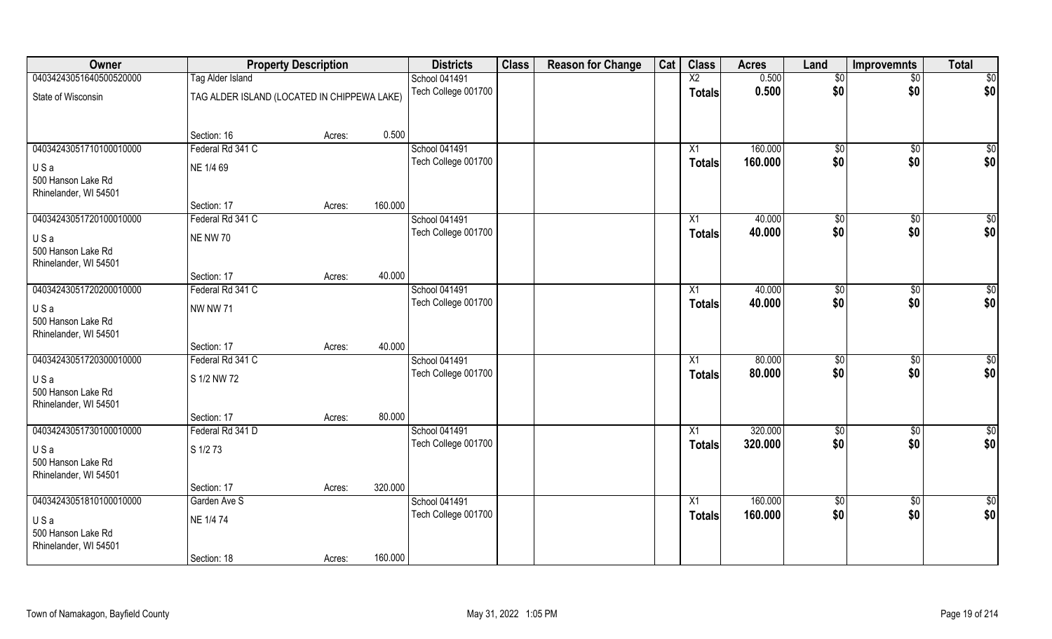| Owner | Property Description | | | Districts | Class | Reason for Change | Cat | Class | Acres | Land | Improvemnts | Total |
|---|---|---|---|---|---|---|---|---|---|---|---|---|
| 04034243051640500520000 | Tag Alder Island | | | School 041491 | | | | X2 | 0.500 | $0 | $0 | $0 |
| State of Wisconsin | TAG ALDER ISLAND (LOCATED IN CHIPPEWA LAKE) | | | Tech College 001700 | | | | **Totals** | **0.500** | **$0** | **$0** | **$0** |
| | Section: 16 | Acres: | 0.500 | | | | | | | | | |
| 04034243051710100010000 | Federal Rd 341 C | | | School 041491 | | | | X1 | 160.000 | $0 | $0 | $0 |
| U S a<br>500 Hanson Lake Rd<br>Rhinelander, WI 54501 | NE 1/4 69 | | | Tech College 001700 | | | | **Totals** | **160.000** | **$0** | **$0** | **$0** |
| | Section: 17 | Acres: | 160.000 | | | | | | | | | |
| 04034243051720100010000 | Federal Rd 341 C | | | School 041491 | | | | X1 | 40.000 | $0 | $0 | $0 |
| U S a<br>500 Hanson Lake Rd<br>Rhinelander, WI 54501 | NE NW 70 | | | Tech College 001700 | | | | **Totals** | **40.000** | **$0** | **$0** | **$0** |
| | Section: 17 | Acres: | 40.000 | | | | | | | | | |
| 04034243051720200010000 | Federal Rd 341 C | | | School 041491 | | | | X1 | 40.000 | $0 | $0 | $0 |
| U S a<br>500 Hanson Lake Rd<br>Rhinelander, WI 54501 | NW NW 71 | | | Tech College 001700 | | | | **Totals** | **40.000** | **$0** | **$0** | **$0** |
| | Section: 17 | Acres: | 40.000 | | | | | | | | | |
| 04034243051720300010000 | Federal Rd 341 C | | | School 041491 | | | | X1 | 80.000 | $0 | $0 | $0 |
| U S a<br>500 Hanson Lake Rd<br>Rhinelander, WI 54501 | S 1/2 NW 72 | | | Tech College 001700 | | | | **Totals** | **80.000** | **$0** | **$0** | **$0** |
| | Section: 17 | Acres: | 80.000 | | | | | | | | | |
| 04034243051730100010000 | Federal Rd 341 D | | | School 041491 | | | | X1 | 320.000 | $0 | $0 | $0 |
| U S a<br>500 Hanson Lake Rd<br>Rhinelander, WI 54501 | S 1/2 73 | | | Tech College 001700 | | | | **Totals** | **320.000** | **$0** | **$0** | **$0** |
| | Section: 17 | Acres: | 320.000 | | | | | | | | | |
| 04034243051810100010000 | Garden Ave S | | | School 041491 | | | | X1 | 160.000 | $0 | $0 | $0 |
| U S a<br>500 Hanson Lake Rd<br>Rhinelander, WI 54501 | NE 1/4 74 | | | Tech College 001700 | | | | **Totals** | **160.000** | **$0** | **$0** | **$0** |
| | Section: 18 | Acres: | 160.000 | | | | | | | | | |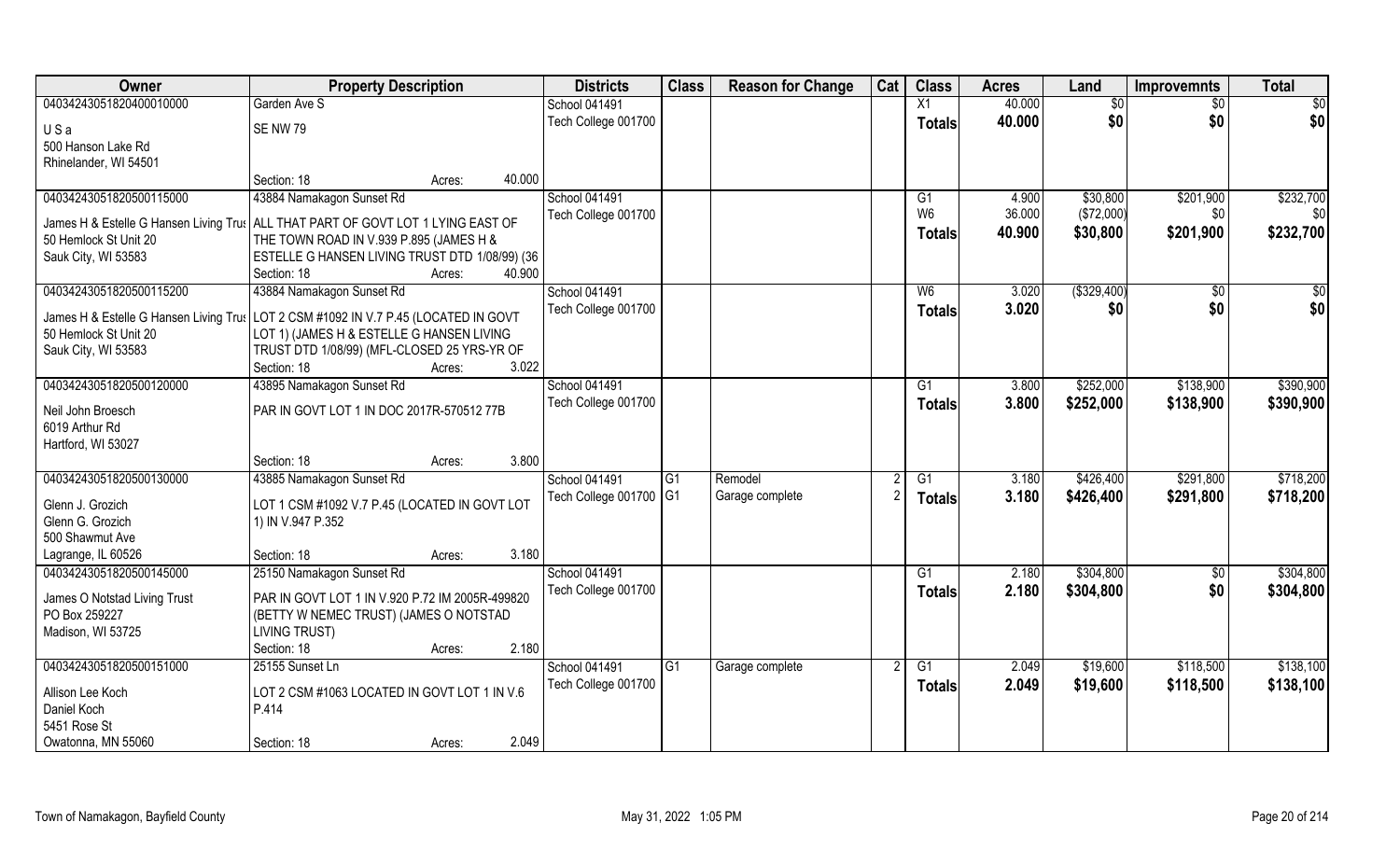| Owner | Property Description | Districts | Class | Reason for Change | Cat | Class | Acres | Land | Improvemnts | Total |
|---|---|---|---|---|---|---|---|---|---|---|
| 04034243051820400010000<br>U S a<br>500 Hanson Lake Rd<br>Rhinelander, WI 54501 | Garden Ave S<br>SE NW 79<br>Section: 18 Acres: 40.000 | School 041491<br>Tech College 001700 | | | | X1<br>Totals | 40.000<br>40.000 | $0<br>$0 | $0<br>$0 | $0<br>$0 |
| 04034243051820500115000<br>James H & Estelle G Hansen Living Trus<br>50 Hemlock St Unit 20<br>Sauk City, WI 53583 | 43884 Namakagon Sunset Rd<br>ALL THAT PART OF GOVT LOT 1 LYING EAST OF THE TOWN ROAD IN V.939 P.895 (JAMES H & ESTELLE G HANSEN LIVING TRUST DTD 1/08/99) (36<br>Section: 18 Acres: 40.900 | School 041491<br>Tech College 001700 | | | | G1<br>W6<br>Totals | 4.900<br>36.000<br>40.900 | $30,800<br>($72,000)<br>$30,800 | $201,900<br>$0<br>$201,900 | $232,700<br>$0<br>$232,700 |
| 04034243051820500115200<br>James H & Estelle G Hansen Living Trus<br>50 Hemlock St Unit 20<br>Sauk City, WI 53583 | 43884 Namakagon Sunset Rd<br>LOT 2 CSM #1092 IN V.7 P.45 (LOCATED IN GOVT LOT 1) (JAMES H & ESTELLE G HANSEN LIVING TRUST DTD 1/08/99) (MFL-CLOSED 25 YRS-YR OF<br>Section: 18 Acres: 3.022 | School 041491<br>Tech College 001700 | | | | W6<br>Totals | 3.020<br>3.020 | ($329,400)<br>$0 | $0<br>$0 | $0<br>$0 |
| 04034243051820500120000<br>Neil John Broesch<br>6019 Arthur Rd<br>Hartford, WI 53027 | 43895 Namakagon Sunset Rd<br>PAR IN GOVT LOT 1 IN DOC 2017R-570512 77B<br>Section: 18 Acres: 3.800 | School 041491<br>Tech College 001700 | | | | G1<br>Totals | 3.800<br>3.800 | $252,000<br>$252,000 | $138,900<br>$138,900 | $390,900<br>$390,900 |
| 04034243051820500130000<br>Glenn J. Grozich<br>Glenn G. Grozich<br>500 Shawmut Ave<br>Lagrange, IL 60526 | 43885 Namakagon Sunset Rd<br>LOT 1 CSM #1092 V.7 P.45 (LOCATED IN GOVT LOT 1) IN V.947 P.352<br>Section: 18 Acres: 3.180 | School 041491<br>Tech College 001700 | G1<br>G1 | Remodel<br>Garage complete | 2<br>2 | G1<br>Totals | 3.180<br>3.180 | $426,400<br>$426,400 | $291,800<br>$291,800 | $718,200<br>$718,200 |
| 04034243051820500145000<br>James O Notstad Living Trust<br>PO Box 259227<br>Madison, WI 53725 | 25150 Namakagon Sunset Rd<br>PAR IN GOVT LOT 1 IN V.920 P.72 IM 2005R-499820 (BETTY W NEMEC TRUST) (JAMES O NOTSTAD LIVING TRUST)<br>Section: 18 Acres: 2.180 | School 041491<br>Tech College 001700 | | | | G1<br>Totals | 2.180<br>2.180 | $304,800<br>$304,800 | $0<br>$0 | $304,800<br>$304,800 |
| 04034243051820500151000<br>Allison Lee Koch<br>Daniel Koch<br>5451 Rose St<br>Owatonna, MN 55060 | 25155 Sunset Ln<br>LOT 2 CSM #1063 LOCATED IN GOVT LOT 1 IN V.6 P.414<br>Section: 18 Acres: 2.049 | School 041491<br>Tech College 001700 | G1 | Garage complete | 2 | G1<br>Totals | 2.049<br>2.049 | $19,600<br>$19,600 | $118,500<br>$118,500 | $138,100<br>$138,100 |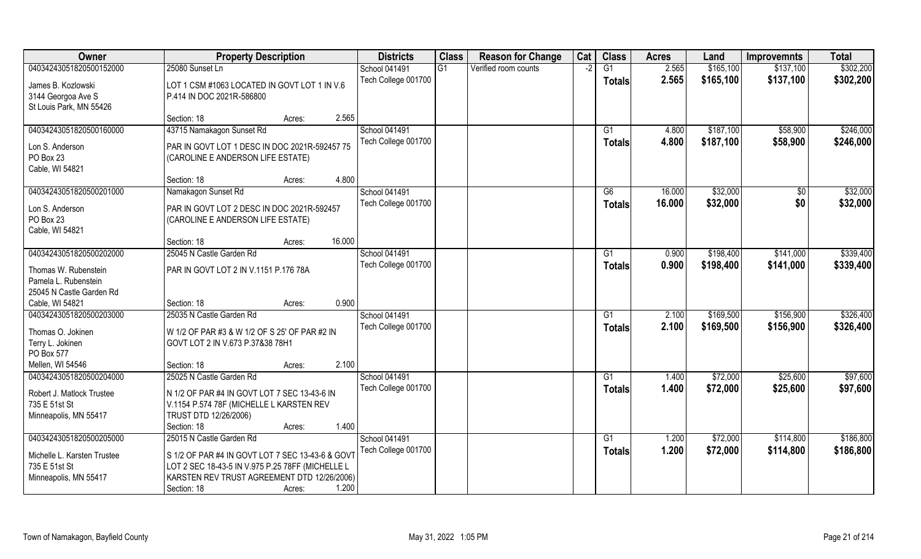| Owner | Property Description | | | Districts | Class | Reason for Change | Cat | Class | Acres | Land | Improvemnts | Total |
|---|---|---|---|---|---|---|---|---|---|---|---|---|
| 04034243051820500152000 | 25080 Sunset Ln | | | School 041491 | G1 | Verified room counts | -2 | G1 | 2.565 | $165,100 | $137,100 | $302,200 |
| James B. Kozlowski<br>3144 Georgoa Ave S<br>St Louis Park, MN 55426 | LOT 1 CSM #1063 LOCATED IN GOVT LOT 1 IN V.6 P.414 IN DOC 2021R-586800 | | | Tech College 001700 | | | | Totals | 2.565 | $165,100 | $137,100 | $302,200 |
| | Section: 18 | Acres: | 2.565 | | | | | | | | | |
| 04034243051820500160000 | 43715 Namakagon Sunset Rd | | | School 041491 | | | | G1 | 4.800 | $187,100 | $58,900 | $246,000 |
| Lon S. Anderson<br>PO Box 23<br>Cable, WI 54821 | PAR IN GOVT LOT 1 DESC IN DOC 2021R-592457 75 (CAROLINE E ANDERSON LIFE ESTATE) | | | Tech College 001700 | | | | Totals | 4.800 | $187,100 | $58,900 | $246,000 |
| | Section: 18 | Acres: | 4.800 | | | | | | | | | |
| 04034243051820500201000 | Namakagon Sunset Rd | | | School 041491 | | | | G6 | 16.000 | $32,000 | $0 | $32,000 |
| Lon S. Anderson<br>PO Box 23<br>Cable, WI 54821 | PAR IN GOVT LOT 2 DESC IN DOC 2021R-592457 (CAROLINE E ANDERSON LIFE ESTATE) | | | Tech College 001700 | | | | Totals | 16.000 | $32,000 | $0 | $32,000 |
| | Section: 18 | Acres: | 16.000 | | | | | | | | | |
| 04034243051820500202000 | 25045 N Castle Garden Rd | | | School 041491 | | | | G1 | 0.900 | $198,400 | $141,000 | $339,400 |
| Thomas W. Rubenstein<br>Pamela L. Rubenstein<br>25045 N Castle Garden Rd<br>Cable, WI 54821 | PAR IN GOVT LOT 2 IN V.1151 P.176 78A | | | Tech College 001700 | | | | Totals | 0.900 | $198,400 | $141,000 | $339,400 |
| | Section: 18 | Acres: | 0.900 | | | | | | | | | |
| 04034243051820500203000 | 25035 N Castle Garden Rd | | | School 041491 | | | | G1 | 2.100 | $169,500 | $156,900 | $326,400 |
| Thomas O. Jokinen<br>Terry L. Jokinen<br>PO Box 577<br>Mellen, WI 54546 | W 1/2 OF PAR #3 & W 1/2 OF S 25' OF PAR #2 IN GOVT LOT 2 IN V.673 P.37&38 78H1 | | | Tech College 001700 | | | | Totals | 2.100 | $169,500 | $156,900 | $326,400 |
| | Section: 18 | Acres: | 2.100 | | | | | | | | | |
| 04034243051820500204000 | 25025 N Castle Garden Rd | | | School 041491 | | | | G1 | 1.400 | $72,000 | $25,600 | $97,600 |
| Robert J. Matlock Trustee<br>735 E 51st St<br>Minneapolis, MN 55417 | N 1/2 OF PAR #4 IN GOVT LOT 7 SEC 13-43-6 IN V.1154 P.574 78F (MICHELLE L KARSTEN REV TRUST DTD 12/26/2006) | | | Tech College 001700 | | | | Totals | 1.400 | $72,000 | $25,600 | $97,600 |
| | Section: 18 | Acres: | 1.400 | | | | | | | | | |
| 04034243051820500205000 | 25015 N Castle Garden Rd | | | School 041491 | | | | G1 | 1.200 | $72,000 | $114,800 | $186,800 |
| Michelle L. Karsten Trustee<br>735 E 51st St<br>Minneapolis, MN 55417 | S 1/2 OF PAR #4 IN GOVT LOT 7 SEC 13-43-6 & GOVT LOT 2 SEC 18-43-5 IN V.975 P.25 78FF (MICHELLE L KARSTEN REV TRUST AGREEMENT DTD 12/26/2006) | | | Tech College 001700 | | | | Totals | 1.200 | $72,000 | $114,800 | $186,800 |
| | Section: 18 | Acres: | 1.200 | | | | | | | | | |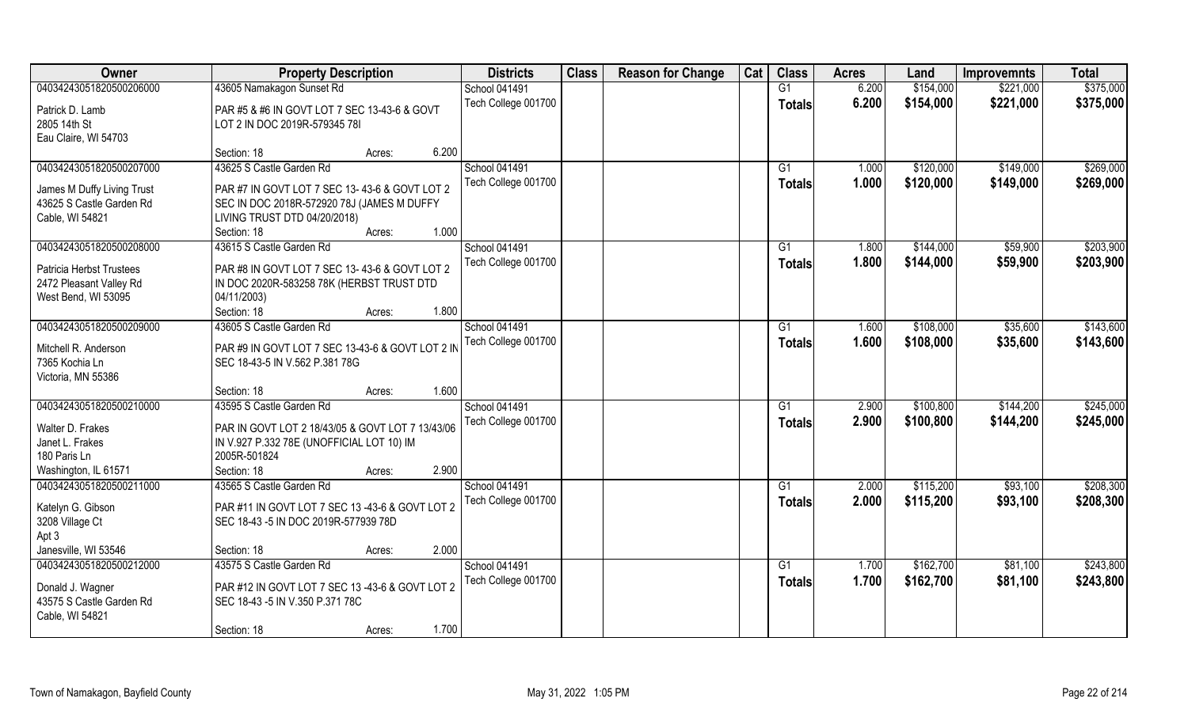| Owner | Property Description | | Districts | Class | Reason for Change | Cat | Class | Acres | Land | Improvemnts | Total |
|---|---|---|---|---|---|---|---|---|---|---|---|
| 04034243051820500206000 | 43605 Namakagon Sunset Rd | | School 041491 | | | | G1 | 6.200 | $154,000 | $221,000 | $375,000 |
| Patrick D. Lamb<br>2805 14th St<br>Eau Claire, WI 54703 | PAR #5 & #6 IN GOVT LOT 7 SEC 13-43-6 & GOVT LOT 2 IN DOC 2019R-579345 78I | | Tech College 001700 | | | | Totals | 6.200 | $154,000 | $221,000 | $375,000 |
| | Section: 18 | Acres: 6.200 | | | | | | | | | |
| 04034243051820500207000 | 43625 S Castle Garden Rd | | School 041491 | | | | G1 | 1.000 | $120,000 | $149,000 | $269,000 |
| James M Duffy Living Trust<br>43625 S Castle Garden Rd<br>Cable, WI 54821 | PAR #7 IN GOVT LOT 7 SEC 13- 43-6 & GOVT LOT 2 SEC IN DOC 2018R-572920 78J (JAMES M DUFFY LIVING TRUST DTD 04/20/2018) | | Tech College 001700 | | | | Totals | 1.000 | $120,000 | $149,000 | $269,000 |
| | Section: 18 | Acres: 1.000 | | | | | | | | | |
| 04034243051820500208000 | 43615 S Castle Garden Rd | | School 041491 | | | | G1 | 1.800 | $144,000 | $59,900 | $203,900 |
| Patricia Herbst Trustees<br>2472 Pleasant Valley Rd<br>West Bend, WI 53095 | PAR #8 IN GOVT LOT 7 SEC 13- 43-6 & GOVT LOT 2 IN DOC 2020R-583258 78K (HERBST TRUST DTD 04/11/2003) | | Tech College 001700 | | | | Totals | 1.800 | $144,000 | $59,900 | $203,900 |
| | Section: 18 | Acres: 1.800 | | | | | | | | | |
| 04034243051820500209000 | 43605 S Castle Garden Rd | | School 041491 | | | | G1 | 1.600 | $108,000 | $35,600 | $143,600 |
| Mitchell R. Anderson<br>7365 Kochia Ln<br>Victoria, MN 55386 | PAR #9 IN GOVT LOT 7 SEC 13-43-6 & GOVT LOT 2 IN SEC 18-43-5 IN V.562 P.381 78G | | Tech College 001700 | | | | Totals | 1.600 | $108,000 | $35,600 | $143,600 |
| | Section: 18 | Acres: 1.600 | | | | | | | | | |
| 04034243051820500210000 | 43595 S Castle Garden Rd | | School 041491 | | | | G1 | 2.900 | $100,800 | $144,200 | $245,000 |
| Walter D. Frakes<br>Janet L. Frakes<br>180 Paris Ln<br>Washington, IL 61571 | PAR IN GOVT LOT 2 18/43/05 & GOVT LOT 7 13/43/06 IN V.927 P.332 78E (UNOFFICIAL LOT 10) IM 2005R-501824 | | Tech College 001700 | | | | Totals | 2.900 | $100,800 | $144,200 | $245,000 |
| | Section: 18 | Acres: 2.900 | | | | | | | | | |
| 04034243051820500211000 | 43565 S Castle Garden Rd | | School 041491 | | | | G1 | 2.000 | $115,200 | $93,100 | $208,300 |
| Katelyn G. Gibson<br>3208 Village Ct<br>Apt 3<br>Janesville, WI 53546 | PAR #11 IN GOVT LOT 7 SEC 13 -43-6 & GOVT LOT 2 SEC 18-43 -5 IN DOC 2019R-577939 78D | | Tech College 001700 | | | | Totals | 2.000 | $115,200 | $93,100 | $208,300 |
| | Section: 18 | Acres: 2.000 | | | | | | | | | |
| 04034243051820500212000 | 43575 S Castle Garden Rd | | School 041491 | | | | G1 | 1.700 | $162,700 | $81,100 | $243,800 |
| Donald J. Wagner<br>43575 S Castle Garden Rd<br>Cable, WI 54821 | PAR #12 IN GOVT LOT 7 SEC 13 -43-6 & GOVT LOT 2 SEC 18-43 -5 IN V.350 P.371 78C | | Tech College 001700 | | | | Totals | 1.700 | $162,700 | $81,100 | $243,800 |
| | Section: 18 | Acres: 1.700 | | | | | | | | | |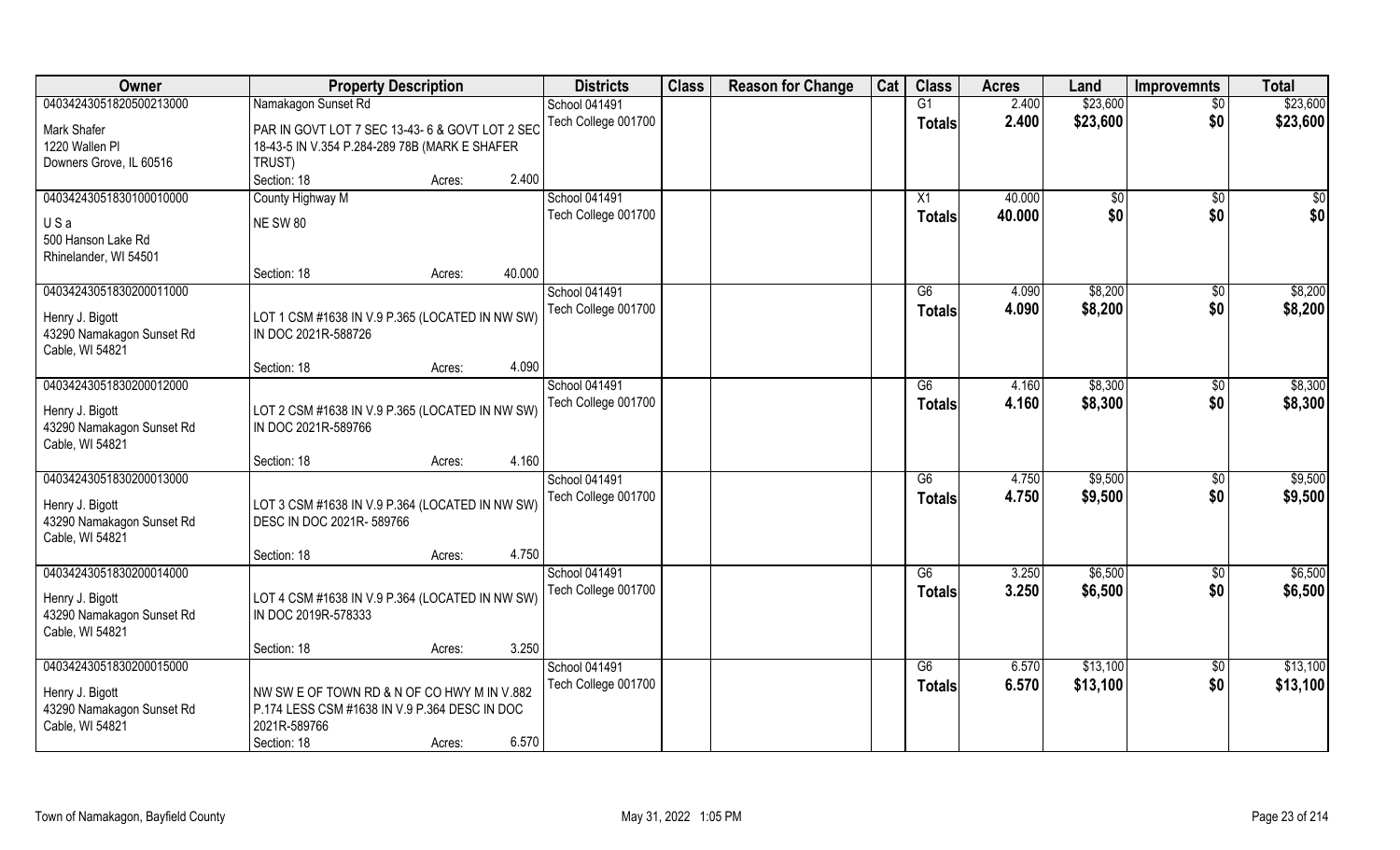| Owner | Property Description | | Districts | Class | Reason for Change | Cat | Class | Acres | Land | Improvemnts | Total |
|---|---|---|---|---|---|---|---|---|---|---|---|
| 04034243051820500213000 | Namakagon Sunset Rd | | School 041491 | | | | G1 | 2.400 | $23,600 | $0 | $23,600 |
| Mark Shafer<br>1220 Wallen Pl<br>Downers Grove, IL 60516 | PAR IN GOVT LOT 7 SEC 13-43- 6 & GOVT LOT 2 SEC 18-43-5 IN V.354 P.284-289 78B (MARK E SHAFER TRUST) | | Tech College 001700 | | | | Totals | 2.400 | $23,600 | $0 | $23,600 |
| | Section: 18 | Acres: 2.400 | | | | | | | | | |
| 04034243051830100010000 | County Highway M | | School 041491 | | | | X1 | 40.000 | $0 | $0 | $0 |
| U S a<br>500 Hanson Lake Rd<br>Rhinelander, WI 54501 | NE SW 80 | | Tech College 001700 | | | | Totals | 40.000 | $0 | $0 | $0 |
| | Section: 18 | Acres: 40.000 | | | | | | | | | |
| 04034243051830200011000 | | | School 041491 | | | | G6 | 4.090 | $8,200 | $0 | $8,200 |
| Henry J. Bigott<br>43290 Namakagon Sunset Rd<br>Cable, WI 54821 | LOT 1 CSM #1638 IN V.9 P.365 (LOCATED IN NW SW) IN DOC 2021R-588726 | | Tech College 001700 | | | | Totals | 4.090 | $8,200 | $0 | $8,200 |
| | Section: 18 | Acres: 4.090 | | | | | | | | | |
| 04034243051830200012000 | | | School 041491 | | | | G6 | 4.160 | $8,300 | $0 | $8,300 |
| Henry J. Bigott<br>43290 Namakagon Sunset Rd<br>Cable, WI 54821 | LOT 2 CSM #1638 IN V.9 P.365 (LOCATED IN NW SW) IN DOC 2021R-589766 | | Tech College 001700 | | | | Totals | 4.160 | $8,300 | $0 | $8,300 |
| | Section: 18 | Acres: 4.160 | | | | | | | | | |
| 04034243051830200013000 | | | School 041491 | | | | G6 | 4.750 | $9,500 | $0 | $9,500 |
| Henry J. Bigott<br>43290 Namakagon Sunset Rd<br>Cable, WI 54821 | LOT 3 CSM #1638 IN V.9 P.364 (LOCATED IN NW SW) DESC IN DOC 2021R- 589766 | | Tech College 001700 | | | | Totals | 4.750 | $9,500 | $0 | $9,500 |
| | Section: 18 | Acres: 4.750 | | | | | | | | | |
| 04034243051830200014000 | | | School 041491 | | | | G6 | 3.250 | $6,500 | $0 | $6,500 |
| Henry J. Bigott<br>43290 Namakagon Sunset Rd<br>Cable, WI 54821 | LOT 4 CSM #1638 IN V.9 P.364 (LOCATED IN NW SW) IN DOC 2019R-578333 | | Tech College 001700 | | | | Totals | 3.250 | $6,500 | $0 | $6,500 |
| | Section: 18 | Acres: 3.250 | | | | | | | | | |
| 04034243051830200015000 | | | School 041491 | | | | G6 | 6.570 | $13,100 | $0 | $13,100 |
| Henry J. Bigott<br>43290 Namakagon Sunset Rd<br>Cable, WI 54821 | NW SW E OF TOWN RD & N OF CO HWY M IN V.882 P.174 LESS CSM #1638 IN V.9 P.364 DESC IN DOC 2021R-589766 | | Tech College 001700 | | | | Totals | 6.570 | $13,100 | $0 | $13,100 |
| | Section: 18 | Acres: 6.570 | | | | | | | | | |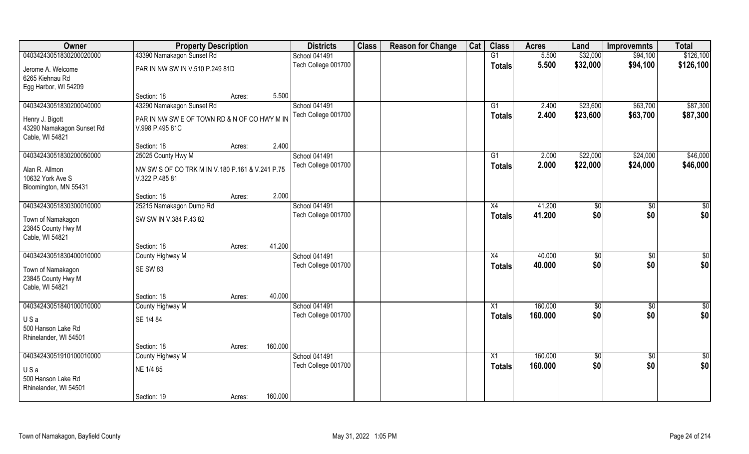| Owner | Property Description | | | Districts | Class | Reason for Change | Cat | Class | Acres | Land | Improvemnts | Total |
|---|---|---|---|---|---|---|---|---|---|---|---|---|
| 04034243051830200020000 | 43390 Namakagon Sunset Rd | | | School 041491 | | | | G1 | 5.500 | $32,000 | $94,100 | $126,100 |
| Jerome A. Welcome<br>6265 Kiehnau Rd<br>Egg Harbor, WI 54209 | PAR IN NW SW IN V.510 P.249 81D | | | Tech College 001700 | | | | **Totals** | **5.500** | **$32,000** | **$94,100** | **$126,100** |
| | Section: 18 | Acres: | 5.500 | | | | | | | | | |
| 04034243051830200040000 | 43290 Namakagon Sunset Rd | | | School 041491 | | | | G1 | 2.400 | $23,600 | $63,700 | $87,300 |
| Henry J. Bigott<br>43290 Namakagon Sunset Rd<br>Cable, WI 54821 | PAR IN NW SW E OF TOWN RD & N OF CO HWY M IN V.998 P.495 81C | | | Tech College 001700 | | | | **Totals** | **2.400** | **$23,600** | **$63,700** | **$87,300** |
| | Section: 18 | Acres: | 2.400 | | | | | | | | | |
| 04034243051830200050000 | 25025 County Hwy M | | | School 041491 | | | | G1 | 2.000 | $22,000 | $24,000 | $46,000 |
| Alan R. Allmon<br>10632 York Ave S<br>Bloomington, MN 55431 | NW SW S OF CO TRK M IN V.180 P.161 & V.241 P.75 V.322 P.485 81 | | | Tech College 001700 | | | | **Totals** | **2.000** | **$22,000** | **$24,000** | **$46,000** |
| | Section: 18 | Acres: | 2.000 | | | | | | | | | |
| 04034243051830300010000 | 25215 Namakagon Dump Rd | | | School 041491 | | | | X4 | 41.200 | $0 | $0 | $0 |
| Town of Namakagon<br>23845 County Hwy M<br>Cable, WI 54821 | SW SW IN V.384 P.43 82 | | | Tech College 001700 | | | | **Totals** | **41.200** | **$0** | **$0** | **$0** |
| | Section: 18 | Acres: | 41.200 | | | | | | | | | |
| 04034243051830400010000 | County Highway M | | | School 041491 | | | | X4 | 40.000 | $0 | $0 | $0 |
| Town of Namakagon<br>23845 County Hwy M<br>Cable, WI 54821 | SE SW 83 | | | Tech College 001700 | | | | **Totals** | **40.000** | **$0** | **$0** | **$0** |
| | Section: 18 | Acres: | 40.000 | | | | | | | | | |
| 04034243051840100010000 | County Highway M | | | School 041491 | | | | X1 | 160.000 | $0 | $0 | $0 |
| U S a<br>500 Hanson Lake Rd<br>Rhinelander, WI 54501 | SE 1/4 84 | | | Tech College 001700 | | | | **Totals** | **160.000** | **$0** | **$0** | **$0** |
| | Section: 18 | Acres: | 160.000 | | | | | | | | | |
| 04034243051910100010000 | County Highway M | | | School 041491 | | | | X1 | 160.000 | $0 | $0 | $0 |
| U S a<br>500 Hanson Lake Rd<br>Rhinelander, WI 54501 | NE 1/4 85 | | | Tech College 001700 | | | | **Totals** | **160.000** | **$0** | **$0** | **$0** |
| | Section: 19 | Acres: | 160.000 | | | | | | | | | |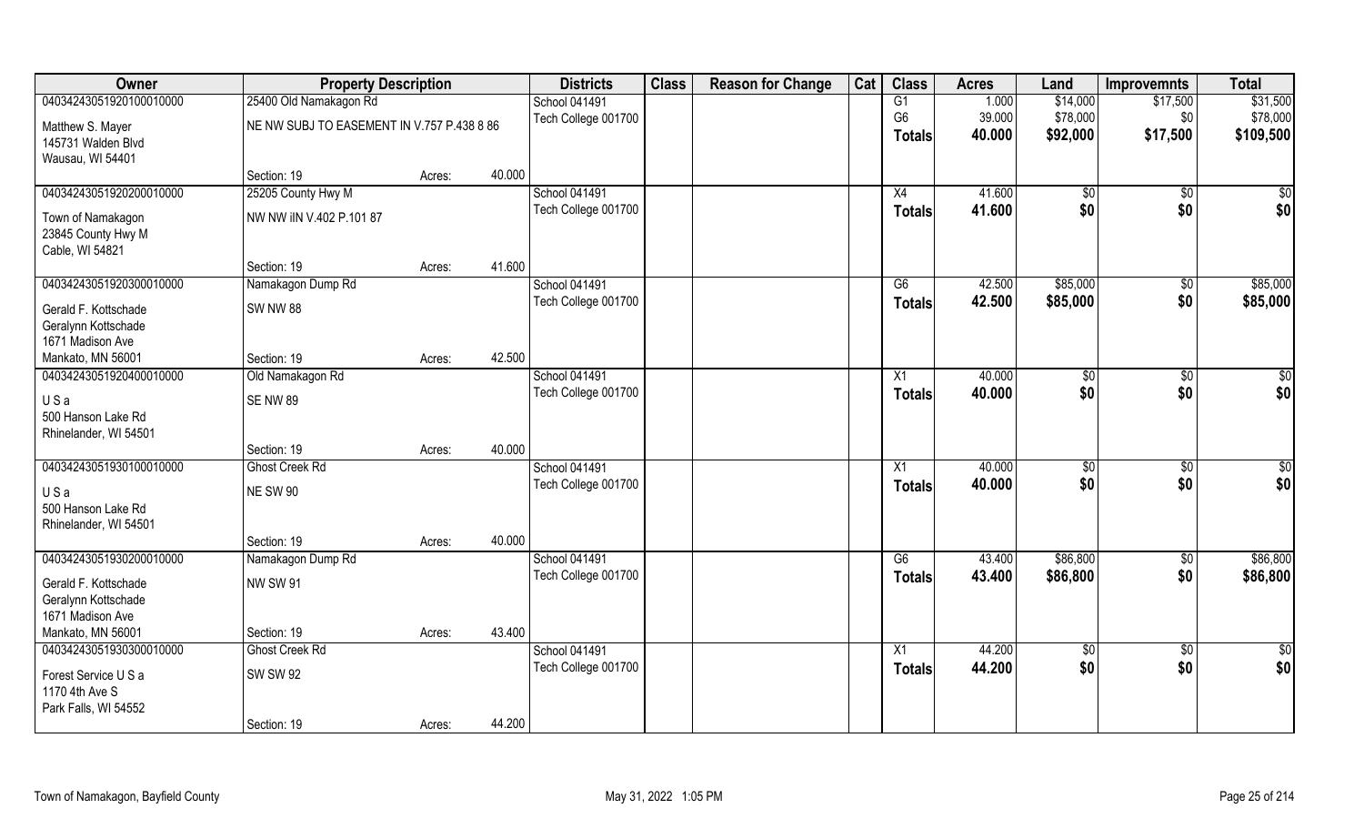| Owner | Property Description | | | Districts | Class | Reason for Change | Cat | Class | Acres | Land | Improvemnts | Total |
|---|---|---|---|---|---|---|---|---|---|---|---|---|
| 04034243051920100010000 | 25400 Old Namakagon Rd | | | School 041491 | | | | G1 | 1.000 | $14,000 | $17,500 | $31,500 |
| Matthew S. Mayer | NE NW SUBJ TO EASEMENT IN V.757 P.438 8 86 | | | Tech College 001700 | | | | G6 | 39.000 | $78,000 | $0 | $78,000 |
| 145731 Walden Blvd | | | | | | | | Totals | 40.000 | $92,000 | $17,500 | $109,500 |
| Wausau, WI 54401 | | | | | | | | | | | | |
| | Section: 19 | Acres: | 40.000 | | | | | | | | | |
| 04034243051920200010000 | 25205 County Hwy M | | | School 041491 | | | | X4 | 41.600 | $0 | $0 | $0 |
| Town of Namakagon | NW NW iIN V.402 P.101 87 | | | Tech College 001700 | | | | Totals | 41.600 | $0 | $0 | $0 |
| 23845 County Hwy M | | | | | | | | | | | | |
| Cable, WI 54821 | | | | | | | | | | | | |
| | Section: 19 | Acres: | 41.600 | | | | | | | | | |
| 04034243051920300010000 | Namakagon Dump Rd | | | School 041491 | | | | G6 | 42.500 | $85,000 | $0 | $85,000 |
| Gerald F. Kottschade | SW NW 88 | | | Tech College 001700 | | | | Totals | 42.500 | $85,000 | $0 | $85,000 |
| Geralynn Kottschade | | | | | | | | | | | | |
| 1671 Madison Ave | | | | | | | | | | | | |
| Mankato, MN 56001 | Section: 19 | Acres: | 42.500 | | | | | | | | | |
| 04034243051920400010000 | Old Namakagon Rd | | | School 041491 | | | | X1 | 40.000 | $0 | $0 | $0 |
| U S a | SE NW 89 | | | Tech College 001700 | | | | Totals | 40.000 | $0 | $0 | $0 |
| 500 Hanson Lake Rd | | | | | | | | | | | | |
| Rhinelander, WI 54501 | | | | | | | | | | | | |
| | Section: 19 | Acres: | 40.000 | | | | | | | | | |
| 04034243051930100010000 | Ghost Creek Rd | | | School 041491 | | | | X1 | 40.000 | $0 | $0 | $0 |
| U S a | NE SW 90 | | | Tech College 001700 | | | | Totals | 40.000 | $0 | $0 | $0 |
| 500 Hanson Lake Rd | | | | | | | | | | | | |
| Rhinelander, WI 54501 | | | | | | | | | | | | |
| | Section: 19 | Acres: | 40.000 | | | | | | | | | |
| 04034243051930200010000 | Namakagon Dump Rd | | | School 041491 | | | | G6 | 43.400 | $86,800 | $0 | $86,800 |
| Gerald F. Kottschade | NW SW 91 | | | Tech College 001700 | | | | Totals | 43.400 | $86,800 | $0 | $86,800 |
| Geralynn Kottschade | | | | | | | | | | | | |
| 1671 Madison Ave | | | | | | | | | | | | |
| Mankato, MN 56001 | Section: 19 | Acres: | 43.400 | | | | | | | | | |
| 04034243051930300010000 | Ghost Creek Rd | | | School 041491 | | | | X1 | 44.200 | $0 | $0 | $0 |
| Forest Service U S a | SW SW 92 | | | Tech College 001700 | | | | Totals | 44.200 | $0 | $0 | $0 |
| 1170 4th Ave S | | | | | | | | | | | | |
| Park Falls, WI 54552 | | | | | | | | | | | | |
| | Section: 19 | Acres: | 44.200 | | | | | | | | | |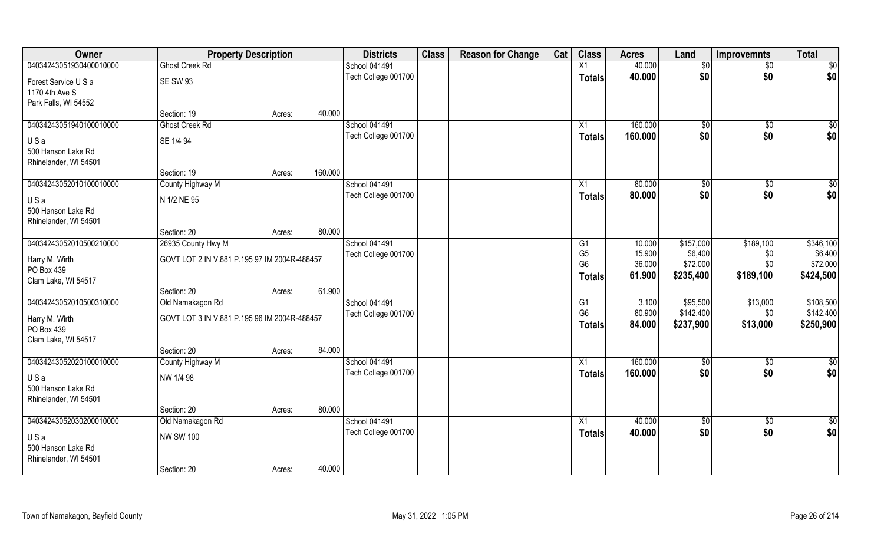| Owner | Property Description | | | Districts | Class | Reason for Change | Cat | Class | Acres | Land | Improvemnts | Total |
|---|---|---|---|---|---|---|---|---|---|---|---|---|
| 04034243051930400010000 | Ghost Creek Rd | | | School 041491 | | | | X1 | 40.000 | $0 | $0 | $0 |
| Forest Service U S a | SE SW 93 | | | Tech College 001700 | | | | Totals | 40.000 | $0 | $0 | $0 |
| 1170 4th Ave S | | | | | | | | | | | | |
| Park Falls, WI 54552 | | | | | | | | | | | | |
| | Section: 19 | Acres: | 40.000 | | | | | | | | | |
| 04034243051940100010000 | Ghost Creek Rd | | | School 041491 | | | | X1 | 160.000 | $0 | $0 | $0 |
| U S a | SE 1/4 94 | | | Tech College 001700 | | | | Totals | 160.000 | $0 | $0 | $0 |
| 500 Hanson Lake Rd | | | | | | | | | | | | |
| Rhinelander, WI 54501 | | | | | | | | | | | | |
| | Section: 19 | Acres: | 160.000 | | | | | | | | | |
| 04034243052010100010000 | County Highway M | | | School 041491 | | | | X1 | 80.000 | $0 | $0 | $0 |
| U S a | N 1/2 NE 95 | | | Tech College 001700 | | | | Totals | 80.000 | $0 | $0 | $0 |
| 500 Hanson Lake Rd | | | | | | | | | | | | |
| Rhinelander, WI 54501 | | | | | | | | | | | | |
| | Section: 20 | Acres: | 80.000 | | | | | | | | | |
| 04034243052010500210000 | 26935 County Hwy M | | | School 041491 | | | | G1 | 10.000 | $157,000 | $189,100 | $346,100 |
| Harry M. Wirth | GOVT LOT 2 IN V.881 P.195 97 IM 2004R-488457 | | | Tech College 001700 | | | | G5 | 15.900 | $6,400 | $0 | $6,400 |
| PO Box 439 | | | | | | | | G6 | 36.000 | $72,000 | $0 | $72,000 |
| Clam Lake, WI 54517 | | | | | | | | Totals | 61.900 | $235,400 | $189,100 | $424,500 |
| | Section: 20 | Acres: | 61.900 | | | | | | | | | |
| 04034243052010500310000 | Old Namakagon Rd | | | School 041491 | | | | G1 | 3.100 | $95,500 | $13,000 | $108,500 |
| Harry M. Wirth | GOVT LOT 3 IN V.881 P.195 96 IM 2004R-488457 | | | Tech College 001700 | | | | G6 | 80.900 | $142,400 | $0 | $142,400 |
| PO Box 439 | | | | | | | | Totals | 84.000 | $237,900 | $13,000 | $250,900 |
| Clam Lake, WI 54517 | | | | | | | | | | | | |
| | Section: 20 | Acres: | 84.000 | | | | | | | | | |
| 04034243052020100010000 | County Highway M | | | School 041491 | | | | X1 | 160.000 | $0 | $0 | $0 |
| U S a | NW 1/4 98 | | | Tech College 001700 | | | | Totals | 160.000 | $0 | $0 | $0 |
| 500 Hanson Lake Rd | | | | | | | | | | | | |
| Rhinelander, WI 54501 | | | | | | | | | | | | |
| | Section: 20 | Acres: | 80.000 | | | | | | | | | |
| 04034243052030200010000 | Old Namakagon Rd | | | School 041491 | | | | X1 | 40.000 | $0 | $0 | $0 |
| U S a | NW SW 100 | | | Tech College 001700 | | | | Totals | 40.000 | $0 | $0 | $0 |
| 500 Hanson Lake Rd | | | | | | | | | | | | |
| Rhinelander, WI 54501 | | | | | | | | | | | | |
| | Section: 20 | Acres: | 40.000 | | | | | | | | | |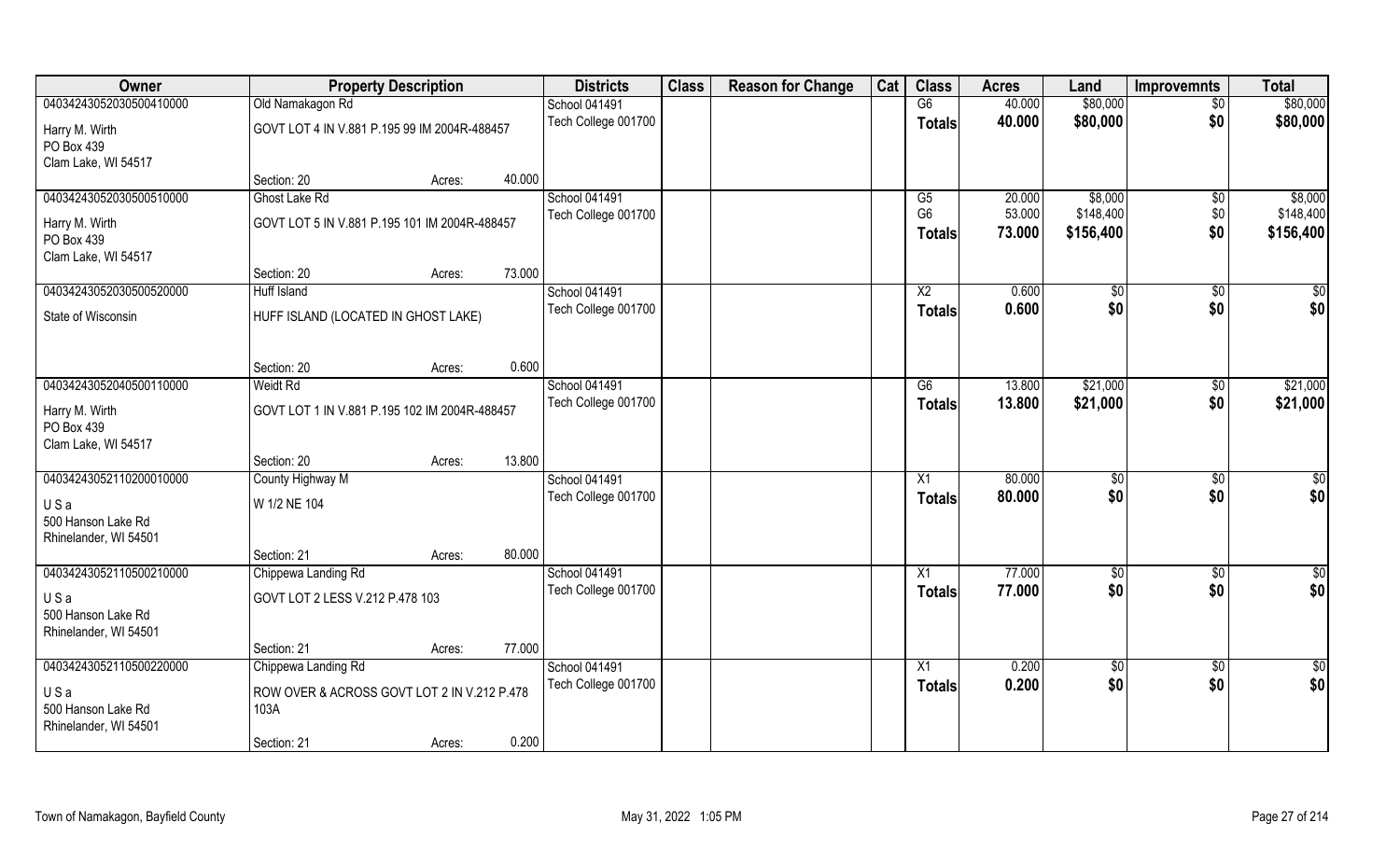| Owner | Property Description | | | Districts | Class | Reason for Change | Cat | Class | Acres | Land | Improvemnts | Total |
|---|---|---|---|---|---|---|---|---|---|---|---|---|
| 04034243052030500410000 | Old Namakagon Rd | | | School 041491 | | | | G6 | 40.000 | $80,000 | $0 | $80,000 |
| Harry M. Wirth<br>PO Box 439<br>Clam Lake, WI 54517 | GOVT LOT 4 IN V.881 P.195 99 IM 2004R-488457 | | | Tech College 001700 | | | | Totals | 40.000 | $80,000 | $0 | $80,000 |
| | Section: 20 | Acres: | 40.000 | | | | | | | | | |
| 04034243052030500510000 | Ghost Lake Rd | | | School 041491 | | | | G5 | 20.000 | $8,000 | $0 | $8,000 |
| Harry M. Wirth<br>PO Box 439<br>Clam Lake, WI 54517 | GOVT LOT 5 IN V.881 P.195 101 IM 2004R-488457 | | | Tech College 001700 | | | | G6 | 53.000 | $148,400 | $0 | $148,400 |
| | | | | | | | | Totals | 73.000 | $156,400 | $0 | $156,400 |
| | Section: 20 | Acres: | 73.000 | | | | | | | | | |
| 04034243052030500520000 | Huff Island | | | School 041491 | | | | X2 | 0.600 | $0 | $0 | $0 |
| State of Wisconsin | HUFF ISLAND (LOCATED IN GHOST LAKE) | | | Tech College 001700 | | | | Totals | 0.600 | $0 | $0 | $0 |
| | Section: 20 | Acres: | 0.600 | | | | | | | | | |
| 04034243052040500110000 | Weidt Rd | | | School 041491 | | | | G6 | 13.800 | $21,000 | $0 | $21,000 |
| Harry M. Wirth<br>PO Box 439<br>Clam Lake, WI 54517 | GOVT LOT 1 IN V.881 P.195 102 IM 2004R-488457 | | | Tech College 001700 | | | | Totals | 13.800 | $21,000 | $0 | $21,000 |
| | Section: 20 | Acres: | 13.800 | | | | | | | | | |
| 04034243052110200010000 | County Highway M | | | School 041491 | | | | X1 | 80.000 | $0 | $0 | $0 |
| U S a<br>500 Hanson Lake Rd<br>Rhinelander, WI 54501 | W 1/2 NE 104 | | | Tech College 001700 | | | | Totals | 80.000 | $0 | $0 | $0 |
| | Section: 21 | Acres: | 80.000 | | | | | | | | | |
| 04034243052110500210000 | Chippewa Landing Rd | | | School 041491 | | | | X1 | 77.000 | $0 | $0 | $0 |
| U S a<br>500 Hanson Lake Rd<br>Rhinelander, WI 54501 | GOVT LOT 2 LESS V.212 P.478 103 | | | Tech College 001700 | | | | Totals | 77.000 | $0 | $0 | $0 |
| | Section: 21 | Acres: | 77.000 | | | | | | | | | |
| 04034243052110500220000 | Chippewa Landing Rd | | | School 041491 | | | | X1 | 0.200 | $0 | $0 | $0 |
| U S a<br>500 Hanson Lake Rd<br>Rhinelander, WI 54501 | ROW OVER & ACROSS GOVT LOT 2 IN V.212 P.478 103A | | | Tech College 001700 | | | | Totals | 0.200 | $0 | $0 | $0 |
| | Section: 21 | Acres: | 0.200 | | | | | | | | | |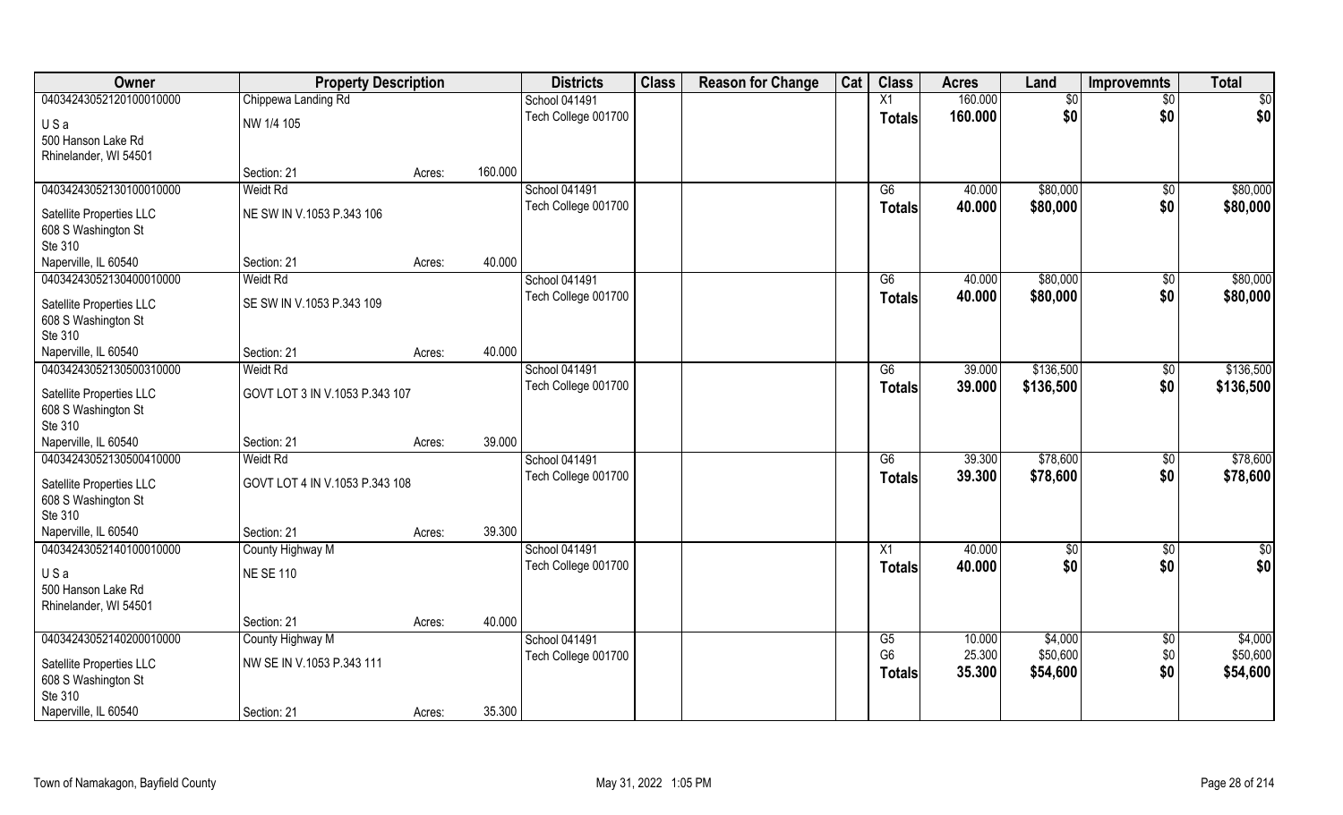| Owner | Property Description | | | Districts | Class | Reason for Change | Cat | Class | Acres | Land | Improvemnts | Total |
|---|---|---|---|---|---|---|---|---|---|---|---|---|
| 04034243052120100010000 | Chippewa Landing Rd | | | School 041491 | | | | X1 | 160.000 | $0 | $0 | $0 |
| U S a | NW 1/4 105 | | | Tech College 001700 | | | | **Totals** | **160.000** | **$0** | **$0** | **$0** |
| 500 Hanson Lake Rd | | | | | | | | | | | | |
| Rhinelander, WI 54501 | | | | | | | | | | | | |
| | Section: 21 | Acres: | 160.000 | | | | | | | | | |
| 04034243052130100010000 | Weidt Rd | | | School 041491 | | | | G6 | 40.000 | $80,000 | $0 | $80,000 |
| Satellite Properties LLC | NE SW IN V.1053 P.343 106 | | | Tech College 001700 | | | | **Totals** | **40.000** | **$80,000** | **$0** | **$80,000** |
| 608 S Washington St | | | | | | | | | | | | |
| Ste 310 | | | | | | | | | | | | |
| Naperville, IL 60540 | Section: 21 | Acres: | 40.000 | | | | | | | | | |
| 04034243052130400010000 | Weidt Rd | | | School 041491 | | | | G6 | 40.000 | $80,000 | $0 | $80,000 |
| Satellite Properties LLC | SE SW IN V.1053 P.343 109 | | | Tech College 001700 | | | | **Totals** | **40.000** | **$80,000** | **$0** | **$80,000** |
| 608 S Washington St | | | | | | | | | | | | |
| Ste 310 | | | | | | | | | | | | |
| Naperville, IL 60540 | Section: 21 | Acres: | 40.000 | | | | | | | | | |
| 04034243052130500310000 | Weidt Rd | | | School 041491 | | | | G6 | 39.000 | $136,500 | $0 | $136,500 |
| Satellite Properties LLC | GOVT LOT 3 IN V.1053 P.343 107 | | | Tech College 001700 | | | | **Totals** | **39.000** | **$136,500** | **$0** | **$136,500** |
| 608 S Washington St | | | | | | | | | | | | |
| Ste 310 | | | | | | | | | | | | |
| Naperville, IL 60540 | Section: 21 | Acres: | 39.000 | | | | | | | | | |
| 04034243052130500410000 | Weidt Rd | | | School 041491 | | | | G6 | 39.300 | $78,600 | $0 | $78,600 |
| Satellite Properties LLC | GOVT LOT 4 IN V.1053 P.343 108 | | | Tech College 001700 | | | | **Totals** | **39.300** | **$78,600** | **$0** | **$78,600** |
| 608 S Washington St | | | | | | | | | | | | |
| Ste 310 | | | | | | | | | | | | |
| Naperville, IL 60540 | Section: 21 | Acres: | 39.300 | | | | | | | | | |
| 04034243052140100010000 | County Highway M | | | School 041491 | | | | X1 | 40.000 | $0 | $0 | $0 |
| U S a | NE SE 110 | | | Tech College 001700 | | | | **Totals** | **40.000** | **$0** | **$0** | **$0** |
| 500 Hanson Lake Rd | | | | | | | | | | | | |
| Rhinelander, WI 54501 | | | | | | | | | | | | |
| | Section: 21 | Acres: | 40.000 | | | | | | | | | |
| 04034243052140200010000 | County Highway M | | | School 041491 | | | | G5 | 10.000 | $4,000 | $0 | $4,000 |
| Satellite Properties LLC | NW SE IN V.1053 P.343 111 | | | Tech College 001700 | | | | G6 | 25.300 | $50,600 | $0 | $50,600 |
| 608 S Washington St | | | | | | | | **Totals** | **35.300** | **$54,600** | **$0** | **$54,600** |
| Ste 310 | | | | | | | | | | | | |
| Naperville, IL 60540 | Section: 21 | Acres: | 35.300 | | | | | | | | | |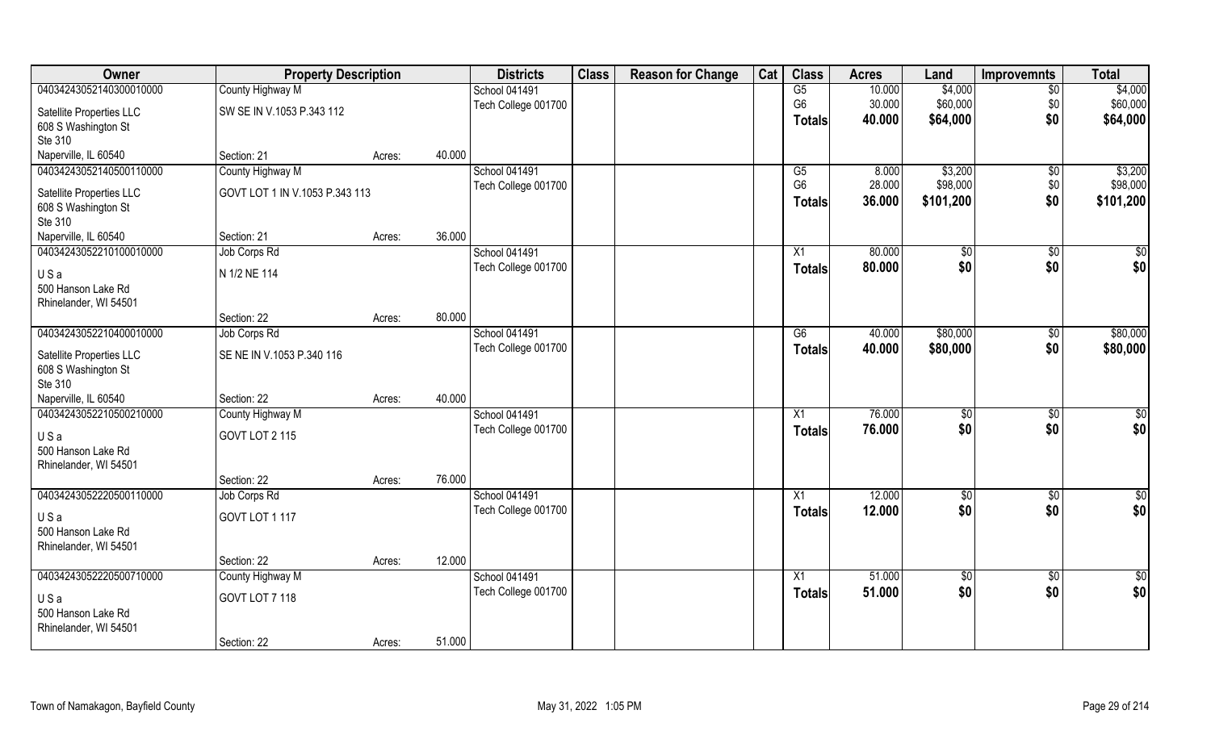| Owner | Property Description | | | Districts | Class | Reason for Change | Cat | Class | Acres | Land | Improvemnts | Total |
|---|---|---|---|---|---|---|---|---|---|---|---|---|
| 04034243052140300010000 | County Highway M | | | School 041491 | | | | G5 | 10.000 | $4,000 | $0 | $4,000 |
| Satellite Properties LLC | SW SE IN V.1053 P.343 112 | | | Tech College 001700 | | | | G6 | 30.000 | $60,000 | $0 | $60,000 |
| 608 S Washington St | | | | | | | | **Totals** | **40.000** | **$64,000** | **$0** | **$64,000** |
| Ste 310 | | | | | | | | | | | | |
| Naperville, IL 60540 | Section: 21 | Acres: | 40.000 | | | | | | | | | |
| 04034243052140500110000 | County Highway M | | | School 041491 | | | | G5 | 8.000 | $3,200 | $0 | $3,200 |
| Satellite Properties LLC | GOVT LOT 1 IN V.1053 P.343 113 | | | Tech College 001700 | | | | G6 | 28.000 | $98,000 | $0 | $98,000 |
| 608 S Washington St | | | | | | | | **Totals** | **36.000** | **$101,200** | **$0** | **$101,200** |
| Ste 310 | | | | | | | | | | | | |
| Naperville, IL 60540 | Section: 21 | Acres: | 36.000 | | | | | | | | | |
| 04034243052210100010000 | Job Corps Rd | | | School 041491 | | | | X1 | 80.000 | $0 | $0 | $0 |
| U S a | N 1/2 NE 114 | | | Tech College 001700 | | | | **Totals** | **80.000** | **$0** | **$0** | **$0** |
| 500 Hanson Lake Rd | | | | | | | | | | | | |
| Rhinelander, WI 54501 | | | | | | | | | | | | |
| | Section: 22 | Acres: | 80.000 | | | | | | | | | |
| 04034243052210400010000 | Job Corps Rd | | | School 041491 | | | | G6 | 40.000 | $80,000 | $0 | $80,000 |
| Satellite Properties LLC | SE NE IN V.1053 P.340 116 | | | Tech College 001700 | | | | **Totals** | **40.000** | **$80,000** | **$0** | **$80,000** |
| 608 S Washington St | | | | | | | | | | | | |
| Ste 310 | | | | | | | | | | | | |
| Naperville, IL 60540 | Section: 22 | Acres: | 40.000 | | | | | | | | | |
| 04034243052210500210000 | County Highway M | | | School 041491 | | | | X1 | 76.000 | $0 | $0 | $0 |
| U S a | GOVT LOT 2 115 | | | Tech College 001700 | | | | **Totals** | **76.000** | **$0** | **$0** | **$0** |
| 500 Hanson Lake Rd | | | | | | | | | | | | |
| Rhinelander, WI 54501 | | | | | | | | | | | | |
| | Section: 22 | Acres: | 76.000 | | | | | | | | | |
| 04034243052220500110000 | Job Corps Rd | | | School 041491 | | | | X1 | 12.000 | $0 | $0 | $0 |
| U S a | GOVT LOT 1 117 | | | Tech College 001700 | | | | **Totals** | **12.000** | **$0** | **$0** | **$0** |
| 500 Hanson Lake Rd | | | | | | | | | | | | |
| Rhinelander, WI 54501 | | | | | | | | | | | | |
| | Section: 22 | Acres: | 12.000 | | | | | | | | | |
| 04034243052220500710000 | County Highway M | | | School 041491 | | | | X1 | 51.000 | $0 | $0 | $0 |
| U S a | GOVT LOT 7 118 | | | Tech College 001700 | | | | **Totals** | **51.000** | **$0** | **$0** | **$0** |
| 500 Hanson Lake Rd | | | | | | | | | | | | |
| Rhinelander, WI 54501 | | | | | | | | | | | | |
| | Section: 22 | Acres: | 51.000 | | | | | | | | | |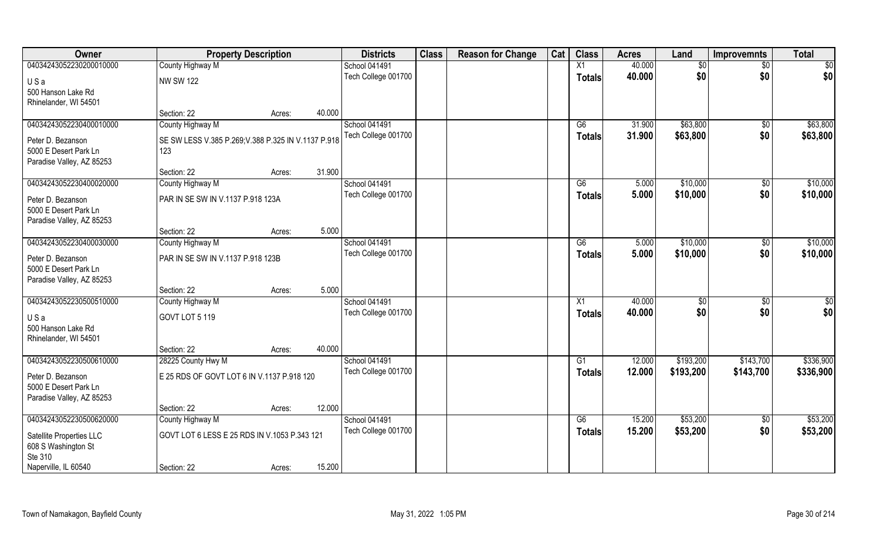| Owner | Property Description | | | Districts | Class | Reason for Change | Cat | Class | Acres | Land | Improvemnts | Total |
|---|---|---|---|---|---|---|---|---|---|---|---|---|
| 04034243052230200010000 | County Highway M | | | School 041491 | | | | X1 | 40.000 | $0 | $0 | $0 |
| U S a<br>500 Hanson Lake Rd<br>Rhinelander, WI 54501 | NW SW 122 | | | Tech College 001700 | | | | Totals | 40.000 | $0 | $0 | $0 |
| | Section: 22 | Acres: | 40.000 | | | | | | | | | |
| 04034243052230400010000 | County Highway M | | | School 041491 | | | | G6 | 31.900 | $63,800 | $0 | $63,800 |
| Peter D. Bezanson<br>5000 E Desert Park Ln<br>Paradise Valley, AZ 85253 | SE SW LESS V.385 P.269;V.388 P.325 IN V.1137 P.918 123 | | | Tech College 001700 | | | | Totals | 31.900 | $63,800 | $0 | $63,800 |
| | Section: 22 | Acres: | 31.900 | | | | | | | | | |
| 04034243052230400020000 | County Highway M | | | School 041491 | | | | G6 | 5.000 | $10,000 | $0 | $10,000 |
| Peter D. Bezanson<br>5000 E Desert Park Ln<br>Paradise Valley, AZ 85253 | PAR IN SE SW IN V.1137 P.918 123A | | | Tech College 001700 | | | | Totals | 5.000 | $10,000 | $0 | $10,000 |
| | Section: 22 | Acres: | 5.000 | | | | | | | | | |
| 04034243052230400030000 | County Highway M | | | School 041491 | | | | G6 | 5.000 | $10,000 | $0 | $10,000 |
| Peter D. Bezanson<br>5000 E Desert Park Ln<br>Paradise Valley, AZ 85253 | PAR IN SE SW IN V.1137 P.918 123B | | | Tech College 001700 | | | | Totals | 5.000 | $10,000 | $0 | $10,000 |
| | Section: 22 | Acres: | 5.000 | | | | | | | | | |
| 04034243052230500510000 | County Highway M | | | School 041491 | | | | X1 | 40.000 | $0 | $0 | $0 |
| U S a<br>500 Hanson Lake Rd<br>Rhinelander, WI 54501 | GOVT LOT 5 119 | | | Tech College 001700 | | | | Totals | 40.000 | $0 | $0 | $0 |
| | Section: 22 | Acres: | 40.000 | | | | | | | | | |
| 04034243052230500610000 | 28225 County Hwy M | | | School 041491 | | | | G1 | 12.000 | $193,200 | $143,700 | $336,900 |
| Peter D. Bezanson<br>5000 E Desert Park Ln<br>Paradise Valley, AZ 85253 | E 25 RDS OF GOVT LOT 6 IN V.1137 P.918 120 | | | Tech College 001700 | | | | Totals | 12.000 | $193,200 | $143,700 | $336,900 |
| | Section: 22 | Acres: | 12.000 | | | | | | | | | |
| 04034243052230500620000 | County Highway M | | | School 041491 | | | | G6 | 15.200 | $53,200 | $0 | $53,200 |
| Satellite Properties LLC<br>608 S Washington St<br>Ste 310<br>Naperville, IL 60540 | GOVT LOT 6 LESS E 25 RDS IN V.1053 P.343 121 | | | Tech College 001700 | | | | Totals | 15.200 | $53,200 | $0 | $53,200 |
| | Section: 22 | Acres: | 15.200 | | | | | | | | | |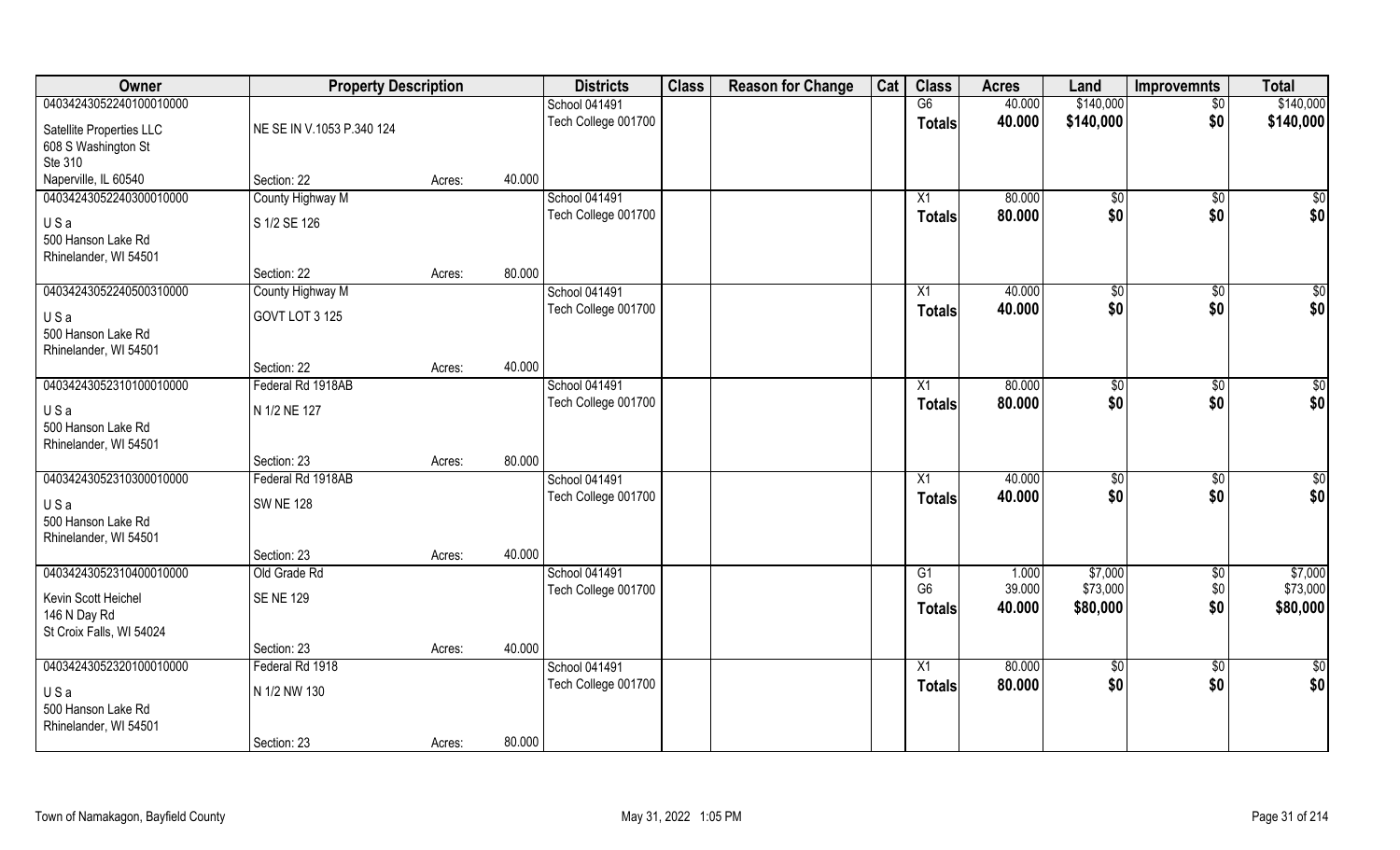| Owner | Property Description | | | Districts | Class | Reason for Change | Cat | Class | Acres | Land | Improvemnts | Total |
|---|---|---|---|---|---|---|---|---|---|---|---|---|
| 04034243052240100010000 | | | | School 041491 | | | | G6 | 40.000 | $140,000 | $0 | $140,000 |
| Satellite Properties LLC | NE SE IN V.1053 P.340 124 | | | Tech College 001700 | | | | **Totals** | **40.000** | **$140,000** | **$0** | **$140,000** |
| 608 S Washington St | | | | | | | | | | | | |
| Ste 310 | | | | | | | | | | | | |
| Naperville, IL 60540 | Section: 22 | Acres: | 40.000 | | | | | | | | | |
| 04034243052240300010000 | County Highway M | | | School 041491 | | | | X1 | 80.000 | $0 | $0 | $0 |
| U S a | S 1/2 SE 126 | | | Tech College 001700 | | | | **Totals** | **80.000** | **$0** | **$0** | **$0** |
| 500 Hanson Lake Rd | | | | | | | | | | | | |
| Rhinelander, WI 54501 | | | | | | | | | | | | |
| | Section: 22 | Acres: | 80.000 | | | | | | | | | |
| 04034243052240500310000 | County Highway M | | | School 041491 | | | | X1 | 40.000 | $0 | $0 | $0 |
| U S a | GOVT LOT 3 125 | | | Tech College 001700 | | | | **Totals** | **40.000** | **$0** | **$0** | **$0** |
| 500 Hanson Lake Rd | | | | | | | | | | | | |
| Rhinelander, WI 54501 | | | | | | | | | | | | |
| | Section: 22 | Acres: | 40.000 | | | | | | | | | |
| 04034243052310100010000 | Federal Rd 1918AB | | | School 041491 | | | | X1 | 80.000 | $0 | $0 | $0 |
| U S a | N 1/2 NE 127 | | | Tech College 001700 | | | | **Totals** | **80.000** | **$0** | **$0** | **$0** |
| 500 Hanson Lake Rd | | | | | | | | | | | | |
| Rhinelander, WI 54501 | | | | | | | | | | | | |
| | Section: 23 | Acres: | 80.000 | | | | | | | | | |
| 04034243052310300010000 | Federal Rd 1918AB | | | School 041491 | | | | X1 | 40.000 | $0 | $0 | $0 |
| U S a | SW NE 128 | | | Tech College 001700 | | | | **Totals** | **40.000** | **$0** | **$0** | **$0** |
| 500 Hanson Lake Rd | | | | | | | | | | | | |
| Rhinelander, WI 54501 | | | | | | | | | | | | |
| | Section: 23 | Acres: | 40.000 | | | | | | | | | |
| 04034243052310400010000 | Old Grade Rd | | | School 041491 | | | | G1 | 1.000 | $7,000 | $0 | $7,000 |
| Kevin Scott Heichel | SE NE 129 | | | Tech College 001700 | | | | G6 | 39.000 | $73,000 | $0 | $73,000 |
| 146 N Day Rd | | | | | | | | **Totals** | **40.000** | **$80,000** | **$0** | **$80,000** |
| St Croix Falls, WI 54024 | | | | | | | | | | | | |
| | Section: 23 | Acres: | 40.000 | | | | | | | | | |
| 04034243052320100010000 | Federal Rd 1918 | | | School 041491 | | | | X1 | 80.000 | $0 | $0 | $0 |
| U S a | N 1/2 NW 130 | | | Tech College 001700 | | | | **Totals** | **80.000** | **$0** | **$0** | **$0** |
| 500 Hanson Lake Rd | | | | | | | | | | | | |
| Rhinelander, WI 54501 | | | | | | | | | | | | |
| | Section: 23 | Acres: | 80.000 | | | | | | | | | |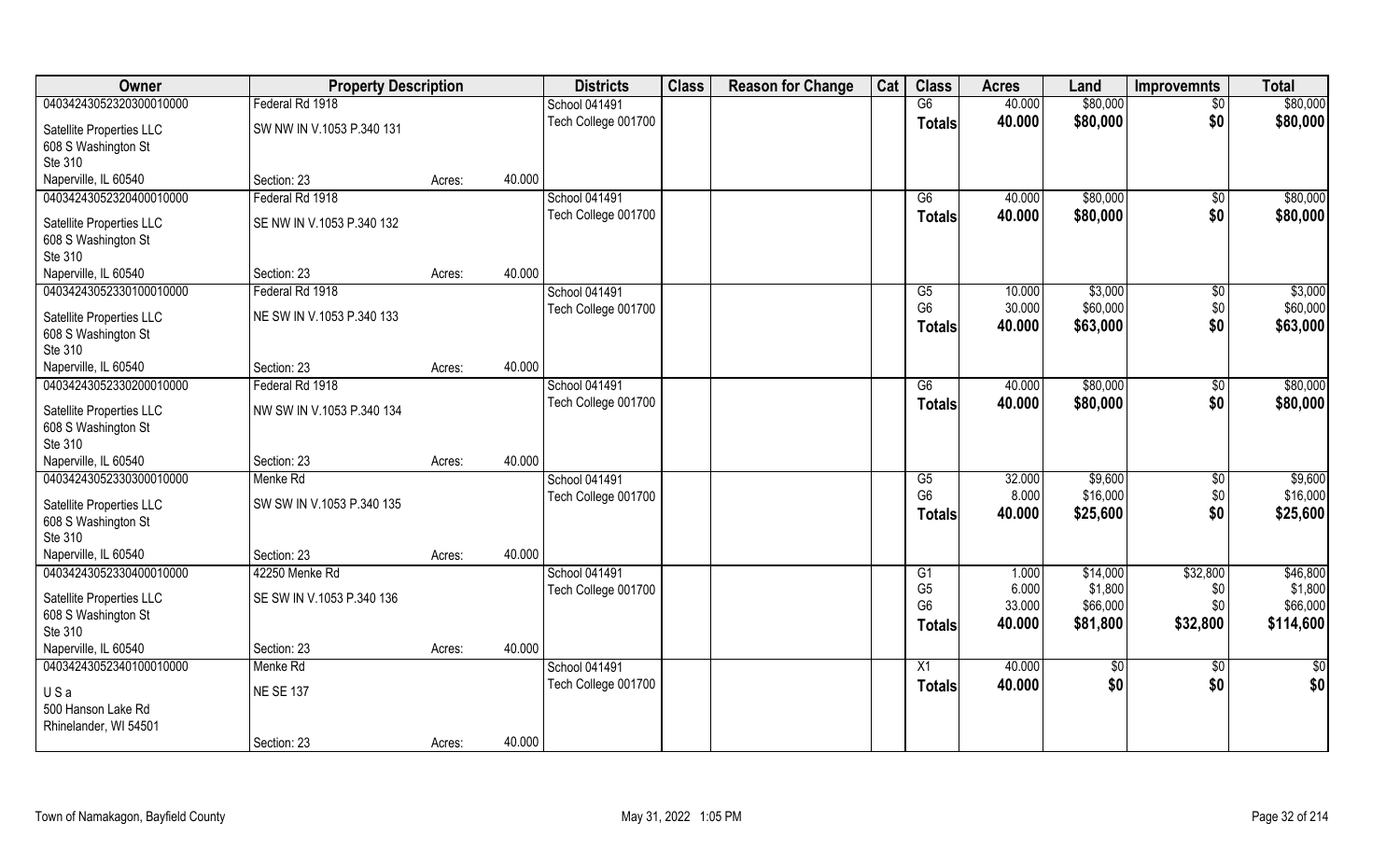| Owner | Property Description | | | Districts | Class | Reason for Change | Cat | Class | Acres | Land | Improvemnts | Total |
|---|---|---|---|---|---|---|---|---|---|---|---|---|
| 04034243052320300010000 | Federal Rd 1918 | | | School 041491 | | | | G6 | 40.000 | $80,000 | $0 | $80,000 |
| Satellite Properties LLC | SW NW IN V.1053 P.340 131 | | | Tech College 001700 | | | | **Totals** | **40.000** | **$80,000** | **$0** | **$80,000** |
| 608 S Washington St | | | | | | | | | | | | |
| Ste 310 | | | | | | | | | | | | |
| Naperville, IL 60540 | Section: 23 | Acres: | 40.000 | | | | | | | | | |
| 04034243052320400010000 | Federal Rd 1918 | | | School 041491 | | | | G6 | 40.000 | $80,000 | $0 | $80,000 |
| Satellite Properties LLC | SE NW IN V.1053 P.340 132 | | | Tech College 001700 | | | | **Totals** | **40.000** | **$80,000** | **$0** | **$80,000** |
| 608 S Washington St | | | | | | | | | | | | |
| Ste 310 | | | | | | | | | | | | |
| Naperville, IL 60540 | Section: 23 | Acres: | 40.000 | | | | | | | | | |
| 04034243052330100010000 | Federal Rd 1918 | | | School 041491 | | | | G5 | 10.000 | $3,000 | $0 | $3,000 |
| Satellite Properties LLC | NE SW IN V.1053 P.340 133 | | | Tech College 001700 | | | | G6 | 30.000 | $60,000 | $0 | $60,000 |
| 608 S Washington St | | | | | | | | **Totals** | **40.000** | **$63,000** | **$0** | **$63,000** |
| Ste 310 | | | | | | | | | | | | |
| Naperville, IL 60540 | Section: 23 | Acres: | 40.000 | | | | | | | | | |
| 04034243052330200010000 | Federal Rd 1918 | | | School 041491 | | | | G6 | 40.000 | $80,000 | $0 | $80,000 |
| Satellite Properties LLC | NW SW IN V.1053 P.340 134 | | | Tech College 001700 | | | | **Totals** | **40.000** | **$80,000** | **$0** | **$80,000** |
| 608 S Washington St | | | | | | | | | | | | |
| Ste 310 | | | | | | | | | | | | |
| Naperville, IL 60540 | Section: 23 | Acres: | 40.000 | | | | | | | | | |
| 04034243052330300010000 | Menke Rd | | | School 041491 | | | | G5 | 32.000 | $9,600 | $0 | $9,600 |
| Satellite Properties LLC | SW SW IN V.1053 P.340 135 | | | Tech College 001700 | | | | G6 | 8.000 | $16,000 | $0 | $16,000 |
| 608 S Washington St | | | | | | | | **Totals** | **40.000** | **$25,600** | **$0** | **$25,600** |
| Ste 310 | | | | | | | | | | | | |
| Naperville, IL 60540 | Section: 23 | Acres: | 40.000 | | | | | | | | | |
| 04034243052330400010000 | 42250 Menke Rd | | | School 041491 | | | | G1 | 1.000 | $14,000 | $32,800 | $46,800 |
| Satellite Properties LLC | SE SW IN V.1053 P.340 136 | | | Tech College 001700 | | | | G5 | 6.000 | $1,800 | $0 | $1,800 |
| 608 S Washington St | | | | | | | | G6 | 33.000 | $66,000 | $0 | $66,000 |
| Ste 310 | | | | | | | | **Totals** | **40.000** | **$81,800** | **$32,800** | **$114,600** |
| Naperville, IL 60540 | Section: 23 | Acres: | 40.000 | | | | | | | | | |
| 04034243052340100010000 | Menke Rd | | | School 041491 | | | | X1 | 40.000 | $0 | $0 | $0 |
| U S a | NE SE 137 | | | Tech College 001700 | | | | **Totals** | **40.000** | **$0** | **$0** | **$0** |
| 500 Hanson Lake Rd | | | | | | | | | | | | |
| Rhinelander, WI 54501 | | | | | | | | | | | | |
| | Section: 23 | Acres: | 40.000 | | | | | | | | | |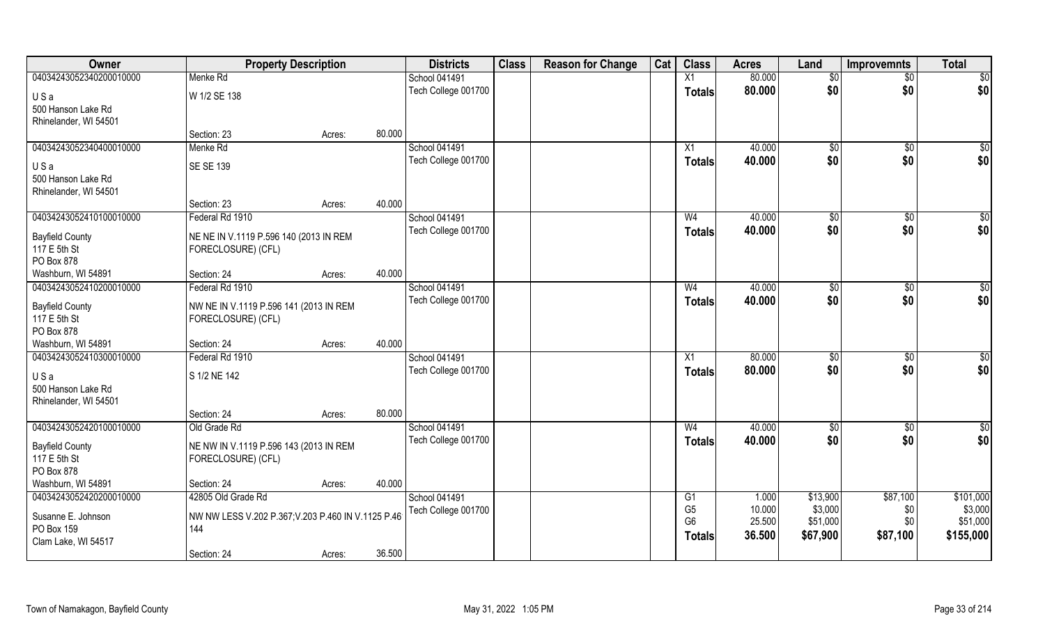| Owner | Property Description | | Districts | Class | Reason for Change | Cat | Class | Acres | Land | Improvemnts | Total |
|---|---|---|---|---|---|---|---|---|---|---|---|
| 04034243052340200010000 | Menke Rd | | School 041491 | | | | X1 | 80.000 | $0 | $0 | $0 |
| U S a | W 1/2 SE 138 | | Tech College 001700 | | | | **Totals** | **80.000** | **$0** | **$0** | **$0** |
| 500 Hanson Lake Rd | | | | | | | | | | | |
| Rhinelander, WI 54501 | | | | | | | | | | | |
| | Section: 23 | Acres: 80.000 | | | | | | | | | |
| 04034243052340400010000 | Menke Rd | | School 041491 | | | | X1 | 40.000 | $0 | $0 | $0 |
| U S a | SE SE 139 | | Tech College 001700 | | | | **Totals** | **40.000** | **$0** | **$0** | **$0** |
| 500 Hanson Lake Rd | | | | | | | | | | | |
| Rhinelander, WI 54501 | | | | | | | | | | | |
| | Section: 23 | Acres: 40.000 | | | | | | | | | |
| 04034243052410100010000 | Federal Rd 1910 | | School 041491 | | | | W4 | 40.000 | $0 | $0 | $0 |
| Bayfield County | NE NE IN V.1119 P.596 140 (2013 IN REM FORECLOSURE) (CFL) | | Tech College 001700 | | | | **Totals** | **40.000** | **$0** | **$0** | **$0** |
| 117 E 5th St | | | | | | | | | | | |
| PO Box 878 | | | | | | | | | | | |
| Washburn, WI 54891 | Section: 24 | Acres: 40.000 | | | | | | | | | |
| 04034243052410200010000 | Federal Rd 1910 | | School 041491 | | | | W4 | 40.000 | $0 | $0 | $0 |
| Bayfield County | NW NE IN V.1119 P.596 141 (2013 IN REM FORECLOSURE) (CFL) | | Tech College 001700 | | | | **Totals** | **40.000** | **$0** | **$0** | **$0** |
| 117 E 5th St | | | | | | | | | | | |
| PO Box 878 | | | | | | | | | | | |
| Washburn, WI 54891 | Section: 24 | Acres: 40.000 | | | | | | | | | |
| 04034243052410300010000 | Federal Rd 1910 | | School 041491 | | | | X1 | 80.000 | $0 | $0 | $0 |
| U S a | S 1/2 NE 142 | | Tech College 001700 | | | | **Totals** | **80.000** | **$0** | **$0** | **$0** |
| 500 Hanson Lake Rd | | | | | | | | | | | |
| Rhinelander, WI 54501 | | | | | | | | | | | |
| | Section: 24 | Acres: 80.000 | | | | | | | | | |
| 04034243052420100010000 | Old Grade Rd | | School 041491 | | | | W4 | 40.000 | $0 | $0 | $0 |
| Bayfield County | NE NW IN V.1119 P.596 143 (2013 IN REM FORECLOSURE) (CFL) | | Tech College 001700 | | | | **Totals** | **40.000** | **$0** | **$0** | **$0** |
| 117 E 5th St | | | | | | | | | | | |
| PO Box 878 | | | | | | | | | | | |
| Washburn, WI 54891 | Section: 24 | Acres: 40.000 | | | | | | | | | |
| 04034243052420200010000 | 42805 Old Grade Rd | | School 041491 | | | | G1 | 1.000 | $13,900 | $87,100 | $101,000 |
| Susanne E. Johnson | NW NW LESS V.202 P.367;V.203 P.460 IN V.1125 P.46 144 | | Tech College 001700 | | | | G5 | 10.000 | $3,000 | $0 | $3,000 |
| PO Box 159 | | | | | | | G6 | 25.500 | $51,000 | $0 | $51,000 |
| Clam Lake, WI 54517 | | | | | | | **Totals** | **36.500** | **$67,900** | **$87,100** | **$155,000** |
| | Section: 24 | Acres: 36.500 | | | | | | | | | |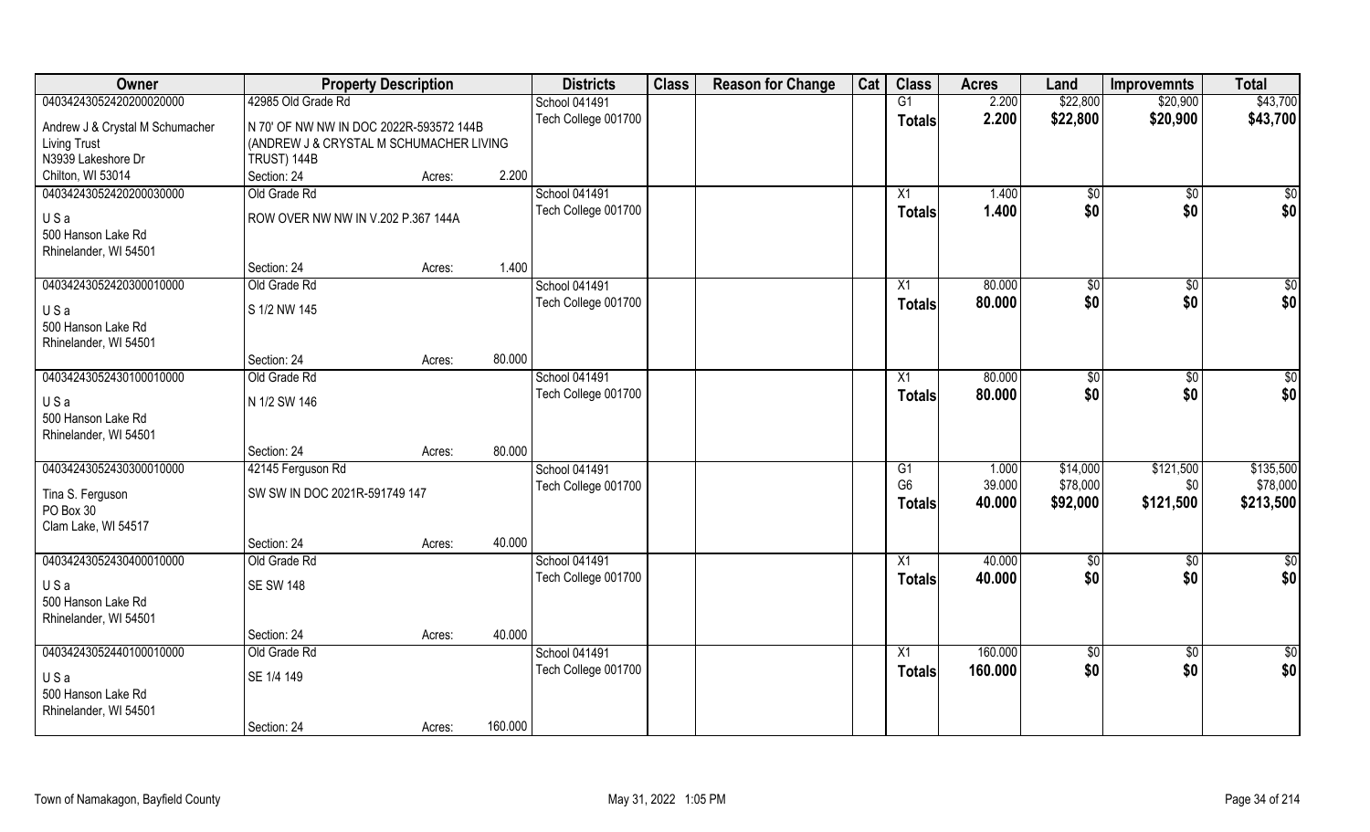| Owner | Property Description | | | Districts | Class | Reason for Change | Cat | Class | Acres | Land | Improvemnts | Total |
|---|---|---|---|---|---|---|---|---|---|---|---|---|
| 04034243052420200020000 | 42985 Old Grade Rd | | | School 041491 | | | | G1 | 2.200 | $22,800 | $20,900 | $43,700 |
| Andrew J & Crystal M Schumacher Living Trust N3939 Lakeshore Dr Chilton, WI 53014 | N 70' OF NW NW IN DOC 2022R-593572 144B (ANDREW J & CRYSTAL M SCHUMACHER LIVING TRUST) 144B | | | Tech College 001700 | | | | Totals | 2.200 | $22,800 | $20,900 | $43,700 |
| | Section: 24 | Acres: | 2.200 | | | | | | | | | |
| 04034243052420200030000 | Old Grade Rd | | | School 041491 | | | | X1 | 1.400 | $0 | $0 | $0 |
| U S a 500 Hanson Lake Rd Rhinelander, WI 54501 | ROW OVER NW NW IN V.202 P.367 144A | | | Tech College 001700 | | | | Totals | 1.400 | $0 | $0 | $0 |
| | Section: 24 | Acres: | 1.400 | | | | | | | | | |
| 04034243052420300010000 | Old Grade Rd | | | School 041491 | | | | X1 | 80.000 | $0 | $0 | $0 |
| U S a 500 Hanson Lake Rd Rhinelander, WI 54501 | S 1/2 NW 145 | | | Tech College 001700 | | | | Totals | 80.000 | $0 | $0 | $0 |
| | Section: 24 | Acres: | 80.000 | | | | | | | | | |
| 04034243052430100010000 | Old Grade Rd | | | School 041491 | | | | X1 | 80.000 | $0 | $0 | $0 |
| U S a 500 Hanson Lake Rd Rhinelander, WI 54501 | N 1/2 SW 146 | | | Tech College 001700 | | | | Totals | 80.000 | $0 | $0 | $0 |
| | Section: 24 | Acres: | 80.000 | | | | | | | | | |
| 04034243052430300010000 | 42145 Ferguson Rd | | | School 041491 | | | | G1 | 1.000 | $14,000 | $121,500 | $135,500 |
| Tina S. Ferguson PO Box 30 Clam Lake, WI 54517 | SW SW IN DOC 2021R-591749 147 | | | Tech College 001700 | | | | G6 | 39.000 | $78,000 | $0 | $78,000 |
| | | | | | | | | Totals | 40.000 | $92,000 | $121,500 | $213,500 |
| | Section: 24 | Acres: | 40.000 | | | | | | | | | |
| 04034243052430400010000 | Old Grade Rd | | | School 041491 | | | | X1 | 40.000 | $0 | $0 | $0 |
| U S a 500 Hanson Lake Rd Rhinelander, WI 54501 | SE SW 148 | | | Tech College 001700 | | | | Totals | 40.000 | $0 | $0 | $0 |
| | Section: 24 | Acres: | 40.000 | | | | | | | | | |
| 04034243052440100010000 | Old Grade Rd | | | School 041491 | | | | X1 | 160.000 | $0 | $0 | $0 |
| U S a 500 Hanson Lake Rd Rhinelander, WI 54501 | SE 1/4 149 | | | Tech College 001700 | | | | Totals | 160.000 | $0 | $0 | $0 |
| | Section: 24 | Acres: | 160.000 | | | | | | | | | |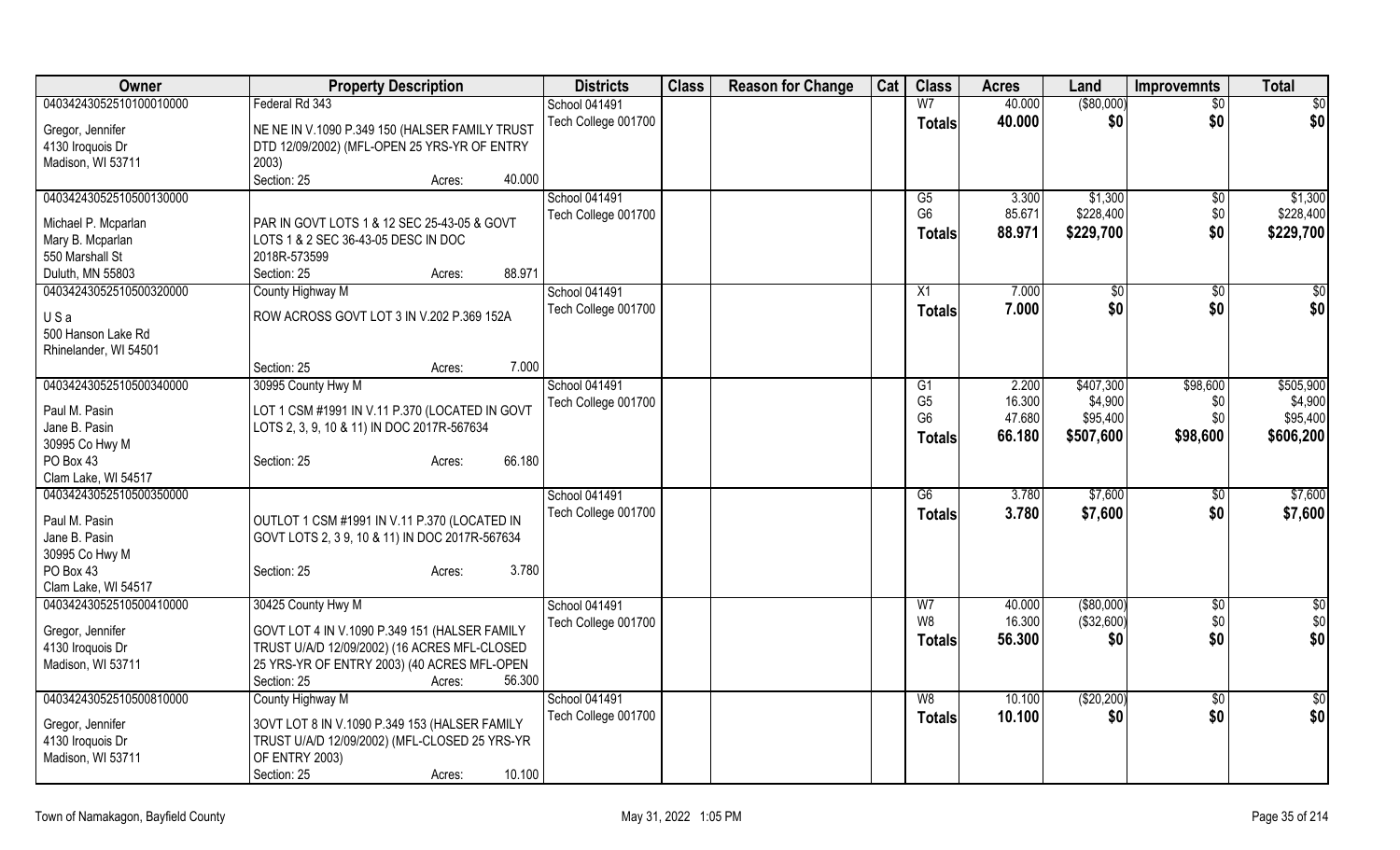| Owner | Property Description | Districts | Class | Reason for Change | Cat | Class | Acres | Land | Improvemnts | Total |
|---|---|---|---|---|---|---|---|---|---|---|
| 04034243052510100010000 | Federal Rd 343 | School 041491 | | | | W7 | 40.000 | ($80,000) | $0 | $0 |
| Gregor, Jennifer | NE NE IN V.1090 P.349 150 (HALSER FAMILY TRUST | Tech College 001700 | | | | **Totals** | **40.000** | **$0** | **$0** | **$0** |
| 4130 Iroquois Dr | DTD 12/09/2002) (MFL-OPEN 25 YRS-YR OF ENTRY | | | | | | | | | |
| Madison, WI 53711 | 2003) | | | | | | | | | |
| | Section: 25 Acres: 40.000 | | | | | | | | | |
| 04034243052510500130000 | | School 041491 | | | | G5 | 3.300 | $1,300 | $0 | $1,300 |
| Michael P. Mcparlan | PAR IN GOVT LOTS 1 & 12 SEC 25-43-05 & GOVT | Tech College 001700 | | | | G6 | 85.671 | $228,400 | $0 | $228,400 |
| Mary B. Mcparlan | LOTS 1 & 2 SEC 36-43-05 DESC IN DOC | | | | | **Totals** | **88.971** | **$229,700** | **$0** | **$229,700** |
| 550 Marshall St | 2018R-573599 | | | | | | | | | |
| Duluth, MN 55803 | Section: 25 Acres: 88.971 | | | | | | | | | |
| 04034243052510500320000 | County Highway M | School 041491 | | | | X1 | 7.000 | $0 | $0 | $0 |
| U S a | ROW ACROSS GOVT LOT 3 IN V.202 P.369 152A | Tech College 001700 | | | | **Totals** | **7.000** | **$0** | **$0** | **$0** |
| 500 Hanson Lake Rd | | | | | | | | | | |
| Rhinelander, WI 54501 | | | | | | | | | | |
| | Section: 25 Acres: 7.000 | | | | | | | | | |
| 04034243052510500340000 | 30995 County Hwy M | School 041491 | | | | G1 | 2.200 | $407,300 | $98,600 | $505,900 |
| Paul M. Pasin | LOT 1 CSM #1991 IN V.11 P.370 (LOCATED IN GOVT | Tech College 001700 | | | | G5 | 16.300 | $4,900 | $0 | $4,900 |
| Jane B. Pasin | LOTS 2, 3, 9, 10 & 11) IN DOC 2017R-567634 | | | | | G6 | 47.680 | $95,400 | $0 | $95,400 |
| 30995 Co Hwy M | | | | | | **Totals** | **66.180** | **$507,600** | **$98,600** | **$606,200** |
| PO Box 43 | Section: 25 Acres: 66.180 | | | | | | | | | |
| Clam Lake, WI 54517 | | | | | | | | | | |
| 04034243052510500350000 | | School 041491 | | | | G6 | 3.780 | $7,600 | $0 | $7,600 |
| Paul M. Pasin | OUTLOT 1 CSM #1991 IN V.11 P.370 (LOCATED IN | Tech College 001700 | | | | **Totals** | **3.780** | **$7,600** | **$0** | **$7,600** |
| Jane B. Pasin | GOVT LOTS 2, 3 9, 10 & 11) IN DOC 2017R-567634 | | | | | | | | | |
| 30995 Co Hwy M | | | | | | | | | | |
| PO Box 43 | Section: 25 Acres: 3.780 | | | | | | | | | |
| Clam Lake, WI 54517 | | | | | | | | | | |
| 04034243052510500410000 | 30425 County Hwy M | School 041491 | | | | W7 | 40.000 | ($80,000) | $0 | $0 |
| Gregor, Jennifer | GOVT LOT 4 IN V.1090 P.349 151 (HALSER FAMILY | Tech College 001700 | | | | W8 | 16.300 | ($32,600) | $0 | $0 |
| 4130 Iroquois Dr | TRUST U/A/D 12/09/2002) (16 ACRES MFL-CLOSED | | | | | **Totals** | **56.300** | **$0** | **$0** | **$0** |
| Madison, WI 53711 | 25 YRS-YR OF ENTRY 2003) (40 ACRES MFL-OPEN | | | | | | | | | |
| | Section: 25 Acres: 56.300 | | | | | | | | | |
| 04034243052510500810000 | County Highway M | School 041491 | | | | W8 | 10.100 | ($20,200) | $0 | $0 |
| Gregor, Jennifer | 3OVT LOT 8 IN V.1090 P.349 153 (HALSER FAMILY | Tech College 001700 | | | | **Totals** | **10.100** | **$0** | **$0** | **$0** |
| 4130 Iroquois Dr | TRUST U/A/D 12/09/2002) (MFL-CLOSED 25 YRS-YR | | | | | | | | | |
| Madison, WI 53711 | OF ENTRY 2003) | | | | | | | | | |
| | Section: 25 Acres: 10.100 | | | | | | | | | |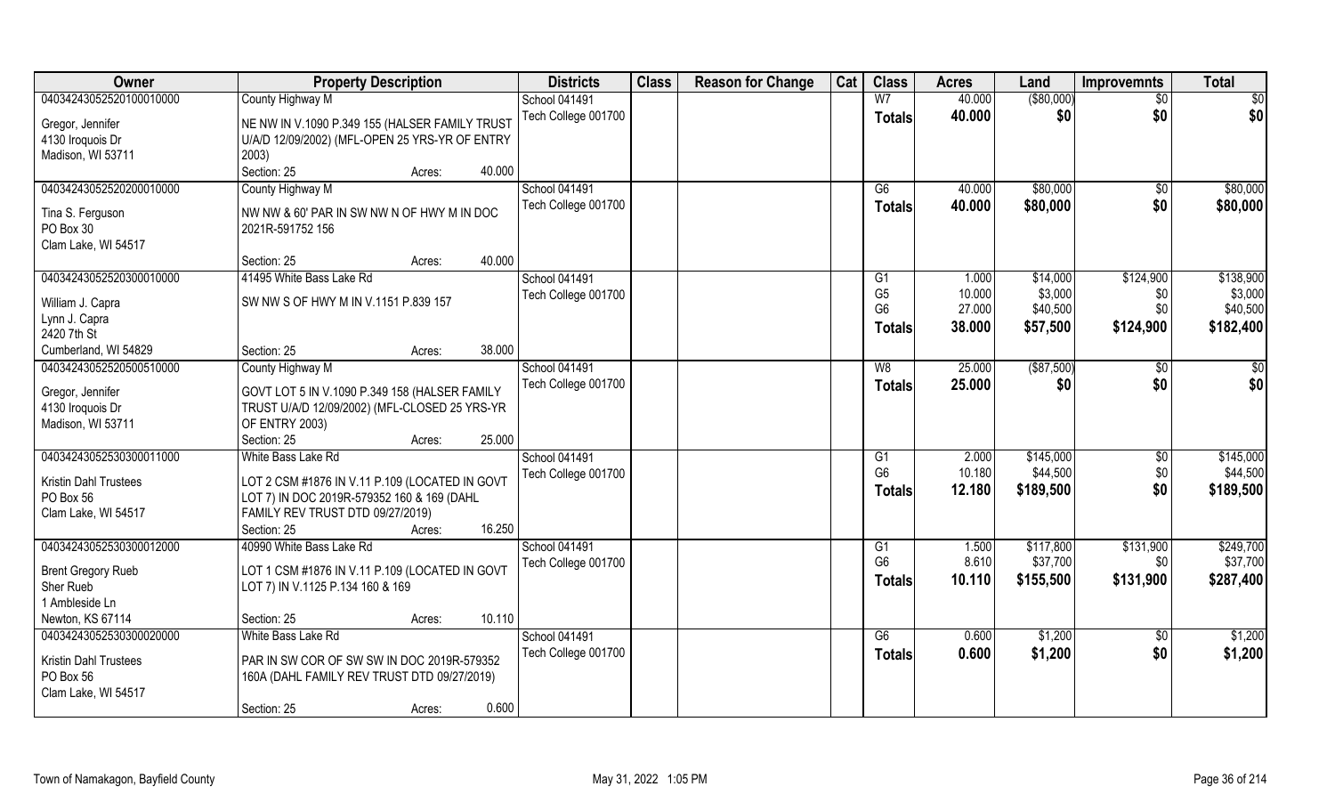| Owner | Property Description | Districts | Class | Reason for Change | Cat | Class | Acres | Land | Improvemnts | Total |
|---|---|---|---|---|---|---|---|---|---|---|
| 04034243052520100010000 | County Highway M | School 041491 | | | | W7 | 40.000 | ($80,000) | $0 | $0 |
| Gregor, Jennifer<br>4130 Iroquois Dr<br>Madison, WI 53711 | NE NW IN V.1090 P.349 155 (HALSER FAMILY TRUST U/A/D 12/09/2002) (MFL-OPEN 25 YRS-YR OF ENTRY 2003)<br>Section: 25 Acres: 40.000 | Tech College 001700 | | | | Totals | 40.000 | $0 | $0 | $0 |
| 04034243052520200010000 | County Highway M | School 041491 | | | | G6 | 40.000 | $80,000 | $0 | $80,000 |
| Tina S. Ferguson<br>PO Box 30<br>Clam Lake, WI 54517 | NW NW & 60' PAR IN SW NW N OF HWY M IN DOC 2021R-591752 156<br>Section: 25 Acres: 40.000 | Tech College 001700 | | | | Totals | 40.000 | $80,000 | $0 | $80,000 |
| 04034243052520300010000 | 41495 White Bass Lake Rd | School 041491 | | | | G1 | 1.000 | $14,000 | $124,900 | $138,900 |
| William J. Capra<br>Lynn J. Capra<br>2420 7th St<br>Cumberland, WI 54829 | SW NW S OF HWY M IN V.1151 P.839 157<br>Section: 25 Acres: 38.000 | Tech College 001700 | | | | G5 | 10.000 | $3,000 | $0 | $3,000 |
| | | | | | | G6 | 27.000 | $40,500 | $0 | $40,500 |
| | | | | | | Totals | 38.000 | $57,500 | $124,900 | $182,400 |
| 04034243052520500510000 | County Highway M | School 041491 | | | | W8 | 25.000 | ($87,500) | $0 | $0 |
| Gregor, Jennifer<br>4130 Iroquois Dr<br>Madison, WI 53711 | GOVT LOT 5 IN V.1090 P.349 158 (HALSER FAMILY TRUST U/A/D 12/09/2002) (MFL-CLOSED 25 YRS-YR OF ENTRY 2003)<br>Section: 25 Acres: 25.000 | Tech College 001700 | | | | Totals | 25.000 | $0 | $0 | $0 |
| 04034243052530300011000 | White Bass Lake Rd | School 041491 | | | | G1 | 2.000 | $145,000 | $0 | $145,000 |
| Kristin Dahl Trustees<br>PO Box 56<br>Clam Lake, WI 54517 | LOT 2 CSM #1876 IN V.11 P.109 (LOCATED IN GOVT LOT 7) IN DOC 2019R-579352 160 & 169 (DAHL FAMILY REV TRUST DTD 09/27/2019)<br>Section: 25 Acres: 16.250 | Tech College 001700 | | | | G6 | 10.180 | $44,500 | $0 | $44,500 |
| | | | | | | Totals | 12.180 | $189,500 | $0 | $189,500 |
| 04034243052530300012000 | 40990 White Bass Lake Rd | School 041491 | | | | G1 | 1.500 | $117,800 | $131,900 | $249,700 |
| Brent Gregory Rueb<br>Sher Rueb<br>1 Ambleside Ln<br>Newton, KS 67114 | LOT 1 CSM #1876 IN V.11 P.109 (LOCATED IN GOVT LOT 7) IN V.1125 P.134 160 & 169<br>Section: 25 Acres: 10.110 | Tech College 001700 | | | | G6 | 8.610 | $37,700 | $0 | $37,700 |
| | | | | | | Totals | 10.110 | $155,500 | $131,900 | $287,400 |
| 04034243052530300020000 | White Bass Lake Rd | School 041491 | | | | G6 | 0.600 | $1,200 | $0 | $1,200 |
| Kristin Dahl Trustees<br>PO Box 56<br>Clam Lake, WI 54517 | PAR IN SW COR OF SW SW IN DOC 2019R-579352 160A (DAHL FAMILY REV TRUST DTD 09/27/2019)<br>Section: 25 Acres: 0.600 | Tech College 001700 | | | | Totals | 0.600 | $1,200 | $0 | $1,200 |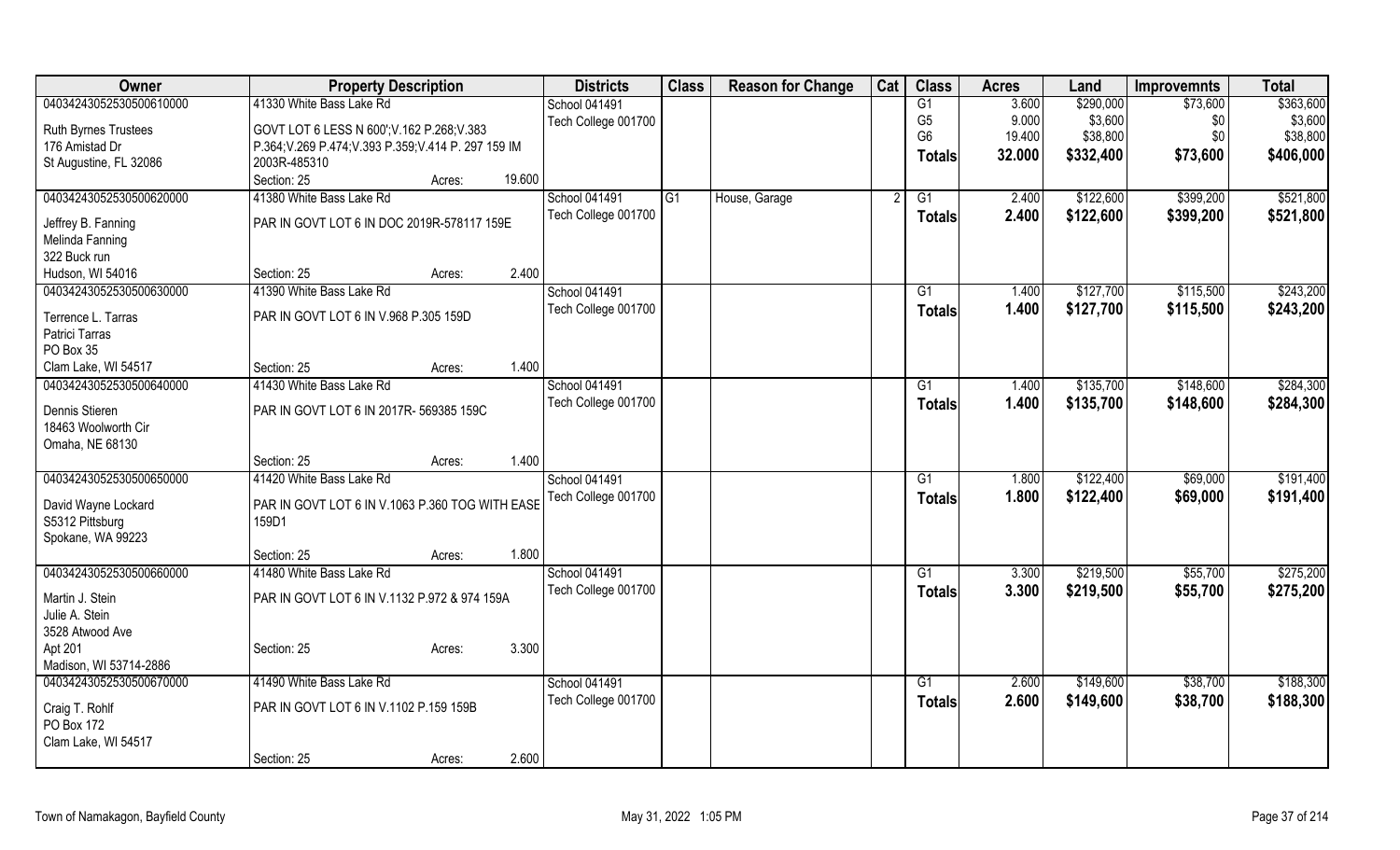| Owner | Property Description | | Districts | Class | Reason for Change | Cat | Class | Acres | Land | Improvemnts | Total |
|---|---|---|---|---|---|---|---|---|---|---|---|
| 04034243052530500610000 | 41330 White Bass Lake Rd | | School 041491 | | | | G1 | 3.600 | $290,000 | $73,600 | $363,600 |
| Ruth Byrnes Trustees | GOVT LOT 6 LESS N 600';V.162 P.268;V.383 | | Tech College 001700 | | | | G5 | 9.000 | $3,600 | $0 | $3,600 |
| 176 Amistad Dr | P.364;V.269 P.474;V.393 P.359;V.414 P. 297 159 IM | | | | | | G6 | 19.400 | $38,800 | $0 | $38,800 |
| St Augustine, FL 32086 | 2003R-485310 | | | | | | **Totals** | **32.000** | **$332,400** | **$73,600** | **$406,000** |
| | Section: 25 | Acres: 19.600 | | | | | | | | | |
| 04034243052530500620000 | 41380 White Bass Lake Rd | | School 041491 | G1 | House, Garage | 2 | G1 | 2.400 | $122,600 | $399,200 | $521,800 |
| Jeffrey B. Fanning | PAR IN GOVT LOT 6 IN DOC 2019R-578117 159E | | Tech College 001700 | | | | **Totals** | **2.400** | **$122,600** | **$399,200** | **$521,800** |
| Melinda Fanning | | | | | | | | | | | |
| 322 Buck run | | | | | | | | | | | |
| Hudson, WI 54016 | Section: 25 | Acres: 2.400 | | | | | | | | | |
| 04034243052530500630000 | 41390 White Bass Lake Rd | | School 041491 | | | | G1 | 1.400 | $127,700 | $115,500 | $243,200 |
| Terrence L. Tarras | PAR IN GOVT LOT 6 IN V.968 P.305 159D | | Tech College 001700 | | | | **Totals** | **1.400** | **$127,700** | **$115,500** | **$243,200** |
| Patrici Tarras | | | | | | | | | | | |
| PO Box 35 | | | | | | | | | | | |
| Clam Lake, WI 54517 | Section: 25 | Acres: 1.400 | | | | | | | | | |
| 04034243052530500640000 | 41430 White Bass Lake Rd | | School 041491 | | | | G1 | 1.400 | $135,700 | $148,600 | $284,300 |
| Dennis Stieren | PAR IN GOVT LOT 6 IN 2017R- 569385 159C | | Tech College 001700 | | | | **Totals** | **1.400** | **$135,700** | **$148,600** | **$284,300** |
| 18463 Woolworth Cir | | | | | | | | | | | |
| Omaha, NE 68130 | | | | | | | | | | | |
| | Section: 25 | Acres: 1.400 | | | | | | | | | |
| 04034243052530500650000 | 41420 White Bass Lake Rd | | School 041491 | | | | G1 | 1.800 | $122,400 | $69,000 | $191,400 |
| David Wayne Lockard | PAR IN GOVT LOT 6 IN V.1063 P.360 TOG WITH EASE 159D1 | | Tech College 001700 | | | | **Totals** | **1.800** | **$122,400** | **$69,000** | **$191,400** |
| S5312 Pittsburg | | | | | | | | | | | |
| Spokane, WA 99223 | | | | | | | | | | | |
| | Section: 25 | Acres: 1.800 | | | | | | | | | |
| 04034243052530500660000 | 41480 White Bass Lake Rd | | School 041491 | | | | G1 | 3.300 | $219,500 | $55,700 | $275,200 |
| Martin J. Stein | PAR IN GOVT LOT 6 IN V.1132 P.972 & 974 159A | | Tech College 001700 | | | | **Totals** | **3.300** | **$219,500** | **$55,700** | **$275,200** |
| Julie A. Stein | | | | | | | | | | | |
| 3528 Atwood Ave | | | | | | | | | | | |
| Apt 201 | Section: 25 | Acres: 3.300 | | | | | | | | | |
| Madison, WI 53714-2886 | | | | | | | | | | | |
| 04034243052530500670000 | 41490 White Bass Lake Rd | | School 041491 | | | | G1 | 2.600 | $149,600 | $38,700 | $188,300 |
| Craig T. Rohlf | PAR IN GOVT LOT 6 IN V.1102 P.159 159B | | Tech College 001700 | | | | **Totals** | **2.600** | **$149,600** | **$38,700** | **$188,300** |
| PO Box 172 | | | | | | | | | | | |
| Clam Lake, WI 54517 | | | | | | | | | | | |
| | Section: 25 | Acres: 2.600 | | | | | | | | | |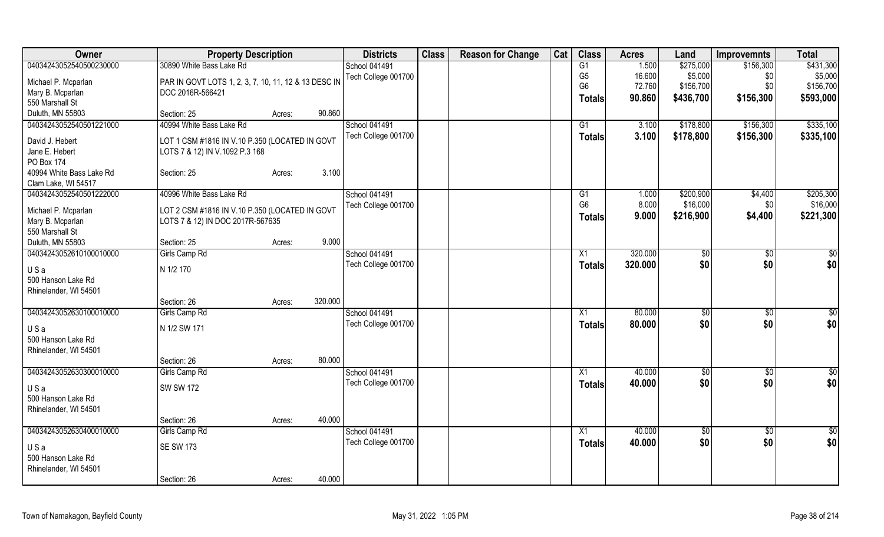| Owner | Property Description | | Districts | Class | Reason for Change | Cat | Class | Acres | Land | Improvemnts | Total |
|---|---|---|---|---|---|---|---|---|---|---|---|
| 04034243052540500230000 | 30890 White Bass Lake Rd | | School 041491 | | | | G1 | 1.500 | $275,000 | $156,300 | $431,300 |
| Michael P. Mcparlan | PAR IN GOVT LOTS 1, 2, 3, 7, 10, 11, 12 & 13 DESC IN | | Tech College 001700 | | | | G5 | 16.600 | $5,000 | $0 | $5,000 |
| Mary B. Mcparlan | DOC 2016R-566421 | | | | | | G6 | 72.760 | $156,700 | $0 | $156,700 |
| 550 Marshall St | | | | | | | **Totals** | **90.860** | **$436,700** | **$156,300** | **$593,000** |
| Duluth, MN 55803 | Section: 25 | Acres: 90.860 | | | | | | | | | |
| 04034243052540501221000 | 40994 White Bass Lake Rd | | School 041491 | | | | G1 | 3.100 | $178,800 | $156,300 | $335,100 |
| David J. Hebert | LOT 1 CSM #1816 IN V.10 P.350 (LOCATED IN GOVT | | Tech College 001700 | | | | **Totals** | **3.100** | **$178,800** | **$156,300** | **$335,100** |
| Jane E. Hebert | LOTS 7 & 12) IN V.1092 P.3 168 | | | | | | | | | | |
| PO Box 174 | | | | | | | | | | | |
| 40994 White Bass Lake Rd | Section: 25 | Acres: 3.100 | | | | | | | | | |
| Clam Lake, WI 54517 | | | | | | | | | | | |
| 04034243052540501222000 | 40996 White Bass Lake Rd | | School 041491 | | | | G1 | 1.000 | $200,900 | $4,400 | $205,300 |
| Michael P. Mcparlan | LOT 2 CSM #1816 IN V.10 P.350 (LOCATED IN GOVT | | Tech College 001700 | | | | G6 | 8.000 | $16,000 | $0 | $16,000 |
| Mary B. Mcparlan | LOTS 7 & 12) IN DOC 2017R-567635 | | | | | | **Totals** | **9.000** | **$216,900** | **$4,400** | **$221,300** |
| 550 Marshall St | | | | | | | | | | | |
| Duluth, MN 55803 | Section: 25 | Acres: 9.000 | | | | | | | | | |
| 04034243052610100010000 | Girls Camp Rd | | School 041491 | | | | X1 | 320.000 | $0 | $0 | $0 |
| U S a | N 1/2 170 | | Tech College 001700 | | | | **Totals** | **320.000** | **$0** | **$0** | **$0** |
| 500 Hanson Lake Rd | | | | | | | | | | | |
| Rhinelander, WI 54501 | | | | | | | | | | | |
| | Section: 26 | Acres: 320.000 | | | | | | | | | |
| 04034243052630100010000 | Girls Camp Rd | | School 041491 | | | | X1 | 80.000 | $0 | $0 | $0 |
| U S a | N 1/2 SW 171 | | Tech College 001700 | | | | **Totals** | **80.000** | **$0** | **$0** | **$0** |
| 500 Hanson Lake Rd | | | | | | | | | | | |
| Rhinelander, WI 54501 | | | | | | | | | | | |
| | Section: 26 | Acres: 80.000 | | | | | | | | | |
| 04034243052630300010000 | Girls Camp Rd | | School 041491 | | | | X1 | 40.000 | $0 | $0 | $0 |
| U S a | SW SW 172 | | Tech College 001700 | | | | **Totals** | **40.000** | **$0** | **$0** | **$0** |
| 500 Hanson Lake Rd | | | | | | | | | | | |
| Rhinelander, WI 54501 | | | | | | | | | | | |
| | Section: 26 | Acres: 40.000 | | | | | | | | | |
| 04034243052630400010000 | Girls Camp Rd | | School 041491 | | | | X1 | 40.000 | $0 | $0 | $0 |
| U S a | SE SW 173 | | Tech College 001700 | | | | **Totals** | **40.000** | **$0** | **$0** | **$0** |
| 500 Hanson Lake Rd | | | | | | | | | | | |
| Rhinelander, WI 54501 | | | | | | | | | | | |
| | Section: 26 | Acres: 40.000 | | | | | | | | | |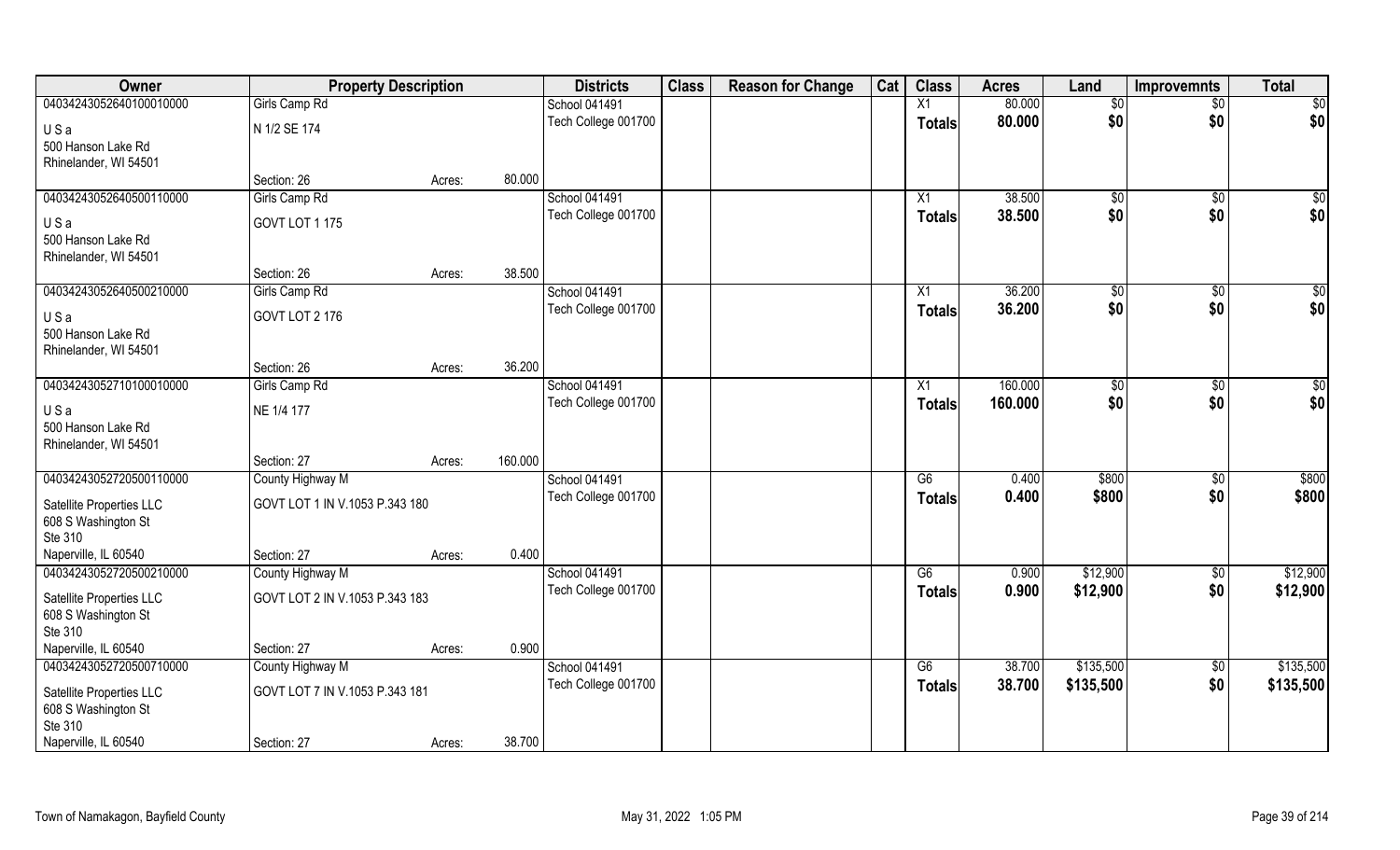| Owner | Property Description | | | Districts | Class | Reason for Change | Cat | Class | Acres | Land | Improvemnts | Total |
|---|---|---|---|---|---|---|---|---|---|---|---|---|
| 04034243052640100010000 | Girls Camp Rd | | | School 041491 | | | | X1 | 80.000 | $0 | $0 | $0 |
| U S a | N 1/2 SE 174 | | | Tech College 001700 | | | | **Totals** | **80.000** | **$0** | **$0** | **$0** |
| 500 Hanson Lake Rd | | | | | | | | | | | | |
| Rhinelander, WI 54501 | | | | | | | | | | | | |
| | Section: 26 | Acres: | 80.000 | | | | | | | | | |
| 04034243052640500110000 | Girls Camp Rd | | | School 041491 | | | | X1 | 38.500 | $0 | $0 | $0 |
| U S a | GOVT LOT 1 175 | | | Tech College 001700 | | | | **Totals** | **38.500** | **$0** | **$0** | **$0** |
| 500 Hanson Lake Rd | | | | | | | | | | | | |
| Rhinelander, WI 54501 | | | | | | | | | | | | |
| | Section: 26 | Acres: | 38.500 | | | | | | | | | |
| 04034243052640500210000 | Girls Camp Rd | | | School 041491 | | | | X1 | 36.200 | $0 | $0 | $0 |
| U S a | GOVT LOT 2 176 | | | Tech College 001700 | | | | **Totals** | **36.200** | **$0** | **$0** | **$0** |
| 500 Hanson Lake Rd | | | | | | | | | | | | |
| Rhinelander, WI 54501 | | | | | | | | | | | | |
| | Section: 26 | Acres: | 36.200 | | | | | | | | | |
| 04034243052710100010000 | Girls Camp Rd | | | School 041491 | | | | X1 | 160.000 | $0 | $0 | $0 |
| U S a | NE 1/4 177 | | | Tech College 001700 | | | | **Totals** | **160.000** | **$0** | **$0** | **$0** |
| 500 Hanson Lake Rd | | | | | | | | | | | | |
| Rhinelander, WI 54501 | | | | | | | | | | | | |
| | Section: 27 | Acres: | 160.000 | | | | | | | | | |
| 04034243052720500110000 | County Highway M | | | School 041491 | | | | G6 | 0.400 | $800 | $0 | $800 |
| Satellite Properties LLC | GOVT LOT 1 IN V.1053 P.343 180 | | | Tech College 001700 | | | | **Totals** | **0.400** | **$800** | **$0** | **$800** |
| 608 S Washington St | | | | | | | | | | | | |
| Ste 310 | | | | | | | | | | | | |
| Naperville, IL 60540 | Section: 27 | Acres: | 0.400 | | | | | | | | | |
| 04034243052720500210000 | County Highway M | | | School 041491 | | | | G6 | 0.900 | $12,900 | $0 | $12,900 |
| Satellite Properties LLC | GOVT LOT 2 IN V.1053 P.343 183 | | | Tech College 001700 | | | | **Totals** | **0.900** | **$12,900** | **$0** | **$12,900** |
| 608 S Washington St | | | | | | | | | | | | |
| Ste 310 | | | | | | | | | | | | |
| Naperville, IL 60540 | Section: 27 | Acres: | 0.900 | | | | | | | | | |
| 04034243052720500710000 | County Highway M | | | School 041491 | | | | G6 | 38.700 | $135,500 | $0 | $135,500 |
| Satellite Properties LLC | GOVT LOT 7 IN V.1053 P.343 181 | | | Tech College 001700 | | | | **Totals** | **38.700** | **$135,500** | **$0** | **$135,500** |
| 608 S Washington St | | | | | | | | | | | | |
| Ste 310 | | | | | | | | | | | | |
| Naperville, IL 60540 | Section: 27 | Acres: | 38.700 | | | | | | | | | |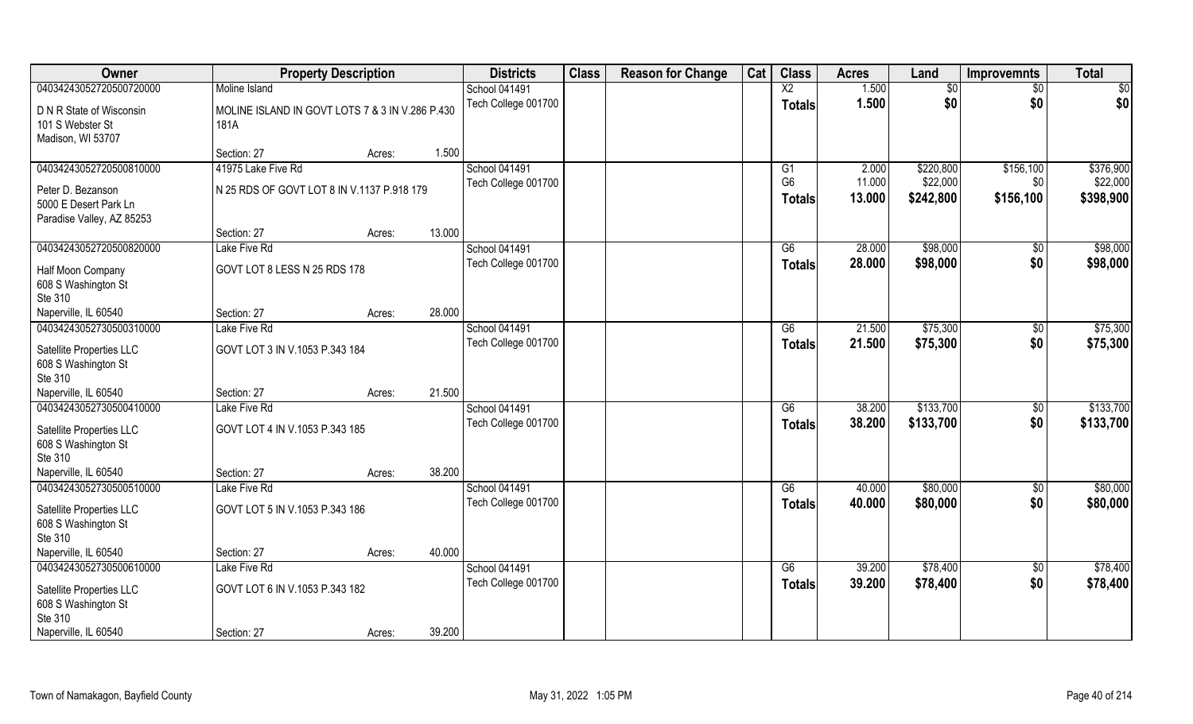| Owner | Property Description | | | Districts | Class | Reason for Change | Cat | Class | Acres | Land | Improvemnts | Total |
|---|---|---|---|---|---|---|---|---|---|---|---|---|
| 04034243052720500720000 | Moline Island | | | School 041491 | | | | X2 | 1.500 | $0 | $0 | $0 |
| D N R State of Wisconsin<br>101 S Webster St<br>Madison, WI 53707 | MOLINE ISLAND IN GOVT LOTS 7 & 3 IN V.286 P.430 181A | | | Tech College 001700 | | | | Totals | 1.500 | $0 | $0 | $0 |
| | Section: 27 | Acres: | 1.500 | | | | | | | | | |
| 04034243052720500810000 | 41975 Lake Five Rd | | | School 041491 | | | | G1 | 2.000 | $220,800 | $156,100 | $376,900 |
| Peter D. Bezanson<br>5000 E Desert Park Ln<br>Paradise Valley, AZ 85253 | N 25 RDS OF GOVT LOT 8 IN V.1137 P.918 179 | | | Tech College 001700 | | | | G6 | 11.000 | $22,000 | $0 | $22,000 |
| | | | | | | | | Totals | 13.000 | $242,800 | $156,100 | $398,900 |
| | Section: 27 | Acres: | 13.000 | | | | | | | | | |
| 04034243052720500820000 | Lake Five Rd | | | School 041491 | | | | G6 | 28.000 | $98,000 | $0 | $98,000 |
| Half Moon Company<br>608 S Washington St<br>Ste 310<br>Naperville, IL 60540 | GOVT LOT 8 LESS N 25 RDS 178 | | | Tech College 001700 | | | | Totals | 28.000 | $98,000 | $0 | $98,000 |
| | Section: 27 | Acres: | 28.000 | | | | | | | | | |
| 04034243052730500310000 | Lake Five Rd | | | School 041491 | | | | G6 | 21.500 | $75,300 | $0 | $75,300 |
| Satellite Properties LLC<br>608 S Washington St<br>Ste 310<br>Naperville, IL 60540 | GOVT LOT 3 IN V.1053 P.343 184 | | | Tech College 001700 | | | | Totals | 21.500 | $75,300 | $0 | $75,300 |
| | Section: 27 | Acres: | 21.500 | | | | | | | | | |
| 04034243052730500410000 | Lake Five Rd | | | School 041491 | | | | G6 | 38.200 | $133,700 | $0 | $133,700 |
| Satellite Properties LLC<br>608 S Washington St<br>Ste 310<br>Naperville, IL 60540 | GOVT LOT 4 IN V.1053 P.343 185 | | | Tech College 001700 | | | | Totals | 38.200 | $133,700 | $0 | $133,700 |
| | Section: 27 | Acres: | 38.200 | | | | | | | | | |
| 04034243052730500510000 | Lake Five Rd | | | School 041491 | | | | G6 | 40.000 | $80,000 | $0 | $80,000 |
| Satellite Properties LLC<br>608 S Washington St<br>Ste 310<br>Naperville, IL 60540 | GOVT LOT 5 IN V.1053 P.343 186 | | | Tech College 001700 | | | | Totals | 40.000 | $80,000 | $0 | $80,000 |
| | Section: 27 | Acres: | 40.000 | | | | | | | | | |
| 04034243052730500610000 | Lake Five Rd | | | School 041491 | | | | G6 | 39.200 | $78,400 | $0 | $78,400 |
| Satellite Properties LLC<br>608 S Washington St<br>Ste 310<br>Naperville, IL 60540 | GOVT LOT 6 IN V.1053 P.343 182 | | | Tech College 001700 | | | | Totals | 39.200 | $78,400 | $0 | $78,400 |
| | Section: 27 | Acres: | 39.200 | | | | | | | | | |

Town of Namakagon, Bayfield County May 31, 2022 1:05 PM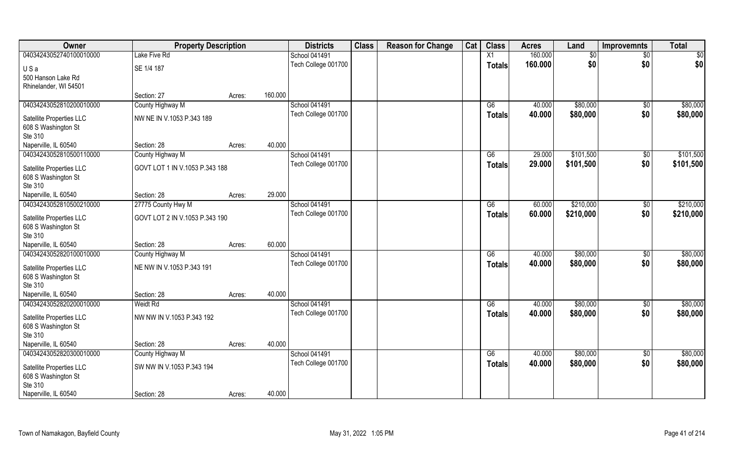| Owner | Property Description | | | Districts | Class | Reason for Change | Cat | Class | Acres | Land | Improvemnts | Total |
|---|---|---|---|---|---|---|---|---|---|---|---|---|
| 04034243052740100010000 | Lake Five Rd | | | School 041491 | | | | X1 | 160.000 | $0 | $0 | $0 |
| U S a | SE 1/4 187 | | | Tech College 001700 | | | | Totals | 160.000 | $0 | $0 | $0 |
| 500 Hanson Lake Rd | | | | | | | | | | | | |
| Rhinelander, WI 54501 | | | | | | | | | | | | |
| | Section: 27 | Acres: | 160.000 | | | | | | | | | |
| 04034243052810200010000 | County Highway M | | | School 041491 | | | | G6 | 40.000 | $80,000 | $0 | $80,000 |
| Satellite Properties LLC | NW NE IN V.1053 P.343 189 | | | Tech College 001700 | | | | Totals | 40.000 | $80,000 | $0 | $80,000 |
| 608 S Washington St | | | | | | | | | | | | |
| Ste 310 | | | | | | | | | | | | |
| Naperville, IL 60540 | Section: 28 | Acres: | 40.000 | | | | | | | | | |
| 04034243052810500110000 | County Highway M | | | School 041491 | | | | G6 | 29.000 | $101,500 | $0 | $101,500 |
| Satellite Properties LLC | GOVT LOT 1 IN V.1053 P.343 188 | | | Tech College 001700 | | | | Totals | 29.000 | $101,500 | $0 | $101,500 |
| 608 S Washington St | | | | | | | | | | | | |
| Ste 310 | | | | | | | | | | | | |
| Naperville, IL 60540 | Section: 28 | Acres: | 29.000 | | | | | | | | | |
| 04034243052810500210000 | 27775 County Hwy M | | | School 041491 | | | | G6 | 60.000 | $210,000 | $0 | $210,000 |
| Satellite Properties LLC | GOVT LOT 2 IN V.1053 P.343 190 | | | Tech College 001700 | | | | Totals | 60.000 | $210,000 | $0 | $210,000 |
| 608 S Washington St | | | | | | | | | | | | |
| Ste 310 | | | | | | | | | | | | |
| Naperville, IL 60540 | Section: 28 | Acres: | 60.000 | | | | | | | | | |
| 04034243052820100010000 | County Highway M | | | School 041491 | | | | G6 | 40.000 | $80,000 | $0 | $80,000 |
| Satellite Properties LLC | NE NW IN V.1053 P.343 191 | | | Tech College 001700 | | | | Totals | 40.000 | $80,000 | $0 | $80,000 |
| 608 S Washington St | | | | | | | | | | | | |
| Ste 310 | | | | | | | | | | | | |
| Naperville, IL 60540 | Section: 28 | Acres: | 40.000 | | | | | | | | | |
| 04034243052820200010000 | Weidt Rd | | | School 041491 | | | | G6 | 40.000 | $80,000 | $0 | $80,000 |
| Satellite Properties LLC | NW NW IN V.1053 P.343 192 | | | Tech College 001700 | | | | Totals | 40.000 | $80,000 | $0 | $80,000 |
| 608 S Washington St | | | | | | | | | | | | |
| Ste 310 | | | | | | | | | | | | |
| Naperville, IL 60540 | Section: 28 | Acres: | 40.000 | | | | | | | | | |
| 04034243052820300010000 | County Highway M | | | School 041491 | | | | G6 | 40.000 | $80,000 | $0 | $80,000 |
| Satellite Properties LLC | SW NW IN V.1053 P.343 194 | | | Tech College 001700 | | | | Totals | 40.000 | $80,000 | $0 | $80,000 |
| 608 S Washington St | | | | | | | | | | | | |
| Ste 310 | | | | | | | | | | | | |
| Naperville, IL 60540 | Section: 28 | Acres: | 40.000 | | | | | | | | | |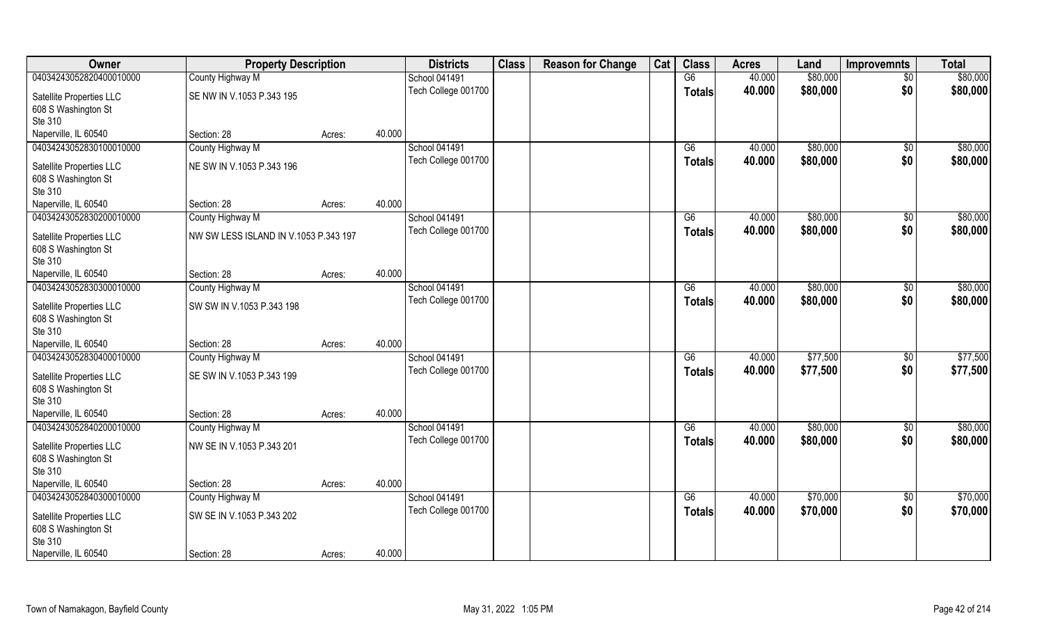| Owner | Property Description | | | Districts | Class | Reason for Change | Cat | Class | Acres | Land | Improvemnts | Total |
|---|---|---|---|---|---|---|---|---|---|---|---|---|
| 04034243052820400010000 | County Highway M | | | School 041491 | | | | G6 | 40.000 | $80,000 | $0 | $80,000 |
| Satellite Properties LLC<br>608 S Washington St<br>Ste 310 | SE NW IN V.1053 P.343 195 | | | Tech College 001700 | | | | Totals | 40.000 | $80,000 | $0 | $80,000 |
| Naperville, IL 60540 | Section: 28 | Acres: | 40.000 | | | | | | | | | |
| 04034243052830100010000 | County Highway M | | | School 041491 | | | | G6 | 40.000 | $80,000 | $0 | $80,000 |
| Satellite Properties LLC<br>608 S Washington St<br>Ste 310 | NE SW IN V.1053 P.343 196 | | | Tech College 001700 | | | | Totals | 40.000 | $80,000 | $0 | $80,000 |
| Naperville, IL 60540 | Section: 28 | Acres: | 40.000 | | | | | | | | | |
| 04034243052830200010000 | County Highway M | | | School 041491 | | | | G6 | 40.000 | $80,000 | $0 | $80,000 |
| Satellite Properties LLC<br>608 S Washington St<br>Ste 310 | NW SW LESS ISLAND IN V.1053 P.343 197 | | | Tech College 001700 | | | | Totals | 40.000 | $80,000 | $0 | $80,000 |
| Naperville, IL 60540 | Section: 28 | Acres: | 40.000 | | | | | | | | | |
| 04034243052830300010000 | County Highway M | | | School 041491 | | | | G6 | 40.000 | $80,000 | $0 | $80,000 |
| Satellite Properties LLC<br>608 S Washington St<br>Ste 310 | SW SW IN V.1053 P.343 198 | | | Tech College 001700 | | | | Totals | 40.000 | $80,000 | $0 | $80,000 |
| Naperville, IL 60540 | Section: 28 | Acres: | 40.000 | | | | | | | | | |
| 04034243052830400010000 | County Highway M | | | School 041491 | | | | G6 | 40.000 | $77,500 | $0 | $77,500 |
| Satellite Properties LLC<br>608 S Washington St<br>Ste 310 | SE SW IN V.1053 P.343 199 | | | Tech College 001700 | | | | Totals | 40.000 | $77,500 | $0 | $77,500 |
| Naperville, IL 60540 | Section: 28 | Acres: | 40.000 | | | | | | | | | |
| 04034243052840200010000 | County Highway M | | | School 041491 | | | | G6 | 40.000 | $80,000 | $0 | $80,000 |
| Satellite Properties LLC<br>608 S Washington St<br>Ste 310 | NW SE IN V.1053 P.343 201 | | | Tech College 001700 | | | | Totals | 40.000 | $80,000 | $0 | $80,000 |
| Naperville, IL 60540 | Section: 28 | Acres: | 40.000 | | | | | | | | | |
| 04034243052840300010000 | County Highway M | | | School 041491 | | | | G6 | 40.000 | $70,000 | $0 | $70,000 |
| Satellite Properties LLC<br>608 S Washington St<br>Ste 310 | SW SE IN V.1053 P.343 202 | | | Tech College 001700 | | | | Totals | 40.000 | $70,000 | $0 | $70,000 |
| Naperville, IL 60540 | Section: 28 | Acres: | 40.000 | | | | | | | | | |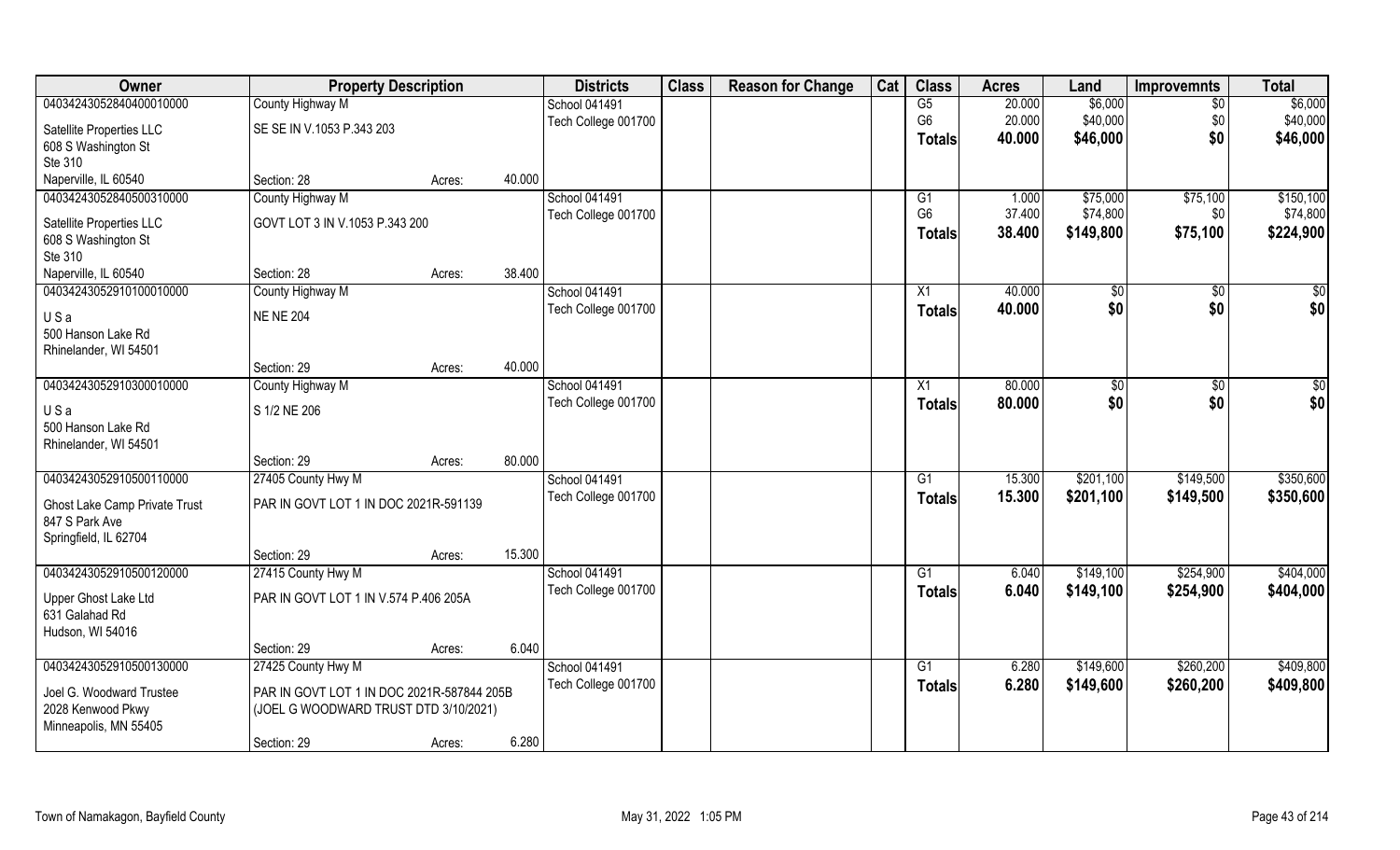| Owner | Property Description | | Districts | Class | Reason for Change | Cat | Class | Acres | Land | Improvemnts | Total |
|---|---|---|---|---|---|---|---|---|---|---|---|
| 04034243052840400010000 | County Highway M | | School 041491 | | | | G5 | 20.000 | $6,000 | $0 | $6,000 |
| Satellite Properties LLC | SE SE IN V.1053 P.343 203 | | Tech College 001700 | | | | G6 | 20.000 | $40,000 | $0 | $40,000 |
| 608 S Washington St | | | | | | | **Totals** | **40.000** | **$46,000** | **$0** | **$46,000** |
| Ste 310 | | | | | | | | | | | |
| Naperville, IL 60540 | Section: 28 | Acres: 40.000 | | | | | | | | | |
| 04034243052840500310000 | County Highway M | | School 041491 | | | | G1 | 1.000 | $75,000 | $75,100 | $150,100 |
| Satellite Properties LLC | GOVT LOT 3 IN V.1053 P.343 200 | | Tech College 001700 | | | | G6 | 37.400 | $74,800 | $0 | $74,800 |
| 608 S Washington St | | | | | | | **Totals** | **38.400** | **$149,800** | **$75,100** | **$224,900** |
| Ste 310 | | | | | | | | | | | |
| Naperville, IL 60540 | Section: 28 | Acres: 38.400 | | | | | | | | | |
| 04034243052910100010000 | County Highway M | | School 041491 | | | | X1 | 40.000 | $0 | $0 | $0 |
| U S a | NE NE 204 | | Tech College 001700 | | | | **Totals** | **40.000** | **$0** | **$0** | **$0** |
| 500 Hanson Lake Rd | | | | | | | | | | | |
| Rhinelander, WI 54501 | | | | | | | | | | | |
| | Section: 29 | Acres: 40.000 | | | | | | | | | |
| 04034243052910300010000 | County Highway M | | School 041491 | | | | X1 | 80.000 | $0 | $0 | $0 |
| U S a | S 1/2 NE 206 | | Tech College 001700 | | | | **Totals** | **80.000** | **$0** | **$0** | **$0** |
| 500 Hanson Lake Rd | | | | | | | | | | | |
| Rhinelander, WI 54501 | | | | | | | | | | | |
| | Section: 29 | Acres: 80.000 | | | | | | | | | |
| 04034243052910500110000 | 27405 County Hwy M | | School 041491 | | | | G1 | 15.300 | $201,100 | $149,500 | $350,600 |
| Ghost Lake Camp Private Trust | PAR IN GOVT LOT 1 IN DOC 2021R-591139 | | Tech College 001700 | | | | **Totals** | **15.300** | **$201,100** | **$149,500** | **$350,600** |
| 847 S Park Ave | | | | | | | | | | | |
| Springfield, IL 62704 | | | | | | | | | | | |
| | Section: 29 | Acres: 15.300 | | | | | | | | | |
| 04034243052910500120000 | 27415 County Hwy M | | School 041491 | | | | G1 | 6.040 | $149,100 | $254,900 | $404,000 |
| Upper Ghost Lake Ltd | PAR IN GOVT LOT 1 IN V.574 P.406 205A | | Tech College 001700 | | | | **Totals** | **6.040** | **$149,100** | **$254,900** | **$404,000** |
| 631 Galahad Rd | | | | | | | | | | | |
| Hudson, WI 54016 | | | | | | | | | | | |
| | Section: 29 | Acres: 6.040 | | | | | | | | | |
| 04034243052910500130000 | 27425 County Hwy M | | School 041491 | | | | G1 | 6.280 | $149,600 | $260,200 | $409,800 |
| Joel G. Woodward Trustee | PAR IN GOVT LOT 1 IN DOC 2021R-587844 205B | | Tech College 001700 | | | | **Totals** | **6.280** | **$149,600** | **$260,200** | **$409,800** |
| 2028 Kenwood Pkwy | (JOEL G WOODWARD TRUST DTD 3/10/2021) | | | | | | | | | | |
| Minneapolis, MN 55405 | | | | | | | | | | | |
| | Section: 29 | Acres: 6.280 | | | | | | | | | |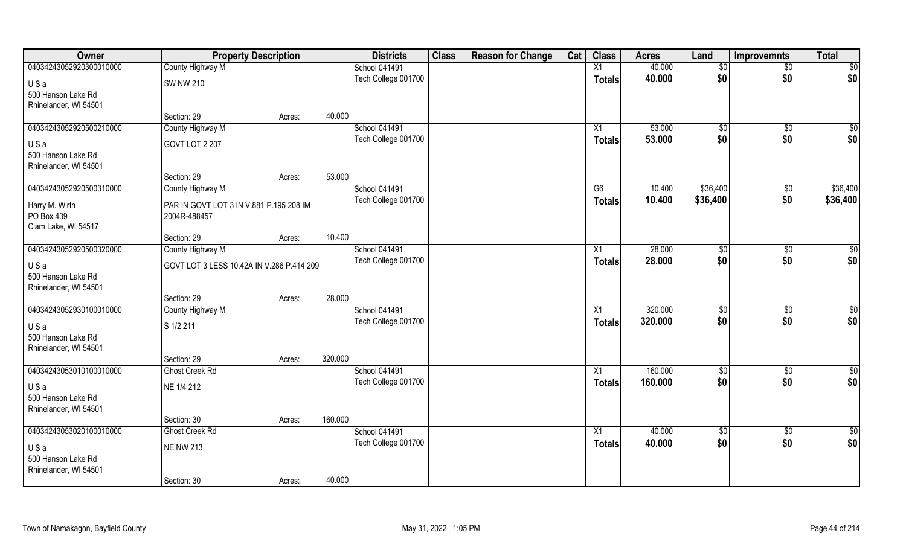| Owner | Property Description | | | Districts | Class | Reason for Change | Cat | Class | Acres | Land | Improvemnts | Total |
|---|---|---|---|---|---|---|---|---|---|---|---|---|
| 04034243052920300010000 | County Highway M | | | School 041491 | | | | X1 | 40.000 | $0 | $0 | $0 |
| U S a<br>500 Hanson Lake Rd<br>Rhinelander, WI 54501 | SW NW 210 | | | Tech College 001700 | | | | Totals | 40.000 | $0 | $0 | $0 |
| | Section: 29 | Acres: | 40.000 | | | | | | | | | |
| 04034243052920500210000 | County Highway M | | | School 041491 | | | | X1 | 53.000 | $0 | $0 | $0 |
| U S a<br>500 Hanson Lake Rd<br>Rhinelander, WI 54501 | GOVT LOT 2 207 | | | Tech College 001700 | | | | Totals | 53.000 | $0 | $0 | $0 |
| | Section: 29 | Acres: | 53.000 | | | | | | | | | |
| 04034243052920500310000 | County Highway M | | | School 041491 | | | | G6 | 10.400 | $36,400 | $0 | $36,400 |
| Harry M. Wirth<br>PO Box 439<br>Clam Lake, WI 54517 | PAR IN GOVT LOT 3 IN V.881 P.195 208 IM 2004R-488457 | | | Tech College 001700 | | | | Totals | 10.400 | $36,400 | $0 | $36,400 |
| | Section: 29 | Acres: | 10.400 | | | | | | | | | |
| 04034243052920500320000 | County Highway M | | | School 041491 | | | | X1 | 28.000 | $0 | $0 | $0 |
| U S a<br>500 Hanson Lake Rd<br>Rhinelander, WI 54501 | GOVT LOT 3 LESS 10.42A IN V.286 P.414 209 | | | Tech College 001700 | | | | Totals | 28.000 | $0 | $0 | $0 |
| | Section: 29 | Acres: | 28.000 | | | | | | | | | |
| 04034243052930100010000 | County Highway M | | | School 041491 | | | | X1 | 320.000 | $0 | $0 | $0 |
| U S a<br>500 Hanson Lake Rd<br>Rhinelander, WI 54501 | S 1/2 211 | | | Tech College 001700 | | | | Totals | 320.000 | $0 | $0 | $0 |
| | Section: 29 | Acres: | 320.000 | | | | | | | | | |
| 04034243053010100010000 | Ghost Creek Rd | | | School 041491 | | | | X1 | 160.000 | $0 | $0 | $0 |
| U S a<br>500 Hanson Lake Rd<br>Rhinelander, WI 54501 | NE 1/4 212 | | | Tech College 001700 | | | | Totals | 160.000 | $0 | $0 | $0 |
| | Section: 30 | Acres: | 160.000 | | | | | | | | | |
| 04034243053020100010000 | Ghost Creek Rd | | | School 041491 | | | | X1 | 40.000 | $0 | $0 | $0 |
| U S a<br>500 Hanson Lake Rd<br>Rhinelander, WI 54501 | NE NW 213 | | | Tech College 001700 | | | | Totals | 40.000 | $0 | $0 | $0 |
| | Section: 30 | Acres: | 40.000 | | | | | | | | | |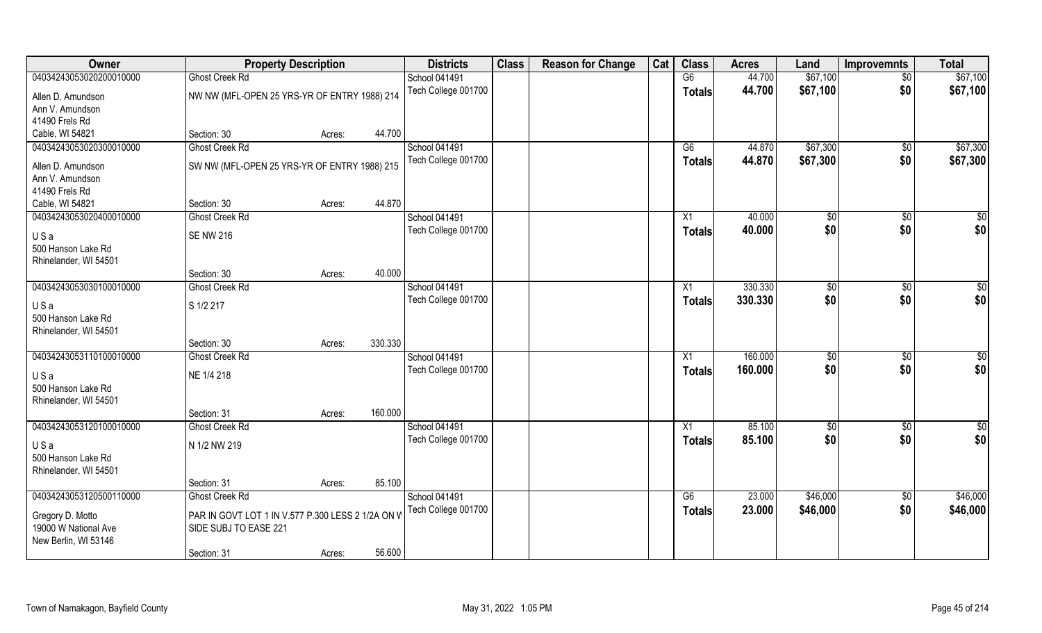| Owner | Property Description | | | Districts | Class | Reason for Change | Cat | Class | Acres | Land | Improvemnts | Total |
|---|---|---|---|---|---|---|---|---|---|---|---|---|
| 04034243053020200010000 | Ghost Creek Rd | | | School 041491 | | | | G6 | 44.700 | $67,100 | $0 | $67,100 |
| Allen D. Amundson<br>Ann V. Amundson<br>41490 Frels Rd<br>Cable, WI 54821 | NW NW (MFL-OPEN 25 YRS-YR OF ENTRY 1988) 214 | | | Tech College 001700 | | | | Totals | 44.700 | $67,100 | $0 | $67,100 |
| | Section: 30 | Acres: | 44.700 | | | | | | | | | |
| 04034243053020300010000 | Ghost Creek Rd | | | School 041491 | | | | G6 | 44.870 | $67,300 | $0 | $67,300 |
| Allen D. Amundson<br>Ann V. Amundson<br>41490 Frels Rd<br>Cable, WI 54821 | SW NW (MFL-OPEN 25 YRS-YR OF ENTRY 1988) 215 | | | Tech College 001700 | | | | Totals | 44.870 | $67,300 | $0 | $67,300 |
| | Section: 30 | Acres: | 44.870 | | | | | | | | | |
| 04034243053020400010000 | Ghost Creek Rd | | | School 041491 | | | | X1 | 40.000 | $0 | $0 | $0 |
| U S a<br>500 Hanson Lake Rd<br>Rhinelander, WI 54501 | SE NW 216 | | | Tech College 001700 | | | | Totals | 40.000 | $0 | $0 | $0 |
| | Section: 30 | Acres: | 40.000 | | | | | | | | | |
| 04034243053030100010000 | Ghost Creek Rd | | | School 041491 | | | | X1 | 330.330 | $0 | $0 | $0 |
| U S a<br>500 Hanson Lake Rd<br>Rhinelander, WI 54501 | S 1/2 217 | | | Tech College 001700 | | | | Totals | 330.330 | $0 | $0 | $0 |
| | Section: 30 | Acres: | 330.330 | | | | | | | | | |
| 04034243053110100010000 | Ghost Creek Rd | | | School 041491 | | | | X1 | 160.000 | $0 | $0 | $0 |
| U S a<br>500 Hanson Lake Rd<br>Rhinelander, WI 54501 | NE 1/4 218 | | | Tech College 001700 | | | | Totals | 160.000 | $0 | $0 | $0 |
| | Section: 31 | Acres: | 160.000 | | | | | | | | | |
| 04034243053120100010000 | Ghost Creek Rd | | | School 041491 | | | | X1 | 85.100 | $0 | $0 | $0 |
| U S a<br>500 Hanson Lake Rd<br>Rhinelander, WI 54501 | N 1/2 NW 219 | | | Tech College 001700 | | | | Totals | 85.100 | $0 | $0 | $0 |
| | Section: 31 | Acres: | 85.100 | | | | | | | | | |
| 04034243053120500110000 | Ghost Creek Rd | | | School 041491 | | | | G6 | 23.000 | $46,000 | $0 | $46,000 |
| Gregory D. Motto<br>19000 W National Ave<br>New Berlin, WI 53146 | PAR IN GOVT LOT 1 IN V.577 P.300 LESS 2 1/2A ON W SIDE SUBJ TO EASE 221 | | | Tech College 001700 | | | | Totals | 23.000 | $46,000 | $0 | $46,000 |
| | Section: 31 | Acres: | 56.600 | | | | | | | | | |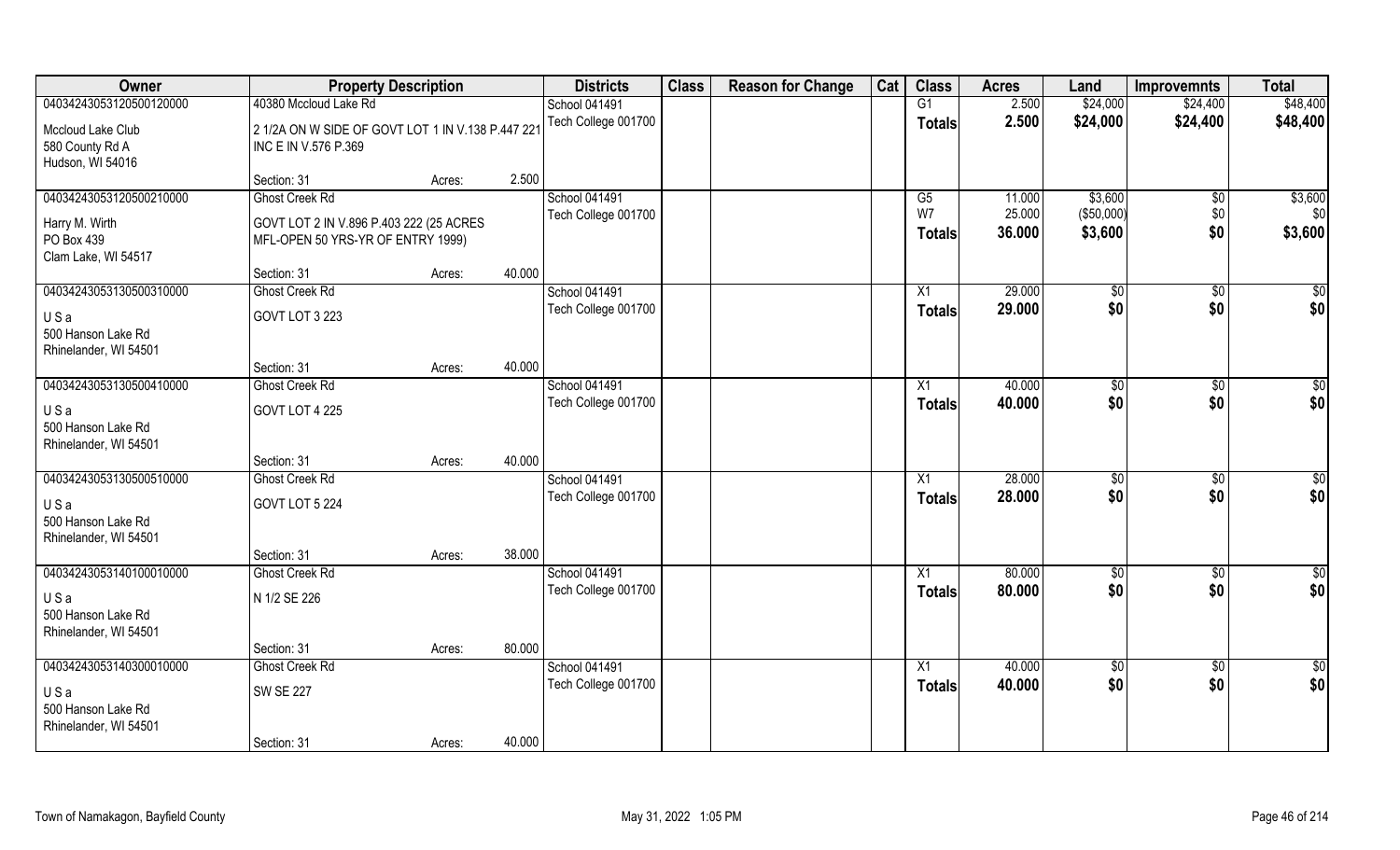| Owner | Property Description | | | Districts | Class | Reason for Change | Cat | Class | Acres | Land | Improvemnts | Total |
|---|---|---|---|---|---|---|---|---|---|---|---|---|
| 04034243053120500120000 | 40380 Mccloud Lake Rd | | | School 041491 | | | | G1 | 2.500 | $24,000 | $24,400 | $48,400 |
| Mccloud Lake Club | 2 1/2A ON W SIDE OF GOVT LOT 1 IN V.138 P.447 221 INC E IN V.576 P.369 | | | Tech College 001700 | | | | **Totals** | **2.500** | **$24,000** | **$24,400** | **$48,400** |
| 580 County Rd A | | | | | | | | | | | | |
| Hudson, WI 54016 | | | | | | | | | | | | |
| | Section: 31 | Acres: | 2.500 | | | | | | | | | |
| 04034243053120500210000 | Ghost Creek Rd | | | School 041491 | | | | G5 | 11.000 | $3,600 | $0 | $3,600 |
| Harry M. Wirth | GOVT LOT 2 IN V.896 P.403 222 (25 ACRES MFL-OPEN 50 YRS-YR OF ENTRY 1999) | | | Tech College 001700 | | | | W7 | 25.000 | ($50,000) | $0 | $0 |
| PO Box 439 | | | | | | | | **Totals** | **36.000** | **$3,600** | **$0** | **$3,600** |
| Clam Lake, WI 54517 | | | | | | | | | | | | |
| | Section: 31 | Acres: | 40.000 | | | | | | | | | |
| 04034243053130500310000 | Ghost Creek Rd | | | School 041491 | | | | X1 | 29.000 | $0 | $0 | $0 |
| U S a | GOVT LOT 3 223 | | | Tech College 001700 | | | | **Totals** | **29.000** | **$0** | **$0** | **$0** |
| 500 Hanson Lake Rd | | | | | | | | | | | | |
| Rhinelander, WI 54501 | | | | | | | | | | | | |
| | Section: 31 | Acres: | 40.000 | | | | | | | | | |
| 04034243053130500410000 | Ghost Creek Rd | | | School 041491 | | | | X1 | 40.000 | $0 | $0 | $0 |
| U S a | GOVT LOT 4 225 | | | Tech College 001700 | | | | **Totals** | **40.000** | **$0** | **$0** | **$0** |
| 500 Hanson Lake Rd | | | | | | | | | | | | |
| Rhinelander, WI 54501 | | | | | | | | | | | | |
| | Section: 31 | Acres: | 40.000 | | | | | | | | | |
| 04034243053130500510000 | Ghost Creek Rd | | | School 041491 | | | | X1 | 28.000 | $0 | $0 | $0 |
| U S a | GOVT LOT 5 224 | | | Tech College 001700 | | | | **Totals** | **28.000** | **$0** | **$0** | **$0** |
| 500 Hanson Lake Rd | | | | | | | | | | | | |
| Rhinelander, WI 54501 | | | | | | | | | | | | |
| | Section: 31 | Acres: | 38.000 | | | | | | | | | |
| 04034243053140100010000 | Ghost Creek Rd | | | School 041491 | | | | X1 | 80.000 | $0 | $0 | $0 |
| U S a | N 1/2 SE 226 | | | Tech College 001700 | | | | **Totals** | **80.000** | **$0** | **$0** | **$0** |
| 500 Hanson Lake Rd | | | | | | | | | | | | |
| Rhinelander, WI 54501 | | | | | | | | | | | | |
| | Section: 31 | Acres: | 80.000 | | | | | | | | | |
| 04034243053140300010000 | Ghost Creek Rd | | | School 041491 | | | | X1 | 40.000 | $0 | $0 | $0 |
| U S a | SW SE 227 | | | Tech College 001700 | | | | **Totals** | **40.000** | **$0** | **$0** | **$0** |
| 500 Hanson Lake Rd | | | | | | | | | | | | |
| Rhinelander, WI 54501 | | | | | | | | | | | | |
| | Section: 31 | Acres: | 40.000 | | | | | | | | | |

Town of Namakagon, Bayfield County May 31, 2022 1:05 PM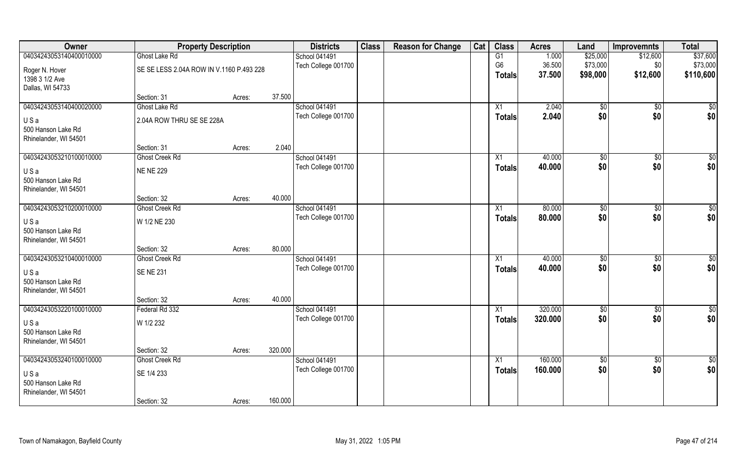| Owner | Property Description | | | Districts | Class | Reason for Change | Cat | Class | Acres | Land | Improvemnts | Total |
|---|---|---|---|---|---|---|---|---|---|---|---|---|
| 04034243053140400010000 | Ghost Lake Rd | | | School 041491 | | | | G1 | 1.000 | $25,000 | $12,600 | $37,600 |
| Roger N. Hover | SE SE LESS 2.04A ROW IN V.1160 P.493 228 | | | Tech College 001700 | | | | G6 | 36.500 | $73,000 | $0 | $73,000 |
| 1398 3 1/2 Ave | | | | | | | | **Totals** | **37.500** | **$98,000** | **$12,600** | **$110,600** |
| Dallas, WI 54733 | | | | | | | | | | | | |
| | Section: 31 | Acres: | 37.500 | | | | | | | | | |
| 04034243053140400020000 | Ghost Lake Rd | | | School 041491 | | | | X1 | 2.040 | $0 | $0 | $0 |
| U S a | 2.04A ROW THRU SE SE 228A | | | Tech College 001700 | | | | **Totals** | **2.040** | **$0** | **$0** | **$0** |
| 500 Hanson Lake Rd | | | | | | | | | | | | |
| Rhinelander, WI 54501 | | | | | | | | | | | | |
| | Section: 31 | Acres: | 2.040 | | | | | | | | | |
| 04034243053210100010000 | Ghost Creek Rd | | | School 041491 | | | | X1 | 40.000 | $0 | $0 | $0 |
| U S a | NE NE 229 | | | Tech College 001700 | | | | **Totals** | **40.000** | **$0** | **$0** | **$0** |
| 500 Hanson Lake Rd | | | | | | | | | | | | |
| Rhinelander, WI 54501 | | | | | | | | | | | | |
| | Section: 32 | Acres: | 40.000 | | | | | | | | | |
| 04034243053210200010000 | Ghost Creek Rd | | | School 041491 | | | | X1 | 80.000 | $0 | $0 | $0 |
| U S a | W 1/2 NE 230 | | | Tech College 001700 | | | | **Totals** | **80.000** | **$0** | **$0** | **$0** |
| 500 Hanson Lake Rd | | | | | | | | | | | | |
| Rhinelander, WI 54501 | | | | | | | | | | | | |
| | Section: 32 | Acres: | 80.000 | | | | | | | | | |
| 04034243053210400010000 | Ghost Creek Rd | | | School 041491 | | | | X1 | 40.000 | $0 | $0 | $0 |
| U S a | SE NE 231 | | | Tech College 001700 | | | | **Totals** | **40.000** | **$0** | **$0** | **$0** |
| 500 Hanson Lake Rd | | | | | | | | | | | | |
| Rhinelander, WI 54501 | | | | | | | | | | | | |
| | Section: 32 | Acres: | 40.000 | | | | | | | | | |
| 04034243053220100010000 | Federal Rd 332 | | | School 041491 | | | | X1 | 320.000 | $0 | $0 | $0 |
| U S a | W 1/2 232 | | | Tech College 001700 | | | | **Totals** | **320.000** | **$0** | **$0** | **$0** |
| 500 Hanson Lake Rd | | | | | | | | | | | | |
| Rhinelander, WI 54501 | | | | | | | | | | | | |
| | Section: 32 | Acres: | 320.000 | | | | | | | | | |
| 04034243053240100010000 | Ghost Creek Rd | | | School 041491 | | | | X1 | 160.000 | $0 | $0 | $0 |
| U S a | SE 1/4 233 | | | Tech College 001700 | | | | **Totals** | **160.000** | **$0** | **$0** | **$0** |
| 500 Hanson Lake Rd | | | | | | | | | | | | |
| Rhinelander, WI 54501 | | | | | | | | | | | | |
| | Section: 32 | Acres: | 160.000 | | | | | | | | | |

Town of Namakagon, Bayfield County May 31, 2022 1:05 PM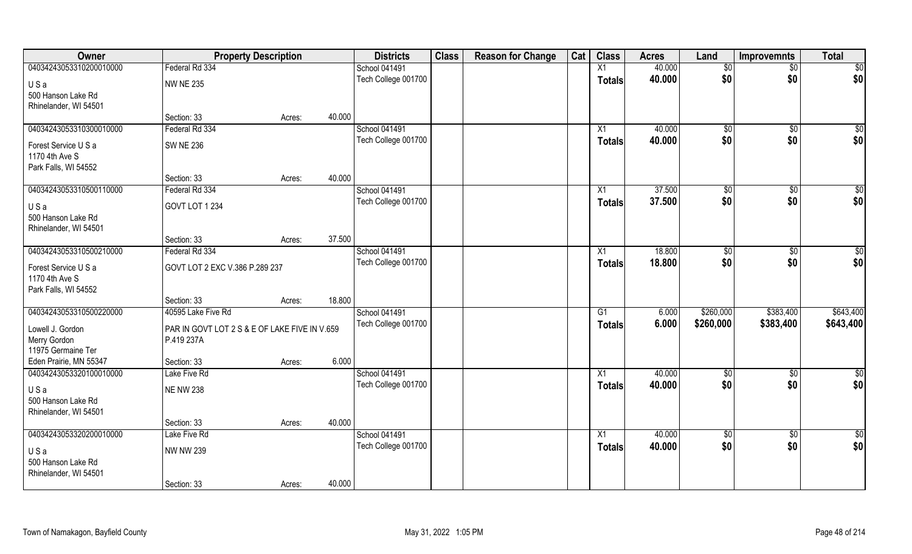| Owner | Property Description | | | Districts | Class | Reason for Change | Cat | Class | Acres | Land | Improvemnts | Total |
|---|---|---|---|---|---|---|---|---|---|---|---|---|
| 04034243053310200010000 | Federal Rd 334 | | | School 041491 | | | | X1 | 40.000 | $0 | $0 | $0 |
| U S a<br>500 Hanson Lake Rd<br>Rhinelander, WI 54501 | NW NE 235 | | | Tech College 001700 | | | | Totals | 40.000 | $0 | $0 | $0 |
| | Section: 33 | Acres: | 40.000 | | | | | | | | | |
| 04034243053310300010000 | Federal Rd 334 | | | School 041491 | | | | X1 | 40.000 | $0 | $0 | $0 |
| Forest Service U S a<br>1170 4th Ave S<br>Park Falls, WI 54552 | SW NE 236 | | | Tech College 001700 | | | | Totals | 40.000 | $0 | $0 | $0 |
| | Section: 33 | Acres: | 40.000 | | | | | | | | | |
| 04034243053310500110000 | Federal Rd 334 | | | School 041491 | | | | X1 | 37.500 | $0 | $0 | $0 |
| U S a<br>500 Hanson Lake Rd<br>Rhinelander, WI 54501 | GOVT LOT 1 234 | | | Tech College 001700 | | | | Totals | 37.500 | $0 | $0 | $0 |
| | Section: 33 | Acres: | 37.500 | | | | | | | | | |
| 04034243053310500210000 | Federal Rd 334 | | | School 041491 | | | | X1 | 18.800 | $0 | $0 | $0 |
| Forest Service U S a<br>1170 4th Ave S<br>Park Falls, WI 54552 | GOVT LOT 2 EXC V.386 P.289 237 | | | Tech College 001700 | | | | Totals | 18.800 | $0 | $0 | $0 |
| | Section: 33 | Acres: | 18.800 | | | | | | | | | |
| 04034243053310500220000 | 40595 Lake Five Rd | | | School 041491 | | | | G1 | 6.000 | $260,000 | $383,400 | $643,400 |
| Lowell J. Gordon<br>Merry Gordon<br>11975 Germaine Ter<br>Eden Prairie, MN 55347 | PAR IN GOVT LOT 2 S & E OF LAKE FIVE IN V.659 P.419 237A | | | Tech College 001700 | | | | Totals | 6.000 | $260,000 | $383,400 | $643,400 |
| | Section: 33 | Acres: | 6.000 | | | | | | | | | |
| 04034243053320100010000 | Lake Five Rd | | | School 041491 | | | | X1 | 40.000 | $0 | $0 | $0 |
| U S a<br>500 Hanson Lake Rd<br>Rhinelander, WI 54501 | NE NW 238 | | | Tech College 001700 | | | | Totals | 40.000 | $0 | $0 | $0 |
| | Section: 33 | Acres: | 40.000 | | | | | | | | | |
| 04034243053320200010000 | Lake Five Rd | | | School 041491 | | | | X1 | 40.000 | $0 | $0 | $0 |
| U S a<br>500 Hanson Lake Rd<br>Rhinelander, WI 54501 | NW NW 239 | | | Tech College 001700 | | | | Totals | 40.000 | $0 | $0 | $0 |
| | Section: 33 | Acres: | 40.000 | | | | | | | | | |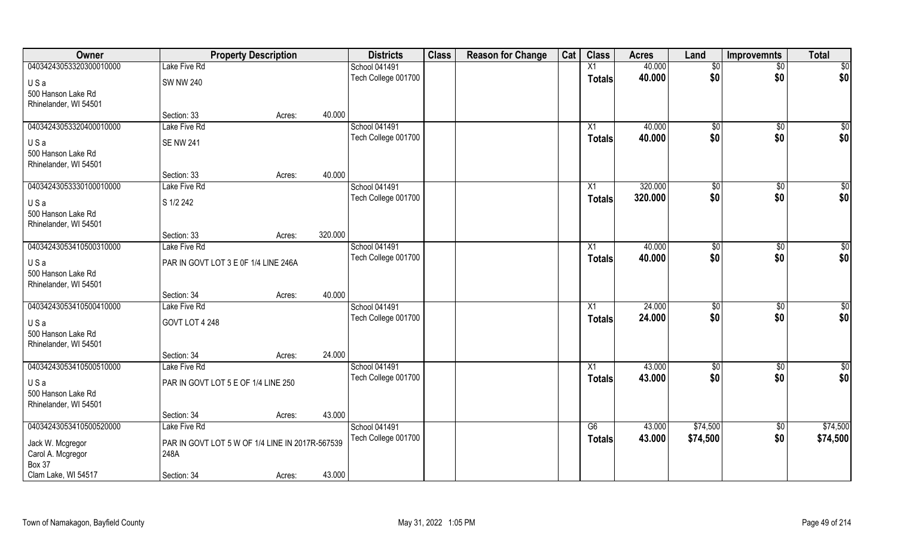| Owner | Property Description | | | Districts | Class | Reason for Change | Cat | Class | Acres | Land | Improvemnts | Total |
|---|---|---|---|---|---|---|---|---|---|---|---|---|
| 04034243053320300010000 | Lake Five Rd | | | School 041491 | | | | X1 | 40.000 | $0 | $0 | $0 |
| U S a | SW NW 240 | | | Tech College 001700 | | | | **Totals** | **40.000** | **$0** | **$0** | **$0** |
| 500 Hanson Lake Rd | | | | | | | | | | | | |
| Rhinelander, WI 54501 | | | | | | | | | | | | |
| | Section: 33 | Acres: | 40.000 | | | | | | | | | |
| 04034243053320400010000 | Lake Five Rd | | | School 041491 | | | | X1 | 40.000 | $0 | $0 | $0 |
| U S a | SE NW 241 | | | Tech College 001700 | | | | **Totals** | **40.000** | **$0** | **$0** | **$0** |
| 500 Hanson Lake Rd | | | | | | | | | | | | |
| Rhinelander, WI 54501 | | | | | | | | | | | | |
| | Section: 33 | Acres: | 40.000 | | | | | | | | | |
| 04034243053330100010000 | Lake Five Rd | | | School 041491 | | | | X1 | 320.000 | $0 | $0 | $0 |
| U S a | S 1/2 242 | | | Tech College 001700 | | | | **Totals** | **320.000** | **$0** | **$0** | **$0** |
| 500 Hanson Lake Rd | | | | | | | | | | | | |
| Rhinelander, WI 54501 | | | | | | | | | | | | |
| | Section: 33 | Acres: | 320.000 | | | | | | | | | |
| 04034243053410500310000 | Lake Five Rd | | | School 041491 | | | | X1 | 40.000 | $0 | $0 | $0 |
| U S a | PAR IN GOVT LOT 3 E 0F 1/4 LINE 246A | | | Tech College 001700 | | | | **Totals** | **40.000** | **$0** | **$0** | **$0** |
| 500 Hanson Lake Rd | | | | | | | | | | | | |
| Rhinelander, WI 54501 | | | | | | | | | | | | |
| | Section: 34 | Acres: | 40.000 | | | | | | | | | |
| 04034243053410500410000 | Lake Five Rd | | | School 041491 | | | | X1 | 24.000 | $0 | $0 | $0 |
| U S a | GOVT LOT 4 248 | | | Tech College 001700 | | | | **Totals** | **24.000** | **$0** | **$0** | **$0** |
| 500 Hanson Lake Rd | | | | | | | | | | | | |
| Rhinelander, WI 54501 | | | | | | | | | | | | |
| | Section: 34 | Acres: | 24.000 | | | | | | | | | |
| 04034243053410500510000 | Lake Five Rd | | | School 041491 | | | | X1 | 43.000 | $0 | $0 | $0 |
| U S a | PAR IN GOVT LOT 5 E OF 1/4 LINE 250 | | | Tech College 001700 | | | | **Totals** | **43.000** | **$0** | **$0** | **$0** |
| 500 Hanson Lake Rd | | | | | | | | | | | | |
| Rhinelander, WI 54501 | | | | | | | | | | | | |
| | Section: 34 | Acres: | 43.000 | | | | | | | | | |
| 04034243053410500520000 | Lake Five Rd | | | School 041491 | | | | G6 | 43.000 | $74,500 | $0 | $74,500 |
| Jack W. Mcgregor | PAR IN GOVT LOT 5 W OF 1/4 LINE IN 2017R-567539 248A | | | Tech College 001700 | | | | **Totals** | **43.000** | **$74,500** | **$0** | **$74,500** |
| Carol A. Mcgregor | | | | | | | | | | | | |
| Box 37 | | | | | | | | | | | | |
| Clam Lake, WI 54517 | Section: 34 | Acres: | 43.000 | | | | | | | | | |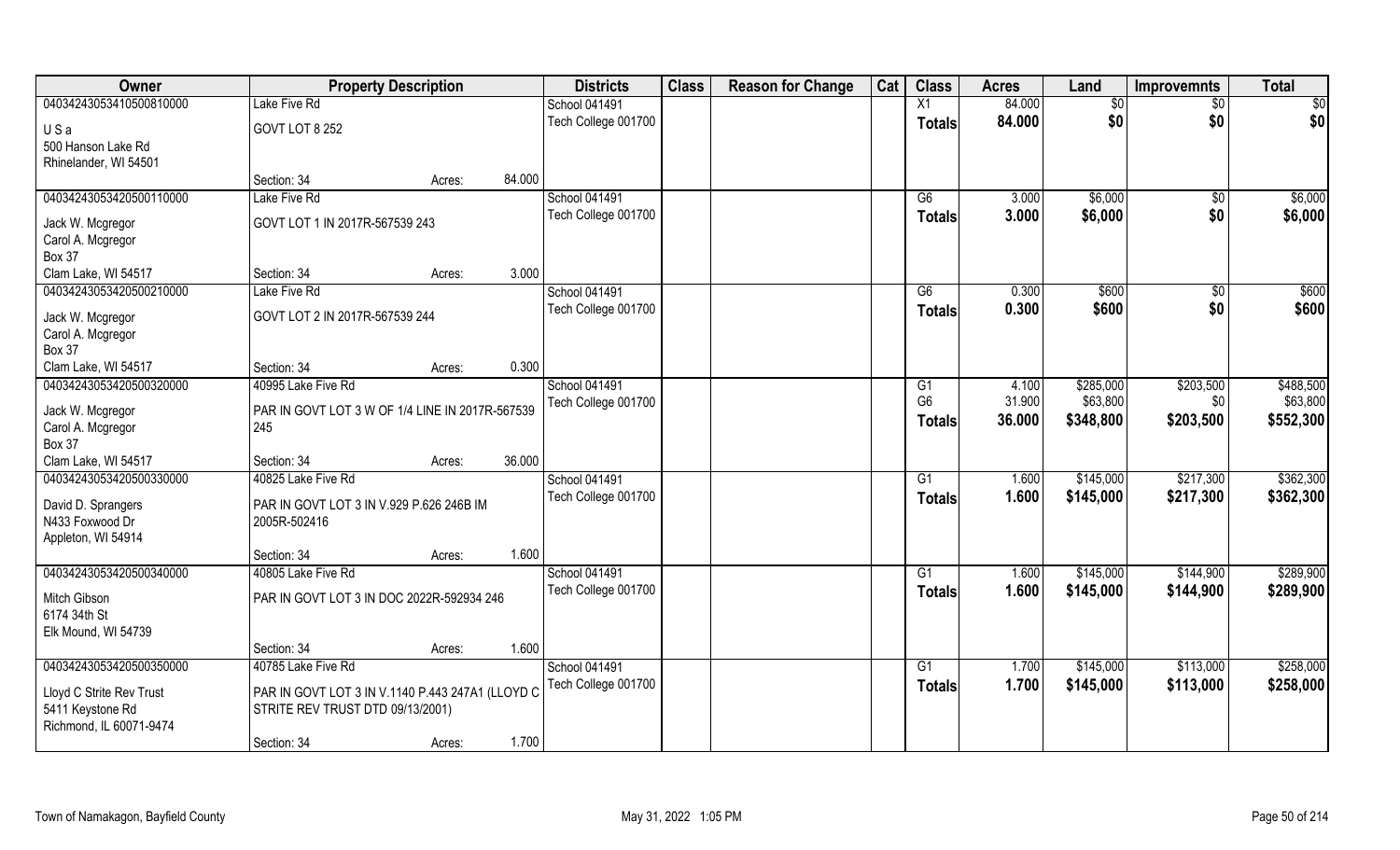| Owner | Property Description | | Districts | Class | Reason for Change | Cat | Class | Acres | Land | Improvemnts | Total |
|---|---|---|---|---|---|---|---|---|---|---|---|
| 04034243053410500810000 | Lake Five Rd | | School 041491 | | | | X1 | 84.000 | $0 | $0 | $0 |
| U S a | GOVT LOT 8 252 | | Tech College 001700 | | | | Totals | 84.000 | $0 | $0 | $0 |
| 500 Hanson Lake Rd | | | | | | | | | | | |
| Rhinelander, WI 54501 | | | | | | | | | | | |
| | Section: 34 | Acres: 84.000 | | | | | | | | | |
| 04034243053420500110000 | Lake Five Rd | | School 041491 | | | | G6 | 3.000 | $6,000 | $0 | $6,000 |
| Jack W. Mcgregor | GOVT LOT 1 IN 2017R-567539 243 | | Tech College 001700 | | | | Totals | 3.000 | $6,000 | $0 | $6,000 |
| Carol A. Mcgregor | | | | | | | | | | | |
| Box 37 | | | | | | | | | | | |
| Clam Lake, WI 54517 | Section: 34 | Acres: 3.000 | | | | | | | | | |
| 04034243053420500210000 | Lake Five Rd | | School 041491 | | | | G6 | 0.300 | $600 | $0 | $600 |
| Jack W. Mcgregor | GOVT LOT 2 IN 2017R-567539 244 | | Tech College 001700 | | | | Totals | 0.300 | $600 | $0 | $600 |
| Carol A. Mcgregor | | | | | | | | | | | |
| Box 37 | | | | | | | | | | | |
| Clam Lake, WI 54517 | Section: 34 | Acres: 0.300 | | | | | | | | | |
| 04034243053420500320000 | 40995 Lake Five Rd | | School 041491 | | | | G1 | 4.100 | $285,000 | $203,500 | $488,500 |
| Jack W. Mcgregor | PAR IN GOVT LOT 3 W OF 1/4 LINE IN 2017R-567539 245 | | Tech College 001700 | | | | G6 | 31.900 | $63,800 | $0 | $63,800 |
| Carol A. Mcgregor | | | | | | | Totals | 36.000 | $348,800 | $203,500 | $552,300 |
| Box 37 | | | | | | | | | | | |
| Clam Lake, WI 54517 | Section: 34 | Acres: 36.000 | | | | | | | | | |
| 04034243053420500330000 | 40825 Lake Five Rd | | School 041491 | | | | G1 | 1.600 | $145,000 | $217,300 | $362,300 |
| David D. Sprangers | PAR IN GOVT LOT 3 IN V.929 P.626 246B IM 2005R-502416 | | Tech College 001700 | | | | Totals | 1.600 | $145,000 | $217,300 | $362,300 |
| N433 Foxwood Dr | | | | | | | | | | | |
| Appleton, WI 54914 | | | | | | | | | | | |
| | Section: 34 | Acres: 1.600 | | | | | | | | | |
| 04034243053420500340000 | 40805 Lake Five Rd | | School 041491 | | | | G1 | 1.600 | $145,000 | $144,900 | $289,900 |
| Mitch Gibson | PAR IN GOVT LOT 3 IN DOC 2022R-592934 246 | | Tech College 001700 | | | | Totals | 1.600 | $145,000 | $144,900 | $289,900 |
| 6174 34th St | | | | | | | | | | | |
| Elk Mound, WI 54739 | | | | | | | | | | | |
| | Section: 34 | Acres: 1.600 | | | | | | | | | |
| 04034243053420500350000 | 40785 Lake Five Rd | | School 041491 | | | | G1 | 1.700 | $145,000 | $113,000 | $258,000 |
| Lloyd C Strite Rev Trust | PAR IN GOVT LOT 3 IN V.1140 P.443 247A1 (LLOYD C STRITE REV TRUST DTD 09/13/2001) | | Tech College 001700 | | | | Totals | 1.700 | $145,000 | $113,000 | $258,000 |
| 5411 Keystone Rd | | | | | | | | | | | |
| Richmond, IL 60071-9474 | | | | | | | | | | | |
| | Section: 34 | Acres: 1.700 | | | | | | | | | |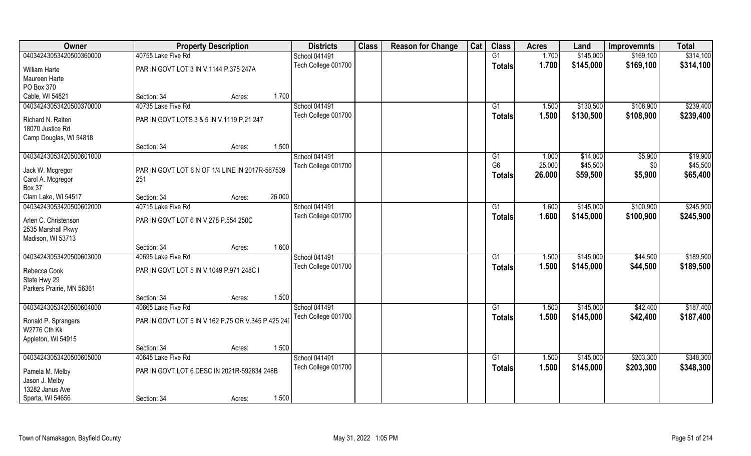| Owner | Property Description | | | Districts | Class | Reason for Change | Cat | Class | Acres | Land | Improvemnts | Total |
|---|---|---|---|---|---|---|---|---|---|---|---|---|
| 04034243053420500360000 | 40755 Lake Five Rd | | | School 041491 | | | | G1 | 1.700 | $145,000 | $169,100 | $314,100 |
| William Harte<br>Maureen Harte<br>PO Box 370<br>Cable, WI 54821 | PAR IN GOVT LOT 3 IN V.1144 P.375 247A | | | Tech College 001700 | | | | Totals | 1.700 | $145,000 | $169,100 | $314,100 |
| | Section: 34 | Acres: | 1.700 | | | | | | | | | |
| 04034243053420500370000 | 40735 Lake Five Rd | | | School 041491 | | | | G1 | 1.500 | $130,500 | $108,900 | $239,400 |
| Richard N. Raiten<br>18070 Justice Rd<br>Camp Douglas, WI 54818 | PAR IN GOVT LOTS 3 & 5 IN V.1119 P.21 247 | | | Tech College 001700 | | | | Totals | 1.500 | $130,500 | $108,900 | $239,400 |
| | Section: 34 | Acres: | 1.500 | | | | | | | | | |
| 04034243053420500601000 | | | | School 041491 | | | | G1 | 1.000 | $14,000 | $5,900 | $19,900 |
| Jack W. Mcgregor<br>Carol A. Mcgregor<br>Box 37<br>Clam Lake, WI 54517 | PAR IN GOVT LOT 6 N OF 1/4 LINE IN 2017R-567539 251 | | | Tech College 001700 | | | | G6 | 25.000 | $45,500 | $0 | $45,500 |
| | | | | | | | | Totals | 26.000 | $59,500 | $5,900 | $65,400 |
| | Section: 34 | Acres: | 26.000 | | | | | | | | | |
| 04034243053420500602000 | 40715 Lake Five Rd | | | School 041491 | | | | G1 | 1.600 | $145,000 | $100,900 | $245,900 |
| Arlen C. Christenson<br>2535 Marshall Pkwy<br>Madison, WI 53713 | PAR IN GOVT LOT 6 IN V.278 P.554 250C | | | Tech College 001700 | | | | Totals | 1.600 | $145,000 | $100,900 | $245,900 |
| | Section: 34 | Acres: | 1.600 | | | | | | | | | |
| 04034243053420500603000 | 40695 Lake Five Rd | | | School 041491 | | | | G1 | 1.500 | $145,000 | $44,500 | $189,500 |
| Rebecca Cook<br>State Hwy 29<br>Parkers Prairie, MN 56361 | PAR IN GOVT LOT 5 IN V.1049 P.971 248C I | | | Tech College 001700 | | | | Totals | 1.500 | $145,000 | $44,500 | $189,500 |
| | Section: 34 | Acres: | 1.500 | | | | | | | | | |
| 04034243053420500604000 | 40665 Lake Five Rd | | | School 041491 | | | | G1 | 1.500 | $145,000 | $42,400 | $187,400 |
| Ronald P. Sprangers<br>W2776 Cth Kk<br>Appleton, WI 54915 | PAR IN GOVT LOT 5 IN V.162 P.75 OR V.345 P.425 249 | | | Tech College 001700 | | | | Totals | 1.500 | $145,000 | $42,400 | $187,400 |
| | Section: 34 | Acres: | 1.500 | | | | | | | | | |
| 04034243053420500605000 | 40645 Lake Five Rd | | | School 041491 | | | | G1 | 1.500 | $145,000 | $203,300 | $348,300 |
| Pamela M. Melby<br>Jason J. Melby<br>13282 Janus Ave<br>Sparta, WI 54656 | PAR IN GOVT LOT 6 DESC IN 2021R-592834 248B | | | Tech College 001700 | | | | Totals | 1.500 | $145,000 | $203,300 | $348,300 |
| | Section: 34 | Acres: | 1.500 | | | | | | | | | |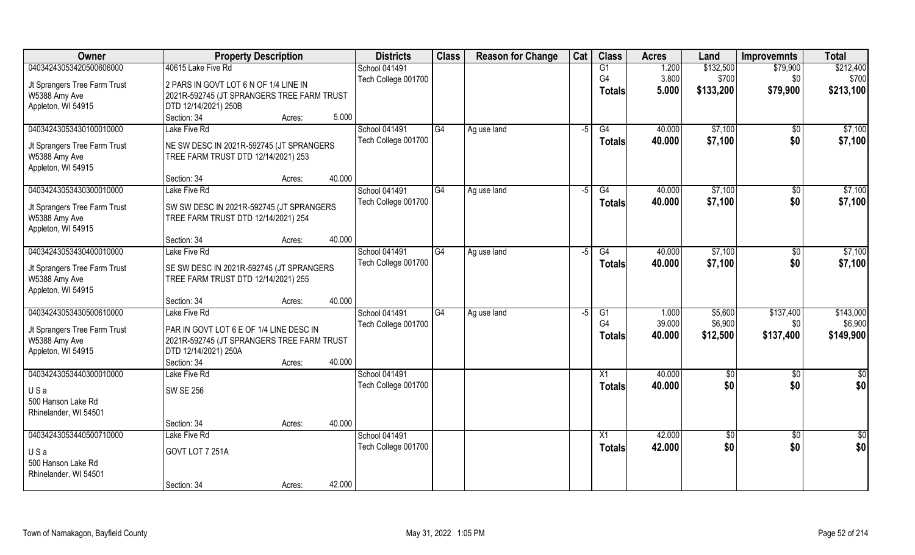| Owner | Property Description | Districts | Class | Reason for Change | Cat | Class | Acres | Land | Improvemnts | Total |
|---|---|---|---|---|---|---|---|---|---|---|
| 04034243053420500606000<br>Jt Sprangers Tree Farm Trust<br>W5388 Amy Ave<br>Appleton, WI 54915 | 40615 Lake Five Rd<br>2 PARS IN GOVT LOT 6 N OF 1/4 LINE IN 2021R-592745 (JT SPRANGERS TREE FARM TRUST DTD 12/14/2021) 250B<br>Section: 34 Acres: 5.000 | School 041491<br>Tech College 001700 | | | | G1<br>G4<br>**Totals** | 1.200<br>3.800<br>**5.000** | $132,500<br>$700<br>**$133,200** | $79,900<br>$0<br>**$79,900** | $212,400<br>$700<br>**$213,100** |
| 04034243053430100010000<br>Jt Sprangers Tree Farm Trust<br>W5388 Amy Ave<br>Appleton, WI 54915 | Lake Five Rd<br>NE SW DESC IN 2021R-592745 (JT SPRANGERS TREE FARM TRUST DTD 12/14/2021) 253<br>Section: 34 Acres: 40.000 | School 041491<br>Tech College 001700 | G4 | Ag use land | -5 | G4<br>**Totals** | 40.000<br>**40.000** | $7,100<br>**$7,100** | $0<br>**$0** | $7,100<br>**$7,100** |
| 04034243053430300010000<br>Jt Sprangers Tree Farm Trust<br>W5388 Amy Ave<br>Appleton, WI 54915 | Lake Five Rd<br>SW SW DESC IN 2021R-592745 (JT SPRANGERS TREE FARM TRUST DTD 12/14/2021) 254<br>Section: 34 Acres: 40.000 | School 041491<br>Tech College 001700 | G4 | Ag use land | -5 | G4<br>**Totals** | 40.000<br>**40.000** | $7,100<br>**$7,100** | $0<br>**$0** | $7,100<br>**$7,100** |
| 04034243053430400010000<br>Jt Sprangers Tree Farm Trust<br>W5388 Amy Ave<br>Appleton, WI 54915 | Lake Five Rd<br>SE SW DESC IN 2021R-592745 (JT SPRANGERS TREE FARM TRUST DTD 12/14/2021) 255<br>Section: 34 Acres: 40.000 | School 041491<br>Tech College 001700 | G4 | Ag use land | -5 | G4<br>**Totals** | 40.000<br>**40.000** | $7,100<br>**$7,100** | $0<br>**$0** | $7,100<br>**$7,100** |
| 04034243053430500610000<br>Jt Sprangers Tree Farm Trust<br>W5388 Amy Ave<br>Appleton, WI 54915 | Lake Five Rd<br>PAR IN GOVT LOT 6 E OF 1/4 LINE DESC IN 2021R-592745 (JT SPRANGERS TREE FARM TRUST DTD 12/14/2021) 250A<br>Section: 34 Acres: 40.000 | School 041491<br>Tech College 001700 | G4 | Ag use land | -5 | G1<br>G4<br>**Totals** | 1.000<br>39.000<br>**40.000** | $5,600<br>$6,900<br>**$12,500** | $137,400<br>$0<br>**$137,400** | $143,000<br>$6,900<br>**$149,900** |
| 04034243053440300010000<br>U S a<br>500 Hanson Lake Rd<br>Rhinelander, WI 54501 | Lake Five Rd<br>SW SE 256<br>Section: 34 Acres: 40.000 | School 041491<br>Tech College 001700 | | | | X1<br>**Totals** | 40.000<br>**40.000** | $0<br>**$0** | $0<br>**$0** | $0<br>**$0** |
| 04034243053440500710000<br>U S a<br>500 Hanson Lake Rd<br>Rhinelander, WI 54501 | Lake Five Rd<br>GOVT LOT 7 251A<br>Section: 34 Acres: 42.000 | School 041491<br>Tech College 001700 | | | | X1<br>**Totals** | 42.000<br>**42.000** | $0<br>**$0** | $0<br>**$0** | $0<br>**$0** |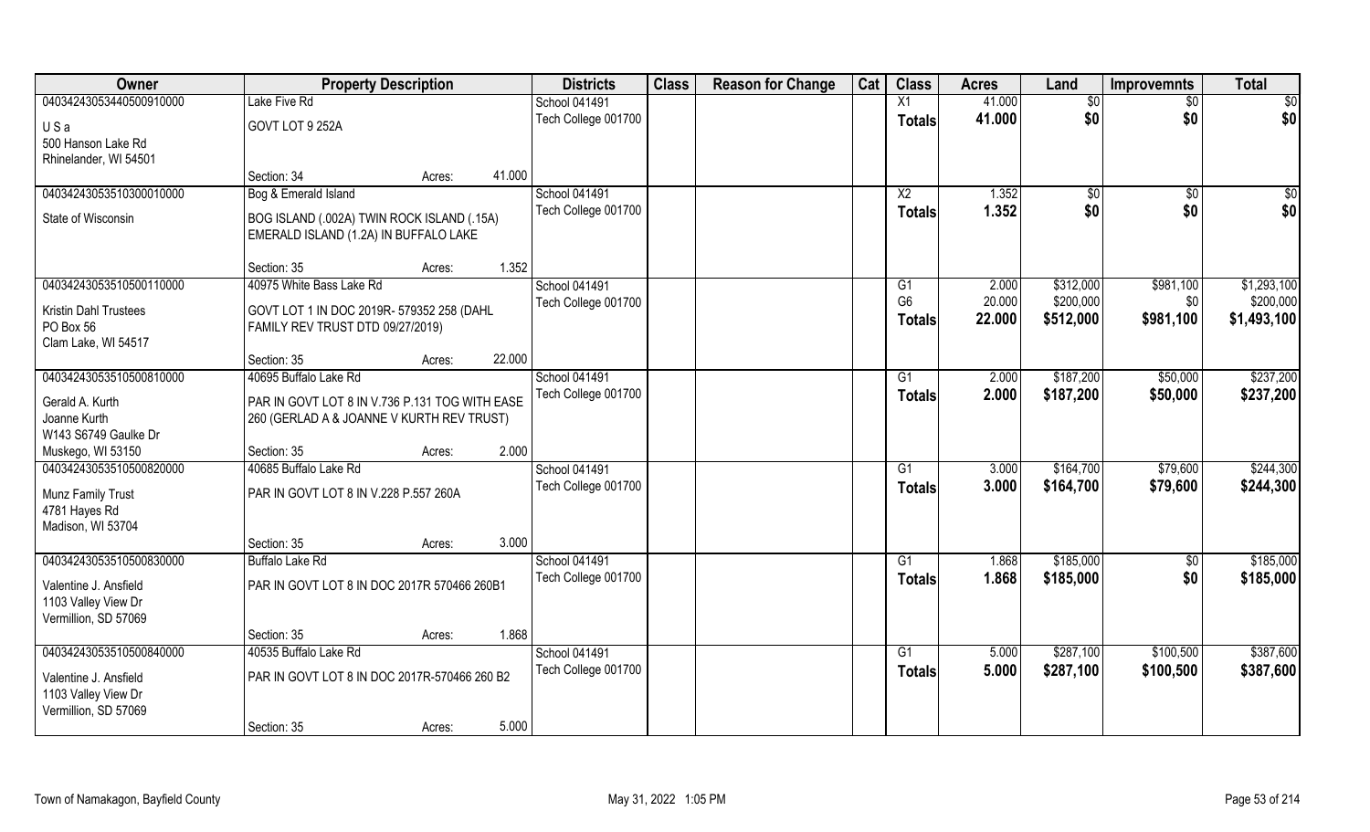| Owner | Property Description | | Districts | Class | Reason for Change | Cat | Class | Acres | Land | Improvemnts | Total |
|---|---|---|---|---|---|---|---|---|---|---|---|
| 04034243053440500910000 | Lake Five Rd | | School 041491 | | | | X1 | 41.000 | $0 | $0 | $0 |
| U S a<br>500 Hanson Lake Rd<br>Rhinelander, WI 54501 | GOVT LOT 9 252A | | Tech College 001700 | | | | Totals | 41.000 | $0 | $0 | $0 |
| | Section: 34 | Acres: 41.000 | | | | | | | | | |
| 04034243053510300010000 | Bog & Emerald Island | | School 041491 | | | | X2 | 1.352 | $0 | $0 | $0 |
| State of Wisconsin | BOG ISLAND (.002A) TWIN ROCK ISLAND (.15A) EMERALD ISLAND (1.2A) IN BUFFALO LAKE | | Tech College 001700 | | | | Totals | 1.352 | $0 | $0 | $0 |
| | Section: 35 | Acres: 1.352 | | | | | | | | | |
| 04034243053510500110000 | 40975 White Bass Lake Rd | | School 041491 | | | | G1 | 2.000 | $312,000 | $981,100 | $1,293,100 |
| Kristin Dahl Trustees<br>PO Box 56<br>Clam Lake, WI 54517 | GOVT LOT 1 IN DOC 2019R- 579352 258 (DAHL FAMILY REV TRUST DTD 09/27/2019) | | Tech College 001700 | | | | G6 | 20.000 | $200,000 | $0 | $200,000 |
| | | | | | | | Totals | 22.000 | $512,000 | $981,100 | $1,493,100 |
| | Section: 35 | Acres: 22.000 | | | | | | | | | |
| 04034243053510500810000 | 40695 Buffalo Lake Rd | | School 041491 | | | | G1 | 2.000 | $187,200 | $50,000 | $237,200 |
| Gerald A. Kurth<br>Joanne Kurth<br>W143 S6749 Gaulke Dr<br>Muskego, WI 53150 | PAR IN GOVT LOT 8 IN V.736 P.131 TOG WITH EASE 260 (GERLAD A & JOANNE V KURTH REV TRUST) | | Tech College 001700 | | | | Totals | 2.000 | $187,200 | $50,000 | $237,200 |
| | Section: 35 | Acres: 2.000 | | | | | | | | | |
| 04034243053510500820000 | 40685 Buffalo Lake Rd | | School 041491 | | | | G1 | 3.000 | $164,700 | $79,600 | $244,300 |
| Munz Family Trust<br>4781 Hayes Rd<br>Madison, WI 53704 | PAR IN GOVT LOT 8 IN V.228 P.557 260A | | Tech College 001700 | | | | Totals | 3.000 | $164,700 | $79,600 | $244,300 |
| | Section: 35 | Acres: 3.000 | | | | | | | | | |
| 04034243053510500830000 | Buffalo Lake Rd | | School 041491 | | | | G1 | 1.868 | $185,000 | $0 | $185,000 |
| Valentine J. Ansfield<br>1103 Valley View Dr<br>Vermillion, SD 57069 | PAR IN GOVT LOT 8 IN DOC 2017R 570466 260B1 | | Tech College 001700 | | | | Totals | 1.868 | $185,000 | $0 | $185,000 |
| | Section: 35 | Acres: 1.868 | | | | | | | | | |
| 04034243053510500840000 | 40535 Buffalo Lake Rd | | School 041491 | | | | G1 | 5.000 | $287,100 | $100,500 | $387,600 |
| Valentine J. Ansfield<br>1103 Valley View Dr<br>Vermillion, SD 57069 | PAR IN GOVT LOT 8 IN DOC 2017R-570466 260 B2 | | Tech College 001700 | | | | Totals | 5.000 | $287,100 | $100,500 | $387,600 |
| | Section: 35 | Acres: 5.000 | | | | | | | | | |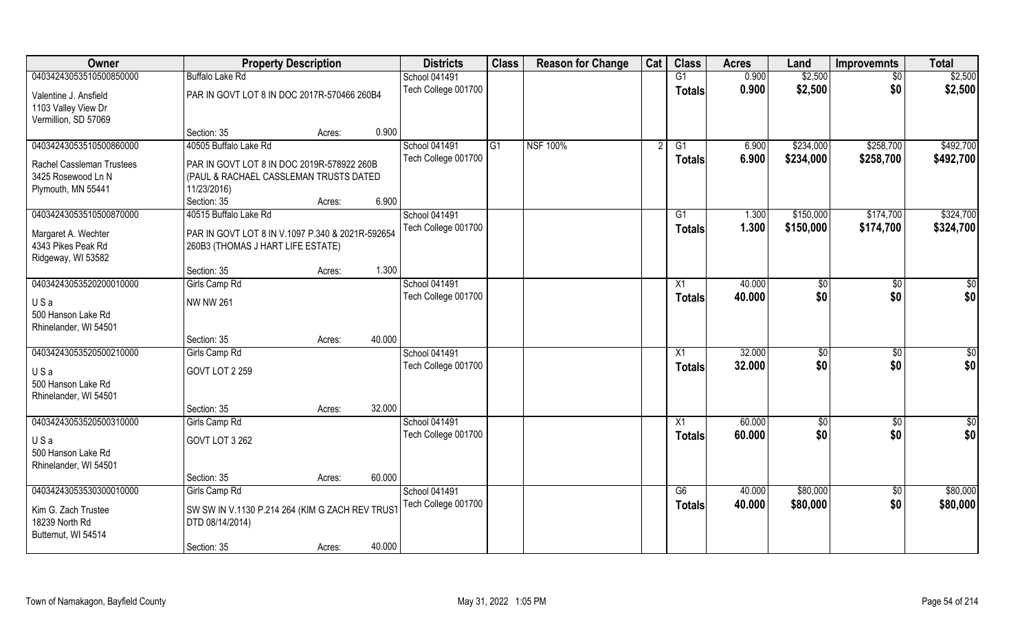| Owner | Property Description | | | Districts | Class | Reason for Change | Cat | Class | Acres | Land | Improvemnts | Total |
|---|---|---|---|---|---|---|---|---|---|---|---|---|
| 04034243053510500850000 | Buffalo Lake Rd | | | School 041491 | | | | G1 | 0.900 | $2,500 | $0 | $2,500 |
| Valentine J. Ansfield<br>1103 Valley View Dr<br>Vermillion, SD 57069 | PAR IN GOVT LOT 8 IN DOC 2017R-570466 260B4 | | | Tech College 001700 | | | | Totals | 0.900 | $2,500 | $0 | $2,500 |
| | Section: 35 | Acres: | 0.900 | | | | | | | | | |
| 04034243053510500860000 | 40505 Buffalo Lake Rd | | | School 041491 | G1 | NSF 100% | 2 | G1 | 6.900 | $234,000 | $258,700 | $492,700 |
| Rachel Cassleman Trustees<br>3425 Rosewood Ln N<br>Plymouth, MN 55441 | PAR IN GOVT LOT 8 IN DOC 2019R-578922 260B (PAUL & RACHAEL CASSLEMAN TRUSTS DATED 11/23/2016) | | | Tech College 001700 | | | | Totals | 6.900 | $234,000 | $258,700 | $492,700 |
| | Section: 35 | Acres: | 6.900 | | | | | | | | | |
| 04034243053510500870000 | 40515 Buffalo Lake Rd | | | School 041491 | | | | G1 | 1.300 | $150,000 | $174,700 | $324,700 |
| Margaret A. Wechter<br>4343 Pikes Peak Rd<br>Ridgeway, WI 53582 | PAR IN GOVT LOT 8 IN V.1097 P.340 & 2021R-592654 260B3 (THOMAS J HART LIFE ESTATE) | | | Tech College 001700 | | | | Totals | 1.300 | $150,000 | $174,700 | $324,700 |
| | Section: 35 | Acres: | 1.300 | | | | | | | | | |
| 04034243053520200010000 | Girls Camp Rd | | | School 041491 | | | | X1 | 40.000 | $0 | $0 | $0 |
| U S a<br>500 Hanson Lake Rd<br>Rhinelander, WI 54501 | NW NW 261 | | | Tech College 001700 | | | | Totals | 40.000 | $0 | $0 | $0 |
| | Section: 35 | Acres: | 40.000 | | | | | | | | | |
| 04034243053520500210000 | Girls Camp Rd | | | School 041491 | | | | X1 | 32.000 | $0 | $0 | $0 |
| U S a<br>500 Hanson Lake Rd<br>Rhinelander, WI 54501 | GOVT LOT 2 259 | | | Tech College 001700 | | | | Totals | 32.000 | $0 | $0 | $0 |
| | Section: 35 | Acres: | 32.000 | | | | | | | | | |
| 04034243053520500310000 | Girls Camp Rd | | | School 041491 | | | | X1 | 60.000 | $0 | $0 | $0 |
| U S a<br>500 Hanson Lake Rd<br>Rhinelander, WI 54501 | GOVT LOT 3 262 | | | Tech College 001700 | | | | Totals | 60.000 | $0 | $0 | $0 |
| | Section: 35 | Acres: | 60.000 | | | | | | | | | |
| 04034243053530300010000 | Girls Camp Rd | | | School 041491 | | | | G6 | 40.000 | $80,000 | $0 | $80,000 |
| Kim G. Zach Trustee<br>18239 North Rd<br>Butternut, WI 54514 | SW SW IN V.1130 P.214 264 (KIM G ZACH REV TRUST DTD 08/14/2014) | | | Tech College 001700 | | | | Totals | 40.000 | $80,000 | $0 | $80,000 |
| | Section: 35 | Acres: | 40.000 | | | | | | | | | |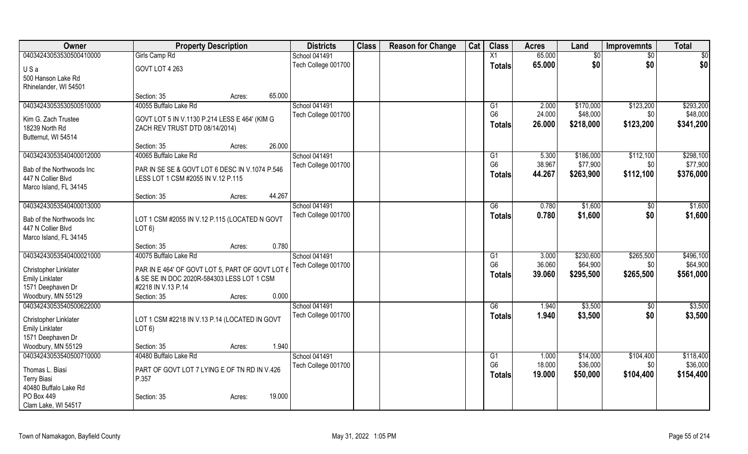| Owner | Property Description | | | Districts | Class | Reason for Change | Cat | Class | Acres | Land | Improvemnts | Total |
|---|---|---|---|---|---|---|---|---|---|---|---|---|
| 04034243053530500410000 | Girls Camp Rd | | | School 041491 | | | | X1 | 65.000 | $0 | $0 | $0 |
| U S a | GOVT LOT 4 263 | | | Tech College 001700 | | | | **Totals** | **65.000** | **$0** | **$0** | **$0** |
| 500 Hanson Lake Rd | | | | | | | | | | | | |
| Rhinelander, WI 54501 | | | | | | | | | | | | |
| | Section: 35 | Acres: | 65.000 | | | | | | | | | |
| 04034243053530500510000 | 40055 Buffalo Lake Rd | | | School 041491 | | | | G1 | 2.000 | $170,000 | $123,200 | $293,200 |
| Kim G. Zach Trustee | GOVT LOT 5 IN V.1130 P.214 LESS E 464' (KIM G ZACH REV TRUST DTD 08/14/2014) | | | Tech College 001700 | | | | G6 | 24.000 | $48,000 | $0 | $48,000 |
| 18239 North Rd | | | | | | | | **Totals** | **26.000** | **$218,000** | **$123,200** | **$341,200** |
| Butternut, WI 54514 | | | | | | | | | | | | |
| | Section: 35 | Acres: | 26.000 | | | | | | | | | |
| 04034243053540400012000 | 40065 Buffalo Lake Rd | | | School 041491 | | | | G1 | 5.300 | $186,000 | $112,100 | $298,100 |
| Bab of the Northwoods Inc | PAR IN SE SE & GOVT LOT 6 DESC IN V.1074 P.546 LESS LOT 1 CSM #2055 IN V.12 P.115 | | | Tech College 001700 | | | | G6 | 38.967 | $77,900 | $0 | $77,900 |
| 447 N Collier Blvd | | | | | | | | **Totals** | **44.267** | **$263,900** | **$112,100** | **$376,000** |
| Marco Island, FL 34145 | | | | | | | | | | | | |
| | Section: 35 | Acres: | 44.267 | | | | | | | | | |
| 04034243053540400013000 | | | | School 041491 | | | | G6 | 0.780 | $1,600 | $0 | $1,600 |
| Bab of the Northwoods Inc | LOT 1 CSM #2055 IN V.12 P.115 (LOCATED N GOVT LOT 6) | | | Tech College 001700 | | | | **Totals** | **0.780** | **$1,600** | **$0** | **$1,600** |
| 447 N Collier Blvd | | | | | | | | | | | | |
| Marco Island, FL 34145 | | | | | | | | | | | | |
| | Section: 35 | Acres: | 0.780 | | | | | | | | | |
| 04034243053540400021000 | 40075 Buffalo Lake Rd | | | School 041491 | | | | G1 | 3.000 | $230,600 | $265,500 | $496,100 |
| Christopher Linklater | PAR IN E 464' OF GOVT LOT 5, PART OF GOVT LOT 6 & SE SE IN DOC 2020R-584303 LESS LOT 1 CSM #2218 IN V.13 P.14 | | | Tech College 001700 | | | | G6 | 36.060 | $64,900 | $0 | $64,900 |
| Emily Linklater | | | | | | | | **Totals** | **39.060** | **$295,500** | **$265,500** | **$561,000** |
| 1571 Deephaven Dr | | | | | | | | | | | | |
| Woodbury, MN 55129 | Section: 35 | Acres: | 0.000 | | | | | | | | | |
| 04034243053540500622000 | | | | School 041491 | | | | G6 | 1.940 | $3,500 | $0 | $3,500 |
| Christopher Linklater | LOT 1 CSM #2218 IN V.13 P.14 (LOCATED IN GOVT LOT 6) | | | Tech College 001700 | | | | **Totals** | **1.940** | **$3,500** | **$0** | **$3,500** |
| Emily Linklater | | | | | | | | | | | | |
| 1571 Deephaven Dr | | | | | | | | | | | | |
| Woodbury, MN 55129 | Section: 35 | Acres: | 1.940 | | | | | | | | | |
| 04034243053540500710000 | 40480 Buffalo Lake Rd | | | School 041491 | | | | G1 | 1.000 | $14,000 | $104,400 | $118,400 |
| Thomas L. Biasi | PART OF GOVT LOT 7 LYING E OF TN RD IN V.426 P.357 | | | Tech College 001700 | | | | G6 | 18.000 | $36,000 | $0 | $36,000 |
| Terry Biasi | | | | | | | | **Totals** | **19.000** | **$50,000** | **$104,400** | **$154,400** |
| 40480 Buffalo Lake Rd | | | | | | | | | | | | |
| PO Box 449 | Section: 35 | Acres: | 19.000 | | | | | | | | | |
| Clam Lake, WI 54517 | | | | | | | | | | | | |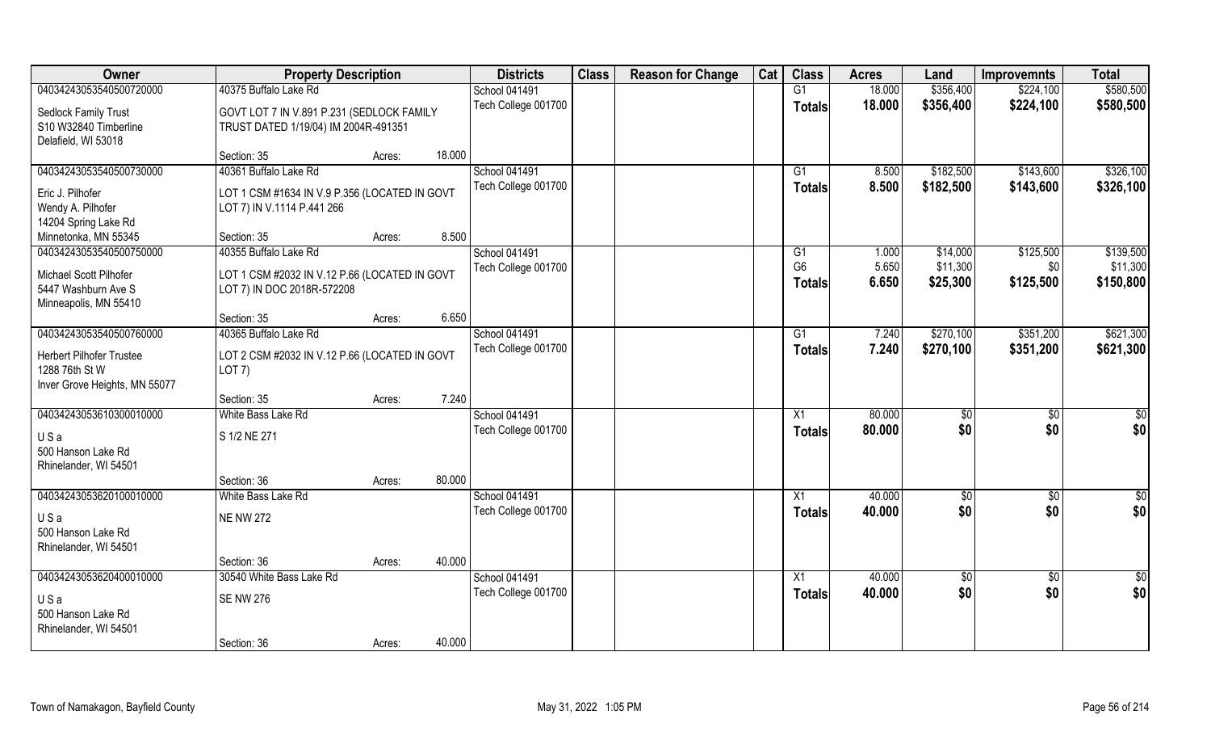| Owner | Property Description | | | Districts | Class | Reason for Change | Cat | Class | Acres | Land | Improvemnts | Total |
|---|---|---|---|---|---|---|---|---|---|---|---|---|
| 04034243053540500720000 | 40375 Buffalo Lake Rd | | | School 041491 | | | | G1 | 18.000 | $356,400 | $224,100 | $580,500 |
| Sedlock Family Trust<br>S10 W32840 Timberline<br>Delafield, WI 53018 | GOVT LOT 7 IN V.891 P.231 (SEDLOCK FAMILY TRUST DATED 1/19/04) IM 2004R-491351 | | | Tech College 001700 | | | | **Totals** | **18.000** | **$356,400** | **$224,100** | **$580,500** |
| | Section: 35 | Acres: | 18.000 | | | | | | | | | |
| 04034243053540500730000 | 40361 Buffalo Lake Rd | | | School 041491 | | | | G1 | 8.500 | $182,500 | $143,600 | $326,100 |
| Eric J. Pilhofer<br>Wendy A. Pilhofer<br>14204 Spring Lake Rd<br>Minnetonka, MN 55345 | LOT 1 CSM #1634 IN V.9 P.356 (LOCATED IN GOVT LOT 7) IN V.1114 P.441 266 | | | Tech College 001700 | | | | **Totals** | **8.500** | **$182,500** | **$143,600** | **$326,100** |
| | Section: 35 | Acres: | 8.500 | | | | | | | | | |
| 04034243053540500750000 | 40355 Buffalo Lake Rd | | | School 041491 | | | | G1 | 1.000 | $14,000 | $125,500 | $139,500 |
| Michael Scott Pilhofer<br>5447 Washburn Ave S<br>Minneapolis, MN 55410 | LOT 1 CSM #2032 IN V.12 P.66 (LOCATED IN GOVT LOT 7) IN DOC 2018R-572208 | | | Tech College 001700 | | | | G6 | 5.650 | $11,300 | $0 | $11,300 |
| | | | | | | | | **Totals** | **6.650** | **$25,300** | **$125,500** | **$150,800** |
| | Section: 35 | Acres: | 6.650 | | | | | | | | | |
| 04034243053540500760000 | 40365 Buffalo Lake Rd | | | School 041491 | | | | G1 | 7.240 | $270,100 | $351,200 | $621,300 |
| Herbert Pilhofer Trustee<br>1288 76th St W<br>Inver Grove Heights, MN 55077 | LOT 2 CSM #2032 IN V.12 P.66 (LOCATED IN GOVT LOT 7) | | | Tech College 001700 | | | | **Totals** | **7.240** | **$270,100** | **$351,200** | **$621,300** |
| | Section: 35 | Acres: | 7.240 | | | | | | | | | |
| 04034243053610300010000 | White Bass Lake Rd | | | School 041491 | | | | X1 | 80.000 | $0 | $0 | $0 |
| U S a<br>500 Hanson Lake Rd<br>Rhinelander, WI 54501 | S 1/2 NE 271 | | | Tech College 001700 | | | | **Totals** | **80.000** | **$0** | **$0** | **$0** |
| | Section: 36 | Acres: | 80.000 | | | | | | | | | |
| 04034243053620100010000 | White Bass Lake Rd | | | School 041491 | | | | X1 | 40.000 | $0 | $0 | $0 |
| U S a<br>500 Hanson Lake Rd<br>Rhinelander, WI 54501 | NE NW 272 | | | Tech College 001700 | | | | **Totals** | **40.000** | **$0** | **$0** | **$0** |
| | Section: 36 | Acres: | 40.000 | | | | | | | | | |
| 04034243053620400010000 | 30540 White Bass Lake Rd | | | School 041491 | | | | X1 | 40.000 | $0 | $0 | $0 |
| U S a<br>500 Hanson Lake Rd<br>Rhinelander, WI 54501 | SE NW 276 | | | Tech College 001700 | | | | **Totals** | **40.000** | **$0** | **$0** | **$0** |
| | Section: 36 | Acres: | 40.000 | | | | | | | | | |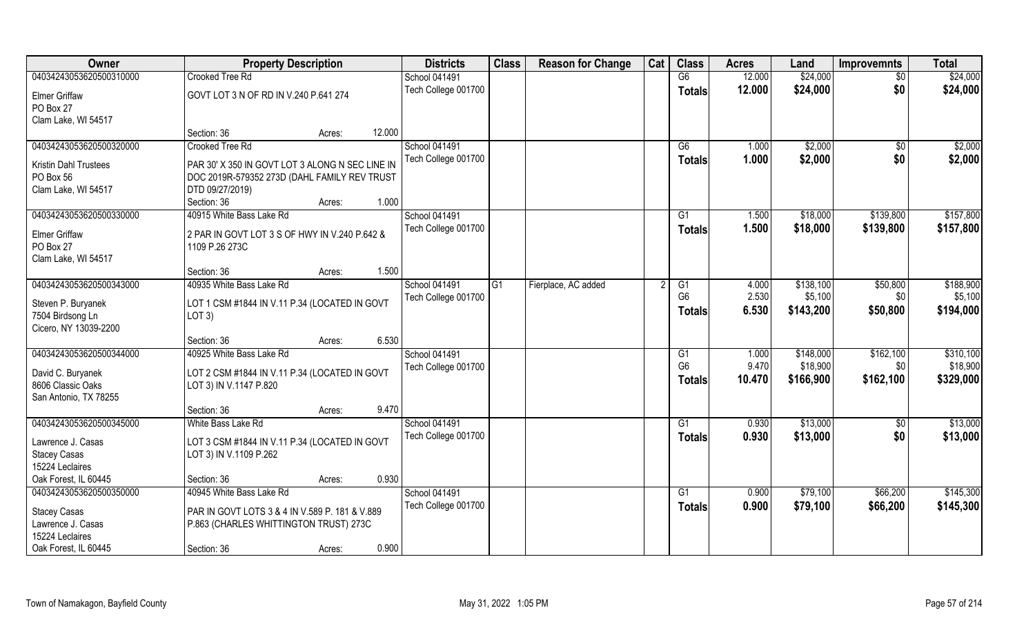| Owner | Property Description | | Districts | Class | Reason for Change | Cat | Class | Acres | Land | Improvemnts | Total |
|---|---|---|---|---|---|---|---|---|---|---|---|
| 04034243053620500310000 | Crooked Tree Rd | | School 041491 | | | | G6 | 12.000 | $24,000 | $0 | $24,000 |
| Elmer Griffaw<br>PO Box 27<br>Clam Lake, WI 54517 | GOVT LOT 3 N OF RD IN V.240 P.641 274 | | Tech College 001700 | | | | Totals | 12.000 | $24,000 | $0 | $24,000 |
| | Section: 36 | Acres: 12.000 | | | | | | | | | |
| 04034243053620500320000 | Crooked Tree Rd | | School 041491 | | | | G6 | 1.000 | $2,000 | $0 | $2,000 |
| Kristin Dahl Trustees<br>PO Box 56<br>Clam Lake, WI 54517 | PAR 30' X 350 IN GOVT LOT 3 ALONG N SEC LINE IN DOC 2019R-579352 273D (DAHL FAMILY REV TRUST DTD 09/27/2019) | | Tech College 001700 | | | | Totals | 1.000 | $2,000 | $0 | $2,000 |
| | Section: 36 | Acres: 1.000 | | | | | | | | | |
| 04034243053620500330000 | 40915 White Bass Lake Rd | | School 041491 | | | | G1 | 1.500 | $18,000 | $139,800 | $157,800 |
| Elmer Griffaw<br>PO Box 27<br>Clam Lake, WI 54517 | 2 PAR IN GOVT LOT 3 S OF HWY IN V.240 P.642 & 1109 P.26 273C | | Tech College 001700 | | | | Totals | 1.500 | $18,000 | $139,800 | $157,800 |
| | Section: 36 | Acres: 1.500 | | | | | | | | | |
| 04034243053620500343000 | 40935 White Bass Lake Rd | | School 041491 | G1 | Fierplace, AC added | 2 | G1 | 4.000 | $138,100 | $50,800 | $188,900 |
| Steven P. Buryanek<br>7504 Birdsong Ln<br>Cicero, NY 13039-2200 | LOT 1 CSM #1844 IN V.11 P.34 (LOCATED IN GOVT LOT 3) | | Tech College 001700 | | | | G6 | 2.530 | $5,100 | $0 | $5,100 |
| | | | | | | | Totals | 6.530 | $143,200 | $50,800 | $194,000 |
| | Section: 36 | Acres: 6.530 | | | | | | | | | |
| 04034243053620500344000 | 40925 White Bass Lake Rd | | School 041491 | | | | G1 | 1.000 | $148,000 | $162,100 | $310,100 |
| David C. Buryanek<br>8606 Classic Oaks<br>San Antonio, TX 78255 | LOT 2 CSM #1844 IN V.11 P.34 (LOCATED IN GOVT LOT 3) IN V.1147 P.820 | | Tech College 001700 | | | | G6 | 9.470 | $18,900 | $0 | $18,900 |
| | | | | | | | Totals | 10.470 | $166,900 | $162,100 | $329,000 |
| | Section: 36 | Acres: 9.470 | | | | | | | | | |
| 04034243053620500345000 | White Bass Lake Rd | | School 041491 | | | | G1 | 0.930 | $13,000 | $0 | $13,000 |
| Lawrence J. Casas<br>Stacey Casas<br>15224 Leclaires<br>Oak Forest, IL 60445 | LOT 3 CSM #1844 IN V.11 P.34 (LOCATED IN GOVT LOT 3) IN V.1109 P.262 | | Tech College 001700 | | | | Totals | 0.930 | $13,000 | $0 | $13,000 |
| | Section: 36 | Acres: 0.930 | | | | | | | | | |
| 04034243053620500350000 | 40945 White Bass Lake Rd | | School 041491 | | | | G1 | 0.900 | $79,100 | $66,200 | $145,300 |
| Stacey Casas<br>Lawrence J. Casas<br>15224 Leclaires<br>Oak Forest, IL 60445 | PAR IN GOVT LOTS 3 & 4 IN V.589 P. 181 & V.889 P.863 (CHARLES WHITTINGTON TRUST) 273C | | Tech College 001700 | | | | Totals | 0.900 | $79,100 | $66,200 | $145,300 |
| | Section: 36 | Acres: 0.900 | | | | | | | | | |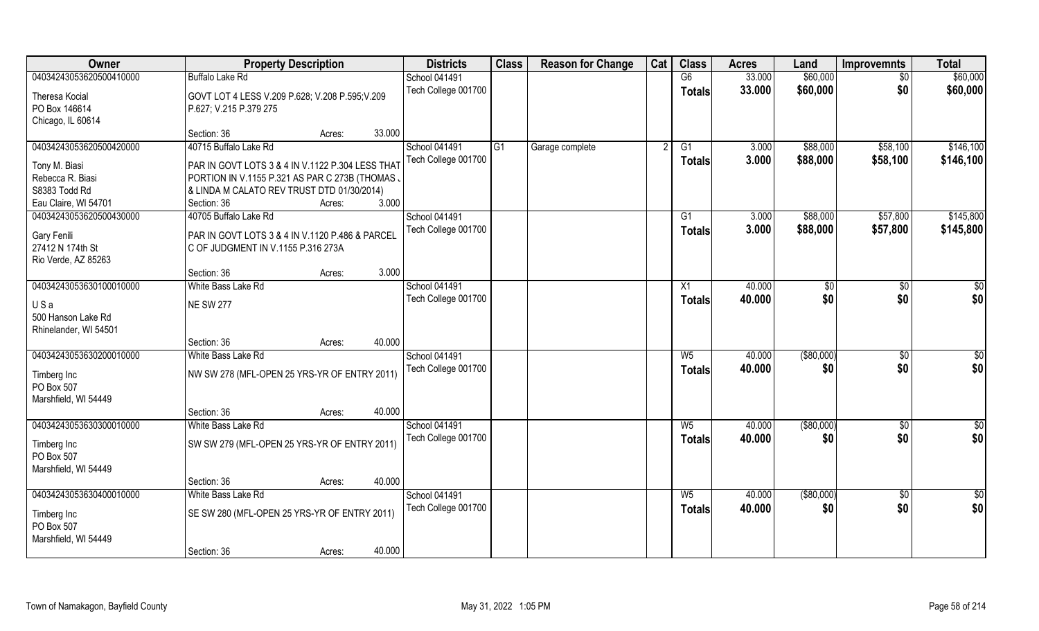| Owner | Property Description | Districts | Class | Reason for Change | Cat | Class | Acres | Land | Improvemnts | Total |
|---|---|---|---|---|---|---|---|---|---|---|
| 04034243053620500410000 | Buffalo Lake Rd | School 041491 | | | | G6 | 33.000 | $60,000 | $0 | $60,000 |
| Theresa Kocial<br>PO Box 146614<br>Chicago, IL 60614 | GOVT LOT 4 LESS V.209 P.628; V.208 P.595;V.209 P.627; V.215 P.379 275<br>Section: 36 Acres: 33.000 | Tech College 001700 | | | | **Totals** | **33.000** | **$60,000** | **$0** | **$60,000** |
| 04034243053620500420000 | 40715 Buffalo Lake Rd | School 041491 | G1 | Garage complete | 2 | G1 | 3.000 | $88,000 | $58,100 | $146,100 |
| Tony M. Biasi<br>Rebecca R. Biasi<br>S8383 Todd Rd<br>Eau Claire, WI 54701 | PAR IN GOVT LOTS 3 & 4 IN V.1122 P.304 LESS THAT PORTION IN V.1155 P.321 AS PAR C 273B (THOMAS J & LINDA M CALATO REV TRUST DTD 01/30/2014)<br>Section: 36 Acres: 3.000 | Tech College 001700 | | | | **Totals** | **3.000** | **$88,000** | **$58,100** | **$146,100** |
| 04034243053620500430000 | 40705 Buffalo Lake Rd | School 041491 | | | | G1 | 3.000 | $88,000 | $57,800 | $145,800 |
| Gary Fenili<br>27412 N 174th St<br>Rio Verde, AZ 85263 | PAR IN GOVT LOTS 3 & 4 IN V.1120 P.486 & PARCEL C OF JUDGMENT IN V.1155 P.316 273A<br>Section: 36 Acres: 3.000 | Tech College 001700 | | | | **Totals** | **3.000** | **$88,000** | **$57,800** | **$145,800** |
| 04034243053630100010000 | White Bass Lake Rd | School 041491 | | | | X1 | 40.000 | $0 | $0 | $0 |
| U S a<br>500 Hanson Lake Rd<br>Rhinelander, WI 54501 | NE SW 277<br>Section: 36 Acres: 40.000 | Tech College 001700 | | | | **Totals** | **40.000** | **$0** | **$0** | **$0** |
| 04034243053630200010000 | White Bass Lake Rd | School 041491 | | | | W5 | 40.000 | ($80,000) | $0 | $0 |
| Timberg Inc<br>PO Box 507<br>Marshfield, WI 54449 | NW SW 278 (MFL-OPEN 25 YRS-YR OF ENTRY 2011)<br>Section: 36 Acres: 40.000 | Tech College 001700 | | | | **Totals** | **40.000** | **$0** | **$0** | **$0** |
| 04034243053630300010000 | White Bass Lake Rd | School 041491 | | | | W5 | 40.000 | ($80,000) | $0 | $0 |
| Timberg Inc<br>PO Box 507<br>Marshfield, WI 54449 | SW SW 279 (MFL-OPEN 25 YRS-YR OF ENTRY 2011)<br>Section: 36 Acres: 40.000 | Tech College 001700 | | | | **Totals** | **40.000** | **$0** | **$0** | **$0** |
| 04034243053630400010000 | White Bass Lake Rd | School 041491 | | | | W5 | 40.000 | ($80,000) | $0 | $0 |
| Timberg Inc<br>PO Box 507<br>Marshfield, WI 54449 | SE SW 280 (MFL-OPEN 25 YRS-YR OF ENTRY 2011)<br>Section: 36 Acres: 40.000 | Tech College 001700 | | | | **Totals** | **40.000** | **$0** | **$0** | **$0** |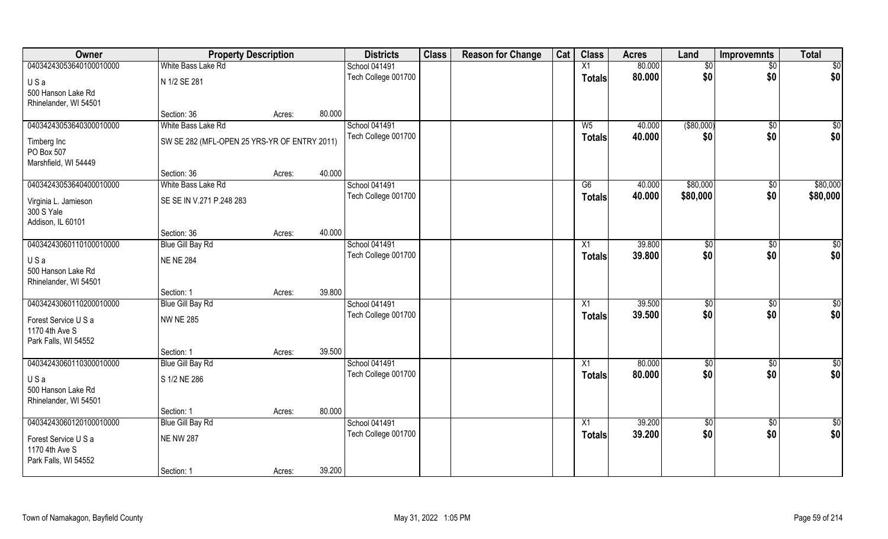| Owner | Property Description | | | Districts | Class | Reason for Change | Cat | Class | Acres | Land | Improvemnts | Total |
|---|---|---|---|---|---|---|---|---|---|---|---|---|
| 04034243053640100010000 | White Bass Lake Rd | | | School 041491 | | | | X1 | 80.000 | $0 | $0 | $0 |
| U S a | N 1/2 SE 281 | | | Tech College 001700 | | | | **Totals** | **80.000** | **$0** | **$0** | **$0** |
| 500 Hanson Lake Rd | | | | | | | | | | | | |
| Rhinelander, WI 54501 | | | | | | | | | | | | |
| | Section: 36 | Acres: | 80.000 | | | | | | | | | |
| 04034243053640300010000 | White Bass Lake Rd | | | School 041491 | | | | W5 | 40.000 | ($80,000) | $0 | $0 |
| Timberg Inc | SW SE 282 (MFL-OPEN 25 YRS-YR OF ENTRY 2011) | | | Tech College 001700 | | | | **Totals** | **40.000** | **$0** | **$0** | **$0** |
| PO Box 507 | | | | | | | | | | | | |
| Marshfield, WI 54449 | | | | | | | | | | | | |
| | Section: 36 | Acres: | 40.000 | | | | | | | | | |
| 04034243053640400010000 | White Bass Lake Rd | | | School 041491 | | | | G6 | 40.000 | $80,000 | $0 | $80,000 |
| Virginia L. Jamieson | SE SE IN V.271 P.248 283 | | | Tech College 001700 | | | | **Totals** | **40.000** | **$80,000** | **$0** | **$80,000** |
| 300 S Yale | | | | | | | | | | | | |
| Addison, IL 60101 | | | | | | | | | | | | |
| | Section: 36 | Acres: | 40.000 | | | | | | | | | |
| 04034243060110100010000 | Blue Gill Bay Rd | | | School 041491 | | | | X1 | 39.800 | $0 | $0 | $0 |
| U S a | NE NE 284 | | | Tech College 001700 | | | | **Totals** | **39.800** | **$0** | **$0** | **$0** |
| 500 Hanson Lake Rd | | | | | | | | | | | | |
| Rhinelander, WI 54501 | | | | | | | | | | | | |
| | Section: 1 | Acres: | 39.800 | | | | | | | | | |
| 04034243060110200010000 | Blue Gill Bay Rd | | | School 041491 | | | | X1 | 39.500 | $0 | $0 | $0 |
| Forest Service U S a | NW NE 285 | | | Tech College 001700 | | | | **Totals** | **39.500** | **$0** | **$0** | **$0** |
| 1170 4th Ave S | | | | | | | | | | | | |
| Park Falls, WI 54552 | | | | | | | | | | | | |
| | Section: 1 | Acres: | 39.500 | | | | | | | | | |
| 04034243060110300010000 | Blue Gill Bay Rd | | | School 041491 | | | | X1 | 80.000 | $0 | $0 | $0 |
| U S a | S 1/2 NE 286 | | | Tech College 001700 | | | | **Totals** | **80.000** | **$0** | **$0** | **$0** |
| 500 Hanson Lake Rd | | | | | | | | | | | | |
| Rhinelander, WI 54501 | | | | | | | | | | | | |
| | Section: 1 | Acres: | 80.000 | | | | | | | | | |
| 04034243060120100010000 | Blue Gill Bay Rd | | | School 041491 | | | | X1 | 39.200 | $0 | $0 | $0 |
| Forest Service U S a | NE NW 287 | | | Tech College 001700 | | | | **Totals** | **39.200** | **$0** | **$0** | **$0** |
| 1170 4th Ave S | | | | | | | | | | | | |
| Park Falls, WI 54552 | | | | | | | | | | | | |
| | Section: 1 | Acres: | 39.200 | | | | | | | | | |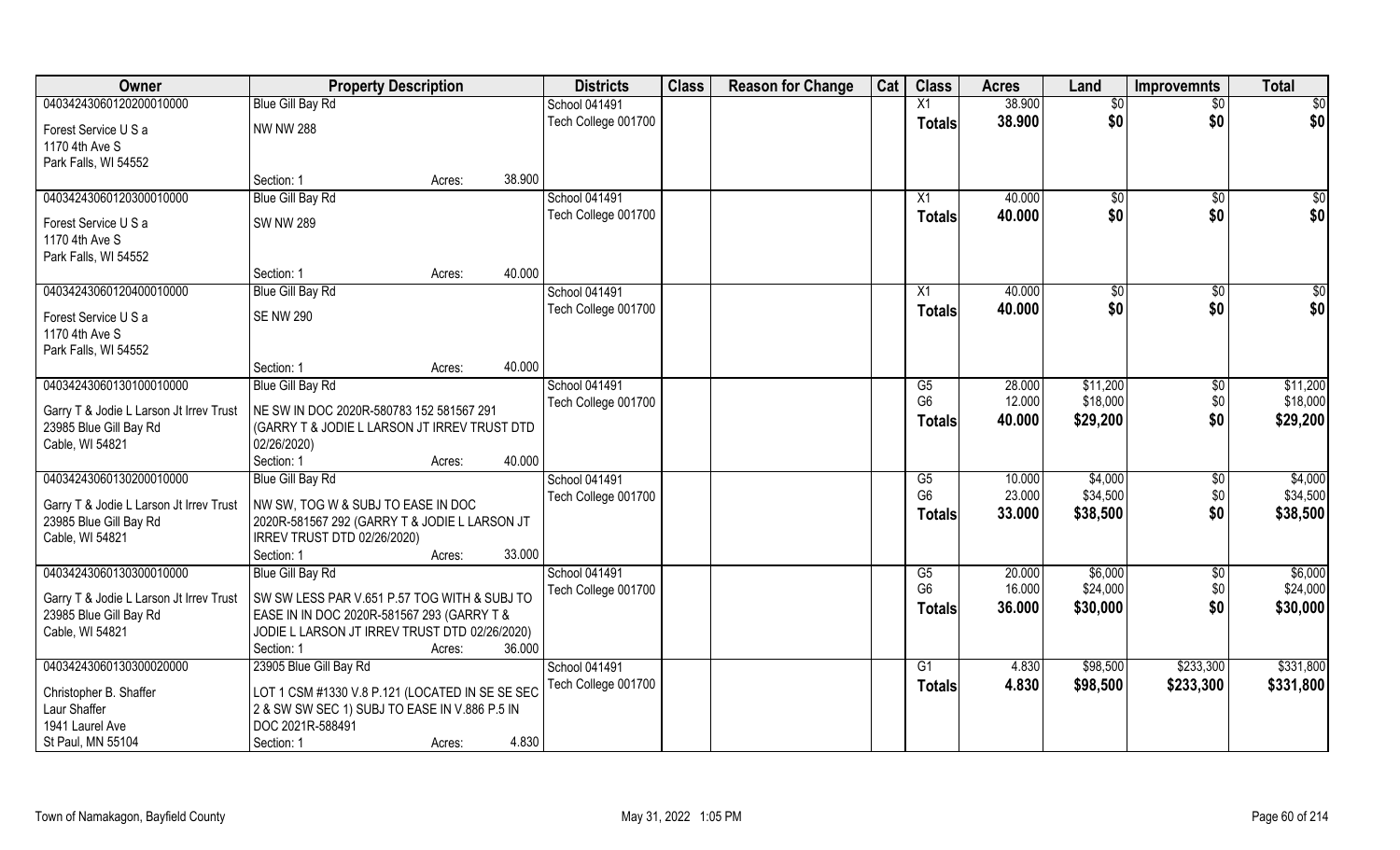| Owner | Property Description | | | Districts | Class | Reason for Change | Cat | Class | Acres | Land | Improvemnts | Total |
|---|---|---|---|---|---|---|---|---|---|---|---|---|
| 04034243060120200010000 | Blue Gill Bay Rd | | | School 041491 | | | | X1 | 38.900 | $0 | $0 | $0 |
| Forest Service U S a<br>1170 4th Ave S<br>Park Falls, WI 54552 | NW NW 288 | | | Tech College 001700 | | | | Totals | 38.900 | $0 | $0 | $0 |
| | Section: 1 | Acres: | 38.900 | | | | | | | | | |
| 04034243060120300010000 | Blue Gill Bay Rd | | | School 041491 | | | | X1 | 40.000 | $0 | $0 | $0 |
| Forest Service U S a<br>1170 4th Ave S<br>Park Falls, WI 54552 | SW NW 289 | | | Tech College 001700 | | | | Totals | 40.000 | $0 | $0 | $0 |
| | Section: 1 | Acres: | 40.000 | | | | | | | | | |
| 04034243060120400010000 | Blue Gill Bay Rd | | | School 041491 | | | | X1 | 40.000 | $0 | $0 | $0 |
| Forest Service U S a<br>1170 4th Ave S<br>Park Falls, WI 54552 | SE NW 290 | | | Tech College 001700 | | | | Totals | 40.000 | $0 | $0 | $0 |
| | Section: 1 | Acres: | 40.000 | | | | | | | | | |
| 04034243060130100010000 | Blue Gill Bay Rd | | | School 041491 | | | | G5 | 28.000 | $11,200 | $0 | $11,200 |
| Garry T & Jodie L Larson Jt Irrev Trust<br>23985 Blue Gill Bay Rd<br>Cable, WI 54821 | NE SW IN DOC 2020R-580783 152 581567 291 (GARRY T & JODIE L LARSON JT IRREV TRUST DTD 02/26/2020) | | | Tech College 001700 | | | | G6 | 12.000 | $18,000 | $0 | $18,000 |
| | | | | | | | | Totals | 40.000 | $29,200 | $0 | $29,200 |
| | Section: 1 | Acres: | 40.000 | | | | | | | | | |
| 04034243060130200010000 | Blue Gill Bay Rd | | | School 041491 | | | | G5 | 10.000 | $4,000 | $0 | $4,000 |
| Garry T & Jodie L Larson Jt Irrev Trust<br>23985 Blue Gill Bay Rd<br>Cable, WI 54821 | NW SW, TOG W & SUBJ TO EASE IN DOC 2020R-581567 292 (GARRY T & JODIE L LARSON JT IRREV TRUST DTD 02/26/2020) | | | Tech College 001700 | | | | G6 | 23.000 | $34,500 | $0 | $34,500 |
| | | | | | | | | Totals | 33.000 | $38,500 | $0 | $38,500 |
| | Section: 1 | Acres: | 33.000 | | | | | | | | | |
| 04034243060130300010000 | Blue Gill Bay Rd | | | School 041491 | | | | G5 | 20.000 | $6,000 | $0 | $6,000 |
| Garry T & Jodie L Larson Jt Irrev Trust<br>23985 Blue Gill Bay Rd<br>Cable, WI 54821 | SW SW LESS PAR V.651 P.57 TOG WITH & SUBJ TO EASE IN IN DOC 2020R-581567 293 (GARRY T & JODIE L LARSON JT IRREV TRUST DTD 02/26/2020) | | | Tech College 001700 | | | | G6 | 16.000 | $24,000 | $0 | $24,000 |
| | | | | | | | | Totals | 36.000 | $30,000 | $0 | $30,000 |
| | Section: 1 | Acres: | 36.000 | | | | | | | | | |
| 04034243060130300020000 | 23905 Blue Gill Bay Rd | | | School 041491 | | | | G1 | 4.830 | $98,500 | $233,300 | $331,800 |
| Christopher B. Shaffer<br>Laur Shaffer<br>1941 Laurel Ave<br>St Paul, MN 55104 | LOT 1 CSM #1330 V.8 P.121 (LOCATED IN SE SE SEC 2 & SW SW SEC 1) SUBJ TO EASE IN V.886 P.5 IN DOC 2021R-588491 | | | Tech College 001700 | | | | Totals | 4.830 | $98,500 | $233,300 | $331,800 |
| | Section: 1 | Acres: | 4.830 | | | | | | | | | |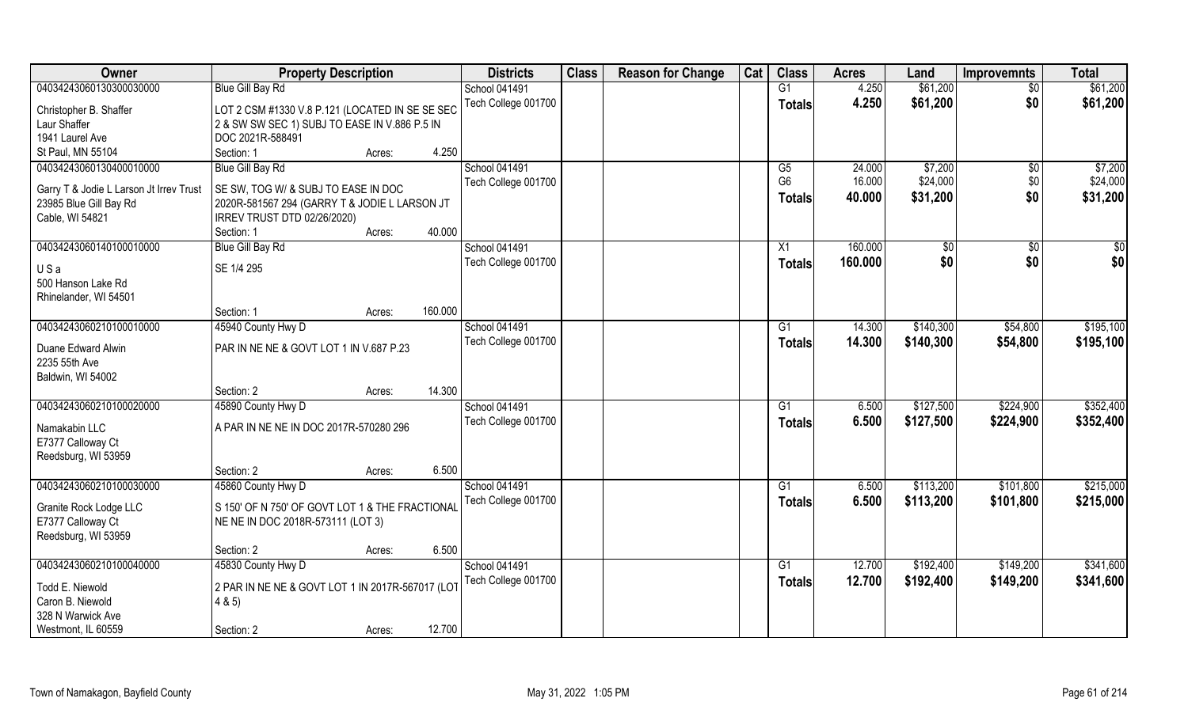| Owner | Property Description | | Districts | Class | Reason for Change | Cat | Class | Acres | Land | Improvemnts | Total |
|---|---|---|---|---|---|---|---|---|---|---|---|
| 04034243060130300030000 | Blue Gill Bay Rd | | School 041491 | | | | G1 | 4.250 | $61,200 | $0 | $61,200 |
| Christopher B. Shaffer<br>Laur Shaffer<br>1941 Laurel Ave<br>St Paul, MN 55104 | LOT 2 CSM #1330 V.8 P.121 (LOCATED IN SE SE SEC 2 & SW SW SEC 1) SUBJ TO EASE IN V.886 P.5 IN DOC 2021R-588491 | | Tech College 001700 | | | | Totals | 4.250 | $61,200 | $0 | $61,200 |
| | Section: 1 | Acres: 4.250 | | | | | | | | | |
| 04034243060130400010000 | Blue Gill Bay Rd | | School 041491 | | | | G5 | 24.000 | $7,200 | $0 | $7,200 |
| Garry T & Jodie L Larson Jt Irrev Trust<br>23985 Blue Gill Bay Rd<br>Cable, WI 54821 | SE SW, TOG W/ & SUBJ TO EASE IN DOC 2020R-581567 294 (GARRY T & JODIE L LARSON JT IRREV TRUST DTD 02/26/2020) | | Tech College 001700 | | | | G6 | 16.000 | $24,000 | $0 | $24,000 |
| | | | | | | | Totals | 40.000 | $31,200 | $0 | $31,200 |
| | Section: 1 | Acres: 40.000 | | | | | | | | | |
| 04034243060140100010000 | Blue Gill Bay Rd | | School 041491 | | | | X1 | 160.000 | $0 | $0 | $0 |
| U S a<br>500 Hanson Lake Rd<br>Rhinelander, WI 54501 | SE 1/4 295 | | Tech College 001700 | | | | Totals | 160.000 | $0 | $0 | $0 |
| | Section: 1 | Acres: 160.000 | | | | | | | | | |
| 04034243060210100010000 | 45940 County Hwy D | | School 041491 | | | | G1 | 14.300 | $140,300 | $54,800 | $195,100 |
| Duane Edward Alwin<br>2235 55th Ave<br>Baldwin, WI 54002 | PAR IN NE NE & GOVT LOT 1 IN V.687 P.23 | | Tech College 001700 | | | | Totals | 14.300 | $140,300 | $54,800 | $195,100 |
| | Section: 2 | Acres: 14.300 | | | | | | | | | |
| 04034243060210100020000 | 45890 County Hwy D | | School 041491 | | | | G1 | 6.500 | $127,500 | $224,900 | $352,400 |
| Namakabin LLC<br>E7377 Calloway Ct<br>Reedsburg, WI 53959 | A PAR IN NE NE IN DOC 2017R-570280 296 | | Tech College 001700 | | | | Totals | 6.500 | $127,500 | $224,900 | $352,400 |
| | Section: 2 | Acres: 6.500 | | | | | | | | | |
| 04034243060210100030000 | 45860 County Hwy D | | School 041491 | | | | G1 | 6.500 | $113,200 | $101,800 | $215,000 |
| Granite Rock Lodge LLC<br>E7377 Calloway Ct<br>Reedsburg, WI 53959 | S 150' OF N 750' OF GOVT LOT 1 & THE FRACTIONAL NE NE IN DOC 2018R-573111 (LOT 3) | | Tech College 001700 | | | | Totals | 6.500 | $113,200 | $101,800 | $215,000 |
| | Section: 2 | Acres: 6.500 | | | | | | | | | |
| 04034243060210100040000 | 45830 County Hwy D | | School 041491 | | | | G1 | 12.700 | $192,400 | $149,200 | $341,600 |
| Todd E. Niewold<br>Caron B. Niewold<br>328 N Warwick Ave<br>Westmont, IL 60559 | 2 PAR IN NE NE & GOVT LOT 1 IN 2017R-567017 (LOT 4 & 5) | | Tech College 001700 | | | | Totals | 12.700 | $192,400 | $149,200 | $341,600 |
| | Section: 2 | Acres: 12.700 | | | | | | | | | |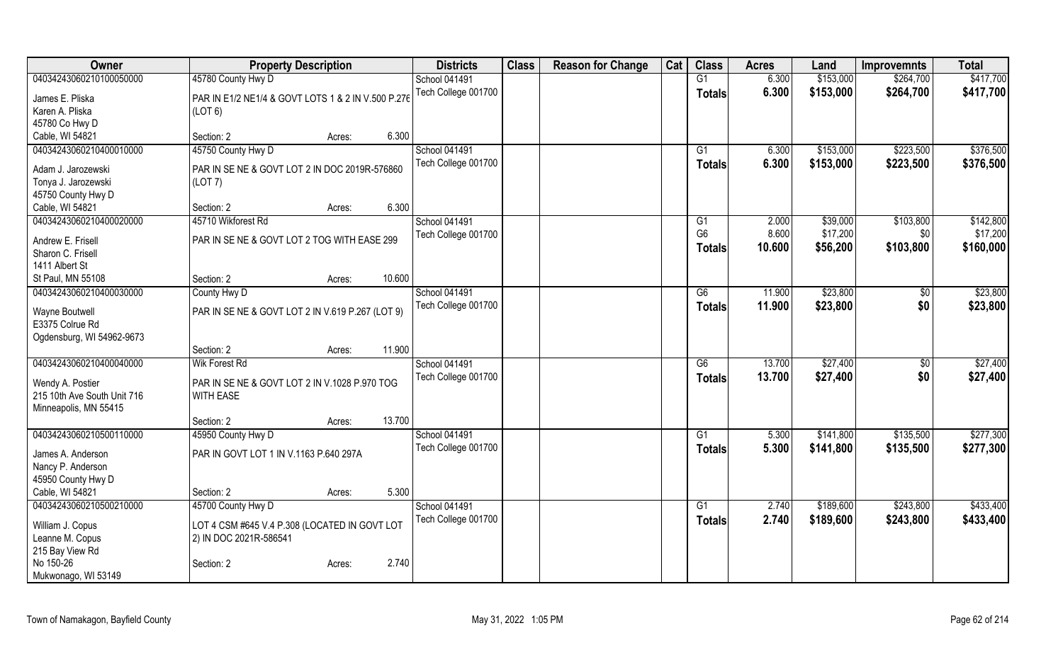| Owner | Property Description | | Districts | Class | Reason for Change | Cat | Class | Acres | Land | Improvemnts | Total |
|---|---|---|---|---|---|---|---|---|---|---|---|
| 04034243060210100050000 | 45780 County Hwy D | | School 041491 | | | | G1 | 6.300 | $153,000 | $264,700 | $417,700 |
| James E. Pliska | PAR IN E1/2 NE1/4 & GOVT LOTS 1 & 2 IN V.500 P.276 | | Tech College 001700 | | | | Totals | 6.300 | $153,000 | $264,700 | $417,700 |
| Karen A. Pliska | (LOT 6) | | | | | | | | | | |
| 45780 Co Hwy D | | | | | | | | | | | |
| Cable, WI 54821 | Section: 2 | Acres: 6.300 | | | | | | | | | |
| 04034243060210400010000 | 45750 County Hwy D | | School 041491 | | | | G1 | 6.300 | $153,000 | $223,500 | $376,500 |
| Adam J. Jarozewski | PAR IN SE NE & GOVT LOT 2 IN DOC 2019R-576860 | | Tech College 001700 | | | | Totals | 6.300 | $153,000 | $223,500 | $376,500 |
| Tonya J. Jarozewski | (LOT 7) | | | | | | | | | | |
| 45750 County Hwy D | | | | | | | | | | | |
| Cable, WI 54821 | Section: 2 | Acres: 6.300 | | | | | | | | | |
| 04034243060210400020000 | 45710 Wikforest Rd | | School 041491 | | | | G1 | 2.000 | $39,000 | $103,800 | $142,800 |
| Andrew E. Frisell | PAR IN SE NE & GOVT LOT 2 TOG WITH EASE 299 | | Tech College 001700 | | | | G6 | 8.600 | $17,200 | $0 | $17,200 |
| Sharon C. Frisell | | | | | | | Totals | 10.600 | $56,200 | $103,800 | $160,000 |
| 1411 Albert St | | | | | | | | | | | |
| St Paul, MN 55108 | Section: 2 | Acres: 10.600 | | | | | | | | | |
| 04034243060210400030000 | County Hwy D | | School 041491 | | | | G6 | 11.900 | $23,800 | $0 | $23,800 |
| Wayne Boutwell | PAR IN SE NE & GOVT LOT 2 IN V.619 P.267 (LOT 9) | | Tech College 001700 | | | | Totals | 11.900 | $23,800 | $0 | $23,800 |
| E3375 Colrue Rd | | | | | | | | | | | |
| Ogdensburg, WI 54962-9673 | | | | | | | | | | | |
| | Section: 2 | Acres: 11.900 | | | | | | | | | |
| 04034243060210400040000 | Wik Forest Rd | | School 041491 | | | | G6 | 13.700 | $27,400 | $0 | $27,400 |
| Wendy A. Postier | PAR IN SE NE & GOVT LOT 2 IN V.1028 P.970 TOG WITH EASE | | Tech College 001700 | | | | Totals | 13.700 | $27,400 | $0 | $27,400 |
| 215 10th Ave South Unit 716 | | | | | | | | | | | |
| Minneapolis, MN 55415 | | | | | | | | | | | |
| | Section: 2 | Acres: 13.700 | | | | | | | | | |
| 04034243060210500110000 | 45950 County Hwy D | | School 041491 | | | | G1 | 5.300 | $141,800 | $135,500 | $277,300 |
| James A. Anderson | PAR IN GOVT LOT 1 IN V.1163 P.640 297A | | Tech College 001700 | | | | Totals | 5.300 | $141,800 | $135,500 | $277,300 |
| Nancy P. Anderson | | | | | | | | | | | |
| 45950 County Hwy D | | | | | | | | | | | |
| Cable, WI 54821 | Section: 2 | Acres: 5.300 | | | | | | | | | |
| 04034243060210500210000 | 45700 County Hwy D | | School 041491 | | | | G1 | 2.740 | $189,600 | $243,800 | $433,400 |
| William J. Copus | LOT 4 CSM #645 V.4 P.308 (LOCATED IN GOVT LOT 2) IN DOC 2021R-586541 | | Tech College 001700 | | | | Totals | 2.740 | $189,600 | $243,800 | $433,400 |
| Leanne M. Copus | | | | | | | | | | | |
| 215 Bay View Rd | | | | | | | | | | | |
| No 150-26 | Section: 2 | Acres: 2.740 | | | | | | | | | |
| Mukwonago, WI 53149 | | | | | | | | | | | |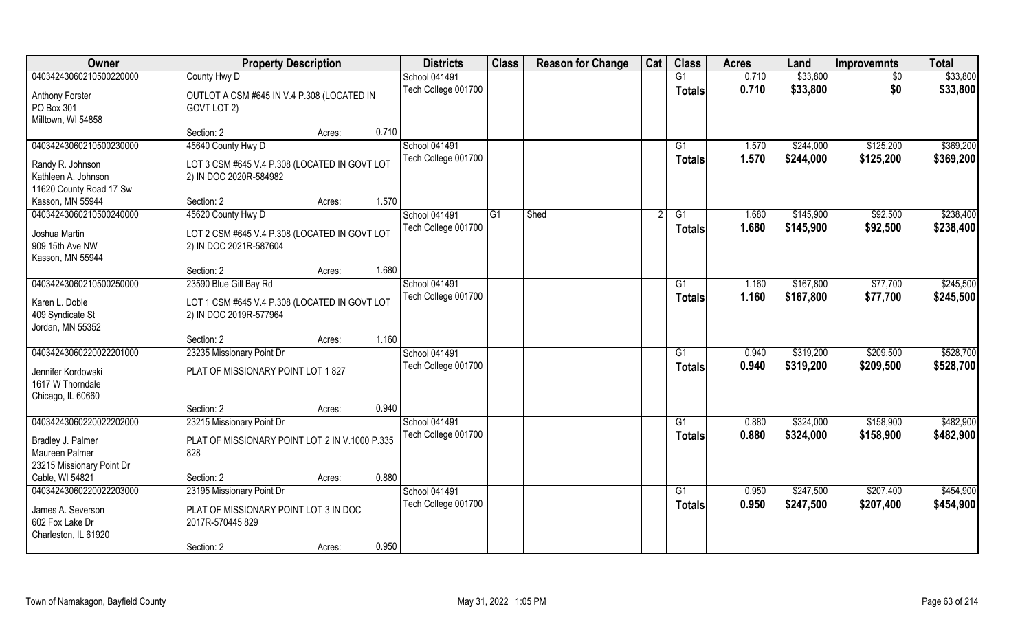| Owner | Property Description | | | Districts | Class | Reason for Change | Cat | Class | Acres | Land | Improvemnts | Total |
|---|---|---|---|---|---|---|---|---|---|---|---|---|
| 04034243060210500220000 | County Hwy D | | | School 041491 | | | | G1 | 0.710 | $33,800 | $0 | $33,800 |
| Anthony Forster<br>PO Box 301<br>Milltown, WI 54858 | OUTLOT A CSM #645 IN V.4 P.308 (LOCATED IN GOVT LOT 2) | | | Tech College 001700 | | | | Totals | 0.710 | $33,800 | $0 | $33,800 |
| | Section: 2 | Acres: | 0.710 | | | | | | | | | |
| 04034243060210500230000 | 45640 County Hwy D | | | School 041491 | | | | G1 | 1.570 | $244,000 | $125,200 | $369,200 |
| Randy R. Johnson<br>Kathleen A. Johnson<br>11620 County Road 17 Sw<br>Kasson, MN 55944 | LOT 3 CSM #645 V.4 P.308 (LOCATED IN GOVT LOT 2) IN DOC 2020R-584982 | | | Tech College 001700 | | | | Totals | 1.570 | $244,000 | $125,200 | $369,200 |
| | Section: 2 | Acres: | 1.570 | | | | | | | | | |
| 04034243060210500240000 | 45620 County Hwy D | | | School 041491 | G1 | Shed | 2 | G1 | 1.680 | $145,900 | $92,500 | $238,400 |
| Joshua Martin<br>909 15th Ave NW<br>Kasson, MN 55944 | LOT 2 CSM #645 V.4 P.308 (LOCATED IN GOVT LOT 2) IN DOC 2021R-587604 | | | Tech College 001700 | | | | Totals | 1.680 | $145,900 | $92,500 | $238,400 |
| | Section: 2 | Acres: | 1.680 | | | | | | | | | |
| 04034243060210500250000 | 23590 Blue Gill Bay Rd | | | School 041491 | | | | G1 | 1.160 | $167,800 | $77,700 | $245,500 |
| Karen L. Doble<br>409 Syndicate St<br>Jordan, MN 55352 | LOT 1 CSM #645 V.4 P.308 (LOCATED IN GOVT LOT 2) IN DOC 2019R-577964 | | | Tech College 001700 | | | | Totals | 1.160 | $167,800 | $77,700 | $245,500 |
| | Section: 2 | Acres: | 1.160 | | | | | | | | | |
| 04034243060220022201000 | 23235 Missionary Point Dr | | | School 041491 | | | | G1 | 0.940 | $319,200 | $209,500 | $528,700 |
| Jennifer Kordowski<br>1617 W Thorndale<br>Chicago, IL 60660 | PLAT OF MISSIONARY POINT LOT 1 827 | | | Tech College 001700 | | | | Totals | 0.940 | $319,200 | $209,500 | $528,700 |
| | Section: 2 | Acres: | 0.940 | | | | | | | | | |
| 04034243060220022202000 | 23215 Missionary Point Dr | | | School 041491 | | | | G1 | 0.880 | $324,000 | $158,900 | $482,900 |
| Bradley J. Palmer<br>Maureen Palmer<br>23215 Missionary Point Dr<br>Cable, WI 54821 | PLAT OF MISSIONARY POINT LOT 2 IN V.1000 P.335 828 | | | Tech College 001700 | | | | Totals | 0.880 | $324,000 | $158,900 | $482,900 |
| | Section: 2 | Acres: | 0.880 | | | | | | | | | |
| 04034243060220022203000 | 23195 Missionary Point Dr | | | School 041491 | | | | G1 | 0.950 | $247,500 | $207,400 | $454,900 |
| James A. Severson<br>602 Fox Lake Dr<br>Charleston, IL 61920 | PLAT OF MISSIONARY POINT LOT 3 IN DOC 2017R-570445 829 | | | Tech College 001700 | | | | Totals | 0.950 | $247,500 | $207,400 | $454,900 |
| | Section: 2 | Acres: | 0.950 | | | | | | | | | |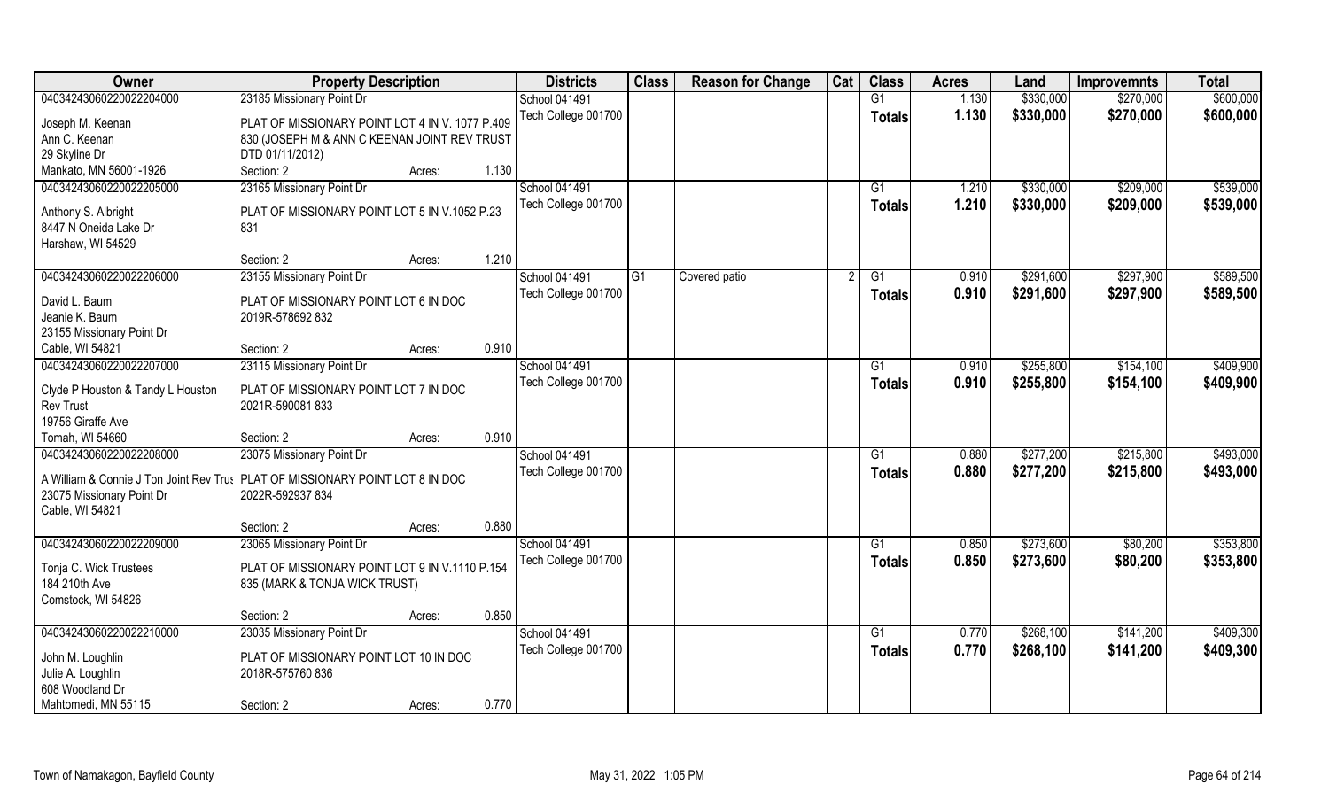| Owner | Property Description | | | Districts | Class | Reason for Change | Cat | Class | Acres | Land | Improvemnts | Total |
|---|---|---|---|---|---|---|---|---|---|---|---|---|
| 04034243060220022204000 | 23185 Missionary Point Dr | | | School 041491 | | | | G1 | 1.130 | $330,000 | $270,000 | $600,000 |
| Joseph M. Keenan<br>Ann C. Keenan<br>29 Skyline Dr<br>Mankato, MN 56001-1926 | PLAT OF MISSIONARY POINT LOT 4 IN V. 1077 P.409 830 (JOSEPH M & ANN C KEENAN JOINT REV TRUST DTD 01/11/2012) | | | Tech College 001700 | | | | Totals | 1.130 | $330,000 | $270,000 | $600,000 |
| | Section: 2 | Acres: | 1.130 | | | | | | | | | |
| 04034243060220022205000 | 23165 Missionary Point Dr | | | School 041491 | | | | G1 | 1.210 | $330,000 | $209,000 | $539,000 |
| Anthony S. Albright<br>8447 N Oneida Lake Dr<br>Harshaw, WI 54529 | PLAT OF MISSIONARY POINT LOT 5 IN V.1052 P.23 831 | | | Tech College 001700 | | | | Totals | 1.210 | $330,000 | $209,000 | $539,000 |
| | Section: 2 | Acres: | 1.210 | | | | | | | | | |
| 04034243060220022206000 | 23155 Missionary Point Dr | | | School 041491 | G1 | Covered patio | 2 | G1 | 0.910 | $291,600 | $297,900 | $589,500 |
| David L. Baum<br>Jeanie K. Baum<br>23155 Missionary Point Dr<br>Cable, WI 54821 | PLAT OF MISSIONARY POINT LOT 6 IN DOC 2019R-578692 832 | | | Tech College 001700 | | | | Totals | 0.910 | $291,600 | $297,900 | $589,500 |
| | Section: 2 | Acres: | 0.910 | | | | | | | | | |
| 04034243060220022207000 | 23115 Missionary Point Dr | | | School 041491 | | | | G1 | 0.910 | $255,800 | $154,100 | $409,900 |
| Clyde P Houston & Tandy L Houston Rev Trust<br>19756 Giraffe Ave<br>Tomah, WI 54660 | PLAT OF MISSIONARY POINT LOT 7 IN DOC 2021R-590081 833 | | | Tech College 001700 | | | | Totals | 0.910 | $255,800 | $154,100 | $409,900 |
| | Section: 2 | Acres: | 0.910 | | | | | | | | | |
| 04034243060220022208000 | 23075 Missionary Point Dr | | | School 041491 | | | | G1 | 0.880 | $277,200 | $215,800 | $493,000 |
| A William & Connie J Ton Joint Rev Trus<br>23075 Missionary Point Dr<br>Cable, WI 54821 | PLAT OF MISSIONARY POINT LOT 8 IN DOC 2022R-592937 834 | | | Tech College 001700 | | | | Totals | 0.880 | $277,200 | $215,800 | $493,000 |
| | Section: 2 | Acres: | 0.880 | | | | | | | | | |
| 04034243060220022209000 | 23065 Missionary Point Dr | | | School 041491 | | | | G1 | 0.850 | $273,600 | $80,200 | $353,800 |
| Tonja C. Wick Trustees<br>184 210th Ave<br>Comstock, WI 54826 | PLAT OF MISSIONARY POINT LOT 9 IN V.1110 P.154 835 (MARK & TONJA WICK TRUST) | | | Tech College 001700 | | | | Totals | 0.850 | $273,600 | $80,200 | $353,800 |
| | Section: 2 | Acres: | 0.850 | | | | | | | | | |
| 04034243060220022210000 | 23035 Missionary Point Dr | | | School 041491 | | | | G1 | 0.770 | $268,100 | $141,200 | $409,300 |
| John M. Loughlin<br>Julie A. Loughlin<br>608 Woodland Dr<br>Mahtomedi, MN 55115 | PLAT OF MISSIONARY POINT LOT 10 IN DOC 2018R-575760 836 | | | Tech College 001700 | | | | Totals | 0.770 | $268,100 | $141,200 | $409,300 |
| | Section: 2 | Acres: | 0.770 | | | | | | | | | |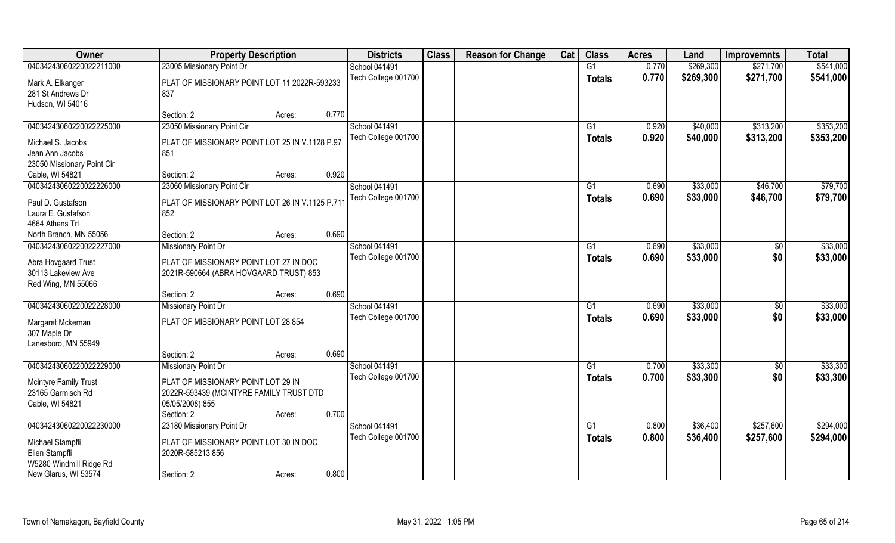| Owner | Property Description | | | Districts | Class | Reason for Change | Cat | Class | Acres | Land | Improvemnts | Total |
|---|---|---|---|---|---|---|---|---|---|---|---|---|
| 04034243060220022211000 | 23005 Missionary Point Dr | | | School 041491 | | | | G1 | 0.770 | $269,300 | $271,700 | $541,000 |
| Mark A. Elkanger<br>281 St Andrews Dr<br>Hudson, WI 54016 | PLAT OF MISSIONARY POINT LOT 11 2022R-593233 837 | | | Tech College 001700 | | | | Totals | 0.770 | $269,300 | $271,700 | $541,000 |
| | Section: 2 | Acres: | 0.770 | | | | | | | | | |
| 04034243060220022225000 | 23050 Missionary Point Cir | | | School 041491 | | | | G1 | 0.920 | $40,000 | $313,200 | $353,200 |
| Michael S. Jacobs<br>Jean Ann Jacobs<br>23050 Missionary Point Cir<br>Cable, WI 54821 | PLAT OF MISSIONARY POINT LOT 25 IN V.1128 P.97 851 | | | Tech College 001700 | | | | Totals | 0.920 | $40,000 | $313,200 | $353,200 |
| | Section: 2 | Acres: | 0.920 | | | | | | | | | |
| 04034243060220022226000 | 23060 Missionary Point Cir | | | School 041491 | | | | G1 | 0.690 | $33,000 | $46,700 | $79,700 |
| Paul D. Gustafson<br>Laura E. Gustafson<br>4664 Athens Trl<br>North Branch, MN 55056 | PLAT OF MISSIONARY POINT LOT 26 IN V.1125 P.711 852 | | | Tech College 001700 | | | | Totals | 0.690 | $33,000 | $46,700 | $79,700 |
| | Section: 2 | Acres: | 0.690 | | | | | | | | | |
| 04034243060220022227000 | Missionary Point Dr | | | School 041491 | | | | G1 | 0.690 | $33,000 | $0 | $33,000 |
| Abra Hovgaard Trust<br>30113 Lakeview Ave<br>Red Wing, MN 55066 | PLAT OF MISSIONARY POINT LOT 27 IN DOC 2021R-590664 (ABRA HOVGAARD TRUST) 853 | | | Tech College 001700 | | | | Totals | 0.690 | $33,000 | $0 | $33,000 |
| | Section: 2 | Acres: | 0.690 | | | | | | | | | |
| 04034243060220022228000 | Missionary Point Dr | | | School 041491 | | | | G1 | 0.690 | $33,000 | $0 | $33,000 |
| Margaret Mckernan<br>307 Maple Dr<br>Lanesboro, MN 55949 | PLAT OF MISSIONARY POINT LOT 28 854 | | | Tech College 001700 | | | | Totals | 0.690 | $33,000 | $0 | $33,000 |
| | Section: 2 | Acres: | 0.690 | | | | | | | | | |
| 04034243060220022229000 | Missionary Point Dr | | | School 041491 | | | | G1 | 0.700 | $33,300 | $0 | $33,300 |
| Mcintyre Family Trust<br>23165 Garmisch Rd<br>Cable, WI 54821 | PLAT OF MISSIONARY POINT LOT 29 IN 2022R-593439 (MCINTYRE FAMILY TRUST DTD 05/05/2008) 855 | | | Tech College 001700 | | | | Totals | 0.700 | $33,300 | $0 | $33,300 |
| | Section: 2 | Acres: | 0.700 | | | | | | | | | |
| 04034243060220022230000 | 23180 Missionary Point Dr | | | School 041491 | | | | G1 | 0.800 | $36,400 | $257,600 | $294,000 |
| Michael Stampfli<br>Ellen Stampfli<br>W5280 Windmill Ridge Rd<br>New Glarus, WI 53574 | PLAT OF MISSIONARY POINT LOT 30 IN DOC 2020R-585213 856 | | | Tech College 001700 | | | | Totals | 0.800 | $36,400 | $257,600 | $294,000 |
| | Section: 2 | Acres: | 0.800 | | | | | | | | | |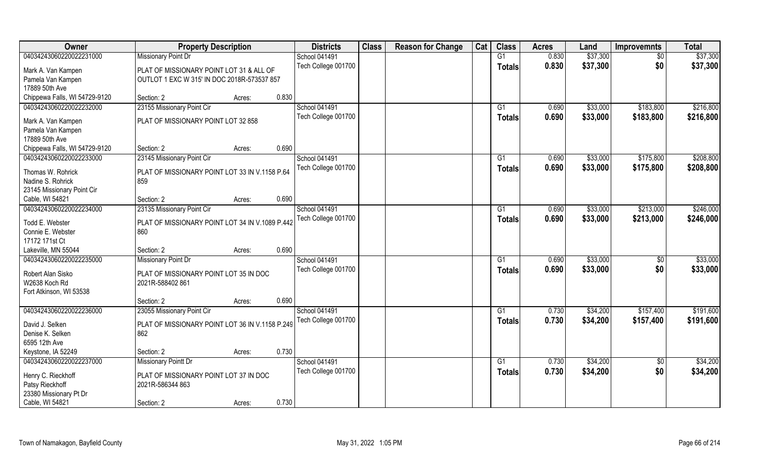| Owner | Property Description | | Districts | Class | Reason for Change | Cat | Class | Acres | Land | Improvemnts | Total |
|---|---|---|---|---|---|---|---|---|---|---|---|
| 04034243060220022231000<br>Mark A. Van Kampen<br>Pamela Van Kampen<br>17889 50th Ave<br>Chippewa Falls, WI 54729-9120 | Missionary Point Dr<br>PLAT OF MISSIONARY POINT LOT 31 & ALL OF OUTLOT 1 EXC W 315' IN DOC 2018R-573537 857<br>Section: 2 | Acres: 0.830 | School 041491<br>Tech College 001700 | | | | G1<br>Totals | 0.830<br>0.830 | $37,300<br>$37,300 | $0<br>$0 | $37,300<br>$37,300 |
| 04034243060220022232000<br>Mark A. Van Kampen<br>Pamela Van Kampen<br>17889 50th Ave<br>Chippewa Falls, WI 54729-9120 | 23155 Missionary Point Cir<br>PLAT OF MISSIONARY POINT LOT 32 858<br>Section: 2 | Acres: 0.690 | School 041491<br>Tech College 001700 | | | | G1<br>Totals | 0.690<br>0.690 | $33,000<br>$33,000 | $183,800<br>$183,800 | $216,800<br>$216,800 |
| 04034243060220022233000<br>Thomas W. Rohrick<br>Nadine S. Rohrick<br>23145 Missionary Point Cir<br>Cable, WI 54821 | 23145 Missionary Point Cir<br>PLAT OF MISSIONARY POINT LOT 33 IN V.1158 P.64 859<br>Section: 2 | Acres: 0.690 | School 041491<br>Tech College 001700 | | | | G1<br>Totals | 0.690<br>0.690 | $33,000<br>$33,000 | $175,800<br>$175,800 | $208,800<br>$208,800 |
| 04034243060220022234000<br>Todd E. Webster<br>Connie E. Webster<br>17172 171st Ct<br>Lakeville, MN 55044 | 23135 Missionary Point Cir<br>PLAT OF MISSIONARY POINT LOT 34 IN V.1089 P.442 860<br>Section: 2 | Acres: 0.690 | School 041491<br>Tech College 001700 | | | | G1<br>Totals | 0.690<br>0.690 | $33,000<br>$33,000 | $213,000<br>$213,000 | $246,000<br>$246,000 |
| 04034243060220022235000<br>Robert Alan Sisko<br>W2638 Koch Rd<br>Fort Atkinson, WI 53538 | Missionary Point Dr<br>PLAT OF MISSIONARY POINT LOT 35 IN DOC 2021R-588402 861<br>Section: 2 | Acres: 0.690 | School 041491<br>Tech College 001700 | | | | G1<br>Totals | 0.690<br>0.690 | $33,000<br>$33,000 | $0<br>$0 | $33,000<br>$33,000 |
| 04034243060220022236000<br>David J. Selken<br>Denise K. Selken<br>6595 12th Ave<br>Keystone, IA 52249 | 23055 Missionary Point Cir<br>PLAT OF MISSIONARY POINT LOT 36 IN V.1158 P.249 862<br>Section: 2 | Acres: 0.730 | School 041491<br>Tech College 001700 | | | | G1<br>Totals | 0.730<br>0.730 | $34,200<br>$34,200 | $157,400<br>$157,400 | $191,600<br>$191,600 |
| 04034243060220022237000<br>Henry C. Rieckhoff<br>Patsy Rieckhoff<br>23380 Missionary Pt Dr<br>Cable, WI 54821 | Missionary Pointt Dr<br>PLAT OF MISSIONARY POINT LOT 37 IN DOC 2021R-586344 863<br>Section: 2 | Acres: 0.730 | School 041491<br>Tech College 001700 | | | | G1<br>Totals | 0.730<br>0.730 | $34,200<br>$34,200 | $0<br>$0 | $34,200<br>$34,200 |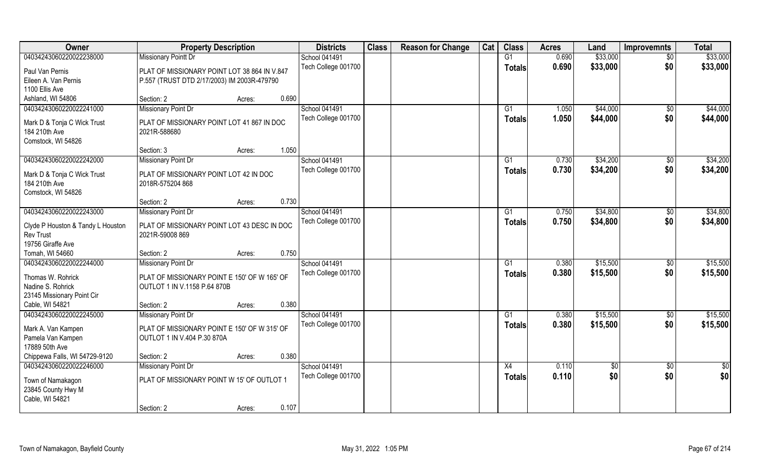| Owner | Property Description | | Districts | Class | Reason for Change | Cat | Class | Acres | Land | Improvemnts | Total |
|---|---|---|---|---|---|---|---|---|---|---|---|
| 04034243060220022238000 | Missionary Pointt Dr | | School 041491 | | | | G1 | 0.690 | $33,000 | $0 | $33,000 |
| Paul Van Pernis<br>Eileen A. Van Pernis<br>1100 Ellis Ave<br>Ashland, WI 54806 | PLAT OF MISSIONARY POINT LOT 38 864 IN V.847 P.557 (TRUST DTD 2/17/2003) IM 2003R-479790 | | Tech College 001700 | | | | **Totals** | **0.690** | **$33,000** | **$0** | **$33,000** |
| | Section: 2 | Acres: 0.690 | | | | | | | | | |
| 04034243060220022241000 | Missionary Point Dr | | School 041491 | | | | G1 | 1.050 | $44,000 | $0 | $44,000 |
| Mark D & Tonja C Wick Trust<br>184 210th Ave<br>Comstock, WI 54826 | PLAT OF MISSIONARY POINT LOT 41 867 IN DOC 2021R-588680 | | Tech College 001700 | | | | **Totals** | **1.050** | **$44,000** | **$0** | **$44,000** |
| | Section: 3 | Acres: 1.050 | | | | | | | | | |
| 04034243060220022242000 | Missionary Point Dr | | School 041491 | | | | G1 | 0.730 | $34,200 | $0 | $34,200 |
| Mark D & Tonja C Wick Trust<br>184 210th Ave<br>Comstock, WI 54826 | PLAT OF MISSIONARY POINT LOT 42 IN DOC 2018R-575204 868 | | Tech College 001700 | | | | **Totals** | **0.730** | **$34,200** | **$0** | **$34,200** |
| | Section: 2 | Acres: 0.730 | | | | | | | | | |
| 04034243060220022243000 | Missionary Point Dr | | School 041491 | | | | G1 | 0.750 | $34,800 | $0 | $34,800 |
| Clyde P Houston & Tandy L Houston Rev Trust<br>19756 Giraffe Ave<br>Tomah, WI 54660 | PLAT OF MISSIONARY POINT LOT 43 DESC IN DOC 2021R-59008 869 | | Tech College 001700 | | | | **Totals** | **0.750** | **$34,800** | **$0** | **$34,800** |
| | Section: 2 | Acres: 0.750 | | | | | | | | | |
| 04034243060220022244000 | Missionary Point Dr | | School 041491 | | | | G1 | 0.380 | $15,500 | $0 | $15,500 |
| Thomas W. Rohrick<br>Nadine S. Rohrick<br>23145 Missionary Point Cir<br>Cable, WI 54821 | PLAT OF MISSIONARY POINT E 150' OF W 165' OF OUTLOT 1 IN V.1158 P.64 870B | | Tech College 001700 | | | | **Totals** | **0.380** | **$15,500** | **$0** | **$15,500** |
| | Section: 2 | Acres: 0.380 | | | | | | | | | |
| 04034243060220022245000 | Missionary Point Dr | | School 041491 | | | | G1 | 0.380 | $15,500 | $0 | $15,500 |
| Mark A. Van Kampen<br>Pamela Van Kampen<br>17889 50th Ave<br>Chippewa Falls, WI 54729-9120 | PLAT OF MISSIONARY POINT E 150' OF W 315' OF OUTLOT 1 IN V.404 P.30 870A | | Tech College 001700 | | | | **Totals** | **0.380** | **$15,500** | **$0** | **$15,500** |
| | Section: 2 | Acres: 0.380 | | | | | | | | | |
| 04034243060220022246000 | Missionary Point Dr | | School 041491 | | | | X4 | 0.110 | $0 | $0 | $0 |
| Town of Namakagon<br>23845 County Hwy M<br>Cable, WI 54821 | PLAT OF MISSIONARY POINT W 15' OF OUTLOT 1 | | Tech College 001700 | | | | **Totals** | **0.110** | **$0** | **$0** | **$0** |
| | Section: 2 | Acres: 0.107 | | | | | | | | | |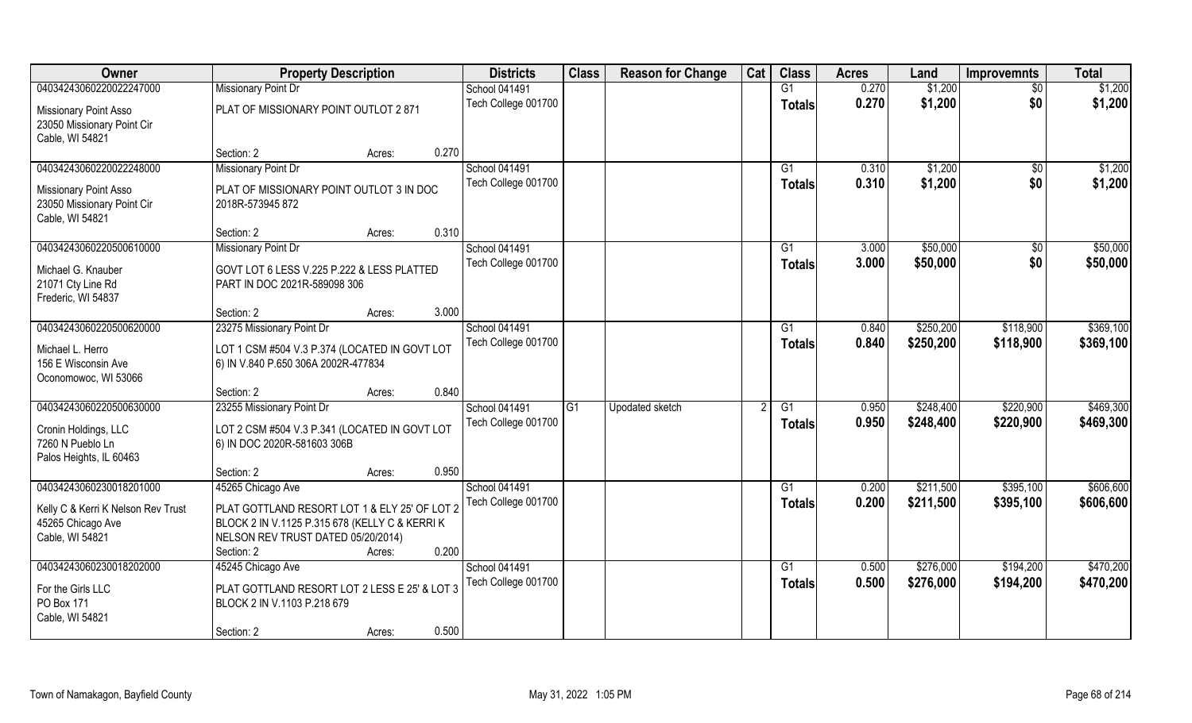| Owner | Property Description | | | Districts | Class | Reason for Change | Cat | Class | Acres | Land | Improvemnts | Total |
|---|---|---|---|---|---|---|---|---|---|---|---|---|
| 04034243060220022247000 | Missionary Point Dr | | | School 041491 | | | | G1 | 0.270 | $1,200 | $0 | $1,200 |
| Missionary Point Asso<br>23050 Missionary Point Cir<br>Cable, WI 54821 | PLAT OF MISSIONARY POINT OUTLOT 2 871 | | | Tech College 001700 | | | | Totals | 0.270 | $1,200 | $0 | $1,200 |
| | Section: 2 | Acres: | 0.270 | | | | | | | | | |
| 04034243060220022248000 | Missionary Point Dr | | | School 041491 | | | | G1 | 0.310 | $1,200 | $0 | $1,200 |
| Missionary Point Asso<br>23050 Missionary Point Cir<br>Cable, WI 54821 | PLAT OF MISSIONARY POINT OUTLOT 3 IN DOC 2018R-573945 872 | | | Tech College 001700 | | | | Totals | 0.310 | $1,200 | $0 | $1,200 |
| | Section: 2 | Acres: | 0.310 | | | | | | | | | |
| 04034243060220500610000 | Missionary Point Dr | | | School 041491 | | | | G1 | 3.000 | $50,000 | $0 | $50,000 |
| Michael G. Knauber<br>21071 Cty Line Rd<br>Frederic, WI 54837 | GOVT LOT 6 LESS V.225 P.222 & LESS PLATTED PART IN DOC 2021R-589098 306 | | | Tech College 001700 | | | | Totals | 3.000 | $50,000 | $0 | $50,000 |
| | Section: 2 | Acres: | 3.000 | | | | | | | | | |
| 04034243060220500620000 | 23275 Missionary Point Dr | | | School 041491 | | | | G1 | 0.840 | $250,200 | $118,900 | $369,100 |
| Michael L. Herro<br>156 E Wisconsin Ave<br>Oconomowoc, WI 53066 | LOT 1 CSM #504 V.3 P.374 (LOCATED IN GOVT LOT 6) IN V.840 P.650 306A 2002R-477834 | | | Tech College 001700 | | | | Totals | 0.840 | $250,200 | $118,900 | $369,100 |
| | Section: 2 | Acres: | 0.840 | | | | | | | | | |
| 04034243060220500630000 | 23255 Missionary Point Dr | | | School 041491 | G1 | Upodated sketch | 2 | G1 | 0.950 | $248,400 | $220,900 | $469,300 |
| Cronin Holdings, LLC<br>7260 N Pueblo Ln<br>Palos Heights, IL 60463 | LOT 2 CSM #504 V.3 P.341 (LOCATED IN GOVT LOT 6) IN DOC 2020R-581603 306B | | | Tech College 001700 | | | | Totals | 0.950 | $248,400 | $220,900 | $469,300 |
| | Section: 2 | Acres: | 0.950 | | | | | | | | | |
| 04034243060230018201000 | 45265 Chicago Ave | | | School 041491 | | | | G1 | 0.200 | $211,500 | $395,100 | $606,600 |
| Kelly C & Kerri K Nelson Rev Trust<br>45265 Chicago Ave<br>Cable, WI 54821 | PLAT GOTTLAND RESORT LOT 1 & ELY 25' OF LOT 2 BLOCK 2 IN V.1125 P.315 678 (KELLY C & KERRI K NELSON REV TRUST DATED 05/20/2014) | | | Tech College 001700 | | | | Totals | 0.200 | $211,500 | $395,100 | $606,600 |
| | Section: 2 | Acres: | 0.200 | | | | | | | | | |
| 04034243060230018202000 | 45245 Chicago Ave | | | School 041491 | | | | G1 | 0.500 | $276,000 | $194,200 | $470,200 |
| For the Girls LLC<br>PO Box 171<br>Cable, WI 54821 | PLAT GOTTLAND RESORT LOT 2 LESS E 25' & LOT 3 BLOCK 2 IN V.1103 P.218 679 | | | Tech College 001700 | | | | Totals | 0.500 | $276,000 | $194,200 | $470,200 |
| | Section: 2 | Acres: | 0.500 | | | | | | | | | |

Town of Namakagon, Bayfield County　　May 31, 2022 1:05 PM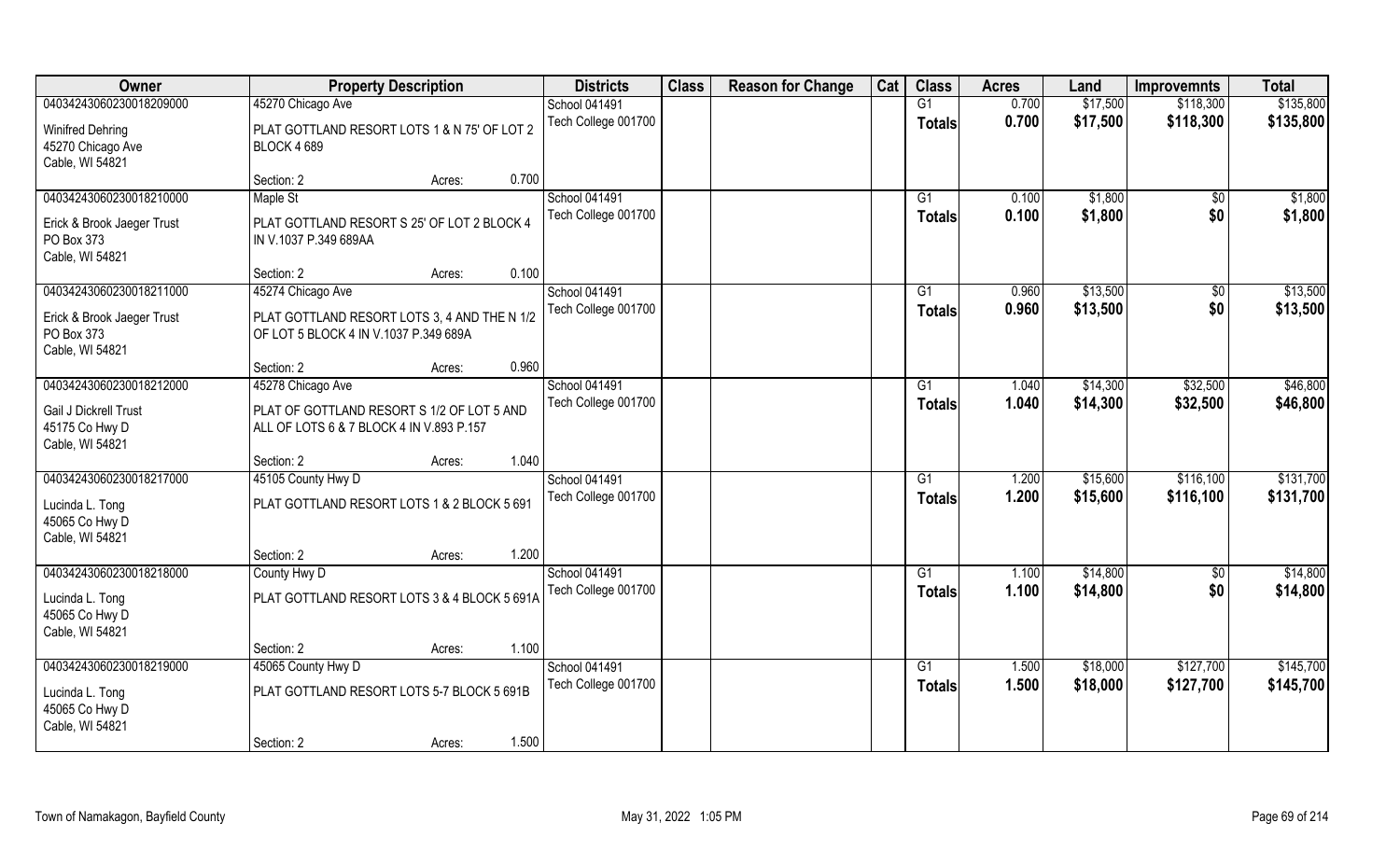| Owner | Property Description | | Districts | Class | Reason for Change | Cat | Class | Acres | Land | Improvemnts | Total |
|---|---|---|---|---|---|---|---|---|---|---|---|
| 04034243060230018209000 | 45270 Chicago Ave | | School 041491 | | | | G1 | 0.700 | $17,500 | $118,300 | $135,800 |
| Winifred Dehring<br>45270 Chicago Ave<br>Cable, WI 54821 | PLAT GOTTLAND RESORT LOTS 1 & N 75' OF LOT 2 BLOCK 4 689 | | Tech College 001700 | | | | Totals | 0.700 | $17,500 | $118,300 | $135,800 |
| | Section: 2 | Acres: 0.700 | | | | | | | | | |
| 04034243060230018210000 | Maple St | | School 041491 | | | | G1 | 0.100 | $1,800 | $0 | $1,800 |
| Erick & Brook Jaeger Trust<br>PO Box 373<br>Cable, WI 54821 | PLAT GOTTLAND RESORT S 25' OF LOT 2 BLOCK 4 IN V.1037 P.349 689AA | | Tech College 001700 | | | | Totals | 0.100 | $1,800 | $0 | $1,800 |
| | Section: 2 | Acres: 0.100 | | | | | | | | | |
| 04034243060230018211000 | 45274 Chicago Ave | | School 041491 | | | | G1 | 0.960 | $13,500 | $0 | $13,500 |
| Erick & Brook Jaeger Trust<br>PO Box 373<br>Cable, WI 54821 | PLAT GOTTLAND RESORT LOTS 3, 4 AND THE N 1/2 OF LOT 5 BLOCK 4 IN V.1037 P.349 689A | | Tech College 001700 | | | | Totals | 0.960 | $13,500 | $0 | $13,500 |
| | Section: 2 | Acres: 0.960 | | | | | | | | | |
| 04034243060230018212000 | 45278 Chicago Ave | | School 041491 | | | | G1 | 1.040 | $14,300 | $32,500 | $46,800 |
| Gail J Dickrell Trust<br>45175 Co Hwy D<br>Cable, WI 54821 | PLAT OF GOTTLAND RESORT S 1/2 OF LOT 5 AND ALL OF LOTS 6 & 7 BLOCK 4 IN V.893 P.157 | | Tech College 001700 | | | | Totals | 1.040 | $14,300 | $32,500 | $46,800 |
| | Section: 2 | Acres: 1.040 | | | | | | | | | |
| 04034243060230018217000 | 45105 County Hwy D | | School 041491 | | | | G1 | 1.200 | $15,600 | $116,100 | $131,700 |
| Lucinda L. Tong<br>45065 Co Hwy D<br>Cable, WI 54821 | PLAT GOTTLAND RESORT LOTS 1 & 2 BLOCK 5 691 | | Tech College 001700 | | | | Totals | 1.200 | $15,600 | $116,100 | $131,700 |
| | Section: 2 | Acres: 1.200 | | | | | | | | | |
| 04034243060230018218000 | County Hwy D | | School 041491 | | | | G1 | 1.100 | $14,800 | $0 | $14,800 |
| Lucinda L. Tong<br>45065 Co Hwy D<br>Cable, WI 54821 | PLAT GOTTLAND RESORT LOTS 3 & 4 BLOCK 5 691A | | Tech College 001700 | | | | Totals | 1.100 | $14,800 | $0 | $14,800 |
| | Section: 2 | Acres: 1.100 | | | | | | | | | |
| 04034243060230018219000 | 45065 County Hwy D | | School 041491 | | | | G1 | 1.500 | $18,000 | $127,700 | $145,700 |
| Lucinda L. Tong<br>45065 Co Hwy D<br>Cable, WI 54821 | PLAT GOTTLAND RESORT LOTS 5-7 BLOCK 5 691B | | Tech College 001700 | | | | Totals | 1.500 | $18,000 | $127,700 | $145,700 |
| | Section: 2 | Acres: 1.500 | | | | | | | | | |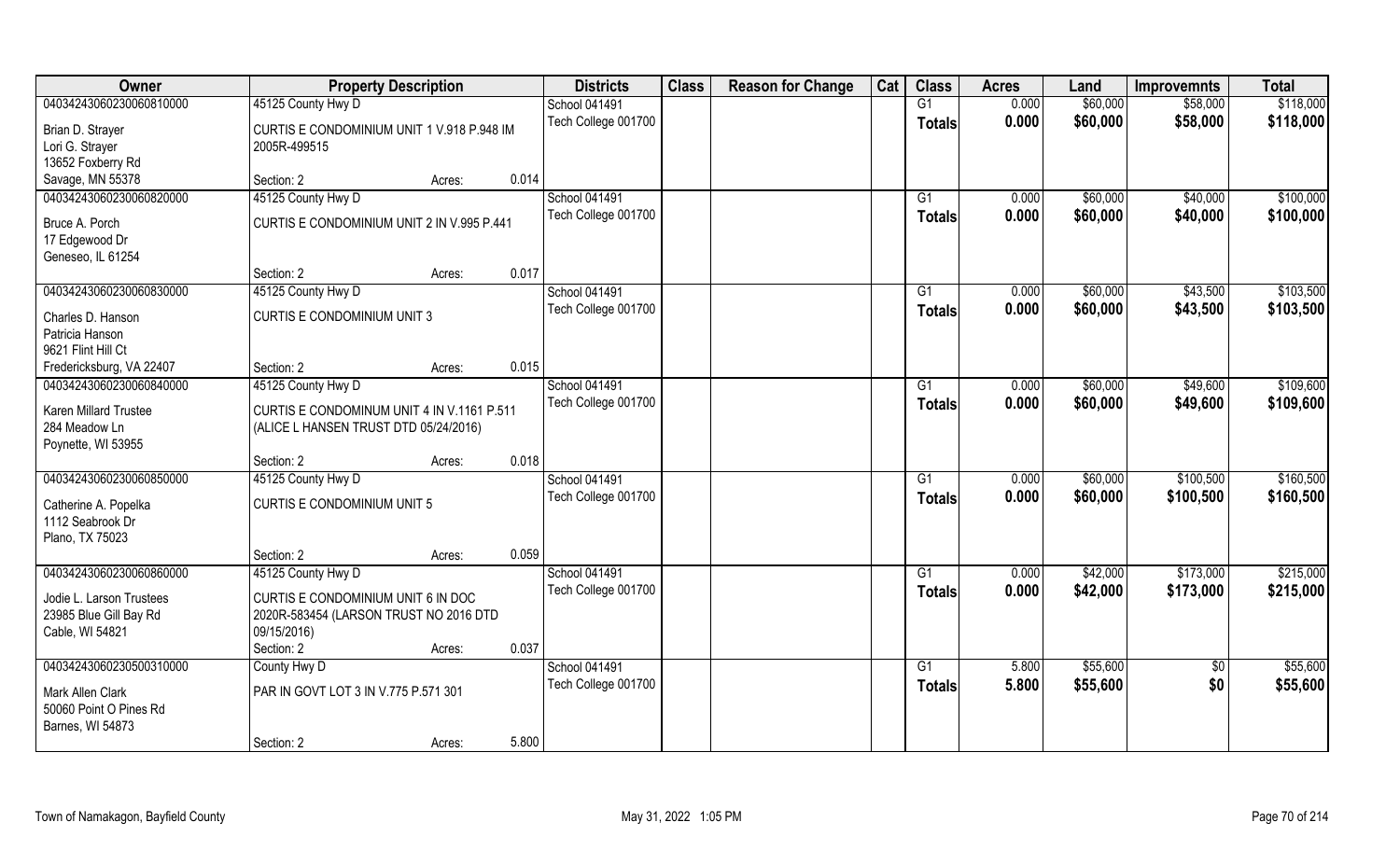| Owner | Property Description | | | Districts | Class | Reason for Change | Cat | Class | Acres | Land | Improvemnts | Total |
|---|---|---|---|---|---|---|---|---|---|---|---|---|
| 04034243060230060810000 | 45125 County Hwy D | | | School 041491 | | | | G1 | 0.000 | $60,000 | $58,000 | $118,000 |
| Brian D. Strayer<br>Lori G. Strayer<br>13652 Foxberry Rd<br>Savage, MN 55378 | CURTIS E CONDOMINIUM UNIT 1 V.918 P.948 IM 2005R-499515 | | | Tech College 001700 | | | | Totals | 0.000 | $60,000 | $58,000 | $118,000 |
| | Section: 2 | Acres: | 0.014 | | | | | | | | | |
| 04034243060230060820000 | 45125 County Hwy D | | | School 041491 | | | | G1 | 0.000 | $60,000 | $40,000 | $100,000 |
| Bruce A. Porch<br>17 Edgewood Dr<br>Geneseo, IL 61254 | CURTIS E CONDOMINIUM UNIT 2 IN V.995 P.441 | | | Tech College 001700 | | | | Totals | 0.000 | $60,000 | $40,000 | $100,000 |
| | Section: 2 | Acres: | 0.017 | | | | | | | | | |
| 04034243060230060830000 | 45125 County Hwy D | | | School 041491 | | | | G1 | 0.000 | $60,000 | $43,500 | $103,500 |
| Charles D. Hanson<br>Patricia Hanson<br>9621 Flint Hill Ct<br>Fredericksburg, VA 22407 | CURTIS E CONDOMINIUM UNIT 3 | | | Tech College 001700 | | | | Totals | 0.000 | $60,000 | $43,500 | $103,500 |
| | Section: 2 | Acres: | 0.015 | | | | | | | | | |
| 04034243060230060840000 | 45125 County Hwy D | | | School 041491 | | | | G1 | 0.000 | $60,000 | $49,600 | $109,600 |
| Karen Millard Trustee<br>284 Meadow Ln<br>Poynette, WI 53955 | CURTIS E CONDOMINUM UNIT 4 IN V.1161 P.511 (ALICE L HANSEN TRUST DTD 05/24/2016) | | | Tech College 001700 | | | | Totals | 0.000 | $60,000 | $49,600 | $109,600 |
| | Section: 2 | Acres: | 0.018 | | | | | | | | | |
| 04034243060230060850000 | 45125 County Hwy D | | | School 041491 | | | | G1 | 0.000 | $60,000 | $100,500 | $160,500 |
| Catherine A. Popelka<br>1112 Seabrook Dr<br>Plano, TX 75023 | CURTIS E CONDOMINIUM UNIT 5 | | | Tech College 001700 | | | | Totals | 0.000 | $60,000 | $100,500 | $160,500 |
| | Section: 2 | Acres: | 0.059 | | | | | | | | | |
| 04034243060230060860000 | 45125 County Hwy D | | | School 041491 | | | | G1 | 0.000 | $42,000 | $173,000 | $215,000 |
| Jodie L. Larson Trustees<br>23985 Blue Gill Bay Rd<br>Cable, WI 54821 | CURTIS E CONDOMINIUM UNIT 6 IN DOC 2020R-583454 (LARSON TRUST NO 2016 DTD 09/15/2016) | | | Tech College 001700 | | | | Totals | 0.000 | $42,000 | $173,000 | $215,000 |
| | Section: 2 | Acres: | 0.037 | | | | | | | | | |
| 04034243060230500310000 | County Hwy D | | | School 041491 | | | | G1 | 5.800 | $55,600 | $0 | $55,600 |
| Mark Allen Clark<br>50060 Point O Pines Rd<br>Barnes, WI 54873 | PAR IN GOVT LOT 3 IN V.775 P.571 301 | | | Tech College 001700 | | | | Totals | 5.800 | $55,600 | $0 | $55,600 |
| | Section: 2 | Acres: | 5.800 | | | | | | | | | |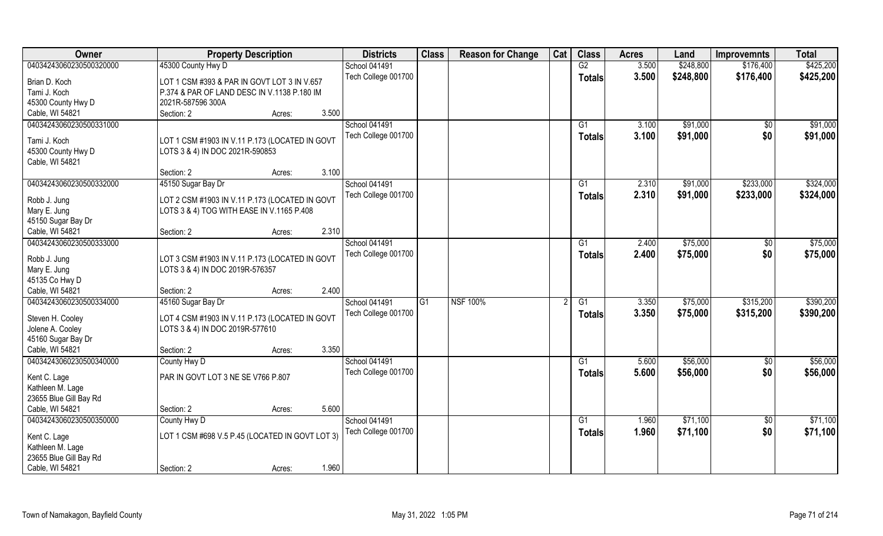| Owner | Property Description | | Districts | Class | Reason for Change | Cat | Class | Acres | Land | Improvemnts | Total |
|---|---|---|---|---|---|---|---|---|---|---|---|
| 04034243060230500320000 | 45300 County Hwy D | | School 041491 | | | | G2 | 3.500 | $248,800 | $176,400 | $425,200 |
| Brian D. Koch | LOT 1 CSM #393 & PAR IN GOVT LOT 3 IN V.657 | | Tech College 001700 | | | | Totals | 3.500 | $248,800 | $176,400 | $425,200 |
| Tami J. Koch | P.374 & PAR OF LAND DESC IN V.1138 P.180 IM | | | | | | | | | | |
| 45300 County Hwy D | 2021R-587596 300A | | | | | | | | | | |
| Cable, WI 54821 | Section: 2 | Acres: 3.500 | | | | | | | | | |
| 04034243060230500331000 | | | School 041491 | | | | G1 | 3.100 | $91,000 | $0 | $91,000 |
| Tami J. Koch | LOT 1 CSM #1903 IN V.11 P.173 (LOCATED IN GOVT | | Tech College 001700 | | | | Totals | 3.100 | $91,000 | $0 | $91,000 |
| 45300 County Hwy D | LOTS 3 & 4) IN DOC 2021R-590853 | | | | | | | | | | |
| Cable, WI 54821 | | | | | | | | | | | |
| | Section: 2 | Acres: 3.100 | | | | | | | | | |
| 04034243060230500332000 | 45150 Sugar Bay Dr | | School 041491 | | | | G1 | 2.310 | $91,000 | $233,000 | $324,000 |
| Robb J. Jung | LOT 2 CSM #1903 IN V.11 P.173 (LOCATED IN GOVT | | Tech College 001700 | | | | Totals | 2.310 | $91,000 | $233,000 | $324,000 |
| Mary E. Jung | LOTS 3 & 4) TOG WITH EASE IN V.1165 P.408 | | | | | | | | | | |
| 45150 Sugar Bay Dr | | | | | | | | | | | |
| Cable, WI 54821 | Section: 2 | Acres: 2.310 | | | | | | | | | |
| 04034243060230500333000 | | | School 041491 | | | | G1 | 2.400 | $75,000 | $0 | $75,000 |
| Robb J. Jung | LOT 3 CSM #1903 IN V.11 P.173 (LOCATED IN GOVT | | Tech College 001700 | | | | Totals | 2.400 | $75,000 | $0 | $75,000 |
| Mary E. Jung | LOTS 3 & 4) IN DOC 2019R-576357 | | | | | | | | | | |
| 45135 Co Hwy D | | | | | | | | | | | |
| Cable, WI 54821 | Section: 2 | Acres: 2.400 | | | | | | | | | |
| 04034243060230500334000 | 45160 Sugar Bay Dr | | School 041491 | G1 | NSF 100% | 2 | G1 | 3.350 | $75,000 | $315,200 | $390,200 |
| Steven H. Cooley | LOT 4 CSM #1903 IN V.11 P.173 (LOCATED IN GOVT | | Tech College 001700 | | | | Totals | 3.350 | $75,000 | $315,200 | $390,200 |
| Jolene A. Cooley | LOTS 3 & 4) IN DOC 2019R-577610 | | | | | | | | | | |
| 45160 Sugar Bay Dr | | | | | | | | | | | |
| Cable, WI 54821 | Section: 2 | Acres: 3.350 | | | | | | | | | |
| 04034243060230500340000 | County Hwy D | | School 041491 | | | | G1 | 5.600 | $56,000 | $0 | $56,000 |
| Kent C. Lage | PAR IN GOVT LOT 3 NE SE V766 P.807 | | Tech College 001700 | | | | Totals | 5.600 | $56,000 | $0 | $56,000 |
| Kathleen M. Lage | | | | | | | | | | | |
| 23655 Blue Gill Bay Rd | | | | | | | | | | | |
| Cable, WI 54821 | Section: 2 | Acres: 5.600 | | | | | | | | | |
| 04034243060230500350000 | County Hwy D | | School 041491 | | | | G1 | 1.960 | $71,100 | $0 | $71,100 |
| Kent C. Lage | LOT 1 CSM #698 V.5 P.45 (LOCATED IN GOVT LOT 3) | | Tech College 001700 | | | | Totals | 1.960 | $71,100 | $0 | $71,100 |
| Kathleen M. Lage | | | | | | | | | | | |
| 23655 Blue Gill Bay Rd | | | | | | | | | | | |
| Cable, WI 54821 | Section: 2 | Acres: 1.960 | | | | | | | | | |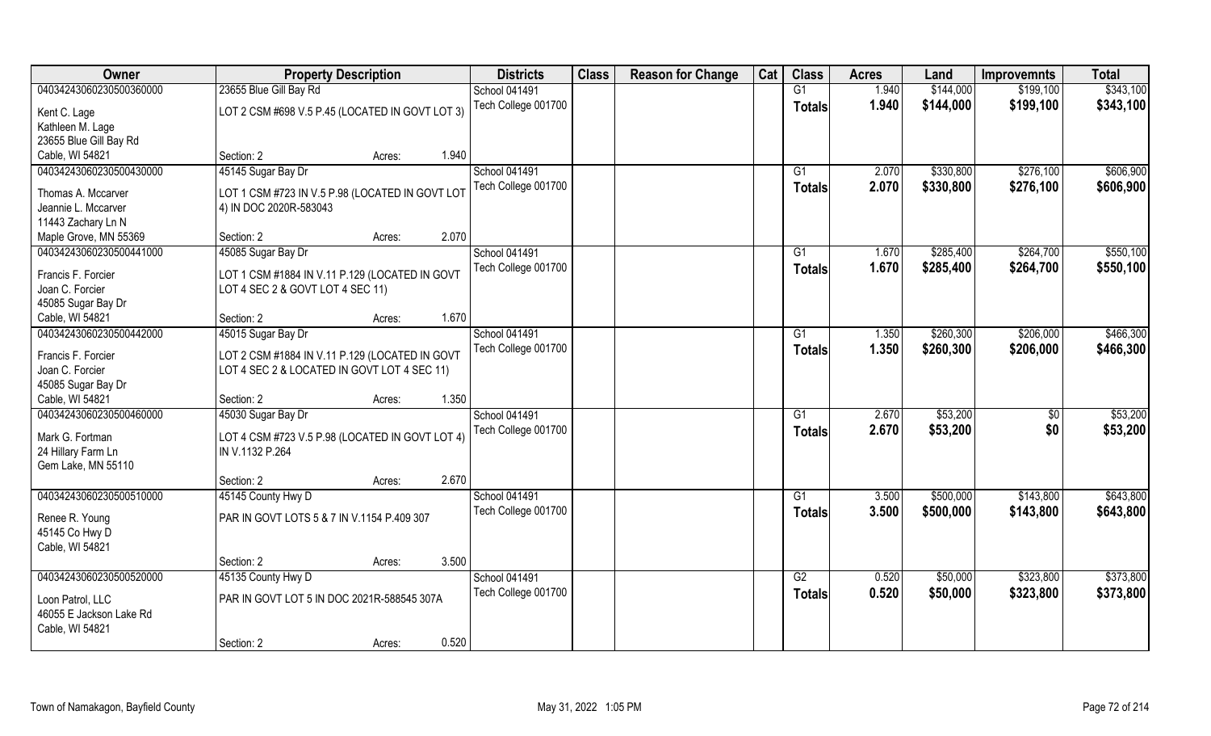| Owner | Property Description | | | Districts | Class | Reason for Change | Cat | Class | Acres | Land | Improvemnts | Total |
|---|---|---|---|---|---|---|---|---|---|---|---|---|
| 04034243060230500360000 | 23655 Blue Gill Bay Rd | | | School 041491 | | | | G1 | 1.940 | $144,000 | $199,100 | $343,100 |
| Kent C. Lage<br>Kathleen M. Lage<br>23655 Blue Gill Bay Rd<br>Cable, WI 54821 | LOT 2 CSM #698 V.5 P.45 (LOCATED IN GOVT LOT 3) | | | Tech College 001700 | | | | Totals | 1.940 | $144,000 | $199,100 | $343,100 |
| | Section: 2 | Acres: | 1.940 | | | | | | | | | |
| 04034243060230500430000 | 45145 Sugar Bay Dr | | | School 041491 | | | | G1 | 2.070 | $330,800 | $276,100 | $606,900 |
| Thomas A. Mccarver<br>Jeannie L. Mccarver<br>11443 Zachary Ln N<br>Maple Grove, MN 55369 | LOT 1 CSM #723 IN V.5 P.98 (LOCATED IN GOVT LOT 4) IN DOC 2020R-583043 | | | Tech College 001700 | | | | Totals | 2.070 | $330,800 | $276,100 | $606,900 |
| | Section: 2 | Acres: | 2.070 | | | | | | | | | |
| 04034243060230500441000 | 45085 Sugar Bay Dr | | | School 041491 | | | | G1 | 1.670 | $285,400 | $264,700 | $550,100 |
| Francis F. Forcier<br>Joan C. Forcier<br>45085 Sugar Bay Dr<br>Cable, WI 54821 | LOT 1 CSM #1884 IN V.11 P.129 (LOCATED IN GOVT LOT 4 SEC 2 & GOVT LOT 4 SEC 11) | | | Tech College 001700 | | | | Totals | 1.670 | $285,400 | $264,700 | $550,100 |
| | Section: 2 | Acres: | 1.670 | | | | | | | | | |
| 04034243060230500442000 | 45015 Sugar Bay Dr | | | School 041491 | | | | G1 | 1.350 | $260,300 | $206,000 | $466,300 |
| Francis F. Forcier<br>Joan C. Forcier<br>45085 Sugar Bay Dr<br>Cable, WI 54821 | LOT 2 CSM #1884 IN V.11 P.129 (LOCATED IN GOVT LOT 4 SEC 2 & LOCATED IN GOVT LOT 4 SEC 11) | | | Tech College 001700 | | | | Totals | 1.350 | $260,300 | $206,000 | $466,300 |
| | Section: 2 | Acres: | 1.350 | | | | | | | | | |
| 04034243060230500460000 | 45030 Sugar Bay Dr | | | School 041491 | | | | G1 | 2.670 | $53,200 | $0 | $53,200 |
| Mark G. Fortman<br>24 Hillary Farm Ln<br>Gem Lake, MN 55110 | LOT 4 CSM #723 V.5 P.98 (LOCATED IN GOVT LOT 4) IN V.1132 P.264 | | | Tech College 001700 | | | | Totals | 2.670 | $53,200 | $0 | $53,200 |
| | Section: 2 | Acres: | 2.670 | | | | | | | | | |
| 04034243060230500510000 | 45145 County Hwy D | | | School 041491 | | | | G1 | 3.500 | $500,000 | $143,800 | $643,800 |
| Renee R. Young<br>45145 Co Hwy D<br>Cable, WI 54821 | PAR IN GOVT LOTS 5 & 7 IN V.1154 P.409 307 | | | Tech College 001700 | | | | Totals | 3.500 | $500,000 | $143,800 | $643,800 |
| | Section: 2 | Acres: | 3.500 | | | | | | | | | |
| 04034243060230500520000 | 45135 County Hwy D | | | School 041491 | | | | G2 | 0.520 | $50,000 | $323,800 | $373,800 |
| Loon Patrol, LLC<br>46055 E Jackson Lake Rd<br>Cable, WI 54821 | PAR IN GOVT LOT 5 IN DOC 2021R-588545 307A | | | Tech College 001700 | | | | Totals | 0.520 | $50,000 | $323,800 | $373,800 |
| | Section: 2 | Acres: | 0.520 | | | | | | | | | |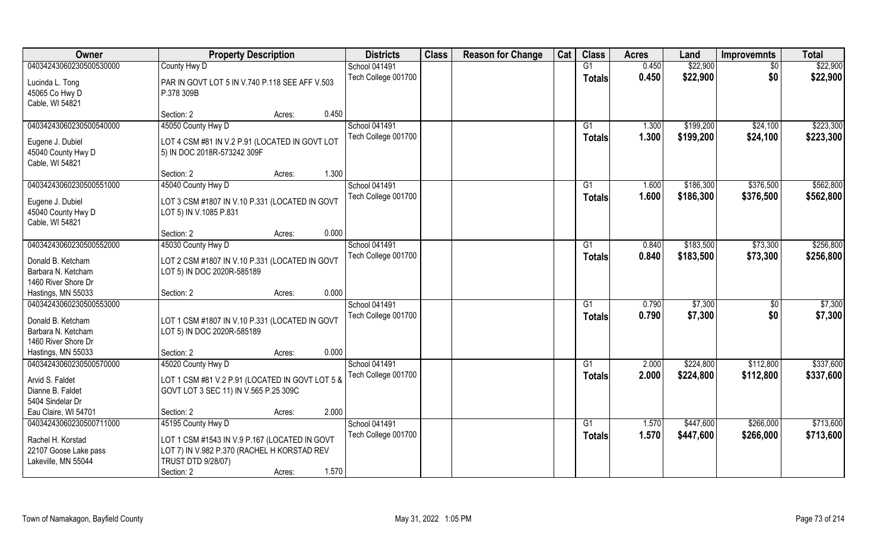| Owner | Property Description | Districts | Class | Reason for Change | Cat | Class | Acres | Land | Improvemnts | Total |
|---|---|---|---|---|---|---|---|---|---|---|
| 04034243060230500530000<br>Lucinda L. Tong<br>45065 Co Hwy D<br>Cable, WI 54821 | County Hwy D<br>PAR IN GOVT LOT 5 IN V.740 P.118 SEE AFF V.503 P.378 309B<br>Section: 2 Acres: 0.450 | School 041491<br>Tech College 001700 | | | | G1<br>**Totals** | 0.450<br>**0.450** | $22,900<br>**$22,900** | $0<br>**$0** | $22,900<br>**$22,900** |
| 04034243060230500540000<br>Eugene J. Dubiel<br>45040 County Hwy D<br>Cable, WI 54821 | 45050 County Hwy D<br>LOT 4 CSM #81 IN V.2 P.91 (LOCATED IN GOVT LOT 5) IN DOC 2018R-573242 309F<br>Section: 2 Acres: 1.300 | School 041491<br>Tech College 001700 | | | | G1<br>**Totals** | 1.300<br>**1.300** | $199,200<br>**$199,200** | $24,100<br>**$24,100** | $223,300<br>**$223,300** |
| 04034243060230500551000<br>Eugene J. Dubiel<br>45040 County Hwy D<br>Cable, WI 54821 | 45040 County Hwy D<br>LOT 3 CSM #1807 IN V.10 P.331 (LOCATED IN GOVT LOT 5) IN V.1085 P.831<br>Section: 2 Acres: 0.000 | School 041491<br>Tech College 001700 | | | | G1<br>**Totals** | 1.600<br>**1.600** | $186,300<br>**$186,300** | $376,500<br>**$376,500** | $562,800<br>**$562,800** |
| 04034243060230500552000<br>Donald B. Ketcham<br>Barbara N. Ketcham<br>1460 River Shore Dr<br>Hastings, MN 55033 | 45030 County Hwy D<br>LOT 2 CSM #1807 IN V.10 P.331 (LOCATED IN GOVT LOT 5) IN DOC 2020R-585189<br>Section: 2 Acres: 0.000 | School 041491<br>Tech College 001700 | | | | G1<br>**Totals** | 0.840<br>**0.840** | $183,500<br>**$183,500** | $73,300<br>**$73,300** | $256,800<br>**$256,800** |
| 04034243060230500553000<br>Donald B. Ketcham<br>Barbara N. Ketcham<br>1460 River Shore Dr<br>Hastings, MN 55033 | LOT 1 CSM #1807 IN V.10 P.331 (LOCATED IN GOVT LOT 5) IN DOC 2020R-585189<br>Section: 2 Acres: 0.000 | School 041491<br>Tech College 001700 | | | | G1<br>**Totals** | 0.790<br>**0.790** | $7,300<br>**$7,300** | $0<br>**$0** | $7,300<br>**$7,300** |
| 04034243060230500570000<br>Arvid S. Faldet<br>Dianne B. Faldet<br>5404 Sindelar Dr<br>Eau Claire, WI 54701 | 45020 County Hwy D<br>LOT 1 CSM #81 V.2 P.91 (LOCATED IN GOVT LOT 5 & GOVT LOT 3 SEC 11) IN V.565 P.25 309C<br>Section: 2 Acres: 2.000 | School 041491<br>Tech College 001700 | | | | G1<br>**Totals** | 2.000<br>**2.000** | $224,800<br>**$224,800** | $112,800<br>**$112,800** | $337,600<br>**$337,600** |
| 04034243060230500711000<br>Rachel H. Korstad<br>22107 Goose Lake pass<br>Lakeville, MN 55044 | 45195 County Hwy D<br>LOT 1 CSM #1543 IN V.9 P.167 (LOCATED IN GOVT LOT 7) IN V.982 P.370 (RACHEL H KORSTAD REV TRUST DTD 9/28/07)<br>Section: 2 Acres: 1.570 | School 041491<br>Tech College 001700 | | | | G1<br>**Totals** | 1.570<br>**1.570** | $447,600<br>**$447,600** | $266,000<br>**$266,000** | $713,600<br>**$713,600** |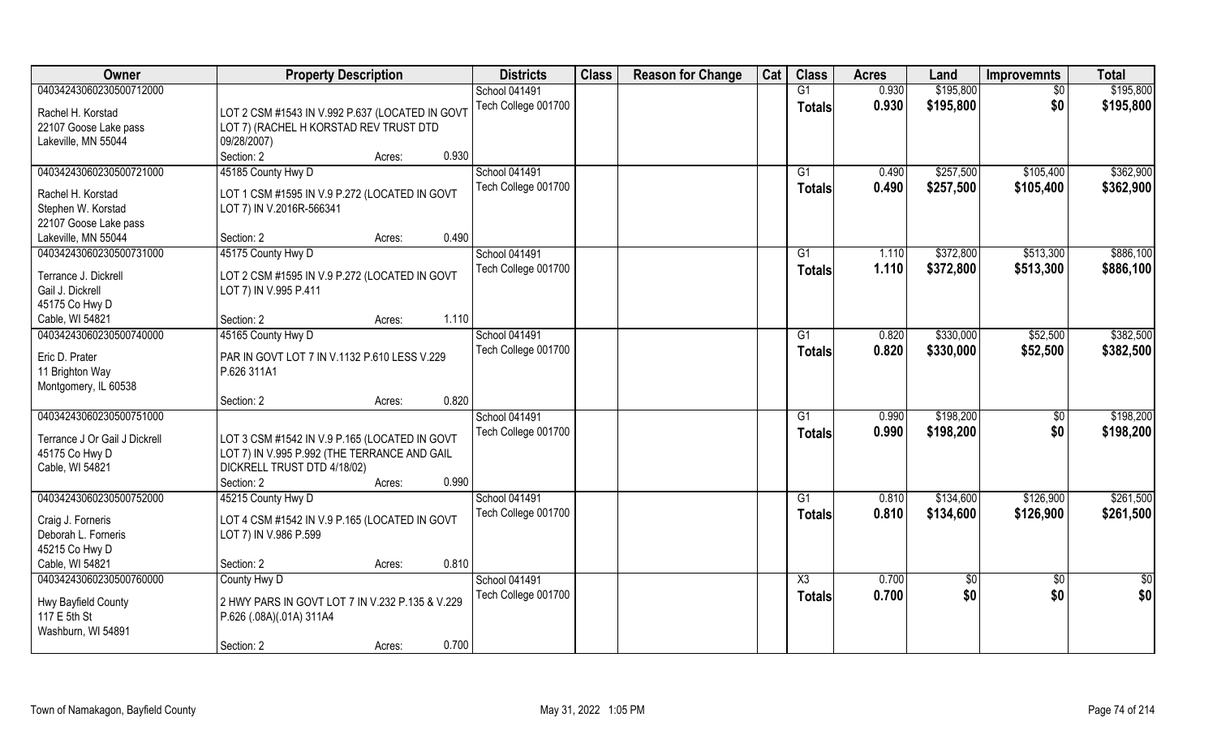| Owner | Property Description | Districts | Class | Reason for Change | Cat | Class | Acres | Land | Improvemnts | Total |
|---|---|---|---|---|---|---|---|---|---|---|
| 04034243060230500712000 | | School 041491 | | | | G1 | 0.930 | $195,800 | $0 | $195,800 |
| Rachel H. Korstad<br>22107 Goose Lake pass<br>Lakeville, MN 55044 | LOT 2 CSM #1543 IN V.992 P.637 (LOCATED IN GOVT LOT 7) (RACHEL H KORSTAD REV TRUST DTD 09/28/2007)<br>Section: 2 Acres: 0.930 | Tech College 001700 | | | | Totals | 0.930 | $195,800 | $0 | $195,800 |
| 04034243060230500721000 | 45185 County Hwy D | School 041491 | | | | G1 | 0.490 | $257,500 | $105,400 | $362,900 |
| Rachel H. Korstad<br>Stephen W. Korstad<br>22107 Goose Lake pass<br>Lakeville, MN 55044 | LOT 1 CSM #1595 IN V.9 P.272 (LOCATED IN GOVT LOT 7) IN V.2016R-566341<br>Section: 2 Acres: 0.490 | Tech College 001700 | | | | Totals | 0.490 | $257,500 | $105,400 | $362,900 |
| 04034243060230500731000 | 45175 County Hwy D | School 041491 | | | | G1 | 1.110 | $372,800 | $513,300 | $886,100 |
| Terrance J. Dickrell<br>Gail J. Dickrell<br>45175 Co Hwy D<br>Cable, WI 54821 | LOT 2 CSM #1595 IN V.9 P.272 (LOCATED IN GOVT LOT 7) IN V.995 P.411<br>Section: 2 Acres: 1.110 | Tech College 001700 | | | | Totals | 1.110 | $372,800 | $513,300 | $886,100 |
| 04034243060230500740000 | 45165 County Hwy D | School 041491 | | | | G1 | 0.820 | $330,000 | $52,500 | $382,500 |
| Eric D. Prater<br>11 Brighton Way<br>Montgomery, IL 60538 | PAR IN GOVT LOT 7 IN V.1132 P.610 LESS V.229 P.626 311A1<br>Section: 2 Acres: 0.820 | Tech College 001700 | | | | Totals | 0.820 | $330,000 | $52,500 | $382,500 |
| 04034243060230500751000 | | School 041491 | | | | G1 | 0.990 | $198,200 | $0 | $198,200 |
| Terrance J Or Gail J Dickrell<br>45175 Co Hwy D<br>Cable, WI 54821 | LOT 3 CSM #1542 IN V.9 P.165 (LOCATED IN GOVT LOT 7) IN V.995 P.992 (THE TERRANCE AND GAIL DICKRELL TRUST DTD 4/18/02)<br>Section: 2 Acres: 0.990 | Tech College 001700 | | | | Totals | 0.990 | $198,200 | $0 | $198,200 |
| 04034243060230500752000 | 45215 County Hwy D | School 041491 | | | | G1 | 0.810 | $134,600 | $126,900 | $261,500 |
| Craig J. Forneris<br>Deborah L. Forneris<br>45215 Co Hwy D<br>Cable, WI 54821 | LOT 4 CSM #1542 IN V.9 P.165 (LOCATED IN GOVT LOT 7) IN V.986 P.599<br>Section: 2 Acres: 0.810 | Tech College 001700 | | | | Totals | 0.810 | $134,600 | $126,900 | $261,500 |
| 04034243060230500760000 | County Hwy D | School 041491 | | | | X3 | 0.700 | $0 | $0 | $0 |
| Hwy Bayfield County<br>117 E 5th St<br>Washburn, WI 54891 | 2 HWY PARS IN GOVT LOT 7 IN V.232 P.135 & V.229 P.626 (.08A)(.01A) 311A4<br>Section: 2 Acres: 0.700 | Tech College 001700 | | | | Totals | 0.700 | $0 | $0 | $0 |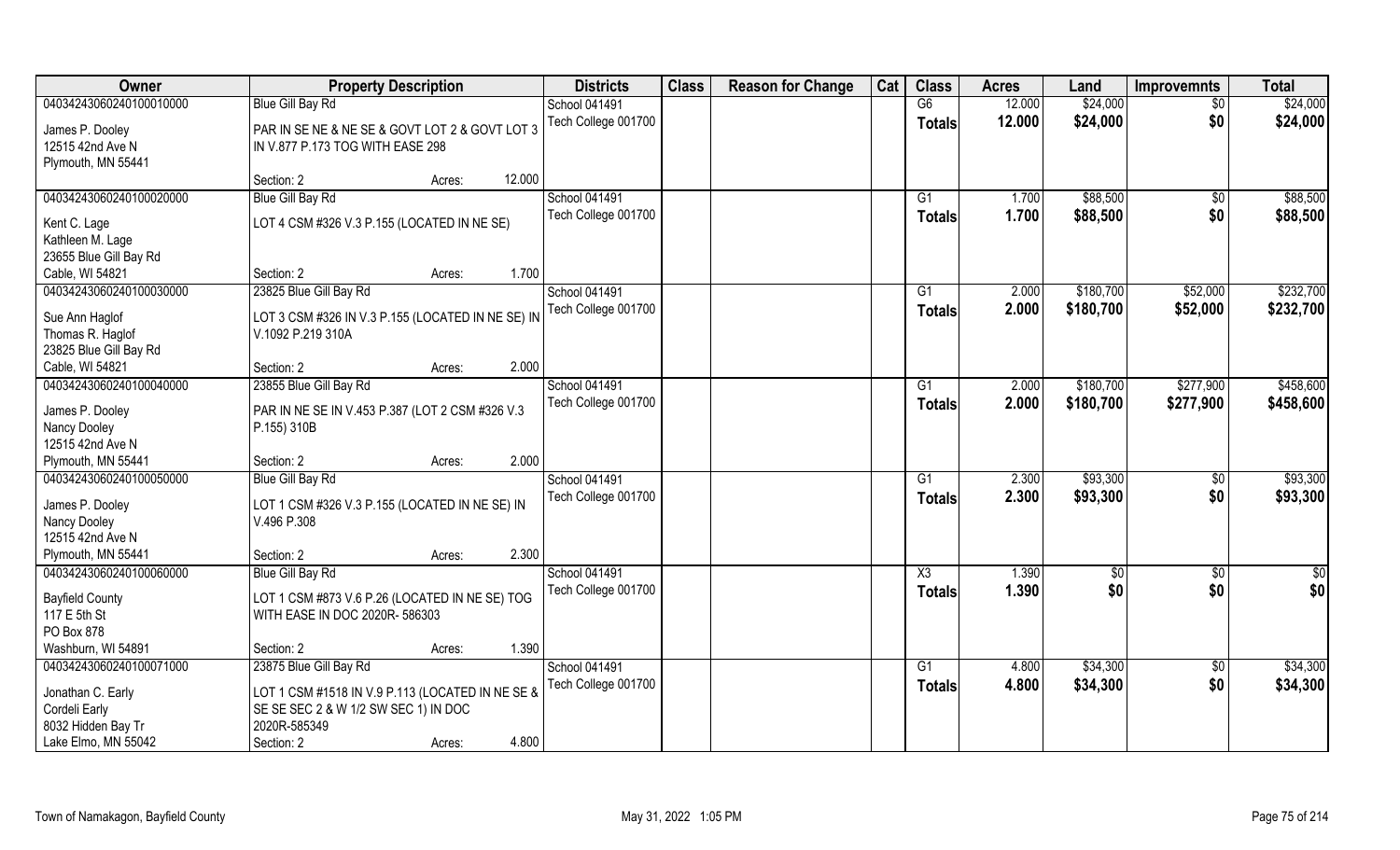| Owner | Property Description | Districts | Class | Reason for Change | Cat | Class | Acres | Land | Improvemnts | Total |
|---|---|---|---|---|---|---|---|---|---|---|
| 04034243060240100010000 | Blue Gill Bay Rd | School 041491 | | | | G6 | 12.000 | $24,000 | $0 | $24,000 |
| James P. Dooley<br>12515 42nd Ave N<br>Plymouth, MN 55441 | PAR IN SE NE & NE SE & GOVT LOT 2 & GOVT LOT 3 IN V.877 P.173 TOG WITH EASE 298<br>Section: 2 Acres: 12.000 | Tech College 001700 | | | | **Totals** | **12.000** | **$24,000** | **$0** | **$24,000** |
| 04034243060240100020000 | Blue Gill Bay Rd | School 041491 | | | | G1 | 1.700 | $88,500 | $0 | $88,500 |
| Kent C. Lage<br>Kathleen M. Lage<br>23655 Blue Gill Bay Rd<br>Cable, WI 54821 | LOT 4 CSM #326 V.3 P.155 (LOCATED IN NE SE)<br>Section: 2 Acres: 1.700 | Tech College 001700 | | | | **Totals** | **1.700** | **$88,500** | **$0** | **$88,500** |
| 04034243060240100030000 | 23825 Blue Gill Bay Rd | School 041491 | | | | G1 | 2.000 | $180,700 | $52,000 | $232,700 |
| Sue Ann Haglof<br>Thomas R. Haglof<br>23825 Blue Gill Bay Rd<br>Cable, WI 54821 | LOT 3 CSM #326 IN V.3 P.155 (LOCATED IN NE SE) IN V.1092 P.219 310A<br>Section: 2 Acres: 2.000 | Tech College 001700 | | | | **Totals** | **2.000** | **$180,700** | **$52,000** | **$232,700** |
| 04034243060240100040000 | 23855 Blue Gill Bay Rd | School 041491 | | | | G1 | 2.000 | $180,700 | $277,900 | $458,600 |
| James P. Dooley<br>Nancy Dooley<br>12515 42nd Ave N<br>Plymouth, MN 55441 | PAR IN NE SE IN V.453 P.387 (LOT 2 CSM #326 V.3 P.155) 310B<br>Section: 2 Acres: 2.000 | Tech College 001700 | | | | **Totals** | **2.000** | **$180,700** | **$277,900** | **$458,600** |
| 04034243060240100050000 | Blue Gill Bay Rd | School 041491 | | | | G1 | 2.300 | $93,300 | $0 | $93,300 |
| James P. Dooley<br>Nancy Dooley<br>12515 42nd Ave N<br>Plymouth, MN 55441 | LOT 1 CSM #326 V.3 P.155 (LOCATED IN NE SE) IN V.496 P.308<br>Section: 2 Acres: 2.300 | Tech College 001700 | | | | **Totals** | **2.300** | **$93,300** | **$0** | **$93,300** |
| 04034243060240100060000 | Blue Gill Bay Rd | School 041491 | | | | X3 | 1.390 | $0 | $0 | $0 |
| Bayfield County<br>117 E 5th St<br>PO Box 878<br>Washburn, WI 54891 | LOT 1 CSM #873 V.6 P.26 (LOCATED IN NE SE) TOG WITH EASE IN DOC 2020R- 586303<br>Section: 2 Acres: 1.390 | Tech College 001700 | | | | **Totals** | **1.390** | **$0** | **$0** | **$0** |
| 04034243060240100071000 | 23875 Blue Gill Bay Rd | School 041491 | | | | G1 | 4.800 | $34,300 | $0 | $34,300 |
| Jonathan C. Early<br>Cordeli Early<br>8032 Hidden Bay Tr<br>Lake Elmo, MN 55042 | LOT 1 CSM #1518 IN V.9 P.113 (LOCATED IN NE SE & SE SE SEC 2 & W 1/2 SW SEC 1) IN DOC 2020R-585349<br>Section: 2 Acres: 4.800 | Tech College 001700 | | | | **Totals** | **4.800** | **$34,300** | **$0** | **$34,300** |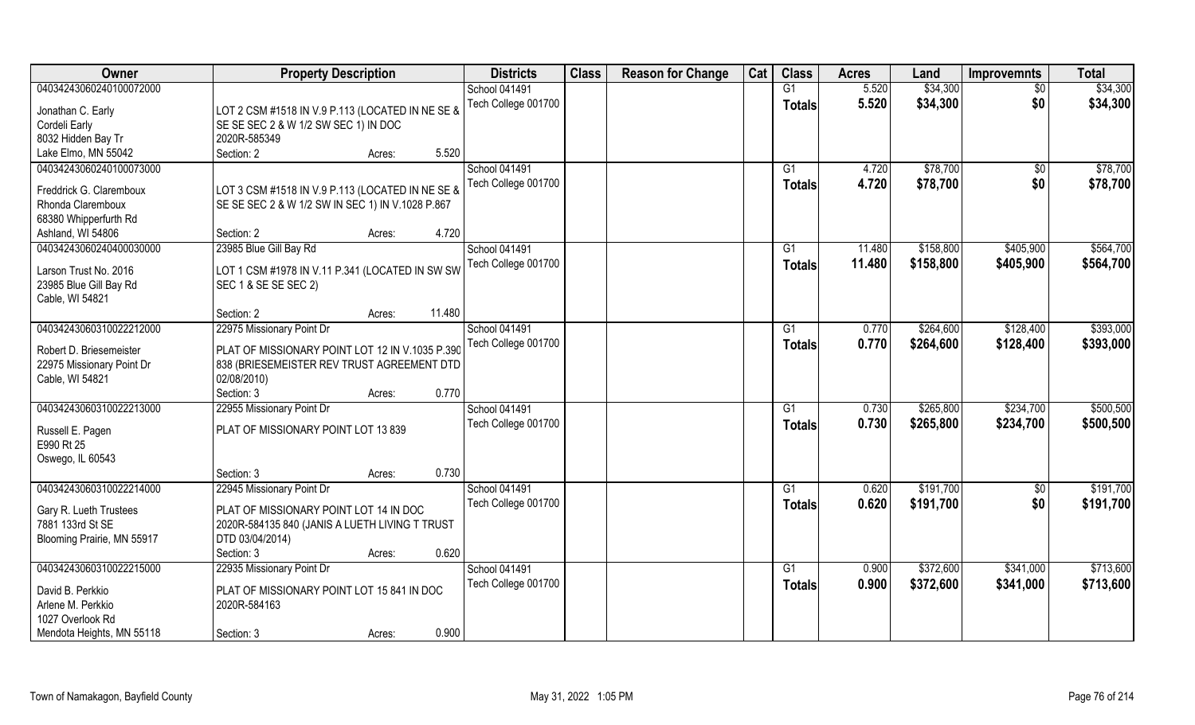| Owner | Property Description | Districts | Class | Reason for Change | Cat | Class | Acres | Land | Improvemnts | Total |
|---|---|---|---|---|---|---|---|---|---|---|
| 04034243060240100072000<br>Jonathan C. Early<br>Cordeli Early<br>8032 Hidden Bay Tr<br>Lake Elmo, MN 55042 | LOT 2 CSM #1518 IN V.9 P.113 (LOCATED IN NE SE & SE SE SEC 2 & W 1/2 SW SEC 1) IN DOC 2020R-585349<br>Section: 2 Acres: 5.520 | School 041491<br>Tech College 001700 | | | | G1<br>**Totals** | 5.520<br>**5.520** | $34,300<br>**$34,300** | $0<br>**$0** | $34,300<br>**$34,300** |
| 04034243060240100073000<br>Freddrick G. Claremboux<br>Rhonda Claremboux<br>68380 Whipperfurth Rd<br>Ashland, WI 54806 | LOT 3 CSM #1518 IN V.9 P.113 (LOCATED IN NE SE & SE SE SEC 2 & W 1/2 SW IN SEC 1) IN V.1028 P.867<br>Section: 2 Acres: 4.720 | School 041491<br>Tech College 001700 | | | | G1<br>**Totals** | 4.720<br>**4.720** | $78,700<br>**$78,700** | $0<br>**$0** | $78,700<br>**$78,700** |
| 04034243060240400030000<br>Larson Trust No. 2016<br>23985 Blue Gill Bay Rd<br>Cable, WI 54821 | 23985 Blue Gill Bay Rd<br>LOT 1 CSM #1978 IN V.11 P.341 (LOCATED IN SW SW SEC 1 & SE SE SEC 2)<br>Section: 2 Acres: 11.480 | School 041491<br>Tech College 001700 | | | | G1<br>**Totals** | 11.480<br>**11.480** | $158,800<br>**$158,800** | $405,900<br>**$405,900** | $564,700<br>**$564,700** |
| 04034243060310022212000<br>Robert D. Briesemeister<br>22975 Missionary Point Dr<br>Cable, WI 54821 | 22975 Missionary Point Dr<br>PLAT OF MISSIONARY POINT LOT 12 IN V.1035 P.390 838 (BRIESEMEISTER REV TRUST AGREEMENT DTD 02/08/2010)<br>Section: 3 Acres: 0.770 | School 041491<br>Tech College 001700 | | | | G1<br>**Totals** | 0.770<br>**0.770** | $264,600<br>**$264,600** | $128,400<br>**$128,400** | $393,000<br>**$393,000** |
| 04034243060310022213000<br>Russell E. Pagen<br>E990 Rt 25<br>Oswego, IL 60543 | 22955 Missionary Point Dr<br>PLAT OF MISSIONARY POINT LOT 13 839<br>Section: 3 Acres: 0.730 | School 041491<br>Tech College 001700 | | | | G1<br>**Totals** | 0.730<br>**0.730** | $265,800<br>**$265,800** | $234,700<br>**$234,700** | $500,500<br>**$500,500** |
| 04034243060310022214000<br>Gary R. Lueth Trustees<br>7881 133rd St SE<br>Blooming Prairie, MN 55917 | 22945 Missionary Point Dr<br>PLAT OF MISSIONARY POINT LOT 14 IN DOC 2020R-584135 840 (JANIS A LUETH LIVING T TRUST DTD 03/04/2014)<br>Section: 3 Acres: 0.620 | School 041491<br>Tech College 001700 | | | | G1<br>**Totals** | 0.620<br>**0.620** | $191,700<br>**$191,700** | $0<br>**$0** | $191,700<br>**$191,700** |
| 04034243060310022215000<br>David B. Perkkio<br>Arlene M. Perkkio<br>1027 Overlook Rd<br>Mendota Heights, MN 55118 | 22935 Missionary Point Dr<br>PLAT OF MISSIONARY POINT LOT 15 841 IN DOC 2020R-584163<br>Section: 3 Acres: 0.900 | School 041491<br>Tech College 001700 | | | | G1<br>**Totals** | 0.900<br>**0.900** | $372,600<br>**$372,600** | $341,000<br>**$341,000** | $713,600<br>**$713,600** |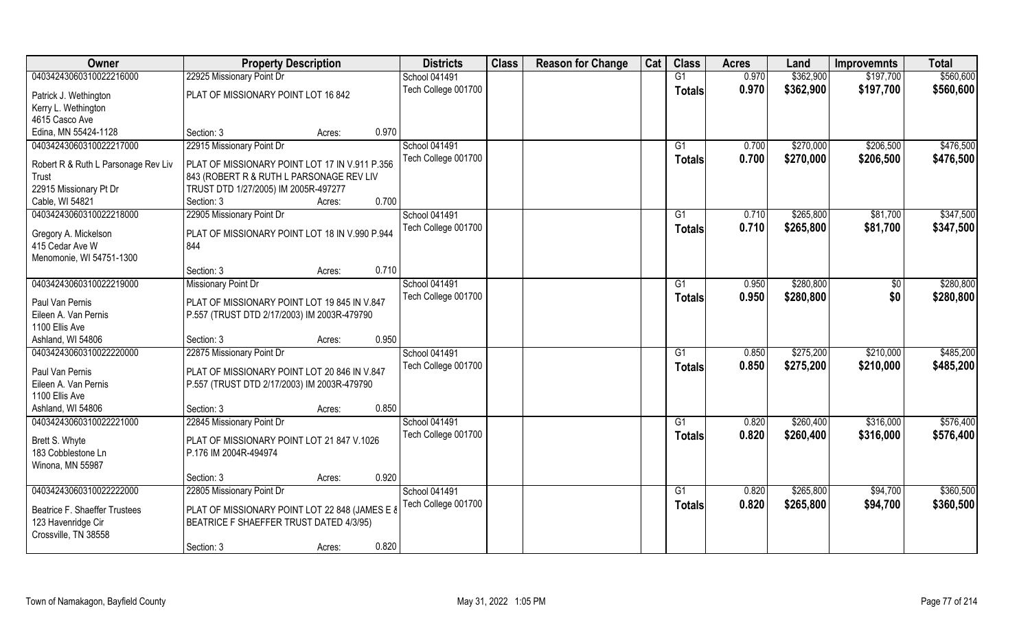| Owner | Property Description | Districts | Class | Reason for Change | Cat | Class | Acres | Land | Improvemnts | Total |
|---|---|---|---|---|---|---|---|---|---|---|
| 04034243060310022216000 | 22925 Missionary Point Dr | School 041491 | | | | G1 | 0.970 | $362,900 | $197,700 | $560,600 |
| Patrick J. Wethington<br>Kerry L. Wethington<br>4615 Casco Ave<br>Edina, MN 55424-1128 | PLAT OF MISSIONARY POINT LOT 16 842<br>Section: 3 Acres: 0.970 | Tech College 001700 | | | | **Totals** | **0.970** | **$362,900** | **$197,700** | **$560,600** |
| 04034243060310022217000 | 22915 Missionary Point Dr | School 041491 | | | | G1 | 0.700 | $270,000 | $206,500 | $476,500 |
| Robert R & Ruth L Parsonage Rev Liv Trust<br>22915 Missionary Pt Dr<br>Cable, WI 54821 | PLAT OF MISSIONARY POINT LOT 17 IN V.911 P.356 843 (ROBERT R & RUTH L PARSONAGE REV LIV TRUST DTD 1/27/2005) IM 2005R-497277<br>Section: 3 Acres: 0.700 | Tech College 001700 | | | | **Totals** | **0.700** | **$270,000** | **$206,500** | **$476,500** |
| 04034243060310022218000 | 22905 Missionary Point Dr | School 041491 | | | | G1 | 0.710 | $265,800 | $81,700 | $347,500 |
| Gregory A. Mickelson<br>415 Cedar Ave W<br>Menomonie, WI 54751-1300 | PLAT OF MISSIONARY POINT LOT 18 IN V.990 P.944 844<br>Section: 3 Acres: 0.710 | Tech College 001700 | | | | **Totals** | **0.710** | **$265,800** | **$81,700** | **$347,500** |
| 04034243060310022219000 | Missionary Point Dr | School 041491 | | | | G1 | 0.950 | $280,800 | $0 | $280,800 |
| Paul Van Pernis<br>Eileen A. Van Pernis<br>1100 Ellis Ave<br>Ashland, WI 54806 | PLAT OF MISSIONARY POINT LOT 19 845 IN V.847 P.557 (TRUST DTD 2/17/2003) IM 2003R-479790<br>Section: 3 Acres: 0.950 | Tech College 001700 | | | | **Totals** | **0.950** | **$280,800** | **$0** | **$280,800** |
| 04034243060310022220000 | 22875 Missionary Point Dr | School 041491 | | | | G1 | 0.850 | $275,200 | $210,000 | $485,200 |
| Paul Van Pernis<br>Eileen A. Van Pernis<br>1100 Ellis Ave<br>Ashland, WI 54806 | PLAT OF MISSIONARY POINT LOT 20 846 IN V.847 P.557 (TRUST DTD 2/17/2003) IM 2003R-479790<br>Section: 3 Acres: 0.850 | Tech College 001700 | | | | **Totals** | **0.850** | **$275,200** | **$210,000** | **$485,200** |
| 04034243060310022221000 | 22845 Missionary Point Dr | School 041491 | | | | G1 | 0.820 | $260,400 | $316,000 | $576,400 |
| Brett S. Whyte<br>183 Cobblestone Ln<br>Winona, MN 55987 | PLAT OF MISSIONARY POINT LOT 21 847 V.1026 P.176 IM 2004R-494974<br>Section: 3 Acres: 0.920 | Tech College 001700 | | | | **Totals** | **0.820** | **$260,400** | **$316,000** | **$576,400** |
| 04034243060310022222000 | 22805 Missionary Point Dr | School 041491 | | | | G1 | 0.820 | $265,800 | $94,700 | $360,500 |
| Beatrice F. Shaeffer Trustees<br>123 Havenridge Cir<br>Crossville, TN 38558 | PLAT OF MISSIONARY POINT LOT 22 848 (JAMES E & BEATRICE F SHAEFFER TRUST DATED 4/3/95)<br>Section: 3 Acres: 0.820 | Tech College 001700 | | | | **Totals** | **0.820** | **$265,800** | **$94,700** | **$360,500** |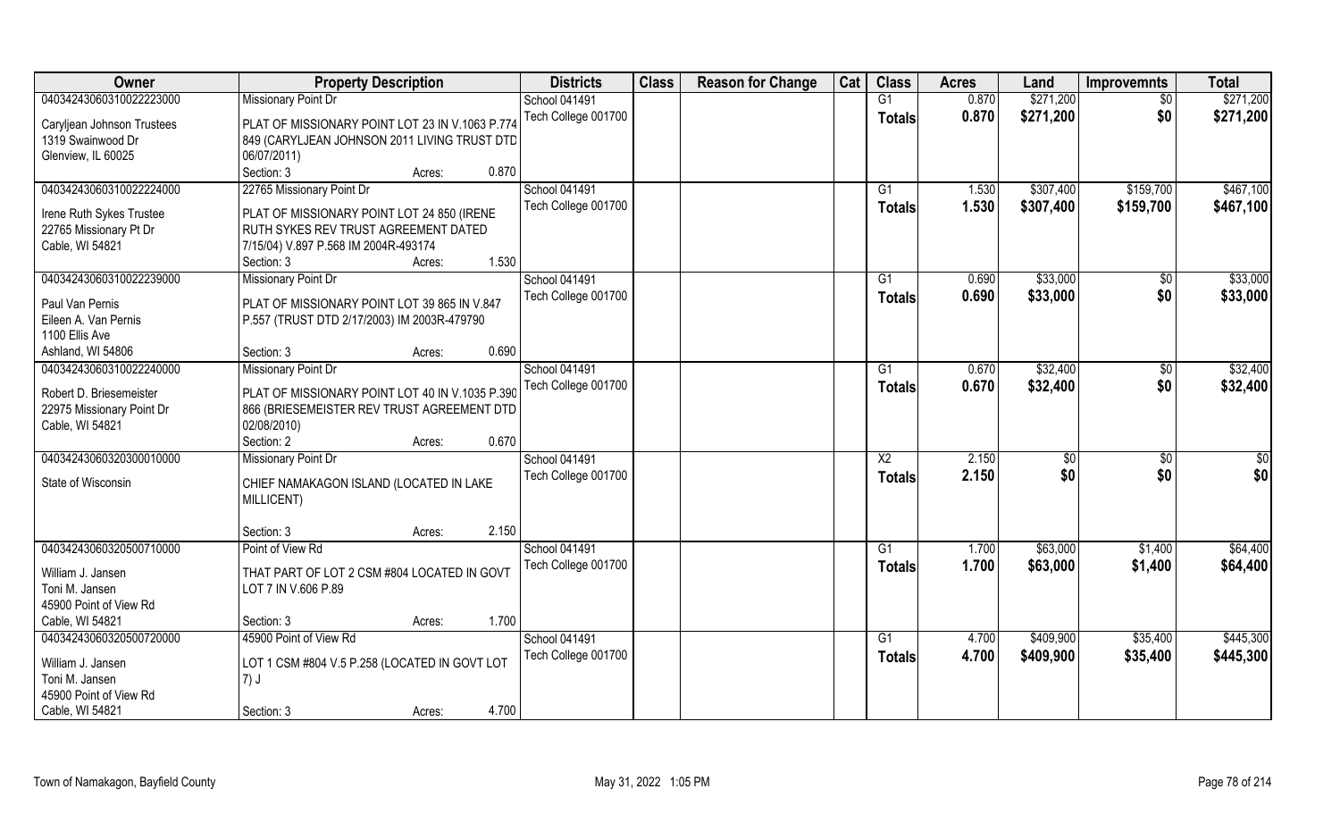| Owner | Property Description | Districts | Class | Reason for Change | Cat | Class | Acres | Land | Improvemnts | Total |
|---|---|---|---|---|---|---|---|---|---|---|
| 04034243060310022223000 | Missionary Point Dr | School 041491 | | | | G1 | 0.870 | $271,200 | $0 | $271,200 |
| Caryljean Johnson Trustees<br>1319 Swainwood Dr<br>Glenview, IL 60025 | PLAT OF MISSIONARY POINT LOT 23 IN V.1063 P.774 849 (CARYLJEAN JOHNSON 2011 LIVING TRUST DTD 06/07/2011)<br>Section: 3 Acres: 0.870 | Tech College 001700 | | | | **Totals** | **0.870** | **$271,200** | **$0** | **$271,200** |
| 04034243060310022224000 | 22765 Missionary Point Dr | School 041491 | | | | G1 | 1.530 | $307,400 | $159,700 | $467,100 |
| Irene Ruth Sykes Trustee<br>22765 Missionary Pt Dr<br>Cable, WI 54821 | PLAT OF MISSIONARY POINT LOT 24 850 (IRENE RUTH SYKES REV TRUST AGREEMENT DATED 7/15/04) V.897 P.568 IM 2004R-493174<br>Section: 3 Acres: 1.530 | Tech College 001700 | | | | **Totals** | **1.530** | **$307,400** | **$159,700** | **$467,100** |
| 04034243060310022239000 | Missionary Point Dr | School 041491 | | | | G1 | 0.690 | $33,000 | $0 | $33,000 |
| Paul Van Pernis<br>Eileen A. Van Pernis<br>1100 Ellis Ave<br>Ashland, WI 54806 | PLAT OF MISSIONARY POINT LOT 39 865 IN V.847 P.557 (TRUST DTD 2/17/2003) IM 2003R-479790<br>Section: 3 Acres: 0.690 | Tech College 001700 | | | | **Totals** | **0.690** | **$33,000** | **$0** | **$33,000** |
| 04034243060310022240000 | Missionary Point Dr | School 041491 | | | | G1 | 0.670 | $32,400 | $0 | $32,400 |
| Robert D. Briesemeister<br>22975 Missionary Point Dr<br>Cable, WI 54821 | PLAT OF MISSIONARY POINT LOT 40 IN V.1035 P.390 866 (BRIESEMEISTER REV TRUST AGREEMENT DTD 02/08/2010)<br>Section: 2 Acres: 0.670 | Tech College 001700 | | | | **Totals** | **0.670** | **$32,400** | **$0** | **$32,400** |
| 04034243060320300010000 | Missionary Point Dr | School 041491 | | | | X2 | 2.150 | $0 | $0 | $0 |
| State of Wisconsin | CHIEF NAMAKAGON ISLAND (LOCATED IN LAKE MILLICENT)<br>Section: 3 Acres: 2.150 | Tech College 001700 | | | | **Totals** | **2.150** | **$0** | **$0** | **$0** |
| 04034243060320500710000 | Point of View Rd | School 041491 | | | | G1 | 1.700 | $63,000 | $1,400 | $64,400 |
| William J. Jansen<br>Toni M. Jansen<br>45900 Point of View Rd<br>Cable, WI 54821 | THAT PART OF LOT 2 CSM #804 LOCATED IN GOVT LOT 7 IN V.606 P.89<br>Section: 3 Acres: 1.700 | Tech College 001700 | | | | **Totals** | **1.700** | **$63,000** | **$1,400** | **$64,400** |
| 04034243060320500720000 | 45900 Point of View Rd | School 041491 | | | | G1 | 4.700 | $409,900 | $35,400 | $445,300 |
| William J. Jansen<br>Toni M. Jansen<br>45900 Point of View Rd<br>Cable, WI 54821 | LOT 1 CSM #804 V.5 P.258 (LOCATED IN GOVT LOT 7) J<br>Section: 3 Acres: 4.700 | Tech College 001700 | | | | **Totals** | **4.700** | **$409,900** | **$35,400** | **$445,300** |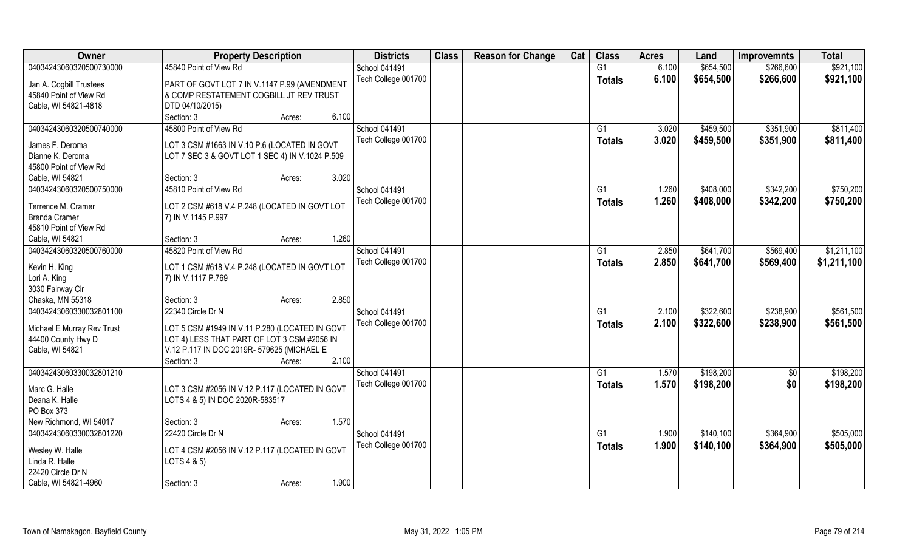| Owner | Property Description | Districts | Class | Reason for Change | Cat | Class | Acres | Land | Improvemnts | Total |
|---|---|---|---|---|---|---|---|---|---|---|
| 04034243060320500730000 | 45840 Point of View Rd | School 041491 | | | | G1 | 6.100 | $654,500 | $266,600 | $921,100 |
| Jan A. Cogbill Trustees<br>45840 Point of View Rd<br>Cable, WI 54821-4818 | PART OF GOVT LOT 7 IN V.1147 P.99 (AMENDMENT & COMP RESTATEMENT COGBILL JT REV TRUST DTD 04/10/2015)<br>Section: 3 Acres: 6.100 | Tech College 001700 | | | | **Totals** | **6.100** | **$654,500** | **$266,600** | **$921,100** |
| 04034243060320500740000 | 45800 Point of View Rd | School 041491 | | | | G1 | 3.020 | $459,500 | $351,900 | $811,400 |
| James F. Deroma<br>Dianne K. Deroma<br>45800 Point of View Rd<br>Cable, WI 54821 | LOT 3 CSM #1663 IN V.10 P.6 (LOCATED IN GOVT LOT 7 SEC 3 & GOVT LOT 1 SEC 4) IN V.1024 P.509<br>Section: 3 Acres: 3.020 | Tech College 001700 | | | | **Totals** | **3.020** | **$459,500** | **$351,900** | **$811,400** |
| 04034243060320500750000 | 45810 Point of View Rd | School 041491 | | | | G1 | 1.260 | $408,000 | $342,200 | $750,200 |
| Terrence M. Cramer<br>Brenda Cramer<br>45810 Point of View Rd<br>Cable, WI 54821 | LOT 2 CSM #618 V.4 P.248 (LOCATED IN GOVT LOT 7) IN V.1145 P.997<br>Section: 3 Acres: 1.260 | Tech College 001700 | | | | **Totals** | **1.260** | **$408,000** | **$342,200** | **$750,200** |
| 04034243060320500760000 | 45820 Point of View Rd | School 041491 | | | | G1 | 2.850 | $641,700 | $569,400 | $1,211,100 |
| Kevin H. King<br>Lori A. King<br>3030 Fairway Cir<br>Chaska, MN 55318 | LOT 1 CSM #618 V.4 P.248 (LOCATED IN GOVT LOT 7) IN V.1117 P.769<br>Section: 3 Acres: 2.850 | Tech College 001700 | | | | **Totals** | **2.850** | **$641,700** | **$569,400** | **$1,211,100** |
| 04034243060330032801100 | 22340 Circle Dr N | School 041491 | | | | G1 | 2.100 | $322,600 | $238,900 | $561,500 |
| Michael E Murray Rev Trust<br>44400 County Hwy D<br>Cable, WI 54821 | LOT 5 CSM #1949 IN V.11 P.280 (LOCATED IN GOVT LOT 4) LESS THAT PART OF LOT 3 CSM #2056 IN V.12 P.117 IN DOC 2019R- 579625 (MICHAEL E<br>Section: 3 Acres: 2.100 | Tech College 001700 | | | | **Totals** | **2.100** | **$322,600** | **$238,900** | **$561,500** |
| 04034243060330032801210 | | School 041491 | | | | G1 | 1.570 | $198,200 | $0 | $198,200 |
| Marc G. Halle<br>Deana K. Halle<br>PO Box 373<br>New Richmond, WI 54017 | LOT 3 CSM #2056 IN V.12 P.117 (LOCATED IN GOVT LOTS 4 & 5) IN DOC 2020R-583517<br>Section: 3 Acres: 1.570 | Tech College 001700 | | | | **Totals** | **1.570** | **$198,200** | **$0** | **$198,200** |
| 04034243060330032801220 | 22420 Circle Dr N | School 041491 | | | | G1 | 1.900 | $140,100 | $364,900 | $505,000 |
| Wesley W. Halle<br>Linda R. Halle<br>22420 Circle Dr N<br>Cable, WI 54821-4960 | LOT 4 CSM #2056 IN V.12 P.117 (LOCATED IN GOVT LOTS 4 & 5)<br>Section: 3 Acres: 1.900 | Tech College 001700 | | | | **Totals** | **1.900** | **$140,100** | **$364,900** | **$505,000** |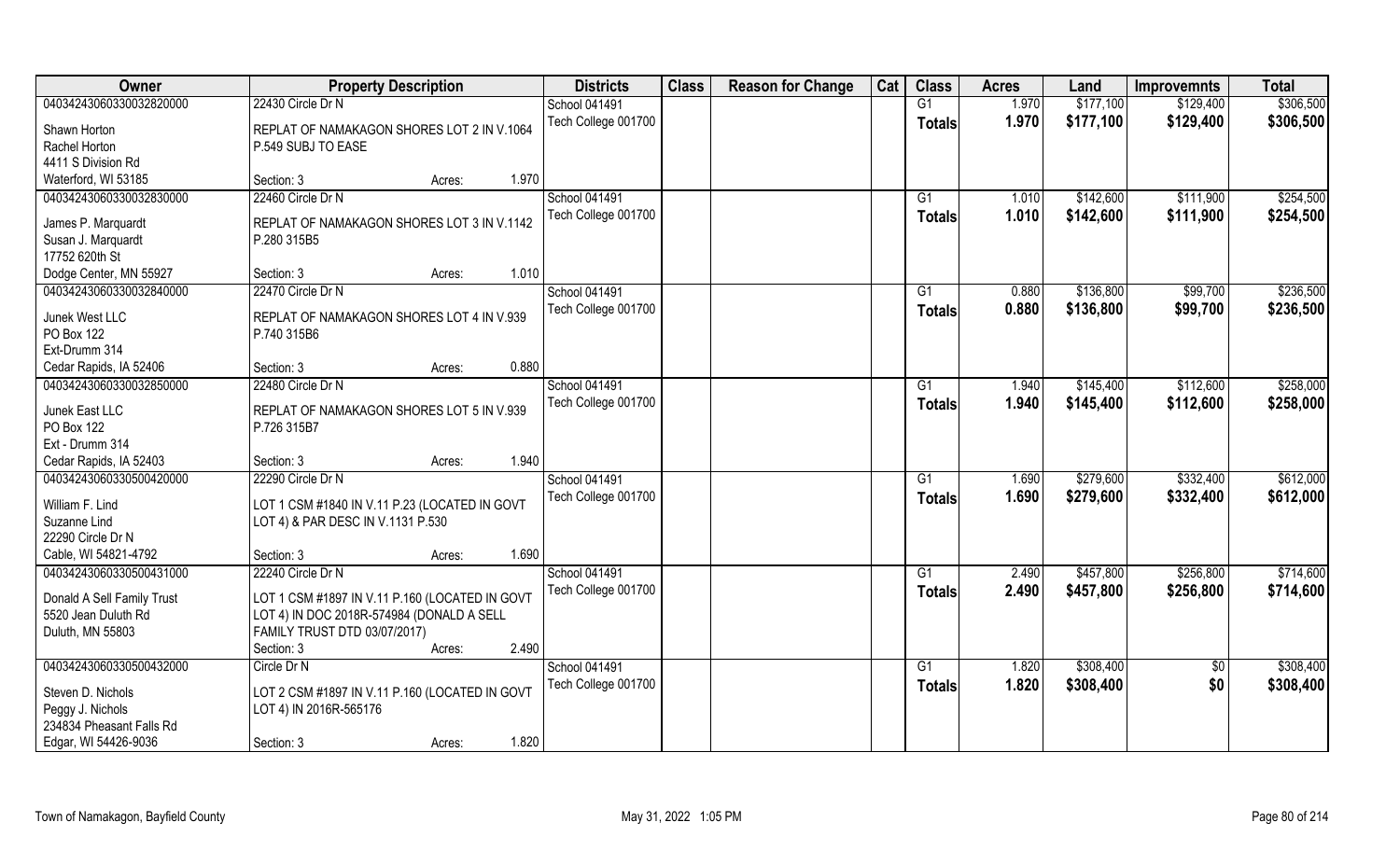| Owner | Property Description | Districts | Class | Reason for Change | Cat | Class | Acres | Land | Improvemnts | Total |
|---|---|---|---|---|---|---|---|---|---|---|
| 04034243060330032820000 | 22430 Circle Dr N | School 041491 | | | | G1 | 1.970 | $177,100 | $129,400 | $306,500 |
| Shawn Horton<br>Rachel Horton<br>4411 S Division Rd<br>Waterford, WI 53185 | REPLAT OF NAMAKAGON SHORES LOT 2 IN V.1064 P.549 SUBJ TO EASE<br>Section: 3 Acres: 1.970 | Tech College 001700 | | | | **Totals** | **1.970** | **$177,100** | **$129,400** | **$306,500** |
| 04034243060330032830000 | 22460 Circle Dr N | School 041491 | | | | G1 | 1.010 | $142,600 | $111,900 | $254,500 |
| James P. Marquardt<br>Susan J. Marquardt<br>17752 620th St<br>Dodge Center, MN 55927 | REPLAT OF NAMAKAGON SHORES LOT 3 IN V.1142 P.280 315B5<br>Section: 3 Acres: 1.010 | Tech College 001700 | | | | **Totals** | **1.010** | **$142,600** | **$111,900** | **$254,500** |
| 04034243060330032840000 | 22470 Circle Dr N | School 041491 | | | | G1 | 0.880 | $136,800 | $99,700 | $236,500 |
| Junek West LLC<br>PO Box 122<br>Ext-Drumm 314<br>Cedar Rapids, IA 52406 | REPLAT OF NAMAKAGON SHORES LOT 4 IN V.939 P.740 315B6<br>Section: 3 Acres: 0.880 | Tech College 001700 | | | | **Totals** | **0.880** | **$136,800** | **$99,700** | **$236,500** |
| 04034243060330032850000 | 22480 Circle Dr N | School 041491 | | | | G1 | 1.940 | $145,400 | $112,600 | $258,000 |
| Junek East LLC<br>PO Box 122<br>Ext - Drumm 314<br>Cedar Rapids, IA 52403 | REPLAT OF NAMAKAGON SHORES LOT 5 IN V.939 P.726 315B7<br>Section: 3 Acres: 1.940 | Tech College 001700 | | | | **Totals** | **1.940** | **$145,400** | **$112,600** | **$258,000** |
| 04034243060330500420000 | 22290 Circle Dr N | School 041491 | | | | G1 | 1.690 | $279,600 | $332,400 | $612,000 |
| William F. Lind<br>Suzanne Lind<br>22290 Circle Dr N<br>Cable, WI 54821-4792 | LOT 1 CSM #1840 IN V.11 P.23 (LOCATED IN GOVT LOT 4) & PAR DESC IN V.1131 P.530<br>Section: 3 Acres: 1.690 | Tech College 001700 | | | | **Totals** | **1.690** | **$279,600** | **$332,400** | **$612,000** |
| 04034243060330500431000 | 22240 Circle Dr N | School 041491 | | | | G1 | 2.490 | $457,800 | $256,800 | $714,600 |
| Donald A Sell Family Trust<br>5520 Jean Duluth Rd<br>Duluth, MN 55803 | LOT 1 CSM #1897 IN V.11 P.160 (LOCATED IN GOVT LOT 4) IN DOC 2018R-574984 (DONALD A SELL FAMILY TRUST DTD 03/07/2017)<br>Section: 3 Acres: 2.490 | Tech College 001700 | | | | **Totals** | **2.490** | **$457,800** | **$256,800** | **$714,600** |
| 04034243060330500432000 | Circle Dr N | School 041491 | | | | G1 | 1.820 | $308,400 | $0 | $308,400 |
| Steven D. Nichols<br>Peggy J. Nichols<br>234834 Pheasant Falls Rd<br>Edgar, WI 54426-9036 | LOT 2 CSM #1897 IN V.11 P.160 (LOCATED IN GOVT LOT 4) IN 2016R-565176<br>Section: 3 Acres: 1.820 | Tech College 001700 | | | | **Totals** | **1.820** | **$308,400** | **$0** | **$308,400** |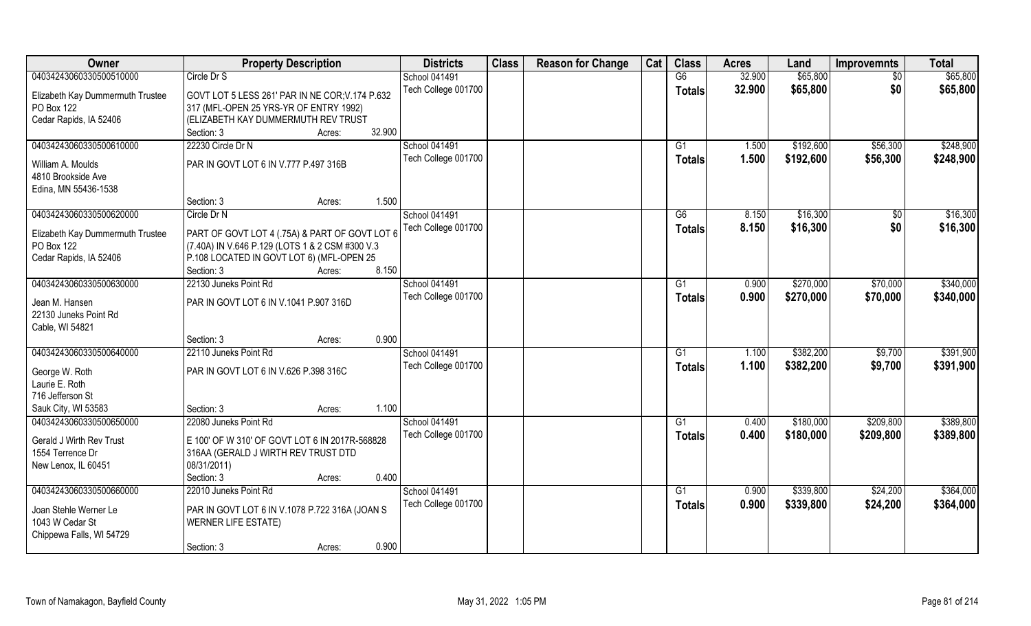| Owner | Property Description | | Districts | Class | Reason for Change | Cat | Class | Acres | Land | Improvemnts | Total |
|---|---|---|---|---|---|---|---|---|---|---|---|
| 04034243060330500510000 | Circle Dr S | | School 041491 | | | | G6 | 32.900 | $65,800 | $0 | $65,800 |
| Elizabeth Kay Dummermuth Trustee<br>PO Box 122<br>Cedar Rapids, IA 52406 | GOVT LOT 5 LESS 261' PAR IN NE COR;V.174 P.632 317 (MFL-OPEN 25 YRS-YR OF ENTRY 1992) (ELIZABETH KAY DUMMERMUTH REV TRUST | | Tech College 001700 | | | | **Totals** | **32.900** | **$65,800** | **$0** | **$65,800** |
| | Section: 3 | Acres: 32.900 | | | | | | | | | |
| 04034243060330500610000 | 22230 Circle Dr N | | School 041491 | | | | G1 | 1.500 | $192,600 | $56,300 | $248,900 |
| William A. Moulds<br>4810 Brookside Ave<br>Edina, MN 55436-1538 | PAR IN GOVT LOT 6 IN V.777 P.497 316B | | Tech College 001700 | | | | **Totals** | **1.500** | **$192,600** | **$56,300** | **$248,900** |
| | Section: 3 | Acres: 1.500 | | | | | | | | | |
| 04034243060330500620000 | Circle Dr N | | School 041491 | | | | G6 | 8.150 | $16,300 | $0 | $16,300 |
| Elizabeth Kay Dummermuth Trustee<br>PO Box 122<br>Cedar Rapids, IA 52406 | PART OF GOVT LOT 4 (.75A) & PART OF GOVT LOT 6 (7.40A) IN V.646 P.129 (LOTS 1 & 2 CSM #300 V.3 P.108 LOCATED IN GOVT LOT 6) (MFL-OPEN 25 | | Tech College 001700 | | | | **Totals** | **8.150** | **$16,300** | **$0** | **$16,300** |
| | Section: 3 | Acres: 8.150 | | | | | | | | | |
| 04034243060330500630000 | 22130 Juneks Point Rd | | School 041491 | | | | G1 | 0.900 | $270,000 | $70,000 | $340,000 |
| Jean M. Hansen<br>22130 Juneks Point Rd<br>Cable, WI 54821 | PAR IN GOVT LOT 6 IN V.1041 P.907 316D | | Tech College 001700 | | | | **Totals** | **0.900** | **$270,000** | **$70,000** | **$340,000** |
| | Section: 3 | Acres: 0.900 | | | | | | | | | |
| 04034243060330500640000 | 22110 Juneks Point Rd | | School 041491 | | | | G1 | 1.100 | $382,200 | $9,700 | $391,900 |
| George W. Roth<br>Laurie E. Roth<br>716 Jefferson St<br>Sauk City, WI 53583 | PAR IN GOVT LOT 6 IN V.626 P.398 316C | | Tech College 001700 | | | | **Totals** | **1.100** | **$382,200** | **$9,700** | **$391,900** |
| | Section: 3 | Acres: 1.100 | | | | | | | | | |
| 04034243060330500650000 | 22080 Juneks Point Rd | | School 041491 | | | | G1 | 0.400 | $180,000 | $209,800 | $389,800 |
| Gerald J Wirth Rev Trust<br>1554 Terrence Dr<br>New Lenox, IL 60451 | E 100' OF W 310' OF GOVT LOT 6 IN 2017R-568828 316AA (GERALD J WIRTH REV TRUST DTD 08/31/2011) | | Tech College 001700 | | | | **Totals** | **0.400** | **$180,000** | **$209,800** | **$389,800** |
| | Section: 3 | Acres: 0.400 | | | | | | | | | |
| 04034243060330500660000 | 22010 Juneks Point Rd | | School 041491 | | | | G1 | 0.900 | $339,800 | $24,200 | $364,000 |
| Joan Stehle Werner Le<br>1043 W Cedar St<br>Chippewa Falls, WI 54729 | PAR IN GOVT LOT 6 IN V.1078 P.722 316A (JOAN S WERNER LIFE ESTATE) | | Tech College 001700 | | | | **Totals** | **0.900** | **$339,800** | **$24,200** | **$364,000** |
| | Section: 3 | Acres: 0.900 | | | | | | | | | |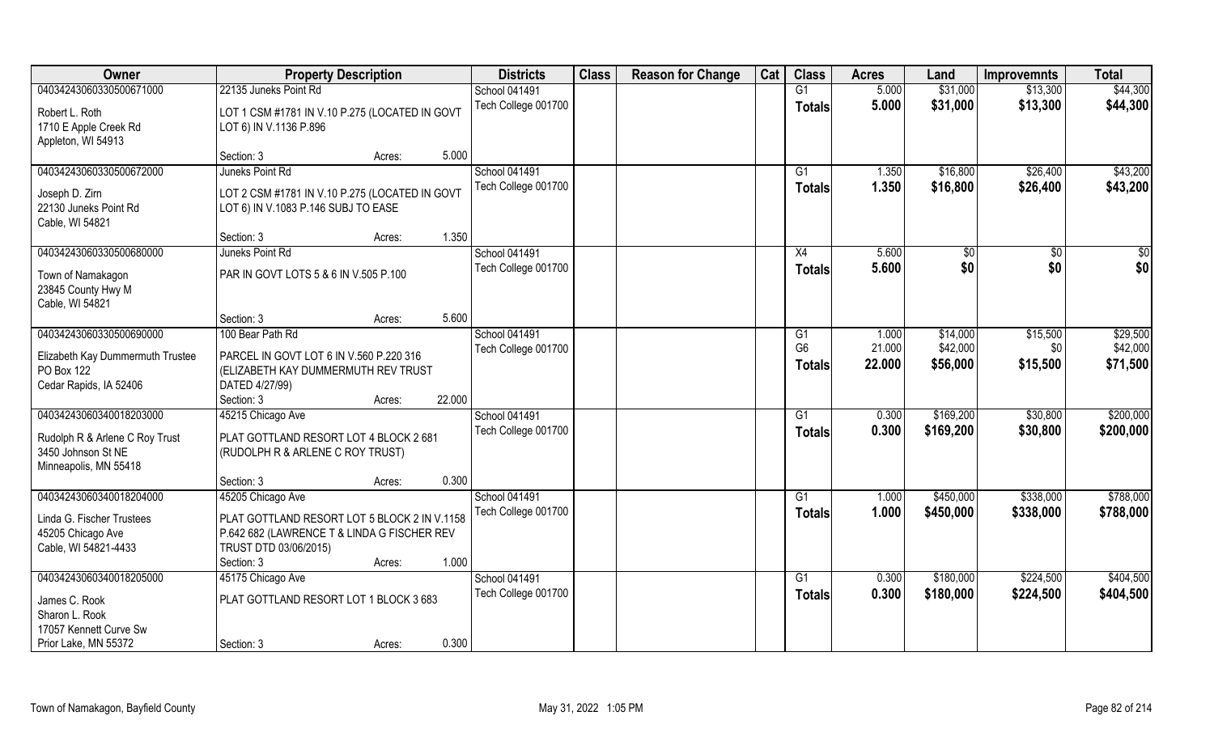| Owner | Property Description | | Districts | Class | Reason for Change | Cat | Class | Acres | Land | Improvemnts | Total |
|---|---|---|---|---|---|---|---|---|---|---|---|
| 04034243060330500671000 | 22135 Juneks Point Rd | | School 041491 | | | | G1 | 5.000 | $31,000 | $13,300 | $44,300 |
| Robert L. Roth<br>1710 E Apple Creek Rd<br>Appleton, WI 54913 | LOT 1 CSM #1781 IN V.10 P.275 (LOCATED IN GOVT LOT 6) IN V.1136 P.896 | | Tech College 001700 | | | | Totals | 5.000 | $31,000 | $13,300 | $44,300 |
| | Section: 3 | Acres: 5.000 | | | | | | | | | |
| 04034243060330500672000 | Juneks Point Rd | | School 041491 | | | | G1 | 1.350 | $16,800 | $26,400 | $43,200 |
| Joseph D. Zirn<br>22130 Juneks Point Rd<br>Cable, WI 54821 | LOT 2 CSM #1781 IN V.10 P.275 (LOCATED IN GOVT LOT 6) IN V.1083 P.146 SUBJ TO EASE | | Tech College 001700 | | | | Totals | 1.350 | $16,800 | $26,400 | $43,200 |
| | Section: 3 | Acres: 1.350 | | | | | | | | | |
| 04034243060330500680000 | Juneks Point Rd | | School 041491 | | | | X4 | 5.600 | $0 | $0 | $0 |
| Town of Namakagon<br>23845 County Hwy M<br>Cable, WI 54821 | PAR IN GOVT LOTS 5 & 6 IN V.505 P.100 | | Tech College 001700 | | | | Totals | 5.600 | $0 | $0 | $0 |
| | Section: 3 | Acres: 5.600 | | | | | | | | | |
| 04034243060330500690000 | 100 Bear Path Rd | | School 041491 | | | | G1 | 1.000 | $14,000 | $15,500 | $29,500 |
| Elizabeth Kay Dummermuth Trustee<br>PO Box 122<br>Cedar Rapids, IA 52406 | PARCEL IN GOVT LOT 6 IN V.560 P.220 316 (ELIZABETH KAY DUMMERMUTH REV TRUST DATED 4/27/99) | | Tech College 001700 | | | | G6 | 21.000 | $42,000 | $0 | $42,000 |
| | | | | | | | Totals | 22.000 | $56,000 | $15,500 | $71,500 |
| | Section: 3 | Acres: 22.000 | | | | | | | | | |
| 04034243060340018203000 | 45215 Chicago Ave | | School 041491 | | | | G1 | 0.300 | $169,200 | $30,800 | $200,000 |
| Rudolph R & Arlene C Roy Trust<br>3450 Johnson St NE<br>Minneapolis, MN 55418 | PLAT GOTTLAND RESORT LOT 4 BLOCK 2 681 (RUDOLPH R & ARLENE C ROY TRUST) | | Tech College 001700 | | | | Totals | 0.300 | $169,200 | $30,800 | $200,000 |
| | Section: 3 | Acres: 0.300 | | | | | | | | | |
| 04034243060340018204000 | 45205 Chicago Ave | | School 041491 | | | | G1 | 1.000 | $450,000 | $338,000 | $788,000 |
| Linda G. Fischer Trustees<br>45205 Chicago Ave<br>Cable, WI 54821-4433 | PLAT GOTTLAND RESORT LOT 5 BLOCK 2 IN V.1158 P.642 682 (LAWRENCE T & LINDA G FISCHER REV TRUST DTD 03/06/2015) | | Tech College 001700 | | | | Totals | 1.000 | $450,000 | $338,000 | $788,000 |
| | Section: 3 | Acres: 1.000 | | | | | | | | | |
| 04034243060340018205000 | 45175 Chicago Ave | | School 041491 | | | | G1 | 0.300 | $180,000 | $224,500 | $404,500 |
| James C. Rook<br>Sharon L. Rook<br>17057 Kennett Curve Sw<br>Prior Lake, MN 55372 | PLAT GOTTLAND RESORT LOT 1 BLOCK 3 683 | | Tech College 001700 | | | | Totals | 0.300 | $180,000 | $224,500 | $404,500 |
| | Section: 3 | Acres: 0.300 | | | | | | | | | |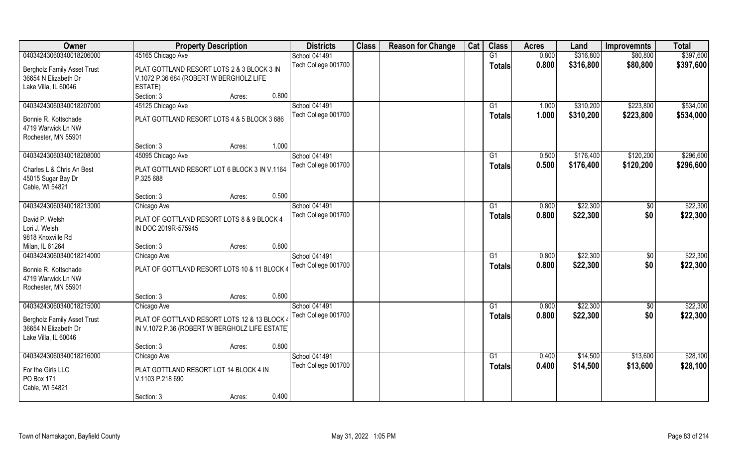| Owner | Property Description | | | Districts | Class | Reason for Change | Cat | Class | Acres | Land | Improvemnts | Total |
|---|---|---|---|---|---|---|---|---|---|---|---|---|
| 04034243060340018206000 | 45165 Chicago Ave | | | School 041491 | | | | G1 | 0.800 | $316,800 | $80,800 | $397,600 |
| Bergholz Family Asset Trust<br>36654 N Elizabeth Dr<br>Lake Villa, IL 60046 | PLAT GOTTLAND RESORT LOTS 2 & 3 BLOCK 3 IN V.1072 P.36 684 (ROBERT W BERGHOLZ LIFE ESTATE) | | | Tech College 001700 | | | | **Totals** | **0.800** | **$316,800** | **$80,800** | **$397,600** |
| | Section: 3 | Acres: | 0.800 | | | | | | | | | |
| 04034243060340018207000 | 45125 Chicago Ave | | | School 041491 | | | | G1 | 1.000 | $310,200 | $223,800 | $534,000 |
| Bonnie R. Kottschade<br>4719 Warwick Ln NW<br>Rochester, MN 55901 | PLAT GOTTLAND RESORT LOTS 4 & 5 BLOCK 3 686 | | | Tech College 001700 | | | | **Totals** | **1.000** | **$310,200** | **$223,800** | **$534,000** |
| | Section: 3 | Acres: | 1.000 | | | | | | | | | |
| 04034243060340018208000 | 45095 Chicago Ave | | | School 041491 | | | | G1 | 0.500 | $176,400 | $120,200 | $296,600 |
| Charles L & Chris An Best<br>45015 Sugar Bay Dr<br>Cable, WI 54821 | PLAT GOTTLAND RESORT LOT 6 BLOCK 3 IN V.1164 P.325 688 | | | Tech College 001700 | | | | **Totals** | **0.500** | **$176,400** | **$120,200** | **$296,600** |
| | Section: 3 | Acres: | 0.500 | | | | | | | | | |
| 04034243060340018213000 | Chicago Ave | | | School 041491 | | | | G1 | 0.800 | $22,300 | $0 | $22,300 |
| David P. Welsh<br>Lori J. Welsh<br>9818 Knoxville Rd<br>Milan, IL 61264 | PLAT OF GOTTLAND RESORT LOTS 8 & 9 BLOCK 4 IN DOC 2019R-575945 | | | Tech College 001700 | | | | **Totals** | **0.800** | **$22,300** | **$0** | **$22,300** |
| | Section: 3 | Acres: | 0.800 | | | | | | | | | |
| 04034243060340018214000 | Chicago Ave | | | School 041491 | | | | G1 | 0.800 | $22,300 | $0 | $22,300 |
| Bonnie R. Kottschade<br>4719 Warwick Ln NW<br>Rochester, MN 55901 | PLAT OF GOTTLAND RESORT LOTS 10 & 11 BLOCK 4 | | | Tech College 001700 | | | | **Totals** | **0.800** | **$22,300** | **$0** | **$22,300** |
| | Section: 3 | Acres: | 0.800 | | | | | | | | | |
| 04034243060340018215000 | Chicago Ave | | | School 041491 | | | | G1 | 0.800 | $22,300 | $0 | $22,300 |
| Bergholz Family Asset Trust<br>36654 N Elizabeth Dr<br>Lake Villa, IL 60046 | PLAT OF GOTTLAND RESORT LOTS 12 & 13 BLOCK 4 IN V.1072 P.36 (ROBERT W BERGHOLZ LIFE ESTATE) | | | Tech College 001700 | | | | **Totals** | **0.800** | **$22,300** | **$0** | **$22,300** |
| | Section: 3 | Acres: | 0.800 | | | | | | | | | |
| 04034243060340018216000 | Chicago Ave | | | School 041491 | | | | G1 | 0.400 | $14,500 | $13,600 | $28,100 |
| For the Girls LLC<br>PO Box 171<br>Cable, WI 54821 | PLAT GOTTLAND RESORT LOT 14 BLOCK 4 IN V.1103 P.218 690 | | | Tech College 001700 | | | | **Totals** | **0.400** | **$14,500** | **$13,600** | **$28,100** |
| | Section: 3 | Acres: | 0.400 | | | | | | | | | |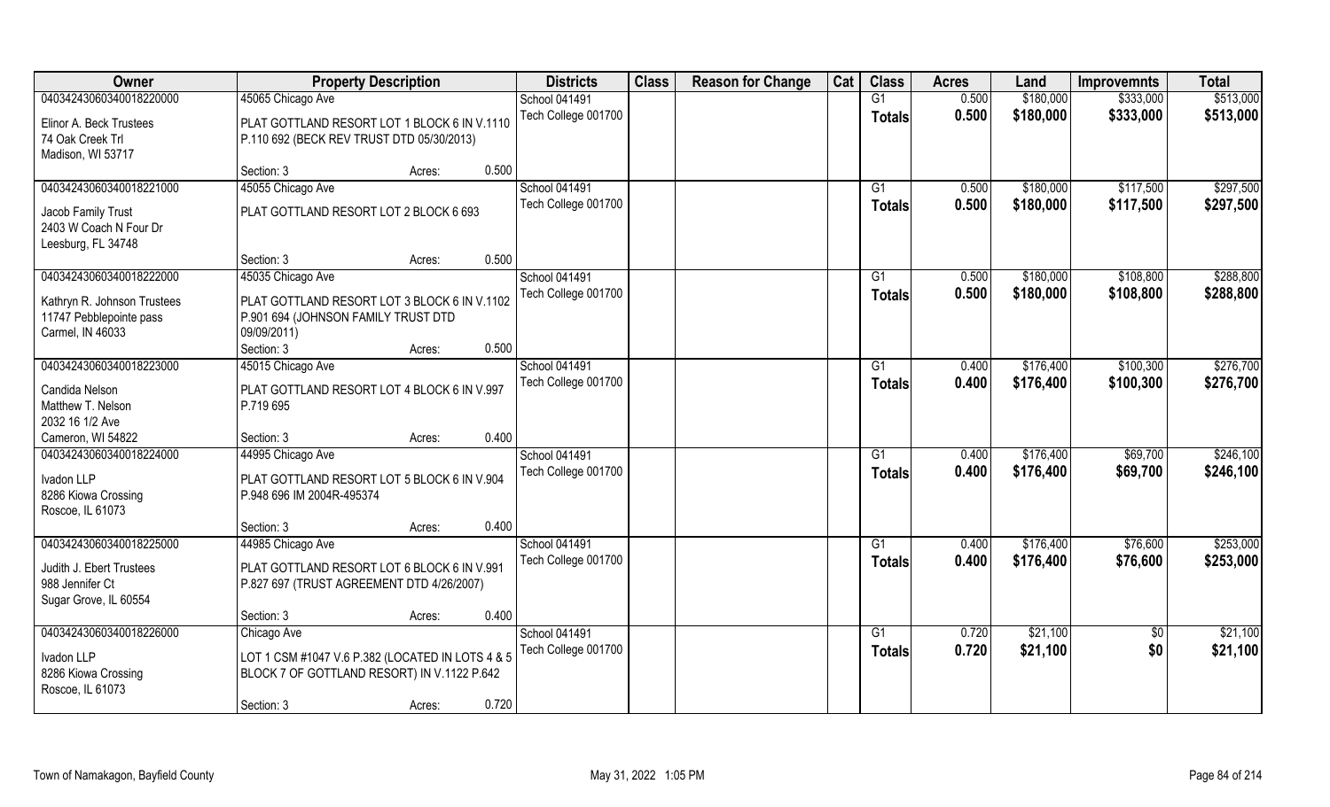| Owner | Property Description | | Districts | Class | Reason for Change | Cat | Class | Acres | Land | Improvemnts | Total |
|---|---|---|---|---|---|---|---|---|---|---|---|
| 04034243060340018220000 | 45065 Chicago Ave | | School 041491 | | | | G1 | 0.500 | $180,000 | $333,000 | $513,000 |
| Elinor A. Beck Trustees<br>74 Oak Creek Trl<br>Madison, WI 53717 | PLAT GOTTLAND RESORT LOT 1 BLOCK 6 IN V.1110 P.110 692 (BECK REV TRUST DTD 05/30/2013) | | Tech College 001700 | | | | Totals | 0.500 | $180,000 | $333,000 | $513,000 |
| | Section: 3 | Acres: 0.500 | | | | | | | | | |
| 04034243060340018221000 | 45055 Chicago Ave | | School 041491 | | | | G1 | 0.500 | $180,000 | $117,500 | $297,500 |
| Jacob Family Trust<br>2403 W Coach N Four Dr<br>Leesburg, FL 34748 | PLAT GOTTLAND RESORT LOT 2 BLOCK 6 693 | | Tech College 001700 | | | | Totals | 0.500 | $180,000 | $117,500 | $297,500 |
| | Section: 3 | Acres: 0.500 | | | | | | | | | |
| 04034243060340018222000 | 45035 Chicago Ave | | School 041491 | | | | G1 | 0.500 | $180,000 | $108,800 | $288,800 |
| Kathryn R. Johnson Trustees<br>11747 Pebblepointe pass<br>Carmel, IN 46033 | PLAT GOTTLAND RESORT LOT 3 BLOCK 6 IN V.1102 P.901 694 (JOHNSON FAMILY TRUST DTD 09/09/2011) | | Tech College 001700 | | | | Totals | 0.500 | $180,000 | $108,800 | $288,800 |
| | Section: 3 | Acres: 0.500 | | | | | | | | | |
| 04034243060340018223000 | 45015 Chicago Ave | | School 041491 | | | | G1 | 0.400 | $176,400 | $100,300 | $276,700 |
| Candida Nelson<br>Matthew T. Nelson<br>2032 16 1/2 Ave<br>Cameron, WI 54822 | PLAT GOTTLAND RESORT LOT 4 BLOCK 6 IN V.997 P.719 695 | | Tech College 001700 | | | | Totals | 0.400 | $176,400 | $100,300 | $276,700 |
| | Section: 3 | Acres: 0.400 | | | | | | | | | |
| 04034243060340018224000 | 44995 Chicago Ave | | School 041491 | | | | G1 | 0.400 | $176,400 | $69,700 | $246,100 |
| Ivadon LLP<br>8286 Kiowa Crossing<br>Roscoe, IL 61073 | PLAT GOTTLAND RESORT LOT 5 BLOCK 6 IN V.904 P.948 696 IM 2004R-495374 | | Tech College 001700 | | | | Totals | 0.400 | $176,400 | $69,700 | $246,100 |
| | Section: 3 | Acres: 0.400 | | | | | | | | | |
| 04034243060340018225000 | 44985 Chicago Ave | | School 041491 | | | | G1 | 0.400 | $176,400 | $76,600 | $253,000 |
| Judith J. Ebert Trustees<br>988 Jennifer Ct<br>Sugar Grove, IL 60554 | PLAT GOTTLAND RESORT LOT 6 BLOCK 6 IN V.991 P.827 697 (TRUST AGREEMENT DTD 4/26/2007) | | Tech College 001700 | | | | Totals | 0.400 | $176,400 | $76,600 | $253,000 |
| | Section: 3 | Acres: 0.400 | | | | | | | | | |
| 04034243060340018226000 | Chicago Ave | | School 041491 | | | | G1 | 0.720 | $21,100 | $0 | $21,100 |
| Ivadon LLP<br>8286 Kiowa Crossing<br>Roscoe, IL 61073 | LOT 1 CSM #1047 V.6 P.382 (LOCATED IN LOTS 4 & 5 BLOCK 7 OF GOTTLAND RESORT) IN V.1122 P.642 | | Tech College 001700 | | | | Totals | 0.720 | $21,100 | $0 | $21,100 |
| | Section: 3 | Acres: 0.720 | | | | | | | | | |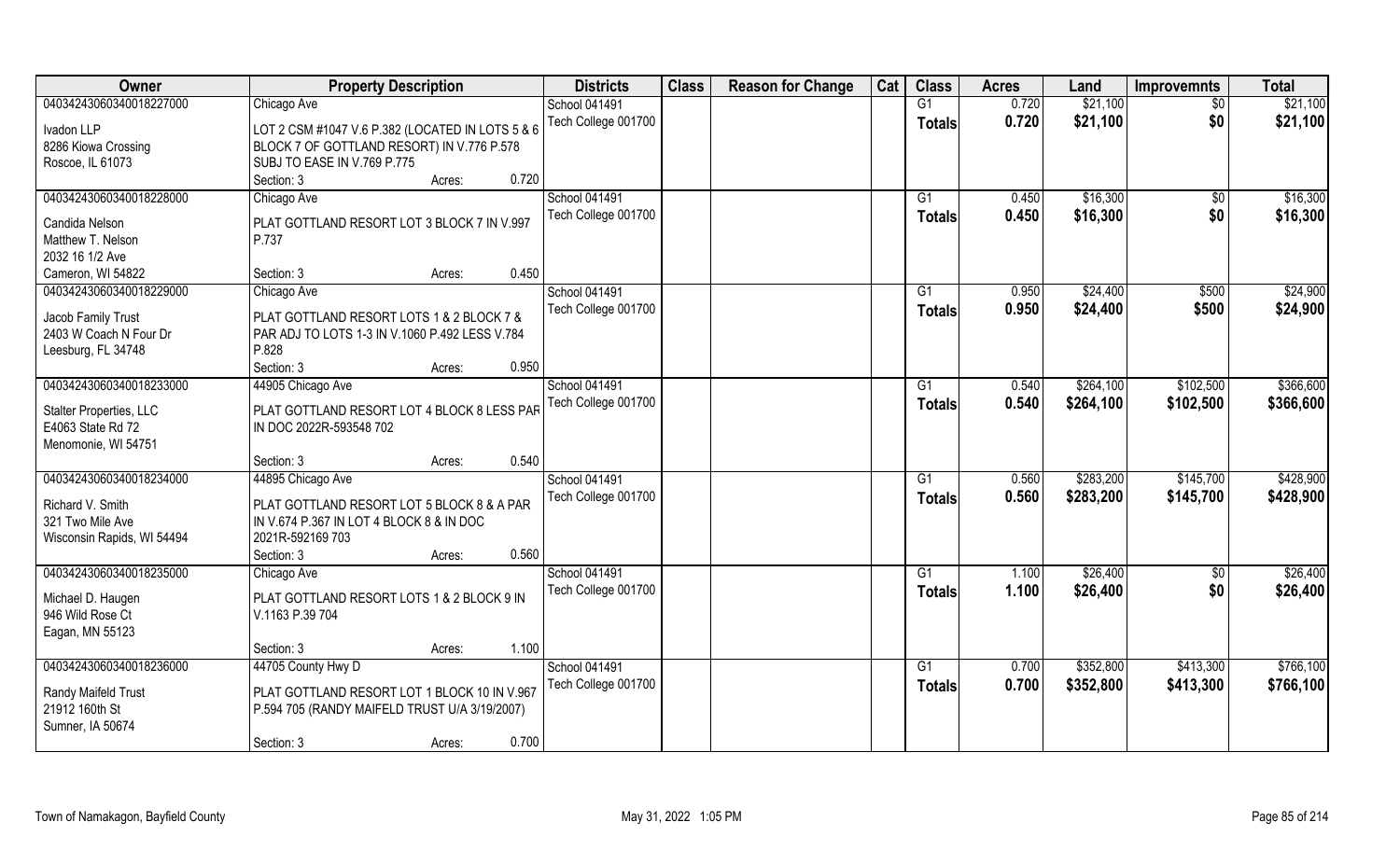| Owner | Property Description | Districts | Class | Reason for Change | Cat | Class | Acres | Land | Improvemnts | Total |
|---|---|---|---|---|---|---|---|---|---|---|
| 04034243060340018227000 | Chicago Ave | School 041491 | | | | G1 | 0.720 | $21,100 | $0 | $21,100 |
| Ivadon LLP<br>8286 Kiowa Crossing<br>Roscoe, IL 61073 | LOT 2 CSM #1047 V.6 P.382 (LOCATED IN LOTS 5 & 6 BLOCK 7 OF GOTTLAND RESORT) IN V.776 P.578 SUBJ TO EASE IN V.769 P.775<br>Section: 3 Acres: 0.720 | Tech College 001700 | | | | Totals | 0.720 | $21,100 | $0 | $21,100 |
| 04034243060340018228000 | Chicago Ave | School 041491 | | | | G1 | 0.450 | $16,300 | $0 | $16,300 |
| Candida Nelson<br>Matthew T. Nelson<br>2032 16 1/2 Ave<br>Cameron, WI 54822 | PLAT GOTTLAND RESORT LOT 3 BLOCK 7 IN V.997 P.737<br>Section: 3 Acres: 0.450 | Tech College 001700 | | | | Totals | 0.450 | $16,300 | $0 | $16,300 |
| 04034243060340018229000 | Chicago Ave | School 041491 | | | | G1 | 0.950 | $24,400 | $500 | $24,900 |
| Jacob Family Trust<br>2403 W Coach N Four Dr<br>Leesburg, FL 34748 | PLAT GOTTLAND RESORT LOTS 1 & 2 BLOCK 7 & PAR ADJ TO LOTS 1-3 IN V.1060 P.492 LESS V.784 P.828<br>Section: 3 Acres: 0.950 | Tech College 001700 | | | | Totals | 0.950 | $24,400 | $500 | $24,900 |
| 04034243060340018233000 | 44905 Chicago Ave | School 041491 | | | | G1 | 0.540 | $264,100 | $102,500 | $366,600 |
| Stalter Properties, LLC<br>E4063 State Rd 72<br>Menomonie, WI 54751 | PLAT GOTTLAND RESORT LOT 4 BLOCK 8 LESS PAR IN DOC 2022R-593548 702<br>Section: 3 Acres: 0.540 | Tech College 001700 | | | | Totals | 0.540 | $264,100 | $102,500 | $366,600 |
| 04034243060340018234000 | 44895 Chicago Ave | School 041491 | | | | G1 | 0.560 | $283,200 | $145,700 | $428,900 |
| Richard V. Smith<br>321 Two Mile Ave<br>Wisconsin Rapids, WI 54494 | PLAT GOTTLAND RESORT LOT 5 BLOCK 8 & A PAR IN V.674 P.367 IN LOT 4 BLOCK 8 & IN DOC 2021R-592169 703<br>Section: 3 Acres: 0.560 | Tech College 001700 | | | | Totals | 0.560 | $283,200 | $145,700 | $428,900 |
| 04034243060340018235000 | Chicago Ave | School 041491 | | | | G1 | 1.100 | $26,400 | $0 | $26,400 |
| Michael D. Haugen<br>946 Wild Rose Ct<br>Eagan, MN 55123 | PLAT GOTTLAND RESORT LOTS 1 & 2 BLOCK 9 IN V.1163 P.39 704<br>Section: 3 Acres: 1.100 | Tech College 001700 | | | | Totals | 1.100 | $26,400 | $0 | $26,400 |
| 04034243060340018236000 | 44705 County Hwy D | School 041491 | | | | G1 | 0.700 | $352,800 | $413,300 | $766,100 |
| Randy Maifeld Trust<br>21912 160th St<br>Sumner, IA 50674 | PLAT GOTTLAND RESORT LOT 1 BLOCK 10 IN V.967 P.594 705 (RANDY MAIFELD TRUST U/A 3/19/2007)<br>Section: 3 Acres: 0.700 | Tech College 001700 | | | | Totals | 0.700 | $352,800 | $413,300 | $766,100 |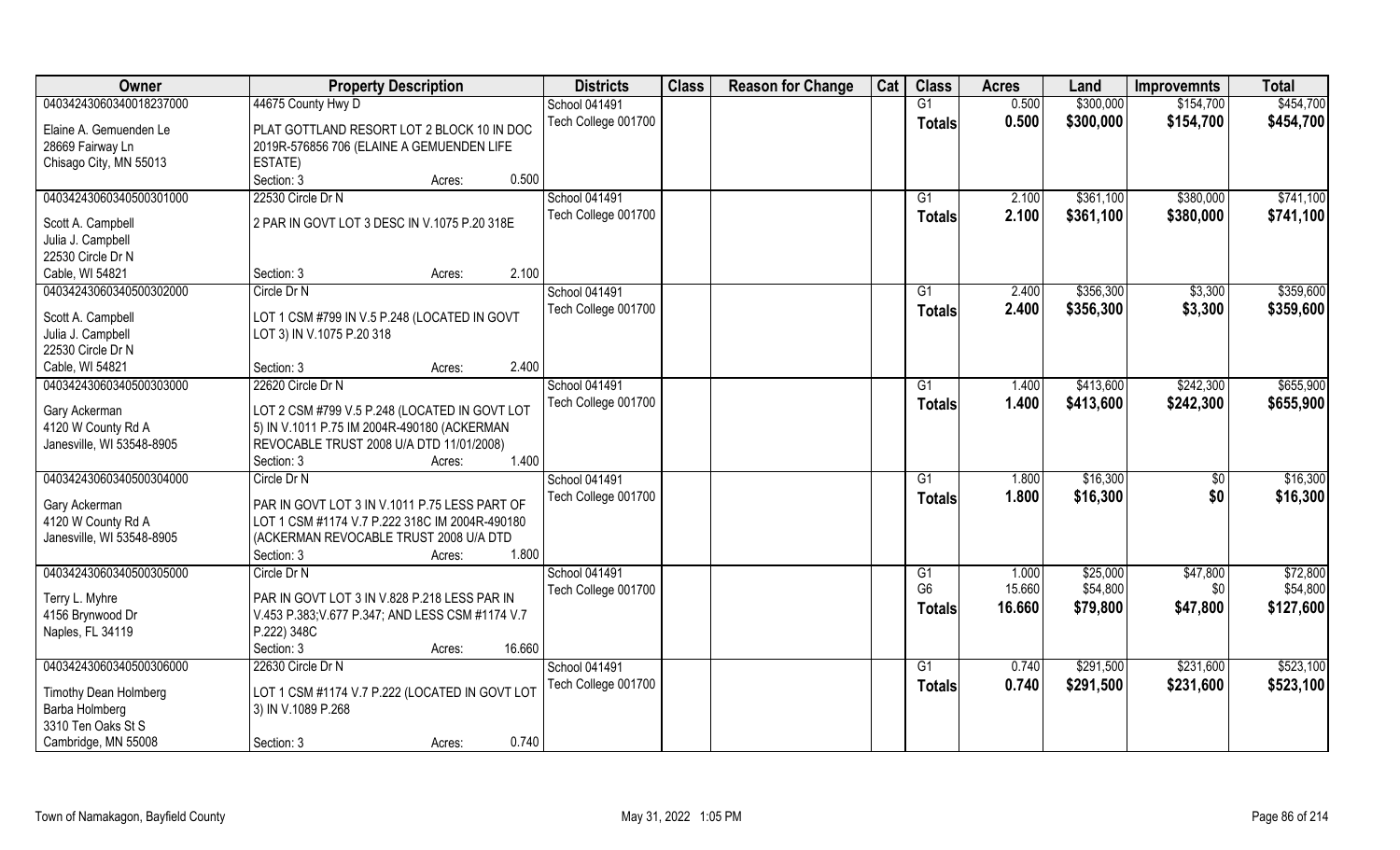| Owner | Property Description | Districts | Class | Reason for Change | Cat | Class | Acres | Land | Improvemnts | Total |
|---|---|---|---|---|---|---|---|---|---|---|
| 04034243060340018237000 | 44675 County Hwy D | School 041491 | | | | G1 | 0.500 | $300,000 | $154,700 | $454,700 |
| Elaine A. Gemuenden Le<br>28669 Fairway Ln<br>Chisago City, MN 55013 | PLAT GOTTLAND RESORT LOT 2 BLOCK 10 IN DOC 2019R-576856 706 (ELAINE A GEMUENDEN LIFE ESTATE)<br>Section: 3 Acres: 0.500 | Tech College 001700 | | | | Totals | 0.500 | $300,000 | $154,700 | $454,700 |
| 04034243060340500301000 | 22530 Circle Dr N | School 041491 | | | | G1 | 2.100 | $361,100 | $380,000 | $741,100 |
| Scott A. Campbell<br>Julia J. Campbell<br>22530 Circle Dr N<br>Cable, WI 54821 | 2 PAR IN GOVT LOT 3 DESC IN V.1075 P.20 318E<br>Section: 3 Acres: 2.100 | Tech College 001700 | | | | Totals | 2.100 | $361,100 | $380,000 | $741,100 |
| 04034243060340500302000 | Circle Dr N | School 041491 | | | | G1 | 2.400 | $356,300 | $3,300 | $359,600 |
| Scott A. Campbell<br>Julia J. Campbell<br>22530 Circle Dr N<br>Cable, WI 54821 | LOT 1 CSM #799 IN V.5 P.248 (LOCATED IN GOVT LOT 3) IN V.1075 P.20 318<br>Section: 3 Acres: 2.400 | Tech College 001700 | | | | Totals | 2.400 | $356,300 | $3,300 | $359,600 |
| 04034243060340500303000 | 22620 Circle Dr N | School 041491 | | | | G1 | 1.400 | $413,600 | $242,300 | $655,900 |
| Gary Ackerman<br>4120 W County Rd A<br>Janesville, WI 53548-8905 | LOT 2 CSM #799 V.5 P.248 (LOCATED IN GOVT LOT 5) IN V.1011 P.75 IM 2004R-490180 (ACKERMAN REVOCABLE TRUST 2008 U/A DTD 11/01/2008)<br>Section: 3 Acres: 1.400 | Tech College 001700 | | | | Totals | 1.400 | $413,600 | $242,300 | $655,900 |
| 04034243060340500304000 | Circle Dr N | School 041491 | | | | G1 | 1.800 | $16,300 | $0 | $16,300 |
| Gary Ackerman<br>4120 W County Rd A<br>Janesville, WI 53548-8905 | PAR IN GOVT LOT 3 IN V.1011 P.75 LESS PART OF LOT 1 CSM #1174 V.7 P.222 318C IM 2004R-490180 (ACKERMAN REVOCABLE TRUST 2008 U/A DTD<br>Section: 3 Acres: 1.800 | Tech College 001700 | | | | Totals | 1.800 | $16,300 | $0 | $16,300 |
| 04034243060340500305000 | Circle Dr N | School 041491 | | | | G1 | 1.000 | $25,000 | $47,800 | $72,800 |
| Terry L. Myhre<br>4156 Brynwood Dr<br>Naples, FL 34119 | PAR IN GOVT LOT 3 IN V.828 P.218 LESS PAR IN V.453 P.383;V.677 P.347; AND LESS CSM #1174 V.7 P.222) 348C<br>Section: 3 Acres: 16.660 | Tech College 001700 | | | | G6 | 15.660 | $54,800 | $0 | $54,800 |
| | | | | | | Totals | 16.660 | $79,800 | $47,800 | $127,600 |
| 04034243060340500306000 | 22630 Circle Dr N | School 041491 | | | | G1 | 0.740 | $291,500 | $231,600 | $523,100 |
| Timothy Dean Holmberg<br>Barba Holmberg<br>3310 Ten Oaks St S<br>Cambridge, MN 55008 | LOT 1 CSM #1174 V.7 P.222 (LOCATED IN GOVT LOT 3) IN V.1089 P.268<br>Section: 3 Acres: 0.740 | Tech College 001700 | | | | Totals | 0.740 | $291,500 | $231,600 | $523,100 |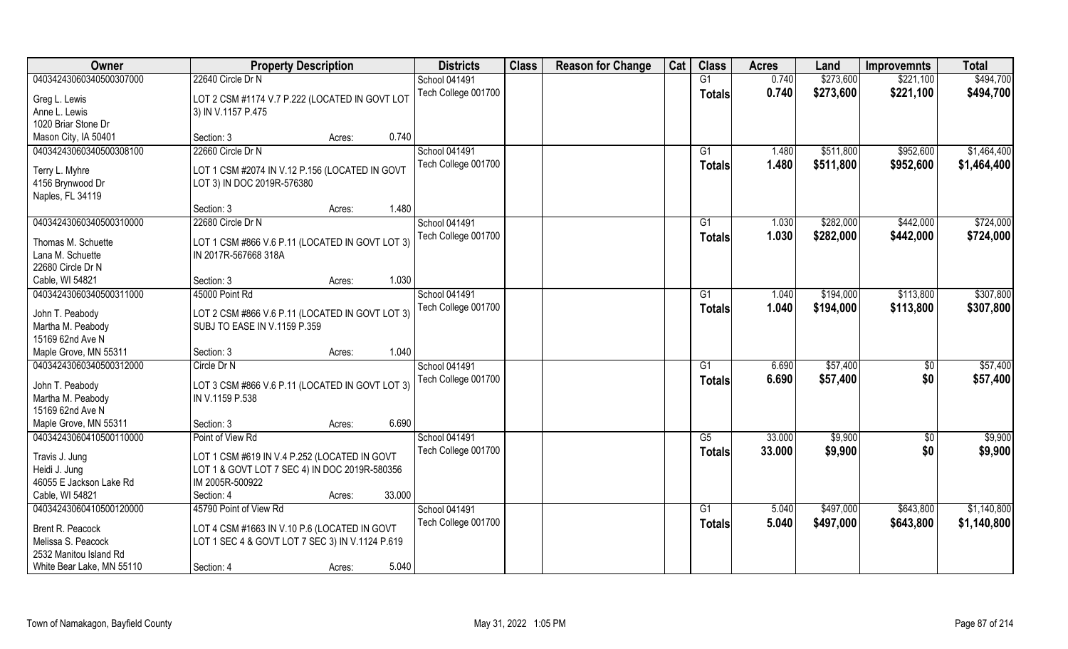| Owner | Property Description | Districts | Class | Reason for Change | Cat | Class | Acres | Land | Improvemnts | Total |
|---|---|---|---|---|---|---|---|---|---|---|
| 04034243060340500307000<br>Greg L. Lewis<br>Anne L. Lewis<br>1020 Briar Stone Dr<br>Mason City, IA 50401 | 22640 Circle Dr N<br>LOT 2 CSM #1174 V.7 P.222 (LOCATED IN GOVT LOT 3) IN V.1157 P.475<br>Section: 3 Acres: 0.740 | School 041491<br>Tech College 001700 | | | | G1<br>**Totals** | 0.740<br>**0.740** | $273,600<br>**$273,600** | $221,100<br>**$221,100** | $494,700<br>**$494,700** |
| 04034243060340500308100<br>Terry L. Myhre<br>4156 Brynwood Dr<br>Naples, FL 34119 | 22660 Circle Dr N<br>LOT 1 CSM #2074 IN V.12 P.156 (LOCATED IN GOVT LOT 3) IN DOC 2019R-576380<br>Section: 3 Acres: 1.480 | School 041491<br>Tech College 001700 | | | | G1<br>**Totals** | 1.480<br>**1.480** | $511,800<br>**$511,800** | $952,600<br>**$952,600** | $1,464,400<br>**$1,464,400** |
| 04034243060340500310000<br>Thomas M. Schuette<br>Lana M. Schuette<br>22680 Circle Dr N<br>Cable, WI 54821 | 22680 Circle Dr N<br>LOT 1 CSM #866 V.6 P.11 (LOCATED IN GOVT LOT 3) IN 2017R-567668 318A<br>Section: 3 Acres: 1.030 | School 041491<br>Tech College 001700 | | | | G1<br>**Totals** | 1.030<br>**1.030** | $282,000<br>**$282,000** | $442,000<br>**$442,000** | $724,000<br>**$724,000** |
| 04034243060340500311000<br>John T. Peabody<br>Martha M. Peabody<br>15169 62nd Ave N<br>Maple Grove, MN 55311 | 45000 Point Rd<br>LOT 2 CSM #866 V.6 P.11 (LOCATED IN GOVT LOT 3) SUBJ TO EASE IN V.1159 P.359<br>Section: 3 Acres: 1.040 | School 041491<br>Tech College 001700 | | | | G1<br>**Totals** | 1.040<br>**1.040** | $194,000<br>**$194,000** | $113,800<br>**$113,800** | $307,800<br>**$307,800** |
| 04034243060340500312000<br>John T. Peabody<br>Martha M. Peabody<br>15169 62nd Ave N<br>Maple Grove, MN 55311 | Circle Dr N<br>LOT 3 CSM #866 V.6 P.11 (LOCATED IN GOVT LOT 3) IN V.1159 P.538<br>Section: 3 Acres: 6.690 | School 041491<br>Tech College 001700 | | | | G1<br>**Totals** | 6.690<br>**6.690** | $57,400<br>**$57,400** | $0<br>**$0** | $57,400<br>**$57,400** |
| 04034243060410500110000<br>Travis J. Jung<br>Heidi J. Jung<br>46055 E Jackson Lake Rd<br>Cable, WI 54821 | Point of View Rd<br>LOT 1 CSM #619 IN V.4 P.252 (LOCATED IN GOVT LOT 1 & GOVT LOT 7 SEC 4) IN DOC 2019R-580356 IM 2005R-500922<br>Section: 4 Acres: 33.000 | School 041491<br>Tech College 001700 | | | | G5<br>**Totals** | 33.000<br>**33.000** | $9,900<br>**$9,900** | $0<br>**$0** | $9,900<br>**$9,900** |
| 04034243060410500120000<br>Brent R. Peacock<br>Melissa S. Peacock<br>2532 Manitou Island Rd<br>White Bear Lake, MN 55110 | 45790 Point of View Rd<br>LOT 4 CSM #1663 IN V.10 P.6 (LOCATED IN GOVT LOT 1 SEC 4 & GOVT LOT 7 SEC 3) IN V.1124 P.619<br>Section: 4 Acres: 5.040 | School 041491<br>Tech College 001700 | | | | G1<br>**Totals** | 5.040<br>**5.040** | $497,000<br>**$497,000** | $643,800<br>**$643,800** | $1,140,800<br>**$1,140,800** |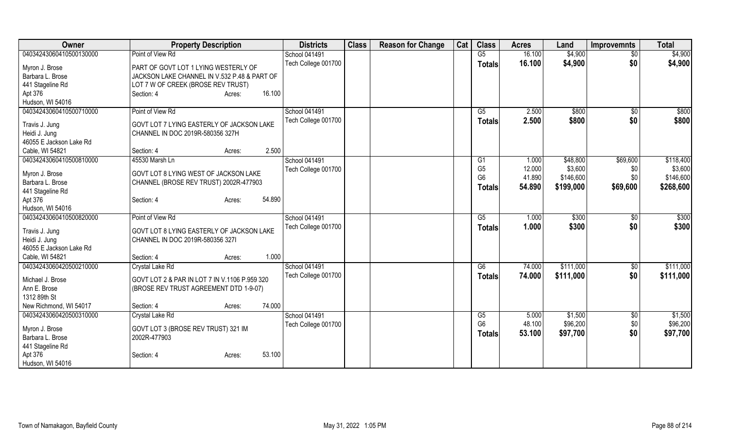| Owner | Property Description | Districts | Class | Reason for Change | Cat | Class | Acres | Land | Improvemnts | Total |
|---|---|---|---|---|---|---|---|---|---|---|
| 04034243060410500130000<br>Myron J. Brose<br>Barbara L. Brose<br>441 Stageline Rd<br>Apt 376<br>Hudson, WI 54016 | Point of View Rd<br>PART OF GOVT LOT 1 LYING WESTERLY OF JACKSON LAKE CHANNEL IN V.532 P.48 & PART OF LOT 7 W OF CREEK (BROSE REV TRUST)<br>Section: 4 Acres: 16.100 | School 041491<br>Tech College 001700 | | | | G5<br>**Totals** | 16.100<br>**16.100** | $4,900<br>**$4,900** | $0<br>**$0** | $4,900<br>**$4,900** |
| 04034243060410500710000<br>Travis J. Jung<br>Heidi J. Jung<br>46055 E Jackson Lake Rd<br>Cable, WI 54821 | Point of View Rd<br>GOVT LOT 7 LYING EASTERLY OF JACKSON LAKE CHANNEL IN DOC 2019R-580356 327H<br>Section: 4 Acres: 2.500 | School 041491<br>Tech College 001700 | | | | G5<br>**Totals** | 2.500<br>**2.500** | $800<br>**$800** | $0<br>**$0** | $800<br>**$800** |
| 04034243060410500810000<br>Myron J. Brose<br>Barbara L. Brose<br>441 Stageline Rd<br>Apt 376<br>Hudson, WI 54016 | 45530 Marsh Ln<br>GOVT LOT 8 LYING WEST OF JACKSON LAKE CHANNEL (BROSE REV TRUST) 2002R-477903<br>Section: 4 Acres: 54.890 | School 041491<br>Tech College 001700 | | | | G1<br>G5<br>G6<br>**Totals** | 1.000<br>12.000<br>41.890<br>**54.890** | $48,800<br>$3,600<br>$146,600<br>**$199,000** | $69,600<br>$0<br>$0<br>**$69,600** | $118,400<br>$3,600<br>$146,600<br>**$268,600** |
| 04034243060410500820000<br>Travis J. Jung<br>Heidi J. Jung<br>46055 E Jackson Lake Rd<br>Cable, WI 54821 | Point of View Rd<br>GOVT LOT 8 LYING EASTERLY OF JACKSON LAKE CHANNEL IN DOC 2019R-580356 327I<br>Section: 4 Acres: 1.000 | School 041491<br>Tech College 001700 | | | | G5<br>**Totals** | 1.000<br>**1.000** | $300<br>**$300** | $0<br>**$0** | $300<br>**$300** |
| 04034243060420500210000<br>Michael J. Brose<br>Ann E. Brose<br>1312 89th St<br>New Richmond, WI 54017 | Crystal Lake Rd<br>GOVT LOT 2 & PAR IN LOT 7 IN V.1106 P.959 320 (BROSE REV TRUST AGREEMENT DTD 1-9-07)<br>Section: 4 Acres: 74.000 | School 041491<br>Tech College 001700 | | | | G6<br>**Totals** | 74.000<br>**74.000** | $111,000<br>**$111,000** | $0<br>**$0** | $111,000<br>**$111,000** |
| 04034243060420500310000<br>Myron J. Brose<br>Barbara L. Brose<br>441 Stageline Rd<br>Apt 376<br>Hudson, WI 54016 | Crystal Lake Rd<br>GOVT LOT 3 (BROSE REV TRUST) 321 IM 2002R-477903<br>Section: 4 Acres: 53.100 | School 041491<br>Tech College 001700 | | | | G5<br>G6<br>**Totals** | 5.000<br>48.100<br>**53.100** | $1,500<br>$96,200<br>**$97,700** | $0<br>$0<br>**$0** | $1,500<br>$96,200<br>**$97,700** |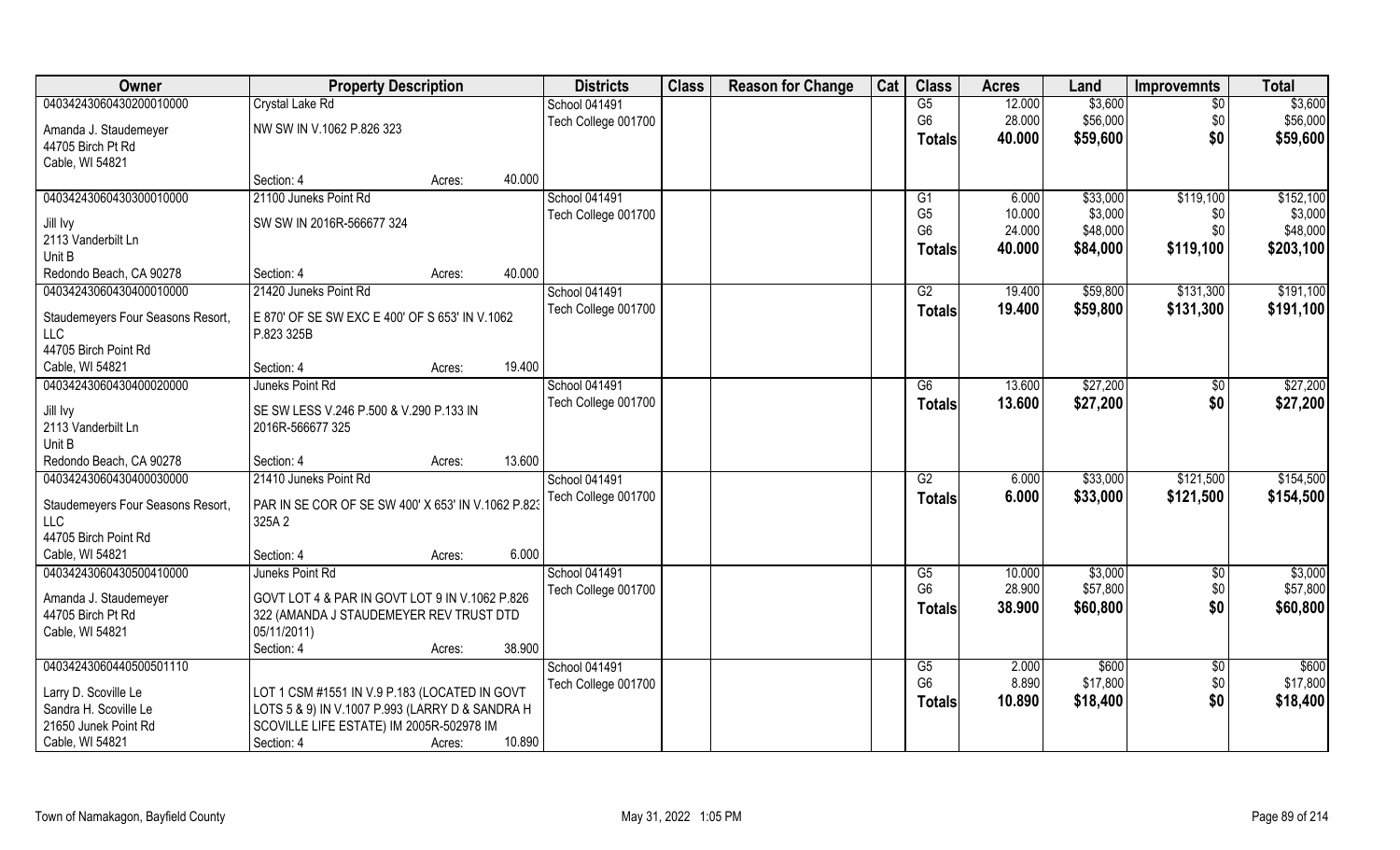| Owner | Property Description | Districts | Class | Reason for Change | Cat | Class | Acres | Land | Improvemnts | Total |
|---|---|---|---|---|---|---|---|---|---|---|
| 04034243060430200010000 | Crystal Lake Rd | School 041491 | | | | G5 | 12.000 | $3,600 | $0 | $3,600 |
| Amanda J. Staudemeyer | NW SW IN V.1062 P.826 323 | Tech College 001700 | | | | G6 | 28.000 | $56,000 | $0 | $56,000 |
| 44705 Birch Pt Rd | | | | | | Totals | 40.000 | $59,600 | $0 | $59,600 |
| Cable, WI 54821 | Section: 4 Acres: 40.000 | | | | | | | | | |
| 04034243060430300010000 | 21100 Juneks Point Rd | School 041491 | | | | G1 | 6.000 | $33,000 | $119,100 | $152,100 |
| Jill Ivy | SW SW IN 2016R-566677 324 | Tech College 001700 | | | | G5 | 10.000 | $3,000 | $0 | $3,000 |
| 2113 Vanderbilt Ln | | | | | | G6 | 24.000 | $48,000 | $0 | $48,000 |
| Unit B | | | | | | Totals | 40.000 | $84,000 | $119,100 | $203,100 |
| Redondo Beach, CA 90278 | Section: 4 Acres: 40.000 | | | | | | | | | |
| 04034243060430400010000 | 21420 Juneks Point Rd | School 041491 | | | | G2 | 19.400 | $59,800 | $131,300 | $191,100 |
| Staudemeyers Four Seasons Resort, LLC | E 870' OF SE SW EXC E 400' OF S 653' IN V.1062 P.823 325B | Tech College 001700 | | | | Totals | 19.400 | $59,800 | $131,300 | $191,100 |
| 44705 Birch Point Rd | | | | | | | | | | |
| Cable, WI 54821 | Section: 4 Acres: 19.400 | | | | | | | | | |
| 04034243060430400020000 | Juneks Point Rd | School 041491 | | | | G6 | 13.600 | $27,200 | $0 | $27,200 |
| Jill Ivy | SE SW LESS V.246 P.500 & V.290 P.133 IN 2016R-566677 325 | Tech College 001700 | | | | Totals | 13.600 | $27,200 | $0 | $27,200 |
| 2113 Vanderbilt Ln | | | | | | | | | | |
| Unit B | | | | | | | | | | |
| Redondo Beach, CA 90278 | Section: 4 Acres: 13.600 | | | | | | | | | |
| 04034243060430400030000 | 21410 Juneks Point Rd | School 041491 | | | | G2 | 6.000 | $33,000 | $121,500 | $154,500 |
| Staudemeyers Four Seasons Resort, LLC | PAR IN SE COR OF SE SW 400' X 653' IN V.1062 P.823 325A 2 | Tech College 001700 | | | | Totals | 6.000 | $33,000 | $121,500 | $154,500 |
| 44705 Birch Point Rd | | | | | | | | | | |
| Cable, WI 54821 | Section: 4 Acres: 6.000 | | | | | | | | | |
| 04034243060430500410000 | Juneks Point Rd | School 041491 | | | | G5 | 10.000 | $3,000 | $0 | $3,000 |
| Amanda J. Staudemeyer | GOVT LOT 4 & PAR IN GOVT LOT 9 IN V.1062 P.826 322 (AMANDA J STAUDEMEYER REV TRUST DTD 05/11/2011) | Tech College 001700 | | | | G6 | 28.900 | $57,800 | $0 | $57,800 |
| 44705 Birch Pt Rd | | | | | | Totals | 38.900 | $60,800 | $0 | $60,800 |
| Cable, WI 54821 | Section: 4 Acres: 38.900 | | | | | | | | | |
| 04034243060440500501110 | | School 041491 | | | | G5 | 2.000 | $600 | $0 | $600 |
| Larry D. Scoville Le | LOT 1 CSM #1551 IN V.9 P.183 (LOCATED IN GOVT LOTS 5 & 9) IN V.1007 P.993 (LARRY D & SANDRA H SCOVILLE LIFE ESTATE) IM 2005R-502978 IM | Tech College 001700 | | | | G6 | 8.890 | $17,800 | $0 | $17,800 |
| Sandra H. Scoville Le | | | | | | Totals | 10.890 | $18,400 | $0 | $18,400 |
| 21650 Junek Point Rd | | | | | | | | | | |
| Cable, WI 54821 | Section: 4 Acres: 10.890 | | | | | | | | | |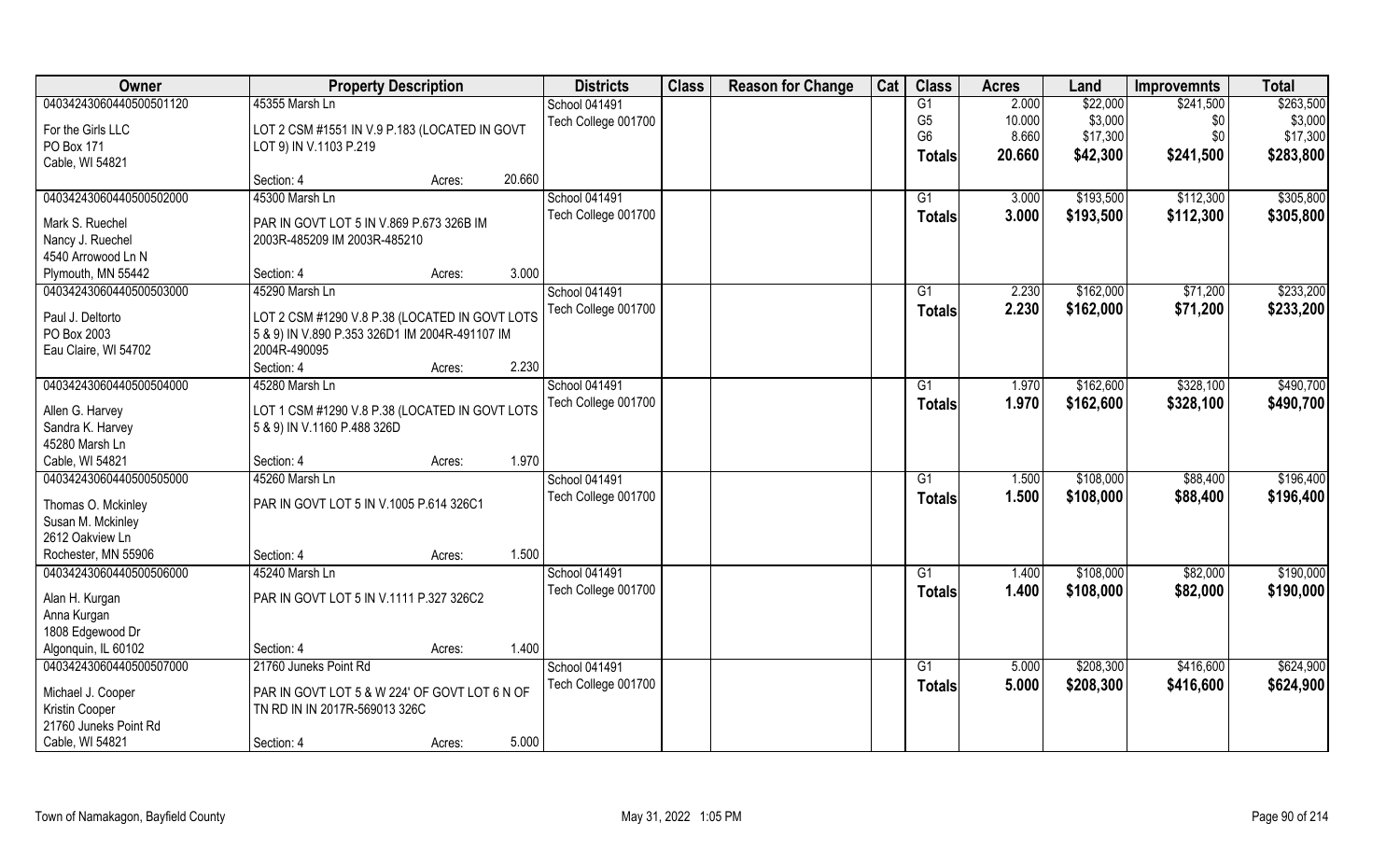| Owner | Property Description | | Districts | Class | Reason for Change | Cat | Class | Acres | Land | Improvemnts | Total |
|---|---|---|---|---|---|---|---|---|---|---|---|
| 04034243060440500501120 | 45355 Marsh Ln | | School 041491 | | | | G1 | 2.000 | $22,000 | $241,500 | $263,500 |
| For the Girls LLC | LOT 2 CSM #1551 IN V.9 P.183 (LOCATED IN GOVT | | Tech College 001700 | | | | G5 | 10.000 | $3,000 | $0 | $3,000 |
| PO Box 171 | LOT 9) IN V.1103 P.219 | | | | | | G6 | 8.660 | $17,300 | $0 | $17,300 |
| Cable, WI 54821 | | | | | | | **Totals** | **20.660** | **$42,300** | **$241,500** | **$283,800** |
| | Section: 4 | Acres: 20.660 | | | | | | | | | |
| 04034243060440500502000 | 45300 Marsh Ln | | School 041491 | | | | G1 | 3.000 | $193,500 | $112,300 | $305,800 |
| Mark S. Ruechel | PAR IN GOVT LOT 5 IN V.869 P.673 326B IM | | Tech College 001700 | | | | **Totals** | **3.000** | **$193,500** | **$112,300** | **$305,800** |
| Nancy J. Ruechel | 2003R-485209 IM 2003R-485210 | | | | | | | | | | |
| 4540 Arrowood Ln N | | | | | | | | | | | |
| Plymouth, MN 55442 | Section: 4 | Acres: 3.000 | | | | | | | | | |
| 04034243060440500503000 | 45290 Marsh Ln | | School 041491 | | | | G1 | 2.230 | $162,000 | $71,200 | $233,200 |
| Paul J. Deltorto | LOT 2 CSM #1290 V.8 P.38 (LOCATED IN GOVT LOTS | | Tech College 001700 | | | | **Totals** | **2.230** | **$162,000** | **$71,200** | **$233,200** |
| PO Box 2003 | 5 & 9) IN V.890 P.353 326D1 IM 2004R-491107 IM | | | | | | | | | | |
| Eau Claire, WI 54702 | 2004R-490095 | | | | | | | | | | |
| | Section: 4 | Acres: 2.230 | | | | | | | | | |
| 04034243060440500504000 | 45280 Marsh Ln | | School 041491 | | | | G1 | 1.970 | $162,600 | $328,100 | $490,700 |
| Allen G. Harvey | LOT 1 CSM #1290 V.8 P.38 (LOCATED IN GOVT LOTS | | Tech College 001700 | | | | **Totals** | **1.970** | **$162,600** | **$328,100** | **$490,700** |
| Sandra K. Harvey | 5 & 9) IN V.1160 P.488 326D | | | | | | | | | | |
| 45280 Marsh Ln | | | | | | | | | | | |
| Cable, WI 54821 | Section: 4 | Acres: 1.970 | | | | | | | | | |
| 04034243060440500505000 | 45260 Marsh Ln | | School 041491 | | | | G1 | 1.500 | $108,000 | $88,400 | $196,400 |
| Thomas O. Mckinley | PAR IN GOVT LOT 5 IN V.1005 P.614 326C1 | | Tech College 001700 | | | | **Totals** | **1.500** | **$108,000** | **$88,400** | **$196,400** |
| Susan M. Mckinley | | | | | | | | | | | |
| 2612 Oakview Ln | | | | | | | | | | | |
| Rochester, MN 55906 | Section: 4 | Acres: 1.500 | | | | | | | | | |
| 04034243060440500506000 | 45240 Marsh Ln | | School 041491 | | | | G1 | 1.400 | $108,000 | $82,000 | $190,000 |
| Alan H. Kurgan | PAR IN GOVT LOT 5 IN V.1111 P.327 326C2 | | Tech College 001700 | | | | **Totals** | **1.400** | **$108,000** | **$82,000** | **$190,000** |
| Anna Kurgan | | | | | | | | | | | |
| 1808 Edgewood Dr | | | | | | | | | | | |
| Algonquin, IL 60102 | Section: 4 | Acres: 1.400 | | | | | | | | | |
| 04034243060440500507000 | 21760 Juneks Point Rd | | School 041491 | | | | G1 | 5.000 | $208,300 | $416,600 | $624,900 |
| Michael J. Cooper | PAR IN GOVT LOT 5 & W 224' OF GOVT LOT 6 N OF | | Tech College 001700 | | | | **Totals** | **5.000** | **$208,300** | **$416,600** | **$624,900** |
| Kristin Cooper | TN RD IN IN 2017R-569013 326C | | | | | | | | | | |
| 21760 Juneks Point Rd | | | | | | | | | | | |
| Cable, WI 54821 | Section: 4 | Acres: 5.000 | | | | | | | | | |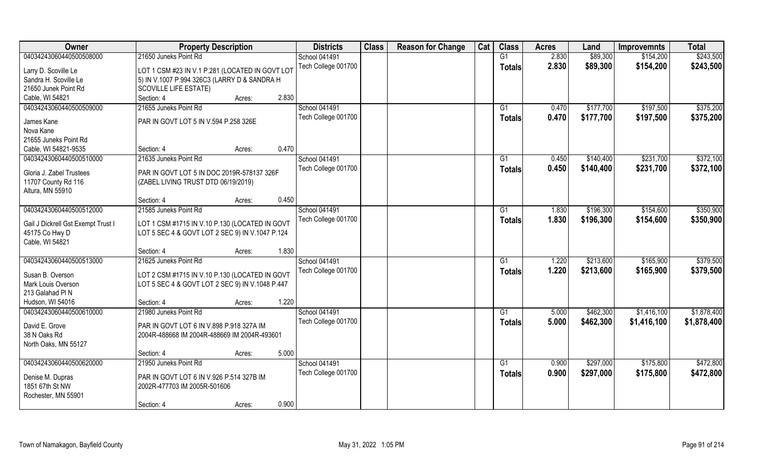| Owner | Property Description | Districts | Class | Reason for Change | Cat | Class | Acres | Land | Improvemnts | Total |
|---|---|---|---|---|---|---|---|---|---|---|
| 04034243060440500508000 | 21650 Juneks Point Rd | School 041491 | | | | G1 | 2.830 | $89,300 | $154,200 | $243,500 |
| Larry D. Scoville Le<br>Sandra H. Scoville Le<br>21650 Junek Point Rd<br>Cable, WI 54821 | LOT 1 CSM #23 IN V.1 P.281 (LOCATED IN GOVT LOT 5) IN V.1007 P.994 326C3 (LARRY D & SANDRA H SCOVILLE LIFE ESTATE)<br>Section: 4 Acres: 2.830 | Tech College 001700 | | | | **Totals** | **2.830** | **$89,300** | **$154,200** | **$243,500** |
| 04034243060440500509000 | 21655 Juneks Point Rd | School 041491 | | | | G1 | 0.470 | $177,700 | $197,500 | $375,200 |
| James Kane<br>Nova Kane<br>21655 Juneks Point Rd<br>Cable, WI 54821-9535 | PAR IN GOVT LOT 5 IN V.594 P.258 326E<br>Section: 4 Acres: 0.470 | Tech College 001700 | | | | **Totals** | **0.470** | **$177,700** | **$197,500** | **$375,200** |
| 04034243060440500510000 | 21635 Juneks Point Rd | School 041491 | | | | G1 | 0.450 | $140,400 | $231,700 | $372,100 |
| Gloria J. Zabel Trustees<br>11707 County Rd 116<br>Altura, MN 55910 | PAR IN GOVT LOT 5 IN DOC 2019R-578137 326F (ZABEL LIVING TRUST DTD 06/19/2019)<br>Section: 4 Acres: 0.450 | Tech College 001700 | | | | **Totals** | **0.450** | **$140,400** | **$231,700** | **$372,100** |
| 04034243060440500512000 | 21585 Juneks Point Rd | School 041491 | | | | G1 | 1.830 | $196,300 | $154,600 | $350,900 |
| Gail J Dickrell Gst Exempt Trust I<br>45175 Co Hwy D<br>Cable, WI 54821 | LOT 1 CSM #1715 IN V.10 P.130 (LOCATED IN GOVT LOT 5 SEC 4 & GOVT LOT 2 SEC 9) IN V.1047 P.124<br>Section: 4 Acres: 1.830 | Tech College 001700 | | | | **Totals** | **1.830** | **$196,300** | **$154,600** | **$350,900** |
| 04034243060440500513000 | 21625 Juneks Point Rd | School 041491 | | | | G1 | 1.220 | $213,600 | $165,900 | $379,500 |
| Susan B. Overson<br>Mark Louis Overson<br>213 Galahad Pl N<br>Hudson, WI 54016 | LOT 2 CSM #1715 IN V.10 P.130 (LOCATED IN GOVT LOT 5 SEC 4 & GOVT LOT 2 SEC 9) IN V.1048 P.447<br>Section: 4 Acres: 1.220 | Tech College 001700 | | | | **Totals** | **1.220** | **$213,600** | **$165,900** | **$379,500** |
| 04034243060440500610000 | 21980 Juneks Point Rd | School 041491 | | | | G1 | 5.000 | $462,300 | $1,416,100 | $1,878,400 |
| David E. Grove<br>38 N Oaks Rd<br>North Oaks, MN 55127 | PAR IN GOVT LOT 6 IN V.898 P.918 327A IM 2004R-488668 IM 2004R-488669 IM 2004R-493601<br>Section: 4 Acres: 5.000 | Tech College 001700 | | | | **Totals** | **5.000** | **$462,300** | **$1,416,100** | **$1,878,400** |
| 04034243060440500620000 | 21950 Juneks Point Rd | School 041491 | | | | G1 | 0.900 | $297,000 | $175,800 | $472,800 |
| Denise M. Dupras<br>1851 67th St NW<br>Rochester, MN 55901 | PAR IN GOVT LOT 6 IN V.926 P.514 327B IM 2002R-477703 IM 2005R-501606<br>Section: 4 Acres: 0.900 | Tech College 001700 | | | | **Totals** | **0.900** | **$297,000** | **$175,800** | **$472,800** |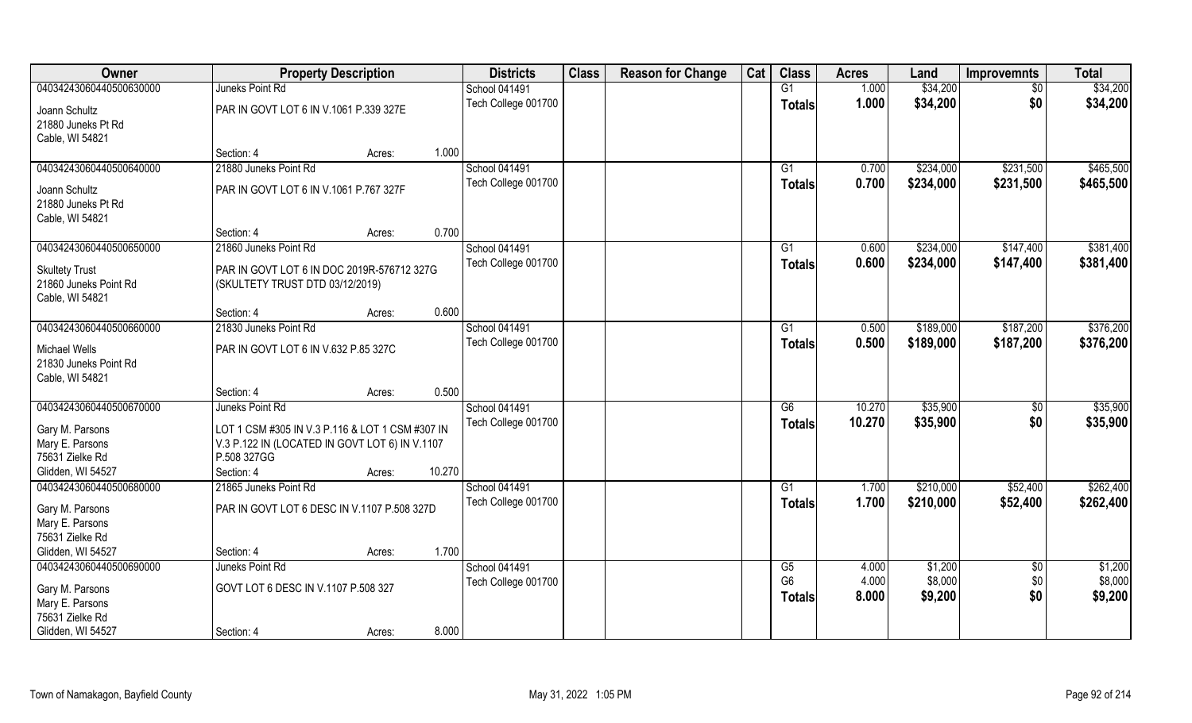| Owner | Property Description | | | Districts | Class | Reason for Change | Cat | Class | Acres | Land | Improvemnts | Total |
|---|---|---|---|---|---|---|---|---|---|---|---|---|
| 04034243060440500630000 | Juneks Point Rd | | | School 041491 | | | | G1 | 1.000 | $34,200 | $0 | $34,200 |
| Joann Schultz<br>21880 Juneks Pt Rd<br>Cable, WI 54821 | PAR IN GOVT LOT 6 IN V.1061 P.339 327E | | | Tech College 001700 | | | | Totals | 1.000 | $34,200 | $0 | $34,200 |
| | Section: 4 | Acres: | 1.000 | | | | | | | | | |
| 04034243060440500640000 | 21880 Juneks Point Rd | | | School 041491 | | | | G1 | 0.700 | $234,000 | $231,500 | $465,500 |
| Joann Schultz<br>21880 Juneks Pt Rd<br>Cable, WI 54821 | PAR IN GOVT LOT 6 IN V.1061 P.767 327F | | | Tech College 001700 | | | | Totals | 0.700 | $234,000 | $231,500 | $465,500 |
| | Section: 4 | Acres: | 0.700 | | | | | | | | | |
| 04034243060440500650000 | 21860 Juneks Point Rd | | | School 041491 | | | | G1 | 0.600 | $234,000 | $147,400 | $381,400 |
| Skultety Trust<br>21860 Juneks Point Rd<br>Cable, WI 54821 | PAR IN GOVT LOT 6 IN DOC 2019R-576712 327G (SKULTETY TRUST DTD 03/12/2019) | | | Tech College 001700 | | | | Totals | 0.600 | $234,000 | $147,400 | $381,400 |
| | Section: 4 | Acres: | 0.600 | | | | | | | | | |
| 04034243060440500660000 | 21830 Juneks Point Rd | | | School 041491 | | | | G1 | 0.500 | $189,000 | $187,200 | $376,200 |
| Michael Wells<br>21830 Juneks Point Rd<br>Cable, WI 54821 | PAR IN GOVT LOT 6 IN V.632 P.85 327C | | | Tech College 001700 | | | | Totals | 0.500 | $189,000 | $187,200 | $376,200 |
| | Section: 4 | Acres: | 0.500 | | | | | | | | | |
| 04034243060440500670000 | Juneks Point Rd | | | School 041491 | | | | G6 | 10.270 | $35,900 | $0 | $35,900 |
| Gary M. Parsons<br>Mary E. Parsons<br>75631 Zielke Rd<br>Glidden, WI 54527 | LOT 1 CSM #305 IN V.3 P.116 & LOT 1 CSM #307 IN V.3 P.122 IN (LOCATED IN GOVT LOT 6) IN V.1107 P.508 327GG | | | Tech College 001700 | | | | Totals | 10.270 | $35,900 | $0 | $35,900 |
| | Section: 4 | Acres: | 10.270 | | | | | | | | | |
| 04034243060440500680000 | 21865 Juneks Point Rd | | | School 041491 | | | | G1 | 1.700 | $210,000 | $52,400 | $262,400 |
| Gary M. Parsons<br>Mary E. Parsons<br>75631 Zielke Rd<br>Glidden, WI 54527 | PAR IN GOVT LOT 6 DESC IN V.1107 P.508 327D | | | Tech College 001700 | | | | Totals | 1.700 | $210,000 | $52,400 | $262,400 |
| | Section: 4 | Acres: | 1.700 | | | | | | | | | |
| 04034243060440500690000 | Juneks Point Rd | | | School 041491 | | | | G5 | 4.000 | $1,200 | $0 | $1,200 |
| Gary M. Parsons<br>Mary E. Parsons<br>75631 Zielke Rd<br>Glidden, WI 54527 | GOVT LOT 6 DESC IN V.1107 P.508 327 | | | Tech College 001700 | | | | G6 | 4.000 | $8,000 | $0 | $8,000 |
| | | | | | | | | Totals | 8.000 | $9,200 | $0 | $9,200 |
| | Section: 4 | Acres: | 8.000 | | | | | | | | | |

Town of Namakagon, Bayfield County — May 31, 2022 1:05 PM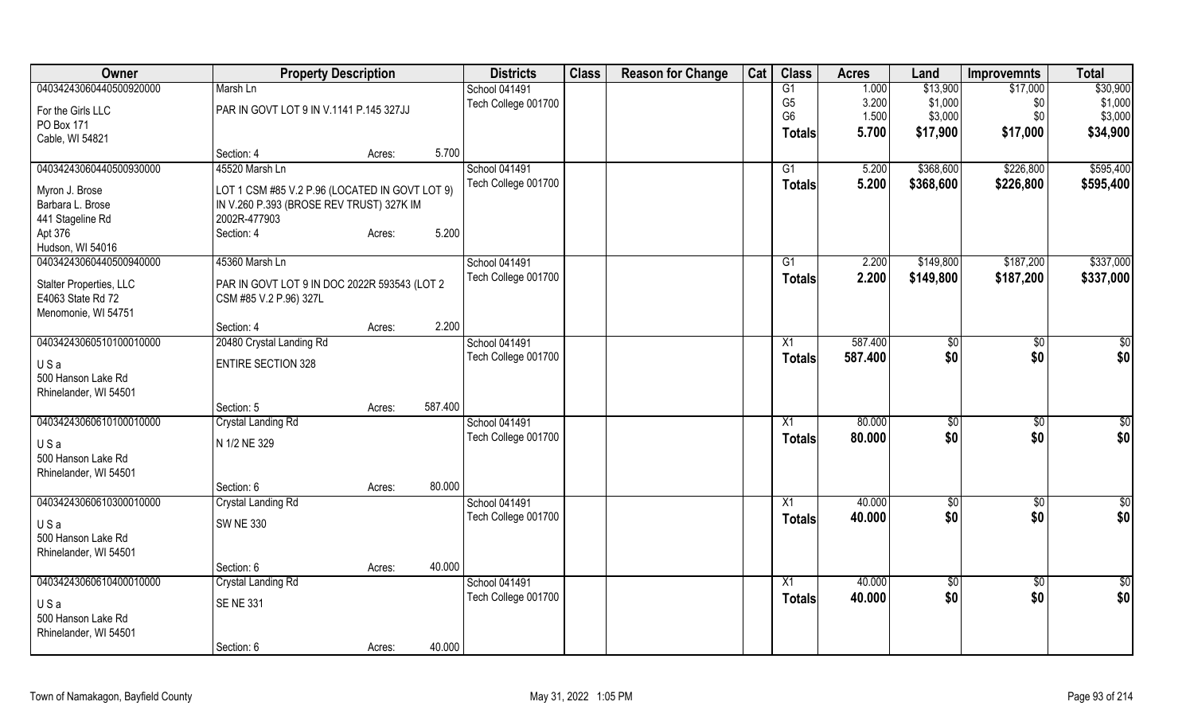| Owner | Property Description | | | Districts | Class | Reason for Change | Cat | Class | Acres | Land | Improvemnts | Total |
|---|---|---|---|---|---|---|---|---|---|---|---|---|
| 04034243060440500920000 | Marsh Ln | | | School 041491 | | | | G1 | 1.000 | $13,900 | $17,000 | $30,900 |
| For the Girls LLC | PAR IN GOVT LOT 9 IN V.1141 P.145 327JJ | | | Tech College 001700 | | | | G5 | 3.200 | $1,000 | $0 | $1,000 |
| PO Box 171 | | | | | | | | G6 | 1.500 | $3,000 | $0 | $3,000 |
| Cable, WI 54821 | | | | | | | | **Totals** | **5.700** | **$17,900** | **$17,000** | **$34,900** |
| | Section: 4 | Acres: | 5.700 | | | | | | | | | |
| 04034243060440500930000 | 45520 Marsh Ln | | | School 041491 | | | | G1 | 5.200 | $368,600 | $226,800 | $595,400 |
| Myron J. Brose | LOT 1 CSM #85 V.2 P.96 (LOCATED IN GOVT LOT 9) | | | Tech College 001700 | | | | **Totals** | **5.200** | **$368,600** | **$226,800** | **$595,400** |
| Barbara L. Brose | IN V.260 P.393 (BROSE REV TRUST) 327K IM | | | | | | | | | | | |
| 441 Stageline Rd | 2002R-477903 | | | | | | | | | | | |
| Apt 376 | Section: 4 | Acres: | 5.200 | | | | | | | | | |
| Hudson, WI 54016 | | | | | | | | | | | | |
| 04034243060440500940000 | 45360 Marsh Ln | | | School 041491 | | | | G1 | 2.200 | $149,800 | $187,200 | $337,000 |
| Stalter Properties, LLC | PAR IN GOVT LOT 9 IN DOC 2022R 593543 (LOT 2 | | | Tech College 001700 | | | | **Totals** | **2.200** | **$149,800** | **$187,200** | **$337,000** |
| E4063 State Rd 72 | CSM #85 V.2 P.96) 327L | | | | | | | | | | | |
| Menomonie, WI 54751 | | | | | | | | | | | | |
| | Section: 4 | Acres: | 2.200 | | | | | | | | | |
| 04034243060510100010000 | 20480 Crystal Landing Rd | | | School 041491 | | | | X1 | 587.400 | $0 | $0 | $0 |
| U S a | ENTIRE SECTION 328 | | | Tech College 001700 | | | | **Totals** | **587.400** | **$0** | **$0** | **$0** |
| 500 Hanson Lake Rd | | | | | | | | | | | | |
| Rhinelander, WI 54501 | | | | | | | | | | | | |
| | Section: 5 | Acres: | 587.400 | | | | | | | | | |
| 04034243060610100010000 | Crystal Landing Rd | | | School 041491 | | | | X1 | 80.000 | $0 | $0 | $0 |
| U S a | N 1/2 NE 329 | | | Tech College 001700 | | | | **Totals** | **80.000** | **$0** | **$0** | **$0** |
| 500 Hanson Lake Rd | | | | | | | | | | | | |
| Rhinelander, WI 54501 | | | | | | | | | | | | |
| | Section: 6 | Acres: | 80.000 | | | | | | | | | |
| 04034243060610300010000 | Crystal Landing Rd | | | School 041491 | | | | X1 | 40.000 | $0 | $0 | $0 |
| U S a | SW NE 330 | | | Tech College 001700 | | | | **Totals** | **40.000** | **$0** | **$0** | **$0** |
| 500 Hanson Lake Rd | | | | | | | | | | | | |
| Rhinelander, WI 54501 | | | | | | | | | | | | |
| | Section: 6 | Acres: | 40.000 | | | | | | | | | |
| 04034243060610400010000 | Crystal Landing Rd | | | School 041491 | | | | X1 | 40.000 | $0 | $0 | $0 |
| U S a | SE NE 331 | | | Tech College 001700 | | | | **Totals** | **40.000** | **$0** | **$0** | **$0** |
| 500 Hanson Lake Rd | | | | | | | | | | | | |
| Rhinelander, WI 54501 | | | | | | | | | | | | |
| | Section: 6 | Acres: | 40.000 | | | | | | | | | |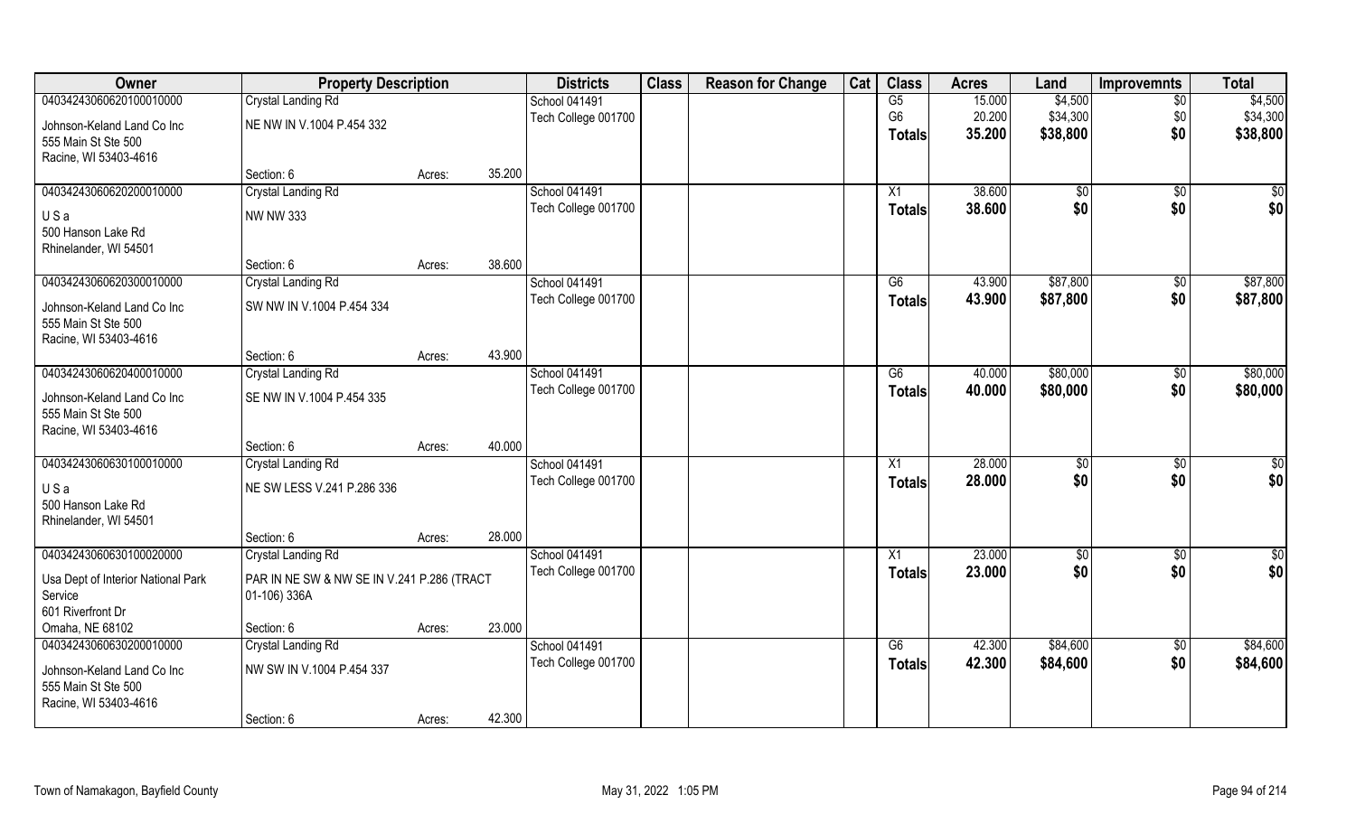| Owner | Property Description | | | Districts | Class | Reason for Change | Cat | Class | Acres | Land | Improvemnts | Total |
|---|---|---|---|---|---|---|---|---|---|---|---|---|
| 04034243060620100010000 | Crystal Landing Rd | | | School 041491 | | | | G5 | 15.000 | $4,500 | $0 | $4,500 |
| Johnson-Keland Land Co Inc<br>555 Main St Ste 500<br>Racine, WI 53403-4616 | NE NW IN V.1004 P.454 332 | | | Tech College 001700 | | | | G6 | 20.200 | $34,300 | $0 | $34,300 |
| | | | | | | | | **Totals** | **35.200** | **$38,800** | **$0** | **$38,800** |
| | Section: 6 | Acres: | 35.200 | | | | | | | | | |
| 04034243060620200010000 | Crystal Landing Rd | | | School 041491 | | | | X1 | 38.600 | $0 | $0 | $0 |
| U S a<br>500 Hanson Lake Rd<br>Rhinelander, WI 54501 | NW NW 333 | | | Tech College 001700 | | | | **Totals** | **38.600** | **$0** | **$0** | **$0** |
| | Section: 6 | Acres: | 38.600 | | | | | | | | | |
| 04034243060620300010000 | Crystal Landing Rd | | | School 041491 | | | | G6 | 43.900 | $87,800 | $0 | $87,800 |
| Johnson-Keland Land Co Inc<br>555 Main St Ste 500<br>Racine, WI 53403-4616 | SW NW IN V.1004 P.454 334 | | | Tech College 001700 | | | | **Totals** | **43.900** | **$87,800** | **$0** | **$87,800** |
| | Section: 6 | Acres: | 43.900 | | | | | | | | | |
| 04034243060620400010000 | Crystal Landing Rd | | | School 041491 | | | | G6 | 40.000 | $80,000 | $0 | $80,000 |
| Johnson-Keland Land Co Inc<br>555 Main St Ste 500<br>Racine, WI 53403-4616 | SE NW IN V.1004 P.454 335 | | | Tech College 001700 | | | | **Totals** | **40.000** | **$80,000** | **$0** | **$80,000** |
| | Section: 6 | Acres: | 40.000 | | | | | | | | | |
| 04034243060630100010000 | Crystal Landing Rd | | | School 041491 | | | | X1 | 28.000 | $0 | $0 | $0 |
| U S a<br>500 Hanson Lake Rd<br>Rhinelander, WI 54501 | NE SW LESS V.241 P.286 336 | | | Tech College 001700 | | | | **Totals** | **28.000** | **$0** | **$0** | **$0** |
| | Section: 6 | Acres: | 28.000 | | | | | | | | | |
| 04034243060630100020000 | Crystal Landing Rd | | | School 041491 | | | | X1 | 23.000 | $0 | $0 | $0 |
| Usa Dept of Interior National Park Service<br>601 Riverfront Dr<br>Omaha, NE 68102 | PAR IN NE SW & NW SE IN V.241 P.286 (TRACT 01-106) 336A | | | Tech College 001700 | | | | **Totals** | **23.000** | **$0** | **$0** | **$0** |
| | Section: 6 | Acres: | 23.000 | | | | | | | | | |
| 04034243060630200010000 | Crystal Landing Rd | | | School 041491 | | | | G6 | 42.300 | $84,600 | $0 | $84,600 |
| Johnson-Keland Land Co Inc<br>555 Main St Ste 500<br>Racine, WI 53403-4616 | NW SW IN V.1004 P.454 337 | | | Tech College 001700 | | | | **Totals** | **42.300** | **$84,600** | **$0** | **$84,600** |
| | Section: 6 | Acres: | 42.300 | | | | | | | | | |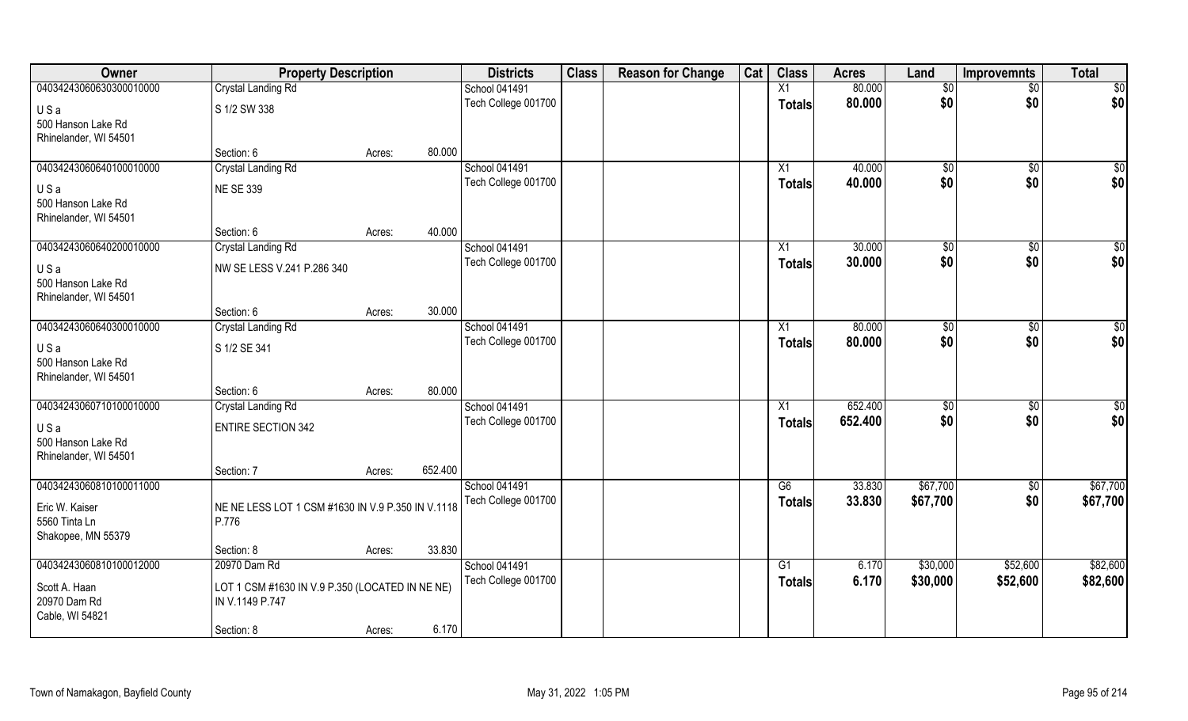| Owner | Property Description | | Districts | Class | Reason for Change | Cat | Class | Acres | Land | Improvemnts | Total |
|---|---|---|---|---|---|---|---|---|---|---|---|
| 04034243060630300010000 | Crystal Landing Rd | | School 041491 | | | | X1 | 80.000 | $0 | $0 | $0 |
| U S a<br>500 Hanson Lake Rd<br>Rhinelander, WI 54501 | S 1/2 SW 338 | | Tech College 001700 | | | | Totals | 80.000 | $0 | $0 | $0 |
| | Section: 6 | Acres: 80.000 | | | | | | | | | |
| 04034243060640100010000 | Crystal Landing Rd | | School 041491 | | | | X1 | 40.000 | $0 | $0 | $0 |
| U S a<br>500 Hanson Lake Rd<br>Rhinelander, WI 54501 | NE SE 339 | | Tech College 001700 | | | | Totals | 40.000 | $0 | $0 | $0 |
| | Section: 6 | Acres: 40.000 | | | | | | | | | |
| 04034243060640200010000 | Crystal Landing Rd | | School 041491 | | | | X1 | 30.000 | $0 | $0 | $0 |
| U S a<br>500 Hanson Lake Rd<br>Rhinelander, WI 54501 | NW SE LESS V.241 P.286 340 | | Tech College 001700 | | | | Totals | 30.000 | $0 | $0 | $0 |
| | Section: 6 | Acres: 30.000 | | | | | | | | | |
| 04034243060640300010000 | Crystal Landing Rd | | School 041491 | | | | X1 | 80.000 | $0 | $0 | $0 |
| U S a<br>500 Hanson Lake Rd<br>Rhinelander, WI 54501 | S 1/2 SE 341 | | Tech College 001700 | | | | Totals | 80.000 | $0 | $0 | $0 |
| | Section: 6 | Acres: 80.000 | | | | | | | | | |
| 04034243060710100010000 | Crystal Landing Rd | | School 041491 | | | | X1 | 652.400 | $0 | $0 | $0 |
| U S a<br>500 Hanson Lake Rd<br>Rhinelander, WI 54501 | ENTIRE SECTION 342 | | Tech College 001700 | | | | Totals | 652.400 | $0 | $0 | $0 |
| | Section: 7 | Acres: 652.400 | | | | | | | | | |
| 04034243060810100011000 | | | School 041491 | | | | G6 | 33.830 | $67,700 | $0 | $67,700 |
| Eric W. Kaiser<br>5560 Tinta Ln<br>Shakopee, MN 55379 | NE NE LESS LOT 1 CSM #1630 IN V.9 P.350 IN V.1118 P.776 | | Tech College 001700 | | | | Totals | 33.830 | $67,700 | $0 | $67,700 |
| | Section: 8 | Acres: 33.830 | | | | | | | | | |
| 04034243060810100012000 | 20970 Dam Rd | | School 041491 | | | | G1 | 6.170 | $30,000 | $52,600 | $82,600 |
| Scott A. Haan<br>20970 Dam Rd<br>Cable, WI 54821 | LOT 1 CSM #1630 IN V.9 P.350 (LOCATED IN NE NE) IN V.1149 P.747 | | Tech College 001700 | | | | Totals | 6.170 | $30,000 | $52,600 | $82,600 |
| | Section: 8 | Acres: 6.170 | | | | | | | | | |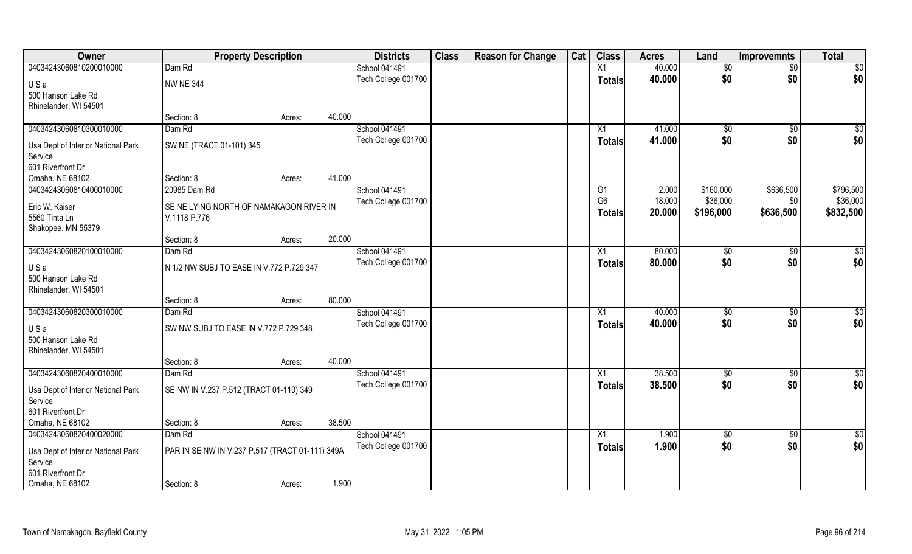| Owner | Property Description | | | Districts | Class | Reason for Change | Cat | Class | Acres | Land | Improvemnts | Total |
|---|---|---|---|---|---|---|---|---|---|---|---|---|
| 04034243060810200010000 | Dam Rd | | | School 041491 | | | | X1 | 40.000 | $0 | $0 | $0 |
| U S a | NW NE 344 | | | Tech College 001700 | | | | Totals | 40.000 | $0 | $0 | $0 |
| 500 Hanson Lake Rd | | | | | | | | | | | | |
| Rhinelander, WI 54501 | | | | | | | | | | | | |
| | Section: 8 | Acres: | 40.000 | | | | | | | | | |
| 04034243060810300010000 | Dam Rd | | | School 041491 | | | | X1 | 41.000 | $0 | $0 | $0 |
| Usa Dept of Interior National Park Service | SW NE (TRACT 01-101) 345 | | | Tech College 001700 | | | | Totals | 41.000 | $0 | $0 | $0 |
| 601 Riverfront Dr | | | | | | | | | | | | |
| Omaha, NE 68102 | Section: 8 | Acres: | 41.000 | | | | | | | | | |
| 04034243060810400010000 | 20985 Dam Rd | | | School 041491 | | | | G1 | 2.000 | $160,000 | $636,500 | $796,500 |
| Eric W. Kaiser | SE NE LYING NORTH OF NAMAKAGON RIVER IN V.1118 P.776 | | | Tech College 001700 | | | | G6 | 18.000 | $36,000 | $0 | $36,000 |
| 5560 Tinta Ln | | | | | | | | Totals | 20.000 | $196,000 | $636,500 | $832,500 |
| Shakopee, MN 55379 | | | | | | | | | | | | |
| | Section: 8 | Acres: | 20.000 | | | | | | | | | |
| 04034243060820100010000 | Dam Rd | | | School 041491 | | | | X1 | 80.000 | $0 | $0 | $0 |
| U S a | N 1/2 NW SUBJ TO EASE IN V.772 P.729 347 | | | Tech College 001700 | | | | Totals | 80.000 | $0 | $0 | $0 |
| 500 Hanson Lake Rd | | | | | | | | | | | | |
| Rhinelander, WI 54501 | | | | | | | | | | | | |
| | Section: 8 | Acres: | 80.000 | | | | | | | | | |
| 04034243060820300010000 | Dam Rd | | | School 041491 | | | | X1 | 40.000 | $0 | $0 | $0 |
| U S a | SW NW SUBJ TO EASE IN V.772 P.729 348 | | | Tech College 001700 | | | | Totals | 40.000 | $0 | $0 | $0 |
| 500 Hanson Lake Rd | | | | | | | | | | | | |
| Rhinelander, WI 54501 | | | | | | | | | | | | |
| | Section: 8 | Acres: | 40.000 | | | | | | | | | |
| 04034243060820400010000 | Dam Rd | | | School 041491 | | | | X1 | 38.500 | $0 | $0 | $0 |
| Usa Dept of Interior National Park Service | SE NW IN V.237 P.512 (TRACT 01-110) 349 | | | Tech College 001700 | | | | Totals | 38.500 | $0 | $0 | $0 |
| 601 Riverfront Dr | | | | | | | | | | | | |
| Omaha, NE 68102 | Section: 8 | Acres: | 38.500 | | | | | | | | | |
| 04034243060820400020000 | Dam Rd | | | School 041491 | | | | X1 | 1.900 | $0 | $0 | $0 |
| Usa Dept of Interior National Park Service | PAR IN SE NW IN V.237 P.517 (TRACT 01-111) 349A | | | Tech College 001700 | | | | Totals | 1.900 | $0 | $0 | $0 |
| 601 Riverfront Dr | | | | | | | | | | | | |
| Omaha, NE 68102 | Section: 8 | Acres: | 1.900 | | | | | | | | | |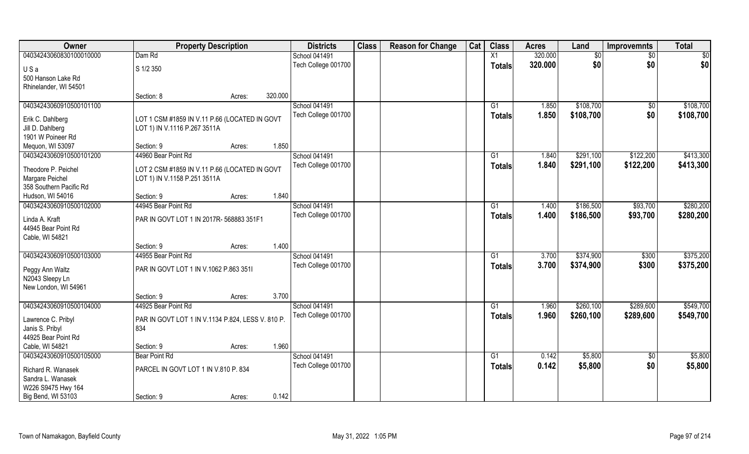| Owner | Property Description | | | Districts | Class | Reason for Change | Cat | Class | Acres | Land | Improvemnts | Total |
|---|---|---|---|---|---|---|---|---|---|---|---|---|
| 04034243060830100010000 | Dam Rd | | | School 041491 | | | | X1 | 320.000 | $0 | $0 | $0 |
| U S a<br>500 Hanson Lake Rd<br>Rhinelander, WI 54501 | S 1/2 350 | | | Tech College 001700 | | | | Totals | 320.000 | $0 | $0 | $0 |
| | Section: 8 | Acres: | 320.000 | | | | | | | | | |
| 04034243060910500101100 | | | | School 041491 | | | | G1 | 1.850 | $108,700 | $0 | $108,700 |
| Erik C. Dahlberg<br>Jill D. Dahlberg<br>1901 W Poineer Rd<br>Mequon, WI 53097 | LOT 1 CSM #1859 IN V.11 P.66 (LOCATED IN GOVT LOT 1) IN V.1116 P.267 3511A | | | Tech College 001700 | | | | Totals | 1.850 | $108,700 | $0 | $108,700 |
| | Section: 9 | Acres: | 1.850 | | | | | | | | | |
| 04034243060910500101200 | 44960 Bear Point Rd | | | School 041491 | | | | G1 | 1.840 | $291,100 | $122,200 | $413,300 |
| Theodore P. Peichel<br>Margare Peichel<br>358 Southern Pacific Rd<br>Hudson, WI 54016 | LOT 2 CSM #1859 IN V.11 P.66 (LOCATED IN GOVT LOT 1) IN V.1158 P.251 3511A | | | Tech College 001700 | | | | Totals | 1.840 | $291,100 | $122,200 | $413,300 |
| | Section: 9 | Acres: | 1.840 | | | | | | | | | |
| 04034243060910500102000 | 44945 Bear Point Rd | | | School 041491 | | | | G1 | 1.400 | $186,500 | $93,700 | $280,200 |
| Linda A. Kraft<br>44945 Bear Point Rd<br>Cable, WI 54821 | PAR IN GOVT LOT 1 IN 2017R- 568883 351F1 | | | Tech College 001700 | | | | Totals | 1.400 | $186,500 | $93,700 | $280,200 |
| | Section: 9 | Acres: | 1.400 | | | | | | | | | |
| 04034243060910500103000 | 44955 Bear Point Rd | | | School 041491 | | | | G1 | 3.700 | $374,900 | $300 | $375,200 |
| Peggy Ann Waltz<br>N2043 Sleepy Ln<br>New London, WI 54961 | PAR IN GOVT LOT 1 IN V.1062 P.863 351I | | | Tech College 001700 | | | | Totals | 3.700 | $374,900 | $300 | $375,200 |
| | Section: 9 | Acres: | 3.700 | | | | | | | | | |
| 04034243060910500104000 | 44925 Bear Point Rd | | | School 041491 | | | | G1 | 1.960 | $260,100 | $289,600 | $549,700 |
| Lawrence C. Pribyl<br>Janis S. Pribyl<br>44925 Bear Point Rd<br>Cable, WI 54821 | PAR IN GOVT LOT 1 IN V.1134 P.824, LESS V. 810 P. 834 | | | Tech College 001700 | | | | Totals | 1.960 | $260,100 | $289,600 | $549,700 |
| | Section: 9 | Acres: | 1.960 | | | | | | | | | |
| 04034243060910500105000 | Bear Point Rd | | | School 041491 | | | | G1 | 0.142 | $5,800 | $0 | $5,800 |
| Richard R. Wanasek<br>Sandra L. Wanasek<br>W226 S9475 Hwy 164<br>Big Bend, WI 53103 | PARCEL IN GOVT LOT 1 IN V.810 P. 834 | | | Tech College 001700 | | | | Totals | 0.142 | $5,800 | $0 | $5,800 |
| | Section: 9 | Acres: | 0.142 | | | | | | | | | |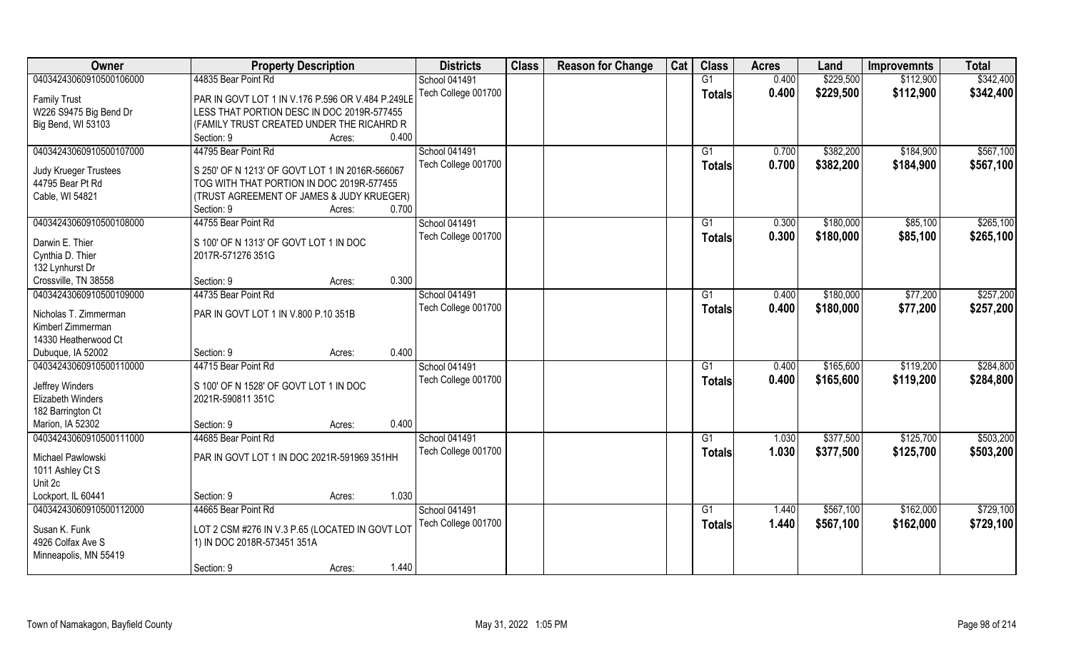| Owner | Property Description | Districts | Class | Reason for Change | Cat | Class | Acres | Land | Improvemnts | Total |
|---|---|---|---|---|---|---|---|---|---|---|
| 04034243060910500106000 | 44835 Bear Point Rd | School 041491 | | | | G1 | 0.400 | $229,500 | $112,900 | $342,400 |
| Family Trust<br>W226 S9475 Big Bend Dr<br>Big Bend, WI 53103 | PAR IN GOVT LOT 1 IN V.176 P.596 OR V.484 P.249LE LESS THAT PORTION DESC IN DOC 2019R-577455 (FAMILY TRUST CREATED UNDER THE RICAHRD R<br>Section: 9 Acres: 0.400 | Tech College 001700 | | | | Totals | 0.400 | $229,500 | $112,900 | $342,400 |
| 04034243060910500107000 | 44795 Bear Point Rd | School 041491 | | | | G1 | 0.700 | $382,200 | $184,900 | $567,100 |
| Judy Krueger Trustees<br>44795 Bear Pt Rd<br>Cable, WI 54821 | S 250' OF N 1213' OF GOVT LOT 1 IN 2016R-566067 TOG WITH THAT PORTION IN DOC 2019R-577455 (TRUST AGREEMENT OF JAMES & JUDY KRUEGER)<br>Section: 9 Acres: 0.700 | Tech College 001700 | | | | Totals | 0.700 | $382,200 | $184,900 | $567,100 |
| 04034243060910500108000 | 44755 Bear Point Rd | School 041491 | | | | G1 | 0.300 | $180,000 | $85,100 | $265,100 |
| Darwin E. Thier<br>Cynthia D. Thier<br>132 Lynhurst Dr<br>Crossville, TN 38558 | S 100' OF N 1313' OF GOVT LOT 1 IN DOC 2017R-571276 351G<br>Section: 9 Acres: 0.300 | Tech College 001700 | | | | Totals | 0.300 | $180,000 | $85,100 | $265,100 |
| 04034243060910500109000 | 44735 Bear Point Rd | School 041491 | | | | G1 | 0.400 | $180,000 | $77,200 | $257,200 |
| Nicholas T. Zimmerman<br>Kimberl Zimmerman<br>14330 Heatherwood Ct<br>Dubuque, IA 52002 | PAR IN GOVT LOT 1 IN V.800 P.10 351B<br>Section: 9 Acres: 0.400 | Tech College 001700 | | | | Totals | 0.400 | $180,000 | $77,200 | $257,200 |
| 04034243060910500110000 | 44715 Bear Point Rd | School 041491 | | | | G1 | 0.400 | $165,600 | $119,200 | $284,800 |
| Jeffrey Winders<br>Elizabeth Winders<br>182 Barrington Ct<br>Marion, IA 52302 | S 100' OF N 1528' OF GOVT LOT 1 IN DOC 2021R-590811 351C<br>Section: 9 Acres: 0.400 | Tech College 001700 | | | | Totals | 0.400 | $165,600 | $119,200 | $284,800 |
| 04034243060910500111000 | 44685 Bear Point Rd | School 041491 | | | | G1 | 1.030 | $377,500 | $125,700 | $503,200 |
| Michael Pawlowski<br>1011 Ashley Ct S<br>Unit 2c<br>Lockport, IL 60441 | PAR IN GOVT LOT 1 IN DOC 2021R-591969 351HH<br>Section: 9 Acres: 1.030 | Tech College 001700 | | | | Totals | 1.030 | $377,500 | $125,700 | $503,200 |
| 04034243060910500112000 | 44665 Bear Point Rd | School 041491 | | | | G1 | 1.440 | $567,100 | $162,000 | $729,100 |
| Susan K. Funk<br>4926 Colfax Ave S<br>Minneapolis, MN 55419 | LOT 2 CSM #276 IN V.3 P.65 (LOCATED IN GOVT LOT 1) IN DOC 2018R-573451 351A<br>Section: 9 Acres: 1.440 | Tech College 001700 | | | | Totals | 1.440 | $567,100 | $162,000 | $729,100 |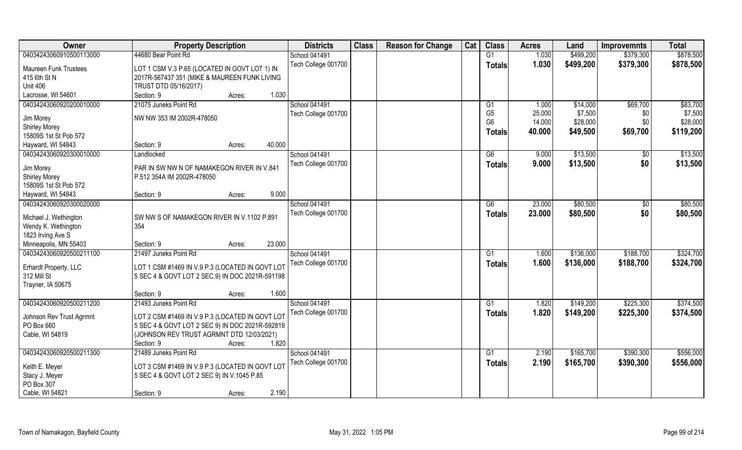| Owner | Property Description | Districts | Class | Reason for Change | Cat | Class | Acres | Land | Improvemnts | Total |
|---|---|---|---|---|---|---|---|---|---|---|
| 04034243060910500113000 | 44680 Bear Point Rd | School 041491 | | | | G1 | 1.030 | $499,200 | $379,300 | $878,500 |
| Maureen Funk Trustees | LOT 1 CSM V.3 P.65 (LOCATED IN GOVT LOT 1) IN | Tech College 001700 | | | | Totals | 1.030 | $499,200 | $379,300 | $878,500 |
| 415 6th St N | 2017R-567437 351 (MIKE & MAUREEN FUNK LIVING | | | | | | | | | |
| Unit 406 | TRUST DTD 05/16/2017) | | | | | | | | | |
| Lacrosse, WI 54601 | Section: 9 Acres: 1.030 | | | | | | | | | |
| 04034243060920200010000 | 21075 Juneks Point Rd | School 041491 | | | | G1 | 1.000 | $14,000 | $69,700 | $83,700 |
| Jim Morey | NW NW 353 IM 2002R-478050 | Tech College 001700 | | | | G5 | 25.000 | $7,500 | $0 | $7,500 |
| Shirley Morey | | | | | | G6 | 14.000 | $28,000 | $0 | $28,000 |
| 15809S 1st St Pob 572 | | | | | | Totals | 40.000 | $49,500 | $69,700 | $119,200 |
| Hayward, WI 54843 | Section: 9 Acres: 40.000 | | | | | | | | | |
| 04034243060920300010000 | Landlocked | School 041491 | | | | G6 | 9.000 | $13,500 | $0 | $13,500 |
| Jim Morey | PAR IN SW NW N OF NAMAKEGON RIVER IN V.841 | Tech College 001700 | | | | Totals | 9.000 | $13,500 | $0 | $13,500 |
| Shirley Morey | P.512 354A IM 2002R-478050 | | | | | | | | | |
| 15809S 1st St Pob 572 | | | | | | | | | | |
| Hayward, WI 54843 | Section: 9 Acres: 9.000 | | | | | | | | | |
| 04034243060920300020000 | | School 041491 | | | | G6 | 23.000 | $80,500 | $0 | $80,500 |
| Michael J. Wethington | SW NW S OF NAMAKEGON RIVER IN V.1102 P.891 | Tech College 001700 | | | | Totals | 23.000 | $80,500 | $0 | $80,500 |
| Wendy K. Wethington | 354 | | | | | | | | | |
| 1823 Irving Ave S | | | | | | | | | | |
| Minneapolis, MN 55403 | Section: 9 Acres: 23.000 | | | | | | | | | |
| 04034243060920500211100 | 21497 Juneks Point Rd | School 041491 | | | | G1 | 1.600 | $136,000 | $188,700 | $324,700 |
| Erhardt Property, LLC | LOT 1 CSM #1469 IN V.9 P.3 (LOCATED IN GOVT LOT | Tech College 001700 | | | | Totals | 1.600 | $136,000 | $188,700 | $324,700 |
| 312 Mill St | 5 SEC 4 & GOVT LOT 2 SEC.9) IN DOC 2021R-591198 | | | | | | | | | |
| Trayner, IA 50675 | | | | | | | | | | |
| | Section: 9 Acres: 1.600 | | | | | | | | | |
| 04034243060920500211200 | 21493 Juneks Point Rd | School 041491 | | | | G1 | 1.820 | $149,200 | $225,300 | $374,500 |
| Johnson Rev Trust Agrmnt | LOT 2 CSM #1469 IN V.9 P.3 (LOCATED IN GOVT LOT | Tech College 001700 | | | | Totals | 1.820 | $149,200 | $225,300 | $374,500 |
| PO Box 660 | 5 SEC 4 & GOVT LOT 2 SEC 9) IN DOC 2021R-592819 | | | | | | | | | |
| Cable, WI 54819 | (JOHNSON REV TRUST AGRMNT DTD 12/03/2021) | | | | | | | | | |
| | Section: 9 Acres: 1.820 | | | | | | | | | |
| 04034243060920500211300 | 21489 Juneks Point Rd | School 041491 | | | | G1 | 2.190 | $165,700 | $390,300 | $556,000 |
| Keith E. Meyer | LOT 3 CSM #1469 IN V.9 P.3 (LOCATED IN GOVT LOT | Tech College 001700 | | | | Totals | 2.190 | $165,700 | $390,300 | $556,000 |
| Stacy J. Meyer | 5 SEC 4 & GOVT LOT 2 SEC 9) IN V.1045 P.85 | | | | | | | | | |
| PO Box 307 | | | | | | | | | | |
| Cable, WI 54821 | Section: 9 Acres: 2.190 | | | | | | | | | |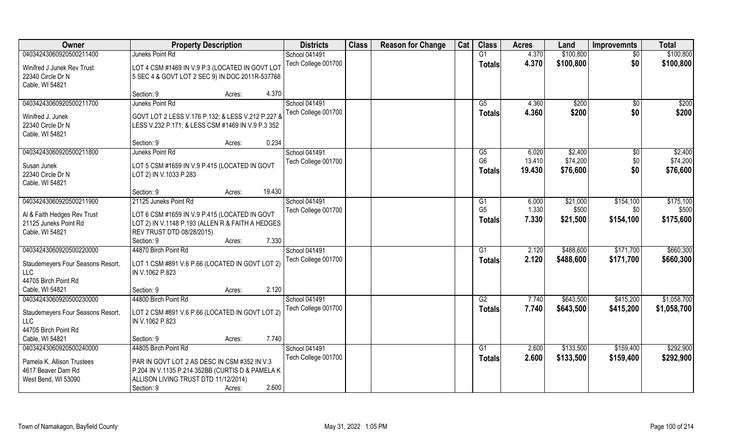| Owner | Property Description | Districts | Class | Reason for Change | Cat | Class | Acres | Land | Improvemnts | Total |
|---|---|---|---|---|---|---|---|---|---|---|
| 04034243060920500211400<br>Winifred J Junek Rev Trust<br>22340 Circle Dr N<br>Cable, WI 54821 | Juneks Point Rd<br>LOT 4 CSM #1469 IN V.9 P.3 (LOCATED IN GOVT LOT 5 SEC 4 & GOVT LOT 2 SEC 9) IN DOC 2011R-537768<br>Section: 9 Acres: 4.370 | School 041491<br>Tech College 001700 | | | | G1<br>**Totals** | 4.370<br>**4.370** | $100,800<br>**$100,800** | $0<br>**$0** | $100,800<br>**$100,800** |
| 04034243060920500211700<br>Winifred J. Junek<br>22340 Circle Dr N<br>Cable, WI 54821 | Juneks Point Rd<br>GOVT LOT 2 LESS V.176 P.132; & LESS V.212 P.227 & LESS V.232 P.171; & LESS CSM #1469 IN V.9 P.3 352<br>Section: 9 Acres: 0.234 | School 041491<br>Tech College 001700 | | | | G5<br>**Totals** | 4.360<br>**4.360** | $200<br>**$200** | $0<br>**$0** | $200<br>**$200** |
| 04034243060920500211800<br>Susan Junek<br>22340 Circle Dr N<br>Cable, WI 54821 | Juneks Point Rd<br>LOT 5 CSM #1659 IN V.9 P.415 (LOCATED IN GOVT LOT 2) IN V.1033 P.283<br>Section: 9 Acres: 19.430 | School 041491<br>Tech College 001700 | | | | G5<br>G6<br>**Totals** | 6.020<br>13.410<br>**19.430** | $2,400<br>$74,200<br>**$76,600** | $0<br>$0<br>**$0** | $2,400<br>$74,200<br>**$76,600** |
| 04034243060920500211900<br>Al & Faith Hedges Rev Trust<br>21125 Juneks Point Rd<br>Cable, WI 54821 | 21125 Juneks Point Rd<br>LOT 6 CSM #1659 IN V.9 P.415 (LOCATED IN GOVT LOT 2) IN V.1148 P.193 (ALLEN R & FAITH A HEDGES REV TRUST DTD 08/28/2015)<br>Section: 9 Acres: 7.330 | School 041491<br>Tech College 001700 | | | | G1<br>G5<br>**Totals** | 6.000<br>1.330<br>**7.330** | $21,000<br>$500<br>**$21,500** | $154,100<br>$0<br>**$154,100** | $175,100<br>$500<br>**$175,600** |
| 04034243060920500220000<br>Staudemeyers Four Seasons Resort, LLC<br>44705 Birch Point Rd<br>Cable, WI 54821 | 44870 Birch Point Rd<br>LOT 1 CSM #891 V.6 P.66 (LOCATED IN GOVT LOT 2) IN V.1062 P.823<br>Section: 9 Acres: 2.120 | School 041491<br>Tech College 001700 | | | | G1<br>**Totals** | 2.120<br>**2.120** | $488,600<br>**$488,600** | $171,700<br>**$171,700** | $660,300<br>**$660,300** |
| 04034243060920500230000<br>Staudemeyers Four Seasons Resort, LLC<br>44705 Birch Point Rd<br>Cable, WI 54821 | 44800 Birch Point Rd<br>LOT 2 CSM #891 V.6 P.66 (LOCATED IN GOVT LOT 2) IN V.1062 P.823<br>Section: 9 Acres: 7.740 | School 041491<br>Tech College 001700 | | | | G2<br>**Totals** | 7.740<br>**7.740** | $643,500<br>**$643,500** | $415,200<br>**$415,200** | $1,058,700<br>**$1,058,700** |
| 04034243060920500240000<br>Pamela K. Allison Trustees<br>4617 Beaver Dam Rd<br>West Bend, WI 53090 | 44805 Birch Point Rd<br>PAR IN GOVT LOT 2 AS DESC IN CSM #352 IN V.3 P.204 IN V.1135 P.214 352BB (CURTIS D & PAMELA K ALLISON LIVING TRUST DTD 11/12/2014)<br>Section: 9 Acres: 2.600 | School 041491<br>Tech College 001700 | | | | G1<br>**Totals** | 2.600<br>**2.600** | $133,500<br>**$133,500** | $159,400<br>**$159,400** | $292,900<br>**$292,900** |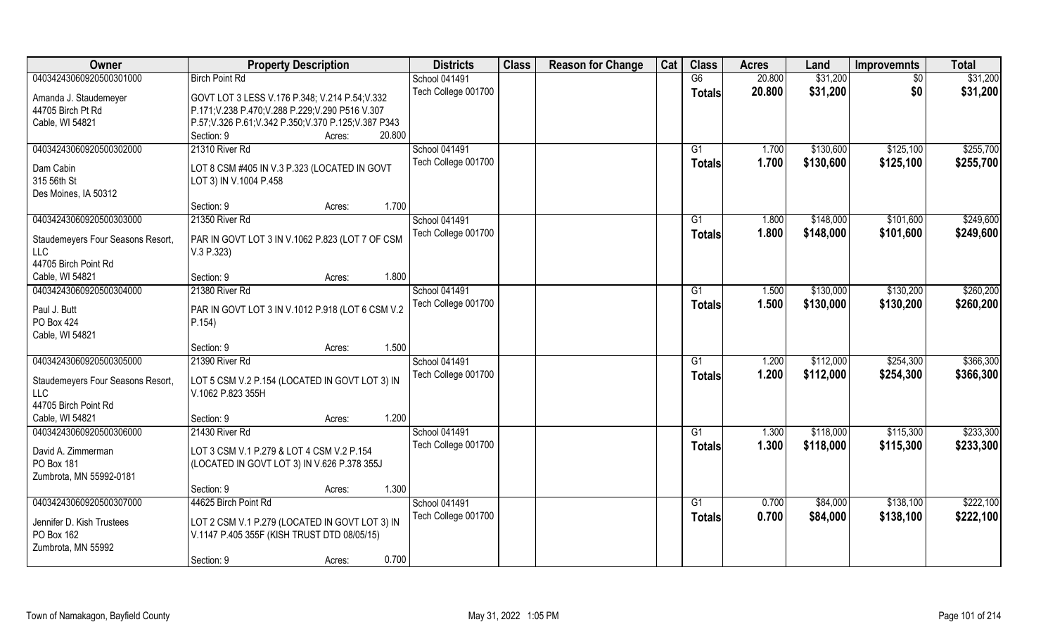| Owner | Property Description | Districts | Class | Reason for Change | Cat | Class | Acres | Land | Improvemnts | Total |
|---|---|---|---|---|---|---|---|---|---|---|
| 04034243060920500301000 | Birch Point Rd | School 041491 | | | | G6 | 20.800 | $31,200 | $0 | $31,200 |
| Amanda J. Staudemeyer<br>44705 Birch Pt Rd<br>Cable, WI 54821 | GOVT LOT 3 LESS V.176 P.348; V.214 P.54;V.332 P.171;V.238 P.470;V.288 P.229;V.290 P516 V.307 P.57;V.326 P.61;V.342 P.350;V.370 P.125;V.387 P343<br>Section: 9 Acres: 20.800 | Tech College 001700 | | | | Totals | 20.800 | $31,200 | $0 | $31,200 |
| 04034243060920500302000 | 21310 River Rd | School 041491 | | | | G1 | 1.700 | $130,600 | $125,100 | $255,700 |
| Dam Cabin<br>315 56th St<br>Des Moines, IA 50312 | LOT 8 CSM #405 IN V.3 P.323 (LOCATED IN GOVT LOT 3) IN V.1004 P.458<br>Section: 9 Acres: 1.700 | Tech College 001700 | | | | Totals | 1.700 | $130,600 | $125,100 | $255,700 |
| 04034243060920500303000 | 21350 River Rd | School 041491 | | | | G1 | 1.800 | $148,000 | $101,600 | $249,600 |
| Staudemeyers Four Seasons Resort, LLC<br>44705 Birch Point Rd<br>Cable, WI 54821 | PAR IN GOVT LOT 3 IN V.1062 P.823 (LOT 7 OF CSM V.3 P.323)<br>Section: 9 Acres: 1.800 | Tech College 001700 | | | | Totals | 1.800 | $148,000 | $101,600 | $249,600 |
| 04034243060920500304000 | 21380 River Rd | School 041491 | | | | G1 | 1.500 | $130,000 | $130,200 | $260,200 |
| Paul J. Butt<br>PO Box 424<br>Cable, WI 54821 | PAR IN GOVT LOT 3 IN V.1012 P.918 (LOT 6 CSM V.2 P.154)<br>Section: 9 Acres: 1.500 | Tech College 001700 | | | | Totals | 1.500 | $130,000 | $130,200 | $260,200 |
| 04034243060920500305000 | 21390 River Rd | School 041491 | | | | G1 | 1.200 | $112,000 | $254,300 | $366,300 |
| Staudemeyers Four Seasons Resort, LLC<br>44705 Birch Point Rd<br>Cable, WI 54821 | LOT 5 CSM V.2 P.154 (LOCATED IN GOVT LOT 3) IN V.1062 P.823 355H<br>Section: 9 Acres: 1.200 | Tech College 001700 | | | | Totals | 1.200 | $112,000 | $254,300 | $366,300 |
| 04034243060920500306000 | 21430 River Rd | School 041491 | | | | G1 | 1.300 | $118,000 | $115,300 | $233,300 |
| David A. Zimmerman<br>PO Box 181<br>Zumbrota, MN 55992-0181 | LOT 3 CSM V.1 P.279 & LOT 4 CSM V.2 P.154 (LOCATED IN GOVT LOT 3) IN V.626 P.378 355J<br>Section: 9 Acres: 1.300 | Tech College 001700 | | | | Totals | 1.300 | $118,000 | $115,300 | $233,300 |
| 04034243060920500307000 | 44625 Birch Point Rd | School 041491 | | | | G1 | 0.700 | $84,000 | $138,100 | $222,100 |
| Jennifer D. Kish Trustees<br>PO Box 162<br>Zumbrota, MN 55992 | LOT 2 CSM V.1 P.279 (LOCATED IN GOVT LOT 3) IN V.1147 P.405 355F (KISH TRUST DTD 08/05/15)<br>Section: 9 Acres: 0.700 | Tech College 001700 | | | | Totals | 0.700 | $84,000 | $138,100 | $222,100 |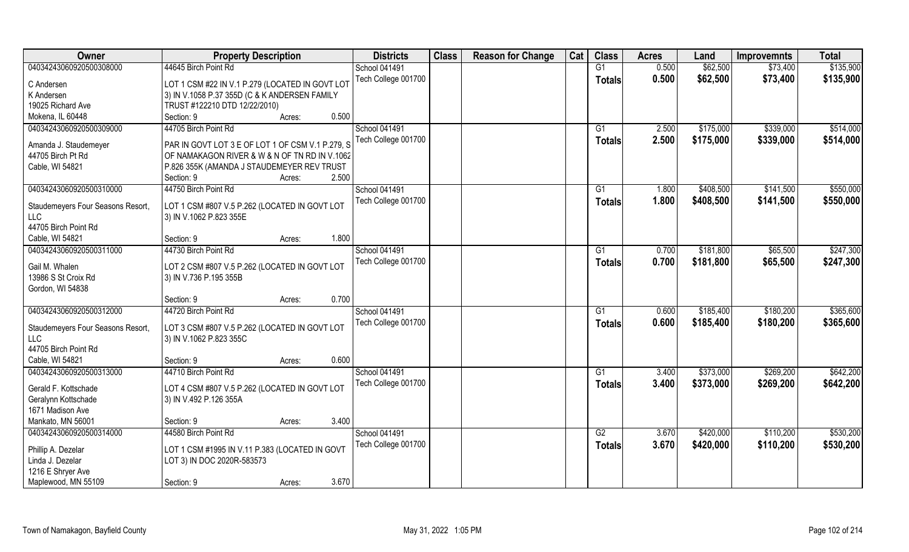| Owner | Property Description | Districts | Class | Reason for Change | Cat | Class | Acres | Land | Improvemnts | Total |
|---|---|---|---|---|---|---|---|---|---|---|
| 04034243060920500308000 | 44645 Birch Point Rd | School 041491 | | | | G1 | 0.500 | $62,500 | $73,400 | $135,900 |
| C Andersen<br>K Andersen<br>19025 Richard Ave<br>Mokena, IL 60448 | LOT 1 CSM #22 IN V.1 P.279 (LOCATED IN GOVT LOT 3) IN V.1058 P.37 355D (C & K ANDERSEN FAMILY TRUST #122210 DTD 12/22/2010)<br>Section: 9 Acres: 0.500 | Tech College 001700 | | | | Totals | 0.500 | $62,500 | $73,400 | $135,900 |
| 04034243060920500309000 | 44705 Birch Point Rd | School 041491 | | | | G1 | 2.500 | $175,000 | $339,000 | $514,000 |
| Amanda J. Staudemeyer<br>44705 Birch Pt Rd<br>Cable, WI 54821 | PAR IN GOVT LOT 3 E OF LOT 1 OF CSM V.1 P.279, S OF NAMAKAGON RIVER & W & N OF TN RD IN V.1062 P.826 355K (AMANDA J STAUDEMEYER REV TRUST<br>Section: 9 Acres: 2.500 | Tech College 001700 | | | | Totals | 2.500 | $175,000 | $339,000 | $514,000 |
| 04034243060920500310000 | 44750 Birch Point Rd | School 041491 | | | | G1 | 1.800 | $408,500 | $141,500 | $550,000 |
| Staudemeyers Four Seasons Resort, LLC<br>44705 Birch Point Rd<br>Cable, WI 54821 | LOT 1 CSM #807 V.5 P.262 (LOCATED IN GOVT LOT 3) IN V.1062 P.823 355E<br>Section: 9 Acres: 1.800 | Tech College 001700 | | | | Totals | 1.800 | $408,500 | $141,500 | $550,000 |
| 04034243060920500311000 | 44730 Birch Point Rd | School 041491 | | | | G1 | 0.700 | $181,800 | $65,500 | $247,300 |
| Gail M. Whalen<br>13986 S St Croix Rd<br>Gordon, WI 54838 | LOT 2 CSM #807 V.5 P.262 (LOCATED IN GOVT LOT 3) IN V.736 P.195 355B<br>Section: 9 Acres: 0.700 | Tech College 001700 | | | | Totals | 0.700 | $181,800 | $65,500 | $247,300 |
| 04034243060920500312000 | 44720 Birch Point Rd | School 041491 | | | | G1 | 0.600 | $185,400 | $180,200 | $365,600 |
| Staudemeyers Four Seasons Resort, LLC<br>44705 Birch Point Rd<br>Cable, WI 54821 | LOT 3 CSM #807 V.5 P.262 (LOCATED IN GOVT LOT 3) IN V.1062 P.823 355C<br>Section: 9 Acres: 0.600 | Tech College 001700 | | | | Totals | 0.600 | $185,400 | $180,200 | $365,600 |
| 04034243060920500313000 | 44710 Birch Point Rd | School 041491 | | | | G1 | 3.400 | $373,000 | $269,200 | $642,200 |
| Gerald F. Kottschade<br>Geralynn Kottschade<br>1671 Madison Ave<br>Mankato, MN 56001 | LOT 4 CSM #807 V.5 P.262 (LOCATED IN GOVT LOT 3) IN V.492 P.126 355A<br>Section: 9 Acres: 3.400 | Tech College 001700 | | | | Totals | 3.400 | $373,000 | $269,200 | $642,200 |
| 04034243060920500314000 | 44580 Birch Point Rd | School 041491 | | | | G2 | 3.670 | $420,000 | $110,200 | $530,200 |
| Phillip A. Dezelar<br>Linda J. Dezelar<br>1216 E Shryer Ave<br>Maplewood, MN 55109 | LOT 1 CSM #1995 IN V.11 P.383 (LOCATED IN GOVT LOT 3) IN DOC 2020R-583573<br>Section: 9 Acres: 3.670 | Tech College 001700 | | | | Totals | 3.670 | $420,000 | $110,200 | $530,200 |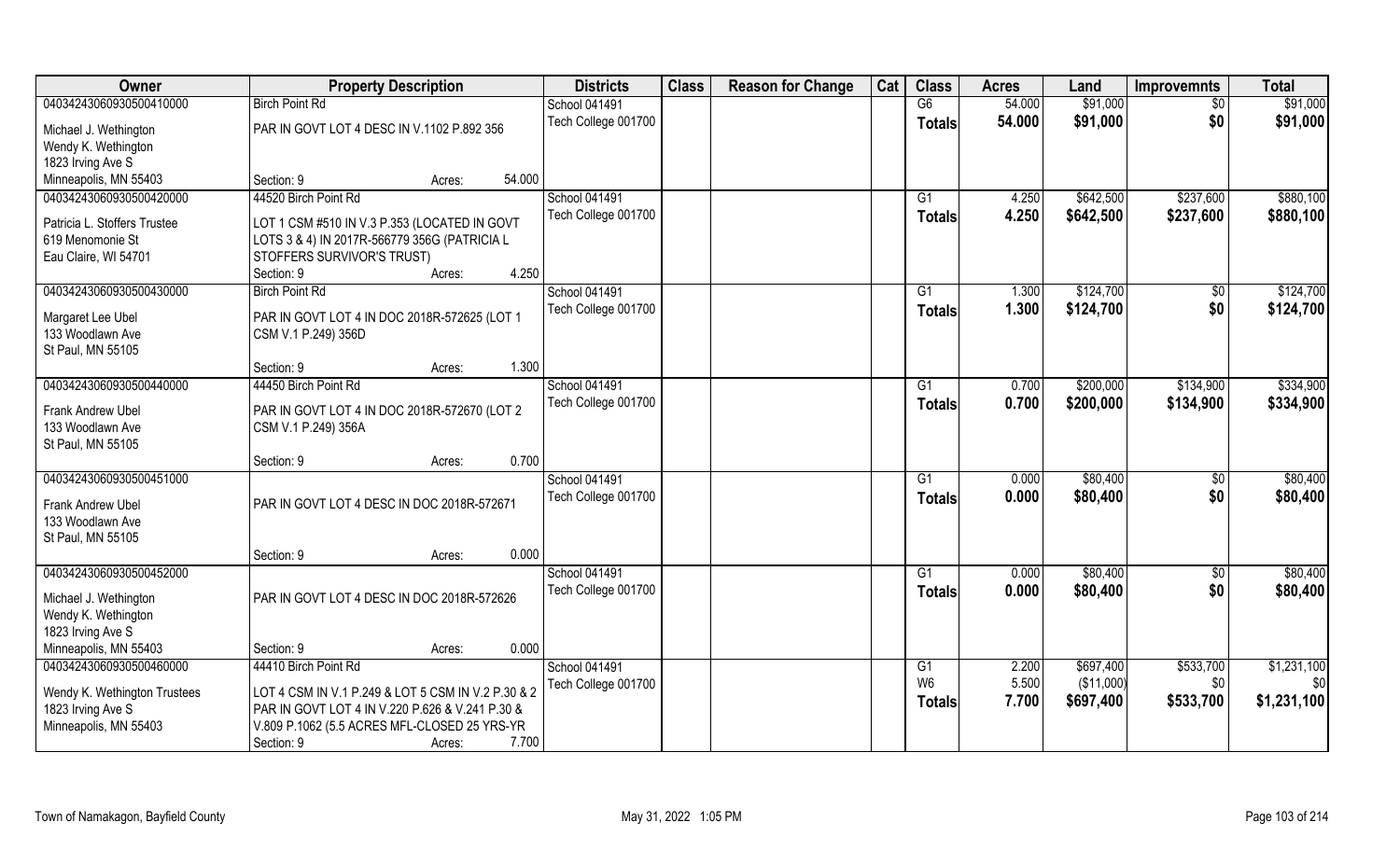| Owner | Property Description | Districts | Class | Reason for Change | Cat | Class | Acres | Land | Improvemnts | Total |
|---|---|---|---|---|---|---|---|---|---|---|
| 04034243060930500410000 | Birch Point Rd | School 041491 | | | | G6 | 54.000 | $91,000 | $0 | $91,000 |
| Michael J. Wethington<br>Wendy K. Wethington<br>1823 Irving Ave S<br>Minneapolis, MN 55403 | PAR IN GOVT LOT 4 DESC IN V.1102 P.892 356<br>Section: 9 Acres: 54.000 | Tech College 001700 | | | | Totals | 54.000 | $91,000 | $0 | $91,000 |
| 04034243060930500420000 | 44520 Birch Point Rd | School 041491 | | | | G1 | 4.250 | $642,500 | $237,600 | $880,100 |
| Patricia L. Stoffers Trustee<br>619 Menomonie St<br>Eau Claire, WI 54701 | LOT 1 CSM #510 IN V.3 P.353 (LOCATED IN GOVT LOTS 3 & 4) IN 2017R-566779 356G (PATRICIA L STOFFERS SURVIVOR'S TRUST)<br>Section: 9 Acres: 4.250 | Tech College 001700 | | | | Totals | 4.250 | $642,500 | $237,600 | $880,100 |
| 04034243060930500430000 | Birch Point Rd | School 041491 | | | | G1 | 1.300 | $124,700 | $0 | $124,700 |
| Margaret Lee Ubel<br>133 Woodlawn Ave<br>St Paul, MN 55105 | PAR IN GOVT LOT 4 IN DOC 2018R-572625 (LOT 1 CSM V.1 P.249) 356D<br>Section: 9 Acres: 1.300 | Tech College 001700 | | | | Totals | 1.300 | $124,700 | $0 | $124,700 |
| 04034243060930500440000 | 44450 Birch Point Rd | School 041491 | | | | G1 | 0.700 | $200,000 | $134,900 | $334,900 |
| Frank Andrew Ubel<br>133 Woodlawn Ave<br>St Paul, MN 55105 | PAR IN GOVT LOT 4 IN DOC 2018R-572670 (LOT 2 CSM V.1 P.249) 356A<br>Section: 9 Acres: 0.700 | Tech College 001700 | | | | Totals | 0.700 | $200,000 | $134,900 | $334,900 |
| 04034243060930500451000 | | School 041491 | | | | G1 | 0.000 | $80,400 | $0 | $80,400 |
| Frank Andrew Ubel<br>133 Woodlawn Ave<br>St Paul, MN 55105 | PAR IN GOVT LOT 4 DESC IN DOC 2018R-572671<br>Section: 9 Acres: 0.000 | Tech College 001700 | | | | Totals | 0.000 | $80,400 | $0 | $80,400 |
| 04034243060930500452000 | | School 041491 | | | | G1 | 0.000 | $80,400 | $0 | $80,400 |
| Michael J. Wethington<br>Wendy K. Wethington<br>1823 Irving Ave S<br>Minneapolis, MN 55403 | PAR IN GOVT LOT 4 DESC IN DOC 2018R-572626<br>Section: 9 Acres: 0.000 | Tech College 001700 | | | | Totals | 0.000 | $80,400 | $0 | $80,400 |
| 04034243060930500460000 | 44410 Birch Point Rd | School 041491 | | | | G1 | 2.200 | $697,400 | $533,700 | $1,231,100 |
| Wendy K. Wethington Trustees<br>1823 Irving Ave S<br>Minneapolis, MN 55403 | LOT 4 CSM IN V.1 P.249 & LOT 5 CSM IN V.2 P.30 & 2 PAR IN GOVT LOT 4 IN V.220 P.626 & V.241 P.30 & V.809 P.1062 (5.5 ACRES MFL-CLOSED 25 YRS-YR<br>Section: 9 Acres: 7.700 | Tech College 001700 | | | | W6 | 5.500 | ($11,000) | $0 | $0 |
| | | | | | | Totals | 7.700 | $697,400 | $533,700 | $1,231,100 |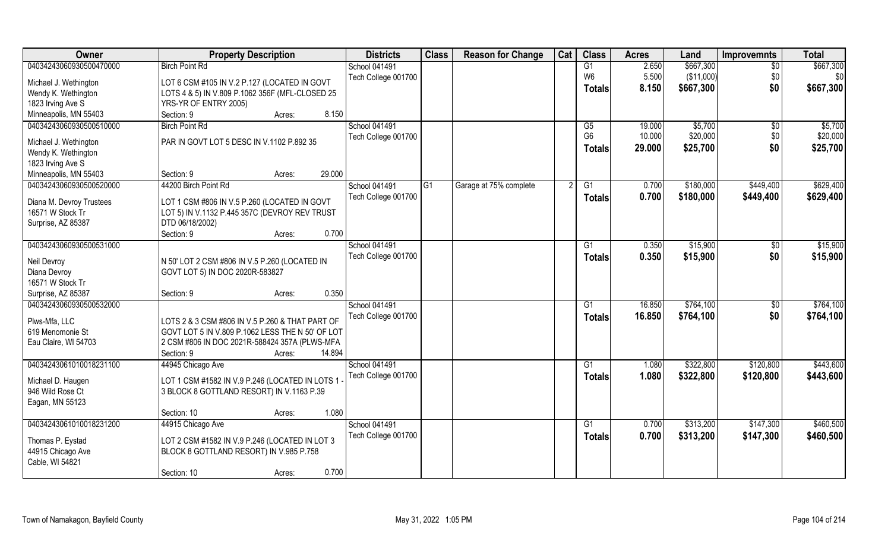| Owner | Property Description | Districts | Class | Reason for Change | Cat | Class | Acres | Land | Improvemnts | Total |
|---|---|---|---|---|---|---|---|---|---|---|
| 04034243060930500470000 | Birch Point Rd | School 041491 | | | | G1 | 2.650 | $667,300 | $0 | $667,300 |
| Michael J. Wethington | LOT 6 CSM #105 IN V.2 P.127 (LOCATED IN GOVT | Tech College 001700 | | | | W6 | 5.500 | ($11,000) | $0 | $0 |
| Wendy K. Wethington | LOTS 4 & 5) IN V.809 P.1062 356F (MFL-CLOSED 25 | | | | | **Totals** | **8.150** | **$667,300** | **$0** | **$667,300** |
| 1823 Irving Ave S | YRS-YR OF ENTRY 2005) | | | | | | | | | |
| Minneapolis, MN 55403 | Section: 9 Acres: 8.150 | | | | | | | | | |
| 04034243060930500510000 | Birch Point Rd | School 041491 | | | | G5 | 19.000 | $5,700 | $0 | $5,700 |
| Michael J. Wethington | PAR IN GOVT LOT 5 DESC IN V.1102 P.892 35 | Tech College 001700 | | | | G6 | 10.000 | $20,000 | $0 | $20,000 |
| Wendy K. Wethington | | | | | | **Totals** | **29.000** | **$25,700** | **$0** | **$25,700** |
| 1823 Irving Ave S | | | | | | | | | | |
| Minneapolis, MN 55403 | Section: 9 Acres: 29.000 | | | | | | | | | |
| 04034243060930500520000 | 44200 Birch Point Rd | School 041491 | G1 | Garage at 75% complete | 2 | G1 | 0.700 | $180,000 | $449,400 | $629,400 |
| Diana M. Devroy Trustees | LOT 1 CSM #806 IN V.5 P.260 (LOCATED IN GOVT | Tech College 001700 | | | | **Totals** | **0.700** | **$180,000** | **$449,400** | **$629,400** |
| 16571 W Stock Tr | LOT 5) IN V.1132 P.445 357C (DEVROY REV TRUST | | | | | | | | | |
| Surprise, AZ 85387 | DTD 06/18/2002) | | | | | | | | | |
| | Section: 9 Acres: 0.700 | | | | | | | | | |
| 04034243060930500531000 | | School 041491 | | | | G1 | 0.350 | $15,900 | $0 | $15,900 |
| Neil Devroy | N 50' LOT 2 CSM #806 IN V.5 P.260 (LOCATED IN | Tech College 001700 | | | | **Totals** | **0.350** | **$15,900** | **$0** | **$15,900** |
| Diana Devroy | GOVT LOT 5) IN DOC 2020R-583827 | | | | | | | | | |
| 16571 W Stock Tr | | | | | | | | | | |
| Surprise, AZ 85387 | Section: 9 Acres: 0.350 | | | | | | | | | |
| 04034243060930500532000 | | School 041491 | | | | G1 | 16.850 | $764,100 | $0 | $764,100 |
| Plws-Mfa, LLC | LOTS 2 & 3 CSM #806 IN V.5 P.260 & THAT PART OF | Tech College 001700 | | | | **Totals** | **16.850** | **$764,100** | **$0** | **$764,100** |
| 619 Menomonie St | GOVT LOT 5 IN V.809 P.1062 LESS THE N 50' OF LOT | | | | | | | | | |
| Eau Claire, WI 54703 | 2 CSM #806 IN DOC 2021R-588424 357A (PLWS-MFA | | | | | | | | | |
| | Section: 9 Acres: 14.894 | | | | | | | | | |
| 04034243061010018231100 | 44945 Chicago Ave | School 041491 | | | | G1 | 1.080 | $322,800 | $120,800 | $443,600 |
| Michael D. Haugen | LOT 1 CSM #1582 IN V.9 P.246 (LOCATED IN LOTS 1 - | Tech College 001700 | | | | **Totals** | **1.080** | **$322,800** | **$120,800** | **$443,600** |
| 946 Wild Rose Ct | 3 BLOCK 8 GOTTLAND RESORT) IN V.1163 P.39 | | | | | | | | | |
| Eagan, MN 55123 | | | | | | | | | | |
| | Section: 10 Acres: 1.080 | | | | | | | | | |
| 04034243061010018231200 | 44915 Chicago Ave | School 041491 | | | | G1 | 0.700 | $313,200 | $147,300 | $460,500 |
| Thomas P. Eystad | LOT 2 CSM #1582 IN V.9 P.246 (LOCATED IN LOT 3 | Tech College 001700 | | | | **Totals** | **0.700** | **$313,200** | **$147,300** | **$460,500** |
| 44915 Chicago Ave | BLOCK 8 GOTTLAND RESORT) IN V.985 P.758 | | | | | | | | | |
| Cable, WI 54821 | | | | | | | | | | |
| | Section: 10 Acres: 0.700 | | | | | | | | | |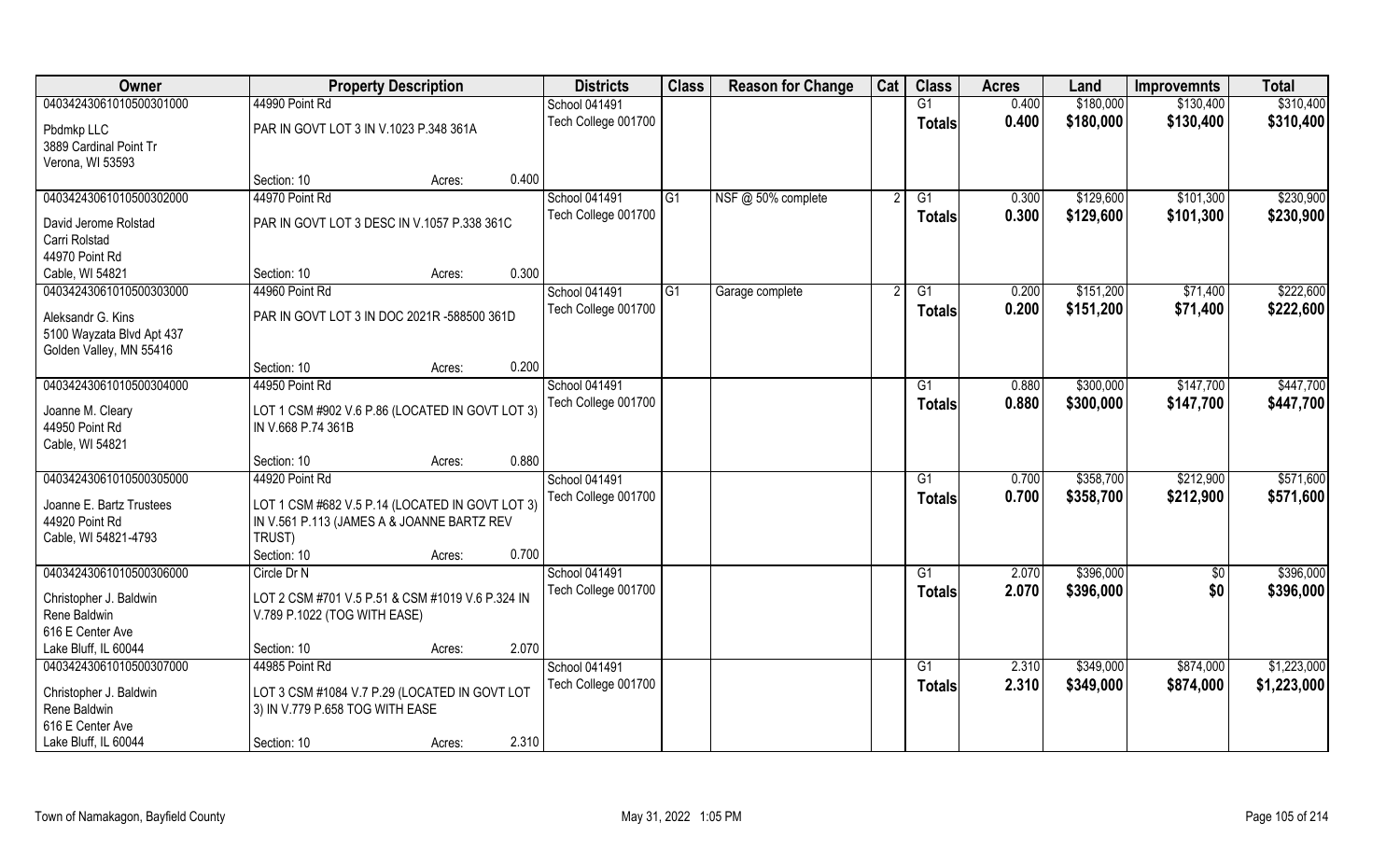| Owner | Property Description | | | Districts | Class | Reason for Change | Cat | Class | Acres | Land | Improvemnts | Total |
|---|---|---|---|---|---|---|---|---|---|---|---|---|
| 04034243061010500301000 | 44990 Point Rd | | | School 041491 | | | | G1 | 0.400 | $180,000 | $130,400 | $310,400 |
| Pbdmkp LLC<br>3889 Cardinal Point Tr<br>Verona, WI 53593 | PAR IN GOVT LOT 3 IN V.1023 P.348 361A | | | Tech College 001700 | | | | Totals | 0.400 | $180,000 | $130,400 | $310,400 |
| | Section: 10 | Acres: | 0.400 | | | | | | | | | |
| 04034243061010500302000 | 44970 Point Rd | | | School 041491 | G1 | NSF @ 50% complete | 2 | G1 | 0.300 | $129,600 | $101,300 | $230,900 |
| David Jerome Rolstad<br>Carri Rolstad<br>44970 Point Rd<br>Cable, WI 54821 | PAR IN GOVT LOT 3 DESC IN V.1057 P.338 361C | | | Tech College 001700 | | | | Totals | 0.300 | $129,600 | $101,300 | $230,900 |
| | Section: 10 | Acres: | 0.300 | | | | | | | | | |
| 04034243061010500303000 | 44960 Point Rd | | | School 041491 | G1 | Garage complete | 2 | G1 | 0.200 | $151,200 | $71,400 | $222,600 |
| Aleksandr G. Kins<br>5100 Wayzata Blvd Apt 437<br>Golden Valley, MN 55416 | PAR IN GOVT LOT 3 IN DOC 2021R -588500 361D | | | Tech College 001700 | | | | Totals | 0.200 | $151,200 | $71,400 | $222,600 |
| | Section: 10 | Acres: | 0.200 | | | | | | | | | |
| 04034243061010500304000 | 44950 Point Rd | | | School 041491 | | | | G1 | 0.880 | $300,000 | $147,700 | $447,700 |
| Joanne M. Cleary<br>44950 Point Rd<br>Cable, WI 54821 | LOT 1 CSM #902 V.6 P.86 (LOCATED IN GOVT LOT 3) IN V.668 P.74 361B | | | Tech College 001700 | | | | Totals | 0.880 | $300,000 | $147,700 | $447,700 |
| | Section: 10 | Acres: | 0.880 | | | | | | | | | |
| 04034243061010500305000 | 44920 Point Rd | | | School 041491 | | | | G1 | 0.700 | $358,700 | $212,900 | $571,600 |
| Joanne E. Bartz Trustees<br>44920 Point Rd<br>Cable, WI 54821-4793 | LOT 1 CSM #682 V.5 P.14 (LOCATED IN GOVT LOT 3) IN V.561 P.113 (JAMES A & JOANNE BARTZ REV TRUST) | | | Tech College 001700 | | | | Totals | 0.700 | $358,700 | $212,900 | $571,600 |
| | Section: 10 | Acres: | 0.700 | | | | | | | | | |
| 04034243061010500306000 | Circle Dr N | | | School 041491 | | | | G1 | 2.070 | $396,000 | $0 | $396,000 |
| Christopher J. Baldwin<br>Rene Baldwin<br>616 E Center Ave<br>Lake Bluff, IL 60044 | LOT 2 CSM #701 V.5 P.51 & CSM #1019 V.6 P.324 IN V.789 P.1022 (TOG WITH EASE) | | | Tech College 001700 | | | | Totals | 2.070 | $396,000 | $0 | $396,000 |
| | Section: 10 | Acres: | 2.070 | | | | | | | | | |
| 04034243061010500307000 | 44985 Point Rd | | | School 041491 | | | | G1 | 2.310 | $349,000 | $874,000 | $1,223,000 |
| Christopher J. Baldwin<br>Rene Baldwin<br>616 E Center Ave<br>Lake Bluff, IL 60044 | LOT 3 CSM #1084 V.7 P.29 (LOCATED IN GOVT LOT 3) IN V.779 P.658 TOG WITH EASE | | | Tech College 001700 | | | | Totals | 2.310 | $349,000 | $874,000 | $1,223,000 |
| | Section: 10 | Acres: | 2.310 | | | | | | | | | |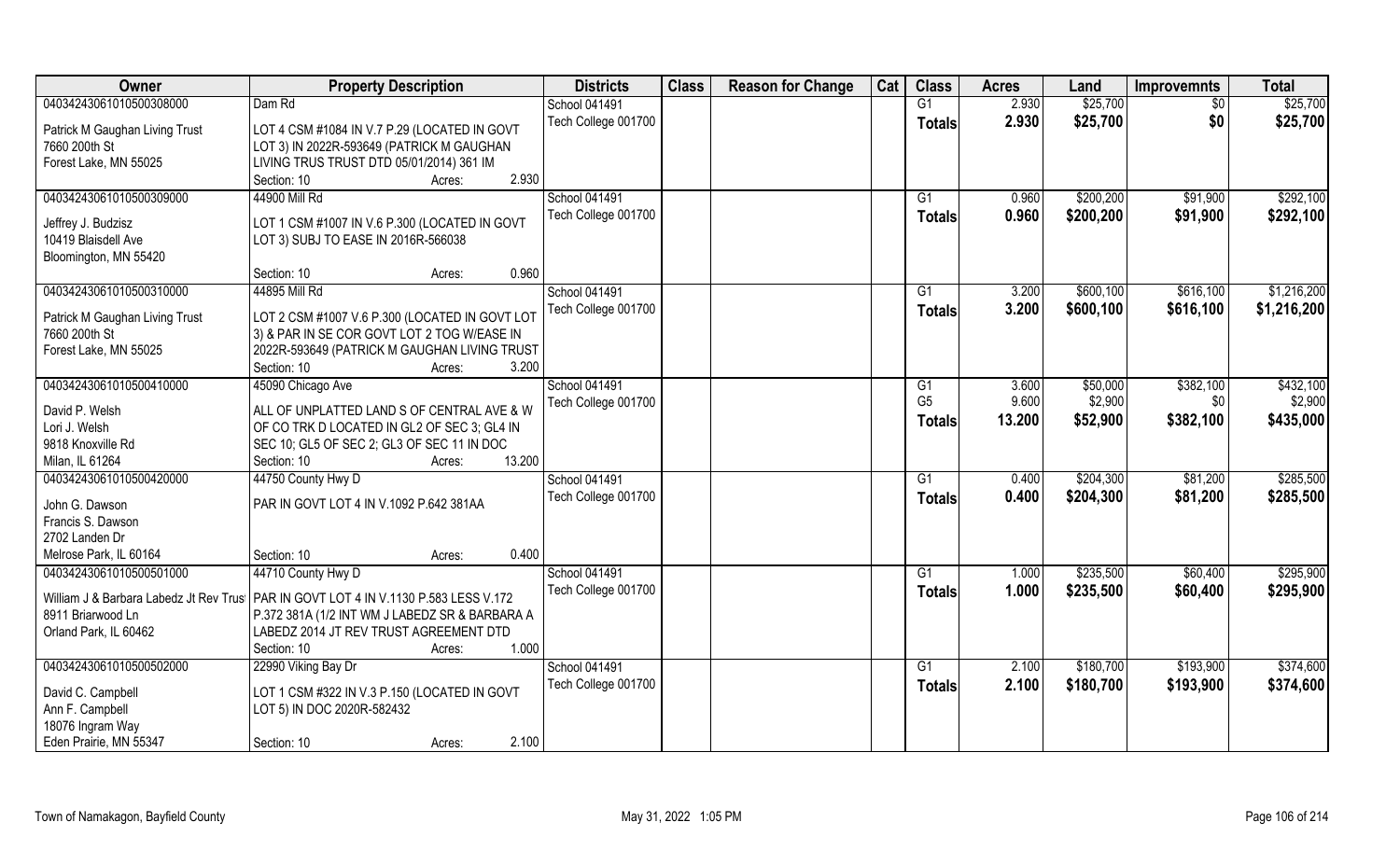| Owner | Property Description | Districts | Class | Reason for Change | Cat | Class | Acres | Land | Improvemnts | Total |
|---|---|---|---|---|---|---|---|---|---|---|
| 04034243061010500308000 | Dam Rd | School 041491 | | | | G1 | 2.930 | $25,700 | $0 | $25,700 |
| Patrick M Gaughan Living Trust<br>7660 200th St<br>Forest Lake, MN 55025 | LOT 4 CSM #1084 IN V.7 P.29 (LOCATED IN GOVT LOT 3) IN 2022R-593649 (PATRICK M GAUGHAN LIVING TRUS TRUST DTD 05/01/2014) 361 IM<br>Section: 10 Acres: 2.930 | Tech College 001700 | | | | **Totals** | **2.930** | **$25,700** | **$0** | **$25,700** |
| 04034243061010500309000 | 44900 Mill Rd | School 041491 | | | | G1 | 0.960 | $200,200 | $91,900 | $292,100 |
| Jeffrey J. Budzisz<br>10419 Blaisdell Ave<br>Bloomington, MN 55420 | LOT 1 CSM #1007 IN V.6 P.300 (LOCATED IN GOVT LOT 3) SUBJ TO EASE IN 2016R-566038<br>Section: 10 Acres: 0.960 | Tech College 001700 | | | | **Totals** | **0.960** | **$200,200** | **$91,900** | **$292,100** |
| 04034243061010500310000 | 44895 Mill Rd | School 041491 | | | | G1 | 3.200 | $600,100 | $616,100 | $1,216,200 |
| Patrick M Gaughan Living Trust<br>7660 200th St<br>Forest Lake, MN 55025 | LOT 2 CSM #1007 V.6 P.300 (LOCATED IN GOVT LOT 3) & PAR IN SE COR GOVT LOT 2 TOG W/EASE IN 2022R-593649 (PATRICK M GAUGHAN LIVING TRUST<br>Section: 10 Acres: 3.200 | Tech College 001700 | | | | **Totals** | **3.200** | **$600,100** | **$616,100** | **$1,216,200** |
| 04034243061010500410000 | 45090 Chicago Ave | School 041491 | | | | G1 | 3.600 | $50,000 | $382,100 | $432,100 |
| David P. Welsh<br>Lori J. Welsh<br>9818 Knoxville Rd<br>Milan, IL 61264 | ALL OF UNPLATTED LAND S OF CENTRAL AVE & W OF CO TRK D LOCATED IN GL2 OF SEC 3; GL4 IN SEC 10; GL5 OF SEC 2; GL3 OF SEC 11 IN DOC<br>Section: 10 Acres: 13.200 | Tech College 001700 | | | | G5 | 9.600 | $2,900 | $0 | $2,900 |
| | | | | | | **Totals** | **13.200** | **$52,900** | **$382,100** | **$435,000** |
| 04034243061010500420000 | 44750 County Hwy D | School 041491 | | | | G1 | 0.400 | $204,300 | $81,200 | $285,500 |
| John G. Dawson<br>Francis S. Dawson<br>2702 Landen Dr<br>Melrose Park, IL 60164 | PAR IN GOVT LOT 4 IN V.1092 P.642 381AA<br>Section: 10 Acres: 0.400 | Tech College 001700 | | | | **Totals** | **0.400** | **$204,300** | **$81,200** | **$285,500** |
| 04034243061010500501000 | 44710 County Hwy D | School 041491 | | | | G1 | 1.000 | $235,500 | $60,400 | $295,900 |
| William J & Barbara Labedz Jt Rev Trust<br>8911 Briarwood Ln<br>Orland Park, IL 60462 | PAR IN GOVT LOT 4 IN V.1130 P.583 LESS V.172 P.372 381A (1/2 INT WM J LABEDZ SR & BARBARA A LABEDZ 2014 JT REV TRUST AGREEMENT DTD<br>Section: 10 Acres: 1.000 | Tech College 001700 | | | | **Totals** | **1.000** | **$235,500** | **$60,400** | **$295,900** |
| 04034243061010500502000 | 22990 Viking Bay Dr | School 041491 | | | | G1 | 2.100 | $180,700 | $193,900 | $374,600 |
| David C. Campbell<br>Ann F. Campbell<br>18076 Ingram Way<br>Eden Prairie, MN 55347 | LOT 1 CSM #322 IN V.3 P.150 (LOCATED IN GOVT LOT 5) IN DOC 2020R-582432<br>Section: 10 Acres: 2.100 | Tech College 001700 | | | | **Totals** | **2.100** | **$180,700** | **$193,900** | **$374,600** |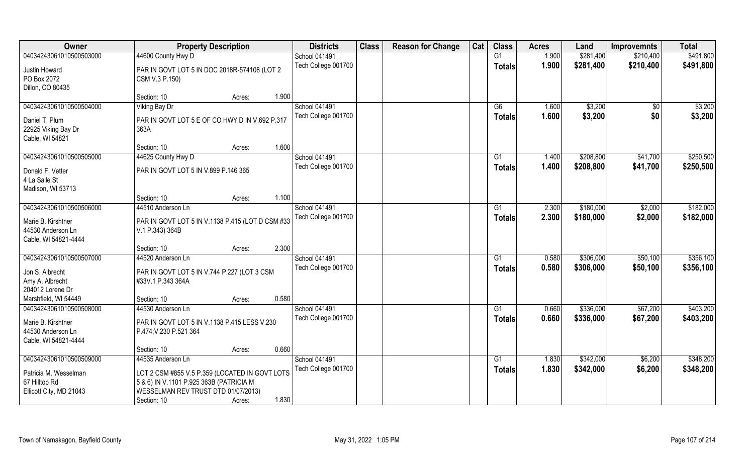| Owner | Property Description | Districts | Class | Reason for Change | Cat | Class | Acres | Land | Improvemnts | Total |
|---|---|---|---|---|---|---|---|---|---|---|
| 04034243061010500503000 | 44600 County Hwy D | School 041491 | | | | G1 | 1.900 | $281,400 | $210,400 | $491,800 |
| Justin Howard<br>PO Box 2072<br>Dillon, CO 80435 | PAR IN GOVT LOT 5 IN DOC 2018R-574108 (LOT 2 CSM V.3 P.150)<br>Section: 10 Acres: 1.900 | Tech College 001700 | | | | Totals | 1.900 | $281,400 | $210,400 | $491,800 |
| 04034243061010500504000 | Viking Bay Dr | School 041491 | | | | G6 | 1.600 | $3,200 | $0 | $3,200 |
| Daniel T. Plum<br>22925 Viking Bay Dr<br>Cable, WI 54821 | PAR IN GOVT LOT 5 E OF CO HWY D IN V.692 P.317 363A<br>Section: 10 Acres: 1.600 | Tech College 001700 | | | | Totals | 1.600 | $3,200 | $0 | $3,200 |
| 04034243061010500505000 | 44625 County Hwy D | School 041491 | | | | G1 | 1.400 | $208,800 | $41,700 | $250,500 |
| Donald F. Vetter<br>4 La Salle St<br>Madison, WI 53713 | PAR IN GOVT LOT 5 IN V.899 P.146 365<br>Section: 10 Acres: 1.100 | Tech College 001700 | | | | Totals | 1.400 | $208,800 | $41,700 | $250,500 |
| 04034243061010500506000 | 44510 Anderson Ln | School 041491 | | | | G1 | 2.300 | $180,000 | $2,000 | $182,000 |
| Marie B. Kirshtner<br>44530 Anderson Ln<br>Cable, WI 54821-4444 | PAR IN GOVT LOT 5 IN V.1138 P.415 (LOT D CSM #33 V.1 P.343) 364B<br>Section: 10 Acres: 2.300 | Tech College 001700 | | | | Totals | 2.300 | $180,000 | $2,000 | $182,000 |
| 04034243061010500507000 | 44520 Anderson Ln | School 041491 | | | | G1 | 0.580 | $306,000 | $50,100 | $356,100 |
| Jon S. Albrecht<br>Amy A. Albrecht<br>204012 Lorene Dr<br>Marshfield, WI 54449 | PAR IN GOVT LOT 5 IN V.744 P.227 (LOT 3 CSM #33V.1 P.343 364A<br>Section: 10 Acres: 0.580 | Tech College 001700 | | | | Totals | 0.580 | $306,000 | $50,100 | $356,100 |
| 04034243061010500508000 | 44530 Anderson Ln | School 041491 | | | | G1 | 0.660 | $336,000 | $67,200 | $403,200 |
| Marie B. Kirshtner<br>44530 Anderson Ln<br>Cable, WI 54821-4444 | PAR IN GOVT LOT 5 IN V.1138 P.415 LESS V.230 P.474;V.230 P.521 364<br>Section: 10 Acres: 0.660 | Tech College 001700 | | | | Totals | 0.660 | $336,000 | $67,200 | $403,200 |
| 04034243061010500509000 | 44535 Anderson Ln | School 041491 | | | | G1 | 1.830 | $342,000 | $6,200 | $348,200 |
| Patricia M. Wesselman<br>67 Hilltop Rd<br>Ellicott City, MD 21043 | LOT 2 CSM #855 V.5 P.359 (LOCATED IN GOVT LOTS 5 & 6) IN V.1101 P.925 363B (PATRICIA M WESSELMAN REV TRUST DTD 01/07/2013)<br>Section: 10 Acres: 1.830 | Tech College 001700 | | | | Totals | 1.830 | $342,000 | $6,200 | $348,200 |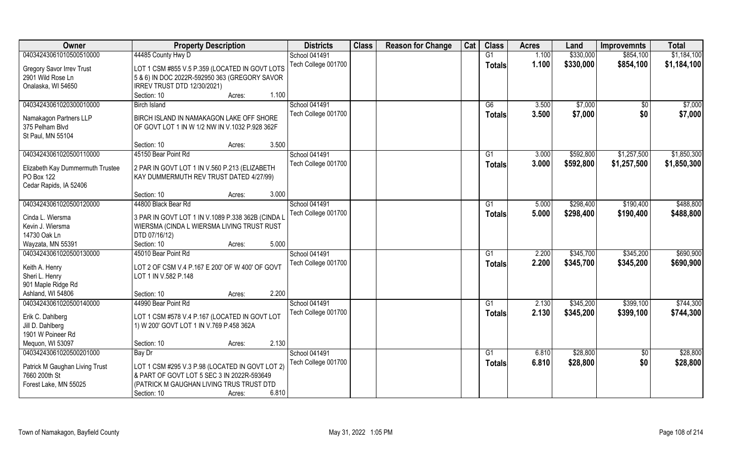| Owner | Property Description | Districts | Class | Reason for Change | Cat | Class | Acres | Land | Improvemnts | Total |
|---|---|---|---|---|---|---|---|---|---|---|
| 04034243061010500510000 | 44485 County Hwy D | School 041491 | | | | G1 | 1.100 | $330,000 | $854,100 | $1,184,100 |
| Gregory Savor Irrev Trust<br>2901 Wild Rose Ln<br>Onalaska, WI 54650 | LOT 1 CSM #855 V.5 P.359 (LOCATED IN GOVT LOTS 5 & 6) IN DOC 2022R-592950 363 (GREGORY SAVOR IRREV TRUST DTD 12/30/2021)<br>Section: 10 Acres: 1.100 | Tech College 001700 | | | | Totals | 1.100 | $330,000 | $854,100 | $1,184,100 |
| 04034243061020300010000 | Birch Island | School 041491 | | | | G6 | 3.500 | $7,000 | $0 | $7,000 |
| Namakagon Partners LLP<br>375 Pelham Blvd<br>St Paul, MN 55104 | BIRCH ISLAND IN NAMAKAGON LAKE OFF SHORE OF GOVT LOT 1 IN W 1/2 NW IN V.1032 P.928 362F<br>Section: 10 Acres: 3.500 | Tech College 001700 | | | | Totals | 3.500 | $7,000 | $0 | $7,000 |
| 04034243061020500110000 | 45150 Bear Point Rd | School 041491 | | | | G1 | 3.000 | $592,800 | $1,257,500 | $1,850,300 |
| Elizabeth Kay Dummermuth Trustee<br>PO Box 122<br>Cedar Rapids, IA 52406 | 2 PAR IN GOVT LOT 1 IN V.560 P.213 (ELIZABETH KAY DUMMERMUTH REV TRUST DATED 4/27/99)<br>Section: 10 Acres: 3.000 | Tech College 001700 | | | | Totals | 3.000 | $592,800 | $1,257,500 | $1,850,300 |
| 04034243061020500120000 | 44800 Black Bear Rd | School 041491 | | | | G1 | 5.000 | $298,400 | $190,400 | $488,800 |
| Cinda L. Wiersma<br>Kevin J. Wiersma<br>14730 Oak Ln<br>Wayzata, MN 55391 | 3 PAR IN GOVT LOT 1 IN V.1089 P.338 362B (CINDA L WIERSMA (CINDA L WIERSMA LIVING TRUST RUST DTD 07/16/12)<br>Section: 10 Acres: 5.000 | Tech College 001700 | | | | Totals | 5.000 | $298,400 | $190,400 | $488,800 |
| 04034243061020500130000 | 45010 Bear Point Rd | School 041491 | | | | G1 | 2.200 | $345,700 | $345,200 | $690,900 |
| Keith A. Henry<br>Sheri L. Henry<br>901 Maple Ridge Rd<br>Ashland, WI 54806 | LOT 2 OF CSM V.4 P.167 E 200' OF W 400' OF GOVT LOT 1 IN V.582 P.148<br>Section: 10 Acres: 2.200 | Tech College 001700 | | | | Totals | 2.200 | $345,700 | $345,200 | $690,900 |
| 04034243061020500140000 | 44990 Bear Point Rd | School 041491 | | | | G1 | 2.130 | $345,200 | $399,100 | $744,300 |
| Erik C. Dahlberg<br>Jill D. Dahlberg<br>1901 W Poineer Rd<br>Mequon, WI 53097 | LOT 1 CSM #578 V.4 P.167 (LOCATED IN GOVT LOT 1) W 200' GOVT LOT 1 IN V.769 P.458 362A<br>Section: 10 Acres: 2.130 | Tech College 001700 | | | | Totals | 2.130 | $345,200 | $399,100 | $744,300 |
| 04034243061020500201000 | Bay Dr | School 041491 | | | | G1 | 6.810 | $28,800 | $0 | $28,800 |
| Patrick M Gaughan Living Trust<br>7660 200th St<br>Forest Lake, MN 55025 | LOT 1 CSM #295 V.3 P.98 (LOCATED IN GOVT LOT 2) & PART OF GOVT LOT 5 SEC 3 IN 2022R-593649 (PATRICK M GAUGHAN LIVING TRUS TRUST DTD<br>Section: 10 Acres: 6.810 | Tech College 001700 | | | | Totals | 6.810 | $28,800 | $0 | $28,800 |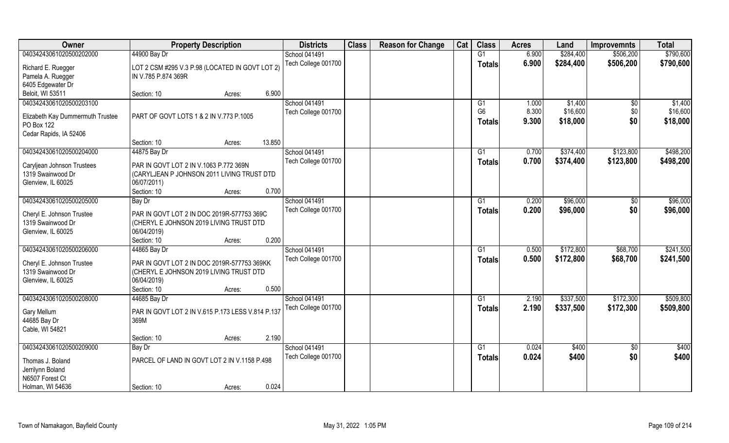| Owner | Property Description | | | Districts | Class | Reason for Change | Cat | Class | Acres | Land | Improvemnts | Total |
|---|---|---|---|---|---|---|---|---|---|---|---|---|
| 04034243061020500202000 | 44900 Bay Dr | | | School 041491 | | | | G1 | 6.900 | $284,400 | $506,200 | $790,600 |
| Richard E. Ruegger | LOT 2 CSM #295 V.3 P.98 (LOCATED IN GOVT LOT 2) | | | Tech College 001700 | | | | **Totals** | **6.900** | **$284,400** | **$506,200** | **$790,600** |
| Pamela A. Ruegger | IN V.785 P.874 369R | | | | | | | | | | | |
| 6405 Edgewater Dr | | | | | | | | | | | | |
| Beloit, WI 53511 | Section: 10 | Acres: | 6.900 | | | | | | | | | |
| 04034243061020500203100 | | | | School 041491 | | | | G1 | 1.000 | $1,400 | $0 | $1,400 |
| Elizabeth Kay Dummermuth Trustee | PART OF GOVT LOTS 1 & 2 IN V.773 P.1005 | | | Tech College 001700 | | | | G6 | 8.300 | $16,600 | $0 | $16,600 |
| PO Box 122 | | | | | | | | **Totals** | **9.300** | **$18,000** | **$0** | **$18,000** |
| Cedar Rapids, IA 52406 | | | | | | | | | | | | |
| | Section: 10 | Acres: | 13.850 | | | | | | | | | |
| 04034243061020500204000 | 44875 Bay Dr | | | School 041491 | | | | G1 | 0.700 | $374,400 | $123,800 | $498,200 |
| Caryljean Johnson Trustees | PAR IN GOVT LOT 2 IN V.1063 P.772 369N | | | Tech College 001700 | | | | **Totals** | **0.700** | **$374,400** | **$123,800** | **$498,200** |
| 1319 Swainwood Dr | (CARYLJEAN P JOHNSON 2011 LIVING TRUST DTD | | | | | | | | | | | |
| Glenview, IL 60025 | 06/07/2011) | | | | | | | | | | | |
| | Section: 10 | Acres: | 0.700 | | | | | | | | | |
| 04034243061020500205000 | Bay Dr | | | School 041491 | | | | G1 | 0.200 | $96,000 | $0 | $96,000 |
| Cheryl E. Johnson Trustee | PAR IN GOVT LOT 2 IN DOC 2019R-577753 369C | | | Tech College 001700 | | | | **Totals** | **0.200** | **$96,000** | **$0** | **$96,000** |
| 1319 Swainwood Dr | (CHERYL E JOHNSON 2019 LIVING TRUST DTD | | | | | | | | | | | |
| Glenview, IL 60025 | 06/04/2019) | | | | | | | | | | | |
| | Section: 10 | Acres: | 0.200 | | | | | | | | | |
| 04034243061020500206000 | 44865 Bay Dr | | | School 041491 | | | | G1 | 0.500 | $172,800 | $68,700 | $241,500 |
| Cheryl E. Johnson Trustee | PAR IN GOVT LOT 2 IN DOC 2019R-577753 369KK | | | Tech College 001700 | | | | **Totals** | **0.500** | **$172,800** | **$68,700** | **$241,500** |
| 1319 Swainwood Dr | (CHERYL E JOHNSON 2019 LIVING TRUST DTD | | | | | | | | | | | |
| Glenview, IL 60025 | 06/04/2019) | | | | | | | | | | | |
| | Section: 10 | Acres: | 0.500 | | | | | | | | | |
| 04034243061020500208000 | 44685 Bay Dr | | | School 041491 | | | | G1 | 2.190 | $337,500 | $172,300 | $509,800 |
| Gary Mellum | PAR IN GOVT LOT 2 IN V.615 P.173 LESS V.814 P.137 | | | Tech College 001700 | | | | **Totals** | **2.190** | **$337,500** | **$172,300** | **$509,800** |
| 44685 Bay Dr | 369M | | | | | | | | | | | |
| Cable, WI 54821 | | | | | | | | | | | | |
| | Section: 10 | Acres: | 2.190 | | | | | | | | | |
| 04034243061020500209000 | Bay Dr | | | School 041491 | | | | G1 | 0.024 | $400 | $0 | $400 |
| Thomas J. Boland | PARCEL OF LAND IN GOVT LOT 2 IN V.1158 P.498 | | | Tech College 001700 | | | | **Totals** | **0.024** | **$400** | **$0** | **$400** |
| Jerrilynn Boland | | | | | | | | | | | | |
| N6507 Forest Ct | | | | | | | | | | | | |
| Holman, WI 54636 | Section: 10 | Acres: | 0.024 | | | | | | | | | |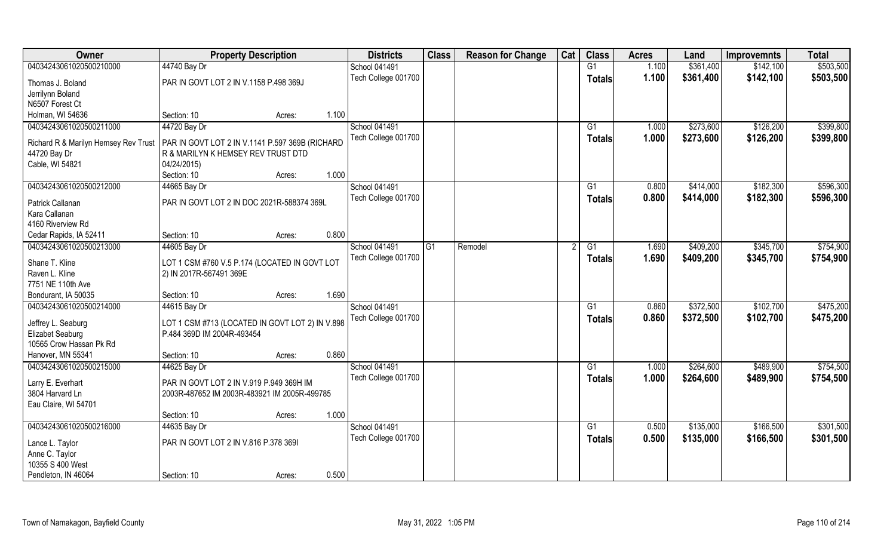| Owner | Property Description | | | Districts | Class | Reason for Change | Cat | Class | Acres | Land | Improvemnts | Total |
|---|---|---|---|---|---|---|---|---|---|---|---|---|
| 04034243061020500210000 | 44740 Bay Dr | | | School 041491 | | | | G1 | 1.100 | $361,400 | $142,100 | $503,500 |
| Thomas J. Boland<br>Jerrilynn Boland<br>N6507 Forest Ct<br>Holman, WI 54636 | PAR IN GOVT LOT 2 IN V.1158 P.498 369J | | | Tech College 001700 | | | | Totals | 1.100 | $361,400 | $142,100 | $503,500 |
| | Section: 10 | Acres: | 1.100 | | | | | | | | | |
| 04034243061020500211000 | 44720 Bay Dr | | | School 041491 | | | | G1 | 1.000 | $273,600 | $126,200 | $399,800 |
| Richard R & Marilyn Hemsey Rev Trust<br>44720 Bay Dr<br>Cable, WI 54821 | PAR IN GOVT LOT 2 IN V.1141 P.597 369B (RICHARD R & MARILYN K HEMSEY REV TRUST DTD 04/24/2015) | | | Tech College 001700 | | | | Totals | 1.000 | $273,600 | $126,200 | $399,800 |
| | Section: 10 | Acres: | 1.000 | | | | | | | | | |
| 04034243061020500212000 | 44665 Bay Dr | | | School 041491 | | | | G1 | 0.800 | $414,000 | $182,300 | $596,300 |
| Patrick Callanan<br>Kara Callanan<br>4160 Riverview Rd<br>Cedar Rapids, IA 52411 | PAR IN GOVT LOT 2 IN DOC 2021R-588374 369L | | | Tech College 001700 | | | | Totals | 0.800 | $414,000 | $182,300 | $596,300 |
| | Section: 10 | Acres: | 0.800 | | | | | | | | | |
| 04034243061020500213000 | 44605 Bay Dr | | | School 041491 | G1 | Remodel | 2 | G1 | 1.690 | $409,200 | $345,700 | $754,900 |
| Shane T. Kline<br>Raven L. Kline<br>7751 NE 110th Ave<br>Bondurant, IA 50035 | LOT 1 CSM #760 V.5 P.174 (LOCATED IN GOVT LOT 2) IN 2017R-567491 369E | | | Tech College 001700 | | | | Totals | 1.690 | $409,200 | $345,700 | $754,900 |
| | Section: 10 | Acres: | 1.690 | | | | | | | | | |
| 04034243061020500214000 | 44615 Bay Dr | | | School 041491 | | | | G1 | 0.860 | $372,500 | $102,700 | $475,200 |
| Jeffrey L. Seaburg<br>Elizabet Seaburg<br>10565 Crow Hassan Pk Rd<br>Hanover, MN 55341 | LOT 1 CSM #713 (LOCATED IN GOVT LOT 2) IN V.898 P.484 369D IM 2004R-493454 | | | Tech College 001700 | | | | Totals | 0.860 | $372,500 | $102,700 | $475,200 |
| | Section: 10 | Acres: | 0.860 | | | | | | | | | |
| 04034243061020500215000 | 44625 Bay Dr | | | School 041491 | | | | G1 | 1.000 | $264,600 | $489,900 | $754,500 |
| Larry E. Everhart<br>3804 Harvard Ln<br>Eau Claire, WI 54701 | PAR IN GOVT LOT 2 IN V.919 P.949 369H IM 2003R-487652 IM 2003R-483921 IM 2005R-499785 | | | Tech College 001700 | | | | Totals | 1.000 | $264,600 | $489,900 | $754,500 |
| | Section: 10 | Acres: | 1.000 | | | | | | | | | |
| 04034243061020500216000 | 44635 Bay Dr | | | School 041491 | | | | G1 | 0.500 | $135,000 | $166,500 | $301,500 |
| Lance L. Taylor<br>Anne C. Taylor<br>10355 S 400 West<br>Pendleton, IN 46064 | PAR IN GOVT LOT 2 IN V.816 P.378 369I | | | Tech College 001700 | | | | Totals | 0.500 | $135,000 | $166,500 | $301,500 |
| | Section: 10 | Acres: | 0.500 | | | | | | | | | |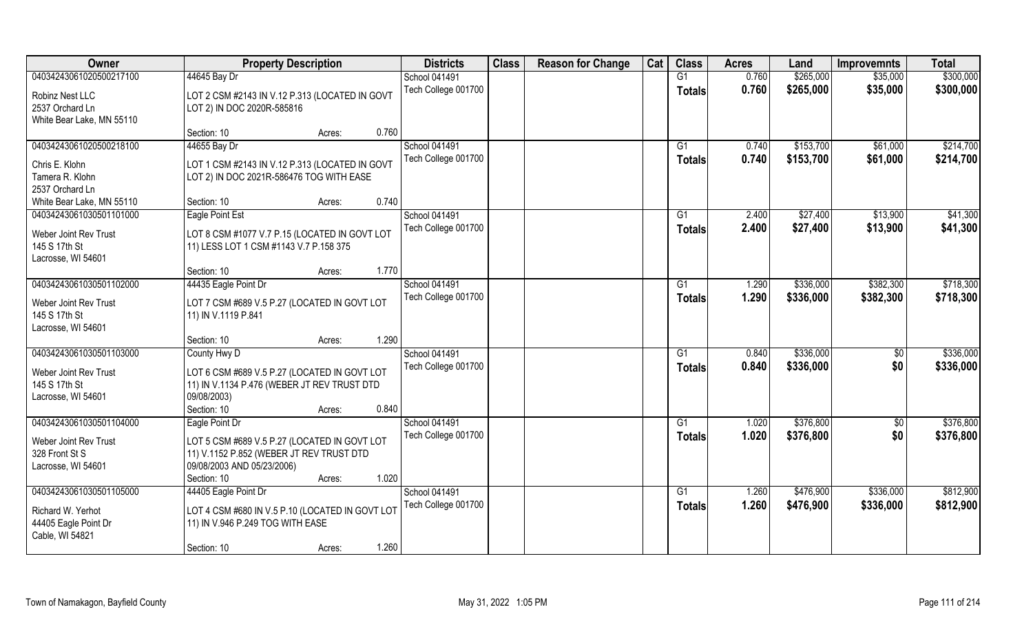| Owner | Property Description | Districts | Class | Reason for Change | Cat | Class | Acres | Land | Improvemnts | Total |
|---|---|---|---|---|---|---|---|---|---|---|
| 04034243061020500217100 | 44645 Bay Dr | School 041491 | | | | G1 | 0.760 | $265,000 | $35,000 | $300,000 |
| Robinz Nest LLC<br>2537 Orchard Ln<br>White Bear Lake, MN 55110 | LOT 2 CSM #2143 IN V.12 P.313 (LOCATED IN GOVT LOT 2) IN DOC 2020R-585816<br>Section: 10 Acres: 0.760 | Tech College 001700 | | | | Totals | 0.760 | $265,000 | $35,000 | $300,000 |
| 04034243061020500218100 | 44655 Bay Dr | School 041491 | | | | G1 | 0.740 | $153,700 | $61,000 | $214,700 |
| Chris E. Klohn<br>Tamera R. Klohn<br>2537 Orchard Ln<br>White Bear Lake, MN 55110 | LOT 1 CSM #2143 IN V.12 P.313 (LOCATED IN GOVT LOT 2) IN DOC 2021R-586476 TOG WITH EASE<br>Section: 10 Acres: 0.740 | Tech College 001700 | | | | Totals | 0.740 | $153,700 | $61,000 | $214,700 |
| 04034243061030501101000 | Eagle Point Est | School 041491 | | | | G1 | 2.400 | $27,400 | $13,900 | $41,300 |
| Weber Joint Rev Trust<br>145 S 17th St<br>Lacrosse, WI 54601 | LOT 8 CSM #1077 V.7 P.15 (LOCATED IN GOVT LOT 11) LESS LOT 1 CSM #1143 V.7 P.158 375<br>Section: 10 Acres: 1.770 | Tech College 001700 | | | | Totals | 2.400 | $27,400 | $13,900 | $41,300 |
| 04034243061030501102000 | 44435 Eagle Point Dr | School 041491 | | | | G1 | 1.290 | $336,000 | $382,300 | $718,300 |
| Weber Joint Rev Trust<br>145 S 17th St<br>Lacrosse, WI 54601 | LOT 7 CSM #689 V.5 P.27 (LOCATED IN GOVT LOT 11) IN V.1119 P.841<br>Section: 10 Acres: 1.290 | Tech College 001700 | | | | Totals | 1.290 | $336,000 | $382,300 | $718,300 |
| 04034243061030501103000 | County Hwy D | School 041491 | | | | G1 | 0.840 | $336,000 | $0 | $336,000 |
| Weber Joint Rev Trust<br>145 S 17th St<br>Lacrosse, WI 54601 | LOT 6 CSM #689 V.5 P.27 (LOCATED IN GOVT LOT 11) IN V.1134 P.476 (WEBER JT REV TRUST DTD 09/08/2003)<br>Section: 10 Acres: 0.840 | Tech College 001700 | | | | Totals | 0.840 | $336,000 | $0 | $336,000 |
| 04034243061030501104000 | Eagle Point Dr | School 041491 | | | | G1 | 1.020 | $376,800 | $0 | $376,800 |
| Weber Joint Rev Trust<br>328 Front St S<br>Lacrosse, WI 54601 | LOT 5 CSM #689 V.5 P.27 (LOCATED IN GOVT LOT 11) V.1152 P.852 (WEBER JT REV TRUST DTD 09/08/2003 AND 05/23/2006)<br>Section: 10 Acres: 1.020 | Tech College 001700 | | | | Totals | 1.020 | $376,800 | $0 | $376,800 |
| 04034243061030501105000 | 44405 Eagle Point Dr | School 041491 | | | | G1 | 1.260 | $476,900 | $336,000 | $812,900 |
| Richard W. Yerhot<br>44405 Eagle Point Dr<br>Cable, WI 54821 | LOT 4 CSM #680 IN V.5 P.10 (LOCATED IN GOVT LOT 11) IN V.946 P.249 TOG WITH EASE<br>Section: 10 Acres: 1.260 | Tech College 001700 | | | | Totals | 1.260 | $476,900 | $336,000 | $812,900 |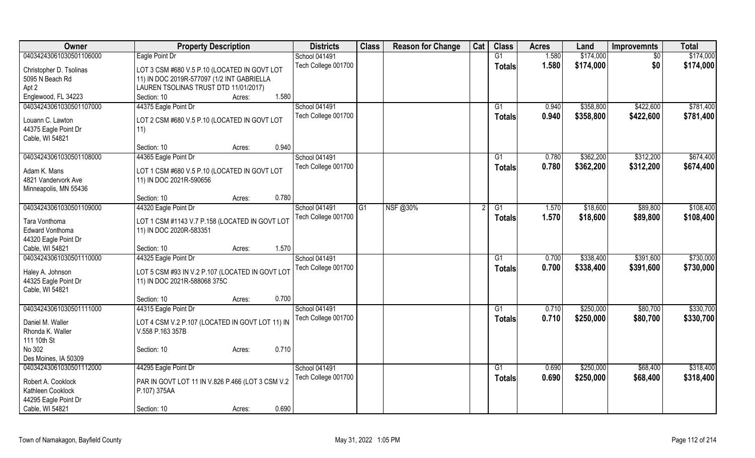| Owner | Property Description | Districts | Class | Reason for Change | Cat | Class | Acres | Land | Improvemnts | Total |
|---|---|---|---|---|---|---|---|---|---|---|
| 04034243061030501106000 | Eagle Point Dr | School 041491 | | | | G1 | 1.580 | $174,000 | $0 | $174,000 |
| Christopher D. Tsolinas<br>5095 N Beach Rd<br>Apt 2<br>Englewood, FL 34223 | LOT 3 CSM #680 V.5 P.10 (LOCATED IN GOVT LOT 11) IN DOC 2019R-577097 (1/2 INT GABRIELLA LAUREN TSOLINAS TRUST DTD 11/01/2017)<br>Section: 10 Acres: 1.580 | Tech College 001700 | | | | **Totals** | **1.580** | **$174,000** | **$0** | **$174,000** |
| 04034243061030501107000 | 44375 Eagle Point Dr | School 041491 | | | | G1 | 0.940 | $358,800 | $422,600 | $781,400 |
| Louann C. Lawton<br>44375 Eagle Point Dr<br>Cable, WI 54821 | LOT 2 CSM #680 V.5 P.10 (LOCATED IN GOVT LOT 11)<br>Section: 10 Acres: 0.940 | Tech College 001700 | | | | **Totals** | **0.940** | **$358,800** | **$422,600** | **$781,400** |
| 04034243061030501108000 | 44365 Eagle Point Dr | School 041491 | | | | G1 | 0.780 | $362,200 | $312,200 | $674,400 |
| Adam K. Mans<br>4821 Vandervork Ave<br>Minneapolis, MN 55436 | LOT 1 CSM #680 V.5 P.10 (LOCATED IN GOVT LOT 11) IN DOC 2021R-590656<br>Section: 10 Acres: 0.780 | Tech College 001700 | | | | **Totals** | **0.780** | **$362,200** | **$312,200** | **$674,400** |
| 04034243061030501109000 | 44320 Eagle Point Dr | School 041491 | G1 | NSF @30% | 2 | G1 | 1.570 | $18,600 | $89,800 | $108,400 |
| Tara Vonthoma<br>Edward Vonthoma<br>44320 Eagle Point Dr<br>Cable, WI 54821 | LOT 1 CSM #1143 V.7 P.158 (LOCATED IN GOVT LOT 11) IN DOC 2020R-583351<br>Section: 10 Acres: 1.570 | Tech College 001700 | | | | **Totals** | **1.570** | **$18,600** | **$89,800** | **$108,400** |
| 04034243061030501110000 | 44325 Eagle Point Dr | School 041491 | | | | G1 | 0.700 | $338,400 | $391,600 | $730,000 |
| Haley A. Johnson<br>44325 Eagle Point Dr<br>Cable, WI 54821 | LOT 5 CSM #93 IN V.2 P.107 (LOCATED IN GOVT LOT 11) IN DOC 2021R-588068 375C<br>Section: 10 Acres: 0.700 | Tech College 001700 | | | | **Totals** | **0.700** | **$338,400** | **$391,600** | **$730,000** |
| 04034243061030501111000 | 44315 Eagle Point Dr | School 041491 | | | | G1 | 0.710 | $250,000 | $80,700 | $330,700 |
| Daniel M. Waller<br>Rhonda K. Waller<br>111 10th St<br>No 302<br>Des Moines, IA 50309 | LOT 4 CSM V.2 P.107 (LOCATED IN GOVT LOT 11) IN V.558 P.163 357B<br>Section: 10 Acres: 0.710 | Tech College 001700 | | | | **Totals** | **0.710** | **$250,000** | **$80,700** | **$330,700** |
| 04034243061030501112000 | 44295 Eagle Point Dr | School 041491 | | | | G1 | 0.690 | $250,000 | $68,400 | $318,400 |
| Robert A. Cooklock<br>Kathleen Cooklock<br>44295 Eagle Point Dr<br>Cable, WI 54821 | PAR IN GOVT LOT 11 IN V.826 P.466 (LOT 3 CSM V.2 P.107) 375AA<br>Section: 10 Acres: 0.690 | Tech College 001700 | | | | **Totals** | **0.690** | **$250,000** | **$68,400** | **$318,400** |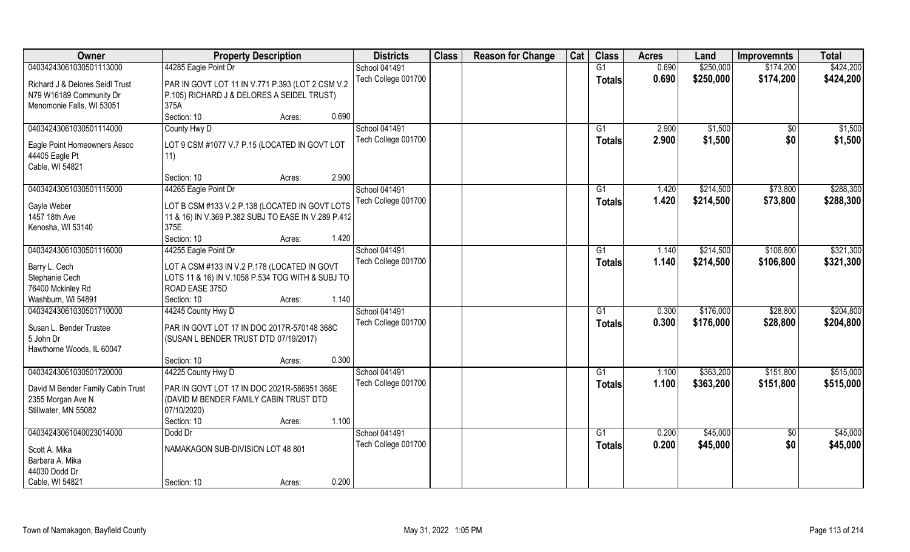| Owner | Property Description | Districts | Class | Reason for Change | Cat | Class | Acres | Land | Improvemnts | Total |
|---|---|---|---|---|---|---|---|---|---|---|
| 04034243061030501113000 | 44285 Eagle Point Dr | School 041491 | | | | G1 | 0.690 | $250,000 | $174,200 | $424,200 |
| Richard J & Delores Seidl Trust<br>N79 W16189 Community Dr<br>Menomonie Falls, WI 53051 | PAR IN GOVT LOT 11 IN V.771 P.393 (LOT 2 CSM V.2 P.105) RICHARD J & DELORES A SEIDEL TRUST) 375A<br>Section: 10 Acres: 0.690 | Tech College 001700 | | | | **Totals** | **0.690** | **$250,000** | **$174,200** | **$424,200** |
| 04034243061030501114000 | County Hwy D | School 041491 | | | | G1 | 2.900 | $1,500 | $0 | $1,500 |
| Eagle Point Homeowners Assoc<br>44405 Eagle Pt<br>Cable, WI 54821 | LOT 9 CSM #1077 V.7 P.15 (LOCATED IN GOVT LOT 11)<br>Section: 10 Acres: 2.900 | Tech College 001700 | | | | **Totals** | **2.900** | **$1,500** | **$0** | **$1,500** |
| 04034243061030501115000 | 44265 Eagle Point Dr | School 041491 | | | | G1 | 1.420 | $214,500 | $73,800 | $288,300 |
| Gayle Weber<br>1457 18th Ave<br>Kenosha, WI 53140 | LOT B CSM #133 V.2 P.138 (LOCATED IN GOVT LOTS 11 & 16) IN V.369 P.382 SUBJ TO EASE IN V.289 P.412 375E<br>Section: 10 Acres: 1.420 | Tech College 001700 | | | | **Totals** | **1.420** | **$214,500** | **$73,800** | **$288,300** |
| 04034243061030501116000 | 44255 Eagle Point Dr | School 041491 | | | | G1 | 1.140 | $214,500 | $106,800 | $321,300 |
| Barry L. Cech<br>Stephanie Cech<br>76400 Mckinley Rd<br>Washburn, WI 54891 | LOT A CSM #133 IN V.2 P.178 (LOCATED IN GOVT LOTS 11 & 16) IN V.1058 P.534 TOG WITH & SUBJ TO ROAD EASE 375D<br>Section: 10 Acres: 1.140 | Tech College 001700 | | | | **Totals** | **1.140** | **$214,500** | **$106,800** | **$321,300** |
| 04034243061030501710000 | 44245 County Hwy D | School 041491 | | | | G1 | 0.300 | $176,000 | $28,800 | $204,800 |
| Susan L. Bender Trustee<br>5 John Dr<br>Hawthorne Woods, IL 60047 | PAR IN GOVT LOT 17 IN DOC 2017R-570148 368C (SUSAN L BENDER TRUST DTD 07/19/2017)<br>Section: 10 Acres: 0.300 | Tech College 001700 | | | | **Totals** | **0.300** | **$176,000** | **$28,800** | **$204,800** |
| 04034243061030501720000 | 44225 County Hwy D | School 041491 | | | | G1 | 1.100 | $363,200 | $151,800 | $515,000 |
| David M Bender Family Cabin Trust<br>2355 Morgan Ave N<br>Stillwater, MN 55082 | PAR IN GOVT LOT 17 IN DOC 2021R-586951 368E (DAVID M BENDER FAMILY CABIN TRUST DTD 07/10/2020)<br>Section: 10 Acres: 1.100 | Tech College 001700 | | | | **Totals** | **1.100** | **$363,200** | **$151,800** | **$515,000** |
| 04034243061040023014000 | Dodd Dr | School 041491 | | | | G1 | 0.200 | $45,000 | $0 | $45,000 |
| Scott A. Mika<br>Barbara A. Mika<br>44030 Dodd Dr<br>Cable, WI 54821 | NAMAKAGON SUB-DIVISION LOT 48 801<br>Section: 10 Acres: 0.200 | Tech College 001700 | | | | **Totals** | **0.200** | **$45,000** | **$0** | **$45,000** |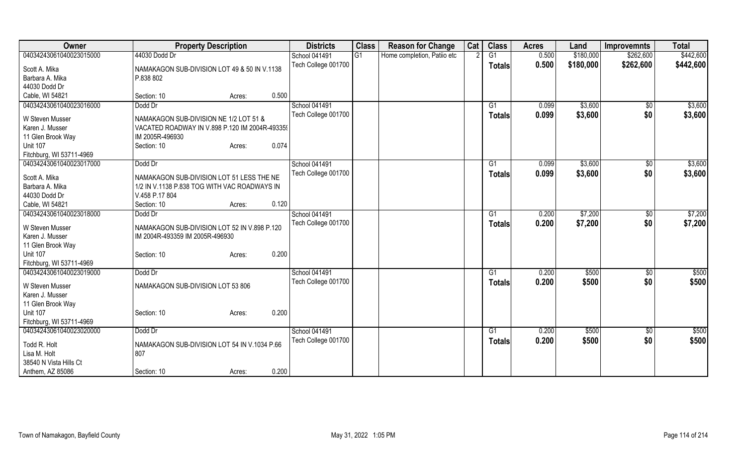| Owner | Property Description | Districts | Class | Reason for Change | Cat | Class | Acres | Land | Improvemnts | Total |
|---|---|---|---|---|---|---|---|---|---|---|
| 04034243061040023015000 | 44030 Dodd Dr | School 041491 | G1 | Home completion, Patiio etc | 2 | G1 | 0.500 | $180,000 | $262,600 | $442,600 |
| Scott A. Mika<br>Barbara A. Mika<br>44030 Dodd Dr<br>Cable, WI 54821 | NAMAKAGON SUB-DIVISION LOT 49 & 50 IN V.1138 P.838 802<br>Section: 10 Acres: 0.500 | Tech College 001700 | | | | Totals | 0.500 | $180,000 | $262,600 | $442,600 |
| 04034243061040023016000 | Dodd Dr | School 041491 | | | | G1 | 0.099 | $3,600 | $0 | $3,600 |
| W Steven Musser<br>Karen J. Musser<br>11 Glen Brook Way<br>Unit 107<br>Fitchburg, WI 53711-4969 | NAMAKAGON SUB-DIVISION NE 1/2 LOT 51 & VACATED ROADWAY IN V.898 P.120 IM 2004R-49335( IM 2005R-496930<br>Section: 10 Acres: 0.074 | Tech College 001700 | | | | Totals | 0.099 | $3,600 | $0 | $3,600 |
| 04034243061040023017000 | Dodd Dr | School 041491 | | | | G1 | 0.099 | $3,600 | $0 | $3,600 |
| Scott A. Mika<br>Barbara A. Mika<br>44030 Dodd Dr<br>Cable, WI 54821 | NAMAKAGON SUB-DIVISION LOT 51 LESS THE NE 1/2 IN V.1138 P.838 TOG WITH VAC ROADWAYS IN V.458 P.17 804<br>Section: 10 Acres: 0.120 | Tech College 001700 | | | | Totals | 0.099 | $3,600 | $0 | $3,600 |
| 04034243061040023018000 | Dodd Dr | School 041491 | | | | G1 | 0.200 | $7,200 | $0 | $7,200 |
| W Steven Musser<br>Karen J. Musser<br>11 Glen Brook Way<br>Unit 107<br>Fitchburg, WI 53711-4969 | NAMAKAGON SUB-DIVISION LOT 52 IN V.898 P.120 IM 2004R-493359 IM 2005R-496930<br>Section: 10 Acres: 0.200 | Tech College 001700 | | | | Totals | 0.200 | $7,200 | $0 | $7,200 |
| 04034243061040023019000 | Dodd Dr | School 041491 | | | | G1 | 0.200 | $500 | $0 | $500 |
| W Steven Musser<br>Karen J. Musser<br>11 Glen Brook Way<br>Unit 107<br>Fitchburg, WI 53711-4969 | NAMAKAGON SUB-DIVISION LOT 53 806<br>Section: 10 Acres: 0.200 | Tech College 001700 | | | | Totals | 0.200 | $500 | $0 | $500 |
| 04034243061040023020000 | Dodd Dr | School 041491 | | | | G1 | 0.200 | $500 | $0 | $500 |
| Todd R. Holt<br>Lisa M. Holt<br>38540 N Vista Hills Ct<br>Anthem, AZ 85086 | NAMAKAGON SUB-DIVISION LOT 54 IN V.1034 P.66 807<br>Section: 10 Acres: 0.200 | Tech College 001700 | | | | Totals | 0.200 | $500 | $0 | $500 |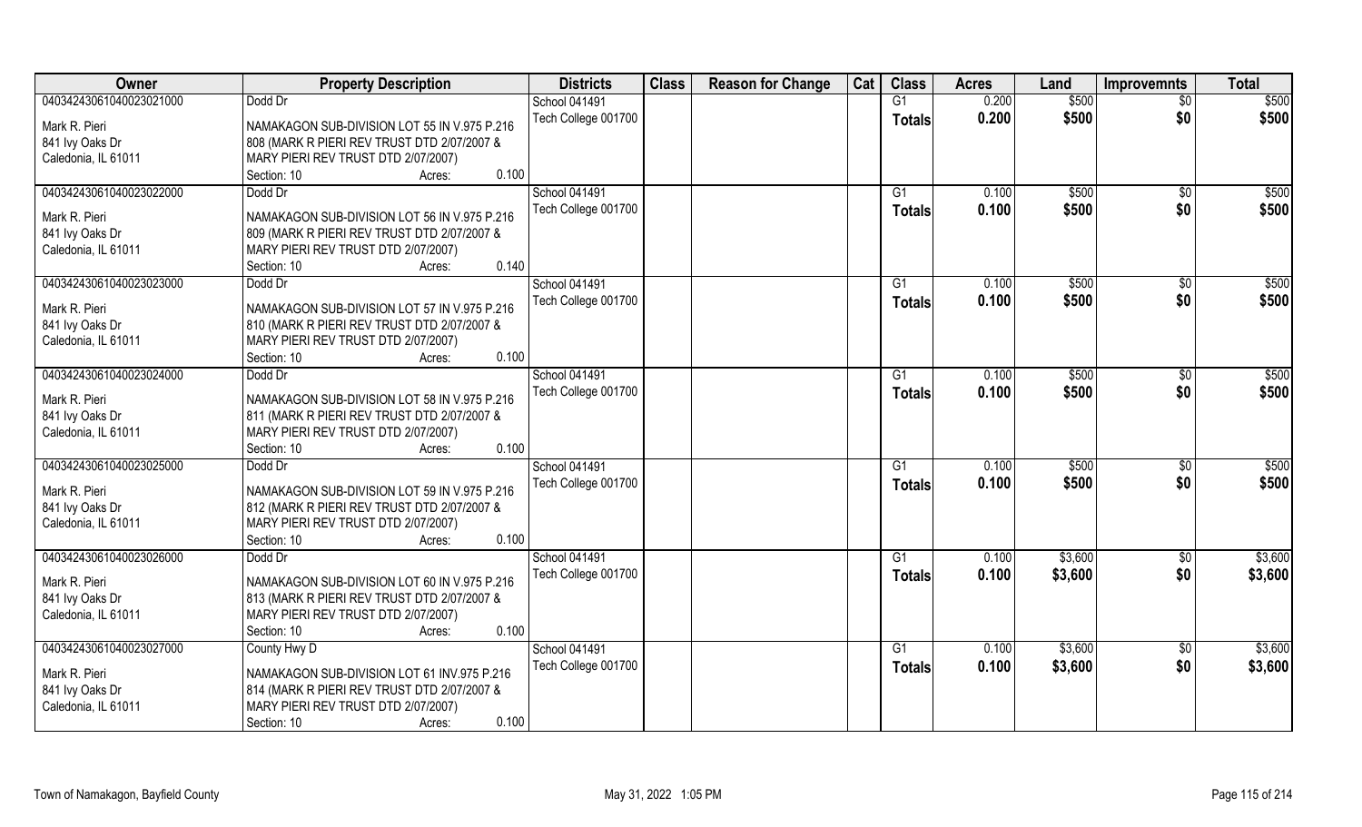| Owner | Property Description | Districts | Class | Reason for Change | Cat | Class | Acres | Land | Improvemnts | Total |
|---|---|---|---|---|---|---|---|---|---|---|
| 04034243061040023021000 | Dodd Dr | School 041491 | | | | G1 | 0.200 | $500 | $0 | $500 |
| Mark R. Pieri | NAMAKAGON SUB-DIVISION LOT 55 IN V.975 P.216 | Tech College 001700 | | | | Totals | 0.200 | $500 | $0 | $500 |
| 841 Ivy Oaks Dr | 808 (MARK R PIERI REV TRUST DTD 2/07/2007 & | | | | | | | | | |
| Caledonia, IL 61011 | MARY PIERI REV TRUST DTD 2/07/2007) | | | | | | | | | |
| | Section: 10 Acres: 0.100 | | | | | | | | | |
| 04034243061040023022000 | Dodd Dr | School 041491 | | | | G1 | 0.100 | $500 | $0 | $500 |
| Mark R. Pieri | NAMAKAGON SUB-DIVISION LOT 56 IN V.975 P.216 | Tech College 001700 | | | | Totals | 0.100 | $500 | $0 | $500 |
| 841 Ivy Oaks Dr | 809 (MARK R PIERI REV TRUST DTD 2/07/2007 & | | | | | | | | | |
| Caledonia, IL 61011 | MARY PIERI REV TRUST DTD 2/07/2007) | | | | | | | | | |
| | Section: 10 Acres: 0.140 | | | | | | | | | |
| 04034243061040023023000 | Dodd Dr | School 041491 | | | | G1 | 0.100 | $500 | $0 | $500 |
| Mark R. Pieri | NAMAKAGON SUB-DIVISION LOT 57 IN V.975 P.216 | Tech College 001700 | | | | Totals | 0.100 | $500 | $0 | $500 |
| 841 Ivy Oaks Dr | 810 (MARK R PIERI REV TRUST DTD 2/07/2007 & | | | | | | | | | |
| Caledonia, IL 61011 | MARY PIERI REV TRUST DTD 2/07/2007) | | | | | | | | | |
| | Section: 10 Acres: 0.100 | | | | | | | | | |
| 04034243061040023024000 | Dodd Dr | School 041491 | | | | G1 | 0.100 | $500 | $0 | $500 |
| Mark R. Pieri | NAMAKAGON SUB-DIVISION LOT 58 IN V.975 P.216 | Tech College 001700 | | | | Totals | 0.100 | $500 | $0 | $500 |
| 841 Ivy Oaks Dr | 811 (MARK R PIERI REV TRUST DTD 2/07/2007 & | | | | | | | | | |
| Caledonia, IL 61011 | MARY PIERI REV TRUST DTD 2/07/2007) | | | | | | | | | |
| | Section: 10 Acres: 0.100 | | | | | | | | | |
| 04034243061040023025000 | Dodd Dr | School 041491 | | | | G1 | 0.100 | $500 | $0 | $500 |
| Mark R. Pieri | NAMAKAGON SUB-DIVISION LOT 59 IN V.975 P.216 | Tech College 001700 | | | | Totals | 0.100 | $500 | $0 | $500 |
| 841 Ivy Oaks Dr | 812 (MARK R PIERI REV TRUST DTD 2/07/2007 & | | | | | | | | | |
| Caledonia, IL 61011 | MARY PIERI REV TRUST DTD 2/07/2007) | | | | | | | | | |
| | Section: 10 Acres: 0.100 | | | | | | | | | |
| 04034243061040023026000 | Dodd Dr | School 041491 | | | | G1 | 0.100 | $3,600 | $0 | $3,600 |
| Mark R. Pieri | NAMAKAGON SUB-DIVISION LOT 60 IN V.975 P.216 | Tech College 001700 | | | | Totals | 0.100 | $3,600 | $0 | $3,600 |
| 841 Ivy Oaks Dr | 813 (MARK R PIERI REV TRUST DTD 2/07/2007 & | | | | | | | | | |
| Caledonia, IL 61011 | MARY PIERI REV TRUST DTD 2/07/2007) | | | | | | | | | |
| | Section: 10 Acres: 0.100 | | | | | | | | | |
| 04034243061040023027000 | County Hwy D | School 041491 | | | | G1 | 0.100 | $3,600 | $0 | $3,600 |
| Mark R. Pieri | NAMAKAGON SUB-DIVISION LOT 61 INV.975 P.216 | Tech College 001700 | | | | Totals | 0.100 | $3,600 | $0 | $3,600 |
| 841 Ivy Oaks Dr | 814 (MARK R PIERI REV TRUST DTD 2/07/2007 & | | | | | | | | | |
| Caledonia, IL 61011 | MARY PIERI REV TRUST DTD 2/07/2007) | | | | | | | | | |
| | Section: 10 Acres: 0.100 | | | | | | | | | |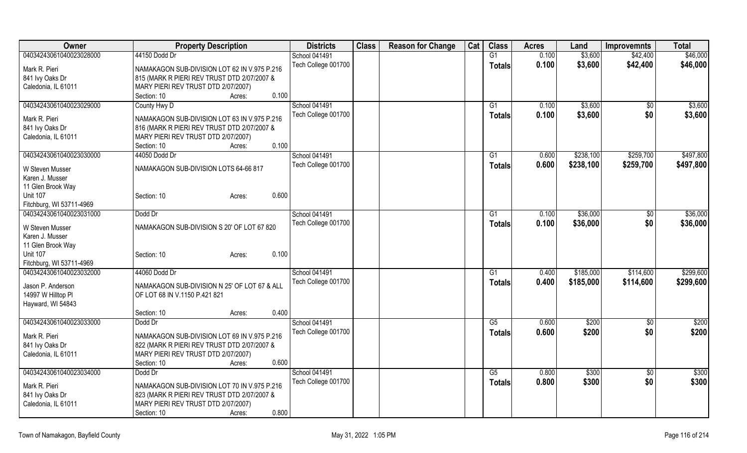| Owner | Property Description | Districts | Class | Reason for Change | Cat | Class | Acres | Land | Improvemnts | Total |
|---|---|---|---|---|---|---|---|---|---|---|
| 04034243061040023028000 | 44150 Dodd Dr | School 041491 | | | | G1 | 0.100 | $3,600 | $42,400 | $46,000 |
| Mark R. Pieri<br>841 Ivy Oaks Dr<br>Caledonia, IL 61011 | NAMAKAGON SUB-DIVISION LOT 62 IN V.975 P.216 815 (MARK R PIERI REV TRUST DTD 2/07/2007 & MARY PIERI REV TRUST DTD 2/07/2007)<br>Section: 10 Acres: 0.100 | Tech College 001700 | | | | **Totals** | **0.100** | **$3,600** | **$42,400** | **$46,000** |
| 04034243061040023029000 | County Hwy D | School 041491 | | | | G1 | 0.100 | $3,600 | $0 | $3,600 |
| Mark R. Pieri<br>841 Ivy Oaks Dr<br>Caledonia, IL 61011 | NAMAKAGON SUB-DIVISION LOT 63 IN V.975 P.216 816 (MARK R PIERI REV TRUST DTD 2/07/2007 & MARY PIERI REV TRUST DTD 2/07/2007)<br>Section: 10 Acres: 0.100 | Tech College 001700 | | | | **Totals** | **0.100** | **$3,600** | **$0** | **$3,600** |
| 04034243061040023030000 | 44050 Dodd Dr | School 041491 | | | | G1 | 0.600 | $238,100 | $259,700 | $497,800 |
| W Steven Musser<br>Karen J. Musser<br>11 Glen Brook Way<br>Unit 107<br>Fitchburg, WI 53711-4969 | NAMAKAGON SUB-DIVISION LOTS 64-66 817<br>Section: 10 Acres: 0.600 | Tech College 001700 | | | | **Totals** | **0.600** | **$238,100** | **$259,700** | **$497,800** |
| 04034243061040023031000 | Dodd Dr | School 041491 | | | | G1 | 0.100 | $36,000 | $0 | $36,000 |
| W Steven Musser<br>Karen J. Musser<br>11 Glen Brook Way<br>Unit 107<br>Fitchburg, WI 53711-4969 | NAMAKAGON SUB-DIVISION S 20' OF LOT 67 820<br>Section: 10 Acres: 0.100 | Tech College 001700 | | | | **Totals** | **0.100** | **$36,000** | **$0** | **$36,000** |
| 04034243061040023032000 | 44060 Dodd Dr | School 041491 | | | | G1 | 0.400 | $185,000 | $114,600 | $299,600 |
| Jason P. Anderson<br>14997 W Hilltop Pl<br>Hayward, WI 54843 | NAMAKAGON SUB-DIVISION N 25' OF LOT 67 & ALL OF LOT 68 IN V.1150 P.421 821<br>Section: 10 Acres: 0.400 | Tech College 001700 | | | | **Totals** | **0.400** | **$185,000** | **$114,600** | **$299,600** |
| 04034243061040023033000 | Dodd Dr | School 041491 | | | | G5 | 0.600 | $200 | $0 | $200 |
| Mark R. Pieri<br>841 Ivy Oaks Dr<br>Caledonia, IL 61011 | NAMAKAGON SUB-DIVISION LOT 69 IN V.975 P.216 822 (MARK R PIERI REV TRUST DTD 2/07/2007 & MARY PIERI REV TRUST DTD 2/07/2007)<br>Section: 10 Acres: 0.600 | Tech College 001700 | | | | **Totals** | **0.600** | **$200** | **$0** | **$200** |
| 04034243061040023034000 | Dodd Dr | School 041491 | | | | G5 | 0.800 | $300 | $0 | $300 |
| Mark R. Pieri<br>841 Ivy Oaks Dr<br>Caledonia, IL 61011 | NAMAKAGON SUB-DIVISION LOT 70 IN V.975 P.216 823 (MARK R PIERI REV TRUST DTD 2/07/2007 & MARY PIERI REV TRUST DTD 2/07/2007)<br>Section: 10 Acres: 0.800 | Tech College 001700 | | | | **Totals** | **0.800** | **$300** | **$0** | **$300** |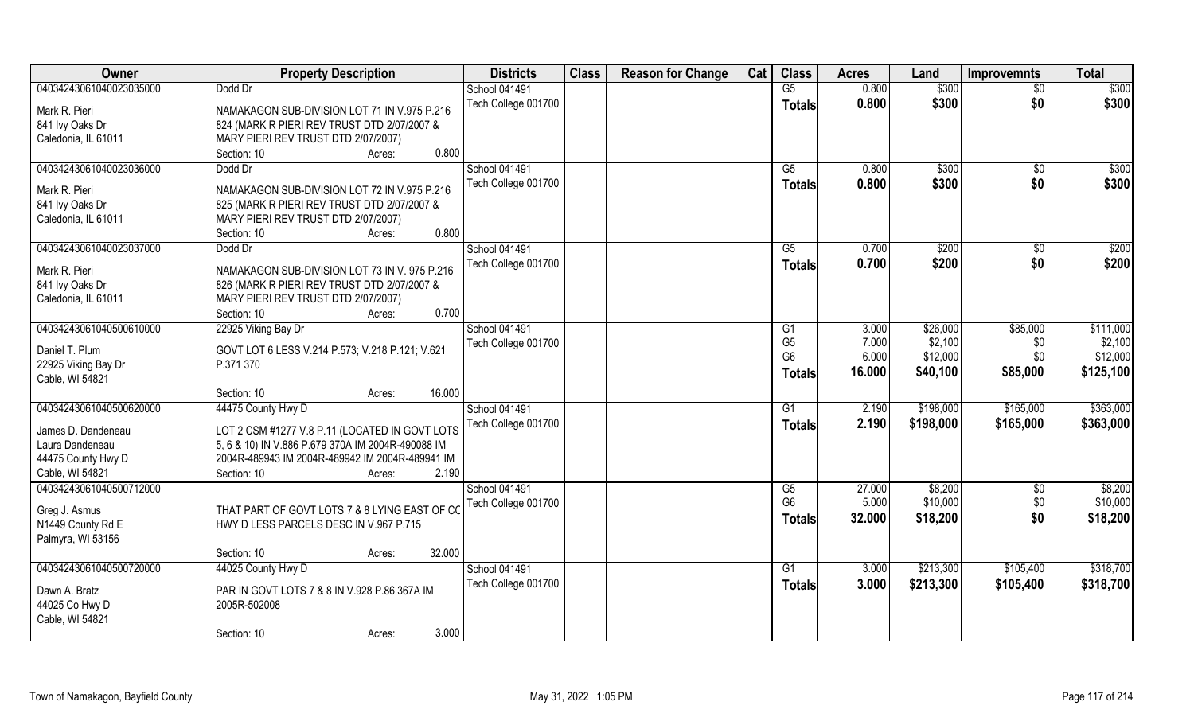| Owner | Property Description | Districts | Class | Reason for Change | Cat | Class | Acres | Land | Improvemnts | Total |
|---|---|---|---|---|---|---|---|---|---|---|
| 04034243061040023035000 | Dodd Dr | School 041491 | | | | G5 | 0.800 | $300 | $0 | $300 |
| Mark R. Pieri | NAMAKAGON SUB-DIVISION LOT 71 IN V.975 P.216 | Tech College 001700 | | | | **Totals** | **0.800** | **$300** | **$0** | **$300** |
| 841 Ivy Oaks Dr | 824 (MARK R PIERI REV TRUST DTD 2/07/2007 & | | | | | | | | | |
| Caledonia, IL 61011 | MARY PIERI REV TRUST DTD 2/07/2007) | | | | | | | | | |
| | Section: 10 Acres: 0.800 | | | | | | | | | |
| 04034243061040023036000 | Dodd Dr | School 041491 | | | | G5 | 0.800 | $300 | $0 | $300 |
| Mark R. Pieri | NAMAKAGON SUB-DIVISION LOT 72 IN V.975 P.216 | Tech College 001700 | | | | **Totals** | **0.800** | **$300** | **$0** | **$300** |
| 841 Ivy Oaks Dr | 825 (MARK R PIERI REV TRUST DTD 2/07/2007 & | | | | | | | | | |
| Caledonia, IL 61011 | MARY PIERI REV TRUST DTD 2/07/2007) | | | | | | | | | |
| | Section: 10 Acres: 0.800 | | | | | | | | | |
| 04034243061040023037000 | Dodd Dr | School 041491 | | | | G5 | 0.700 | $200 | $0 | $200 |
| Mark R. Pieri | NAMAKAGON SUB-DIVISION LOT 73 IN V. 975 P.216 | Tech College 001700 | | | | **Totals** | **0.700** | **$200** | **$0** | **$200** |
| 841 Ivy Oaks Dr | 826 (MARK R PIERI REV TRUST DTD 2/07/2007 & | | | | | | | | | |
| Caledonia, IL 61011 | MARY PIERI REV TRUST DTD 2/07/2007) | | | | | | | | | |
| | Section: 10 Acres: 0.700 | | | | | | | | | |
| 04034243061040500610000 | 22925 Viking Bay Dr | School 041491 | | | | G1 | 3.000 | $26,000 | $85,000 | $111,000 |
| Daniel T. Plum | GOVT LOT 6 LESS V.214 P.573; V.218 P.121; V.621 | Tech College 001700 | | | | G5 | 7.000 | $2,100 | $0 | $2,100 |
| 22925 Viking Bay Dr | P.371 370 | | | | | G6 | 6.000 | $12,000 | $0 | $12,000 |
| Cable, WI 54821 | | | | | | **Totals** | **16.000** | **$40,100** | **$85,000** | **$125,100** |
| | Section: 10 Acres: 16.000 | | | | | | | | | |
| 04034243061040500620000 | 44475 County Hwy D | School 041491 | | | | G1 | 2.190 | $198,000 | $165,000 | $363,000 |
| James D. Dandeneau | LOT 2 CSM #1277 V.8 P.11 (LOCATED IN GOVT LOTS | Tech College 001700 | | | | **Totals** | **2.190** | **$198,000** | **$165,000** | **$363,000** |
| Laura Dandeneau | 5, 6 & 10) IN V.886 P.679 370A IM 2004R-490088 IM | | | | | | | | | |
| 44475 County Hwy D | 2004R-489943 IM 2004R-489942 IM 2004R-489941 IM | | | | | | | | | |
| Cable, WI 54821 | Section: 10 Acres: 2.190 | | | | | | | | | |
| 04034243061040500712000 | | School 041491 | | | | G5 | 27.000 | $8,200 | $0 | $8,200 |
| Greg J. Asmus | THAT PART OF GOVT LOTS 7 & 8 LYING EAST OF CO | Tech College 001700 | | | | G6 | 5.000 | $10,000 | $0 | $10,000 |
| N1449 County Rd E | HWY D LESS PARCELS DESC IN V.967 P.715 | | | | | **Totals** | **32.000** | **$18,200** | **$0** | **$18,200** |
| Palmyra, WI 53156 | | | | | | | | | | |
| | Section: 10 Acres: 32.000 | | | | | | | | | |
| 04034243061040500720000 | 44025 County Hwy D | School 041491 | | | | G1 | 3.000 | $213,300 | $105,400 | $318,700 |
| Dawn A. Bratz | PAR IN GOVT LOTS 7 & 8 IN V.928 P.86 367A IM | Tech College 001700 | | | | **Totals** | **3.000** | **$213,300** | **$105,400** | **$318,700** |
| 44025 Co Hwy D | 2005R-502008 | | | | | | | | | |
| Cable, WI 54821 | | | | | | | | | | |
| | Section: 10 Acres: 3.000 | | | | | | | | | |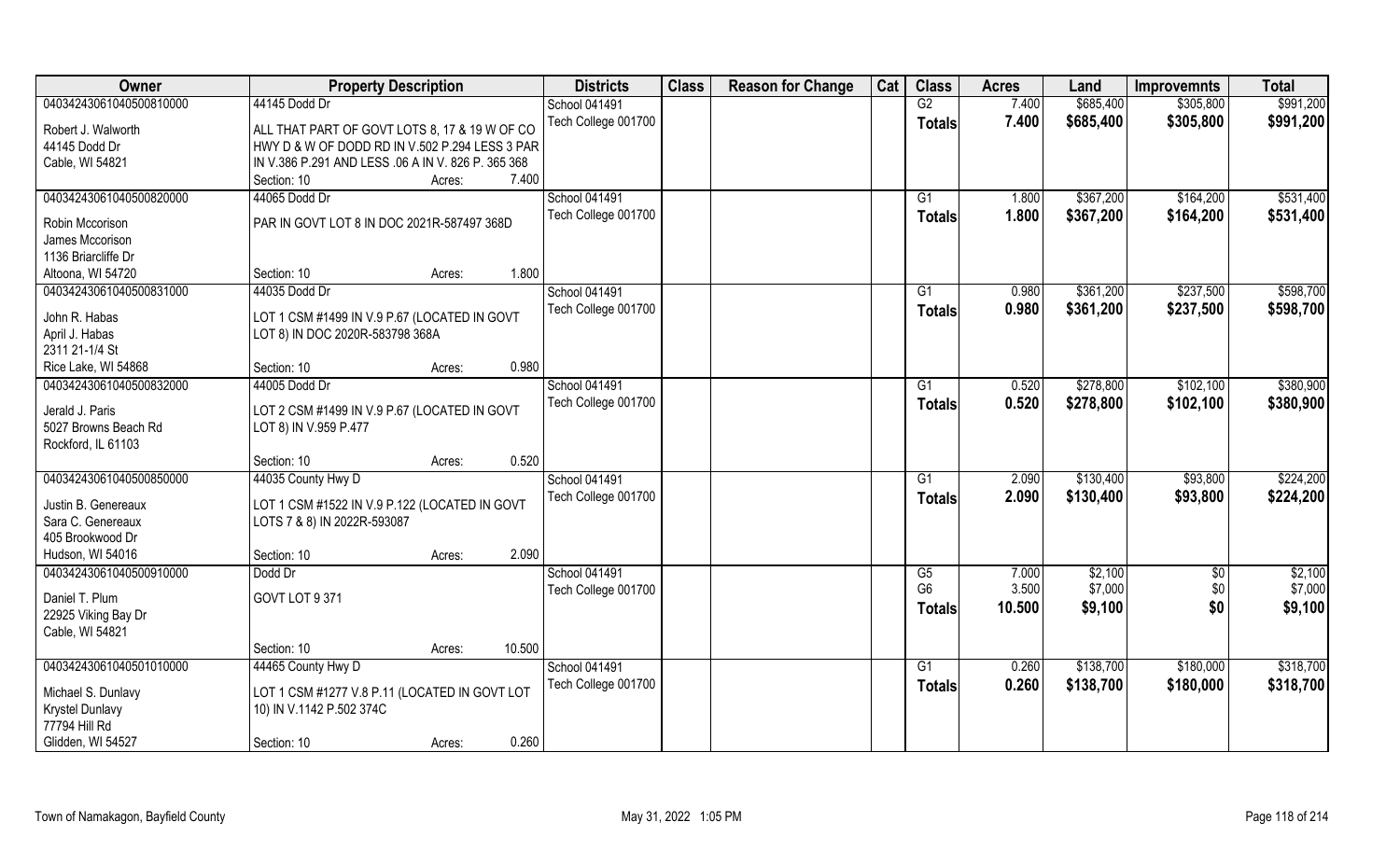| Owner | Property Description | Districts | Class | Reason for Change | Cat | Class | Acres | Land | Improvemnts | Total |
|---|---|---|---|---|---|---|---|---|---|---|
| 04034243061040500810000 | 44145 Dodd Dr | School 041491 | | | | G2 | 7.400 | $685,400 | $305,800 | $991,200 |
| Robert J. Walworth<br>44145 Dodd Dr<br>Cable, WI 54821 | ALL THAT PART OF GOVT LOTS 8, 17 & 19 W OF CO HWY D & W OF DODD RD IN V.502 P.294 LESS 3 PAR IN V.386 P.291 AND LESS .06 A IN V. 826 P. 365 368<br>Section: 10 Acres: 7.400 | Tech College 001700 | | | | **Totals** | **7.400** | **$685,400** | **$305,800** | **$991,200** |
| 04034243061040500820000 | 44065 Dodd Dr | School 041491 | | | | G1 | 1.800 | $367,200 | $164,200 | $531,400 |
| Robin Mccorison<br>James Mccorison<br>1136 Briarcliffe Dr<br>Altoona, WI 54720 | PAR IN GOVT LOT 8 IN DOC 2021R-587497 368D<br>Section: 10 Acres: 1.800 | Tech College 001700 | | | | **Totals** | **1.800** | **$367,200** | **$164,200** | **$531,400** |
| 04034243061040500831000 | 44035 Dodd Dr | School 041491 | | | | G1 | 0.980 | $361,200 | $237,500 | $598,700 |
| John R. Habas<br>April J. Habas<br>2311 21-1/4 St<br>Rice Lake, WI 54868 | LOT 1 CSM #1499 IN V.9 P.67 (LOCATED IN GOVT LOT 8) IN DOC 2020R-583798 368A<br>Section: 10 Acres: 0.980 | Tech College 001700 | | | | **Totals** | **0.980** | **$361,200** | **$237,500** | **$598,700** |
| 04034243061040500832000 | 44005 Dodd Dr | School 041491 | | | | G1 | 0.520 | $278,800 | $102,100 | $380,900 |
| Jerald J. Paris<br>5027 Browns Beach Rd<br>Rockford, IL 61103 | LOT 2 CSM #1499 IN V.9 P.67 (LOCATED IN GOVT LOT 8) IN V.959 P.477<br>Section: 10 Acres: 0.520 | Tech College 001700 | | | | **Totals** | **0.520** | **$278,800** | **$102,100** | **$380,900** |
| 04034243061040500850000 | 44035 County Hwy D | School 041491 | | | | G1 | 2.090 | $130,400 | $93,800 | $224,200 |
| Justin B. Genereaux<br>Sara C. Genereaux<br>405 Brookwood Dr<br>Hudson, WI 54016 | LOT 1 CSM #1522 IN V.9 P.122 (LOCATED IN GOVT LOTS 7 & 8) IN 2022R-593087<br>Section: 10 Acres: 2.090 | Tech College 001700 | | | | **Totals** | **2.090** | **$130,400** | **$93,800** | **$224,200** |
| 04034243061040500910000 | Dodd Dr | School 041491 | | | | G5 | 7.000 | $2,100 | $0 | $2,100 |
| Daniel T. Plum<br>22925 Viking Bay Dr<br>Cable, WI 54821 | GOVT LOT 9 371<br>Section: 10 Acres: 10.500 | Tech College 001700 | | | | G6 | 3.500 | $7,000 | $0 | $7,000 |
| | | | | | | **Totals** | **10.500** | **$9,100** | **$0** | **$9,100** |
| 04034243061040501010000 | 44465 County Hwy D | School 041491 | | | | G1 | 0.260 | $138,700 | $180,000 | $318,700 |
| Michael S. Dunlavy<br>Krystel Dunlavy<br>77794 Hill Rd<br>Glidden, WI 54527 | LOT 1 CSM #1277 V.8 P.11 (LOCATED IN GOVT LOT 10) IN V.1142 P.502 374C<br>Section: 10 Acres: 0.260 | Tech College 001700 | | | | **Totals** | **0.260** | **$138,700** | **$180,000** | **$318,700** |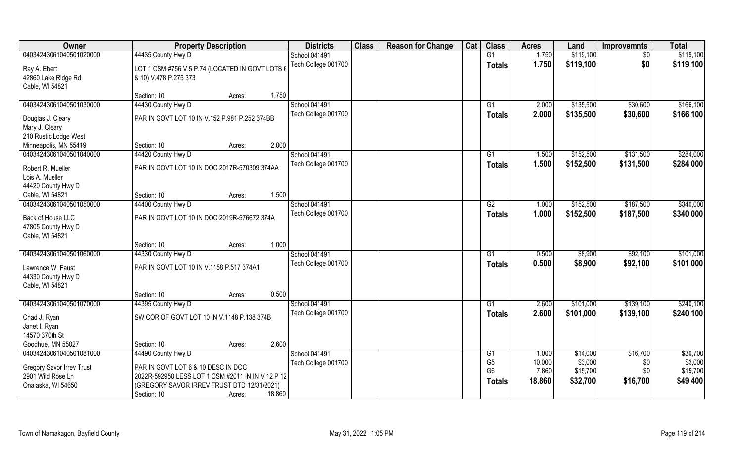| Owner | Property Description | Districts | Class | Reason for Change | Cat | Class | Acres | Land | Improvemnts | Total |
|---|---|---|---|---|---|---|---|---|---|---|
| 04034243061040501020000 | 44435 County Hwy D | School 041491 | | | | G1 | 1.750 | $119,100 | $0 | $119,100 |
| Ray A. Ebert<br>42860 Lake Ridge Rd<br>Cable, WI 54821 | LOT 1 CSM #756 V.5 P.74 (LOCATED IN GOVT LOTS 6 & 10) V.478 P.275 373 | Tech College 001700 | | | | **Totals** | **1.750** | **$119,100** | **$0** | **$119,100** |
| | Section: 10 Acres: 1.750 | | | | | | | | | |
| 04034243061040501030000 | 44430 County Hwy D | School 041491 | | | | G1 | 2.000 | $135,500 | $30,600 | $166,100 |
| Douglas J. Cleary<br>Mary J. Cleary<br>210 Rustic Lodge West<br>Minneapolis, MN 55419 | PAR IN GOVT LOT 10 IN V.152 P.981 P.252 374BB | Tech College 001700 | | | | **Totals** | **2.000** | **$135,500** | **$30,600** | **$166,100** |
| | Section: 10 Acres: 2.000 | | | | | | | | | |
| 04034243061040501040000 | 44420 County Hwy D | School 041491 | | | | G1 | 1.500 | $152,500 | $131,500 | $284,000 |
| Robert R. Mueller<br>Lois A. Mueller<br>44420 County Hwy D<br>Cable, WI 54821 | PAR IN GOVT LOT 10 IN DOC 2017R-570309 374AA | Tech College 001700 | | | | **Totals** | **1.500** | **$152,500** | **$131,500** | **$284,000** |
| | Section: 10 Acres: 1.500 | | | | | | | | | |
| 04034243061040501050000 | 44400 County Hwy D | School 041491 | | | | G2 | 1.000 | $152,500 | $187,500 | $340,000 |
| Back of House LLC<br>47805 County Hwy D<br>Cable, WI 54821 | PAR IN GOVT LOT 10 IN DOC 2019R-576672 374A | Tech College 001700 | | | | **Totals** | **1.000** | **$152,500** | **$187,500** | **$340,000** |
| | Section: 10 Acres: 1.000 | | | | | | | | | |
| 04034243061040501060000 | 44330 County Hwy D | School 041491 | | | | G1 | 0.500 | $8,900 | $92,100 | $101,000 |
| Lawrence W. Faust<br>44330 County Hwy D<br>Cable, WI 54821 | PAR IN GOVT LOT 10 IN V.1158 P.517 374A1 | Tech College 001700 | | | | **Totals** | **0.500** | **$8,900** | **$92,100** | **$101,000** |
| | Section: 10 Acres: 0.500 | | | | | | | | | |
| 04034243061040501070000 | 44395 County Hwy D | School 041491 | | | | G1 | 2.600 | $101,000 | $139,100 | $240,100 |
| Chad J. Ryan<br>Janet I. Ryan<br>14570 370th St<br>Goodhue, MN 55027 | SW COR OF GOVT LOT 10 IN V.1148 P.138 374B | Tech College 001700 | | | | **Totals** | **2.600** | **$101,000** | **$139,100** | **$240,100** |
| | Section: 10 Acres: 2.600 | | | | | | | | | |
| 04034243061040501081000 | 44490 County Hwy D | School 041491 | | | | G1 | 1.000 | $14,000 | $16,700 | $30,700 |
| Gregory Savor Irrev Trust<br>2901 Wild Rose Ln<br>Onalaska, WI 54650 | PAR IN GOVT LOT 6 & 10 DESC IN DOC 2022R-592950 LESS LOT 1 CSM #2011 IN IN V 12 P 12 (GREGORY SAVOR IRREV TRUST DTD 12/31/2021) | Tech College 001700 | | | | G5 | 10.000 | $3,000 | $0 | $3,000 |
| | | | | | | G6 | 7.860 | $15,700 | $0 | $15,700 |
| | | | | | | **Totals** | **18.860** | **$32,700** | **$16,700** | **$49,400** |
| | Section: 10 Acres: 18.860 | | | | | | | | | |

Town of Namakagon, Bayfield County May 31, 2022 1:05 PM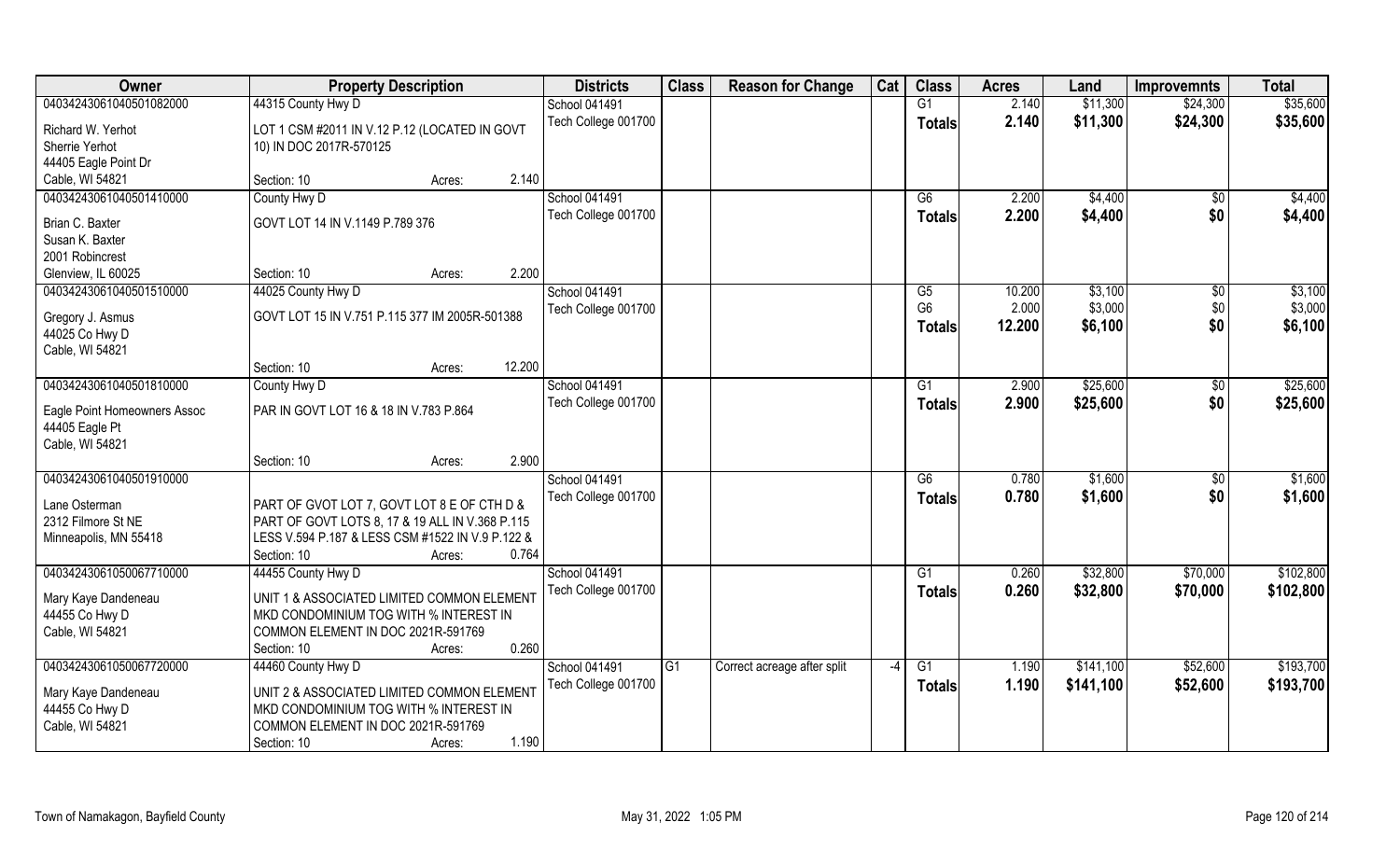| Owner | Property Description | Districts | Class | Reason for Change | Cat | Class | Acres | Land | Improvemnts | Total |
|---|---|---|---|---|---|---|---|---|---|---|
| 04034243061040501082000 | 44315 County Hwy D | School 041491 | | | | G1 | 2.140 | $11,300 | $24,300 | $35,600 |
| Richard W. Yerhot | LOT 1 CSM #2011 IN V.12 P.12 (LOCATED IN GOVT | Tech College 001700 | | | | **Totals** | **2.140** | **$11,300** | **$24,300** | **$35,600** |
| Sherrie Yerhot | 10) IN DOC 2017R-570125 | | | | | | | | | |
| 44405 Eagle Point Dr | | | | | | | | | | |
| Cable, WI 54821 | Section: 10 Acres: 2.140 | | | | | | | | | |
| 04034243061040501410000 | County Hwy D | School 041491 | | | | G6 | 2.200 | $4,400 | $0 | $4,400 |
| Brian C. Baxter | GOVT LOT 14 IN V.1149 P.789 376 | Tech College 001700 | | | | **Totals** | **2.200** | **$4,400** | **$0** | **$4,400** |
| Susan K. Baxter | | | | | | | | | | |
| 2001 Robincrest | | | | | | | | | | |
| Glenview, IL 60025 | Section: 10 Acres: 2.200 | | | | | | | | | |
| 04034243061040501510000 | 44025 County Hwy D | School 041491 | | | | G5 | 10.200 | $3,100 | $0 | $3,100 |
| Gregory J. Asmus | GOVT LOT 15 IN V.751 P.115 377 IM 2005R-501388 | Tech College 001700 | | | | G6 | 2.000 | $3,000 | $0 | $3,000 |
| 44025 Co Hwy D | | | | | | **Totals** | **12.200** | **$6,100** | **$0** | **$6,100** |
| Cable, WI 54821 | | | | | | | | | | |
| | Section: 10 Acres: 12.200 | | | | | | | | | |
| 04034243061040501810000 | County Hwy D | School 041491 | | | | G1 | 2.900 | $25,600 | $0 | $25,600 |
| Eagle Point Homeowners Assoc | PAR IN GOVT LOT 16 & 18 IN V.783 P.864 | Tech College 001700 | | | | **Totals** | **2.900** | **$25,600** | **$0** | **$25,600** |
| 44405 Eagle Pt | | | | | | | | | | |
| Cable, WI 54821 | | | | | | | | | | |
| | Section: 10 Acres: 2.900 | | | | | | | | | |
| 04034243061040501910000 | | School 041491 | | | | G6 | 0.780 | $1,600 | $0 | $1,600 |
| Lane Osterman | PART OF GVOT LOT 7, GOVT LOT 8 E OF CTH D & | Tech College 001700 | | | | **Totals** | **0.780** | **$1,600** | **$0** | **$1,600** |
| 2312 Filmore St NE | PART OF GOVT LOTS 8, 17 & 19 ALL IN V.368 P.115 | | | | | | | | | |
| Minneapolis, MN 55418 | LESS V.594 P.187 & LESS CSM #1522 IN V.9 P.122 & | | | | | | | | | |
| | Section: 10 Acres: 0.764 | | | | | | | | | |
| 04034243061050067710000 | 44455 County Hwy D | School 041491 | | | | G1 | 0.260 | $32,800 | $70,000 | $102,800 |
| Mary Kaye Dandeneau | UNIT 1 & ASSOCIATED LIMITED COMMON ELEMENT | Tech College 001700 | | | | **Totals** | **0.260** | **$32,800** | **$70,000** | **$102,800** |
| 44455 Co Hwy D | MKD CONDOMINIUM TOG WITH % INTEREST IN | | | | | | | | | |
| Cable, WI 54821 | COMMON ELEMENT IN DOC 2021R-591769 | | | | | | | | | |
| | Section: 10 Acres: 0.260 | | | | | | | | | |
| 04034243061050067720000 | 44460 County Hwy D | School 041491 | G1 | Correct acreage after split | -4 | G1 | 1.190 | $141,100 | $52,600 | $193,700 |
| Mary Kaye Dandeneau | UNIT 2 & ASSOCIATED LIMITED COMMON ELEMENT | Tech College 001700 | | | | **Totals** | **1.190** | **$141,100** | **$52,600** | **$193,700** |
| 44455 Co Hwy D | MKD CONDOMINIUM TOG WITH % INTEREST IN | | | | | | | | | |
| Cable, WI 54821 | COMMON ELEMENT IN DOC 2021R-591769 | | | | | | | | | |
| | Section: 10 Acres: 1.190 | | | | | | | | | |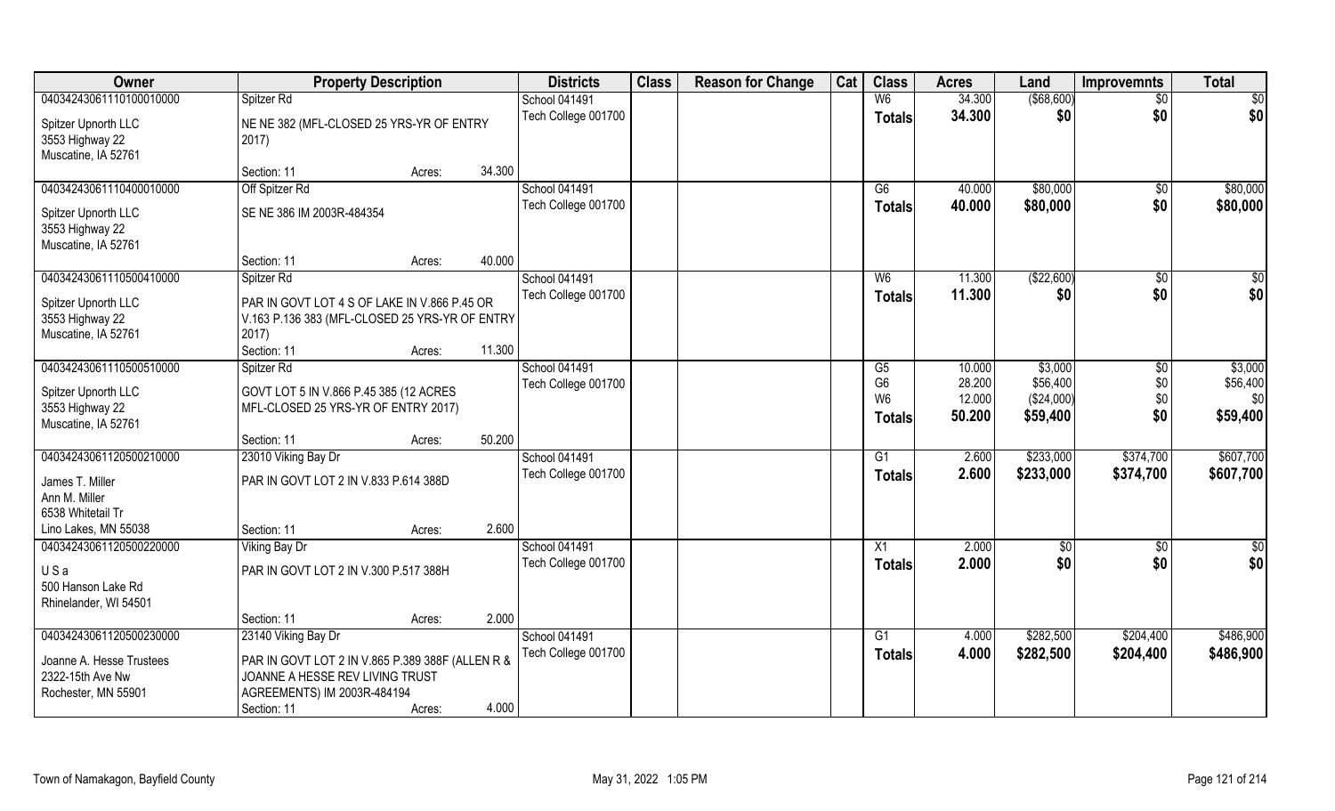| Owner | Property Description | | | Districts | Class | Reason for Change | Cat | Class | Acres | Land | Improvemnts | Total |
|---|---|---|---|---|---|---|---|---|---|---|---|---|
| 04034243061110100010000 | Spitzer Rd | | | School 041491 | | | | W6 | 34.300 | ($68,600) | $0 | $0 |
| Spitzer Upnorth LLC | NE NE 382 (MFL-CLOSED 25 YRS-YR OF ENTRY 2017) | | | Tech College 001700 | | | | Totals | 34.300 | $0 | $0 | $0 |
| 3553 Highway 22 | | | | | | | | | | | | |
| Muscatine, IA 52761 | | | | | | | | | | | | |
| | Section: 11 | Acres: | 34.300 | | | | | | | | | |
| 04034243061110400010000 | Off Spitzer Rd | | | School 041491 | | | | G6 | 40.000 | $80,000 | $0 | $80,000 |
| Spitzer Upnorth LLC | SE NE 386 IM 2003R-484354 | | | Tech College 001700 | | | | Totals | 40.000 | $80,000 | $0 | $80,000 |
| 3553 Highway 22 | | | | | | | | | | | | |
| Muscatine, IA 52761 | | | | | | | | | | | | |
| | Section: 11 | Acres: | 40.000 | | | | | | | | | |
| 04034243061110500410000 | Spitzer Rd | | | School 041491 | | | | W6 | 11.300 | ($22,600) | $0 | $0 |
| Spitzer Upnorth LLC | PAR IN GOVT LOT 4 S OF LAKE IN V.866 P.45 OR V.163 P.136 383 (MFL-CLOSED 25 YRS-YR OF ENTRY 2017) | | | Tech College 001700 | | | | Totals | 11.300 | $0 | $0 | $0 |
| 3553 Highway 22 | | | | | | | | | | | | |
| Muscatine, IA 52761 | | | | | | | | | | | | |
| | Section: 11 | Acres: | 11.300 | | | | | | | | | |
| 04034243061110500510000 | Spitzer Rd | | | School 041491 | | | | G5 | 10.000 | $3,000 | $0 | $3,000 |
| Spitzer Upnorth LLC | GOVT LOT 5 IN V.866 P.45 385 (12 ACRES MFL-CLOSED 25 YRS-YR OF ENTRY 2017) | | | Tech College 001700 | | | | G6 | 28.200 | $56,400 | $0 | $56,400 |
| 3553 Highway 22 | | | | | | | | W6 | 12.000 | ($24,000) | $0 | $0 |
| Muscatine, IA 52761 | | | | | | | | Totals | 50.200 | $59,400 | $0 | $59,400 |
| | Section: 11 | Acres: | 50.200 | | | | | | | | | |
| 04034243061120500210000 | 23010 Viking Bay Dr | | | School 041491 | | | | G1 | 2.600 | $233,000 | $374,700 | $607,700 |
| James T. Miller | PAR IN GOVT LOT 2 IN V.833 P.614 388D | | | Tech College 001700 | | | | Totals | 2.600 | $233,000 | $374,700 | $607,700 |
| Ann M. Miller | | | | | | | | | | | | |
| 6538 Whitetail Tr | | | | | | | | | | | | |
| Lino Lakes, MN 55038 | Section: 11 | Acres: | 2.600 | | | | | | | | | |
| 04034243061120500220000 | Viking Bay Dr | | | School 041491 | | | | X1 | 2.000 | $0 | $0 | $0 |
| U S a | PAR IN GOVT LOT 2 IN V.300 P.517 388H | | | Tech College 001700 | | | | Totals | 2.000 | $0 | $0 | $0 |
| 500 Hanson Lake Rd | | | | | | | | | | | | |
| Rhinelander, WI 54501 | | | | | | | | | | | | |
| | Section: 11 | Acres: | 2.000 | | | | | | | | | |
| 04034243061120500230000 | 23140 Viking Bay Dr | | | School 041491 | | | | G1 | 4.000 | $282,500 | $204,400 | $486,900 |
| Joanne A. Hesse Trustees | PAR IN GOVT LOT 2 IN V.865 P.389 388F (ALLEN R & JOANNE A HESSE REV LIVING TRUST AGREEMENTS) IM 2003R-484194 | | | Tech College 001700 | | | | Totals | 4.000 | $282,500 | $204,400 | $486,900 |
| 2322-15th Ave Nw | | | | | | | | | | | | |
| Rochester, MN 55901 | | | | | | | | | | | | |
| | Section: 11 | Acres: | 4.000 | | | | | | | | | |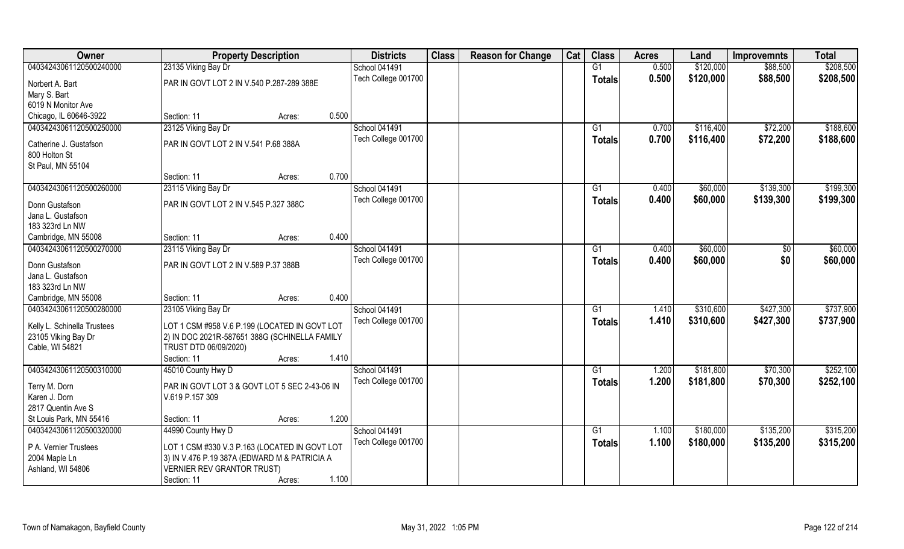| Owner | Property Description | | | Districts | Class | Reason for Change | Cat | Class | Acres | Land | Improvemnts | Total |
|---|---|---|---|---|---|---|---|---|---|---|---|---|
| 04034243061120500240000 | 23135 Viking Bay Dr | | | School 041491 | | | | G1 | 0.500 | $120,000 | $88,500 | $208,500 |
| Norbert A. Bart<br>Mary S. Bart<br>6019 N Monitor Ave<br>Chicago, IL 60646-3922 | PAR IN GOVT LOT 2 IN V.540 P.287-289 388E | | | Tech College 001700 | | | | Totals | 0.500 | $120,000 | $88,500 | $208,500 |
| | Section: 11 | Acres: | 0.500 | | | | | | | | | |
| 04034243061120500250000 | 23125 Viking Bay Dr | | | School 041491 | | | | G1 | 0.700 | $116,400 | $72,200 | $188,600 |
| Catherine J. Gustafson<br>800 Holton St<br>St Paul, MN 55104 | PAR IN GOVT LOT 2 IN V.541 P.68 388A | | | Tech College 001700 | | | | Totals | 0.700 | $116,400 | $72,200 | $188,600 |
| | Section: 11 | Acres: | 0.700 | | | | | | | | | |
| 04034243061120500260000 | 23115 Viking Bay Dr | | | School 041491 | | | | G1 | 0.400 | $60,000 | $139,300 | $199,300 |
| Donn Gustafson<br>Jana L. Gustafson<br>183 323rd Ln NW<br>Cambridge, MN 55008 | PAR IN GOVT LOT 2 IN V.545 P.327 388C | | | Tech College 001700 | | | | Totals | 0.400 | $60,000 | $139,300 | $199,300 |
| | Section: 11 | Acres: | 0.400 | | | | | | | | | |
| 04034243061120500270000 | 23115 Viking Bay Dr | | | School 041491 | | | | G1 | 0.400 | $60,000 | $0 | $60,000 |
| Donn Gustafson<br>Jana L. Gustafson<br>183 323rd Ln NW<br>Cambridge, MN 55008 | PAR IN GOVT LOT 2 IN V.589 P.37 388B | | | Tech College 001700 | | | | Totals | 0.400 | $60,000 | $0 | $60,000 |
| | Section: 11 | Acres: | 0.400 | | | | | | | | | |
| 04034243061120500280000 | 23105 Viking Bay Dr | | | School 041491 | | | | G1 | 1.410 | $310,600 | $427,300 | $737,900 |
| Kelly L. Schinella Trustees<br>23105 Viking Bay Dr<br>Cable, WI 54821 | LOT 1 CSM #958 V.6 P.199 (LOCATED IN GOVT LOT 2) IN DOC 2021R-587651 388G (SCHINELLA FAMILY TRUST DTD 06/09/2020) | | | Tech College 001700 | | | | Totals | 1.410 | $310,600 | $427,300 | $737,900 |
| | Section: 11 | Acres: | 1.410 | | | | | | | | | |
| 04034243061120500310000 | 45010 County Hwy D | | | School 041491 | | | | G1 | 1.200 | $181,800 | $70,300 | $252,100 |
| Terry M. Dorn<br>Karen J. Dorn<br>2817 Quentin Ave S<br>St Louis Park, MN 55416 | PAR IN GOVT LOT 3 & GOVT LOT 5 SEC 2-43-06 IN V.619 P.157 309 | | | Tech College 001700 | | | | Totals | 1.200 | $181,800 | $70,300 | $252,100 |
| | Section: 11 | Acres: | 1.200 | | | | | | | | | |
| 04034243061120500320000 | 44990 County Hwy D | | | School 041491 | | | | G1 | 1.100 | $180,000 | $135,200 | $315,200 |
| P A. Vernier Trustees<br>2004 Maple Ln<br>Ashland, WI 54806 | LOT 1 CSM #330 V.3 P.163 (LOCATED IN GOVT LOT 3) IN V.476 P.19 387A (EDWARD M & PATRICIA A VERNIER REV GRANTOR TRUST) | | | Tech College 001700 | | | | Totals | 1.100 | $180,000 | $135,200 | $315,200 |
| | Section: 11 | Acres: | 1.100 | | | | | | | | | |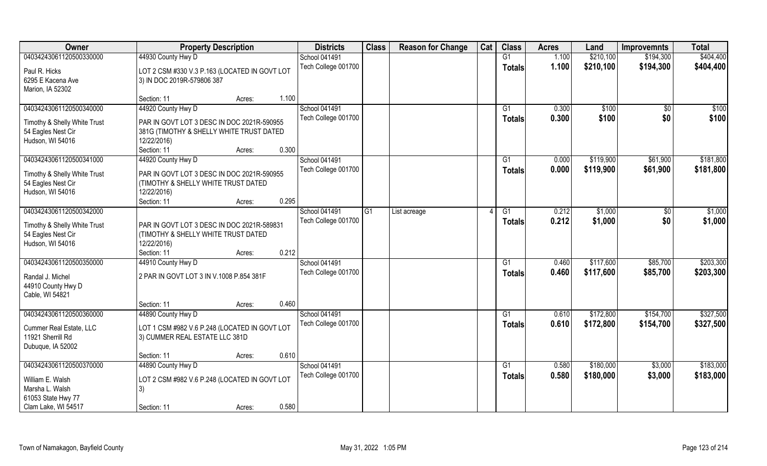| Owner | Property Description | Districts | Class | Reason for Change | Cat | Class | Acres | Land | Improvemnts | Total |
|---|---|---|---|---|---|---|---|---|---|---|
| 04034243061120500330000 | 44930 County Hwy D | School 041491 | | | | G1 | 1.100 | $210,100 | $194,300 | $404,400 |
| Paul R. Hicks<br>6295 E Kacena Ave<br>Marion, IA 52302 | LOT 2 CSM #330 V.3 P.163 (LOCATED IN GOVT LOT 3) IN DOC 2019R-579806 387<br>Section: 11 Acres: 1.100 | Tech College 001700 | | | | Totals | 1.100 | $210,100 | $194,300 | $404,400 |
| 04034243061120500340000 | 44920 County Hwy D | School 041491 | | | | G1 | 0.300 | $100 | $0 | $100 |
| Timothy & Shelly White Trust<br>54 Eagles Nest Cir<br>Hudson, WI 54016 | PAR IN GOVT LOT 3 DESC IN DOC 2021R-590955 381G (TIMOTHY & SHELLY WHITE TRUST DATED 12/22/2016)<br>Section: 11 Acres: 0.300 | Tech College 001700 | | | | Totals | 0.300 | $100 | $0 | $100 |
| 04034243061120500341000 | 44920 County Hwy D | School 041491 | | | | G1 | 0.000 | $119,900 | $61,900 | $181,800 |
| Timothy & Shelly White Trust<br>54 Eagles Nest Cir<br>Hudson, WI 54016 | PAR IN GOVT LOT 3 DESC IN DOC 2021R-590955 (TIMOTHY & SHELLY WHITE TRUST DATED 12/22/2016)<br>Section: 11 Acres: 0.295 | Tech College 001700 | | | | Totals | 0.000 | $119,900 | $61,900 | $181,800 |
| 04034243061120500342000 | | School 041491 | G1 | List acreage | 4 | G1 | 0.212 | $1,000 | $0 | $1,000 |
| Timothy & Shelly White Trust<br>54 Eagles Nest Cir<br>Hudson, WI 54016 | PAR IN GOVT LOT 3 DESC IN DOC 2021R-589831 (TIMOTHY & SHELLY WHITE TRUST DATED 12/22/2016)<br>Section: 11 Acres: 0.212 | Tech College 001700 | | | | Totals | 0.212 | $1,000 | $0 | $1,000 |
| 04034243061120500350000 | 44910 County Hwy D | School 041491 | | | | G1 | 0.460 | $117,600 | $85,700 | $203,300 |
| Randal J. Michel<br>44910 County Hwy D<br>Cable, WI 54821 | 2 PAR IN GOVT LOT 3 IN V.1008 P.854 381F<br>Section: 11 Acres: 0.460 | Tech College 001700 | | | | Totals | 0.460 | $117,600 | $85,700 | $203,300 |
| 04034243061120500360000 | 44890 County Hwy D | School 041491 | | | | G1 | 0.610 | $172,800 | $154,700 | $327,500 |
| Cummer Real Estate, LLC<br>11921 Sherrill Rd<br>Dubuque, IA 52002 | LOT 1 CSM #982 V.6 P.248 (LOCATED IN GOVT LOT 3) CUMMER REAL ESTATE LLC 381D<br>Section: 11 Acres: 0.610 | Tech College 001700 | | | | Totals | 0.610 | $172,800 | $154,700 | $327,500 |
| 04034243061120500370000 | 44890 County Hwy D | School 041491 | | | | G1 | 0.580 | $180,000 | $3,000 | $183,000 |
| William E. Walsh<br>Marsha L. Walsh<br>61053 State Hwy 77<br>Clam Lake, WI 54517 | LOT 2 CSM #982 V.6 P.248 (LOCATED IN GOVT LOT 3)<br>Section: 11 Acres: 0.580 | Tech College 001700 | | | | Totals | 0.580 | $180,000 | $3,000 | $183,000 |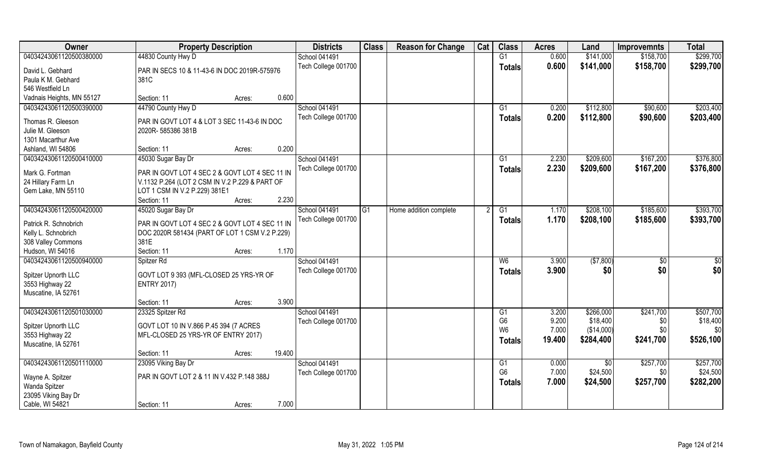| Owner | Property Description | Districts | Class | Reason for Change | Cat | Class | Acres | Land | Improvemnts | Total |
|---|---|---|---|---|---|---|---|---|---|---|
| 04034243061120500380000 | 44830 County Hwy D | School 041491 | | | | G1 | 0.600 | $141,000 | $158,700 | $299,700 |
| David L. Gebhard<br>Paula K M. Gebhard<br>546 Westfield Ln<br>Vadnais Heights, MN 55127 | PAR IN SECS 10 & 11-43-6 IN DOC 2019R-575976 381C<br>Section: 11 Acres: 0.600 | Tech College 001700 | | | | **Totals** | **0.600** | **$141,000** | **$158,700** | **$299,700** |
| 04034243061120500390000 | 44790 County Hwy D | School 041491 | | | | G1 | 0.200 | $112,800 | $90,600 | $203,400 |
| Thomas R. Gleeson<br>Julie M. Gleeson<br>1301 Macarthur Ave<br>Ashland, WI 54806 | PAR IN GOVT LOT 4 & LOT 3 SEC 11-43-6 IN DOC 2020R- 585386 381B<br>Section: 11 Acres: 0.200 | Tech College 001700 | | | | **Totals** | **0.200** | **$112,800** | **$90,600** | **$203,400** |
| 04034243061120500410000 | 45030 Sugar Bay Dr | School 041491 | | | | G1 | 2.230 | $209,600 | $167,200 | $376,800 |
| Mark G. Fortman<br>24 Hillary Farm Ln<br>Gem Lake, MN 55110 | PAR IN GOVT LOT 4 SEC 2 & GOVT LOT 4 SEC 11 IN V.1132 P.264 (LOT 2 CSM IN V.2 P.229 & PART OF LOT 1 CSM IN V.2 P.229) 381E1<br>Section: 11 Acres: 2.230 | Tech College 001700 | | | | **Totals** | **2.230** | **$209,600** | **$167,200** | **$376,800** |
| 04034243061120500420000 | 45020 Sugar Bay Dr | School 041491 | G1 | Home addition complete | 2 | G1 | 1.170 | $208,100 | $185,600 | $393,700 |
| Patrick R. Schnobrich<br>Kelly L. Schnobrich<br>308 Valley Commons<br>Hudson, WI 54016 | PAR IN GOVT LOT 4 SEC 2 & GOVT LOT 4 SEC 11 IN DOC 2020R 581434 (PART OF LOT 1 CSM V.2 P.229) 381E<br>Section: 11 Acres: 1.170 | Tech College 001700 | | | | **Totals** | **1.170** | **$208,100** | **$185,600** | **$393,700** |
| 04034243061120500940000 | Spitzer Rd | School 041491 | | | | W6 | 3.900 | ($7,800) | $0 | $0 |
| Spitzer Upnorth LLC<br>3553 Highway 22<br>Muscatine, IA 52761 | GOVT LOT 9 393 (MFL-CLOSED 25 YRS-YR OF ENTRY 2017)<br>Section: 11 Acres: 3.900 | Tech College 001700 | | | | **Totals** | **3.900** | **$0** | **$0** | **$0** |
| 04034243061120501030000 | 23325 Spitzer Rd | School 041491 | | | | G1 | 3.200 | $266,000 | $241,700 | $507,700 |
| Spitzer Upnorth LLC<br>3553 Highway 22<br>Muscatine, IA 52761 | GOVT LOT 10 IN V.866 P.45 394 (7 ACRES MFL-CLOSED 25 YRS-YR OF ENTRY 2017)<br>Section: 11 Acres: 19.400 | Tech College 001700 | | | | G6 | 9.200 | $18,400 | $0 | $18,400 |
| | | | | | | W6 | 7.000 | ($14,000) | $0 | $0 |
| | | | | | | **Totals** | **19.400** | **$284,400** | **$241,700** | **$526,100** |
| 04034243061120501110000 | 23095 Viking Bay Dr | School 041491 | | | | G1 | 0.000 | $0 | $257,700 | $257,700 |
| Wayne A. Spitzer<br>Wanda Spitzer<br>23095 Viking Bay Dr<br>Cable, WI 54821 | PAR IN GOVT LOT 2 & 11 IN V.432 P.148 388J<br>Section: 11 Acres: 7.000 | Tech College 001700 | | | | G6 | 7.000 | $24,500 | $0 | $24,500 |
| | | | | | | **Totals** | **7.000** | **$24,500** | **$257,700** | **$282,200** |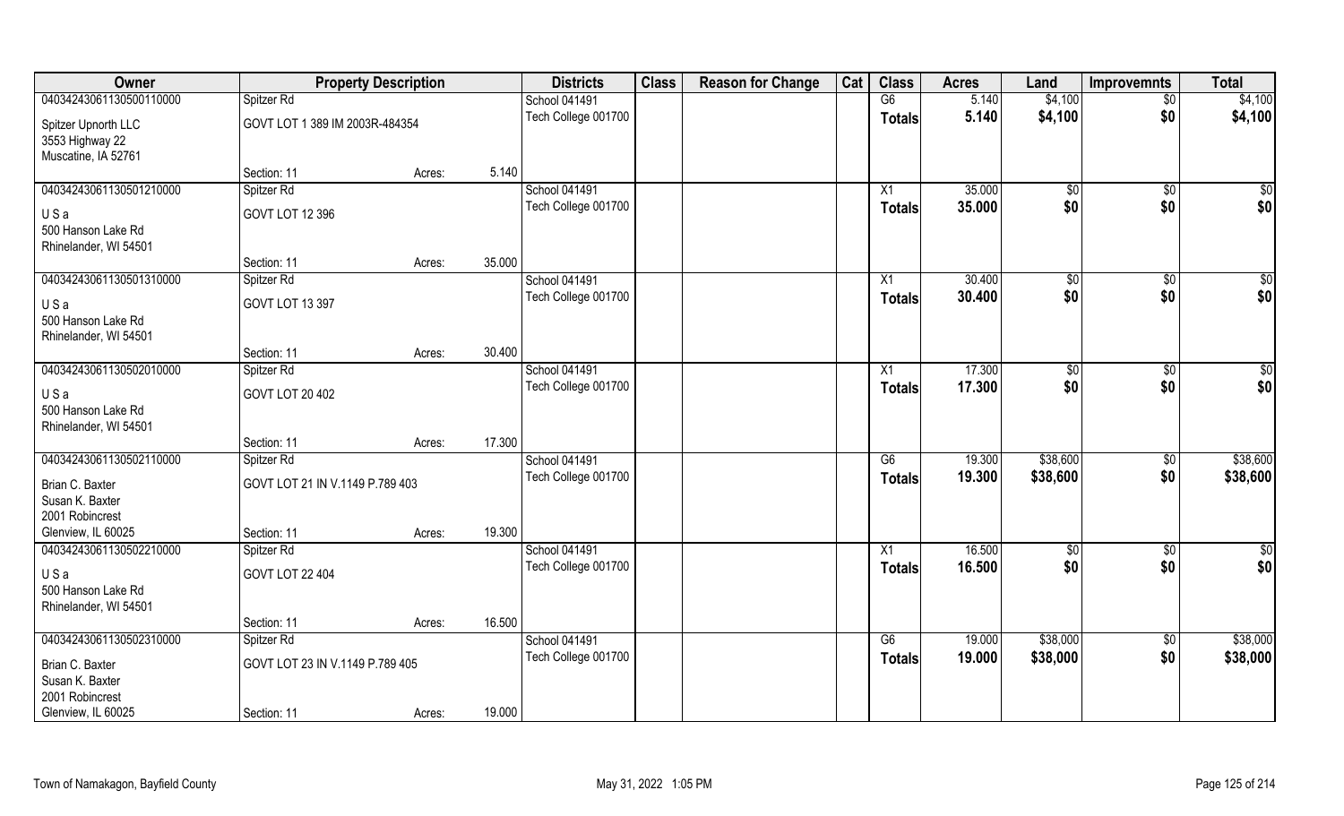| Owner | Property Description | | | Districts | Class | Reason for Change | Cat | Class | Acres | Land | Improvemnts | Total |
|---|---|---|---|---|---|---|---|---|---|---|---|---|
| 04034243061130500110000 | Spitzer Rd | | | School 041491 | | | | G6 | 5.140 | $4,100 | $0 | $4,100 |
| Spitzer Upnorth LLC<br>3553 Highway 22<br>Muscatine, IA 52761 | GOVT LOT 1 389 IM 2003R-484354 | | | Tech College 001700 | | | | Totals | 5.140 | $4,100 | $0 | $4,100 |
| | Section: 11 | Acres: | 5.140 | | | | | | | | | |
| 04034243061130501210000 | Spitzer Rd | | | School 041491 | | | | X1 | 35.000 | $0 | $0 | $0 |
| U S a<br>500 Hanson Lake Rd<br>Rhinelander, WI 54501 | GOVT LOT 12 396 | | | Tech College 001700 | | | | Totals | 35.000 | $0 | $0 | $0 |
| | Section: 11 | Acres: | 35.000 | | | | | | | | | |
| 04034243061130501310000 | Spitzer Rd | | | School 041491 | | | | X1 | 30.400 | $0 | $0 | $0 |
| U S a<br>500 Hanson Lake Rd<br>Rhinelander, WI 54501 | GOVT LOT 13 397 | | | Tech College 001700 | | | | Totals | 30.400 | $0 | $0 | $0 |
| | Section: 11 | Acres: | 30.400 | | | | | | | | | |
| 04034243061130502010000 | Spitzer Rd | | | School 041491 | | | | X1 | 17.300 | $0 | $0 | $0 |
| U S a<br>500 Hanson Lake Rd<br>Rhinelander, WI 54501 | GOVT LOT 20 402 | | | Tech College 001700 | | | | Totals | 17.300 | $0 | $0 | $0 |
| | Section: 11 | Acres: | 17.300 | | | | | | | | | |
| 04034243061130502110000 | Spitzer Rd | | | School 041491 | | | | G6 | 19.300 | $38,600 | $0 | $38,600 |
| Brian C. Baxter<br>Susan K. Baxter<br>2001 Robincrest<br>Glenview, IL 60025 | GOVT LOT 21 IN V.1149 P.789 403 | | | Tech College 001700 | | | | Totals | 19.300 | $38,600 | $0 | $38,600 |
| | Section: 11 | Acres: | 19.300 | | | | | | | | | |
| 04034243061130502210000 | Spitzer Rd | | | School 041491 | | | | X1 | 16.500 | $0 | $0 | $0 |
| U S a<br>500 Hanson Lake Rd<br>Rhinelander, WI 54501 | GOVT LOT 22 404 | | | Tech College 001700 | | | | Totals | 16.500 | $0 | $0 | $0 |
| | Section: 11 | Acres: | 16.500 | | | | | | | | | |
| 04034243061130502310000 | Spitzer Rd | | | School 041491 | | | | G6 | 19.000 | $38,000 | $0 | $38,000 |
| Brian C. Baxter<br>Susan K. Baxter<br>2001 Robincrest<br>Glenview, IL 60025 | GOVT LOT 23 IN V.1149 P.789 405 | | | Tech College 001700 | | | | Totals | 19.000 | $38,000 | $0 | $38,000 |
| | Section: 11 | Acres: | 19.000 | | | | | | | | | |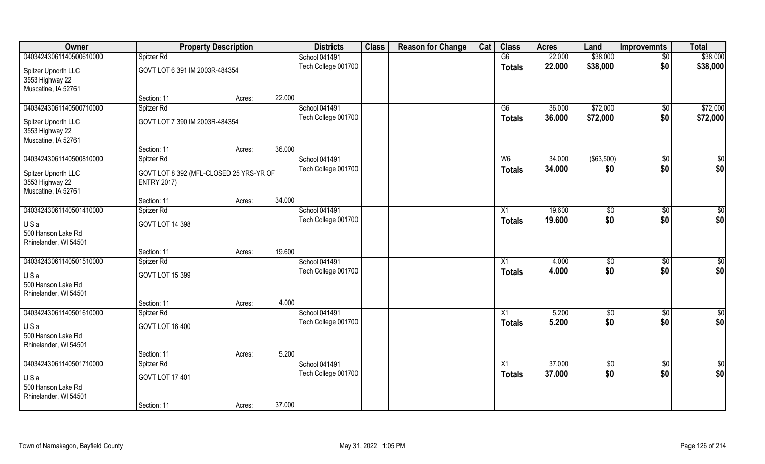| Owner | Property Description | | | Districts | Class | Reason for Change | Cat | Class | Acres | Land | Improvemnts | Total |
|---|---|---|---|---|---|---|---|---|---|---|---|---|
| 04034243061140500610000 | Spitzer Rd | | | School 041491 | | | | G6 | 22.000 | $38,000 | $0 | $38,000 |
| Spitzer Upnorth LLC<br>3553 Highway 22<br>Muscatine, IA 52761 | GOVT LOT 6 391 IM 2003R-484354 | | | Tech College 001700 | | | | Totals | 22.000 | $38,000 | $0 | $38,000 |
| | Section: 11 | Acres: | 22.000 | | | | | | | | | |
| 04034243061140500710000 | Spitzer Rd | | | School 041491 | | | | G6 | 36.000 | $72,000 | $0 | $72,000 |
| Spitzer Upnorth LLC<br>3553 Highway 22<br>Muscatine, IA 52761 | GOVT LOT 7 390 IM 2003R-484354 | | | Tech College 001700 | | | | Totals | 36.000 | $72,000 | $0 | $72,000 |
| | Section: 11 | Acres: | 36.000 | | | | | | | | | |
| 04034243061140500810000 | Spitzer Rd | | | School 041491 | | | | W6 | 34.000 | ($63,500) | $0 | $0 |
| Spitzer Upnorth LLC<br>3553 Highway 22<br>Muscatine, IA 52761 | GOVT LOT 8 392 (MFL-CLOSED 25 YRS-YR OF ENTRY 2017) | | | Tech College 001700 | | | | Totals | 34.000 | $0 | $0 | $0 |
| | Section: 11 | Acres: | 34.000 | | | | | | | | | |
| 04034243061140501410000 | Spitzer Rd | | | School 041491 | | | | X1 | 19.600 | $0 | $0 | $0 |
| U S a<br>500 Hanson Lake Rd<br>Rhinelander, WI 54501 | GOVT LOT 14 398 | | | Tech College 001700 | | | | Totals | 19.600 | $0 | $0 | $0 |
| | Section: 11 | Acres: | 19.600 | | | | | | | | | |
| 04034243061140501510000 | Spitzer Rd | | | School 041491 | | | | X1 | 4.000 | $0 | $0 | $0 |
| U S a<br>500 Hanson Lake Rd<br>Rhinelander, WI 54501 | GOVT LOT 15 399 | | | Tech College 001700 | | | | Totals | 4.000 | $0 | $0 | $0 |
| | Section: 11 | Acres: | 4.000 | | | | | | | | | |
| 04034243061140501610000 | Spitzer Rd | | | School 041491 | | | | X1 | 5.200 | $0 | $0 | $0 |
| U S a<br>500 Hanson Lake Rd<br>Rhinelander, WI 54501 | GOVT LOT 16 400 | | | Tech College 001700 | | | | Totals | 5.200 | $0 | $0 | $0 |
| | Section: 11 | Acres: | 5.200 | | | | | | | | | |
| 04034243061140501710000 | Spitzer Rd | | | School 041491 | | | | X1 | 37.000 | $0 | $0 | $0 |
| U S a<br>500 Hanson Lake Rd<br>Rhinelander, WI 54501 | GOVT LOT 17 401 | | | Tech College 001700 | | | | Totals | 37.000 | $0 | $0 | $0 |
| | Section: 11 | Acres: | 37.000 | | | | | | | | | |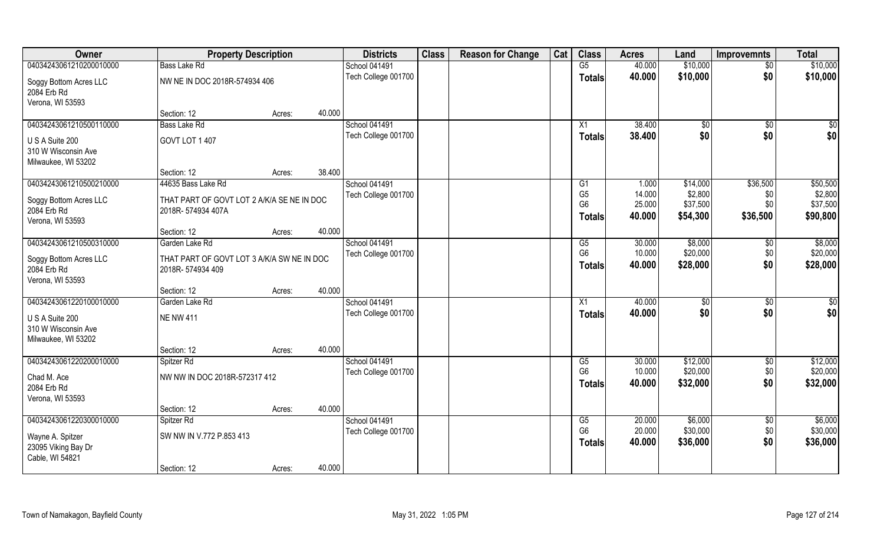| Owner | Property Description | | | Districts | Class | Reason for Change | Cat | Class | Acres | Land | Improvemnts | Total |
|---|---|---|---|---|---|---|---|---|---|---|---|---|
| 04034243061210200010000 | Bass Lake Rd | | | School 041491 | | | | G5 | 40.000 | $10,000 | $0 | $10,000 |
| Soggy Bottom Acres LLC<br>2084 Erb Rd<br>Verona, WI 53593 | NW NE IN DOC 2018R-574934 406 | | | Tech College 001700 | | | | Totals | 40.000 | $10,000 | $0 | $10,000 |
| | Section: 12 | Acres: | 40.000 | | | | | | | | | |
| 04034243061210500110000 | Bass Lake Rd | | | School 041491 | | | | X1 | 38.400 | $0 | $0 | $0 |
| U S A Suite 200<br>310 W Wisconsin Ave<br>Milwaukee, WI 53202 | GOVT LOT 1 407 | | | Tech College 001700 | | | | Totals | 38.400 | $0 | $0 | $0 |
| | Section: 12 | Acres: | 38.400 | | | | | | | | | |
| 04034243061210500210000 | 44635 Bass Lake Rd | | | School 041491 | | | | G1 | 1.000 | $14,000 | $36,500 | $50,500 |
| Soggy Bottom Acres LLC<br>2084 Erb Rd<br>Verona, WI 53593 | THAT PART OF GOVT LOT 2 A/K/A SE NE IN DOC 2018R- 574934 407A | | | Tech College 001700 | | | | G5 | 14.000 | $2,800 | $0 | $2,800 |
| | | | | | | | | G6 | 25.000 | $37,500 | $0 | $37,500 |
| | | | | | | | | Totals | 40.000 | $54,300 | $36,500 | $90,800 |
| | Section: 12 | Acres: | 40.000 | | | | | | | | | |
| 04034243061210500310000 | Garden Lake Rd | | | School 041491 | | | | G5 | 30.000 | $8,000 | $0 | $8,000 |
| Soggy Bottom Acres LLC<br>2084 Erb Rd<br>Verona, WI 53593 | THAT PART OF GOVT LOT 3 A/K/A SW NE IN DOC 2018R- 574934 409 | | | Tech College 001700 | | | | G6 | 10.000 | $20,000 | $0 | $20,000 |
| | | | | | | | | Totals | 40.000 | $28,000 | $0 | $28,000 |
| | Section: 12 | Acres: | 40.000 | | | | | | | | | |
| 04034243061220100010000 | Garden Lake Rd | | | School 041491 | | | | X1 | 40.000 | $0 | $0 | $0 |
| U S A Suite 200<br>310 W Wisconsin Ave<br>Milwaukee, WI 53202 | NE NW 411 | | | Tech College 001700 | | | | Totals | 40.000 | $0 | $0 | $0 |
| | Section: 12 | Acres: | 40.000 | | | | | | | | | |
| 04034243061220200010000 | Spitzer Rd | | | School 041491 | | | | G5 | 30.000 | $12,000 | $0 | $12,000 |
| Chad M. Ace<br>2084 Erb Rd<br>Verona, WI 53593 | NW NW IN DOC 2018R-572317 412 | | | Tech College 001700 | | | | G6 | 10.000 | $20,000 | $0 | $20,000 |
| | | | | | | | | Totals | 40.000 | $32,000 | $0 | $32,000 |
| | Section: 12 | Acres: | 40.000 | | | | | | | | | |
| 04034243061220300010000 | Spitzer Rd | | | School 041491 | | | | G5 | 20.000 | $6,000 | $0 | $6,000 |
| Wayne A. Spitzer<br>23095 Viking Bay Dr<br>Cable, WI 54821 | SW NW IN V.772 P.853 413 | | | Tech College 001700 | | | | G6 | 20.000 | $30,000 | $0 | $30,000 |
| | | | | | | | | Totals | 40.000 | $36,000 | $0 | $36,000 |
| | Section: 12 | Acres: | 40.000 | | | | | | | | | |

Town of Namakagon, Bayfield County | May 31, 2022 1:05 PM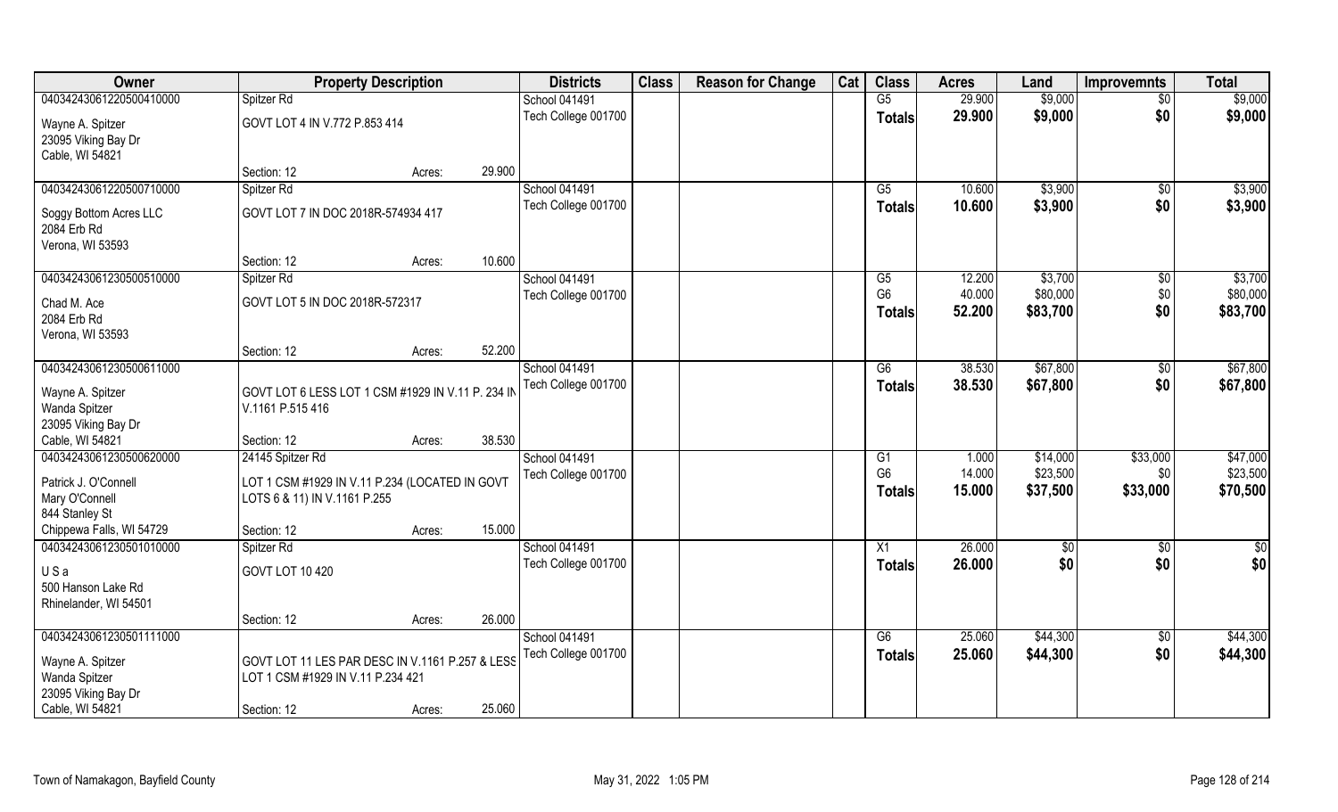| Owner | Property Description | | | Districts | Class | Reason for Change | Cat | Class | Acres | Land | Improvemnts | Total |
|---|---|---|---|---|---|---|---|---|---|---|---|---|
| 04034243061220500410000 | Spitzer Rd | | | School 041491 | | | | G5 | 29.900 | $9,000 | $0 | $9,000 |
| Wayne A. Spitzer<br>23095 Viking Bay Dr<br>Cable, WI 54821 | GOVT LOT 4 IN V.772 P.853 414 | | | Tech College 001700 | | | | Totals | 29.900 | $9,000 | $0 | $9,000 |
| | Section: 12 | Acres: | 29.900 | | | | | | | | | |
| 04034243061220500710000 | Spitzer Rd | | | School 041491 | | | | G5 | 10.600 | $3,900 | $0 | $3,900 |
| Soggy Bottom Acres LLC<br>2084 Erb Rd<br>Verona, WI 53593 | GOVT LOT 7 IN DOC 2018R-574934 417 | | | Tech College 001700 | | | | Totals | 10.600 | $3,900 | $0 | $3,900 |
| | Section: 12 | Acres: | 10.600 | | | | | | | | | |
| 04034243061230500510000 | Spitzer Rd | | | School 041491 | | | | G5 | 12.200 | $3,700 | $0 | $3,700 |
| Chad M. Ace<br>2084 Erb Rd<br>Verona, WI 53593 | GOVT LOT 5 IN DOC 2018R-572317 | | | Tech College 001700 | | | | G6 | 40.000 | $80,000 | $0 | $80,000 |
| | | | | | | | | Totals | 52.200 | $83,700 | $0 | $83,700 |
| | Section: 12 | Acres: | 52.200 | | | | | | | | | |
| 04034243061230500611000 | | | | School 041491 | | | | G6 | 38.530 | $67,800 | $0 | $67,800 |
| Wayne A. Spitzer<br>Wanda Spitzer<br>23095 Viking Bay Dr<br>Cable, WI 54821 | GOVT LOT 6 LESS LOT 1 CSM #1929 IN V.11 P. 234 IN V.1161 P.515 416 | | | Tech College 001700 | | | | Totals | 38.530 | $67,800 | $0 | $67,800 |
| | Section: 12 | Acres: | 38.530 | | | | | | | | | |
| 04034243061230500620000 | 24145 Spitzer Rd | | | School 041491 | | | | G1 | 1.000 | $14,000 | $33,000 | $47,000 |
| Patrick J. O'Connell<br>Mary O'Connell<br>844 Stanley St<br>Chippewa Falls, WI 54729 | LOT 1 CSM #1929 IN V.11 P.234 (LOCATED IN GOVT LOTS 6 & 11) IN V.1161 P.255 | | | Tech College 001700 | | | | G6 | 14.000 | $23,500 | $0 | $23,500 |
| | | | | | | | | Totals | 15.000 | $37,500 | $33,000 | $70,500 |
| | Section: 12 | Acres: | 15.000 | | | | | | | | | |
| 04034243061230501010000 | Spitzer Rd | | | School 041491 | | | | X1 | 26.000 | $0 | $0 | $0 |
| U S a<br>500 Hanson Lake Rd<br>Rhinelander, WI 54501 | GOVT LOT 10 420 | | | Tech College 001700 | | | | Totals | 26.000 | $0 | $0 | $0 |
| | Section: 12 | Acres: | 26.000 | | | | | | | | | |
| 04034243061230501111000 | | | | School 041491 | | | | G6 | 25.060 | $44,300 | $0 | $44,300 |
| Wayne A. Spitzer<br>Wanda Spitzer<br>23095 Viking Bay Dr<br>Cable, WI 54821 | GOVT LOT 11 LES PAR DESC IN V.1161 P.257 & LESS LOT 1 CSM #1929 IN V.11 P.234 421 | | | Tech College 001700 | | | | Totals | 25.060 | $44,300 | $0 | $44,300 |
| | Section: 12 | Acres: | 25.060 | | | | | | | | | |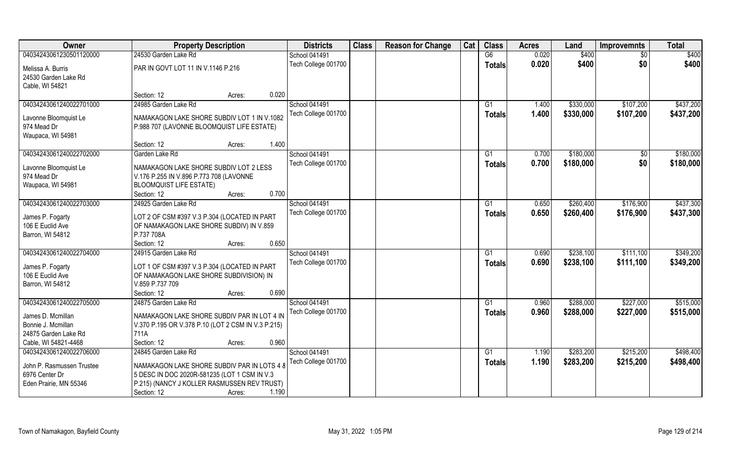| Owner | Property Description | | | Districts | Class | Reason for Change | Cat | Class | Acres | Land | Improvemnts | Total |
|---|---|---|---|---|---|---|---|---|---|---|---|---|
| 04034243061230501120000 | 24530 Garden Lake Rd | | | School 041491 | | | | G6 | 0.020 | $400 | $0 | $400 |
| Melissa A. Burris<br>24530 Garden Lake Rd<br>Cable, WI 54821 | PAR IN GOVT LOT 11 IN V.1146 P.216 | | | Tech College 001700 | | | | Totals | 0.020 | $400 | $0 | $400 |
| | Section: 12 | Acres: | 0.020 | | | | | | | | | |
| 04034243061240022701000 | 24985 Garden Lake Rd | | | School 041491 | | | | G1 | 1.400 | $330,000 | $107,200 | $437,200 |
| Lavonne Bloomquist Le<br>974 Mead Dr<br>Waupaca, WI 54981 | NAMAKAGON LAKE SHORE SUBDIV LOT 1 IN V.1082 P.988 707 (LAVONNE BLOOMQUIST LIFE ESTATE) | | | Tech College 001700 | | | | Totals | 1.400 | $330,000 | $107,200 | $437,200 |
| | Section: 12 | Acres: | 1.400 | | | | | | | | | |
| 04034243061240022702000 | Garden Lake Rd | | | School 041491 | | | | G1 | 0.700 | $180,000 | $0 | $180,000 |
| Lavonne Bloomquist Le<br>974 Mead Dr<br>Waupaca, WI 54981 | NAMAKAGON LAKE SHORE SUBDIV LOT 2 LESS V.176 P.255 IN V.896 P.773 708 (LAVONNE BLOOMQUIST LIFE ESTATE) | | | Tech College 001700 | | | | Totals | 0.700 | $180,000 | $0 | $180,000 |
| | Section: 12 | Acres: | 0.700 | | | | | | | | | |
| 04034243061240022703000 | 24925 Garden Lake Rd | | | School 041491 | | | | G1 | 0.650 | $260,400 | $176,900 | $437,300 |
| James P. Fogarty<br>106 E Euclid Ave<br>Barron, WI 54812 | LOT 2 OF CSM #397 V.3 P.304 (LOCATED IN PART OF NAMAKAGON LAKE SHORE SUBDIV) IN V.859 P.737 708A | | | Tech College 001700 | | | | Totals | 0.650 | $260,400 | $176,900 | $437,300 |
| | Section: 12 | Acres: | 0.650 | | | | | | | | | |
| 04034243061240022704000 | 24915 Garden Lake Rd | | | School 041491 | | | | G1 | 0.690 | $238,100 | $111,100 | $349,200 |
| James P. Fogarty<br>106 E Euclid Ave<br>Barron, WI 54812 | LOT 1 OF CSM #397 V.3 P.304 (LOCATED IN PART OF NAMAKAGON LAKE SHORE SUBDIVISION) IN V.859 P.737 709 | | | Tech College 001700 | | | | Totals | 0.690 | $238,100 | $111,100 | $349,200 |
| | Section: 12 | Acres: | 0.690 | | | | | | | | | |
| 04034243061240022705000 | 24875 Garden Lake Rd | | | School 041491 | | | | G1 | 0.960 | $288,000 | $227,000 | $515,000 |
| James D. Mcmillan<br>Bonnie J. Mcmillan<br>24875 Garden Lake Rd<br>Cable, WI 54821-4468 | NAMAKAGON LAKE SHORE SUBDIV PAR IN LOT 4 IN V.370 P.195 OR V.378 P.10 (LOT 2 CSM IN V.3 P.215) 711A | | | Tech College 001700 | | | | Totals | 0.960 | $288,000 | $227,000 | $515,000 |
| | Section: 12 | Acres: | 0.960 | | | | | | | | | |
| 04034243061240022706000 | 24845 Garden Lake Rd | | | School 041491 | | | | G1 | 1.190 | $283,200 | $215,200 | $498,400 |
| John P. Rasmussen Trustee<br>6976 Center Dr<br>Eden Prairie, MN 55346 | NAMAKAGON LAKE SHORE SUBDIV PAR IN LOTS 4 & 5 DESC IN DOC 2020R-581235 (LOT 1 CSM IN V.3 P.215) (NANCY J KOLLER RASMUSSEN REV TRUST) | | | Tech College 001700 | | | | Totals | 1.190 | $283,200 | $215,200 | $498,400 |
| | Section: 12 | Acres: | 1.190 | | | | | | | | | |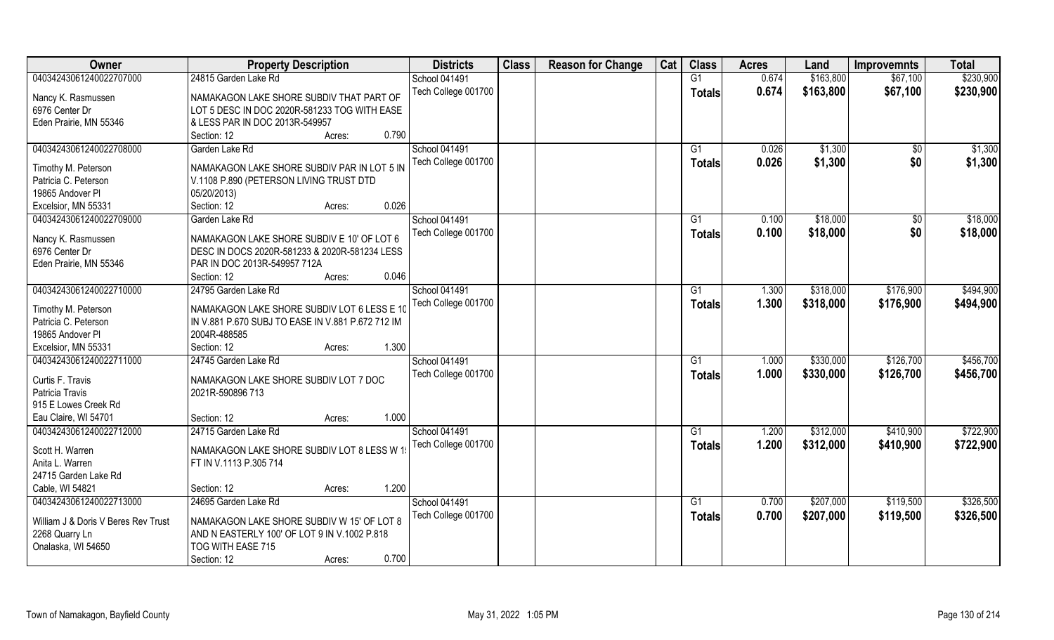| Owner | Property Description | Districts | Class | Reason for Change | Cat | Class | Acres | Land | Improvemnts | Total |
|---|---|---|---|---|---|---|---|---|---|---|
| 04034243061240022707000 | 24815 Garden Lake Rd | School 041491 | | | | G1 | 0.674 | $163,800 | $67,100 | $230,900 |
| Nancy K. Rasmussen<br>6976 Center Dr<br>Eden Prairie, MN 55346 | NAMAKAGON LAKE SHORE SUBDIV THAT PART OF LOT 5 DESC IN DOC 2020R-581233 TOG WITH EASE & LESS PAR IN DOC 2013R-549957<br>Section: 12 Acres: 0.790 | Tech College 001700 | | | | **Totals** | **0.674** | **$163,800** | **$67,100** | **$230,900** |
| 04034243061240022708000 | Garden Lake Rd | School 041491 | | | | G1 | 0.026 | $1,300 | $0 | $1,300 |
| Timothy M. Peterson<br>Patricia C. Peterson<br>19865 Andover Pl<br>Excelsior, MN 55331 | NAMAKAGON LAKE SHORE SUBDIV PAR IN LOT 5 IN V.1108 P.890 (PETERSON LIVING TRUST DTD 05/20/2013)<br>Section: 12 Acres: 0.026 | Tech College 001700 | | | | **Totals** | **0.026** | **$1,300** | **$0** | **$1,300** |
| 04034243061240022709000 | Garden Lake Rd | School 041491 | | | | G1 | 0.100 | $18,000 | $0 | $18,000 |
| Nancy K. Rasmussen<br>6976 Center Dr<br>Eden Prairie, MN 55346 | NAMAKAGON LAKE SHORE SUBDIV E 10' OF LOT 6 DESC IN DOCS 2020R-581233 & 2020R-581234 LESS PAR IN DOC 2013R-549957 712A<br>Section: 12 Acres: 0.046 | Tech College 001700 | | | | **Totals** | **0.100** | **$18,000** | **$0** | **$18,000** |
| 04034243061240022710000 | 24795 Garden Lake Rd | School 041491 | | | | G1 | 1.300 | $318,000 | $176,900 | $494,900 |
| Timothy M. Peterson<br>Patricia C. Peterson<br>19865 Andover Pl<br>Excelsior, MN 55331 | NAMAKAGON LAKE SHORE SUBDIV LOT 6 LESS E 10 IN V.881 P.670 SUBJ TO EASE IN V.881 P.672 712 IM 2004R-488585<br>Section: 12 Acres: 1.300 | Tech College 001700 | | | | **Totals** | **1.300** | **$318,000** | **$176,900** | **$494,900** |
| 04034243061240022711000 | 24745 Garden Lake Rd | School 041491 | | | | G1 | 1.000 | $330,000 | $126,700 | $456,700 |
| Curtis F. Travis<br>Patricia Travis<br>915 E Lowes Creek Rd<br>Eau Claire, WI 54701 | NAMAKAGON LAKE SHORE SUBDIV LOT 7 DOC 2021R-590896 713<br>Section: 12 Acres: 1.000 | Tech College 001700 | | | | **Totals** | **1.000** | **$330,000** | **$126,700** | **$456,700** |
| 04034243061240022712000 | 24715 Garden Lake Rd | School 041491 | | | | G1 | 1.200 | $312,000 | $410,900 | $722,900 |
| Scott H. Warren<br>Anita L. Warren<br>24715 Garden Lake Rd<br>Cable, WI 54821 | NAMAKAGON LAKE SHORE SUBDIV LOT 8 LESS W 1 FT IN V.1113 P.305 714<br>Section: 12 Acres: 1.200 | Tech College 001700 | | | | **Totals** | **1.200** | **$312,000** | **$410,900** | **$722,900** |
| 04034243061240022713000 | 24695 Garden Lake Rd | School 041491 | | | | G1 | 0.700 | $207,000 | $119,500 | $326,500 |
| William J & Doris V Beres Rev Trust<br>2268 Quarry Ln<br>Onalaska, WI 54650 | NAMAKAGON LAKE SHORE SUBDIV W 15' OF LOT 8 AND N EASTERLY 100' OF LOT 9 IN V.1002 P.818 TOG WITH EASE 715<br>Section: 12 Acres: 0.700 | Tech College 001700 | | | | **Totals** | **0.700** | **$207,000** | **$119,500** | **$326,500** |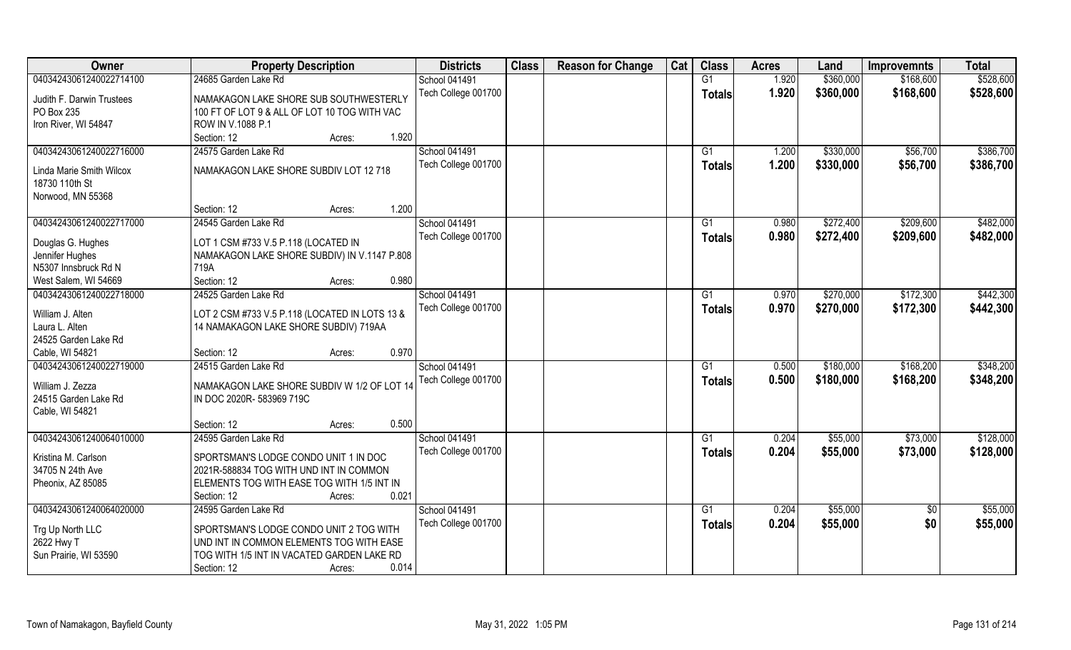| Owner | Property Description | Districts | Class | Reason for Change | Cat | Class | Acres | Land | Improvemnts | Total |
|---|---|---|---|---|---|---|---|---|---|---|
| 04034243061240022714100 | 24685 Garden Lake Rd | School 041491 | | | | G1 | 1.920 | $360,000 | $168,600 | $528,600 |
| Judith F. Darwin Trustees<br>PO Box 235<br>Iron River, WI 54847 | NAMAKAGON LAKE SHORE SUB SOUTHWESTERLY 100 FT OF LOT 9 & ALL OF LOT 10 TOG WITH VAC ROW IN V.1088 P.1<br>Section: 12 Acres: 1.920 | Tech College 001700 | | | | Totals | 1.920 | $360,000 | $168,600 | $528,600 |
| 04034243061240022716000 | 24575 Garden Lake Rd | School 041491 | | | | G1 | 1.200 | $330,000 | $56,700 | $386,700 |
| Linda Marie Smith Wilcox<br>18730 110th St<br>Norwood, MN 55368 | NAMAKAGON LAKE SHORE SUBDIV LOT 12 718<br>Section: 12 Acres: 1.200 | Tech College 001700 | | | | Totals | 1.200 | $330,000 | $56,700 | $386,700 |
| 04034243061240022717000 | 24545 Garden Lake Rd | School 041491 | | | | G1 | 0.980 | $272,400 | $209,600 | $482,000 |
| Douglas G. Hughes<br>Jennifer Hughes<br>N5307 Innsbruck Rd N<br>West Salem, WI 54669 | LOT 1 CSM #733 V.5 P.118 (LOCATED IN NAMAKAGON LAKE SHORE SUBDIV) IN V.1147 P.808 719A<br>Section: 12 Acres: 0.980 | Tech College 001700 | | | | Totals | 0.980 | $272,400 | $209,600 | $482,000 |
| 04034243061240022718000 | 24525 Garden Lake Rd | School 041491 | | | | G1 | 0.970 | $270,000 | $172,300 | $442,300 |
| William J. Alten<br>Laura L. Alten<br>24525 Garden Lake Rd<br>Cable, WI 54821 | LOT 2 CSM #733 V.5 P.118 (LOCATED IN LOTS 13 & 14 NAMAKAGON LAKE SHORE SUBDIV) 719AA<br>Section: 12 Acres: 0.970 | Tech College 001700 | | | | Totals | 0.970 | $270,000 | $172,300 | $442,300 |
| 04034243061240022719000 | 24515 Garden Lake Rd | School 041491 | | | | G1 | 0.500 | $180,000 | $168,200 | $348,200 |
| William J. Zezza<br>24515 Garden Lake Rd<br>Cable, WI 54821 | NAMAKAGON LAKE SHORE SUBDIV W 1/2 OF LOT 14 IN DOC 2020R- 583969 719C<br>Section: 12 Acres: 0.500 | Tech College 001700 | | | | Totals | 0.500 | $180,000 | $168,200 | $348,200 |
| 04034243061240064010000 | 24595 Garden Lake Rd | School 041491 | | | | G1 | 0.204 | $55,000 | $73,000 | $128,000 |
| Kristina M. Carlson<br>34705 N 24th Ave<br>Pheonix, AZ 85085 | SPORTSMAN'S LODGE CONDO UNIT 1 IN DOC 2021R-588834 TOG WITH UND INT IN COMMON ELEMENTS TOG WITH EASE TOG WITH 1/5 INT IN<br>Section: 12 Acres: 0.021 | Tech College 001700 | | | | Totals | 0.204 | $55,000 | $73,000 | $128,000 |
| 04034243061240064020000 | 24595 Garden Lake Rd | School 041491 | | | | G1 | 0.204 | $55,000 | $0 | $55,000 |
| Trg Up North LLC<br>2622 Hwy T<br>Sun Prairie, WI 53590 | SPORTSMAN'S LODGE CONDO UNIT 2 TOG WITH UND INT IN COMMON ELEMENTS TOG WITH EASE TOG WITH 1/5 INT IN VACATED GARDEN LAKE RD<br>Section: 12 Acres: 0.014 | Tech College 001700 | | | | Totals | 0.204 | $55,000 | $0 | $55,000 |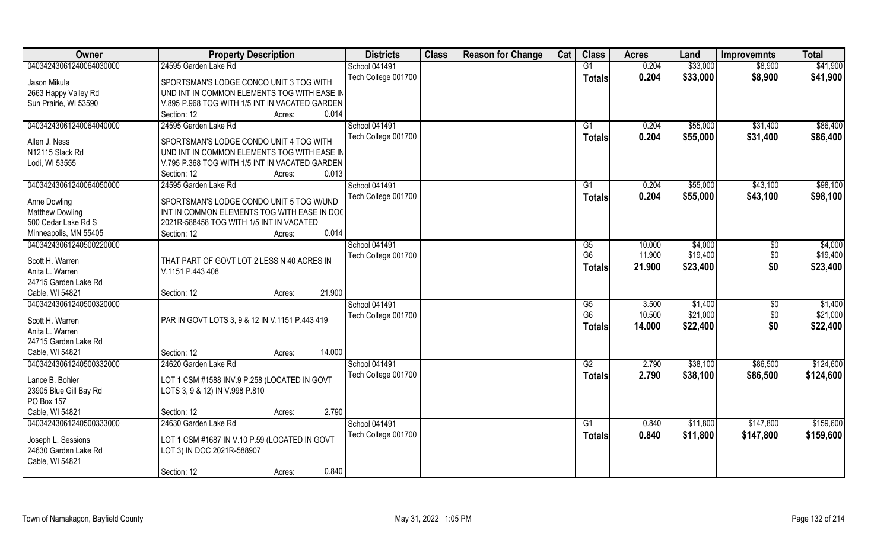| Owner | Property Description | Districts | Class | Reason for Change | Cat | Class | Acres | Land | Improvemnts | Total |
|---|---|---|---|---|---|---|---|---|---|---|
| 04034243061240064030000 | 24595 Garden Lake Rd | School 041491 | | | | G1 | 0.204 | $33,000 | $8,900 | $41,900 |
| Jason Mikula | SPORTSMAN'S LODGE CONCO UNIT 3 TOG WITH | Tech College 001700 | | | | Totals | 0.204 | $33,000 | $8,900 | $41,900 |
| 2663 Happy Valley Rd | UND INT IN COMMON ELEMENTS TOG WITH EASE IN | | | | | | | | | |
| Sun Prairie, WI 53590 | V.895 P.968 TOG WITH 1/5 INT IN VACATED GARDEN | | | | | | | | | |
| | Section: 12 Acres: 0.014 | | | | | | | | | |
| 04034243061240064040000 | 24595 Garden Lake Rd | School 041491 | | | | G1 | 0.204 | $55,000 | $31,400 | $86,400 |
| Allen J. Ness | SPORTSMAN'S LODGE CONDO UNIT 4 TOG WITH | Tech College 001700 | | | | Totals | 0.204 | $55,000 | $31,400 | $86,400 |
| N12115 Slack Rd | UND INT IN COMMON ELEMENTS TOG WITH EASE IN | | | | | | | | | |
| Lodi, WI 53555 | V.795 P.368 TOG WITH 1/5 INT IN VACATED GARDEN | | | | | | | | | |
| | Section: 12 Acres: 0.013 | | | | | | | | | |
| 04034243061240064050000 | 24595 Garden Lake Rd | School 041491 | | | | G1 | 0.204 | $55,000 | $43,100 | $98,100 |
| Anne Dowling | SPORTSMAN'S LODGE CONDO UNIT 5 TOG W/UND | Tech College 001700 | | | | Totals | 0.204 | $55,000 | $43,100 | $98,100 |
| Matthew Dowling | INT IN COMMON ELEMENTS TOG WITH EASE IN DOC | | | | | | | | | |
| 500 Cedar Lake Rd S | 2021R-588458 TOG WITH 1/5 INT IN VACATED | | | | | | | | | |
| Minneapolis, MN 55405 | Section: 12 Acres: 0.014 | | | | | | | | | |
| 04034243061240500220000 | | School 041491 | | | | G5 | 10.000 | $4,000 | $0 | $4,000 |
| Scott H. Warren | THAT PART OF GOVT LOT 2 LESS N 40 ACRES IN | Tech College 001700 | | | | G6 | 11.900 | $19,400 | $0 | $19,400 |
| Anita L. Warren | V.1151 P.443 408 | | | | | Totals | 21.900 | $23,400 | $0 | $23,400 |
| 24715 Garden Lake Rd | | | | | | | | | | |
| Cable, WI 54821 | Section: 12 Acres: 21.900 | | | | | | | | | |
| 04034243061240500320000 | | School 041491 | | | | G5 | 3.500 | $1,400 | $0 | $1,400 |
| Scott H. Warren | PAR IN GOVT LOTS 3, 9 & 12 IN V.1151 P.443 419 | Tech College 001700 | | | | G6 | 10.500 | $21,000 | $0 | $21,000 |
| Anita L. Warren | | | | | | Totals | 14.000 | $22,400 | $0 | $22,400 |
| 24715 Garden Lake Rd | | | | | | | | | | |
| Cable, WI 54821 | Section: 12 Acres: 14.000 | | | | | | | | | |
| 04034243061240500332000 | 24620 Garden Lake Rd | School 041491 | | | | G2 | 2.790 | $38,100 | $86,500 | $124,600 |
| Lance B. Bohler | LOT 1 CSM #1588 INV.9 P.258 (LOCATED IN GOVT | Tech College 001700 | | | | Totals | 2.790 | $38,100 | $86,500 | $124,600 |
| 23905 Blue Gill Bay Rd | LOTS 3, 9 & 12) IN V.998 P.810 | | | | | | | | | |
| PO Box 157 | | | | | | | | | | |
| Cable, WI 54821 | Section: 12 Acres: 2.790 | | | | | | | | | |
| 04034243061240500333000 | 24630 Garden Lake Rd | School 041491 | | | | G1 | 0.840 | $11,800 | $147,800 | $159,600 |
| Joseph L. Sessions | LOT 1 CSM #1687 IN V.10 P.59 (LOCATED IN GOVT | Tech College 001700 | | | | Totals | 0.840 | $11,800 | $147,800 | $159,600 |
| 24630 Garden Lake Rd | LOT 3) IN DOC 2021R-588907 | | | | | | | | | |
| Cable, WI 54821 | | | | | | | | | | |
| | Section: 12 Acres: 0.840 | | | | | | | | | |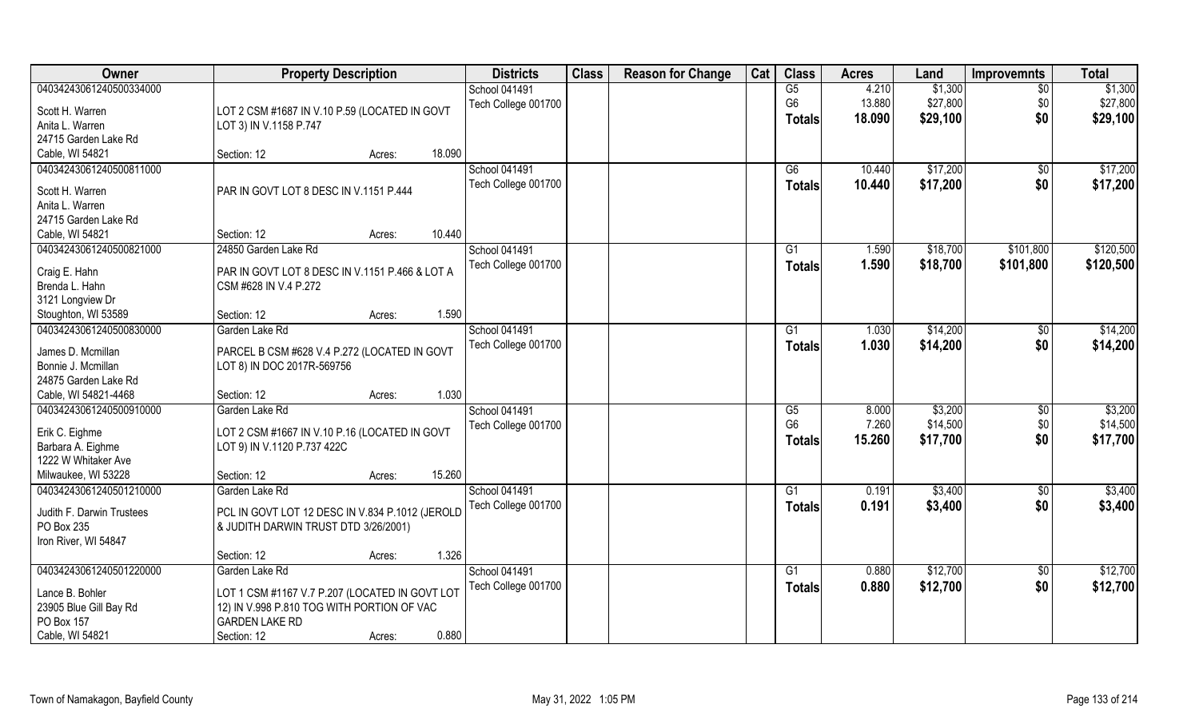| Owner | Property Description | Districts | Class | Reason for Change | Cat | Class | Acres | Land | Improvemnts | Total |
|---|---|---|---|---|---|---|---|---|---|---|
| 04034243061240500334000<br>Scott H. Warren<br>Anita L. Warren<br>24715 Garden Lake Rd<br>Cable, WI 54821 | LOT 2 CSM #1687 IN V.10 P.59 (LOCATED IN GOVT LOT 3) IN V.1158 P.747<br>Section: 12 Acres: 18.090 | School 041491<br>Tech College 001700 | | | | G5<br>G6<br>Totals | 4.210<br>13.880<br>18.090 | $1,300<br>$27,800<br>$29,100 | $0<br>$0<br>$0 | $1,300<br>$27,800<br>$29,100 |
| 04034243061240500811000<br>Scott H. Warren<br>Anita L. Warren<br>24715 Garden Lake Rd<br>Cable, WI 54821 | PAR IN GOVT LOT 8 DESC IN V.1151 P.444<br>Section: 12 Acres: 10.440 | School 041491<br>Tech College 001700 | | | | G6<br>Totals | 10.440<br>10.440 | $17,200<br>$17,200 | $0<br>$0 | $17,200<br>$17,200 |
| 04034243061240500821000<br>Craig E. Hahn<br>Brenda L. Hahn<br>3121 Longview Dr<br>Stoughton, WI 53589 | 24850 Garden Lake Rd<br>PAR IN GOVT LOT 8 DESC IN V.1151 P.466 & LOT A CSM #628 IN V.4 P.272<br>Section: 12 Acres: 1.590 | School 041491<br>Tech College 001700 | | | | G1<br>Totals | 1.590<br>1.590 | $18,700<br>$18,700 | $101,800<br>$101,800 | $120,500<br>$120,500 |
| 04034243061240500830000<br>James D. Mcmillan<br>Bonnie J. Mcmillan<br>24875 Garden Lake Rd<br>Cable, WI 54821-4468 | Garden Lake Rd<br>PARCEL B CSM #628 V.4 P.272 (LOCATED IN GOVT LOT 8) IN DOC 2017R-569756<br>Section: 12 Acres: 1.030 | School 041491<br>Tech College 001700 | | | | G1<br>Totals | 1.030<br>1.030 | $14,200<br>$14,200 | $0<br>$0 | $14,200<br>$14,200 |
| 04034243061240500910000<br>Erik C. Eighme<br>Barbara A. Eighme<br>1222 W Whitaker Ave<br>Milwaukee, WI 53228 | Garden Lake Rd<br>LOT 2 CSM #1667 IN V.10 P.16 (LOCATED IN GOVT LOT 9) IN V.1120 P.737 422C<br>Section: 12 Acres: 15.260 | School 041491<br>Tech College 001700 | | | | G5<br>G6<br>Totals | 8.000<br>7.260<br>15.260 | $3,200<br>$14,500<br>$17,700 | $0<br>$0<br>$0 | $3,200<br>$14,500<br>$17,700 |
| 04034243061240501210000<br>Judith F. Darwin Trustees<br>PO Box 235<br>Iron River, WI 54847 | Garden Lake Rd<br>PCL IN GOVT LOT 12 DESC IN V.834 P.1012 (JEROLD & JUDITH DARWIN TRUST DTD 3/26/2001)<br>Section: 12 Acres: 1.326 | School 041491<br>Tech College 001700 | | | | G1<br>Totals | 0.191<br>0.191 | $3,400<br>$3,400 | $0<br>$0 | $3,400<br>$3,400 |
| 04034243061240501220000<br>Lance B. Bohler<br>23905 Blue Gill Bay Rd<br>PO Box 157<br>Cable, WI 54821 | Garden Lake Rd<br>LOT 1 CSM #1167 V.7 P.207 (LOCATED IN GOVT LOT 12) IN V.998 P.810 TOG WITH PORTION OF VAC GARDEN LAKE RD<br>Section: 12 Acres: 0.880 | School 041491<br>Tech College 001700 | | | | G1<br>Totals | 0.880<br>0.880 | $12,700<br>$12,700 | $0<br>$0 | $12,700<br>$12,700 |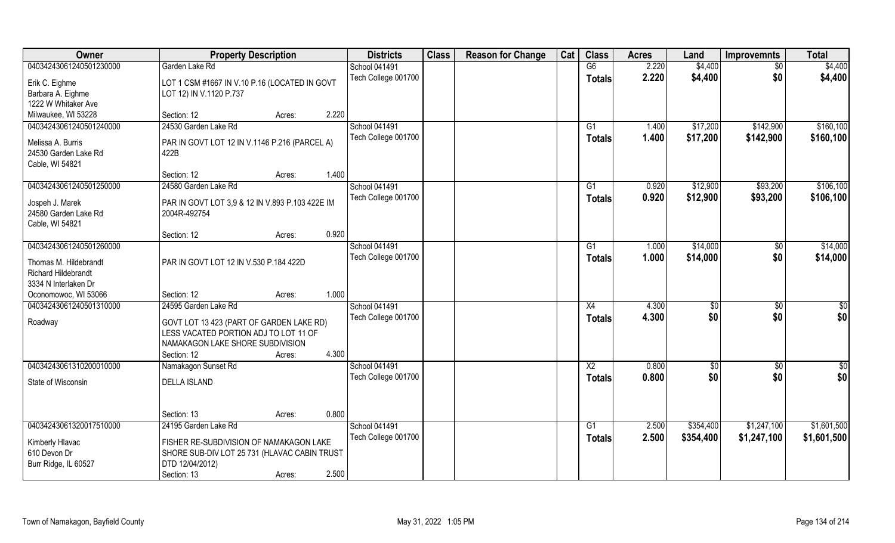| Owner | Property Description | | Districts | Class | Reason for Change | Cat | Class | Acres | Land | Improvemnts | Total |
|---|---|---|---|---|---|---|---|---|---|---|---|
| 04034243061240501230000<br>Erik C. Eighme<br>Barbara A. Eighme<br>1222 W Whitaker Ave<br>Milwaukee, WI 53228 | Garden Lake Rd<br>LOT 1 CSM #1667 IN V.10 P.16 (LOCATED IN GOVT LOT 12) IN V.1120 P.737<br>Section: 12 | Acres: 2.220 | School 041491<br>Tech College 001700 | | | | G6<br>**Totals** | 2.220<br>**2.220** | \$4,400<br>**\$4,400** | \$0<br>**\$0** | \$4,400<br>**\$4,400** |
| 04034243061240501240000<br>Melissa A. Burris<br>24530 Garden Lake Rd<br>Cable, WI 54821 | 24530 Garden Lake Rd<br>PAR IN GOVT LOT 12 IN V.1146 P.216 (PARCEL A) 422B<br>Section: 12 | Acres: 1.400 | School 041491<br>Tech College 001700 | | | | G1<br>**Totals** | 1.400<br>**1.400** | \$17,200<br>**\$17,200** | \$142,900<br>**\$142,900** | \$160,100<br>**\$160,100** |
| 04034243061240501250000<br>Jospeh J. Marek<br>24580 Garden Lake Rd<br>Cable, WI 54821 | 24580 Garden Lake Rd<br>PAR IN GOVT LOT 3,9 & 12 IN V.893 P.103 422E IM 2004R-492754<br>Section: 12 | Acres: 0.920 | School 041491<br>Tech College 001700 | | | | G1<br>**Totals** | 0.920<br>**0.920** | \$12,900<br>**\$12,900** | \$93,200<br>**\$93,200** | \$106,100<br>**\$106,100** |
| 04034243061240501260000<br>Thomas M. Hildebrandt<br>Richard Hildebrandt<br>3334 N Interlaken Dr<br>Oconomowoc, WI 53066 | PAR IN GOVT LOT 12 IN V.530 P.184 422D<br>Section: 12 | Acres: 1.000 | School 041491<br>Tech College 001700 | | | | G1<br>**Totals** | 1.000<br>**1.000** | \$14,000<br>**\$14,000** | \$0<br>**\$0** | \$14,000<br>**\$14,000** |
| 04034243061240501310000<br>Roadway | 24595 Garden Lake Rd<br>GOVT LOT 13 423 (PART OF GARDEN LAKE RD) LESS VACATED PORTION ADJ TO LOT 11 OF NAMAKAGON LAKE SHORE SUBDIVISION<br>Section: 12 | Acres: 4.300 | School 041491<br>Tech College 001700 | | | | X4<br>**Totals** | 4.300<br>**4.300** | \$0<br>**\$0** | \$0<br>**\$0** | \$0<br>**\$0** |
| 04034243061310200010000<br>State of Wisconsin | Namakagon Sunset Rd<br>DELLA ISLAND<br>Section: 13 | Acres: 0.800 | School 041491<br>Tech College 001700 | | | | X2<br>**Totals** | 0.800<br>**0.800** | \$0<br>**\$0** | \$0<br>**\$0** | \$0<br>**\$0** |
| 04034243061320017510000<br>Kimberly Hlavac<br>610 Devon Dr<br>Burr Ridge, IL 60527 | 24195 Garden Lake Rd<br>FISHER RE-SUBDIVISION OF NAMAKAGON LAKE SHORE SUB-DIV LOT 25 731 (HLAVAC CABIN TRUST DTD 12/04/2012)<br>Section: 13 | Acres: 2.500 | School 041491<br>Tech College 001700 | | | | G1<br>**Totals** | 2.500<br>**2.500** | \$354,400<br>**\$354,400** | \$1,247,100<br>**\$1,247,100** | \$1,601,500<br>**\$1,601,500** |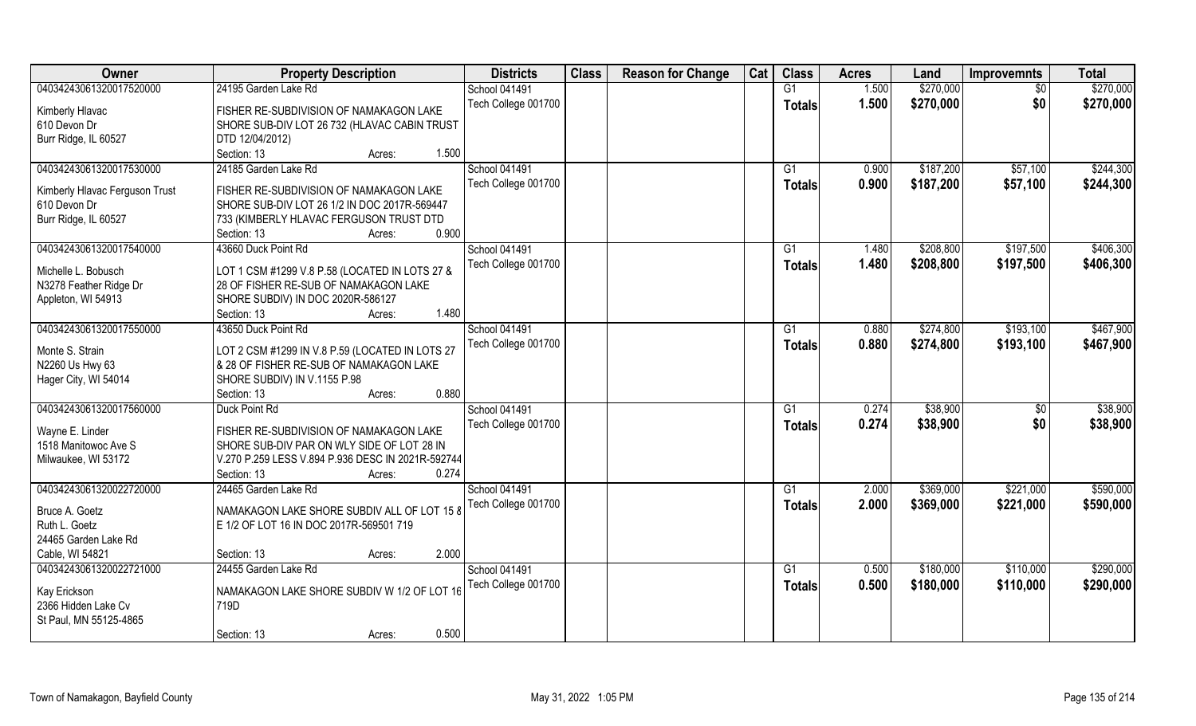| Owner | Property Description | Districts | Class | Reason for Change | Cat | Class | Acres | Land | Improvemnts | Total |
|---|---|---|---|---|---|---|---|---|---|---|
| 04034243061320017520000 | 24195 Garden Lake Rd | School 041491 | | | | G1 | 1.500 | $270,000 | $0 | $270,000 |
| Kimberly Hlavac<br>610 Devon Dr<br>Burr Ridge, IL 60527 | FISHER RE-SUBDIVISION OF NAMAKAGON LAKE SHORE SUB-DIV LOT 26 732 (HLAVAC CABIN TRUST DTD 12/04/2012)<br>Section: 13 Acres: 1.500 | Tech College 001700 | | | | Totals | 1.500 | $270,000 | $0 | $270,000 |
| 04034243061320017530000 | 24185 Garden Lake Rd | School 041491 | | | | G1 | 0.900 | $187,200 | $57,100 | $244,300 |
| Kimberly Hlavac Ferguson Trust<br>610 Devon Dr<br>Burr Ridge, IL 60527 | FISHER RE-SUBDIVISION OF NAMAKAGON LAKE SHORE SUB-DIV LOT 26 1/2 IN DOC 2017R-569447 733 (KIMBERLY HLAVAC FERGUSON TRUST DTD<br>Section: 13 Acres: 0.900 | Tech College 001700 | | | | Totals | 0.900 | $187,200 | $57,100 | $244,300 |
| 04034243061320017540000 | 43660 Duck Point Rd | School 041491 | | | | G1 | 1.480 | $208,800 | $197,500 | $406,300 |
| Michelle L. Bobusch<br>N3278 Feather Ridge Dr<br>Appleton, WI 54913 | LOT 1 CSM #1299 V.8 P.58 (LOCATED IN LOTS 27 & 28 OF FISHER RE-SUB OF NAMAKAGON LAKE SHORE SUBDIV) IN DOC 2020R-586127<br>Section: 13 Acres: 1.480 | Tech College 001700 | | | | Totals | 1.480 | $208,800 | $197,500 | $406,300 |
| 04034243061320017550000 | 43650 Duck Point Rd | School 041491 | | | | G1 | 0.880 | $274,800 | $193,100 | $467,900 |
| Monte S. Strain<br>N2260 Us Hwy 63<br>Hager City, WI 54014 | LOT 2 CSM #1299 IN V.8 P.59 (LOCATED IN LOTS 27 & 28 OF FISHER RE-SUB OF NAMAKAGON LAKE SHORE SUBDIV) IN V.1155 P.98<br>Section: 13 Acres: 0.880 | Tech College 001700 | | | | Totals | 0.880 | $274,800 | $193,100 | $467,900 |
| 04034243061320017560000 | Duck Point Rd | School 041491 | | | | G1 | 0.274 | $38,900 | $0 | $38,900 |
| Wayne E. Linder<br>1518 Manitowoc Ave S<br>Milwaukee, WI 53172 | FISHER RE-SUBDIVISION OF NAMAKAGON LAKE SHORE SUB-DIV PAR ON WLY SIDE OF LOT 28 IN V.270 P.259 LESS V.894 P.936 DESC IN 2021R-592744<br>Section: 13 Acres: 0.274 | Tech College 001700 | | | | Totals | 0.274 | $38,900 | $0 | $38,900 |
| 04034243061320022720000 | 24465 Garden Lake Rd | School 041491 | | | | G1 | 2.000 | $369,000 | $221,000 | $590,000 |
| Bruce A. Goetz<br>Ruth L. Goetz<br>24465 Garden Lake Rd<br>Cable, WI 54821 | NAMAKAGON LAKE SHORE SUBDIV ALL OF LOT 15 & E 1/2 OF LOT 16 IN DOC 2017R-569501 719<br>Section: 13 Acres: 2.000 | Tech College 001700 | | | | Totals | 2.000 | $369,000 | $221,000 | $590,000 |
| 04034243061320022721000 | 24455 Garden Lake Rd | School 041491 | | | | G1 | 0.500 | $180,000 | $110,000 | $290,000 |
| Kay Erickson<br>2366 Hidden Lake Cv<br>St Paul, MN 55125-4865 | NAMAKAGON LAKE SHORE SUBDIV W 1/2 OF LOT 16 719D<br>Section: 13 Acres: 0.500 | Tech College 001700 | | | | Totals | 0.500 | $180,000 | $110,000 | $290,000 |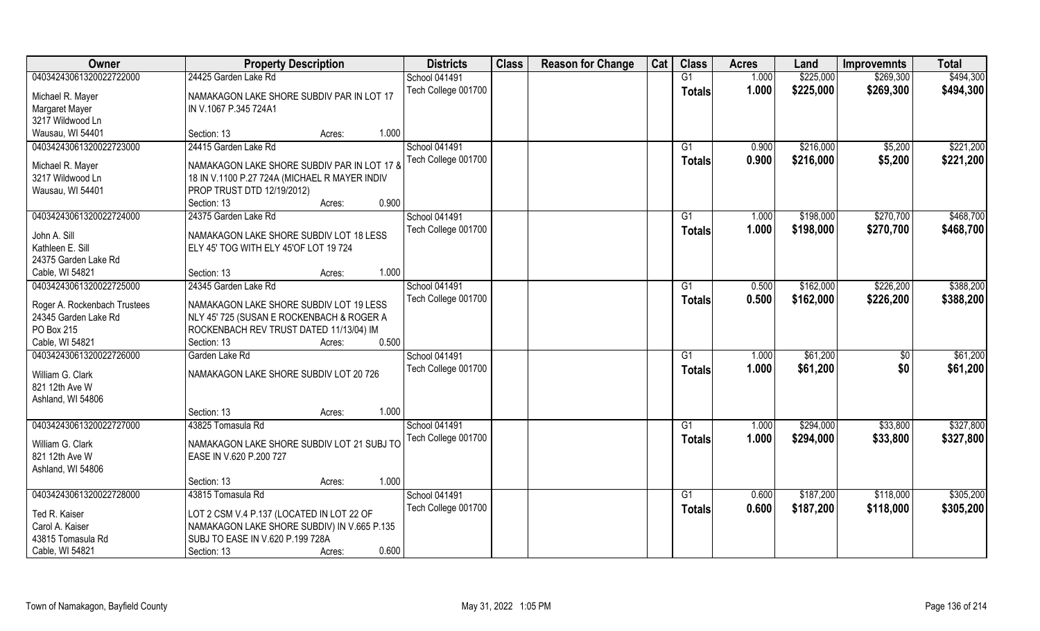| Owner | Property Description | | | Districts | Class | Reason for Change | Cat | Class | Acres | Land | Improvemnts | Total |
|---|---|---|---|---|---|---|---|---|---|---|---|---|
| 04034243061320022722000 | 24425 Garden Lake Rd | | | School 041491 | | | | G1 | 1.000 | $225,000 | $269,300 | $494,300 |
| Michael R. Mayer<br>Margaret Mayer<br>3217 Wildwood Ln<br>Wausau, WI 54401 | NAMAKAGON LAKE SHORE SUBDIV PAR IN LOT 17 IN V.1067 P.345 724A1 | | | Tech College 001700 | | | | Totals | 1.000 | $225,000 | $269,300 | $494,300 |
| | Section: 13 | Acres: | 1.000 | | | | | | | | | |
| 04034243061320022723000 | 24415 Garden Lake Rd | | | School 041491 | | | | G1 | 0.900 | $216,000 | $5,200 | $221,200 |
| Michael R. Mayer<br>3217 Wildwood Ln<br>Wausau, WI 54401 | NAMAKAGON LAKE SHORE SUBDIV PAR IN LOT 17 & 18 IN V.1100 P.27 724A (MICHAEL R MAYER INDIV PROP TRUST DTD 12/19/2012) | | | Tech College 001700 | | | | Totals | 0.900 | $216,000 | $5,200 | $221,200 |
| | Section: 13 | Acres: | 0.900 | | | | | | | | | |
| 04034243061320022724000 | 24375 Garden Lake Rd | | | School 041491 | | | | G1 | 1.000 | $198,000 | $270,700 | $468,700 |
| John A. Sill<br>Kathleen E. Sill<br>24375 Garden Lake Rd<br>Cable, WI 54821 | NAMAKAGON LAKE SHORE SUBDIV LOT 18 LESS ELY 45' TOG WITH ELY 45'OF LOT 19 724 | | | Tech College 001700 | | | | Totals | 1.000 | $198,000 | $270,700 | $468,700 |
| | Section: 13 | Acres: | 1.000 | | | | | | | | | |
| 04034243061320022725000 | 24345 Garden Lake Rd | | | School 041491 | | | | G1 | 0.500 | $162,000 | $226,200 | $388,200 |
| Roger A. Rockenbach Trustees<br>24345 Garden Lake Rd<br>PO Box 215<br>Cable, WI 54821 | NAMAKAGON LAKE SHORE SUBDIV LOT 19 LESS NLY 45' 725 (SUSAN E ROCKENBACH & ROGER A ROCKENBACH REV TRUST DATED 11/13/04) IM | | | Tech College 001700 | | | | Totals | 0.500 | $162,000 | $226,200 | $388,200 |
| | Section: 13 | Acres: | 0.500 | | | | | | | | | |
| 04034243061320022726000 | Garden Lake Rd | | | School 041491 | | | | G1 | 1.000 | $61,200 | $0 | $61,200 |
| William G. Clark<br>821 12th Ave W<br>Ashland, WI 54806 | NAMAKAGON LAKE SHORE SUBDIV LOT 20 726 | | | Tech College 001700 | | | | Totals | 1.000 | $61,200 | $0 | $61,200 |
| | Section: 13 | Acres: | 1.000 | | | | | | | | | |
| 04034243061320022727000 | 43825 Tomasula Rd | | | School 041491 | | | | G1 | 1.000 | $294,000 | $33,800 | $327,800 |
| William G. Clark<br>821 12th Ave W<br>Ashland, WI 54806 | NAMAKAGON LAKE SHORE SUBDIV LOT 21 SUBJ TO EASE IN V.620 P.200 727 | | | Tech College 001700 | | | | Totals | 1.000 | $294,000 | $33,800 | $327,800 |
| | Section: 13 | Acres: | 1.000 | | | | | | | | | |
| 04034243061320022728000 | 43815 Tomasula Rd | | | School 041491 | | | | G1 | 0.600 | $187,200 | $118,000 | $305,200 |
| Ted R. Kaiser<br>Carol A. Kaiser<br>43815 Tomasula Rd<br>Cable, WI 54821 | LOT 2 CSM V.4 P.137 (LOCATED IN LOT 22 OF NAMAKAGON LAKE SHORE SUBDIV) IN V.665 P.135 SUBJ TO EASE IN V.620 P.199 728A | | | Tech College 001700 | | | | Totals | 0.600 | $187,200 | $118,000 | $305,200 |
| | Section: 13 | Acres: | 0.600 | | | | | | | | | |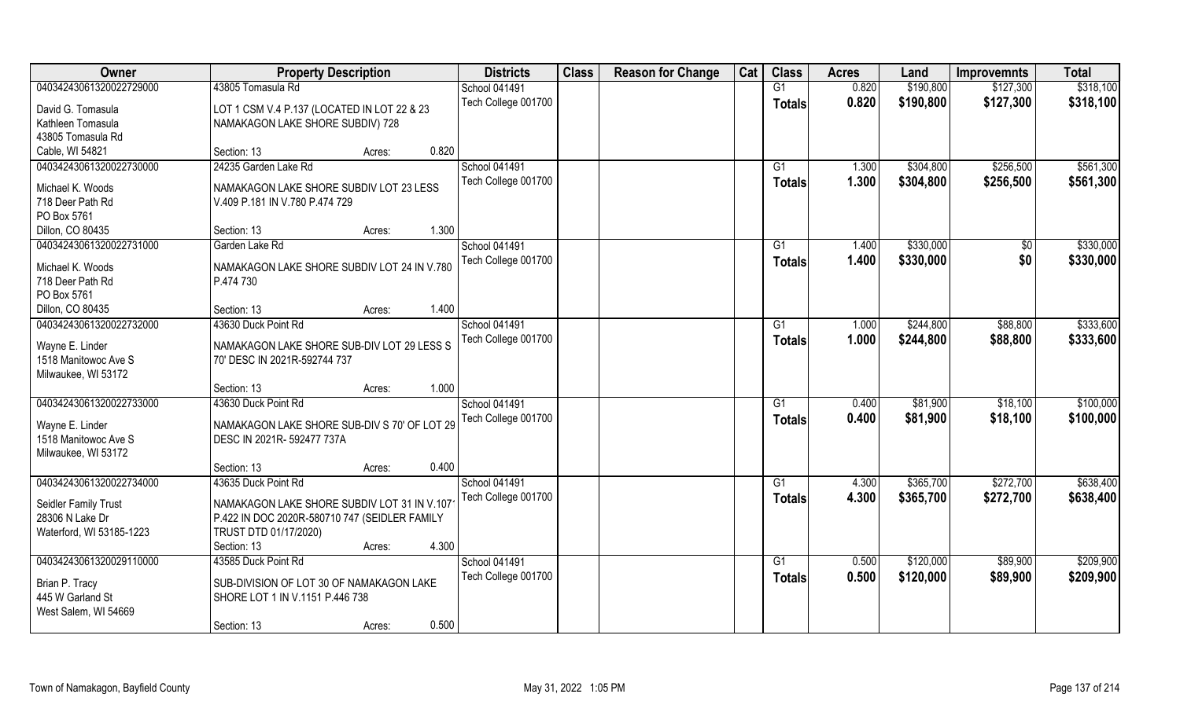| Owner | Property Description | | | Districts | Class | Reason for Change | Cat | Class | Acres | Land | Improvemnts | Total |
|---|---|---|---|---|---|---|---|---|---|---|---|---|
| 04034243061320022729000 | 43805 Tomasula Rd | | | School 041491 | | | | G1 | 0.820 | $190,800 | $127,300 | $318,100 |
| David G. Tomasula<br>Kathleen Tomasula<br>43805 Tomasula Rd<br>Cable, WI 54821 | LOT 1 CSM V.4 P.137 (LOCATED IN LOT 22 & 23 NAMAKAGON LAKE SHORE SUBDIV) 728 | | | Tech College 001700 | | | | Totals | 0.820 | $190,800 | $127,300 | $318,100 |
| | Section: 13 | Acres: | 0.820 | | | | | | | | | |
| 04034243061320022730000 | 24235 Garden Lake Rd | | | School 041491 | | | | G1 | 1.300 | $304,800 | $256,500 | $561,300 |
| Michael K. Woods<br>718 Deer Path Rd<br>PO Box 5761<br>Dillon, CO 80435 | NAMAKAGON LAKE SHORE SUBDIV LOT 23 LESS V.409 P.181 IN V.780 P.474 729 | | | Tech College 001700 | | | | Totals | 1.300 | $304,800 | $256,500 | $561,300 |
| | Section: 13 | Acres: | 1.300 | | | | | | | | | |
| 04034243061320022731000 | Garden Lake Rd | | | School 041491 | | | | G1 | 1.400 | $330,000 | $0 | $330,000 |
| Michael K. Woods<br>718 Deer Path Rd<br>PO Box 5761<br>Dillon, CO 80435 | NAMAKAGON LAKE SHORE SUBDIV LOT 24 IN V.780 P.474 730 | | | Tech College 001700 | | | | Totals | 1.400 | $330,000 | $0 | $330,000 |
| | Section: 13 | Acres: | 1.400 | | | | | | | | | |
| 04034243061320022732000 | 43630 Duck Point Rd | | | School 041491 | | | | G1 | 1.000 | $244,800 | $88,800 | $333,600 |
| Wayne E. Linder<br>1518 Manitowoc Ave S<br>Milwaukee, WI 53172 | NAMAKAGON LAKE SHORE SUB-DIV LOT 29 LESS S 70' DESC IN 2021R-592744 737 | | | Tech College 001700 | | | | Totals | 1.000 | $244,800 | $88,800 | $333,600 |
| | Section: 13 | Acres: | 1.000 | | | | | | | | | |
| 04034243061320022733000 | 43630 Duck Point Rd | | | School 041491 | | | | G1 | 0.400 | $81,900 | $18,100 | $100,000 |
| Wayne E. Linder<br>1518 Manitowoc Ave S<br>Milwaukee, WI 53172 | NAMAKAGON LAKE SHORE SUB-DIV S 70' OF LOT 29 DESC IN 2021R- 592477 737A | | | Tech College 001700 | | | | Totals | 0.400 | $81,900 | $18,100 | $100,000 |
| | Section: 13 | Acres: | 0.400 | | | | | | | | | |
| 04034243061320022734000 | 43635 Duck Point Rd | | | School 041491 | | | | G1 | 4.300 | $365,700 | $272,700 | $638,400 |
| Seidler Family Trust<br>28306 N Lake Dr<br>Waterford, WI 53185-1223 | NAMAKAGON LAKE SHORE SUBDIV LOT 31 IN V.107 P.422 IN DOC 2020R-580710 747 (SEIDLER FAMILY TRUST DTD 01/17/2020) | | | Tech College 001700 | | | | Totals | 4.300 | $365,700 | $272,700 | $638,400 |
| | Section: 13 | Acres: | 4.300 | | | | | | | | | |
| 04034243061320029110000 | 43585 Duck Point Rd | | | School 041491 | | | | G1 | 0.500 | $120,000 | $89,900 | $209,900 |
| Brian P. Tracy<br>445 W Garland St<br>West Salem, WI 54669 | SUB-DIVISION OF LOT 30 OF NAMAKAGON LAKE SHORE LOT 1 IN V.1151 P.446 738 | | | Tech College 001700 | | | | Totals | 0.500 | $120,000 | $89,900 | $209,900 |
| | Section: 13 | Acres: | 0.500 | | | | | | | | | |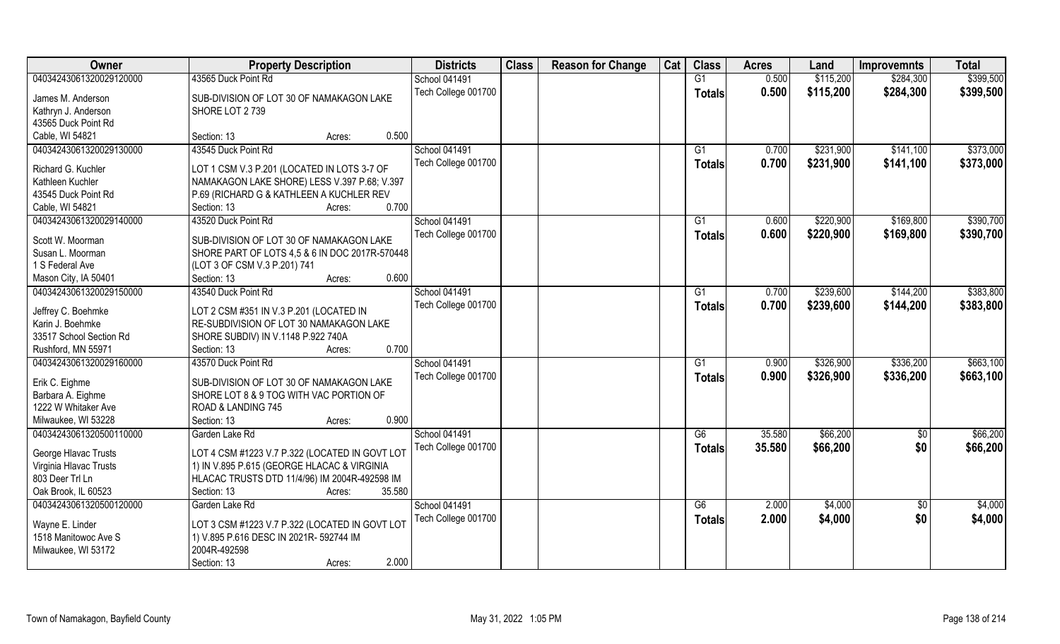| Owner | Property Description | Districts | Class | Reason for Change | Cat | Class | Acres | Land | Improvemnts | Total |
|---|---|---|---|---|---|---|---|---|---|---|
| 04034243061320029120000 | 43565 Duck Point Rd | School 041491 | | | | G1 | 0.500 | $115,200 | $284,300 | $399,500 |
| James M. Anderson<br>Kathryn J. Anderson<br>43565 Duck Point Rd<br>Cable, WI 54821 | SUB-DIVISION OF LOT 30 OF NAMAKAGON LAKE SHORE LOT 2 739<br>Section: 13 Acres: 0.500 | Tech College 001700 | | | | **Totals** | **0.500** | **$115,200** | **$284,300** | **$399,500** |
| 04034243061320029130000 | 43545 Duck Point Rd | School 041491 | | | | G1 | 0.700 | $231,900 | $141,100 | $373,000 |
| Richard G. Kuchler<br>Kathleen Kuchler<br>43545 Duck Point Rd<br>Cable, WI 54821 | LOT 1 CSM V.3 P.201 (LOCATED IN LOTS 3-7 OF NAMAKAGON LAKE SHORE) LESS V.397 P.68; V.397 P.69 (RICHARD G & KATHLEEN A KUCHLER REV<br>Section: 13 Acres: 0.700 | Tech College 001700 | | | | **Totals** | **0.700** | **$231,900** | **$141,100** | **$373,000** |
| 04034243061320029140000 | 43520 Duck Point Rd | School 041491 | | | | G1 | 0.600 | $220,900 | $169,800 | $390,700 |
| Scott W. Moorman<br>Susan L. Moorman<br>1 S Federal Ave<br>Mason City, IA 50401 | SUB-DIVISION OF LOT 30 OF NAMAKAGON LAKE SHORE PART OF LOTS 4,5 & 6 IN DOC 2017R-570448 (LOT 3 OF CSM V.3 P.201) 741<br>Section: 13 Acres: 0.600 | Tech College 001700 | | | | **Totals** | **0.600** | **$220,900** | **$169,800** | **$390,700** |
| 04034243061320029150000 | 43540 Duck Point Rd | School 041491 | | | | G1 | 0.700 | $239,600 | $144,200 | $383,800 |
| Jeffrey C. Boehmke<br>Karin J. Boehmke<br>33517 School Section Rd<br>Rushford, MN 55971 | LOT 2 CSM #351 IN V.3 P.201 (LOCATED IN RE-SUBDIVISION OF LOT 30 NAMAKAGON LAKE SHORE SUBDIV) IN V.1148 P.922 740A<br>Section: 13 Acres: 0.700 | Tech College 001700 | | | | **Totals** | **0.700** | **$239,600** | **$144,200** | **$383,800** |
| 04034243061320029160000 | 43570 Duck Point Rd | School 041491 | | | | G1 | 0.900 | $326,900 | $336,200 | $663,100 |
| Erik C. Eighme<br>Barbara A. Eighme<br>1222 W Whitaker Ave<br>Milwaukee, WI 53228 | SUB-DIVISION OF LOT 30 OF NAMAKAGON LAKE SHORE LOT 8 & 9 TOG WITH VAC PORTION OF ROAD & LANDING 745<br>Section: 13 Acres: 0.900 | Tech College 001700 | | | | **Totals** | **0.900** | **$326,900** | **$336,200** | **$663,100** |
| 04034243061320500110000 | Garden Lake Rd | School 041491 | | | | G6 | 35.580 | $66,200 | $0 | $66,200 |
| George Hlavac Trusts<br>Virginia Hlavac Trusts<br>803 Deer Trl Ln<br>Oak Brook, IL 60523 | LOT 4 CSM #1223 V.7 P.322 (LOCATED IN GOVT LOT 1) IN V.895 P.615 (GEORGE HLACAC & VIRGINIA HLACAC TRUSTS DTD 11/4/96) IM 2004R-492598 IM<br>Section: 13 Acres: 35.580 | Tech College 001700 | | | | **Totals** | **35.580** | **$66,200** | **$0** | **$66,200** |
| 04034243061320500120000 | Garden Lake Rd | School 041491 | | | | G6 | 2.000 | $4,000 | $0 | $4,000 |
| Wayne E. Linder<br>1518 Manitowoc Ave S<br>Milwaukee, WI 53172 | LOT 3 CSM #1223 V.7 P.322 (LOCATED IN GOVT LOT 1) V.895 P.616 DESC IN 2021R- 592744 IM 2004R-492598<br>Section: 13 Acres: 2.000 | Tech College 001700 | | | | **Totals** | **2.000** | **$4,000** | **$0** | **$4,000** |

Town of Namakagon, Bayfield County May 31, 2022 1:05 PM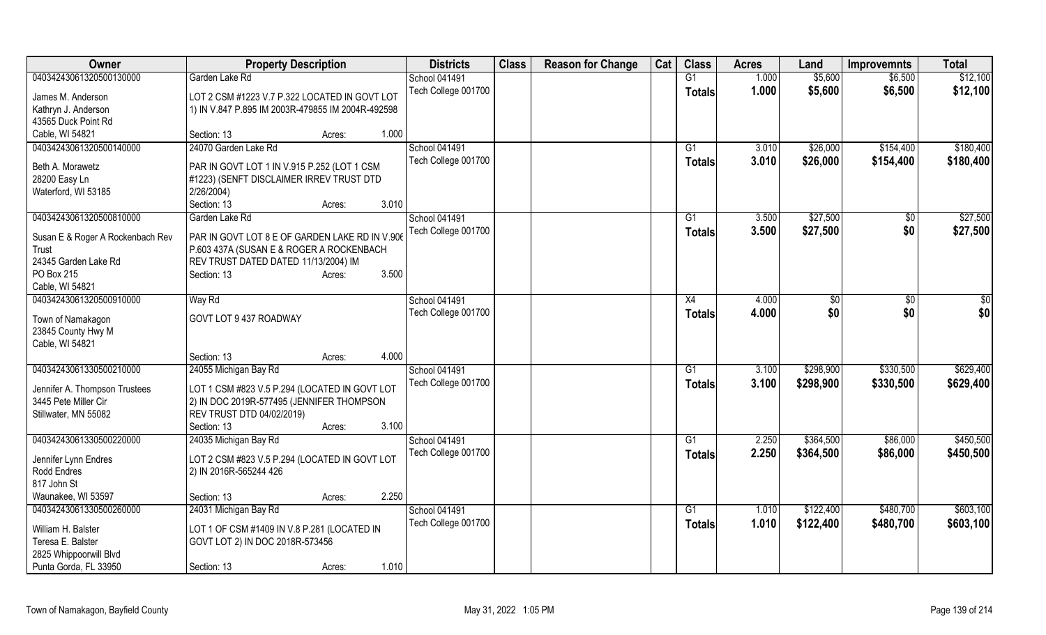| Owner | Property Description | Districts | Class | Reason for Change | Cat | Class | Acres | Land | Improvemnts | Total |
|---|---|---|---|---|---|---|---|---|---|---|
| 04034243061320500130000 | Garden Lake Rd | School 041491 | | | | G1 | 1.000 | $5,600 | $6,500 | $12,100 |
| James M. Anderson<br>Kathryn J. Anderson<br>43565 Duck Point Rd<br>Cable, WI 54821 | LOT 2 CSM #1223 V.7 P.322 LOCATED IN GOVT LOT 1) IN V.847 P.895 IM 2003R-479855 IM 2004R-492598<br>Section: 13 Acres: 1.000 | Tech College 001700 | | | | Totals | 1.000 | $5,600 | $6,500 | $12,100 |
| 04034243061320500140000 | 24070 Garden Lake Rd | School 041491 | | | | G1 | 3.010 | $26,000 | $154,400 | $180,400 |
| Beth A. Morawetz<br>28200 Easy Ln<br>Waterford, WI 53185 | PAR IN GOVT LOT 1 IN V.915 P.252 (LOT 1 CSM #1223) (SENFT DISCLAIMER IRREV TRUST DTD 2/26/2004)<br>Section: 13 Acres: 3.010 | Tech College 001700 | | | | Totals | 3.010 | $26,000 | $154,400 | $180,400 |
| 04034243061320500810000 | Garden Lake Rd | School 041491 | | | | G1 | 3.500 | $27,500 | $0 | $27,500 |
| Susan E & Roger A Rockenbach Rev Trust<br>24345 Garden Lake Rd<br>PO Box 215<br>Cable, WI 54821 | PAR IN GOVT LOT 8 E OF GARDEN LAKE RD IN V.906 P.603 437A (SUSAN E & ROGER A ROCKENBACH REV TRUST DATED DATED 11/13/2004) IM<br>Section: 13 Acres: 3.500 | Tech College 001700 | | | | Totals | 3.500 | $27,500 | $0 | $27,500 |
| 04034243061320500910000 | Way Rd | School 041491 | | | | X4 | 4.000 | $0 | $0 | $0 |
| Town of Namakagon<br>23845 County Hwy M<br>Cable, WI 54821 | GOVT LOT 9 437 ROADWAY<br>Section: 13 Acres: 4.000 | Tech College 001700 | | | | Totals | 4.000 | $0 | $0 | $0 |
| 04034243061330500210000 | 24055 Michigan Bay Rd | School 041491 | | | | G1 | 3.100 | $298,900 | $330,500 | $629,400 |
| Jennifer A. Thompson Trustees<br>3445 Pete Miller Cir<br>Stillwater, MN 55082 | LOT 1 CSM #823 V.5 P.294 (LOCATED IN GOVT LOT 2) IN DOC 2019R-577495 (JENNIFER THOMPSON REV TRUST DTD 04/02/2019)<br>Section: 13 Acres: 3.100 | Tech College 001700 | | | | Totals | 3.100 | $298,900 | $330,500 | $629,400 |
| 04034243061330500220000 | 24035 Michigan Bay Rd | School 041491 | | | | G1 | 2.250 | $364,500 | $86,000 | $450,500 |
| Jennifer Lynn Endres<br>Rodd Endres<br>817 John St<br>Waunakee, WI 53597 | LOT 2 CSM #823 V.5 P.294 (LOCATED IN GOVT LOT 2) IN 2016R-565244 426<br>Section: 13 Acres: 2.250 | Tech College 001700 | | | | Totals | 2.250 | $364,500 | $86,000 | $450,500 |
| 04034243061330500260000 | 24031 Michigan Bay Rd | School 041491 | | | | G1 | 1.010 | $122,400 | $480,700 | $603,100 |
| William H. Balster<br>Teresa E. Balster<br>2825 Whippoorwill Blvd<br>Punta Gorda, FL 33950 | LOT 1 OF CSM #1409 IN V.8 P.281 (LOCATED IN GOVT LOT 2) IN DOC 2018R-573456<br>Section: 13 Acres: 1.010 | Tech College 001700 | | | | Totals | 1.010 | $122,400 | $480,700 | $603,100 |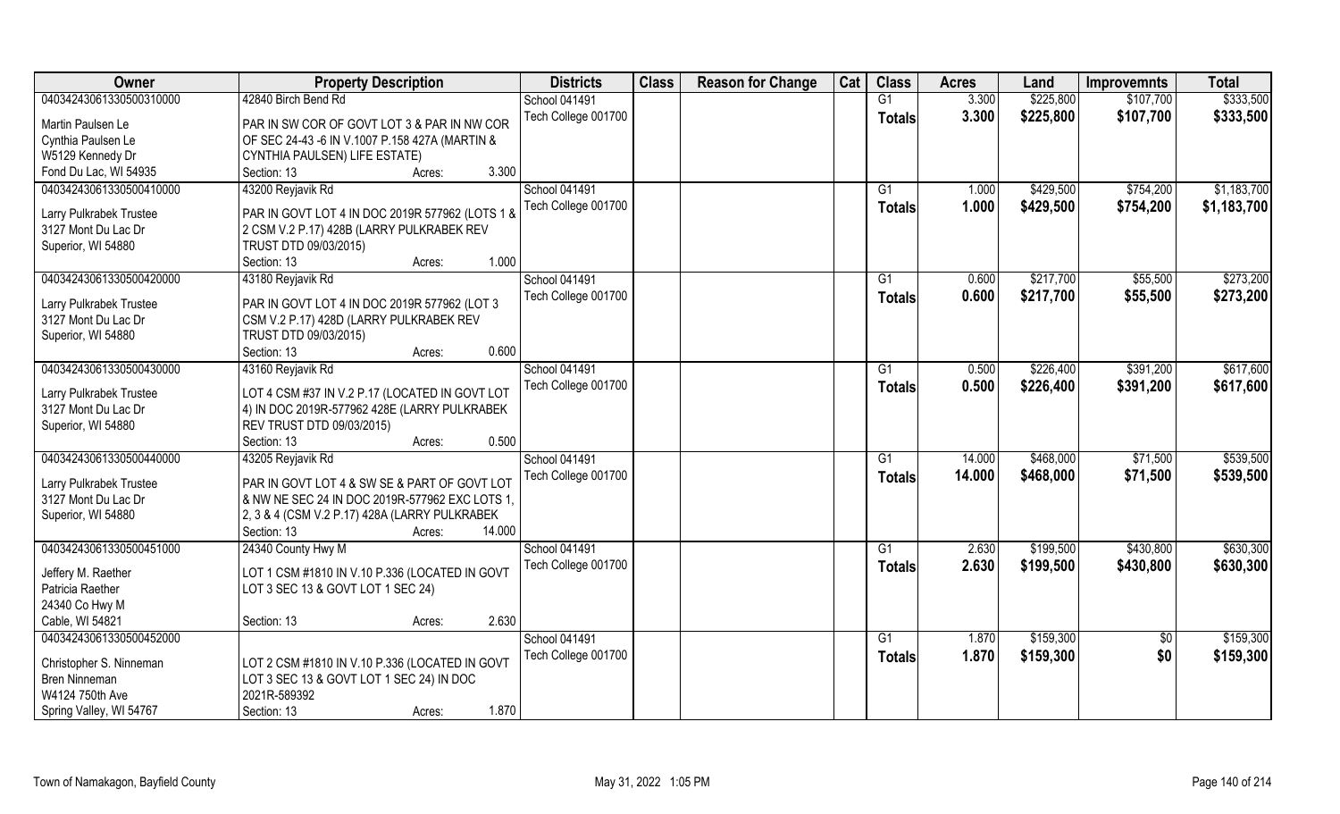| Owner | Property Description | Districts | Class | Reason for Change | Cat | Class | Acres | Land | Improvemnts | Total |
|---|---|---|---|---|---|---|---|---|---|---|
| 04034243061330500310000 | 42840 Birch Bend Rd | School 041491 | | | | G1 | 3.300 | $225,800 | $107,700 | $333,500 |
| Martin Paulsen Le<br>Cynthia Paulsen Le<br>W5129 Kennedy Dr<br>Fond Du Lac, WI 54935 | PAR IN SW COR OF GOVT LOT 3 & PAR IN NW COR OF SEC 24-43 -6 IN V.1007 P.158 427A (MARTIN & CYNTHIA PAULSEN) LIFE ESTATE)<br>Section: 13 Acres: 3.300 | Tech College 001700 | | | | Totals | 3.300 | $225,800 | $107,700 | $333,500 |
| 04034243061330500410000 | 43200 Reyjavik Rd | School 041491 | | | | G1 | 1.000 | $429,500 | $754,200 | $1,183,700 |
| Larry Pulkrabek Trustee<br>3127 Mont Du Lac Dr<br>Superior, WI 54880 | PAR IN GOVT LOT 4 IN DOC 2019R 577962 (LOTS 1 & 2 CSM V.2 P.17) 428B (LARRY PULKRABEK REV TRUST DTD 09/03/2015)<br>Section: 13 Acres: 1.000 | Tech College 001700 | | | | Totals | 1.000 | $429,500 | $754,200 | $1,183,700 |
| 04034243061330500420000 | 43180 Reyjavik Rd | School 041491 | | | | G1 | 0.600 | $217,700 | $55,500 | $273,200 |
| Larry Pulkrabek Trustee<br>3127 Mont Du Lac Dr<br>Superior, WI 54880 | PAR IN GOVT LOT 4 IN DOC 2019R 577962 (LOT 3 CSM V.2 P.17) 428D (LARRY PULKRABEK REV TRUST DTD 09/03/2015)<br>Section: 13 Acres: 0.600 | Tech College 001700 | | | | Totals | 0.600 | $217,700 | $55,500 | $273,200 |
| 04034243061330500430000 | 43160 Reyjavik Rd | School 041491 | | | | G1 | 0.500 | $226,400 | $391,200 | $617,600 |
| Larry Pulkrabek Trustee<br>3127 Mont Du Lac Dr<br>Superior, WI 54880 | LOT 4 CSM #37 IN V.2 P.17 (LOCATED IN GOVT LOT 4) IN DOC 2019R-577962 428E (LARRY PULKRABEK REV TRUST DTD 09/03/2015)<br>Section: 13 Acres: 0.500 | Tech College 001700 | | | | Totals | 0.500 | $226,400 | $391,200 | $617,600 |
| 04034243061330500440000 | 43205 Reyjavik Rd | School 041491 | | | | G1 | 14.000 | $468,000 | $71,500 | $539,500 |
| Larry Pulkrabek Trustee<br>3127 Mont Du Lac Dr<br>Superior, WI 54880 | PAR IN GOVT LOT 4 & SW SE & PART OF GOVT LOT & NW NE SEC 24 IN DOC 2019R-577962 EXC LOTS 1, 2, 3 & 4 (CSM V.2 P.17) 428A (LARRY PULKRABEK<br>Section: 13 Acres: 14.000 | Tech College 001700 | | | | Totals | 14.000 | $468,000 | $71,500 | $539,500 |
| 04034243061330500451000 | 24340 County Hwy M | School 041491 | | | | G1 | 2.630 | $199,500 | $430,800 | $630,300 |
| Jeffery M. Raether<br>Patricia Raether<br>24340 Co Hwy M<br>Cable, WI 54821 | LOT 1 CSM #1810 IN V.10 P.336 (LOCATED IN GOVT LOT 3 SEC 13 & GOVT LOT 1 SEC 24)<br>Section: 13 Acres: 2.630 | Tech College 001700 | | | | Totals | 2.630 | $199,500 | $430,800 | $630,300 |
| 04034243061330500452000 | | School 041491 | | | | G1 | 1.870 | $159,300 | $0 | $159,300 |
| Christopher S. Ninneman<br>Bren Ninneman<br>W4124 750th Ave<br>Spring Valley, WI 54767 | LOT 2 CSM #1810 IN V.10 P.336 (LOCATED IN GOVT LOT 3 SEC 13 & GOVT LOT 1 SEC 24) IN DOC 2021R-589392<br>Section: 13 Acres: 1.870 | Tech College 001700 | | | | Totals | 1.870 | $159,300 | $0 | $159,300 |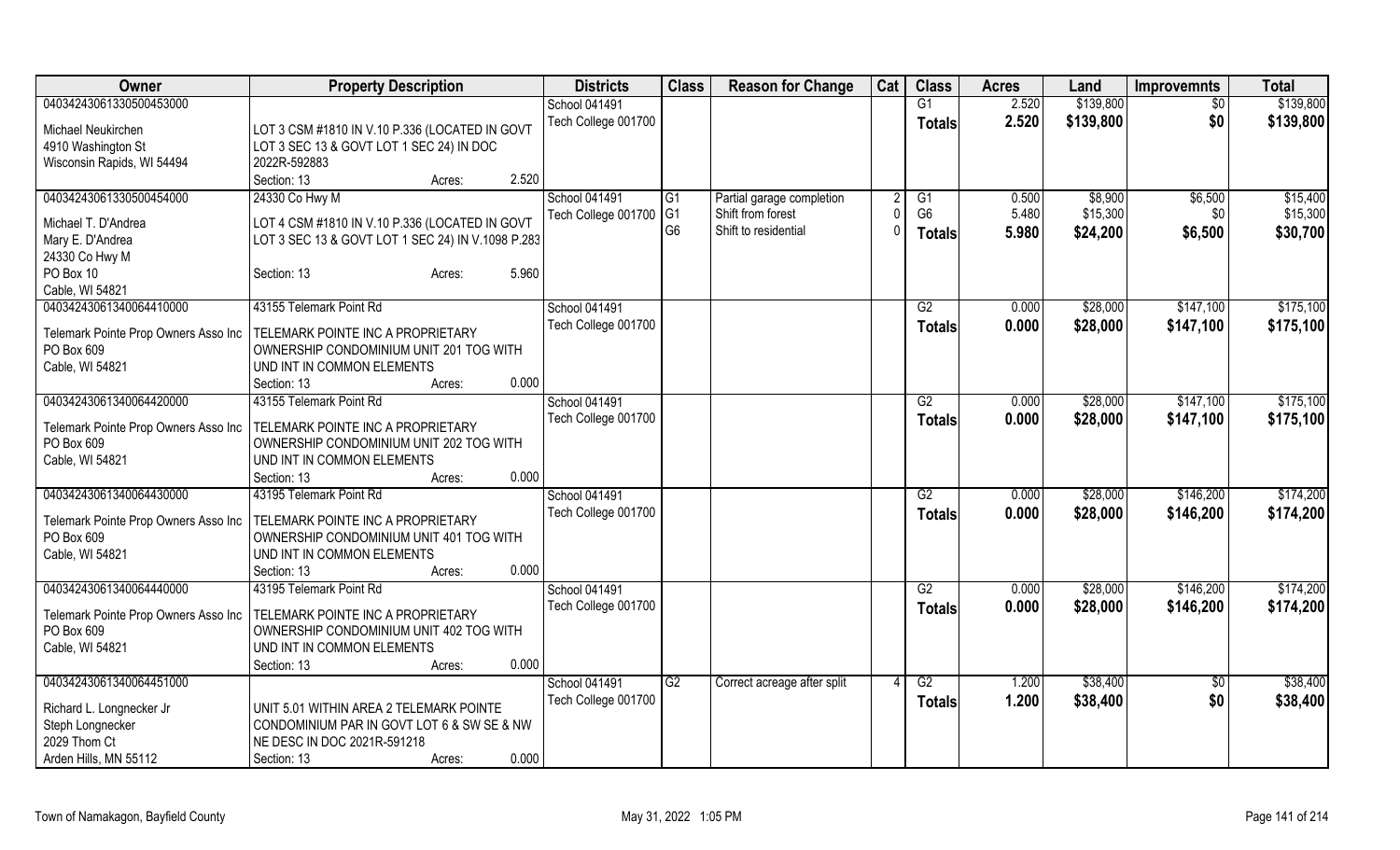| Owner | Property Description | Districts | Class | Reason for Change | Cat | Class | Acres | Land | Improvemnts | Total |
|---|---|---|---|---|---|---|---|---|---|---|
| 04034243061330500453000<br>Michael Neukirchen<br>4910 Washington St<br>Wisconsin Rapids, WI 54494 | LOT 3 CSM #1810 IN V.10 P.336 (LOCATED IN GOVT LOT 3 SEC 13 & GOVT LOT 1 SEC 24) IN DOC 2022R-592883<br>Section: 13 Acres: 2.520 | School 041491<br>Tech College 001700 | | | | G1<br>**Totals** | 2.520<br>**2.520** | $139,800<br>**$139,800** | $0<br>**$0** | $139,800<br>**$139,800** |
| 04034243061330500454000<br>Michael T. D'Andrea<br>Mary E. D'Andrea<br>24330 Co Hwy M<br>PO Box 10<br>Cable, WI 54821 | 24330 Co Hwy M<br>LOT 4 CSM #1810 IN V.10 P.336 (LOCATED IN GOVT LOT 3 SEC 13 & GOVT LOT 1 SEC 24) IN V.1098 P.283<br>Section: 13 Acres: 5.960 | School 041491<br>Tech College 001700 | G1<br>G1<br>G6 | Partial garage completion<br>Shift from forest<br>Shift to residential | 2<br>0<br>0 | G1<br>G6<br>**Totals** | 0.500<br>5.480<br>**5.980** | $8,900<br>$15,300<br>**$24,200** | $6,500<br>$0<br>**$6,500** | $15,400<br>$15,300<br>**$30,700** |
| 04034243061340064410000<br>Telemark Pointe Prop Owners Asso Inc<br>PO Box 609<br>Cable, WI 54821 | 43155 Telemark Point Rd<br>TELEMARK POINTE INC A PROPRIETARY OWNERSHIP CONDOMINIUM UNIT 201 TOG WITH UND INT IN COMMON ELEMENTS<br>Section: 13 Acres: 0.000 | School 041491<br>Tech College 001700 | | | | G2<br>**Totals** | 0.000<br>**0.000** | $28,000<br>**$28,000** | $147,100<br>**$147,100** | $175,100<br>**$175,100** |
| 04034243061340064420000<br>Telemark Pointe Prop Owners Asso Inc<br>PO Box 609<br>Cable, WI 54821 | 43155 Telemark Point Rd<br>TELEMARK POINTE INC A PROPRIETARY OWNERSHIP CONDOMINIUM UNIT 202 TOG WITH UND INT IN COMMON ELEMENTS<br>Section: 13 Acres: 0.000 | School 041491<br>Tech College 001700 | | | | G2<br>**Totals** | 0.000<br>**0.000** | $28,000<br>**$28,000** | $147,100<br>**$147,100** | $175,100<br>**$175,100** |
| 04034243061340064430000<br>Telemark Pointe Prop Owners Asso Inc<br>PO Box 609<br>Cable, WI 54821 | 43195 Telemark Point Rd<br>TELEMARK POINTE INC A PROPRIETARY OWNERSHIP CONDOMINIUM UNIT 401 TOG WITH UND INT IN COMMON ELEMENTS<br>Section: 13 Acres: 0.000 | School 041491<br>Tech College 001700 | | | | G2<br>**Totals** | 0.000<br>**0.000** | $28,000<br>**$28,000** | $146,200<br>**$146,200** | $174,200<br>**$174,200** |
| 04034243061340064440000<br>Telemark Pointe Prop Owners Asso Inc<br>PO Box 609<br>Cable, WI 54821 | 43195 Telemark Point Rd<br>TELEMARK POINTE INC A PROPRIETARY OWNERSHIP CONDOMINIUM UNIT 402 TOG WITH UND INT IN COMMON ELEMENTS<br>Section: 13 Acres: 0.000 | School 041491<br>Tech College 001700 | | | | G2<br>**Totals** | 0.000<br>**0.000** | $28,000<br>**$28,000** | $146,200<br>**$146,200** | $174,200<br>**$174,200** |
| 04034243061340064451000<br>Richard L. Longnecker Jr<br>Steph Longnecker<br>2029 Thom Ct<br>Arden Hills, MN 55112 | UNIT 5.01 WITHIN AREA 2 TELEMARK POINTE CONDOMINIUM PAR IN GOVT LOT 6 & SW SE & NW NE DESC IN DOC 2021R-591218<br>Section: 13 Acres: 0.000 | School 041491<br>Tech College 001700 | G2 | Correct acreage after split | 4 | G2<br>**Totals** | 1.200<br>**1.200** | $38,400<br>**$38,400** | $0<br>**$0** | $38,400<br>**$38,400** |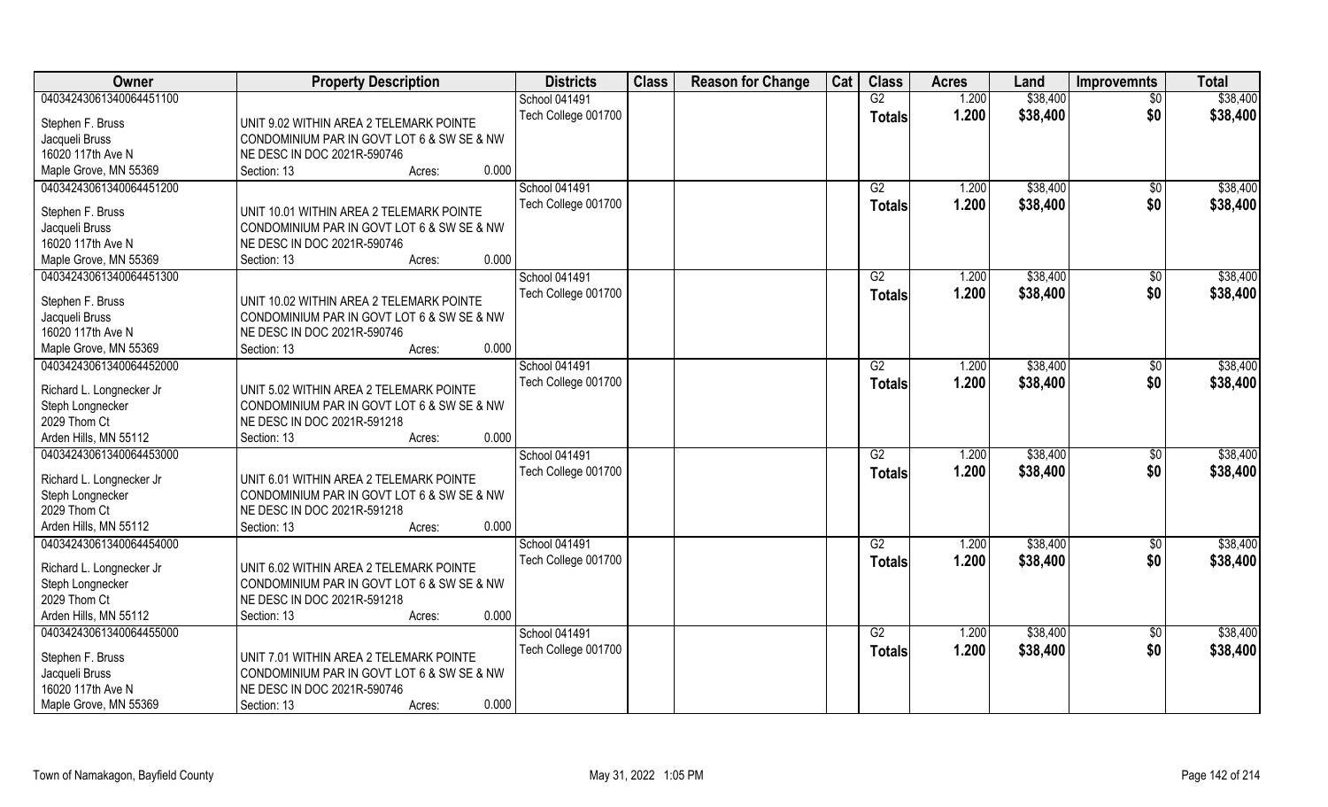| Owner | Property Description | Districts | Class | Reason for Change | Cat | Class | Acres | Land | Improvemnts | Total |
|---|---|---|---|---|---|---|---|---|---|---|
| 04034243061340064451100 | | School 041491 | | | | G2 | 1.200 | $38,400 | $0 | $38,400 |
| Stephen F. Bruss | UNIT 9.02 WITHIN AREA 2 TELEMARK POINTE | Tech College 001700 | | | | Totals | 1.200 | $38,400 | $0 | $38,400 |
| Jacqueli Bruss | CONDOMINIUM PAR IN GOVT LOT 6 & SW SE & NW | | | | | | | | | |
| 16020 117th Ave N | NE DESC IN DOC 2021R-590746 | | | | | | | | | |
| Maple Grove, MN 55369 | Section: 13 Acres: 0.000 | | | | | | | | | |
| 04034243061340064451200 | | School 041491 | | | | G2 | 1.200 | $38,400 | $0 | $38,400 |
| Stephen F. Bruss | UNIT 10.01 WITHIN AREA 2 TELEMARK POINTE | Tech College 001700 | | | | Totals | 1.200 | $38,400 | $0 | $38,400 |
| Jacqueli Bruss | CONDOMINIUM PAR IN GOVT LOT 6 & SW SE & NW | | | | | | | | | |
| 16020 117th Ave N | NE DESC IN DOC 2021R-590746 | | | | | | | | | |
| Maple Grove, MN 55369 | Section: 13 Acres: 0.000 | | | | | | | | | |
| 04034243061340064451300 | | School 041491 | | | | G2 | 1.200 | $38,400 | $0 | $38,400 |
| Stephen F. Bruss | UNIT 10.02 WITHIN AREA 2 TELEMARK POINTE | Tech College 001700 | | | | Totals | 1.200 | $38,400 | $0 | $38,400 |
| Jacqueli Bruss | CONDOMINIUM PAR IN GOVT LOT 6 & SW SE & NW | | | | | | | | | |
| 16020 117th Ave N | NE DESC IN DOC 2021R-590746 | | | | | | | | | |
| Maple Grove, MN 55369 | Section: 13 Acres: 0.000 | | | | | | | | | |
| 04034243061340064452000 | | School 041491 | | | | G2 | 1.200 | $38,400 | $0 | $38,400 |
| Richard L. Longnecker Jr | UNIT 5.02 WITHIN AREA 2 TELEMARK POINTE | Tech College 001700 | | | | Totals | 1.200 | $38,400 | $0 | $38,400 |
| Steph Longnecker | CONDOMINIUM PAR IN GOVT LOT 6 & SW SE & NW | | | | | | | | | |
| 2029 Thom Ct | NE DESC IN DOC 2021R-591218 | | | | | | | | | |
| Arden Hills, MN 55112 | Section: 13 Acres: 0.000 | | | | | | | | | |
| 04034243061340064453000 | | School 041491 | | | | G2 | 1.200 | $38,400 | $0 | $38,400 |
| Richard L. Longnecker Jr | UNIT 6.01 WITHIN AREA 2 TELEMARK POINTE | Tech College 001700 | | | | Totals | 1.200 | $38,400 | $0 | $38,400 |
| Steph Longnecker | CONDOMINIUM PAR IN GOVT LOT 6 & SW SE & NW | | | | | | | | | |
| 2029 Thom Ct | NE DESC IN DOC 2021R-591218 | | | | | | | | | |
| Arden Hills, MN 55112 | Section: 13 Acres: 0.000 | | | | | | | | | |
| 04034243061340064454000 | | School 041491 | | | | G2 | 1.200 | $38,400 | $0 | $38,400 |
| Richard L. Longnecker Jr | UNIT 6.02 WITHIN AREA 2 TELEMARK POINTE | Tech College 001700 | | | | Totals | 1.200 | $38,400 | $0 | $38,400 |
| Steph Longnecker | CONDOMINIUM PAR IN GOVT LOT 6 & SW SE & NW | | | | | | | | | |
| 2029 Thom Ct | NE DESC IN DOC 2021R-591218 | | | | | | | | | |
| Arden Hills, MN 55112 | Section: 13 Acres: 0.000 | | | | | | | | | |
| 04034243061340064455000 | | School 041491 | | | | G2 | 1.200 | $38,400 | $0 | $38,400 |
| Stephen F. Bruss | UNIT 7.01 WITHIN AREA 2 TELEMARK POINTE | Tech College 001700 | | | | Totals | 1.200 | $38,400 | $0 | $38,400 |
| Jacqueli Bruss | CONDOMINIUM PAR IN GOVT LOT 6 & SW SE & NW | | | | | | | | | |
| 16020 117th Ave N | NE DESC IN DOC 2021R-590746 | | | | | | | | | |
| Maple Grove, MN 55369 | Section: 13 Acres: 0.000 | | | | | | | | | |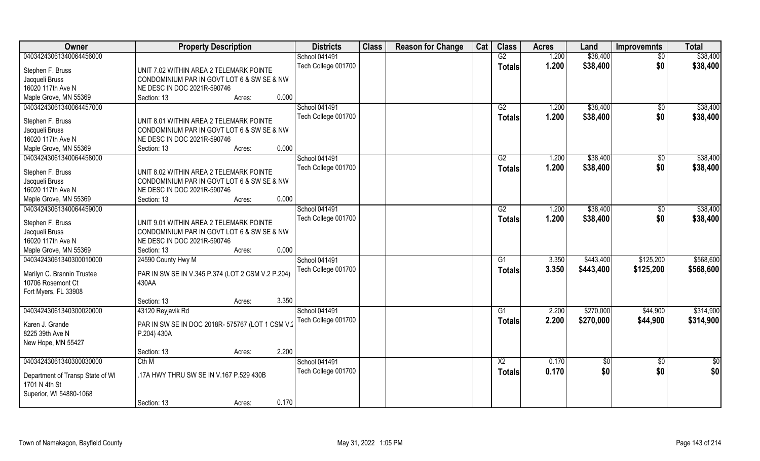| Owner | Property Description | Districts | Class | Reason for Change | Cat | Class | Acres | Land | Improvemnts | Total |
|---|---|---|---|---|---|---|---|---|---|---|
| 04034243061340064456000 | | School 041491 | | | | G2 | 1.200 | $38,400 | $0 | $38,400 |
| Stephen F. Bruss | UNIT 7.02 WITHIN AREA 2 TELEMARK POINTE | Tech College 001700 | | | | Totals | 1.200 | $38,400 | $0 | $38,400 |
| Jacqueli Bruss | CONDOMINIUM PAR IN GOVT LOT 6 & SW SE & NW | | | | | | | | | |
| 16020 117th Ave N | NE DESC IN DOC 2021R-590746 | | | | | | | | | |
| Maple Grove, MN 55369 | Section: 13 Acres: 0.000 | | | | | | | | | |
| 04034243061340064457000 | | School 041491 | | | | G2 | 1.200 | $38,400 | $0 | $38,400 |
| Stephen F. Bruss | UNIT 8.01 WITHIN AREA 2 TELEMARK POINTE | Tech College 001700 | | | | Totals | 1.200 | $38,400 | $0 | $38,400 |
| Jacqueli Bruss | CONDOMINIUM PAR IN GOVT LOT 6 & SW SE & NW | | | | | | | | | |
| 16020 117th Ave N | NE DESC IN DOC 2021R-590746 | | | | | | | | | |
| Maple Grove, MN 55369 | Section: 13 Acres: 0.000 | | | | | | | | | |
| 04034243061340064458000 | | School 041491 | | | | G2 | 1.200 | $38,400 | $0 | $38,400 |
| Stephen F. Bruss | UNIT 8.02 WITHIN AREA 2 TELEMARK POINTE | Tech College 001700 | | | | Totals | 1.200 | $38,400 | $0 | $38,400 |
| Jacqueli Bruss | CONDOMINIUM PAR IN GOVT LOT 6 & SW SE & NW | | | | | | | | | |
| 16020 117th Ave N | NE DESC IN DOC 2021R-590746 | | | | | | | | | |
| Maple Grove, MN 55369 | Section: 13 Acres: 0.000 | | | | | | | | | |
| 04034243061340064459000 | | School 041491 | | | | G2 | 1.200 | $38,400 | $0 | $38,400 |
| Stephen F. Bruss | UNIT 9.01 WITHIN AREA 2 TELEMARK POINTE | Tech College 001700 | | | | Totals | 1.200 | $38,400 | $0 | $38,400 |
| Jacqueli Bruss | CONDOMINIUM PAR IN GOVT LOT 6 & SW SE & NW | | | | | | | | | |
| 16020 117th Ave N | NE DESC IN DOC 2021R-590746 | | | | | | | | | |
| Maple Grove, MN 55369 | Section: 13 Acres: 0.000 | | | | | | | | | |
| 04034243061340300010000 | 24590 County Hwy M | School 041491 | | | | G1 | 3.350 | $443,400 | $125,200 | $568,600 |
| Marilyn C. Brannin Trustee | PAR IN SW SE IN V.345 P.374 (LOT 2 CSM V.2 P.204) | Tech College 001700 | | | | Totals | 3.350 | $443,400 | $125,200 | $568,600 |
| 10706 Rosemont Ct | 430AA | | | | | | | | | |
| Fort Myers, FL 33908 | | | | | | | | | | |
| | Section: 13 Acres: 3.350 | | | | | | | | | |
| 04034243061340300020000 | 43120 Reyjavik Rd | School 041491 | | | | G1 | 2.200 | $270,000 | $44,900 | $314,900 |
| Karen J. Grande | PAR IN SW SE IN DOC 2018R- 575767 (LOT 1 CSM V.2 | Tech College 001700 | | | | Totals | 2.200 | $270,000 | $44,900 | $314,900 |
| 8225 39th Ave N | P.204) 430A | | | | | | | | | |
| New Hope, MN 55427 | | | | | | | | | | |
| | Section: 13 Acres: 2.200 | | | | | | | | | |
| 04034243061340300030000 | Cth M | School 041491 | | | | X2 | 0.170 | $0 | $0 | $0 |
| Department of Transp State of WI | .17A HWY THRU SW SE IN V.167 P.529 430B | Tech College 001700 | | | | Totals | 0.170 | $0 | $0 | $0 |
| 1701 N 4th St | | | | | | | | | | |
| Superior, WI 54880-1068 | | | | | | | | | | |
| | Section: 13 Acres: 0.170 | | | | | | | | | |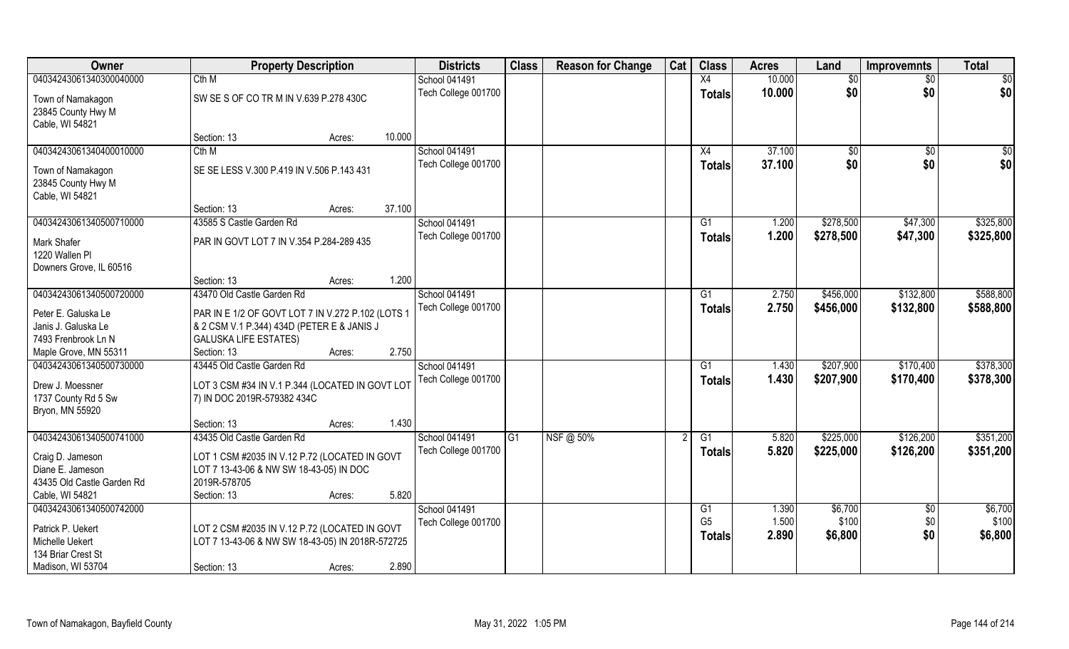| Owner | Property Description | | Districts | Class | Reason for Change | Cat | Class | Acres | Land | Improvemnts | Total |
|---|---|---|---|---|---|---|---|---|---|---|---|
| 04034243061340300040000 | Cth M | | School 041491 | | | | X4 | 10.000 | $0 | $0 | $0 |
| Town of Namakagon<br>23845 County Hwy M<br>Cable, WI 54821 | SW SE S OF CO TR M IN V.639 P.278 430C | | Tech College 001700 | | | | **Totals** | **10.000** | **$0** | **$0** | **$0** |
| | Section: 13 | Acres: 10.000 | | | | | | | | | |
| 04034243061340400010000 | Cth M | | School 041491 | | | | X4 | 37.100 | $0 | $0 | $0 |
| Town of Namakagon<br>23845 County Hwy M<br>Cable, WI 54821 | SE SE LESS V.300 P.419 IN V.506 P.143 431 | | Tech College 001700 | | | | **Totals** | **37.100** | **$0** | **$0** | **$0** |
| | Section: 13 | Acres: 37.100 | | | | | | | | | |
| 04034243061340500710000 | 43585 S Castle Garden Rd | | School 041491 | | | | G1 | 1.200 | $278,500 | $47,300 | $325,800 |
| Mark Shafer<br>1220 Wallen Pl<br>Downers Grove, IL 60516 | PAR IN GOVT LOT 7 IN V.354 P.284-289 435 | | Tech College 001700 | | | | **Totals** | **1.200** | **$278,500** | **$47,300** | **$325,800** |
| | Section: 13 | Acres: 1.200 | | | | | | | | | |
| 04034243061340500720000 | 43470 Old Castle Garden Rd | | School 041491 | | | | G1 | 2.750 | $456,000 | $132,800 | $588,800 |
| Peter E. Galuska Le<br>Janis J. Galuska Le<br>7493 Frenbrook Ln N<br>Maple Grove, MN 55311 | PAR IN E 1/2 OF GOVT LOT 7 IN V.272 P.102 (LOTS 1 & 2 CSM V.1 P.344) 434D (PETER E & JANIS J GALUSKA LIFE ESTATES) | | Tech College 001700 | | | | **Totals** | **2.750** | **$456,000** | **$132,800** | **$588,800** |
| | Section: 13 | Acres: 2.750 | | | | | | | | | |
| 04034243061340500730000 | 43445 Old Castle Garden Rd | | School 041491 | | | | G1 | 1.430 | $207,900 | $170,400 | $378,300 |
| Drew J. Moessner<br>1737 County Rd 5 Sw<br>Bryon, MN 55920 | LOT 3 CSM #34 IN V.1 P.344 (LOCATED IN GOVT LOT 7) IN DOC 2019R-579382 434C | | Tech College 001700 | | | | **Totals** | **1.430** | **$207,900** | **$170,400** | **$378,300** |
| | Section: 13 | Acres: 1.430 | | | | | | | | | |
| 04034243061340500741000 | 43435 Old Castle Garden Rd | | School 041491 | G1 | NSF @ 50% | 2 | G1 | 5.820 | $225,000 | $126,200 | $351,200 |
| Craig D. Jameson<br>Diane E. Jameson<br>43435 Old Castle Garden Rd<br>Cable, WI 54821 | LOT 1 CSM #2035 IN V.12 P.72 (LOCATED IN GOVT LOT 7 13-43-06 & NW SW 18-43-05) IN DOC 2019R-578705 | | Tech College 001700 | | | | **Totals** | **5.820** | **$225,000** | **$126,200** | **$351,200** |
| | Section: 13 | Acres: 5.820 | | | | | | | | | |
| 04034243061340500742000 | | | School 041491 | | | | G1 | 1.390 | $6,700 | $0 | $6,700 |
| Patrick P. Uekert<br>Michelle Uekert<br>134 Briar Crest St<br>Madison, WI 53704 | LOT 2 CSM #2035 IN V.12 P.72 (LOCATED IN GOVT LOT 7 13-43-06 & NW SW 18-43-05) IN 2018R-572725 | | Tech College 001700 | | | | G5 | 1.500 | $100 | $0 | $100 |
| | | | | | | | **Totals** | **2.890** | **$6,800** | **$0** | **$6,800** |
| | Section: 13 | Acres: 2.890 | | | | | | | | | |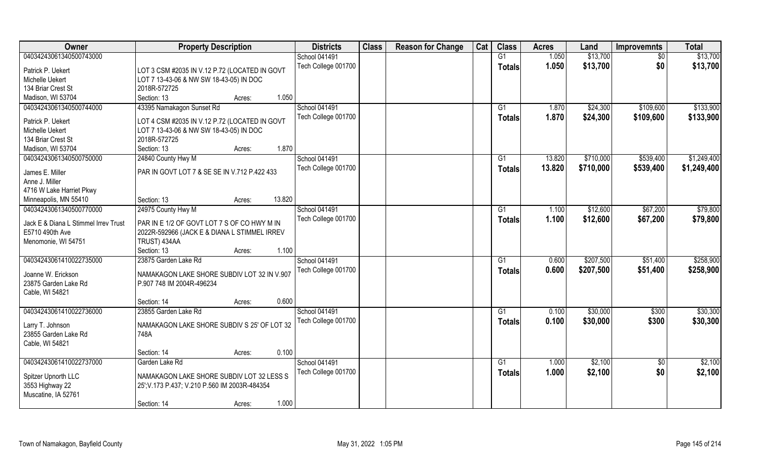| Owner | Property Description | Districts | Class | Reason for Change | Cat | Class | Acres | Land | Improvemnts | Total |
|---|---|---|---|---|---|---|---|---|---|---|
| 04034243061340500743000 | | School 041491 | | | | G1 | 1.050 | $13,700 | $0 | $13,700 |
| Patrick P. Uekert<br>Michelle Uekert<br>134 Briar Crest St<br>Madison, WI 53704 | LOT 3 CSM #2035 IN V.12 P.72 (LOCATED IN GOVT LOT 7 13-43-06 & NW SW 18-43-05) IN DOC 2018R-572725<br>Section: 13 Acres: 1.050 | Tech College 001700 | | | | Totals | 1.050 | $13,700 | $0 | $13,700 |
| 04034243061340500744000 | 43395 Namakagon Sunset Rd | School 041491 | | | | G1 | 1.870 | $24,300 | $109,600 | $133,900 |
| Patrick P. Uekert<br>Michelle Uekert<br>134 Briar Crest St<br>Madison, WI 53704 | LOT 4 CSM #2035 IN V.12 P.72 (LOCATED IN GOVT LOT 7 13-43-06 & NW SW 18-43-05) IN DOC 2018R-572725<br>Section: 13 Acres: 1.870 | Tech College 001700 | | | | Totals | 1.870 | $24,300 | $109,600 | $133,900 |
| 04034243061340500750000 | 24840 County Hwy M | School 041491 | | | | G1 | 13.820 | $710,000 | $539,400 | $1,249,400 |
| James E. Miller<br>Anne J. Miller<br>4716 W Lake Harriet Pkwy<br>Minneapolis, MN 55410 | PAR IN GOVT LOT 7 & SE SE IN V.712 P.422 433<br>Section: 13 Acres: 13.820 | Tech College 001700 | | | | Totals | 13.820 | $710,000 | $539,400 | $1,249,400 |
| 04034243061340500770000 | 24975 County Hwy M | School 041491 | | | | G1 | 1.100 | $12,600 | $67,200 | $79,800 |
| Jack E & Diana L Stimmel Irrev Trust<br>E5710 490th Ave<br>Menomonie, WI 54751 | PAR IN E 1/2 OF GOVT LOT 7 S OF CO HWY M IN 2022R-592966 (JACK E & DIANA L STIMMEL IRREV TRUST) 434AA<br>Section: 13 Acres: 1.100 | Tech College 001700 | | | | Totals | 1.100 | $12,600 | $67,200 | $79,800 |
| 04034243061410022735000 | 23875 Garden Lake Rd | School 041491 | | | | G1 | 0.600 | $207,500 | $51,400 | $258,900 |
| Joanne W. Erickson<br>23875 Garden Lake Rd<br>Cable, WI 54821 | NAMAKAGON LAKE SHORE SUBDIV LOT 32 IN V.907 P.907 748 IM 2004R-496234<br>Section: 14 Acres: 0.600 | Tech College 001700 | | | | Totals | 0.600 | $207,500 | $51,400 | $258,900 |
| 04034243061410022736000 | 23855 Garden Lake Rd | School 041491 | | | | G1 | 0.100 | $30,000 | $300 | $30,300 |
| Larry T. Johnson<br>23855 Garden Lake Rd<br>Cable, WI 54821 | NAMAKAGON LAKE SHORE SUBDIV S 25' OF LOT 32 748A<br>Section: 14 Acres: 0.100 | Tech College 001700 | | | | Totals | 0.100 | $30,000 | $300 | $30,300 |
| 04034243061410022737000 | Garden Lake Rd | School 041491 | | | | G1 | 1.000 | $2,100 | $0 | $2,100 |
| Spitzer Upnorth LLC<br>3553 Highway 22<br>Muscatine, IA 52761 | NAMAKAGON LAKE SHORE SUBDIV LOT 32 LESS S 25';V.173 P.437; V.210 P.560 IM 2003R-484354<br>Section: 14 Acres: 1.000 | Tech College 001700 | | | | Totals | 1.000 | $2,100 | $0 | $2,100 |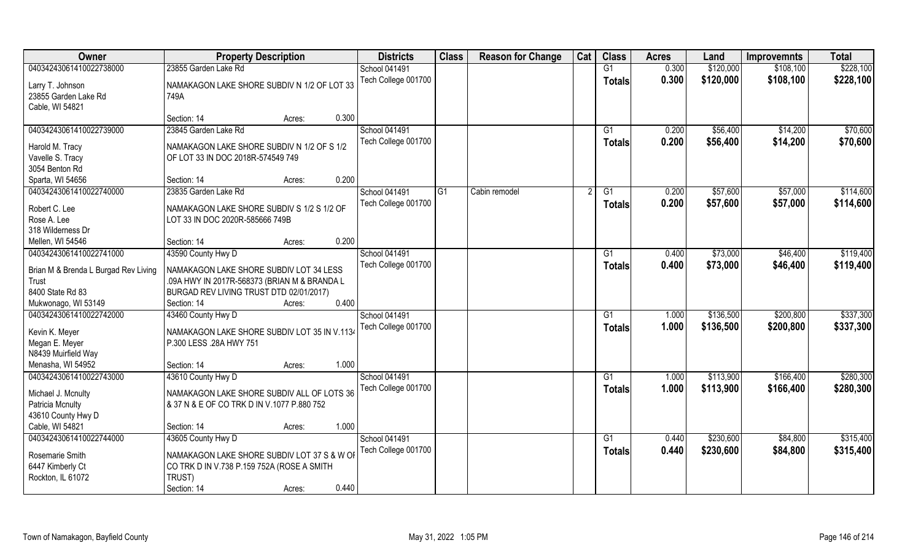| Owner | Property Description | Districts | Class | Reason for Change | Cat | Class | Acres | Land | Improvemnts | Total |
|---|---|---|---|---|---|---|---|---|---|---|
| 04034243061410022738000 | 23855 Garden Lake Rd | School 041491 | | | | G1 | 0.300 | $120,000 | $108,100 | $228,100 |
| Larry T. Johnson<br>23855 Garden Lake Rd<br>Cable, WI 54821 | NAMAKAGON LAKE SHORE SUBDIV N 1/2 OF LOT 33 749A<br>Section: 14 Acres: 0.300 | Tech College 001700 | | | | Totals | 0.300 | $120,000 | $108,100 | $228,100 |
| 04034243061410022739000 | 23845 Garden Lake Rd | School 041491 | | | | G1 | 0.200 | $56,400 | $14,200 | $70,600 |
| Harold M. Tracy<br>Vavelle S. Tracy<br>3054 Benton Rd<br>Sparta, WI 54656 | NAMAKAGON LAKE SHORE SUBDIV N 1/2 OF S 1/2 OF LOT 33 IN DOC 2018R-574549 749<br>Section: 14 Acres: 0.200 | Tech College 001700 | | | | Totals | 0.200 | $56,400 | $14,200 | $70,600 |
| 04034243061410022740000 | 23835 Garden Lake Rd | School 041491 | G1 | Cabin remodel | 2 | G1 | 0.200 | $57,600 | $57,000 | $114,600 |
| Robert C. Lee<br>Rose A. Lee<br>318 Wilderness Dr<br>Mellen, WI 54546 | NAMAKAGON LAKE SHORE SUBDIV S 1/2 S 1/2 OF LOT 33 IN DOC 2020R-585666 749B<br>Section: 14 Acres: 0.200 | Tech College 001700 | | | | Totals | 0.200 | $57,600 | $57,000 | $114,600 |
| 04034243061410022741000 | 43590 County Hwy D | School 041491 | | | | G1 | 0.400 | $73,000 | $46,400 | $119,400 |
| Brian M & Brenda L Burgad Rev Living Trust<br>8400 State Rd 83<br>Mukwonago, WI 53149 | NAMAKAGON LAKE SHORE SUBDIV LOT 34 LESS .09A HWY IN 2017R-568373 (BRIAN M & BRANDA L BURGAD REV LIVING TRUST DTD 02/01/2017)<br>Section: 14 Acres: 0.400 | Tech College 001700 | | | | Totals | 0.400 | $73,000 | $46,400 | $119,400 |
| 04034243061410022742000 | 43460 County Hwy D | School 041491 | | | | G1 | 1.000 | $136,500 | $200,800 | $337,300 |
| Kevin K. Meyer<br>Megan E. Meyer<br>N8439 Muirfield Way<br>Menasha, WI 54952 | NAMAKAGON LAKE SHORE SUBDIV LOT 35 IN V.1134 P.300 LESS .28A HWY 751<br>Section: 14 Acres: 1.000 | Tech College 001700 | | | | Totals | 1.000 | $136,500 | $200,800 | $337,300 |
| 04034243061410022743000 | 43610 County Hwy D | School 041491 | | | | G1 | 1.000 | $113,900 | $166,400 | $280,300 |
| Michael J. Mcnulty<br>Patricia Mcnulty<br>43610 County Hwy D<br>Cable, WI 54821 | NAMAKAGON LAKE SHORE SUBDIV ALL OF LOTS 36 & 37 N & E OF CO TRK D IN V.1077 P.880 752<br>Section: 14 Acres: 1.000 | Tech College 001700 | | | | Totals | 1.000 | $113,900 | $166,400 | $280,300 |
| 04034243061410022744000 | 43605 County Hwy D | School 041491 | | | | G1 | 0.440 | $230,600 | $84,800 | $315,400 |
| Rosemarie Smith<br>6447 Kimberly Ct<br>Rockton, IL 61072 | NAMAKAGON LAKE SHORE SUBDIV LOT 37 S & W OF CO TRK D IN V.738 P.159 752A (ROSE A SMITH TRUST)<br>Section: 14 Acres: 0.440 | Tech College 001700 | | | | Totals | 0.440 | $230,600 | $84,800 | $315,400 |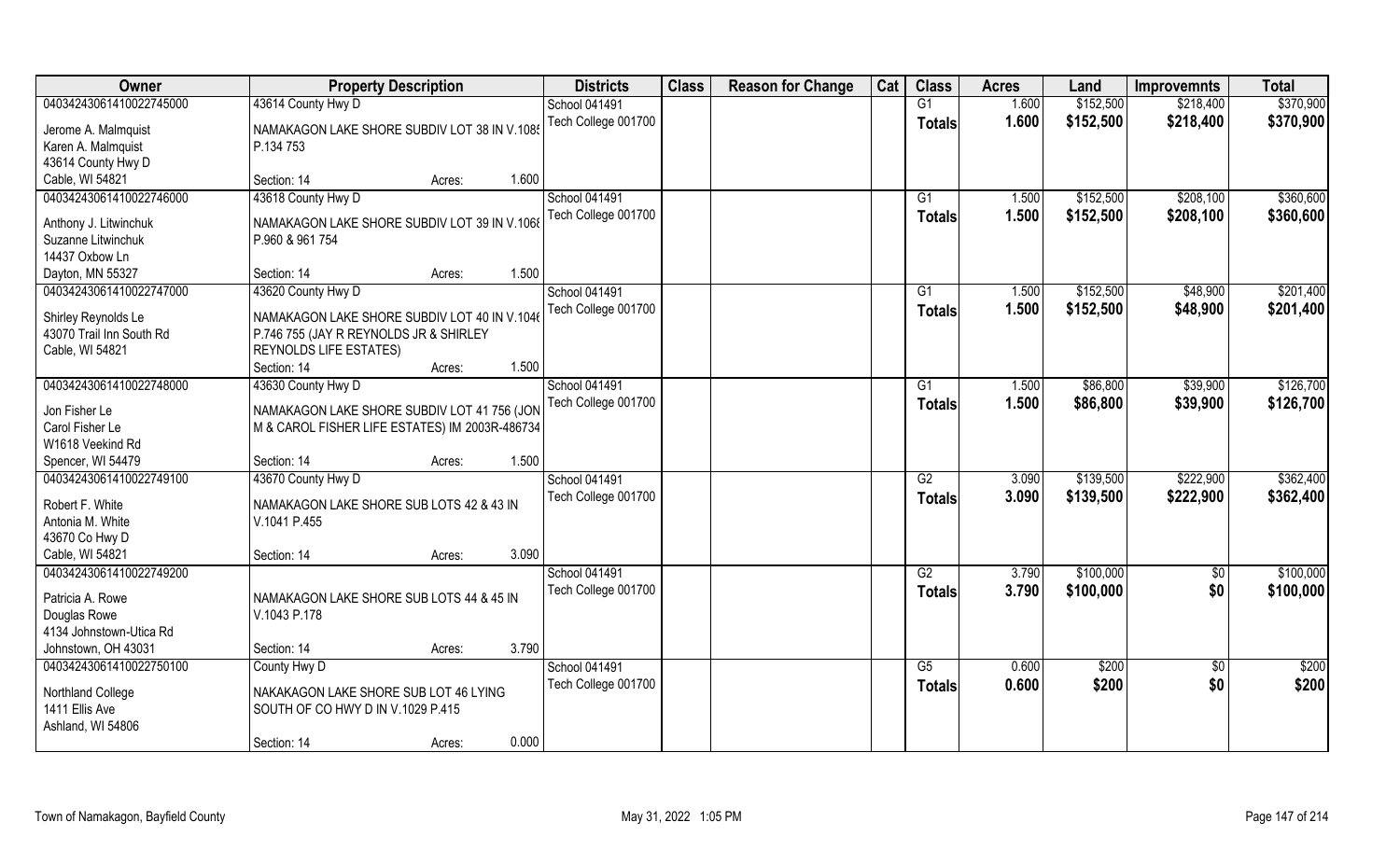| Owner | Property Description | Districts | Class | Reason for Change | Cat | Class | Acres | Land | Improvemnts | Total |
|---|---|---|---|---|---|---|---|---|---|---|
| 04034243061410022745000 | 43614 County Hwy D | School 041491 | | | | G1 | 1.600 | $152,500 | $218,400 | $370,900 |
| Jerome A. Malmquist<br>Karen A. Malmquist<br>43614 County Hwy D<br>Cable, WI 54821 | NAMAKAGON LAKE SHORE SUBDIV LOT 38 IN V.1085 P.134 753<br>Section: 14 Acres: 1.600 | Tech College 001700 | | | | **Totals** | **1.600** | **$152,500** | **$218,400** | **$370,900** |
| 04034243061410022746000 | 43618 County Hwy D | School 041491 | | | | G1 | 1.500 | $152,500 | $208,100 | $360,600 |
| Anthony J. Litwinchuk<br>Suzanne Litwinchuk<br>14437 Oxbow Ln<br>Dayton, MN 55327 | NAMAKAGON LAKE SHORE SUBDIV LOT 39 IN V.1068 P.960 & 961 754<br>Section: 14 Acres: 1.500 | Tech College 001700 | | | | **Totals** | **1.500** | **$152,500** | **$208,100** | **$360,600** |
| 04034243061410022747000 | 43620 County Hwy D | School 041491 | | | | G1 | 1.500 | $152,500 | $48,900 | $201,400 |
| Shirley Reynolds Le<br>43070 Trail Inn South Rd<br>Cable, WI 54821 | NAMAKAGON LAKE SHORE SUBDIV LOT 40 IN V.1046 P.746 755 (JAY R REYNOLDS JR & SHIRLEY REYNOLDS LIFE ESTATES)<br>Section: 14 Acres: 1.500 | Tech College 001700 | | | | **Totals** | **1.500** | **$152,500** | **$48,900** | **$201,400** |
| 04034243061410022748000 | 43630 County Hwy D | School 041491 | | | | G1 | 1.500 | $86,800 | $39,900 | $126,700 |
| Jon Fisher Le<br>Carol Fisher Le<br>W1618 Veekind Rd<br>Spencer, WI 54479 | NAMAKAGON LAKE SHORE SUBDIV LOT 41 756 (JON M & CAROL FISHER LIFE ESTATES) IM 2003R-486734<br>Section: 14 Acres: 1.500 | Tech College 001700 | | | | **Totals** | **1.500** | **$86,800** | **$39,900** | **$126,700** |
| 04034243061410022749100 | 43670 County Hwy D | School 041491 | | | | G2 | 3.090 | $139,500 | $222,900 | $362,400 |
| Robert F. White<br>Antonia M. White<br>43670 Co Hwy D<br>Cable, WI 54821 | NAMAKAGON LAKE SHORE SUB LOTS 42 & 43 IN V.1041 P.455<br>Section: 14 Acres: 3.090 | Tech College 001700 | | | | **Totals** | **3.090** | **$139,500** | **$222,900** | **$362,400** |
| 04034243061410022749200 | | School 041491 | | | | G2 | 3.790 | $100,000 | $0 | $100,000 |
| Patricia A. Rowe<br>Douglas Rowe<br>4134 Johnstown-Utica Rd<br>Johnstown, OH 43031 | NAMAKAGON LAKE SHORE SUB LOTS 44 & 45 IN V.1043 P.178<br>Section: 14 Acres: 3.790 | Tech College 001700 | | | | **Totals** | **3.790** | **$100,000** | **$0** | **$100,000** |
| 04034243061410022750100 | County Hwy D | School 041491 | | | | G5 | 0.600 | $200 | $0 | $200 |
| Northland College<br>1411 Ellis Ave<br>Ashland, WI 54806 | NAKAKAGON LAKE SHORE SUB LOT 46 LYING SOUTH OF CO HWY D IN V.1029 P.415<br>Section: 14 Acres: 0.000 | Tech College 001700 | | | | **Totals** | **0.600** | **$200** | **$0** | **$200** |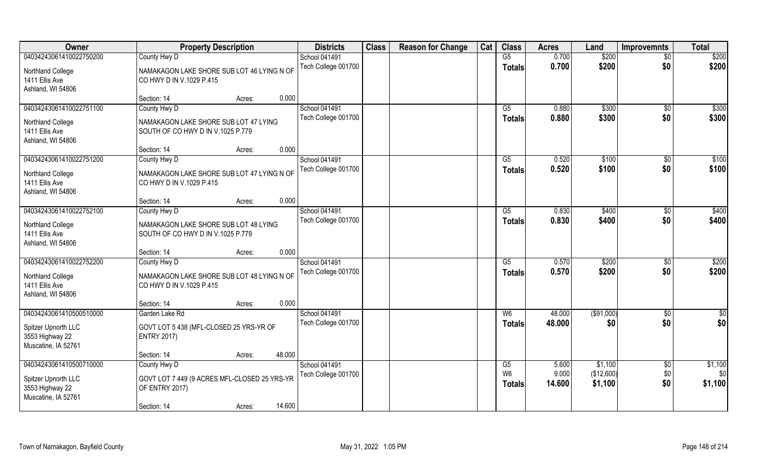| Owner | Property Description | Districts | Class | Reason for Change | Cat | Class | Acres | Land | Improvemnts | Total |
|---|---|---|---|---|---|---|---|---|---|---|
| 04034243061410022750200 | County Hwy D | School 041491 | | | | G5 | 0.700 | $200 | $0 | $200 |
| Northland College<br>1411 Ellis Ave<br>Ashland, WI 54806 | NAMAKAGON LAKE SHORE SUB LOT 46 LYING N OF CO HWY D IN V.1029 P.415 | Tech College 001700 | | | | Totals | 0.700 | $200 | $0 | $200 |
| | Section: 14 Acres: 0.000 | | | | | | | | | |
| 04034243061410022751100 | County Hwy D | School 041491 | | | | G5 | 0.880 | $300 | $0 | $300 |
| Northland College<br>1411 Ellis Ave<br>Ashland, WI 54806 | NAMAKAGON LAKE SHORE SUB LOT 47 LYING SOUTH OF CO HWY D IN V.1025 P.779 | Tech College 001700 | | | | Totals | 0.880 | $300 | $0 | $300 |
| | Section: 14 Acres: 0.000 | | | | | | | | | |
| 04034243061410022751200 | County Hwy D | School 041491 | | | | G5 | 0.520 | $100 | $0 | $100 |
| Northland College<br>1411 Ellis Ave<br>Ashland, WI 54806 | NAMAKAGON LAKE SHORE SUB LOT 47 LYING N OF CO HWY D IN V.1029 P.415 | Tech College 001700 | | | | Totals | 0.520 | $100 | $0 | $100 |
| | Section: 14 Acres: 0.000 | | | | | | | | | |
| 04034243061410022752100 | County Hwy D | School 041491 | | | | G5 | 0.830 | $400 | $0 | $400 |
| Northland College<br>1411 Ellis Ave<br>Ashland, WI 54806 | NAMAKAGON LAKE SHORE SUB LOT 48 LYING SOUTH OF CO HWY D IN V.1025 P.779 | Tech College 001700 | | | | Totals | 0.830 | $400 | $0 | $400 |
| | Section: 14 Acres: 0.000 | | | | | | | | | |
| 04034243061410022752200 | County Hwy D | School 041491 | | | | G5 | 0.570 | $200 | $0 | $200 |
| Northland College<br>1411 Ellis Ave<br>Ashland, WI 54806 | NAMAKAGON LAKE SHORE SUB LOT 48 LYING N OF CO HWY D IN V.1029 P.415 | Tech College 001700 | | | | Totals | 0.570 | $200 | $0 | $200 |
| | Section: 14 Acres: 0.000 | | | | | | | | | |
| 04034243061410500510000 | Garden Lake Rd | School 041491 | | | | W6 | 48.000 | ($91,000) | $0 | $0 |
| Spitzer Upnorth LLC<br>3553 Highway 22<br>Muscatine, IA 52761 | GOVT LOT 5 438 (MFL-CLOSED 25 YRS-YR OF ENTRY 2017) | Tech College 001700 | | | | Totals | 48.000 | $0 | $0 | $0 |
| | Section: 14 Acres: 48.000 | | | | | | | | | |
| 04034243061410500710000 | County Hwy D | School 041491 | | | | G5 | 5.600 | $1,100 | $0 | $1,100 |
| Spitzer Upnorth LLC<br>3553 Highway 22<br>Muscatine, IA 52761 | GOVT LOT 7 449 (9 ACRES MFL-CLOSED 25 YRS-YR OF ENTRY 2017) | Tech College 001700 | | | | W6 | 9.000 | ($12,600) | $0 | $0 |
| | | | | | | Totals | 14.600 | $1,100 | $0 | $1,100 |
| | Section: 14 Acres: 14.600 | | | | | | | | | |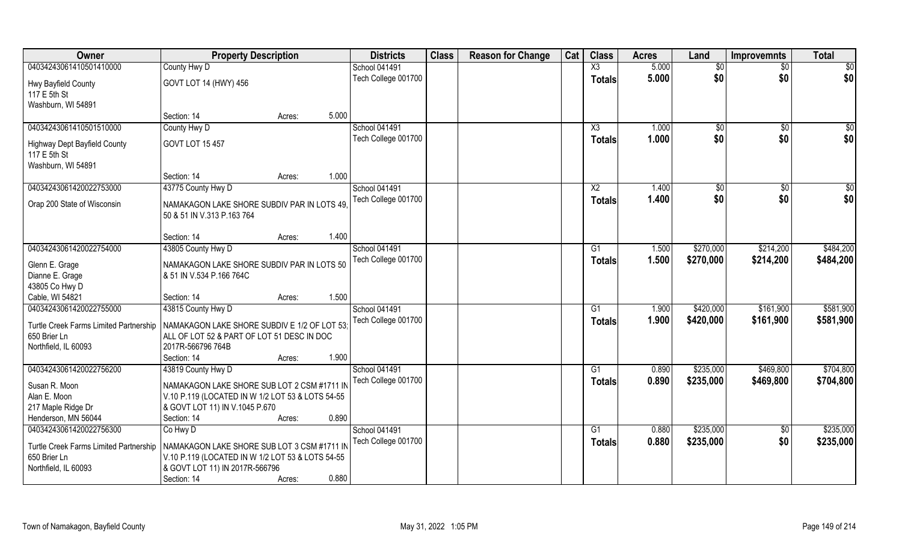| Owner | Property Description | | Districts | Class | Reason for Change | Cat | Class | Acres | Land | Improvemnts | Total |
|---|---|---|---|---|---|---|---|---|---|---|---|
| 04034243061410501410000 | County Hwy D | | School 041491 | | | | X3 | 5.000 | $0 | $0 | $0 |
| Hwy Bayfield County<br>117 E 5th St<br>Washburn, WI 54891 | GOVT LOT 14 (HWY) 456 | | Tech College 001700 | | | | Totals | 5.000 | $0 | $0 | $0 |
| | Section: 14 | Acres: 5.000 | | | | | | | | | |
| 04034243061410501510000 | County Hwy D | | School 041491 | | | | X3 | 1.000 | $0 | $0 | $0 |
| Highway Dept Bayfield County<br>117 E 5th St<br>Washburn, WI 54891 | GOVT LOT 15 457 | | Tech College 001700 | | | | Totals | 1.000 | $0 | $0 | $0 |
| | Section: 14 | Acres: 1.000 | | | | | | | | | |
| 04034243061420022753000 | 43775 County Hwy D | | School 041491 | | | | X2 | 1.400 | $0 | $0 | $0 |
| Orap 200 State of Wisconsin | NAMAKAGON LAKE SHORE SUBDIV PAR IN LOTS 49, 50 & 51 IN V.313 P.163 764 | | Tech College 001700 | | | | Totals | 1.400 | $0 | $0 | $0 |
| | Section: 14 | Acres: 1.400 | | | | | | | | | |
| 04034243061420022754000 | 43805 County Hwy D | | School 041491 | | | | G1 | 1.500 | $270,000 | $214,200 | $484,200 |
| Glenn E. Grage<br>Dianne E. Grage<br>43805 Co Hwy D<br>Cable, WI 54821 | NAMAKAGON LAKE SHORE SUBDIV PAR IN LOTS 50 & 51 IN V.534 P.166 764C | | Tech College 001700 | | | | Totals | 1.500 | $270,000 | $214,200 | $484,200 |
| | Section: 14 | Acres: 1.500 | | | | | | | | | |
| 04034243061420022755000 | 43815 County Hwy D | | School 041491 | | | | G1 | 1.900 | $420,000 | $161,900 | $581,900 |
| Turtle Creek Farms Limited Partnership<br>650 Brier Ln<br>Northfield, IL 60093 | NAMAKAGON LAKE SHORE SUBDIV E 1/2 OF LOT 53; ALL OF LOT 52 & PART OF LOT 51 DESC IN DOC 2017R-566796 764B | | Tech College 001700 | | | | Totals | 1.900 | $420,000 | $161,900 | $581,900 |
| | Section: 14 | Acres: 1.900 | | | | | | | | | |
| 04034243061420022756200 | 43819 County Hwy D | | School 041491 | | | | G1 | 0.890 | $235,000 | $469,800 | $704,800 |
| Susan R. Moon<br>Alan E. Moon<br>217 Maple Ridge Dr<br>Henderson, MN 56044 | NAMAKAGON LAKE SHORE SUB LOT 2 CSM #1711 IN V.10 P.119 (LOCATED IN W 1/2 LOT 53 & LOTS 54-55 & GOVT LOT 11) IN V.1045 P.670 | | Tech College 001700 | | | | Totals | 0.890 | $235,000 | $469,800 | $704,800 |
| | Section: 14 | Acres: 0.890 | | | | | | | | | |
| 04034243061420022756300 | Co Hwy D | | School 041491 | | | | G1 | 0.880 | $235,000 | $0 | $235,000 |
| Turtle Creek Farms Limited Partnership<br>650 Brier Ln<br>Northfield, IL 60093 | NAMAKAGON LAKE SHORE SUB LOT 3 CSM #1711 IN V.10 P.119 (LOCATED IN W 1/2 LOT 53 & LOTS 54-55 & GOVT LOT 11) IN 2017R-566796 | | Tech College 001700 | | | | Totals | 0.880 | $235,000 | $0 | $235,000 |
| | Section: 14 | Acres: 0.880 | | | | | | | | | |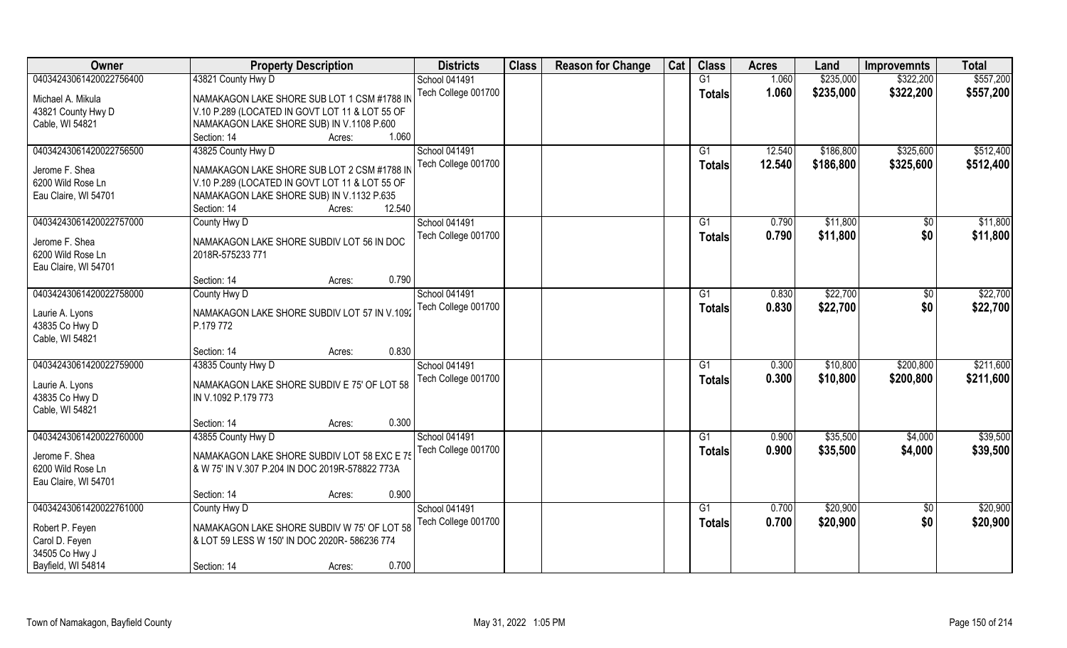| Owner | Property Description | Districts | Class | Reason for Change | Cat | Class | Acres | Land | Improvemnts | Total |
|---|---|---|---|---|---|---|---|---|---|---|
| 04034243061420022756400 | 43821 County Hwy D | School 041491 | | | | G1 | 1.060 | $235,000 | $322,200 | $557,200 |
| Michael A. Mikula<br>43821 County Hwy D<br>Cable, WI 54821 | NAMAKAGON LAKE SHORE SUB LOT 1 CSM #1788 IN V.10 P.289 (LOCATED IN GOVT LOT 11 & LOT 55 OF NAMAKAGON LAKE SHORE SUB) IN V.1108 P.600<br>Section: 14 Acres: 1.060 | Tech College 001700 | | | | **Totals** | **1.060** | **$235,000** | **$322,200** | **$557,200** |
| 04034243061420022756500 | 43825 County Hwy D | School 041491 | | | | G1 | 12.540 | $186,800 | $325,600 | $512,400 |
| Jerome F. Shea<br>6200 Wild Rose Ln<br>Eau Claire, WI 54701 | NAMAKAGON LAKE SHORE SUB LOT 2 CSM #1788 IN V.10 P.289 (LOCATED IN GOVT LOT 11 & LOT 55 OF NAMAKAGON LAKE SHORE SUB) IN V.1132 P.635<br>Section: 14 Acres: 12.540 | Tech College 001700 | | | | **Totals** | **12.540** | **$186,800** | **$325,600** | **$512,400** |
| 04034243061420022757000 | County Hwy D | School 041491 | | | | G1 | 0.790 | $11,800 | $0 | $11,800 |
| Jerome F. Shea<br>6200 Wild Rose Ln<br>Eau Claire, WI 54701 | NAMAKAGON LAKE SHORE SUBDIV LOT 56 IN DOC 2018R-575233 771<br>Section: 14 Acres: 0.790 | Tech College 001700 | | | | **Totals** | **0.790** | **$11,800** | **$0** | **$11,800** |
| 04034243061420022758000 | County Hwy D | School 041491 | | | | G1 | 0.830 | $22,700 | $0 | $22,700 |
| Laurie A. Lyons<br>43835 Co Hwy D<br>Cable, WI 54821 | NAMAKAGON LAKE SHORE SUBDIV LOT 57 IN V.1092 P.179 772<br>Section: 14 Acres: 0.830 | Tech College 001700 | | | | **Totals** | **0.830** | **$22,700** | **$0** | **$22,700** |
| 04034243061420022759000 | 43835 County Hwy D | School 041491 | | | | G1 | 0.300 | $10,800 | $200,800 | $211,600 |
| Laurie A. Lyons<br>43835 Co Hwy D<br>Cable, WI 54821 | NAMAKAGON LAKE SHORE SUBDIV E 75' OF LOT 58 IN V.1092 P.179 773<br>Section: 14 Acres: 0.300 | Tech College 001700 | | | | **Totals** | **0.300** | **$10,800** | **$200,800** | **$211,600** |
| 04034243061420022760000 | 43855 County Hwy D | School 041491 | | | | G1 | 0.900 | $35,500 | $4,000 | $39,500 |
| Jerome F. Shea<br>6200 Wild Rose Ln<br>Eau Claire, WI 54701 | NAMAKAGON LAKE SHORE SUBDIV LOT 58 EXC E 75 & W 75' IN V.307 P.204 IN DOC 2019R-578822 773A<br>Section: 14 Acres: 0.900 | Tech College 001700 | | | | **Totals** | **0.900** | **$35,500** | **$4,000** | **$39,500** |
| 04034243061420022761000 | County Hwy D | School 041491 | | | | G1 | 0.700 | $20,900 | $0 | $20,900 |
| Robert P. Feyen<br>Carol D. Feyen<br>34505 Co Hwy J<br>Bayfield, WI 54814 | NAMAKAGON LAKE SHORE SUBDIV W 75' OF LOT 58 & LOT 59 LESS W 150' IN DOC 2020R- 586236 774<br>Section: 14 Acres: 0.700 | Tech College 001700 | | | | **Totals** | **0.700** | **$20,900** | **$0** | **$20,900** |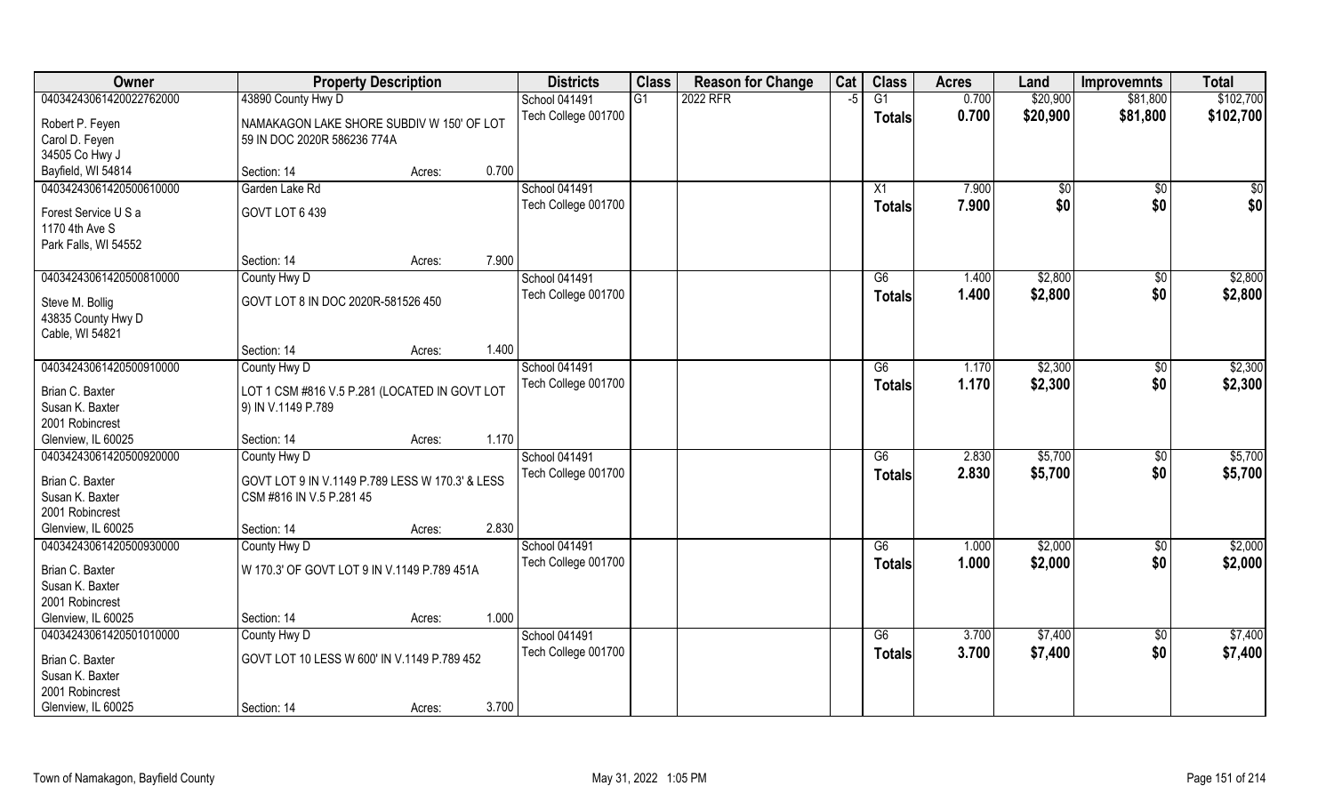| Owner | Property Description | | | Districts | Class | Reason for Change | Cat | Class | Acres | Land | Improvemnts | Total |
|---|---|---|---|---|---|---|---|---|---|---|---|---|
| 04034243061420022762000 | 43890 County Hwy D | | | School 041491 | G1 | 2022 RFR | -5 | G1 | 0.700 | $20,900 | $81,800 | $102,700 |
| Robert P. Feyen<br>Carol D. Feyen<br>34505 Co Hwy J<br>Bayfield, WI 54814 | NAMAKAGON LAKE SHORE SUBDIV W 150' OF LOT 59 IN DOC 2020R 586236 774A | | | Tech College 001700 | | | | **Totals** | **0.700** | **$20,900** | **$81,800** | **$102,700** |
| | Section: 14 | Acres: | 0.700 | | | | | | | | | |
| 04034243061420500610000 | Garden Lake Rd | | | School 041491 | | | | X1 | 7.900 | $0 | $0 | $0 |
| Forest Service U S a<br>1170 4th Ave S<br>Park Falls, WI 54552 | GOVT LOT 6 439 | | | Tech College 001700 | | | | **Totals** | **7.900** | **$0** | **$0** | **$0** |
| | Section: 14 | Acres: | 7.900 | | | | | | | | | |
| 04034243061420500810000 | County Hwy D | | | School 041491 | | | | G6 | 1.400 | $2,800 | $0 | $2,800 |
| Steve M. Bollig<br>43835 County Hwy D<br>Cable, WI 54821 | GOVT LOT 8 IN DOC 2020R-581526 450 | | | Tech College 001700 | | | | **Totals** | **1.400** | **$2,800** | **$0** | **$2,800** |
| | Section: 14 | Acres: | 1.400 | | | | | | | | | |
| 04034243061420500910000 | County Hwy D | | | School 041491 | | | | G6 | 1.170 | $2,300 | $0 | $2,300 |
| Brian C. Baxter<br>Susan K. Baxter<br>2001 Robincrest<br>Glenview, IL 60025 | LOT 1 CSM #816 V.5 P.281 (LOCATED IN GOVT LOT 9) IN V.1149 P.789 | | | Tech College 001700 | | | | **Totals** | **1.170** | **$2,300** | **$0** | **$2,300** |
| | Section: 14 | Acres: | 1.170 | | | | | | | | | |
| 04034243061420500920000 | County Hwy D | | | School 041491 | | | | G6 | 2.830 | $5,700 | $0 | $5,700 |
| Brian C. Baxter<br>Susan K. Baxter<br>2001 Robincrest<br>Glenview, IL 60025 | GOVT LOT 9 IN V.1149 P.789 LESS W 170.3' & LESS CSM #816 IN V.5 P.281 45 | | | Tech College 001700 | | | | **Totals** | **2.830** | **$5,700** | **$0** | **$5,700** |
| | Section: 14 | Acres: | 2.830 | | | | | | | | | |
| 04034243061420500930000 | County Hwy D | | | School 041491 | | | | G6 | 1.000 | $2,000 | $0 | $2,000 |
| Brian C. Baxter<br>Susan K. Baxter<br>2001 Robincrest<br>Glenview, IL 60025 | W 170.3' OF GOVT LOT 9 IN V.1149 P.789 451A | | | Tech College 001700 | | | | **Totals** | **1.000** | **$2,000** | **$0** | **$2,000** |
| | Section: 14 | Acres: | 1.000 | | | | | | | | | |
| 04034243061420501010000 | County Hwy D | | | School 041491 | | | | G6 | 3.700 | $7,400 | $0 | $7,400 |
| Brian C. Baxter<br>Susan K. Baxter<br>2001 Robincrest<br>Glenview, IL 60025 | GOVT LOT 10 LESS W 600' IN V.1149 P.789 452 | | | Tech College 001700 | | | | **Totals** | **3.700** | **$7,400** | **$0** | **$7,400** |
| | Section: 14 | Acres: | 3.700 | | | | | | | | | |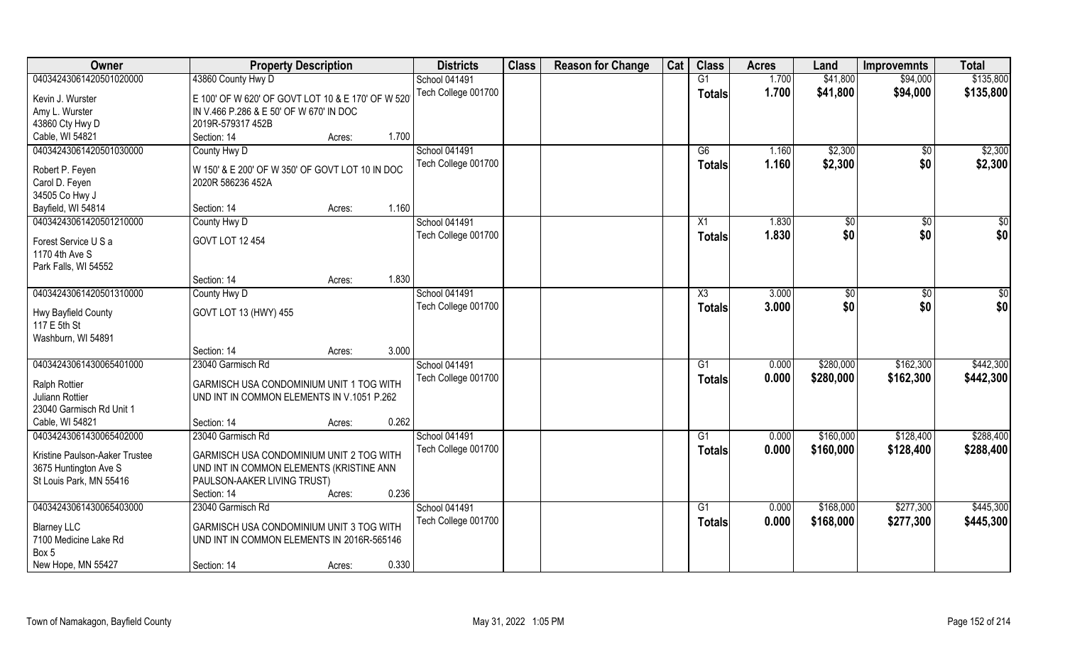| Owner | Property Description | | | Districts | Class | Reason for Change | Cat | Class | Acres | Land | Improvemnts | Total |
|---|---|---|---|---|---|---|---|---|---|---|---|---|
| 04034243061420501020000 | 43860 County Hwy D | | | School 041491 | | | | G1 | 1.700 | $41,800 | $94,000 | $135,800 |
| Kevin J. Wurster<br>Amy L. Wurster<br>43860 Cty Hwy D<br>Cable, WI 54821 | E 100' OF W 620' OF GOVT LOT 10 & E 170' OF W 520' IN V.466 P.286 & E 50' OF W 670' IN DOC 2019R-579317 452B | | | Tech College 001700 | | | | Totals | 1.700 | $41,800 | $94,000 | $135,800 |
| | Section: 14 | Acres: | 1.700 | | | | | | | | | |
| 04034243061420501030000 | County Hwy D | | | School 041491 | | | | G6 | 1.160 | $2,300 | $0 | $2,300 |
| Robert P. Feyen<br>Carol D. Feyen<br>34505 Co Hwy J<br>Bayfield, WI 54814 | W 150' & E 200' OF W 350' OF GOVT LOT 10 IN DOC 2020R 586236 452A | | | Tech College 001700 | | | | Totals | 1.160 | $2,300 | $0 | $2,300 |
| | Section: 14 | Acres: | 1.160 | | | | | | | | | |
| 04034243061420501210000 | County Hwy D | | | School 041491 | | | | X1 | 1.830 | $0 | $0 | $0 |
| Forest Service U S a<br>1170 4th Ave S<br>Park Falls, WI 54552 | GOVT LOT 12 454 | | | Tech College 001700 | | | | Totals | 1.830 | $0 | $0 | $0 |
| | Section: 14 | Acres: | 1.830 | | | | | | | | | |
| 04034243061420501310000 | County Hwy D | | | School 041491 | | | | X3 | 3.000 | $0 | $0 | $0 |
| Hwy Bayfield County<br>117 E 5th St<br>Washburn, WI 54891 | GOVT LOT 13 (HWY) 455 | | | Tech College 001700 | | | | Totals | 3.000 | $0 | $0 | $0 |
| | Section: 14 | Acres: | 3.000 | | | | | | | | | |
| 04034243061430065401000 | 23040 Garmisch Rd | | | School 041491 | | | | G1 | 0.000 | $280,000 | $162,300 | $442,300 |
| Ralph Rottier<br>Juliann Rottier<br>23040 Garmisch Rd Unit 1<br>Cable, WI 54821 | GARMISCH USA CONDOMINIUM UNIT 1 TOG WITH UND INT IN COMMON ELEMENTS IN V.1051 P.262 | | | Tech College 001700 | | | | Totals | 0.000 | $280,000 | $162,300 | $442,300 |
| | Section: 14 | Acres: | 0.262 | | | | | | | | | |
| 04034243061430065402000 | 23040 Garmisch Rd | | | School 041491 | | | | G1 | 0.000 | $160,000 | $128,400 | $288,400 |
| Kristine Paulson-Aaker Trustee<br>3675 Huntington Ave S<br>St Louis Park, MN 55416 | GARMISCH USA CONDOMINIUM UNIT 2 TOG WITH UND INT IN COMMON ELEMENTS (KRISTINE ANN PAULSON-AAKER LIVING TRUST) | | | Tech College 001700 | | | | Totals | 0.000 | $160,000 | $128,400 | $288,400 |
| | Section: 14 | Acres: | 0.236 | | | | | | | | | |
| 04034243061430065403000 | 23040 Garmisch Rd | | | School 041491 | | | | G1 | 0.000 | $168,000 | $277,300 | $445,300 |
| Blarney LLC<br>7100 Medicine Lake Rd<br>Box 5<br>New Hope, MN 55427 | GARMISCH USA CONDOMINIUM UNIT 3 TOG WITH UND INT IN COMMON ELEMENTS IN 2016R-565146 | | | Tech College 001700 | | | | Totals | 0.000 | $168,000 | $277,300 | $445,300 |
| | Section: 14 | Acres: | 0.330 | | | | | | | | | |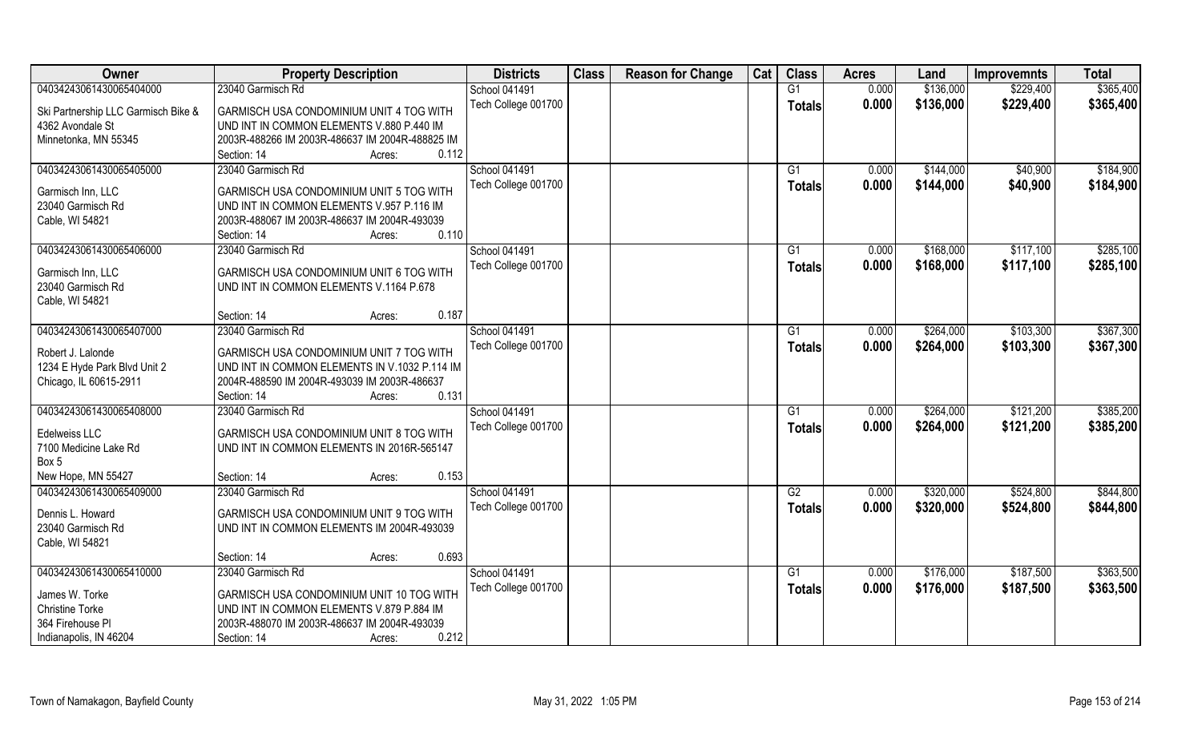| Owner | Property Description | Districts | Class | Reason for Change | Cat | Class | Acres | Land | Improvemnts | Total |
|---|---|---|---|---|---|---|---|---|---|---|
| 04034243061430065404000 | 23040 Garmisch Rd | School 041491 | | | | G1 | 0.000 | $136,000 | $229,400 | $365,400 |
| Ski Partnership LLC Garmisch Bike & | GARMISCH USA CONDOMINIUM UNIT 4 TOG WITH | Tech College 001700 | | | | Totals | 0.000 | $136,000 | $229,400 | $365,400 |
| 4362 Avondale St | UND INT IN COMMON ELEMENTS V.880 P.440 IM | | | | | | | | | |
| Minnetonka, MN 55345 | 2003R-488266 IM 2003R-486637 IM 2004R-488825 IM | | | | | | | | | |
| | Section: 14 Acres: 0.112 | | | | | | | | | |
| 04034243061430065405000 | 23040 Garmisch Rd | School 041491 | | | | G1 | 0.000 | $144,000 | $40,900 | $184,900 |
| Garmisch Inn, LLC | GARMISCH USA CONDOMINIUM UNIT 5 TOG WITH | Tech College 001700 | | | | Totals | 0.000 | $144,000 | $40,900 | $184,900 |
| 23040 Garmisch Rd | UND INT IN COMMON ELEMENTS V.957 P.116 IM | | | | | | | | | |
| Cable, WI 54821 | 2003R-488067 IM 2003R-486637 IM 2004R-493039 | | | | | | | | | |
| | Section: 14 Acres: 0.110 | | | | | | | | | |
| 04034243061430065406000 | 23040 Garmisch Rd | School 041491 | | | | G1 | 0.000 | $168,000 | $117,100 | $285,100 |
| Garmisch Inn, LLC | GARMISCH USA CONDOMINIUM UNIT 6 TOG WITH | Tech College 001700 | | | | Totals | 0.000 | $168,000 | $117,100 | $285,100 |
| 23040 Garmisch Rd | UND INT IN COMMON ELEMENTS V.1164 P.678 | | | | | | | | | |
| Cable, WI 54821 | | | | | | | | | | |
| | Section: 14 Acres: 0.187 | | | | | | | | | |
| 04034243061430065407000 | 23040 Garmisch Rd | School 041491 | | | | G1 | 0.000 | $264,000 | $103,300 | $367,300 |
| Robert J. Lalonde | GARMISCH USA CONDOMINIUM UNIT 7 TOG WITH | Tech College 001700 | | | | Totals | 0.000 | $264,000 | $103,300 | $367,300 |
| 1234 E Hyde Park Blvd Unit 2 | UND INT IN COMMON ELEMENTS IN V.1032 P.114 IM | | | | | | | | | |
| Chicago, IL 60615-2911 | 2004R-488590 IM 2004R-493039 IM 2003R-486637 | | | | | | | | | |
| | Section: 14 Acres: 0.131 | | | | | | | | | |
| 04034243061430065408000 | 23040 Garmisch Rd | School 041491 | | | | G1 | 0.000 | $264,000 | $121,200 | $385,200 |
| Edelweiss LLC | GARMISCH USA CONDOMINIUM UNIT 8 TOG WITH | Tech College 001700 | | | | Totals | 0.000 | $264,000 | $121,200 | $385,200 |
| 7100 Medicine Lake Rd | UND INT IN COMMON ELEMENTS IN 2016R-565147 | | | | | | | | | |
| Box 5 | | | | | | | | | | |
| New Hope, MN 55427 | Section: 14 Acres: 0.153 | | | | | | | | | |
| 04034243061430065409000 | 23040 Garmisch Rd | School 041491 | | | | G2 | 0.000 | $320,000 | $524,800 | $844,800 |
| Dennis L. Howard | GARMISCH USA CONDOMINIUM UNIT 9 TOG WITH | Tech College 001700 | | | | Totals | 0.000 | $320,000 | $524,800 | $844,800 |
| 23040 Garmisch Rd | UND INT IN COMMON ELEMENTS IM 2004R-493039 | | | | | | | | | |
| Cable, WI 54821 | | | | | | | | | | |
| | Section: 14 Acres: 0.693 | | | | | | | | | |
| 04034243061430065410000 | 23040 Garmisch Rd | School 041491 | | | | G1 | 0.000 | $176,000 | $187,500 | $363,500 |
| James W. Torke | GARMISCH USA CONDOMINIUM UNIT 10 TOG WITH | Tech College 001700 | | | | Totals | 0.000 | $176,000 | $187,500 | $363,500 |
| Christine Torke | UND INT IN COMMON ELEMENTS V.879 P.884 IM | | | | | | | | | |
| 364 Firehouse Pl | 2003R-488070 IM 2003R-486637 IM 2004R-493039 | | | | | | | | | |
| Indianapolis, IN 46204 | Section: 14 Acres: 0.212 | | | | | | | | | |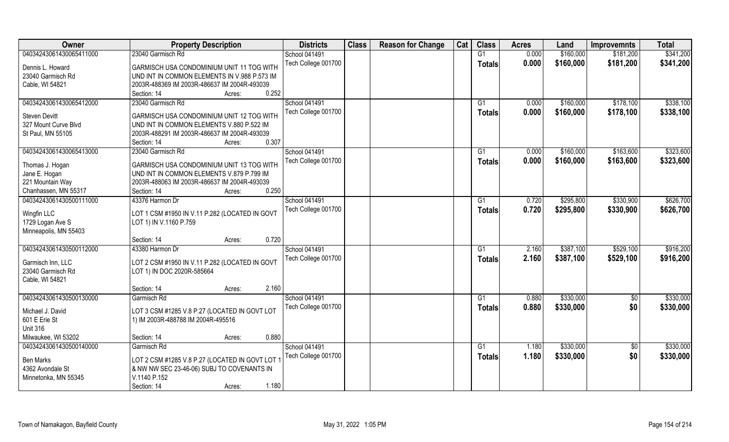| Owner | Property Description | Districts | Class | Reason for Change | Cat | Class | Acres | Land | Improvemnts | Total |
|---|---|---|---|---|---|---|---|---|---|---|
| 04034243061430065411000 | 23040 Garmisch Rd | School 041491 | | | | G1 | 0.000 | $160,000 | $181,200 | $341,200 |
| Dennis L. Howard<br>23040 Garmisch Rd<br>Cable, WI 54821 | GARMISCH USA CONDOMINIUM UNIT 11 TOG WITH UND INT IN COMMON ELEMENTS IN V.988 P.573 IM 2003R-488369 IM 2003R-486637 IM 2004R-493039<br>Section: 14 Acres: 0.252 | Tech College 001700 | | | | Totals | 0.000 | $160,000 | $181,200 | $341,200 |
| 04034243061430065412000 | 23040 Garmisch Rd | School 041491 | | | | G1 | 0.000 | $160,000 | $178,100 | $338,100 |
| Steven Devitt<br>327 Mount Curve Blvd<br>St Paul, MN 55105 | GARMISCH USA CONDOMINIUM UNIT 12 TOG WITH UND INT IN COMMON ELEMENTS V.880 P.522 IM 2003R-488291 IM 2003R-486637 IM 2004R-493039<br>Section: 14 Acres: 0.307 | Tech College 001700 | | | | Totals | 0.000 | $160,000 | $178,100 | $338,100 |
| 04034243061430065413000 | 23040 Garmisch Rd | School 041491 | | | | G1 | 0.000 | $160,000 | $163,600 | $323,600 |
| Thomas J. Hogan<br>Jane E. Hogan<br>221 Mountain Way<br>Chanhassen, MN 55317 | GARMISCH USA CONDOMINIUM UNIT 13 TOG WITH UND INT IN COMMON ELEMENTS V.879 P.799 IM 2003R-488063 IM 2003R-486637 IM 2004R-493039<br>Section: 14 Acres: 0.250 | Tech College 001700 | | | | Totals | 0.000 | $160,000 | $163,600 | $323,600 |
| 04034243061430500111000 | 43376 Harmon Dr | School 041491 | | | | G1 | 0.720 | $295,800 | $330,900 | $626,700 |
| Wingfin LLC<br>1729 Logan Ave S<br>Minneapolis, MN 55403 | LOT 1 CSM #1950 IN V.11 P.282 (LOCATED IN GOVT LOT 1) IN V.1160 P.759<br>Section: 14 Acres: 0.720 | Tech College 001700 | | | | Totals | 0.720 | $295,800 | $330,900 | $626,700 |
| 04034243061430500112000 | 43380 Harmon Dr | School 041491 | | | | G1 | 2.160 | $387,100 | $529,100 | $916,200 |
| Garmisch Inn, LLC<br>23040 Garmisch Rd<br>Cable, WI 54821 | LOT 2 CSM #1950 IN V.11 P.282 (LOCATED IN GOVT LOT 1) IN DOC 2020R-585664<br>Section: 14 Acres: 2.160 | Tech College 001700 | | | | Totals | 2.160 | $387,100 | $529,100 | $916,200 |
| 04034243061430500130000 | Garmisch Rd | School 041491 | | | | G1 | 0.880 | $330,000 | $0 | $330,000 |
| Michael J. David<br>601 E Erie St<br>Unit 316<br>Milwaukee, WI 53202 | LOT 3 CSM #1285 V.8 P.27 (LOCATED IN GOVT LOT 1) IM 2003R-488788 IM 2004R-495516<br>Section: 14 Acres: 0.880 | Tech College 001700 | | | | Totals | 0.880 | $330,000 | $0 | $330,000 |
| 04034243061430500140000 | Garmisch Rd | School 041491 | | | | G1 | 1.180 | $330,000 | $0 | $330,000 |
| Ben Marks<br>4362 Avondale St<br>Minnetonka, MN 55345 | LOT 2 CSM #1285 V.8 P.27 (LOCATED IN GOVT LOT 1 & NW NW SEC 23-46-06) SUBJ TO COVENANTS IN V.1140 P.152<br>Section: 14 Acres: 1.180 | Tech College 001700 | | | | Totals | 1.180 | $330,000 | $0 | $330,000 |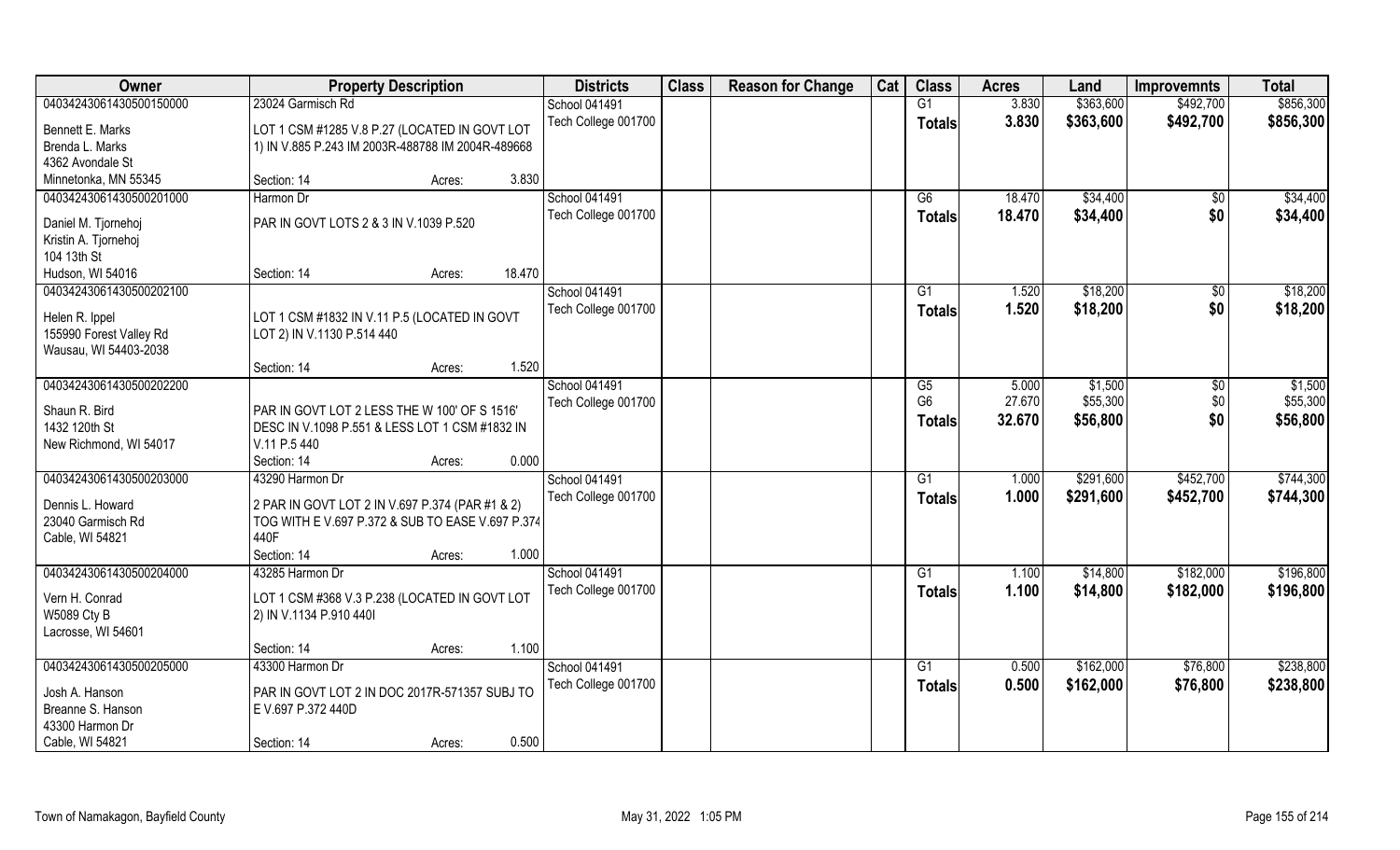| Owner | Property Description | | Districts | Class | Reason for Change | Cat | Class | Acres | Land | Improvemnts | Total |
|---|---|---|---|---|---|---|---|---|---|---|---|
| 04034243061430500150000 | 23024 Garmisch Rd | | School 041491 | | | | G1 | 3.830 | $363,600 | $492,700 | $856,300 |
| Bennett E. Marks<br>Brenda L. Marks<br>4362 Avondale St<br>Minnetonka, MN 55345 | LOT 1 CSM #1285 V.8 P.27 (LOCATED IN GOVT LOT 1) IN V.885 P.243 IM 2003R-488788 IM 2004R-489668 | | Tech College 001700 | | | | Totals | 3.830 | $363,600 | $492,700 | $856,300 |
| | Section: 14 | Acres: 3.830 | | | | | | | | | |
| 04034243061430500201000 | Harmon Dr | | School 041491 | | | | G6 | 18.470 | $34,400 | $0 | $34,400 |
| Daniel M. Tjornehoj<br>Kristin A. Tjornehoj<br>104 13th St<br>Hudson, WI 54016 | PAR IN GOVT LOTS 2 & 3 IN V.1039 P.520 | | Tech College 001700 | | | | Totals | 18.470 | $34,400 | $0 | $34,400 |
| | Section: 14 | Acres: 18.470 | | | | | | | | | |
| 04034243061430500202100 | | | School 041491 | | | | G1 | 1.520 | $18,200 | $0 | $18,200 |
| Helen R. Ippel<br>155990 Forest Valley Rd<br>Wausau, WI 54403-2038 | LOT 1 CSM #1832 IN V.11 P.5 (LOCATED IN GOVT LOT 2) IN V.1130 P.514 440 | | Tech College 001700 | | | | Totals | 1.520 | $18,200 | $0 | $18,200 |
| | Section: 14 | Acres: 1.520 | | | | | | | | | |
| 04034243061430500202200 | | | School 041491 | | | | G5 | 5.000 | $1,500 | $0 | $1,500 |
| Shaun R. Bird<br>1432 120th St<br>New Richmond, WI 54017 | PAR IN GOVT LOT 2 LESS THE W 100' OF S 1516' DESC IN V.1098 P.551 & LESS LOT 1 CSM #1832 IN V.11 P.5 440 | | Tech College 001700 | | | | G6 | 27.670 | $55,300 | $0 | $55,300 |
| | | | | | | | Totals | 32.670 | $56,800 | $0 | $56,800 |
| | Section: 14 | Acres: 0.000 | | | | | | | | | |
| 04034243061430500203000 | 43290 Harmon Dr | | School 041491 | | | | G1 | 1.000 | $291,600 | $452,700 | $744,300 |
| Dennis L. Howard<br>23040 Garmisch Rd<br>Cable, WI 54821 | 2 PAR IN GOVT LOT 2 IN V.697 P.374 (PAR #1 & 2) TOG WITH E V.697 P.372 & SUB TO EASE V.697 P.374 440F | | Tech College 001700 | | | | Totals | 1.000 | $291,600 | $452,700 | $744,300 |
| | Section: 14 | Acres: 1.000 | | | | | | | | | |
| 04034243061430500204000 | 43285 Harmon Dr | | School 041491 | | | | G1 | 1.100 | $14,800 | $182,000 | $196,800 |
| Vern H. Conrad<br>W5089 Cty B<br>Lacrosse, WI 54601 | LOT 1 CSM #368 V.3 P.238 (LOCATED IN GOVT LOT 2) IN V.1134 P.910 440I | | Tech College 001700 | | | | Totals | 1.100 | $14,800 | $182,000 | $196,800 |
| | Section: 14 | Acres: 1.100 | | | | | | | | | |
| 04034243061430500205000 | 43300 Harmon Dr | | School 041491 | | | | G1 | 0.500 | $162,000 | $76,800 | $238,800 |
| Josh A. Hanson<br>Breanne S. Hanson<br>43300 Harmon Dr<br>Cable, WI 54821 | PAR IN GOVT LOT 2 IN DOC 2017R-571357 SUBJ TO E V.697 P.372 440D | | Tech College 001700 | | | | Totals | 0.500 | $162,000 | $76,800 | $238,800 |
| | Section: 14 | Acres: 0.500 | | | | | | | | | |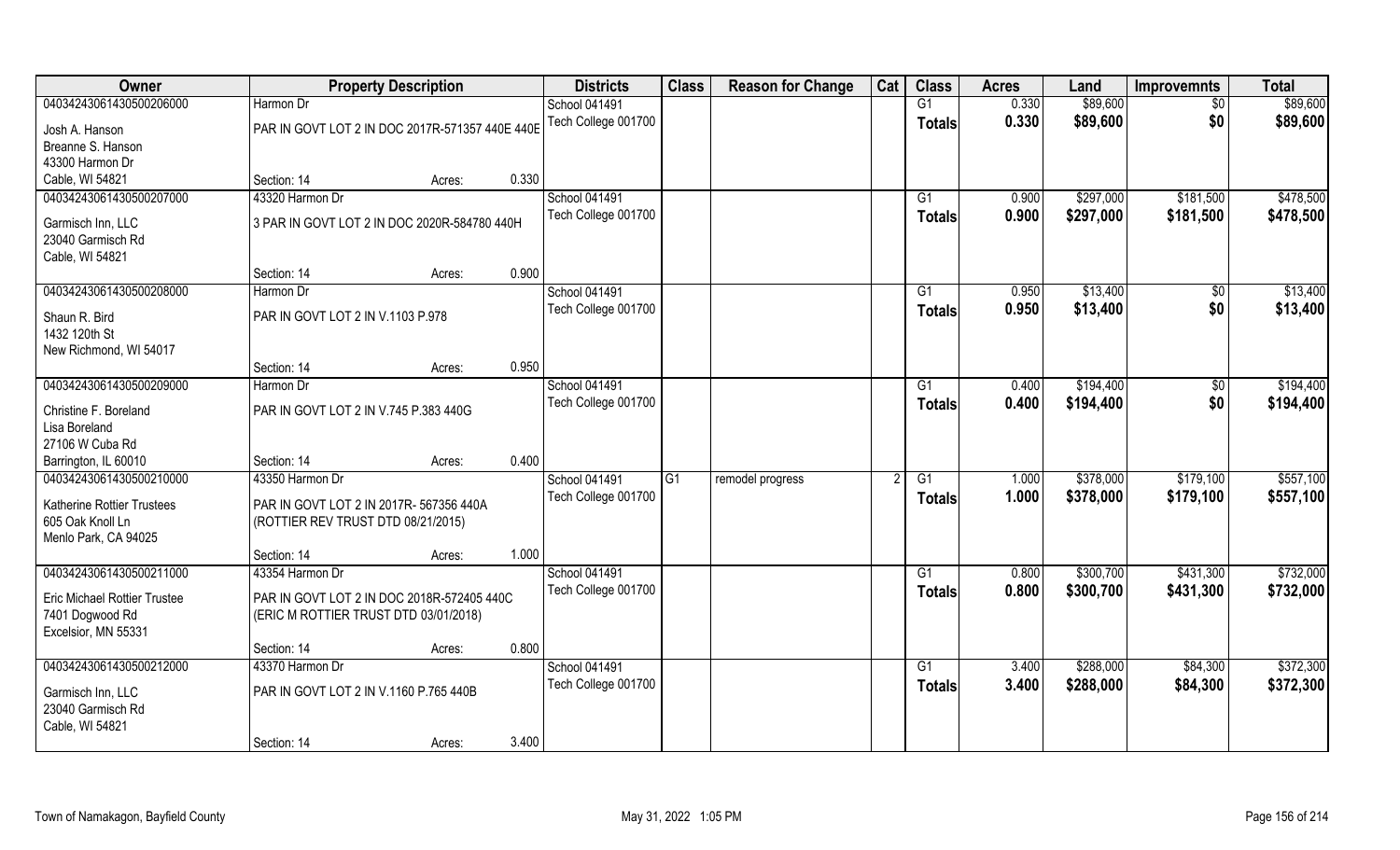| Owner | Property Description | | | Districts | Class | Reason for Change | Cat | Class | Acres | Land | Improvemnts | Total |
|---|---|---|---|---|---|---|---|---|---|---|---|---|
| 04034243061430500206000 | Harmon Dr | | | School 041491 | | | | G1 | 0.330 | $89,600 | $0 | $89,600 |
| Josh A. Hanson<br>Breanne S. Hanson<br>43300 Harmon Dr<br>Cable, WI 54821 | PAR IN GOVT LOT 2 IN DOC 2017R-571357 440E 440E | | | Tech College 001700 | | | | Totals | 0.330 | $89,600 | $0 | $89,600 |
| | Section: 14 | Acres: | 0.330 | | | | | | | | | |
| 04034243061430500207000 | 43320 Harmon Dr | | | School 041491 | | | | G1 | 0.900 | $297,000 | $181,500 | $478,500 |
| Garmisch Inn, LLC<br>23040 Garmisch Rd<br>Cable, WI 54821 | 3 PAR IN GOVT LOT 2 IN DOC 2020R-584780 440H | | | Tech College 001700 | | | | Totals | 0.900 | $297,000 | $181,500 | $478,500 |
| | Section: 14 | Acres: | 0.900 | | | | | | | | | |
| 04034243061430500208000 | Harmon Dr | | | School 041491 | | | | G1 | 0.950 | $13,400 | $0 | $13,400 |
| Shaun R. Bird<br>1432 120th St<br>New Richmond, WI 54017 | PAR IN GOVT LOT 2 IN V.1103 P.978 | | | Tech College 001700 | | | | Totals | 0.950 | $13,400 | $0 | $13,400 |
| | Section: 14 | Acres: | 0.950 | | | | | | | | | |
| 04034243061430500209000 | Harmon Dr | | | School 041491 | | | | G1 | 0.400 | $194,400 | $0 | $194,400 |
| Christine F. Boreland<br>Lisa Boreland<br>27106 W Cuba Rd<br>Barrington, IL 60010 | PAR IN GOVT LOT 2 IN V.745 P.383 440G | | | Tech College 001700 | | | | Totals | 0.400 | $194,400 | $0 | $194,400 |
| | Section: 14 | Acres: | 0.400 | | | | | | | | | |
| 04034243061430500210000 | 43350 Harmon Dr | | | School 041491 | G1 | remodel progress | 2 | G1 | 1.000 | $378,000 | $179,100 | $557,100 |
| Katherine Rottier Trustees<br>605 Oak Knoll Ln<br>Menlo Park, CA 94025 | PAR IN GOVT LOT 2 IN 2017R- 567356 440A (ROTTIER REV TRUST DTD 08/21/2015) | | | Tech College 001700 | | | | Totals | 1.000 | $378,000 | $179,100 | $557,100 |
| | Section: 14 | Acres: | 1.000 | | | | | | | | | |
| 04034243061430500211000 | 43354 Harmon Dr | | | School 041491 | | | | G1 | 0.800 | $300,700 | $431,300 | $732,000 |
| Eric Michael Rottier Trustee<br>7401 Dogwood Rd<br>Excelsior, MN 55331 | PAR IN GOVT LOT 2 IN DOC 2018R-572405 440C (ERIC M ROTTIER TRUST DTD 03/01/2018) | | | Tech College 001700 | | | | Totals | 0.800 | $300,700 | $431,300 | $732,000 |
| | Section: 14 | Acres: | 0.800 | | | | | | | | | |
| 04034243061430500212000 | 43370 Harmon Dr | | | School 041491 | | | | G1 | 3.400 | $288,000 | $84,300 | $372,300 |
| Garmisch Inn, LLC<br>23040 Garmisch Rd<br>Cable, WI 54821 | PAR IN GOVT LOT 2 IN V.1160 P.765 440B | | | Tech College 001700 | | | | Totals | 3.400 | $288,000 | $84,300 | $372,300 |
| | Section: 14 | Acres: | 3.400 | | | | | | | | | |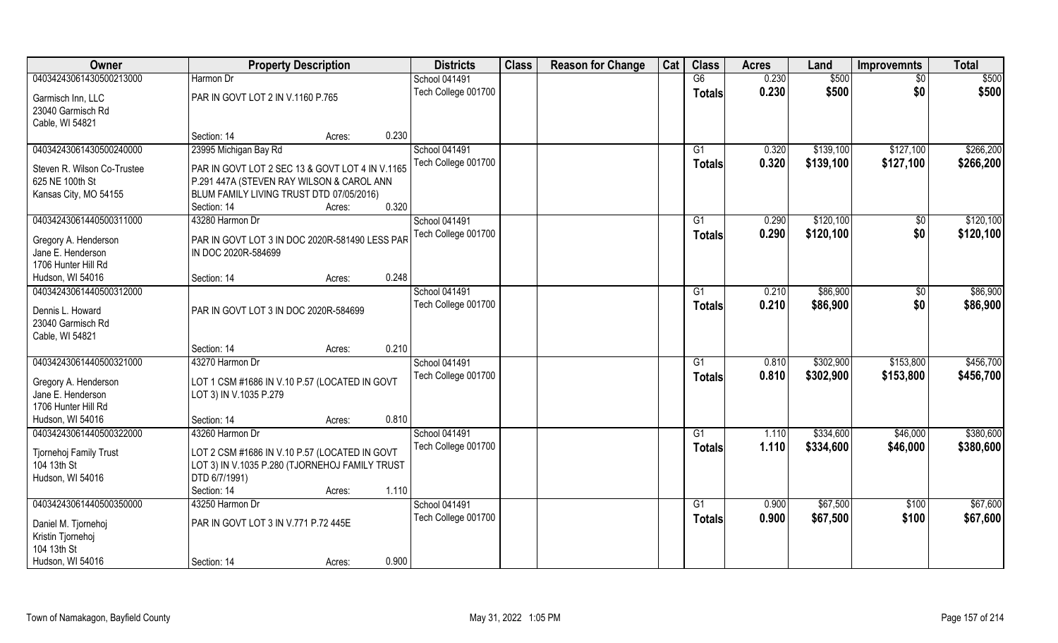| Owner | Property Description | Districts | Class | Reason for Change | Cat | Class | Acres | Land | Improvemnts | Total |
|---|---|---|---|---|---|---|---|---|---|---|
| 04034243061430500213000 | Harmon Dr | School 041491 | | | | G6 | 0.230 | $500 | $0 | $500 |
| Garmisch Inn, LLC<br>23040 Garmisch Rd<br>Cable, WI 54821 | PAR IN GOVT LOT 2 IN V.1160 P.765<br>Section: 14 Acres: 0.230 | Tech College 001700 | | | | Totals | 0.230 | $500 | $0 | $500 |
| 04034243061430500240000 | 23995 Michigan Bay Rd | School 041491 | | | | G1 | 0.320 | $139,100 | $127,100 | $266,200 |
| Steven R. Wilson Co-Trustee<br>625 NE 100th St<br>Kansas City, MO 54155 | PAR IN GOVT LOT 2 SEC 13 & GOVT LOT 4 IN V.1165 P.291 447A (STEVEN RAY WILSON & CAROL ANN BLUM FAMILY LIVING TRUST DTD 07/05/2016)<br>Section: 14 Acres: 0.320 | Tech College 001700 | | | | Totals | 0.320 | $139,100 | $127,100 | $266,200 |
| 04034243061440500311000 | 43280 Harmon Dr | School 041491 | | | | G1 | 0.290 | $120,100 | $0 | $120,100 |
| Gregory A. Henderson<br>Jane E. Henderson<br>1706 Hunter Hill Rd<br>Hudson, WI 54016 | PAR IN GOVT LOT 3 IN DOC 2020R-581490 LESS PAR IN DOC 2020R-584699<br>Section: 14 Acres: 0.248 | Tech College 001700 | | | | Totals | 0.290 | $120,100 | $0 | $120,100 |
| 04034243061440500312000 | | School 041491 | | | | G1 | 0.210 | $86,900 | $0 | $86,900 |
| Dennis L. Howard<br>23040 Garmisch Rd<br>Cable, WI 54821 | PAR IN GOVT LOT 3 IN DOC 2020R-584699<br>Section: 14 Acres: 0.210 | Tech College 001700 | | | | Totals | 0.210 | $86,900 | $0 | $86,900 |
| 04034243061440500321000 | 43270 Harmon Dr | School 041491 | | | | G1 | 0.810 | $302,900 | $153,800 | $456,700 |
| Gregory A. Henderson<br>Jane E. Henderson<br>1706 Hunter Hill Rd<br>Hudson, WI 54016 | LOT 1 CSM #1686 IN V.10 P.57 (LOCATED IN GOVT LOT 3) IN V.1035 P.279<br>Section: 14 Acres: 0.810 | Tech College 001700 | | | | Totals | 0.810 | $302,900 | $153,800 | $456,700 |
| 04034243061440500322000 | 43260 Harmon Dr | School 041491 | | | | G1 | 1.110 | $334,600 | $46,000 | $380,600 |
| Tjornehoj Family Trust<br>104 13th St<br>Hudson, WI 54016 | LOT 2 CSM #1686 IN V.10 P.57 (LOCATED IN GOVT LOT 3) IN V.1035 P.280 (TJORNEHOJ FAMILY TRUST DTD 6/7/1991)<br>Section: 14 Acres: 1.110 | Tech College 001700 | | | | Totals | 1.110 | $334,600 | $46,000 | $380,600 |
| 04034243061440500350000 | 43250 Harmon Dr | School 041491 | | | | G1 | 0.900 | $67,500 | $100 | $67,600 |
| Daniel M. Tjornehoj<br>Kristin Tjornehoj<br>104 13th St<br>Hudson, WI 54016 | PAR IN GOVT LOT 3 IN V.771 P.72 445E<br>Section: 14 Acres: 0.900 | Tech College 001700 | | | | Totals | 0.900 | $67,500 | $100 | $67,600 |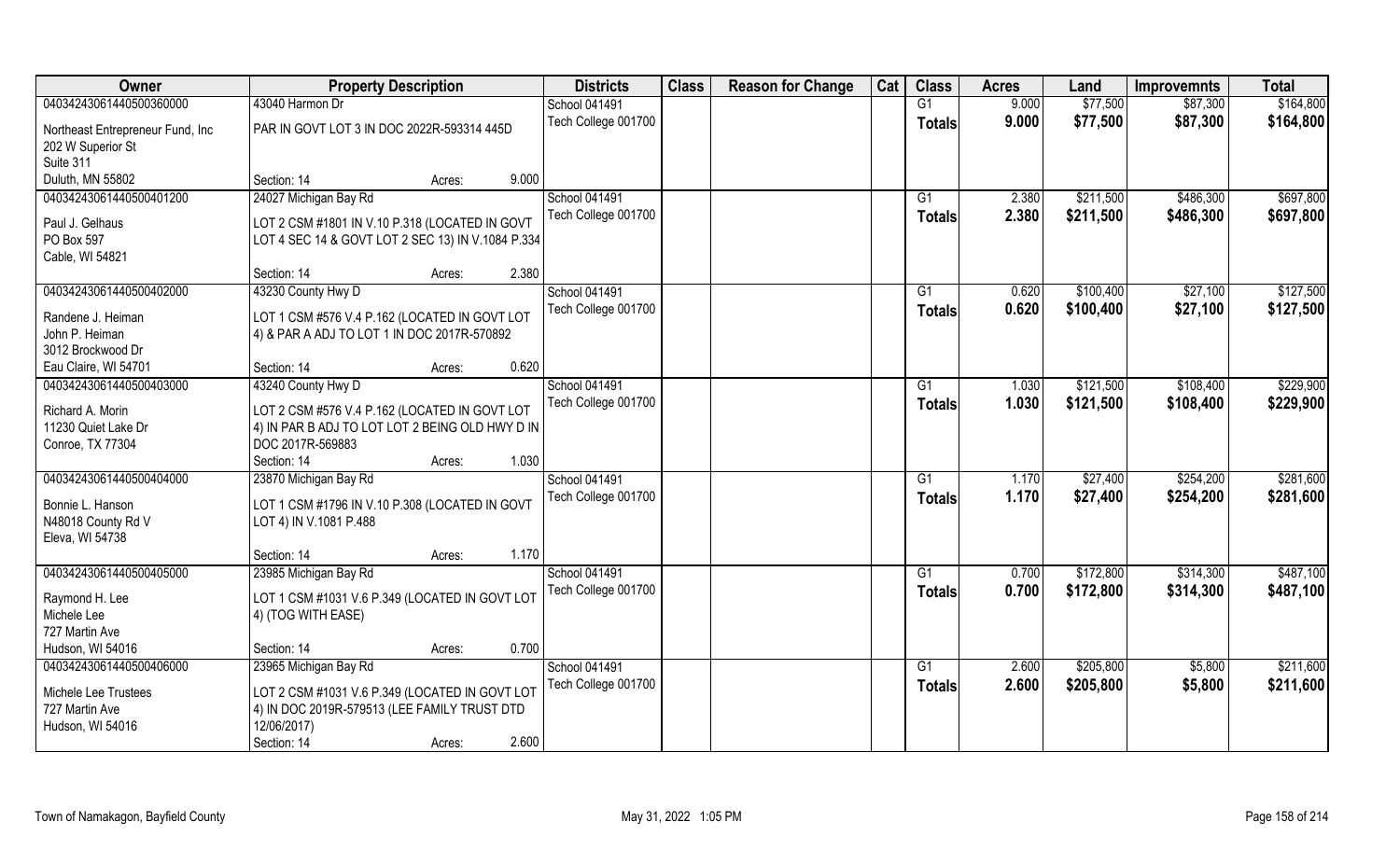| Owner | Property Description | | | Districts | Class | Reason for Change | Cat | Class | Acres | Land | Improvemnts | Total |
|---|---|---|---|---|---|---|---|---|---|---|---|---|
| 04034243061440500360000 | 43040 Harmon Dr | | | School 041491 | | | | G1 | 9.000 | $77,500 | $87,300 | $164,800 |
| Northeast Entrepreneur Fund, Inc<br>202 W Superior St<br>Suite 311<br>Duluth, MN 55802 | PAR IN GOVT LOT 3 IN DOC 2022R-593314 445D | | | Tech College 001700 | | | | **Totals** | **9.000** | **$77,500** | **$87,300** | **$164,800** |
| | Section: 14 | Acres: | 9.000 | | | | | | | | | |
| 04034243061440500401200 | 24027 Michigan Bay Rd | | | School 041491 | | | | G1 | 2.380 | $211,500 | $486,300 | $697,800 |
| Paul J. Gelhaus<br>PO Box 597<br>Cable, WI 54821 | LOT 2 CSM #1801 IN V.10 P.318 (LOCATED IN GOVT LOT 4 SEC 14 & GOVT LOT 2 SEC 13) IN V.1084 P.334 | | | Tech College 001700 | | | | **Totals** | **2.380** | **$211,500** | **$486,300** | **$697,800** |
| | Section: 14 | Acres: | 2.380 | | | | | | | | | |
| 04034243061440500402000 | 43230 County Hwy D | | | School 041491 | | | | G1 | 0.620 | $100,400 | $27,100 | $127,500 |
| Randene J. Heiman<br>John P. Heiman<br>3012 Brockwood Dr<br>Eau Claire, WI 54701 | LOT 1 CSM #576 V.4 P.162 (LOCATED IN GOVT LOT 4) & PAR A ADJ TO LOT 1 IN DOC 2017R-570892 | | | Tech College 001700 | | | | **Totals** | **0.620** | **$100,400** | **$27,100** | **$127,500** |
| | Section: 14 | Acres: | 0.620 | | | | | | | | | |
| 04034243061440500403000 | 43240 County Hwy D | | | School 041491 | | | | G1 | 1.030 | $121,500 | $108,400 | $229,900 |
| Richard A. Morin<br>11230 Quiet Lake Dr<br>Conroe, TX 77304 | LOT 2 CSM #576 V.4 P.162 (LOCATED IN GOVT LOT 4) IN PAR B ADJ TO LOT LOT 2 BEING OLD HWY D IN DOC 2017R-569883 | | | Tech College 001700 | | | | **Totals** | **1.030** | **$121,500** | **$108,400** | **$229,900** |
| | Section: 14 | Acres: | 1.030 | | | | | | | | | |
| 04034243061440500404000 | 23870 Michigan Bay Rd | | | School 041491 | | | | G1 | 1.170 | $27,400 | $254,200 | $281,600 |
| Bonnie L. Hanson<br>N48018 County Rd V<br>Eleva, WI 54738 | LOT 1 CSM #1796 IN V.10 P.308 (LOCATED IN GOVT LOT 4) IN V.1081 P.488 | | | Tech College 001700 | | | | **Totals** | **1.170** | **$27,400** | **$254,200** | **$281,600** |
| | Section: 14 | Acres: | 1.170 | | | | | | | | | |
| 04034243061440500405000 | 23985 Michigan Bay Rd | | | School 041491 | | | | G1 | 0.700 | $172,800 | $314,300 | $487,100 |
| Raymond H. Lee<br>Michele Lee<br>727 Martin Ave<br>Hudson, WI 54016 | LOT 1 CSM #1031 V.6 P.349 (LOCATED IN GOVT LOT 4) (TOG WITH EASE) | | | Tech College 001700 | | | | **Totals** | **0.700** | **$172,800** | **$314,300** | **$487,100** |
| | Section: 14 | Acres: | 0.700 | | | | | | | | | |
| 04034243061440500406000 | 23965 Michigan Bay Rd | | | School 041491 | | | | G1 | 2.600 | $205,800 | $5,800 | $211,600 |
| Michele Lee Trustees<br>727 Martin Ave<br>Hudson, WI 54016 | LOT 2 CSM #1031 V.6 P.349 (LOCATED IN GOVT LOT 4) IN DOC 2019R-579513 (LEE FAMILY TRUST DTD 12/06/2017) | | | Tech College 001700 | | | | **Totals** | **2.600** | **$205,800** | **$5,800** | **$211,600** |
| | Section: 14 | Acres: | 2.600 | | | | | | | | | |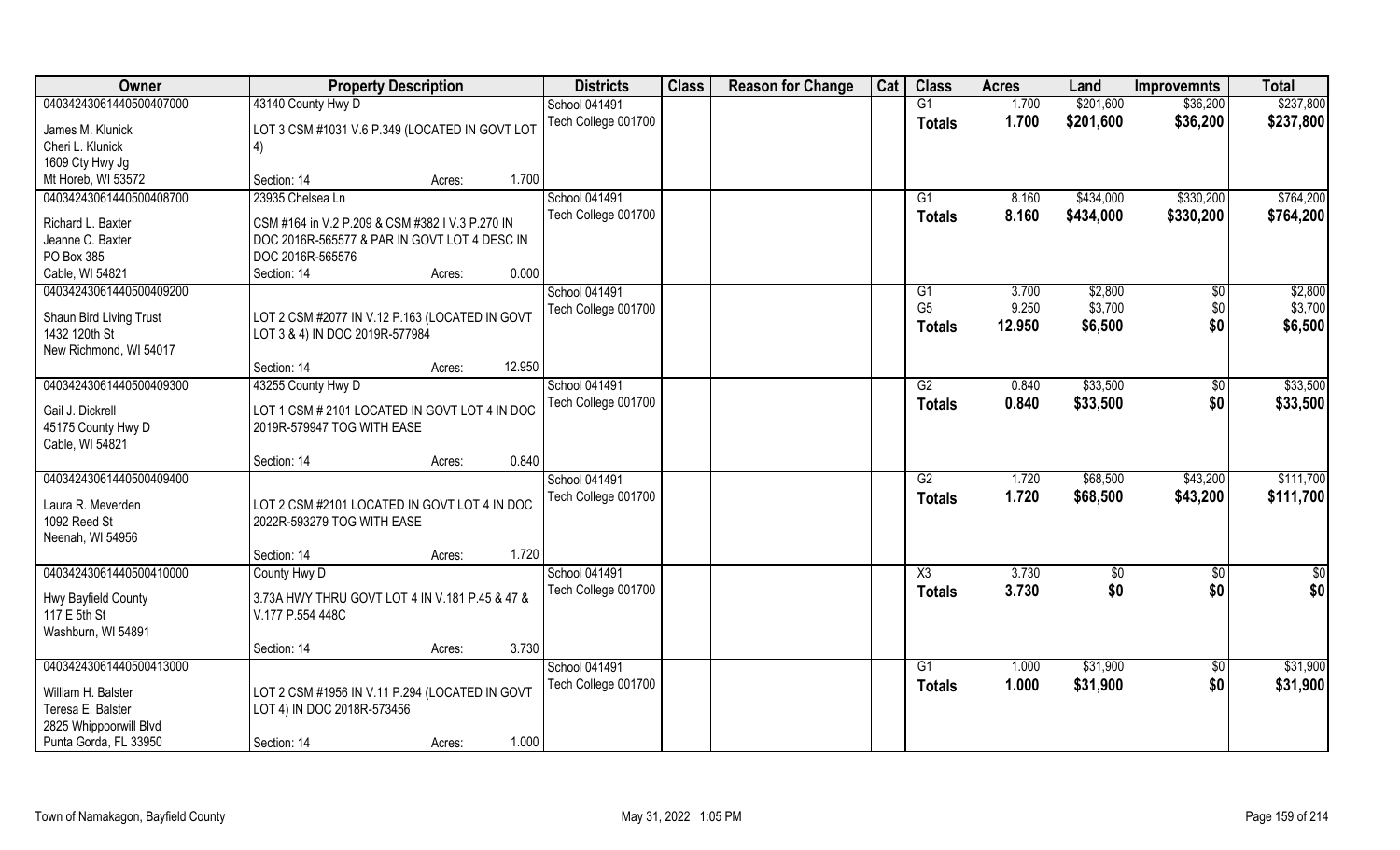| Owner | Property Description | Districts | Class | Reason for Change | Cat | Class | Acres | Land | Improvemnts | Total |
|---|---|---|---|---|---|---|---|---|---|---|
| 04034243061440500407000 | 43140 County Hwy D | School 041491 | | | | G1 | 1.700 | $201,600 | $36,200 | $237,800 |
| James M. Klunick<br>Cheri L. Klunick<br>1609 Cty Hwy Jg<br>Mt Horeb, WI 53572 | LOT 3 CSM #1031 V.6 P.349 (LOCATED IN GOVT LOT 4)<br>Section: 14 Acres: 1.700 | Tech College 001700 | | | | Totals | 1.700 | $201,600 | $36,200 | $237,800 |
| 04034243061440500408700 | 23935 Chelsea Ln | School 041491 | | | | G1 | 8.160 | $434,000 | $330,200 | $764,200 |
| Richard L. Baxter<br>Jeanne C. Baxter<br>PO Box 385<br>Cable, WI 54821 | CSM #164 in V.2 P.209 & CSM #382 I V.3 P.270 IN DOC 2016R-565577 & PAR IN GOVT LOT 4 DESC IN DOC 2016R-565576<br>Section: 14 Acres: 0.000 | Tech College 001700 | | | | Totals | 8.160 | $434,000 | $330,200 | $764,200 |
| 04034243061440500409200 | | School 041491 | | | | G1 | 3.700 | $2,800 | $0 | $2,800 |
| | | Tech College 001700 | | | | G5 | 9.250 | $3,700 | $0 | $3,700 |
| Shaun Bird Living Trust<br>1432 120th St<br>New Richmond, WI 54017 | LOT 2 CSM #2077 IN V.12 P.163 (LOCATED IN GOVT LOT 3 & 4) IN DOC 2019R-577984<br>Section: 14 Acres: 12.950 | | | | | Totals | 12.950 | $6,500 | $0 | $6,500 |
| 04034243061440500409300 | 43255 County Hwy D | School 041491 | | | | G2 | 0.840 | $33,500 | $0 | $33,500 |
| Gail J. Dickrell<br>45175 County Hwy D<br>Cable, WI 54821 | LOT 1 CSM # 2101 LOCATED IN GOVT LOT 4 IN DOC 2019R-579947 TOG WITH EASE<br>Section: 14 Acres: 0.840 | Tech College 001700 | | | | Totals | 0.840 | $33,500 | $0 | $33,500 |
| 04034243061440500409400 | | School 041491 | | | | G2 | 1.720 | $68,500 | $43,200 | $111,700 |
| Laura R. Meverden<br>1092 Reed St<br>Neenah, WI 54956 | LOT 2 CSM #2101 LOCATED IN GOVT LOT 4 IN DOC 2022R-593279 TOG WITH EASE<br>Section: 14 Acres: 1.720 | Tech College 001700 | | | | Totals | 1.720 | $68,500 | $43,200 | $111,700 |
| 04034243061440500410000 | County Hwy D | School 041491 | | | | X3 | 3.730 | $0 | $0 | $0 |
| Hwy Bayfield County<br>117 E 5th St<br>Washburn, WI 54891 | 3.73A HWY THRU GOVT LOT 4 IN V.181 P.45 & 47 & V.177 P.554 448C<br>Section: 14 Acres: 3.730 | Tech College 001700 | | | | Totals | 3.730 | $0 | $0 | $0 |
| 04034243061440500413000 | | School 041491 | | | | G1 | 1.000 | $31,900 | $0 | $31,900 |
| William H. Balster<br>Teresa E. Balster<br>2825 Whippoorwill Blvd<br>Punta Gorda, FL 33950 | LOT 2 CSM #1956 IN V.11 P.294 (LOCATED IN GOVT LOT 4) IN DOC 2018R-573456<br>Section: 14 Acres: 1.000 | Tech College 001700 | | | | Totals | 1.000 | $31,900 | $0 | $31,900 |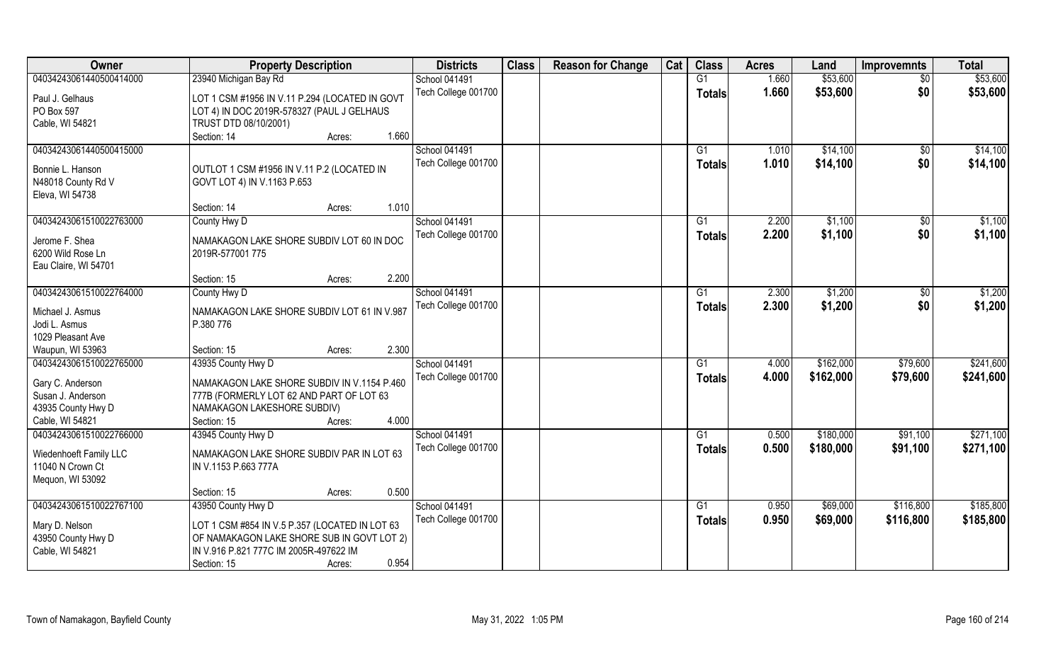| Owner | Property Description | Districts | Class | Reason for Change | Cat | Class | Acres | Land | Improvemnts | Total |
|---|---|---|---|---|---|---|---|---|---|---|
| 04034243061440500414000 | 23940 Michigan Bay Rd | School 041491 | | | | G1 | 1.660 | $53,600 | $0 | $53,600 |
| Paul J. Gelhaus<br>PO Box 597<br>Cable, WI 54821 | LOT 1 CSM #1956 IN V.11 P.294 (LOCATED IN GOVT LOT 4) IN DOC 2019R-578327 (PAUL J GELHAUS TRUST DTD 08/10/2001)<br>Section: 14 Acres: 1.660 | Tech College 001700 | | | | Totals | 1.660 | $53,600 | $0 | $53,600 |
| 04034243061440500415000 | | School 041491 | | | | G1 | 1.010 | $14,100 | $0 | $14,100 |
| Bonnie L. Hanson<br>N48018 County Rd V<br>Eleva, WI 54738 | OUTLOT 1 CSM #1956 IN V.11 P.2 (LOCATED IN GOVT LOT 4) IN V.1163 P.653<br>Section: 14 Acres: 1.010 | Tech College 001700 | | | | Totals | 1.010 | $14,100 | $0 | $14,100 |
| 04034243061510022763000 | County Hwy D | School 041491 | | | | G1 | 2.200 | $1,100 | $0 | $1,100 |
| Jerome F. Shea<br>6200 Wild Rose Ln<br>Eau Claire, WI 54701 | NAMAKAGON LAKE SHORE SUBDIV LOT 60 IN DOC 2019R-577001 775<br>Section: 15 Acres: 2.200 | Tech College 001700 | | | | Totals | 2.200 | $1,100 | $0 | $1,100 |
| 04034243061510022764000 | County Hwy D | School 041491 | | | | G1 | 2.300 | $1,200 | $0 | $1,200 |
| Michael J. Asmus<br>Jodi L. Asmus<br>1029 Pleasant Ave<br>Waupun, WI 53963 | NAMAKAGON LAKE SHORE SUBDIV LOT 61 IN V.987 P.380 776<br>Section: 15 Acres: 2.300 | Tech College 001700 | | | | Totals | 2.300 | $1,200 | $0 | $1,200 |
| 04034243061510022765000 | 43935 County Hwy D | School 041491 | | | | G1 | 4.000 | $162,000 | $79,600 | $241,600 |
| Gary C. Anderson<br>Susan J. Anderson<br>43935 County Hwy D<br>Cable, WI 54821 | NAMAKAGON LAKE SHORE SUBDIV IN V.1154 P.460 777B (FORMERLY LOT 62 AND PART OF LOT 63 NAMAKAGON LAKESHORE SUBDIV)<br>Section: 15 Acres: 4.000 | Tech College 001700 | | | | Totals | 4.000 | $162,000 | $79,600 | $241,600 |
| 04034243061510022766000 | 43945 County Hwy D | School 041491 | | | | G1 | 0.500 | $180,000 | $91,100 | $271,100 |
| Wiedenhoeft Family LLC<br>11040 N Crown Ct<br>Mequon, WI 53092 | NAMAKAGON LAKE SHORE SUBDIV PAR IN LOT 63 IN V.1153 P.663 777A<br>Section: 15 Acres: 0.500 | Tech College 001700 | | | | Totals | 0.500 | $180,000 | $91,100 | $271,100 |
| 04034243061510022767100 | 43950 County Hwy D | School 041491 | | | | G1 | 0.950 | $69,000 | $116,800 | $185,800 |
| Mary D. Nelson<br>43950 County Hwy D<br>Cable, WI 54821 | LOT 1 CSM #854 IN V.5 P.357 (LOCATED IN LOT 63 OF NAMAKAGON LAKE SHORE SUB IN GOVT LOT 2) IN V.916 P.821 777C IM 2005R-497622 IM<br>Section: 15 Acres: 0.954 | Tech College 001700 | | | | Totals | 0.950 | $69,000 | $116,800 | $185,800 |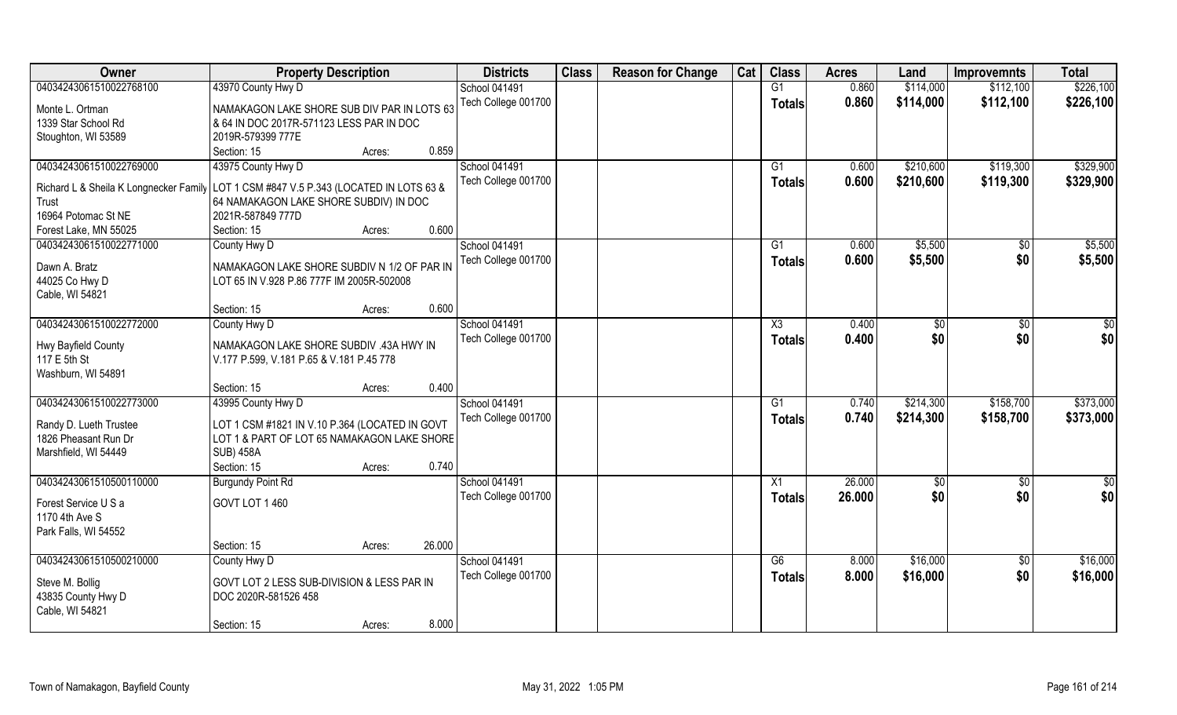| Owner | Property Description | Districts | Class | Reason for Change | Cat | Class | Acres | Land | Improvemnts | Total |
|---|---|---|---|---|---|---|---|---|---|---|
| 04034243061510022768100 | 43970 County Hwy D | School 041491 | | | | G1 | 0.860 | $114,000 | $112,100 | $226,100 |
| Monte L. Ortman<br>1339 Star School Rd<br>Stoughton, WI 53589 | NAMAKAGON LAKE SHORE SUB DIV PAR IN LOTS 63 & 64 IN DOC 2017R-571123 LESS PAR IN DOC 2019R-579399 777E<br>Section: 15 Acres: 0.859 | Tech College 001700 | | | | Totals | 0.860 | $114,000 | $112,100 | $226,100 |
| 04034243061510022769000 | 43975 County Hwy D | School 041491 | | | | G1 | 0.600 | $210,600 | $119,300 | $329,900 |
| Richard L & Sheila K Longnecker Family Trust<br>16964 Potomac St NE<br>Forest Lake, MN 55025 | LOT 1 CSM #847 V.5 P.343 (LOCATED IN LOTS 63 & 64 NAMAKAGON LAKE SHORE SUBDIV) IN DOC 2021R-587849 777D<br>Section: 15 Acres: 0.600 | Tech College 001700 | | | | Totals | 0.600 | $210,600 | $119,300 | $329,900 |
| 04034243061510022771000 | County Hwy D | School 041491 | | | | G1 | 0.600 | $5,500 | $0 | $5,500 |
| Dawn A. Bratz<br>44025 Co Hwy D<br>Cable, WI 54821 | NAMAKAGON LAKE SHORE SUBDIV N 1/2 OF PAR IN LOT 65 IN V.928 P.86 777F IM 2005R-502008<br>Section: 15 Acres: 0.600 | Tech College 001700 | | | | Totals | 0.600 | $5,500 | $0 | $5,500 |
| 04034243061510022772000 | County Hwy D | School 041491 | | | | X3 | 0.400 | $0 | $0 | $0 |
| Hwy Bayfield County<br>117 E 5th St<br>Washburn, WI 54891 | NAMAKAGON LAKE SHORE SUBDIV .43A HWY IN V.177 P.599, V.181 P.65 & V.181 P.45 778<br>Section: 15 Acres: 0.400 | Tech College 001700 | | | | Totals | 0.400 | $0 | $0 | $0 |
| 04034243061510022773000 | 43995 County Hwy D | School 041491 | | | | G1 | 0.740 | $214,300 | $158,700 | $373,000 |
| Randy D. Lueth Trustee<br>1826 Pheasant Run Dr<br>Marshfield, WI 54449 | LOT 1 CSM #1821 IN V.10 P.364 (LOCATED IN GOVT LOT 1 & PART OF LOT 65 NAMAKAGON LAKE SHORE SUB) 458A<br>Section: 15 Acres: 0.740 | Tech College 001700 | | | | Totals | 0.740 | $214,300 | $158,700 | $373,000 |
| 04034243061510500110000 | Burgundy Point Rd | School 041491 | | | | X1 | 26.000 | $0 | $0 | $0 |
| Forest Service U S a<br>1170 4th Ave S<br>Park Falls, WI 54552 | GOVT LOT 1 460<br>Section: 15 Acres: 26.000 | Tech College 001700 | | | | Totals | 26.000 | $0 | $0 | $0 |
| 04034243061510500210000 | County Hwy D | School 041491 | | | | G6 | 8.000 | $16,000 | $0 | $16,000 |
| Steve M. Bollig<br>43835 County Hwy D<br>Cable, WI 54821 | GOVT LOT 2 LESS SUB-DIVISION & LESS PAR IN DOC 2020R-581526 458<br>Section: 15 Acres: 8.000 | Tech College 001700 | | | | Totals | 8.000 | $16,000 | $0 | $16,000 |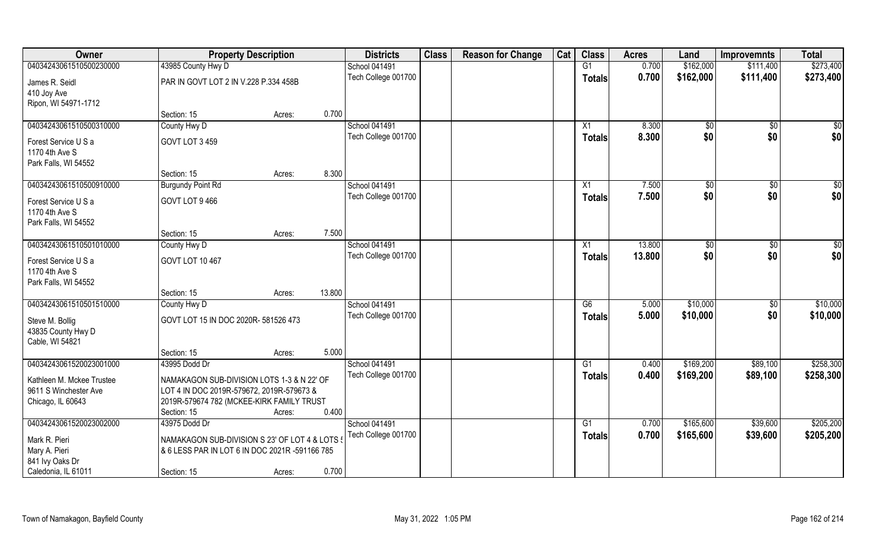| Owner | Property Description | | | Districts | Class | Reason for Change | Cat | Class | Acres | Land | Improvemnts | Total |
|---|---|---|---|---|---|---|---|---|---|---|---|---|
| 04034243061510500230000 | 43985 County Hwy D | | | School 041491 | | | | G1 | 0.700 | $162,000 | $111,400 | $273,400 |
| James R. Seidl<br>410 Joy Ave<br>Ripon, WI 54971-1712 | PAR IN GOVT LOT 2 IN V.228 P.334 458B | | | Tech College 001700 | | | | Totals | 0.700 | $162,000 | $111,400 | $273,400 |
| | Section: 15 | Acres: | 0.700 | | | | | | | | | |
| 04034243061510500310000 | County Hwy D | | | School 041491 | | | | X1 | 8.300 | $0 | $0 | $0 |
| Forest Service U S a<br>1170 4th Ave S<br>Park Falls, WI 54552 | GOVT LOT 3 459 | | | Tech College 001700 | | | | Totals | 8.300 | $0 | $0 | $0 |
| | Section: 15 | Acres: | 8.300 | | | | | | | | | |
| 04034243061510500910000 | Burgundy Point Rd | | | School 041491 | | | | X1 | 7.500 | $0 | $0 | $0 |
| Forest Service U S a<br>1170 4th Ave S<br>Park Falls, WI 54552 | GOVT LOT 9 466 | | | Tech College 001700 | | | | Totals | 7.500 | $0 | $0 | $0 |
| | Section: 15 | Acres: | 7.500 | | | | | | | | | |
| 04034243061510501010000 | County Hwy D | | | School 041491 | | | | X1 | 13.800 | $0 | $0 | $0 |
| Forest Service U S a<br>1170 4th Ave S<br>Park Falls, WI 54552 | GOVT LOT 10 467 | | | Tech College 001700 | | | | Totals | 13.800 | $0 | $0 | $0 |
| | Section: 15 | Acres: | 13.800 | | | | | | | | | |
| 04034243061510501510000 | County Hwy D | | | School 041491 | | | | G6 | 5.000 | $10,000 | $0 | $10,000 |
| Steve M. Bollig<br>43835 County Hwy D<br>Cable, WI 54821 | GOVT LOT 15 IN DOC 2020R- 581526 473 | | | Tech College 001700 | | | | Totals | 5.000 | $10,000 | $0 | $10,000 |
| | Section: 15 | Acres: | 5.000 | | | | | | | | | |
| 04034243061520023001000 | 43995 Dodd Dr | | | School 041491 | | | | G1 | 0.400 | $169,200 | $89,100 | $258,300 |
| Kathleen M. Mckee Trustee<br>9611 S Winchester Ave<br>Chicago, IL 60643 | NAMAKAGON SUB-DIVISION LOTS 1-3 & N 22' OF LOT 4 IN DOC 2019R-579672, 2019R-579673 & 2019R-579674 782 (MCKEE-KIRK FAMILY TRUST | | | Tech College 001700 | | | | Totals | 0.400 | $169,200 | $89,100 | $258,300 |
| | Section: 15 | Acres: | 0.400 | | | | | | | | | |
| 04034243061520023002000 | 43975 Dodd Dr | | | School 041491 | | | | G1 | 0.700 | $165,600 | $39,600 | $205,200 |
| Mark R. Pieri<br>Mary A. Pieri<br>841 Ivy Oaks Dr<br>Caledonia, IL 61011 | NAMAKAGON SUB-DIVISION S 23' OF LOT 4 & LOTS 5 & 6 LESS PAR IN LOT 6 IN DOC 2021R -591166 785 | | | Tech College 001700 | | | | Totals | 0.700 | $165,600 | $39,600 | $205,200 |
| | Section: 15 | Acres: | 0.700 | | | | | | | | | |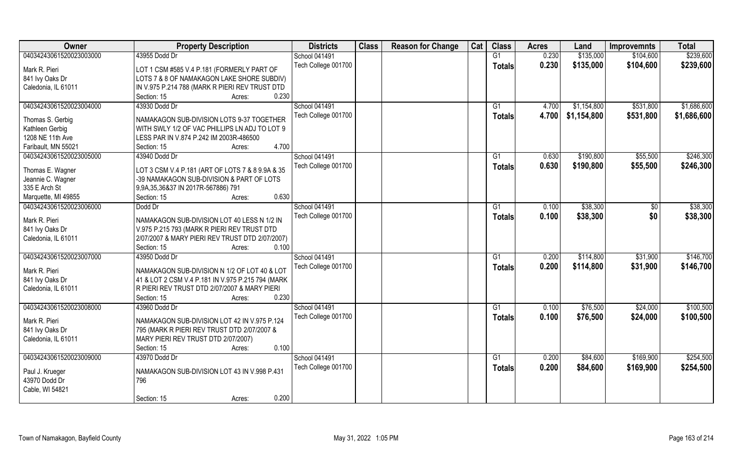| Owner | Property Description | Districts | Class | Reason for Change | Cat | Class | Acres | Land | Improvemnts | Total |
|---|---|---|---|---|---|---|---|---|---|---|
| 04034243061520023003000 | 43955 Dodd Dr | School 041491 | | | | G1 | 0.230 | $135,000 | $104,600 | $239,600 |
| Mark R. Pieri<br>841 Ivy Oaks Dr<br>Caledonia, IL 61011 | LOT 1 CSM #585 V.4 P.181 (FORMERLY PART OF LOTS 7 & 8 OF NAMAKAGON LAKE SHORE SUBDIV) IN V.975 P.214 788 (MARK R PIERI REV TRUST DTD<br>Section: 15 Acres: 0.230 | Tech College 001700 | | | | **Totals** | **0.230** | **$135,000** | **$104,600** | **$239,600** |
| 04034243061520023004000 | 43930 Dodd Dr | School 041491 | | | | G1 | 4.700 | $1,154,800 | $531,800 | $1,686,600 |
| Thomas S. Gerbig<br>Kathleen Gerbig<br>1208 NE 11th Ave<br>Faribault, MN 55021 | NAMAKAGON SUB-DIVISION LOTS 9-37 TOGETHER WITH SWLY 1/2 OF VAC PHILLIPS LN ADJ TO LOT 9 LESS PAR IN V.874 P.242 IM 2003R-486500<br>Section: 15 Acres: 4.700 | Tech College 001700 | | | | **Totals** | **4.700** | **$1,154,800** | **$531,800** | **$1,686,600** |
| 04034243061520023005000 | 43940 Dodd Dr | School 041491 | | | | G1 | 0.630 | $190,800 | $55,500 | $246,300 |
| Thomas E. Wagner<br>Jeannie C. Wagner<br>335 E Arch St<br>Marquette, MI 49855 | LOT 3 CSM V.4 P.181 (ART OF LOTS 7 & 8 9.9A & 35 -39 NAMAKAGON SUB-DIVISION & PART OF LOTS 9,9A,35,36&37 IN 2017R-567886) 791<br>Section: 15 Acres: 0.630 | Tech College 001700 | | | | **Totals** | **0.630** | **$190,800** | **$55,500** | **$246,300** |
| 04034243061520023006000 | Dodd Dr | School 041491 | | | | G1 | 0.100 | $38,300 | $0 | $38,300 |
| Mark R. Pieri<br>841 Ivy Oaks Dr<br>Caledonia, IL 61011 | NAMAKAGON SUB-DIVISION LOT 40 LESS N 1/2 IN V.975 P.215 793 (MARK R PIERI REV TRUST DTD 2/07/2007 & MARY PIERI REV TRUST DTD 2/07/2007)<br>Section: 15 Acres: 0.100 | Tech College 001700 | | | | **Totals** | **0.100** | **$38,300** | **$0** | **$38,300** |
| 04034243061520023007000 | 43950 Dodd Dr | School 041491 | | | | G1 | 0.200 | $114,800 | $31,900 | $146,700 |
| Mark R. Pieri<br>841 Ivy Oaks Dr<br>Caledonia, IL 61011 | NAMAKAGON SUB-DIVISION N 1/2 OF LOT 40 & LOT 41 & LOT 2 CSM V.4 P.181 IN V.975 P.215 794 (MARK R PIERI REV TRUST DTD 2/07/2007 & MARY PIERI<br>Section: 15 Acres: 0.230 | Tech College 001700 | | | | **Totals** | **0.200** | **$114,800** | **$31,900** | **$146,700** |
| 04034243061520023008000 | 43960 Dodd Dr | School 041491 | | | | G1 | 0.100 | $76,500 | $24,000 | $100,500 |
| Mark R. Pieri<br>841 Ivy Oaks Dr<br>Caledonia, IL 61011 | NAMAKAGON SUB-DIVISION LOT 42 IN V.975 P.124 795 (MARK R PIERI REV TRUST DTD 2/07/2007 & MARY PIERI REV TRUST DTD 2/07/2007)<br>Section: 15 Acres: 0.100 | Tech College 001700 | | | | **Totals** | **0.100** | **$76,500** | **$24,000** | **$100,500** |
| 04034243061520023009000 | 43970 Dodd Dr | School 041491 | | | | G1 | 0.200 | $84,600 | $169,900 | $254,500 |
| Paul J. Krueger<br>43970 Dodd Dr<br>Cable, WI 54821 | NAMAKAGON SUB-DIVISION LOT 43 IN V.998 P.431 796<br>Section: 15 Acres: 0.200 | Tech College 001700 | | | | **Totals** | **0.200** | **$84,600** | **$169,900** | **$254,500** |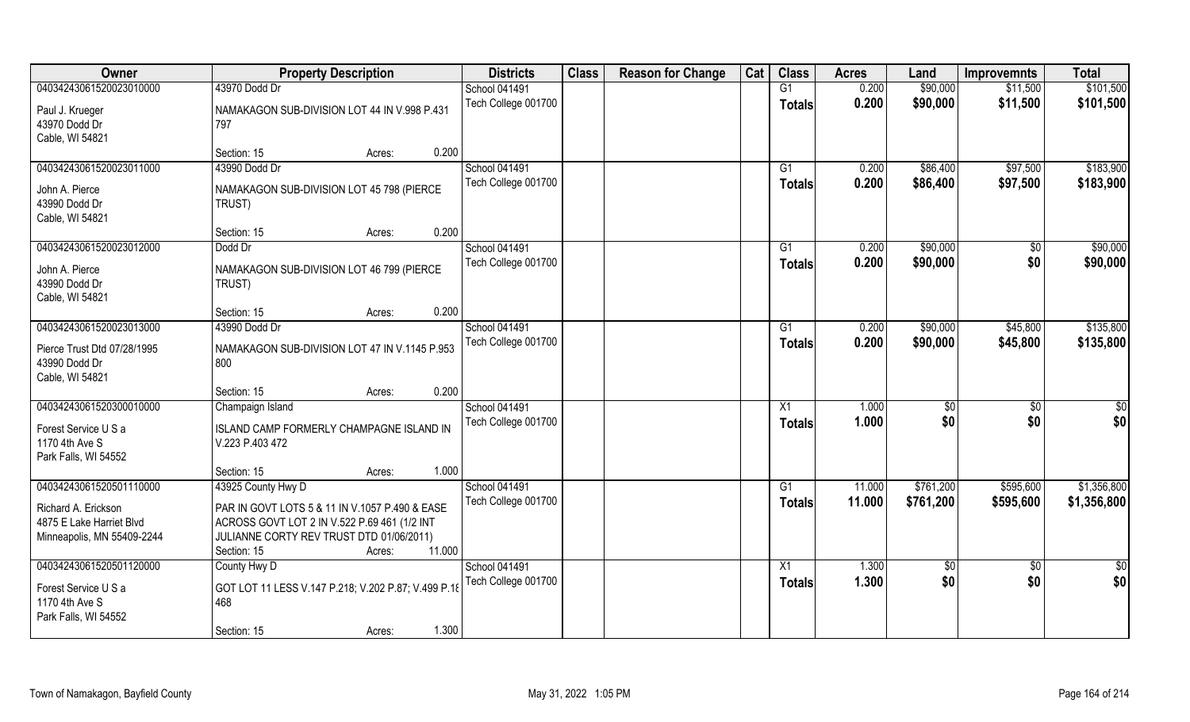| Owner | Property Description | | Districts | Class | Reason for Change | Cat | Class | Acres | Land | Improvemnts | Total |
|---|---|---|---|---|---|---|---|---|---|---|---|
| 04034243061520023010000 | 43970 Dodd Dr | | School 041491 | | | | G1 | 0.200 | $90,000 | $11,500 | $101,500 |
| Paul J. Krueger<br>43970 Dodd Dr<br>Cable, WI 54821 | NAMAKAGON SUB-DIVISION LOT 44 IN V.998 P.431 797 | | Tech College 001700 | | | | Totals | 0.200 | $90,000 | $11,500 | $101,500 |
| | Section: 15 | Acres: 0.200 | | | | | | | | | |
| 04034243061520023011000 | 43990 Dodd Dr | | School 041491 | | | | G1 | 0.200 | $86,400 | $97,500 | $183,900 |
| John A. Pierce<br>43990 Dodd Dr<br>Cable, WI 54821 | NAMAKAGON SUB-DIVISION LOT 45 798 (PIERCE TRUST) | | Tech College 001700 | | | | Totals | 0.200 | $86,400 | $97,500 | $183,900 |
| | Section: 15 | Acres: 0.200 | | | | | | | | | |
| 04034243061520023012000 | Dodd Dr | | School 041491 | | | | G1 | 0.200 | $90,000 | $0 | $90,000 |
| John A. Pierce<br>43990 Dodd Dr<br>Cable, WI 54821 | NAMAKAGON SUB-DIVISION LOT 46 799 (PIERCE TRUST) | | Tech College 001700 | | | | Totals | 0.200 | $90,000 | $0 | $90,000 |
| | Section: 15 | Acres: 0.200 | | | | | | | | | |
| 04034243061520023013000 | 43990 Dodd Dr | | School 041491 | | | | G1 | 0.200 | $90,000 | $45,800 | $135,800 |
| Pierce Trust Dtd 07/28/1995<br>43990 Dodd Dr<br>Cable, WI 54821 | NAMAKAGON SUB-DIVISION LOT 47 IN V.1145 P.953 800 | | Tech College 001700 | | | | Totals | 0.200 | $90,000 | $45,800 | $135,800 |
| | Section: 15 | Acres: 0.200 | | | | | | | | | |
| 04034243061520300010000 | Champaign Island | | School 041491 | | | | X1 | 1.000 | $0 | $0 | $0 |
| Forest Service U S a<br>1170 4th Ave S<br>Park Falls, WI 54552 | ISLAND CAMP FORMERLY CHAMPAGNE ISLAND IN V.223 P.403 472 | | Tech College 001700 | | | | Totals | 1.000 | $0 | $0 | $0 |
| | Section: 15 | Acres: 1.000 | | | | | | | | | |
| 04034243061520501110000 | 43925 County Hwy D | | School 041491 | | | | G1 | 11.000 | $761,200 | $595,600 | $1,356,800 |
| Richard A. Erickson<br>4875 E Lake Harriet Blvd<br>Minneapolis, MN 55409-2244 | PAR IN GOVT LOTS 5 & 11 IN V.1057 P.490 & EASE ACROSS GOVT LOT 2 IN V.522 P.69 461 (1/2 INT JULIANNE CORTY REV TRUST DTD 01/06/2011) | | Tech College 001700 | | | | Totals | 11.000 | $761,200 | $595,600 | $1,356,800 |
| | Section: 15 | Acres: 11.000 | | | | | | | | | |
| 04034243061520501120000 | County Hwy D | | School 041491 | | | | X1 | 1.300 | $0 | $0 | $0 |
| Forest Service U S a<br>1170 4th Ave S<br>Park Falls, WI 54552 | GOT LOT 11 LESS V.147 P.218; V.202 P.87; V.499 P.18 468 | | Tech College 001700 | | | | Totals | 1.300 | $0 | $0 | $0 |
| | Section: 15 | Acres: 1.300 | | | | | | | | | |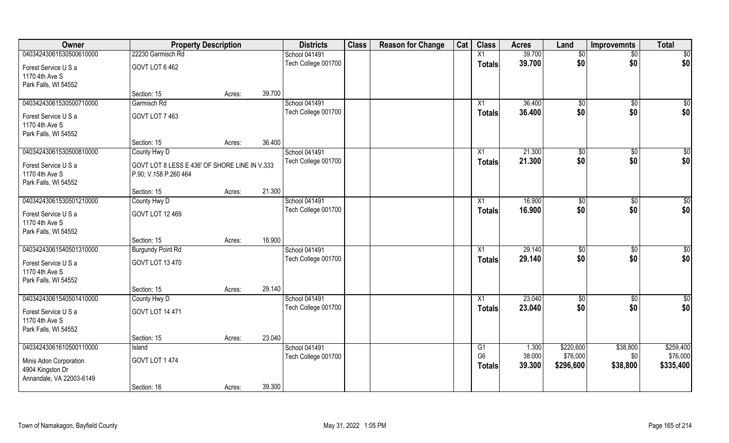| Owner | Property Description | | | Districts | Class | Reason for Change | Cat | Class | Acres | Land | Improvemnts | Total |
|---|---|---|---|---|---|---|---|---|---|---|---|---|
| 04034243061530500610000 | 22230 Garmisch Rd | | | School 041491 | | | | X1 | 39.700 | $0 | $0 | $0 |
| Forest Service U S a<br>1170 4th Ave S<br>Park Falls, WI 54552 | GOVT LOT 6 462 | | | Tech College 001700 | | | | **Totals** | **39.700** | **$0** | **$0** | **$0** |
| | Section: 15 | Acres: | 39.700 | | | | | | | | | |
| 04034243061530500710000 | Garmisch Rd | | | School 041491 | | | | X1 | 36.400 | $0 | $0 | $0 |
| Forest Service U S a<br>1170 4th Ave S<br>Park Falls, WI 54552 | GOVT LOT 7 463 | | | Tech College 001700 | | | | **Totals** | **36.400** | **$0** | **$0** | **$0** |
| | Section: 15 | Acres: | 36.400 | | | | | | | | | |
| 04034243061530500810000 | County Hwy D | | | School 041491 | | | | X1 | 21.300 | $0 | $0 | $0 |
| Forest Service U S a<br>1170 4th Ave S<br>Park Falls, WI 54552 | GOVT LOT 8 LESS E 436' OF SHORE LINE IN V.333 P.90; V.158 P.260 464 | | | Tech College 001700 | | | | **Totals** | **21.300** | **$0** | **$0** | **$0** |
| | Section: 15 | Acres: | 21.300 | | | | | | | | | |
| 04034243061530501210000 | County Hwy D | | | School 041491 | | | | X1 | 16.900 | $0 | $0 | $0 |
| Forest Service U S a<br>1170 4th Ave S<br>Park Falls, WI 54552 | GOVT LOT 12 469 | | | Tech College 001700 | | | | **Totals** | **16.900** | **$0** | **$0** | **$0** |
| | Section: 15 | Acres: | 16.900 | | | | | | | | | |
| 04034243061540501310000 | Burgundy Point Rd | | | School 041491 | | | | X1 | 29.140 | $0 | $0 | $0 |
| Forest Service U S a<br>1170 4th Ave S<br>Park Falls, WI 54552 | GOVT LOT 13 470 | | | Tech College 001700 | | | | **Totals** | **29.140** | **$0** | **$0** | **$0** |
| | Section: 15 | Acres: | 29.140 | | | | | | | | | |
| 04034243061540501410000 | County Hwy D | | | School 041491 | | | | X1 | 23.040 | $0 | $0 | $0 |
| Forest Service U S a<br>1170 4th Ave S<br>Park Falls, WI 54552 | GOVT LOT 14 471 | | | Tech College 001700 | | | | **Totals** | **23.040** | **$0** | **$0** | **$0** |
| | Section: 15 | Acres: | 23.040 | | | | | | | | | |
| 04034243061610500110000 | Island | | | School 041491 | | | | G1 | 1.300 | $220,600 | $38,800 | $259,400 |
| Minis Adon Corporation<br>4904 Kingston Dr<br>Annandale, VA 22003-6149 | GOVT LOT 1 474 | | | Tech College 001700 | | | | G6 | 38.000 | $76,000 | $0 | $76,000 |
| | | | | | | | | **Totals** | **39.300** | **$296,600** | **$38,800** | **$335,400** |
| | Section: 16 | Acres: | 39.300 | | | | | | | | | |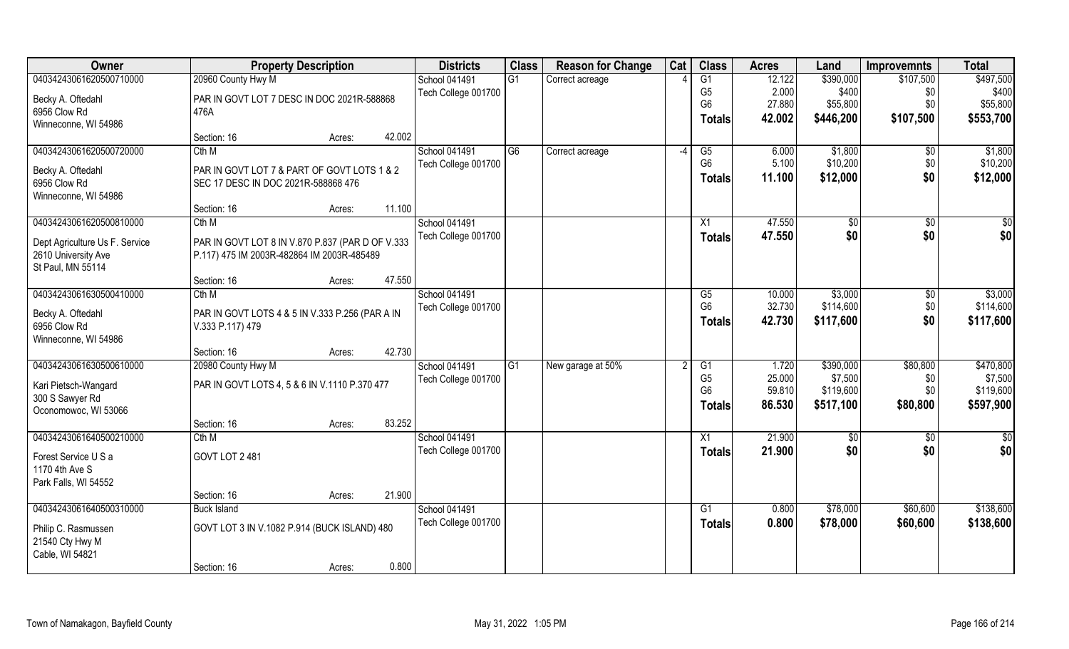| Owner | Property Description | | | Districts | Class | Reason for Change | Cat | Class | Acres | Land | Improvemnts | Total |
|---|---|---|---|---|---|---|---|---|---|---|---|---|
| 04034243061620500710000 | 20960 County Hwy M | | | School 041491 | G1 | Correct acreage | 4 | G1 | 12.122 | $390,000 | $107,500 | $497,500 |
| Becky A. Oftedahl | PAR IN GOVT LOT 7 DESC IN DOC 2021R-588868 | | | Tech College 001700 | | | | G5 | 2.000 | $400 | $0 | $400 |
| 6956 Clow Rd | 476A | | | | | | | G6 | 27.880 | $55,800 | $0 | $55,800 |
| Winneconne, WI 54986 | | | | | | | | **Totals** | **42.002** | **$446,200** | **$107,500** | **$553,700** |
| | Section: 16 | Acres: | 42.002 | | | | | | | | | |
| 04034243061620500720000 | Cth M | | | School 041491 | G6 | Correct acreage | -4 | G5 | 6.000 | $1,800 | $0 | $1,800 |
| Becky A. Oftedahl | PAR IN GOVT LOT 7 & PART OF GOVT LOTS 1 & 2 | | | Tech College 001700 | | | | G6 | 5.100 | $10,200 | $0 | $10,200 |
| 6956 Clow Rd | SEC 17 DESC IN DOC 2021R-588868 476 | | | | | | | **Totals** | **11.100** | **$12,000** | **$0** | **$12,000** |
| Winneconne, WI 54986 | | | | | | | | | | | | |
| | Section: 16 | Acres: | 11.100 | | | | | | | | | |
| 04034243061620500810000 | Cth M | | | School 041491 | | | | X1 | 47.550 | $0 | $0 | $0 |
| Dept Agriculture Us F. Service | PAR IN GOVT LOT 8 IN V.870 P.837 (PAR D OF V.333 | | | Tech College 001700 | | | | **Totals** | **47.550** | **$0** | **$0** | **$0** |
| 2610 University Ave | P.117) 475 IM 2003R-482864 IM 2003R-485489 | | | | | | | | | | | |
| St Paul, MN 55114 | | | | | | | | | | | | |
| | Section: 16 | Acres: | 47.550 | | | | | | | | | |
| 04034243061630500410000 | Cth M | | | School 041491 | | | | G5 | 10.000 | $3,000 | $0 | $3,000 |
| Becky A. Oftedahl | PAR IN GOVT LOTS 4 & 5 IN V.333 P.256 (PAR A IN | | | Tech College 001700 | | | | G6 | 32.730 | $114,600 | $0 | $114,600 |
| 6956 Clow Rd | V.333 P.117) 479 | | | | | | | **Totals** | **42.730** | **$117,600** | **$0** | **$117,600** |
| Winneconne, WI 54986 | | | | | | | | | | | | |
| | Section: 16 | Acres: | 42.730 | | | | | | | | | |
| 04034243061630500610000 | 20980 County Hwy M | | | School 041491 | G1 | New garage at 50% | 2 | G1 | 1.720 | $390,000 | $80,800 | $470,800 |
| Kari Pietsch-Wangard | PAR IN GOVT LOTS 4, 5 & 6 IN V.1110 P.370 477 | | | Tech College 001700 | | | | G5 | 25.000 | $7,500 | $0 | $7,500 |
| 300 S Sawyer Rd | | | | | | | | G6 | 59.810 | $119,600 | $0 | $119,600 |
| Oconomowoc, WI 53066 | | | | | | | | **Totals** | **86.530** | **$517,100** | **$80,800** | **$597,900** |
| | Section: 16 | Acres: | 83.252 | | | | | | | | | |
| 04034243061640500210000 | Cth M | | | School 041491 | | | | X1 | 21.900 | $0 | $0 | $0 |
| Forest Service U S a | GOVT LOT 2 481 | | | Tech College 001700 | | | | **Totals** | **21.900** | **$0** | **$0** | **$0** |
| 1170 4th Ave S | | | | | | | | | | | | |
| Park Falls, WI 54552 | | | | | | | | | | | | |
| | Section: 16 | Acres: | 21.900 | | | | | | | | | |
| 04034243061640500310000 | Buck Island | | | School 041491 | | | | G1 | 0.800 | $78,000 | $60,600 | $138,600 |
| Philip C. Rasmussen | GOVT LOT 3 IN V.1082 P.914 (BUCK ISLAND) 480 | | | Tech College 001700 | | | | **Totals** | **0.800** | **$78,000** | **$60,600** | **$138,600** |
| 21540 Cty Hwy M | | | | | | | | | | | | |
| Cable, WI 54821 | | | | | | | | | | | | |
| | Section: 16 | Acres: | 0.800 | | | | | | | | | |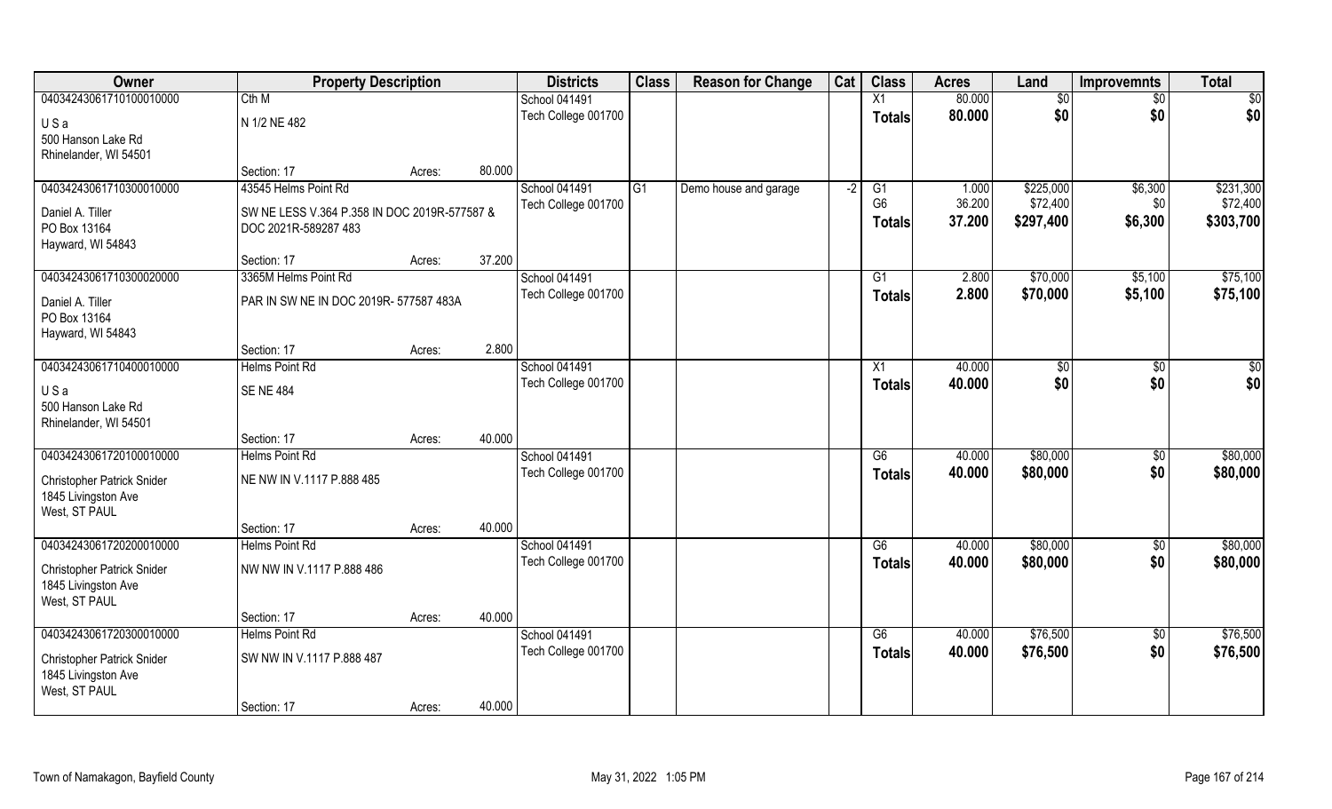| Owner | Property Description | | | Districts | Class | Reason for Change | Cat | Class | Acres | Land | Improvemnts | Total |
|---|---|---|---|---|---|---|---|---|---|---|---|---|
| 04034243061710100010000 | Cth M | | | School 041491 | | | | X1 | 80.000 | $0 | $0 | $0 |
| U S a | N 1/2 NE 482 | | | Tech College 001700 | | | | **Totals** | **80.000** | **$0** | **$0** | **$0** |
| 500 Hanson Lake Rd | | | | | | | | | | | | |
| Rhinelander, WI 54501 | | | | | | | | | | | | |
| | Section: 17 | Acres: | 80.000 | | | | | | | | | |
| 04034243061710300010000 | 43545 Helms Point Rd | | | School 041491 | G1 | Demo house and garage | -2 | G1 | 1.000 | $225,000 | $6,300 | $231,300 |
| Daniel A. Tiller | SW NE LESS V.364 P.358 IN DOC 2019R-577587 & | | | Tech College 001700 | | | | G6 | 36.200 | $72,400 | $0 | $72,400 |
| PO Box 13164 | DOC 2021R-589287 483 | | | | | | | **Totals** | **37.200** | **$297,400** | **$6,300** | **$303,700** |
| Hayward, WI 54843 | | | | | | | | | | | | |
| | Section: 17 | Acres: | 37.200 | | | | | | | | | |
| 04034243061710300020000 | 3365M Helms Point Rd | | | School 041491 | | | | G1 | 2.800 | $70,000 | $5,100 | $75,100 |
| Daniel A. Tiller | PAR IN SW NE IN DOC 2019R- 577587 483A | | | Tech College 001700 | | | | **Totals** | **2.800** | **$70,000** | **$5,100** | **$75,100** |
| PO Box 13164 | | | | | | | | | | | | |
| Hayward, WI 54843 | | | | | | | | | | | | |
| | Section: 17 | Acres: | 2.800 | | | | | | | | | |
| 04034243061710400010000 | Helms Point Rd | | | School 041491 | | | | X1 | 40.000 | $0 | $0 | $0 |
| U S a | SE NE 484 | | | Tech College 001700 | | | | **Totals** | **40.000** | **$0** | **$0** | **$0** |
| 500 Hanson Lake Rd | | | | | | | | | | | | |
| Rhinelander, WI 54501 | | | | | | | | | | | | |
| | Section: 17 | Acres: | 40.000 | | | | | | | | | |
| 04034243061720100010000 | Helms Point Rd | | | School 041491 | | | | G6 | 40.000 | $80,000 | $0 | $80,000 |
| Christopher Patrick Snider | NE NW IN V.1117 P.888 485 | | | Tech College 001700 | | | | **Totals** | **40.000** | **$80,000** | **$0** | **$80,000** |
| 1845 Livingston Ave | | | | | | | | | | | | |
| West, ST PAUL | | | | | | | | | | | | |
| | Section: 17 | Acres: | 40.000 | | | | | | | | | |
| 04034243061720200010000 | Helms Point Rd | | | School 041491 | | | | G6 | 40.000 | $80,000 | $0 | $80,000 |
| Christopher Patrick Snider | NW NW IN V.1117 P.888 486 | | | Tech College 001700 | | | | **Totals** | **40.000** | **$80,000** | **$0** | **$80,000** |
| 1845 Livingston Ave | | | | | | | | | | | | |
| West, ST PAUL | | | | | | | | | | | | |
| | Section: 17 | Acres: | 40.000 | | | | | | | | | |
| 04034243061720300010000 | Helms Point Rd | | | School 041491 | | | | G6 | 40.000 | $76,500 | $0 | $76,500 |
| Christopher Patrick Snider | SW NW IN V.1117 P.888 487 | | | Tech College 001700 | | | | **Totals** | **40.000** | **$76,500** | **$0** | **$76,500** |
| 1845 Livingston Ave | | | | | | | | | | | | |
| West, ST PAUL | | | | | | | | | | | | |
| | Section: 17 | Acres: | 40.000 | | | | | | | | | |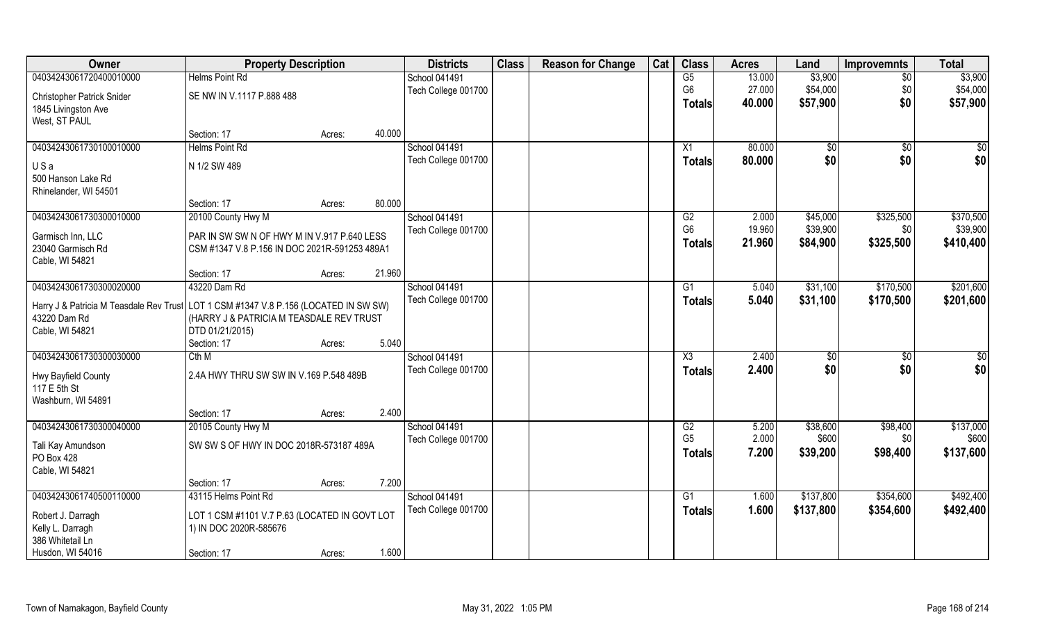| Owner | Property Description | | | Districts | Class | Reason for Change | Cat | Class | Acres | Land | Improvemnts | Total |
|---|---|---|---|---|---|---|---|---|---|---|---|---|
| 04034243061720400010000 | Helms Point Rd | | | School 041491 | | | | G5 | 13.000 | $3,900 | $0 | $3,900 |
| Christopher Patrick Snider<br>1845 Livingston Ave<br>West, ST PAUL | SE NW IN V.1117 P.888 488 | | | Tech College 001700 | | | | G6 | 27.000 | $54,000 | $0 | $54,000 |
| | | | | | | | | **Totals** | **40.000** | **$57,900** | **$0** | **$57,900** |
| | Section: 17 | Acres: | 40.000 | | | | | | | | | |
| 04034243061730100010000 | Helms Point Rd | | | School 041491 | | | | X1 | 80.000 | $0 | $0 | $0 |
| U S a<br>500 Hanson Lake Rd<br>Rhinelander, WI 54501 | N 1/2 SW 489 | | | Tech College 001700 | | | | **Totals** | **80.000** | **$0** | **$0** | **$0** |
| | Section: 17 | Acres: | 80.000 | | | | | | | | | |
| 04034243061730300010000 | 20100 County Hwy M | | | School 041491 | | | | G2 | 2.000 | $45,000 | $325,500 | $370,500 |
| Garmisch Inn, LLC<br>23040 Garmisch Rd<br>Cable, WI 54821 | PAR IN SW SW N OF HWY M IN V.917 P.640 LESS CSM #1347 V.8 P.156 IN DOC 2021R-591253 489A1 | | | Tech College 001700 | | | | G6 | 19.960 | $39,900 | $0 | $39,900 |
| | | | | | | | | **Totals** | **21.960** | **$84,900** | **$325,500** | **$410,400** |
| | Section: 17 | Acres: | 21.960 | | | | | | | | | |
| 04034243061730300020000 | 43220 Dam Rd | | | School 041491 | | | | G1 | 5.040 | $31,100 | $170,500 | $201,600 |
| Harry J & Patricia M Teasdale Rev Trust<br>43220 Dam Rd<br>Cable, WI 54821 | LOT 1 CSM #1347 V.8 P.156 (LOCATED IN SW SW) (HARRY J & PATRICIA M TEASDALE REV TRUST DTD 01/21/2015) | | | Tech College 001700 | | | | **Totals** | **5.040** | **$31,100** | **$170,500** | **$201,600** |
| | Section: 17 | Acres: | 5.040 | | | | | | | | | |
| 04034243061730300030000 | Cth M | | | School 041491 | | | | X3 | 2.400 | $0 | $0 | $0 |
| Hwy Bayfield County<br>117 E 5th St<br>Washburn, WI 54891 | 2.4A HWY THRU SW SW IN V.169 P.548 489B | | | Tech College 001700 | | | | **Totals** | **2.400** | **$0** | **$0** | **$0** |
| | Section: 17 | Acres: | 2.400 | | | | | | | | | |
| 04034243061730300040000 | 20105 County Hwy M | | | School 041491 | | | | G2 | 5.200 | $38,600 | $98,400 | $137,000 |
| Tali Kay Amundson<br>PO Box 428<br>Cable, WI 54821 | SW SW S OF HWY IN DOC 2018R-573187 489A | | | Tech College 001700 | | | | G5 | 2.000 | $600 | $0 | $600 |
| | | | | | | | | **Totals** | **7.200** | **$39,200** | **$98,400** | **$137,600** |
| | Section: 17 | Acres: | 7.200 | | | | | | | | | |
| 04034243061740500110000 | 43115 Helms Point Rd | | | School 041491 | | | | G1 | 1.600 | $137,800 | $354,600 | $492,400 |
| Robert J. Darragh<br>Kelly L. Darragh<br>386 Whitetail Ln<br>Husdon, WI 54016 | LOT 1 CSM #1101 V.7 P.63 (LOCATED IN GOVT LOT 1) IN DOC 2020R-585676 | | | Tech College 001700 | | | | **Totals** | **1.600** | **$137,800** | **$354,600** | **$492,400** |
| | Section: 17 | Acres: | 1.600 | | | | | | | | | |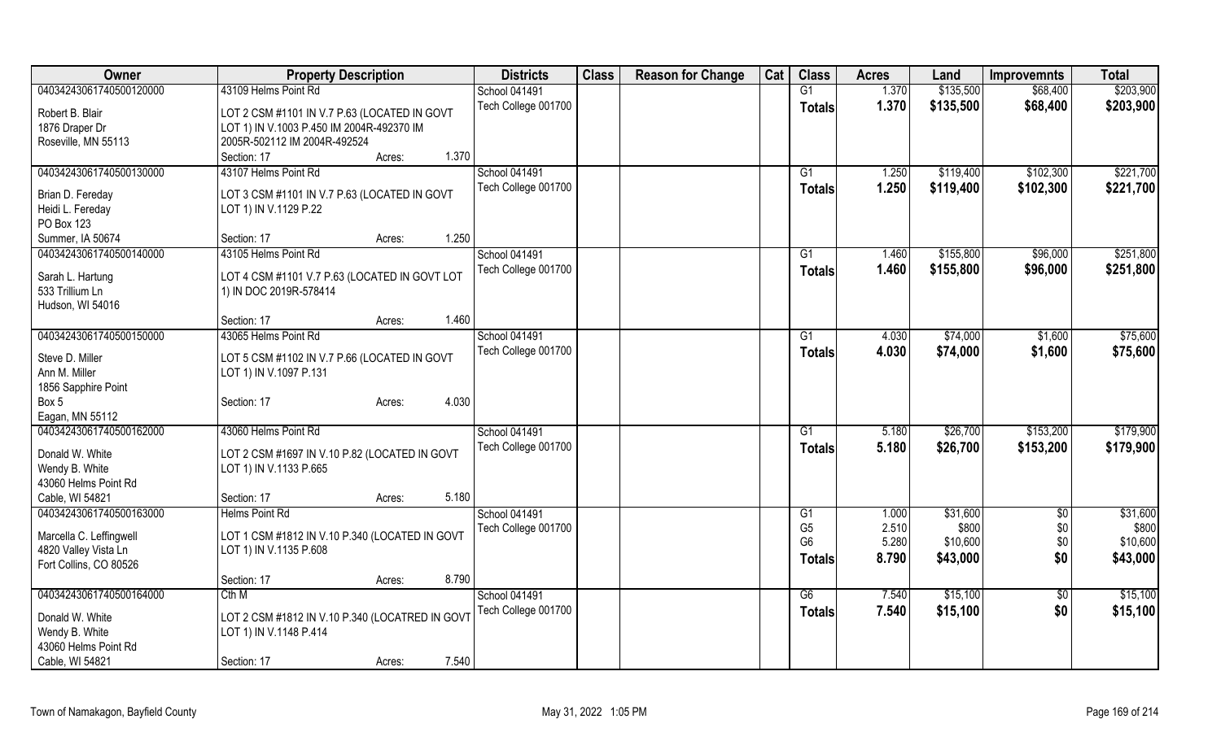| Owner | Property Description | | Districts | Class | Reason for Change | Cat | Class | Acres | Land | Improvemnts | Total |
|---|---|---|---|---|---|---|---|---|---|---|---|
| 04034243061740500120000 | 43109 Helms Point Rd | | School 041491 | | | | G1 | 1.370 | $135,500 | $68,400 | $203,900 |
| Robert B. Blair<br>1876 Draper Dr<br>Roseville, MN 55113 | LOT 2 CSM #1101 IN V.7 P.63 (LOCATED IN GOVT LOT 1) IN V.1003 P.450 IM 2004R-492370 IM 2005R-502112 IM 2004R-492524 | | Tech College 001700 | | | | Totals | 1.370 | $135,500 | $68,400 | $203,900 |
| | Section: 17 | Acres: 1.370 | | | | | | | | | |
| 04034243061740500130000 | 43107 Helms Point Rd | | School 041491 | | | | G1 | 1.250 | $119,400 | $102,300 | $221,700 |
| Brian D. Fereday<br>Heidi L. Fereday<br>PO Box 123<br>Summer, IA 50674 | LOT 3 CSM #1101 IN V.7 P.63 (LOCATED IN GOVT LOT 1) IN V.1129 P.22 | | Tech College 001700 | | | | Totals | 1.250 | $119,400 | $102,300 | $221,700 |
| | Section: 17 | Acres: 1.250 | | | | | | | | | |
| 04034243061740500140000 | 43105 Helms Point Rd | | School 041491 | | | | G1 | 1.460 | $155,800 | $96,000 | $251,800 |
| Sarah L. Hartung<br>533 Trillium Ln<br>Hudson, WI 54016 | LOT 4 CSM #1101 V.7 P.63 (LOCATED IN GOVT LOT 1) IN DOC 2019R-578414 | | Tech College 001700 | | | | Totals | 1.460 | $155,800 | $96,000 | $251,800 |
| | Section: 17 | Acres: 1.460 | | | | | | | | | |
| 04034243061740500150000 | 43065 Helms Point Rd | | School 041491 | | | | G1 | 4.030 | $74,000 | $1,600 | $75,600 |
| Steve D. Miller<br>Ann M. Miller<br>1856 Sapphire Point<br>Box 5<br>Eagan, MN 55112 | LOT 5 CSM #1102 IN V.7 P.66 (LOCATED IN GOVT LOT 1) IN V.1097 P.131 | | Tech College 001700 | | | | Totals | 4.030 | $74,000 | $1,600 | $75,600 |
| | Section: 17 | Acres: 4.030 | | | | | | | | | |
| 04034243061740500162000 | 43060 Helms Point Rd | | School 041491 | | | | G1 | 5.180 | $26,700 | $153,200 | $179,900 |
| Donald W. White<br>Wendy B. White<br>43060 Helms Point Rd<br>Cable, WI 54821 | LOT 2 CSM #1697 IN V.10 P.82 (LOCATED IN GOVT LOT 1) IN V.1133 P.665 | | Tech College 001700 | | | | Totals | 5.180 | $26,700 | $153,200 | $179,900 |
| | Section: 17 | Acres: 5.180 | | | | | | | | | |
| 04034243061740500163000 | Helms Point Rd | | School 041491 | | | | G1 | 1.000 | $31,600 | $0 | $31,600 |
| Marcella C. Leffingwell<br>4820 Valley Vista Ln<br>Fort Collins, CO 80526 | LOT 1 CSM #1812 IN V.10 P.340 (LOCATED IN GOVT LOT 1) IN V.1135 P.608 | | Tech College 001700 | | | | G5 | 2.510 | $800 | $0 | $800 |
| | | | | | | | G6 | 5.280 | $10,600 | $0 | $10,600 |
| | | | | | | | Totals | 8.790 | $43,000 | $0 | $43,000 |
| | Section: 17 | Acres: 8.790 | | | | | | | | | |
| 04034243061740500164000 | Cth M | | School 041491 | | | | G6 | 7.540 | $15,100 | $0 | $15,100 |
| Donald W. White<br>Wendy B. White<br>43060 Helms Point Rd<br>Cable, WI 54821 | LOT 2 CSM #1812 IN V.10 P.340 (LOCATRED IN GOVT LOT 1) IN V.1148 P.414 | | Tech College 001700 | | | | Totals | 7.540 | $15,100 | $0 | $15,100 |
| | Section: 17 | Acres: 7.540 | | | | | | | | | |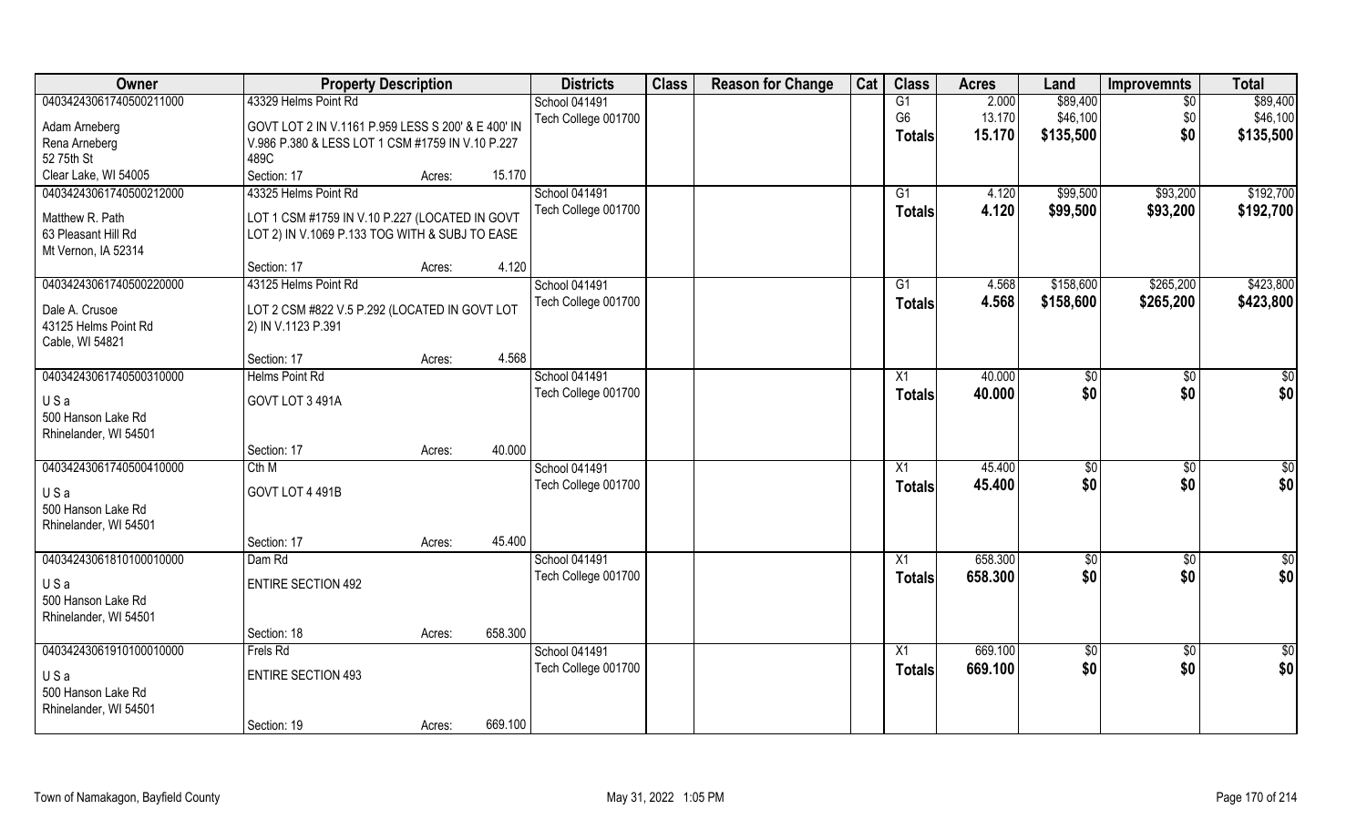| Owner | Property Description | | | Districts | Class | Reason for Change | Cat | Class | Acres | Land | Improvemnts | Total |
|---|---|---|---|---|---|---|---|---|---|---|---|---|
| 04034243061740500211000 | 43329 Helms Point Rd | | | School 041491 | | | | G1 | 2.000 | $89,400 | $0 | $89,400 |
| Adam Arneberg | GOVT LOT 2 IN V.1161 P.959 LESS S 200' & E 400' IN | | | Tech College 001700 | | | | G6 | 13.170 | $46,100 | $0 | $46,100 |
| Rena Arneberg | V.986 P.380 & LESS LOT 1 CSM #1759 IN V.10 P.227 | | | | | | | **Totals** | **15.170** | **$135,500** | **$0** | **$135,500** |
| 52 75th St | 489C | | | | | | | | | | | |
| Clear Lake, WI 54005 | Section: 17 | Acres: | 15.170 | | | | | | | | | |
| 04034243061740500212000 | 43325 Helms Point Rd | | | School 041491 | | | | G1 | 4.120 | $99,500 | $93,200 | $192,700 |
| Matthew R. Path | LOT 1 CSM #1759 IN V.10 P.227 (LOCATED IN GOVT | | | Tech College 001700 | | | | **Totals** | **4.120** | **$99,500** | **$93,200** | **$192,700** |
| 63 Pleasant Hill Rd | LOT 2) IN V.1069 P.133 TOG WITH & SUBJ TO EASE | | | | | | | | | | | |
| Mt Vernon, IA 52314 | | | | | | | | | | | | |
| | Section: 17 | Acres: | 4.120 | | | | | | | | | |
| 04034243061740500220000 | 43125 Helms Point Rd | | | School 041491 | | | | G1 | 4.568 | $158,600 | $265,200 | $423,800 |
| Dale A. Crusoe | LOT 2 CSM #822 V.5 P.292 (LOCATED IN GOVT LOT | | | Tech College 001700 | | | | **Totals** | **4.568** | **$158,600** | **$265,200** | **$423,800** |
| 43125 Helms Point Rd | 2) IN V.1123 P.391 | | | | | | | | | | | |
| Cable, WI 54821 | | | | | | | | | | | | |
| | Section: 17 | Acres: | 4.568 | | | | | | | | | |
| 04034243061740500310000 | Helms Point Rd | | | School 041491 | | | | X1 | 40.000 | $0 | $0 | $0 |
| U S a | GOVT LOT 3 491A | | | Tech College 001700 | | | | **Totals** | **40.000** | **$0** | **$0** | **$0** |
| 500 Hanson Lake Rd | | | | | | | | | | | | |
| Rhinelander, WI 54501 | | | | | | | | | | | | |
| | Section: 17 | Acres: | 40.000 | | | | | | | | | |
| 04034243061740500410000 | Cth M | | | School 041491 | | | | X1 | 45.400 | $0 | $0 | $0 |
| U S a | GOVT LOT 4 491B | | | Tech College 001700 | | | | **Totals** | **45.400** | **$0** | **$0** | **$0** |
| 500 Hanson Lake Rd | | | | | | | | | | | | |
| Rhinelander, WI 54501 | | | | | | | | | | | | |
| | Section: 17 | Acres: | 45.400 | | | | | | | | | |
| 04034243061810100010000 | Dam Rd | | | School 041491 | | | | X1 | 658.300 | $0 | $0 | $0 |
| U S a | ENTIRE SECTION 492 | | | Tech College 001700 | | | | **Totals** | **658.300** | **$0** | **$0** | **$0** |
| 500 Hanson Lake Rd | | | | | | | | | | | | |
| Rhinelander, WI 54501 | | | | | | | | | | | | |
| | Section: 18 | Acres: | 658.300 | | | | | | | | | |
| 04034243061910100010000 | Frels Rd | | | School 041491 | | | | X1 | 669.100 | $0 | $0 | $0 |
| U S a | ENTIRE SECTION 493 | | | Tech College 001700 | | | | **Totals** | **669.100** | **$0** | **$0** | **$0** |
| 500 Hanson Lake Rd | | | | | | | | | | | | |
| Rhinelander, WI 54501 | | | | | | | | | | | | |
| | Section: 19 | Acres: | 669.100 | | | | | | | | | |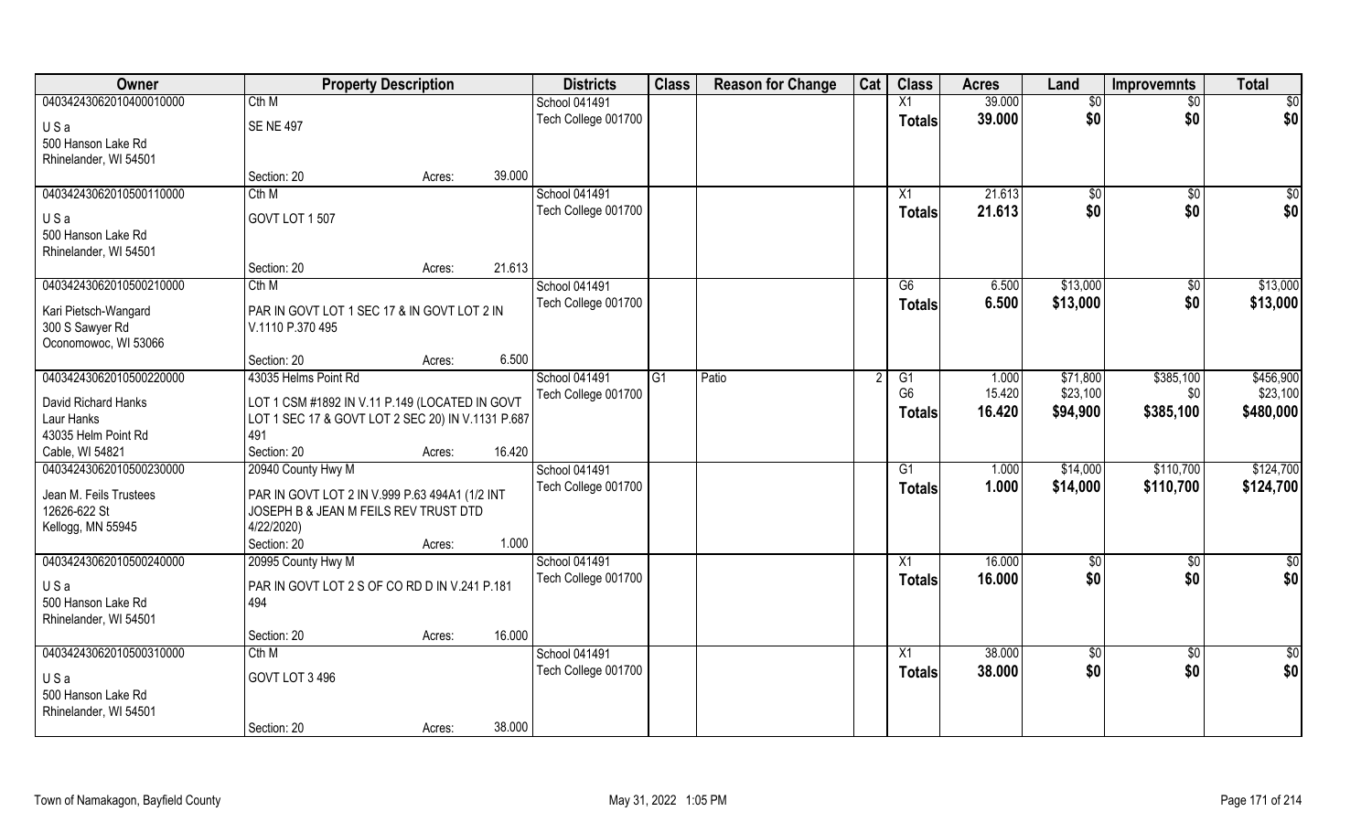| Owner | Property Description | | | Districts | Class | Reason for Change | Cat | Class | Acres | Land | Improvemnts | Total |
|---|---|---|---|---|---|---|---|---|---|---|---|---|
| 04034243062010400010000 | Cth M | | | School 041491 | | | | X1 | 39.000 | $0 | $0 | $0 |
| U S a | SE NE 497 | | | Tech College 001700 | | | | Totals | 39.000 | $0 | $0 | $0 |
| 500 Hanson Lake Rd | | | | | | | | | | | | |
| Rhinelander, WI 54501 | | | | | | | | | | | | |
| | Section: 20 | Acres: | 39.000 | | | | | | | | | |
| 04034243062010500110000 | Cth M | | | School 041491 | | | | X1 | 21.613 | $0 | $0 | $0 |
| U S a | GOVT LOT 1 507 | | | Tech College 001700 | | | | Totals | 21.613 | $0 | $0 | $0 |
| 500 Hanson Lake Rd | | | | | | | | | | | | |
| Rhinelander, WI 54501 | | | | | | | | | | | | |
| | Section: 20 | Acres: | 21.613 | | | | | | | | | |
| 04034243062010500210000 | Cth M | | | School 041491 | | | | G6 | 6.500 | $13,000 | $0 | $13,000 |
| Kari Pietsch-Wangard | PAR IN GOVT LOT 1 SEC 17 & IN GOVT LOT 2 IN V.1110 P.370 495 | | | Tech College 001700 | | | | Totals | 6.500 | $13,000 | $0 | $13,000 |
| 300 S Sawyer Rd | | | | | | | | | | | | |
| Oconomowoc, WI 53066 | | | | | | | | | | | | |
| | Section: 20 | Acres: | 6.500 | | | | | | | | | |
| 04034243062010500220000 | 43035 Helms Point Rd | | | School 041491 | G1 | Patio | 2 | G1 | 1.000 | $71,800 | $385,100 | $456,900 |
| David Richard Hanks | LOT 1 CSM #1892 IN V.11 P.149 (LOCATED IN GOVT LOT 1 SEC 17 & GOVT LOT 2 SEC 20) IN V.1131 P.687 491 | | | Tech College 001700 | | | | G6 | 15.420 | $23,100 | $0 | $23,100 |
| Laur Hanks | | | | | | | | Totals | 16.420 | $94,900 | $385,100 | $480,000 |
| 43035 Helm Point Rd | | | | | | | | | | | | |
| Cable, WI 54821 | Section: 20 | Acres: | 16.420 | | | | | | | | | |
| 04034243062010500230000 | 20940 County Hwy M | | | School 041491 | | | | G1 | 1.000 | $14,000 | $110,700 | $124,700 |
| Jean M. Feils Trustees | PAR IN GOVT LOT 2 IN V.999 P.63 494A1 (1/2 INT JOSEPH B & JEAN M FEILS REV TRUST DTD 4/22/2020) | | | Tech College 001700 | | | | Totals | 1.000 | $14,000 | $110,700 | $124,700 |
| 12626-622 St | | | | | | | | | | | | |
| Kellogg, MN 55945 | | | | | | | | | | | | |
| | Section: 20 | Acres: | 1.000 | | | | | | | | | |
| 04034243062010500240000 | 20995 County Hwy M | | | School 041491 | | | | X1 | 16.000 | $0 | $0 | $0 |
| U S a | PAR IN GOVT LOT 2 S OF CO RD D IN V.241 P.181 494 | | | Tech College 001700 | | | | Totals | 16.000 | $0 | $0 | $0 |
| 500 Hanson Lake Rd | | | | | | | | | | | | |
| Rhinelander, WI 54501 | | | | | | | | | | | | |
| | Section: 20 | Acres: | 16.000 | | | | | | | | | |
| 04034243062010500310000 | Cth M | | | School 041491 | | | | X1 | 38.000 | $0 | $0 | $0 |
| U S a | GOVT LOT 3 496 | | | Tech College 001700 | | | | Totals | 38.000 | $0 | $0 | $0 |
| 500 Hanson Lake Rd | | | | | | | | | | | | |
| Rhinelander, WI 54501 | | | | | | | | | | | | |
| | Section: 20 | Acres: | 38.000 | | | | | | | | | |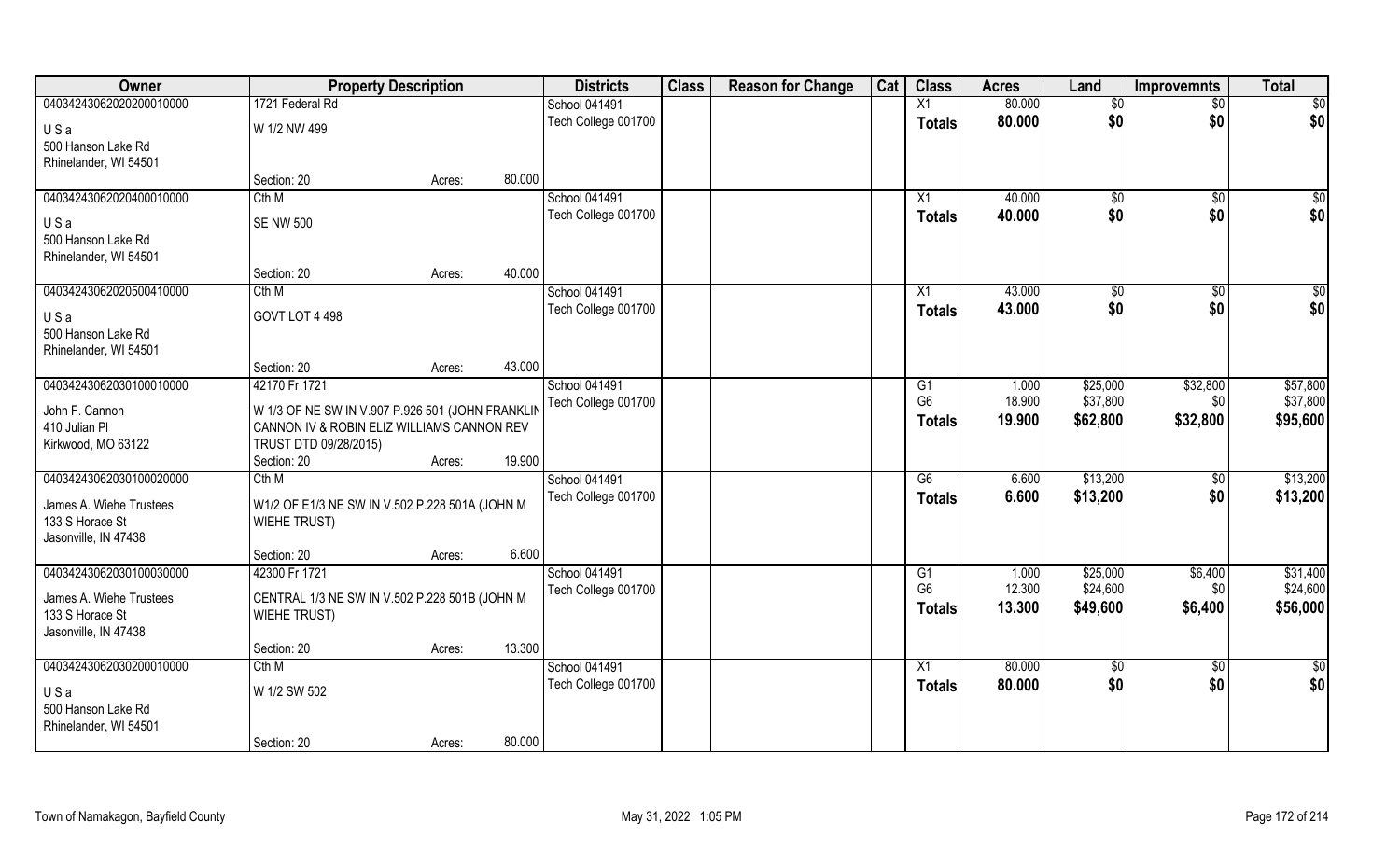| Owner | Property Description | | | Districts | Class | Reason for Change | Cat | Class | Acres | Land | Improvemnts | Total |
|---|---|---|---|---|---|---|---|---|---|---|---|---|
| 04034243062020200010000 | 1721 Federal Rd | | | School 041491 | | | | X1 | 80.000 | $0 | $0 | $0 |
| U S a | W 1/2 NW 499 | | | Tech College 001700 | | | | **Totals** | **80.000** | **$0** | **$0** | **$0** |
| 500 Hanson Lake Rd | | | | | | | | | | | | |
| Rhinelander, WI 54501 | | | | | | | | | | | | |
| | Section: 20 | Acres: | 80.000 | | | | | | | | | |
| 04034243062020400010000 | Cth M | | | School 041491 | | | | X1 | 40.000 | $0 | $0 | $0 |
| U S a | SE NW 500 | | | Tech College 001700 | | | | **Totals** | **40.000** | **$0** | **$0** | **$0** |
| 500 Hanson Lake Rd | | | | | | | | | | | | |
| Rhinelander, WI 54501 | | | | | | | | | | | | |
| | Section: 20 | Acres: | 40.000 | | | | | | | | | |
| 04034243062020500410000 | Cth M | | | School 041491 | | | | X1 | 43.000 | $0 | $0 | $0 |
| U S a | GOVT LOT 4 498 | | | Tech College 001700 | | | | **Totals** | **43.000** | **$0** | **$0** | **$0** |
| 500 Hanson Lake Rd | | | | | | | | | | | | |
| Rhinelander, WI 54501 | | | | | | | | | | | | |
| | Section: 20 | Acres: | 43.000 | | | | | | | | | |
| 04034243062030100010000 | 42170 Fr 1721 | | | School 041491 | | | | G1 | 1.000 | $25,000 | $32,800 | $57,800 |
| John F. Cannon | W 1/3 OF NE SW IN V.907 P.926 501 (JOHN FRANKLIN CANNON IV & ROBIN ELIZ WILLIAMS CANNON REV TRUST DTD 09/28/2015) | | | Tech College 001700 | | | | G6 | 18.900 | $37,800 | $0 | $37,800 |
| 410 Julian Pl | | | | | | | | **Totals** | **19.900** | **$62,800** | **$32,800** | **$95,600** |
| Kirkwood, MO 63122 | | | | | | | | | | | | |
| | Section: 20 | Acres: | 19.900 | | | | | | | | | |
| 04034243062030100020000 | Cth M | | | School 041491 | | | | G6 | 6.600 | $13,200 | $0 | $13,200 |
| James A. Wiehe Trustees | W1/2 OF E1/3 NE SW IN V.502 P.228 501A (JOHN M WIEHE TRUST) | | | Tech College 001700 | | | | **Totals** | **6.600** | **$13,200** | **$0** | **$13,200** |
| 133 S Horace St | | | | | | | | | | | | |
| Jasonville, IN 47438 | | | | | | | | | | | | |
| | Section: 20 | Acres: | 6.600 | | | | | | | | | |
| 04034243062030100030000 | 42300 Fr 1721 | | | School 041491 | | | | G1 | 1.000 | $25,000 | $6,400 | $31,400 |
| James A. Wiehe Trustees | CENTRAL 1/3 NE SW IN V.502 P.228 501B (JOHN M WIEHE TRUST) | | | Tech College 001700 | | | | G6 | 12.300 | $24,600 | $0 | $24,600 |
| 133 S Horace St | | | | | | | | **Totals** | **13.300** | **$49,600** | **$6,400** | **$56,000** |
| Jasonville, IN 47438 | | | | | | | | | | | | |
| | Section: 20 | Acres: | 13.300 | | | | | | | | | |
| 04034243062030200010000 | Cth M | | | School 041491 | | | | X1 | 80.000 | $0 | $0 | $0 |
| U S a | W 1/2 SW 502 | | | Tech College 001700 | | | | **Totals** | **80.000** | **$0** | **$0** | **$0** |
| 500 Hanson Lake Rd | | | | | | | | | | | | |
| Rhinelander, WI 54501 | | | | | | | | | | | | |
| | Section: 20 | Acres: | 80.000 | | | | | | | | | |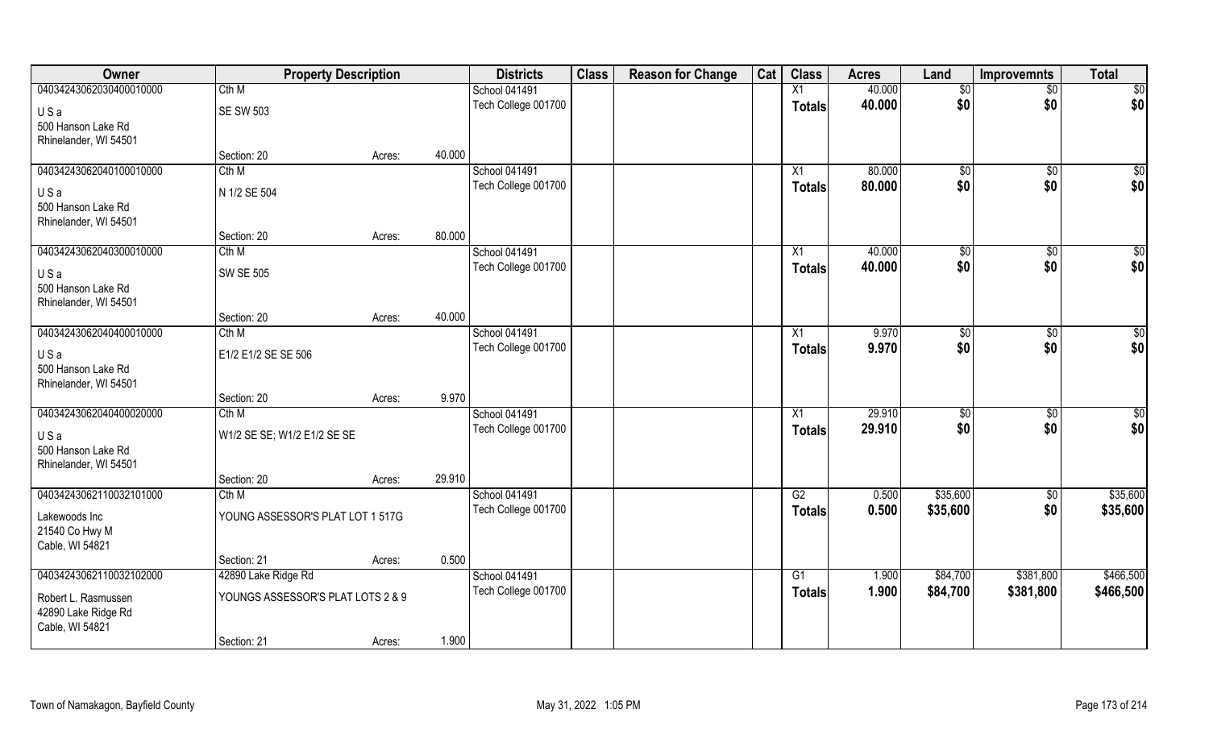| Owner | Property Description | | | Districts | Class | Reason for Change | Cat | Class | Acres | Land | Improvemnts | Total |
|---|---|---|---|---|---|---|---|---|---|---|---|---|
| 04034243062030400010000 | Cth M | | | School 041491 | | | | X1 | 40.000 | $0 | $0 | $0 |
| U S a<br>500 Hanson Lake Rd<br>Rhinelander, WI 54501 | SE SW 503 | | | Tech College 001700 | | | | Totals | 40.000 | $0 | $0 | $0 |
| | Section: 20 | Acres: | 40.000 | | | | | | | | | |
| 04034243062040100010000 | Cth M | | | School 041491 | | | | X1 | 80.000 | $0 | $0 | $0 |
| U S a<br>500 Hanson Lake Rd<br>Rhinelander, WI 54501 | N 1/2 SE 504 | | | Tech College 001700 | | | | Totals | 80.000 | $0 | $0 | $0 |
| | Section: 20 | Acres: | 80.000 | | | | | | | | | |
| 04034243062040300010000 | Cth M | | | School 041491 | | | | X1 | 40.000 | $0 | $0 | $0 |
| U S a<br>500 Hanson Lake Rd<br>Rhinelander, WI 54501 | SW SE 505 | | | Tech College 001700 | | | | Totals | 40.000 | $0 | $0 | $0 |
| | Section: 20 | Acres: | 40.000 | | | | | | | | | |
| 04034243062040400010000 | Cth M | | | School 041491 | | | | X1 | 9.970 | $0 | $0 | $0 |
| U S a<br>500 Hanson Lake Rd<br>Rhinelander, WI 54501 | E1/2 E1/2 SE SE 506 | | | Tech College 001700 | | | | Totals | 9.970 | $0 | $0 | $0 |
| | Section: 20 | Acres: | 9.970 | | | | | | | | | |
| 04034243062040400020000 | Cth M | | | School 041491 | | | | X1 | 29.910 | $0 | $0 | $0 |
| U S a<br>500 Hanson Lake Rd<br>Rhinelander, WI 54501 | W1/2 SE SE; W1/2 E1/2 SE SE | | | Tech College 001700 | | | | Totals | 29.910 | $0 | $0 | $0 |
| | Section: 20 | Acres: | 29.910 | | | | | | | | | |
| 04034243062110032101000 | Cth M | | | School 041491 | | | | G2 | 0.500 | $35,600 | $0 | $35,600 |
| Lakewoods Inc<br>21540 Co Hwy M<br>Cable, WI 54821 | YOUNG ASSESSOR'S PLAT LOT 1 517G | | | Tech College 001700 | | | | Totals | 0.500 | $35,600 | $0 | $35,600 |
| | Section: 21 | Acres: | 0.500 | | | | | | | | | |
| 04034243062110032102000 | 42890 Lake Ridge Rd | | | School 041491 | | | | G1 | 1.900 | $84,700 | $381,800 | $466,500 |
| Robert L. Rasmussen<br>42890 Lake Ridge Rd<br>Cable, WI 54821 | YOUNGS ASSESSOR'S PLAT LOTS 2 & 9 | | | Tech College 001700 | | | | Totals | 1.900 | $84,700 | $381,800 | $466,500 |
| | Section: 21 | Acres: | 1.900 | | | | | | | | | |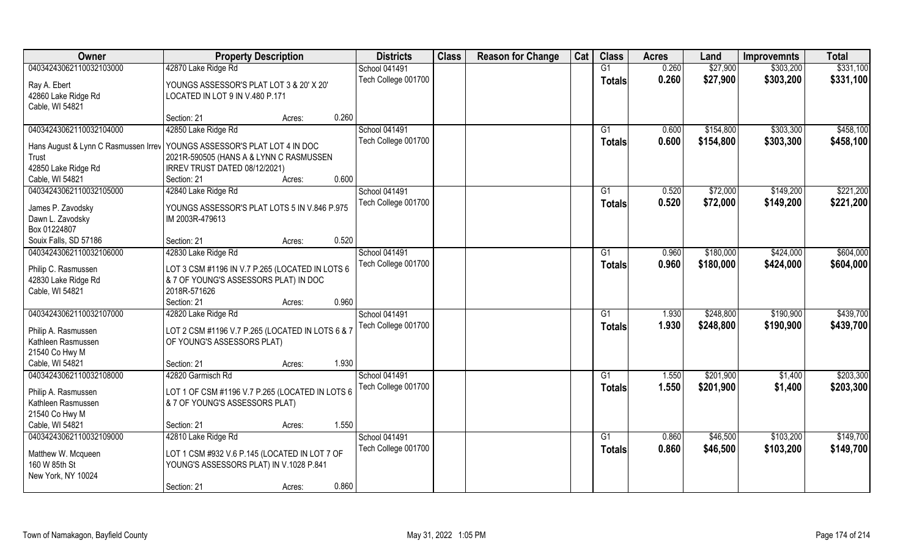| Owner | Property Description | Districts | Class | Reason for Change | Cat | Class | Acres | Land | Improvemnts | Total |
|---|---|---|---|---|---|---|---|---|---|---|
| 04034243062110032103000<br>Ray A. Ebert<br>42860 Lake Ridge Rd<br>Cable, WI 54821 | 42870 Lake Ridge Rd<br>YOUNGS ASSESSOR'S PLAT LOT 3 & 20' X 20' LOCATED IN LOT 9 IN V.480 P.171<br>Section: 21 Acres: 0.260 | School 041491<br>Tech College 001700 | | | | G1<br>**Totals** | 0.260<br>**0.260** | $27,900<br>**$27,900** | $303,200<br>**$303,200** | $331,100<br>**$331,100** |
| 04034243062110032104000<br>Hans August & Lynn C Rasmussen Irrev Trust<br>42850 Lake Ridge Rd<br>Cable, WI 54821 | 42850 Lake Ridge Rd<br>YOUNGS ASSESSOR'S PLAT LOT 4 IN DOC 2021R-590505 (HANS A & LYNN C RASMUSSEN IRREV TRUST DATED 08/12/2021)<br>Section: 21 Acres: 0.600 | School 041491<br>Tech College 001700 | | | | G1<br>**Totals** | 0.600<br>**0.600** | $154,800<br>**$154,800** | $303,300<br>**$303,300** | $458,100<br>**$458,100** |
| 04034243062110032105000<br>James P. Zavodsky<br>Dawn L. Zavodsky<br>Box 01224807<br>Souix Falls, SD 57186 | 42840 Lake Ridge Rd<br>YOUNGS ASSESSOR'S PLAT LOTS 5 IN V.846 P.975 IM 2003R-479613<br>Section: 21 Acres: 0.520 | School 041491<br>Tech College 001700 | | | | G1<br>**Totals** | 0.520<br>**0.520** | $72,000<br>**$72,000** | $149,200<br>**$149,200** | $221,200<br>**$221,200** |
| 04034243062110032106000<br>Philip C. Rasmussen<br>42830 Lake Ridge Rd<br>Cable, WI 54821 | 42830 Lake Ridge Rd<br>LOT 3 CSM #1196 IN V.7 P.265 (LOCATED IN LOTS 6 & 7 OF YOUNG'S ASSESSORS PLAT) IN DOC 2018R-571626<br>Section: 21 Acres: 0.960 | School 041491<br>Tech College 001700 | | | | G1<br>**Totals** | 0.960<br>**0.960** | $180,000<br>**$180,000** | $424,000<br>**$424,000** | $604,000<br>**$604,000** |
| 04034243062110032107000<br>Philip A. Rasmussen<br>Kathleen Rasmussen<br>21540 Co Hwy M<br>Cable, WI 54821 | 42820 Lake Ridge Rd<br>LOT 2 CSM #1196 V.7 P.265 (LOCATED IN LOTS 6 & 7 OF YOUNG'S ASSESSORS PLAT)<br>Section: 21 Acres: 1.930 | School 041491<br>Tech College 001700 | | | | G1<br>**Totals** | 1.930<br>**1.930** | $248,800<br>**$248,800** | $190,900<br>**$190,900** | $439,700<br>**$439,700** |
| 04034243062110032108000<br>Philip A. Rasmussen<br>Kathleen Rasmussen<br>21540 Co Hwy M<br>Cable, WI 54821 | 42820 Garmisch Rd<br>LOT 1 OF CSM #1196 V.7 P.265 (LOCATED IN LOTS 6 & 7 OF YOUNG'S ASSESSORS PLAT)<br>Section: 21 Acres: 1.550 | School 041491<br>Tech College 001700 | | | | G1<br>**Totals** | 1.550<br>**1.550** | $201,900<br>**$201,900** | $1,400<br>**$1,400** | $203,300<br>**$203,300** |
| 04034243062110032109000<br>Matthew W. Mcqueen<br>160 W 85th St<br>New York, NY 10024 | 42810 Lake Ridge Rd<br>LOT 1 CSM #932 V.6 P.145 (LOCATED IN LOT 7 OF YOUNG'S ASSESSORS PLAT) IN V.1028 P.841<br>Section: 21 Acres: 0.860 | School 041491<br>Tech College 001700 | | | | G1<br>**Totals** | 0.860<br>**0.860** | $46,500<br>**$46,500** | $103,200<br>**$103,200** | $149,700<br>**$149,700** |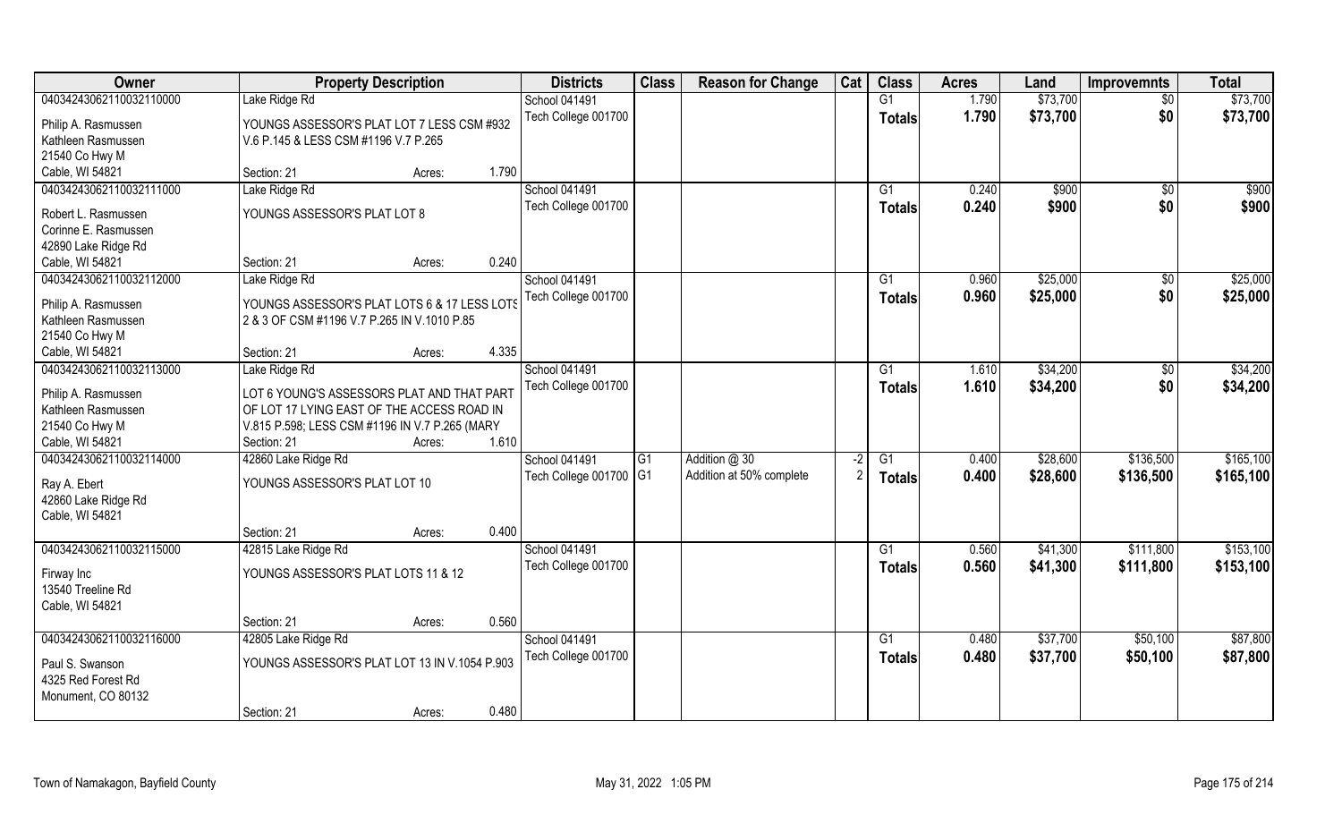| Owner | Property Description | | | Districts | Class | Reason for Change | Cat | Class | Acres | Land | Improvemnts | Total |
|---|---|---|---|---|---|---|---|---|---|---|---|---|
| 04034243062110032110000 | Lake Ridge Rd | | | School 041491 | | | | G1 | 1.790 | $73,700 | $0 | $73,700 |
| Philip A. Rasmussen<br>Kathleen Rasmussen<br>21540 Co Hwy M<br>Cable, WI 54821 | YOUNGS ASSESSOR'S PLAT LOT 7 LESS CSM #932 V.6 P.145 & LESS CSM #1196 V.7 P.265 | | | Tech College 001700 | | | | Totals | 1.790 | $73,700 | $0 | $73,700 |
| | Section: 21 | Acres: | 1.790 | | | | | | | | | |
| 04034243062110032111000 | Lake Ridge Rd | | | School 041491 | | | | G1 | 0.240 | $900 | $0 | $900 |
| Robert L. Rasmussen<br>Corinne E. Rasmussen<br>42890 Lake Ridge Rd<br>Cable, WI 54821 | YOUNGS ASSESSOR'S PLAT LOT 8 | | | Tech College 001700 | | | | Totals | 0.240 | $900 | $0 | $900 |
| | Section: 21 | Acres: | 0.240 | | | | | | | | | |
| 04034243062110032112000 | Lake Ridge Rd | | | School 041491 | | | | G1 | 0.960 | $25,000 | $0 | $25,000 |
| Philip A. Rasmussen<br>Kathleen Rasmussen<br>21540 Co Hwy M<br>Cable, WI 54821 | YOUNGS ASSESSOR'S PLAT LOTS 6 & 17 LESS LOTS 2 & 3 OF CSM #1196 V.7 P.265 IN V.1010 P.85 | | | Tech College 001700 | | | | Totals | 0.960 | $25,000 | $0 | $25,000 |
| | Section: 21 | Acres: | 4.335 | | | | | | | | | |
| 04034243062110032113000 | Lake Ridge Rd | | | School 041491 | | | | G1 | 1.610 | $34,200 | $0 | $34,200 |
| Philip A. Rasmussen<br>Kathleen Rasmussen<br>21540 Co Hwy M<br>Cable, WI 54821 | LOT 6 YOUNG'S ASSESSORS PLAT AND THAT PART OF LOT 17 LYING EAST OF THE ACCESS ROAD IN V.815 P.598; LESS CSM #1196 IN V.7 P.265 (MARY | | | Tech College 001700 | | | | Totals | 1.610 | $34,200 | $0 | $34,200 |
| | Section: 21 | Acres: | 1.610 | | | | | | | | | |
| 04034243062110032114000 | 42860 Lake Ridge Rd | | | School 041491 | G1 | Addition @ 30 | -2 | G1 | 0.400 | $28,600 | $136,500 | $165,100 |
| Ray A. Ebert<br>42860 Lake Ridge Rd<br>Cable, WI 54821 | YOUNGS ASSESSOR'S PLAT LOT 10 | | | Tech College 001700 | G1 | Addition at 50% complete | 2 | Totals | 0.400 | $28,600 | $136,500 | $165,100 |
| | Section: 21 | Acres: | 0.400 | | | | | | | | | |
| 04034243062110032115000 | 42815 Lake Ridge Rd | | | School 041491 | | | | G1 | 0.560 | $41,300 | $111,800 | $153,100 |
| Firway Inc<br>13540 Treeline Rd<br>Cable, WI 54821 | YOUNGS ASSESSOR'S PLAT LOTS 11 & 12 | | | Tech College 001700 | | | | Totals | 0.560 | $41,300 | $111,800 | $153,100 |
| | Section: 21 | Acres: | 0.560 | | | | | | | | | |
| 04034243062110032116000 | 42805 Lake Ridge Rd | | | School 041491 | | | | G1 | 0.480 | $37,700 | $50,100 | $87,800 |
| Paul S. Swanson<br>4325 Red Forest Rd<br>Monument, CO 80132 | YOUNGS ASSESSOR'S PLAT LOT 13 IN V.1054 P.903 | | | Tech College 001700 | | | | Totals | 0.480 | $37,700 | $50,100 | $87,800 |
| | Section: 21 | Acres: | 0.480 | | | | | | | | | |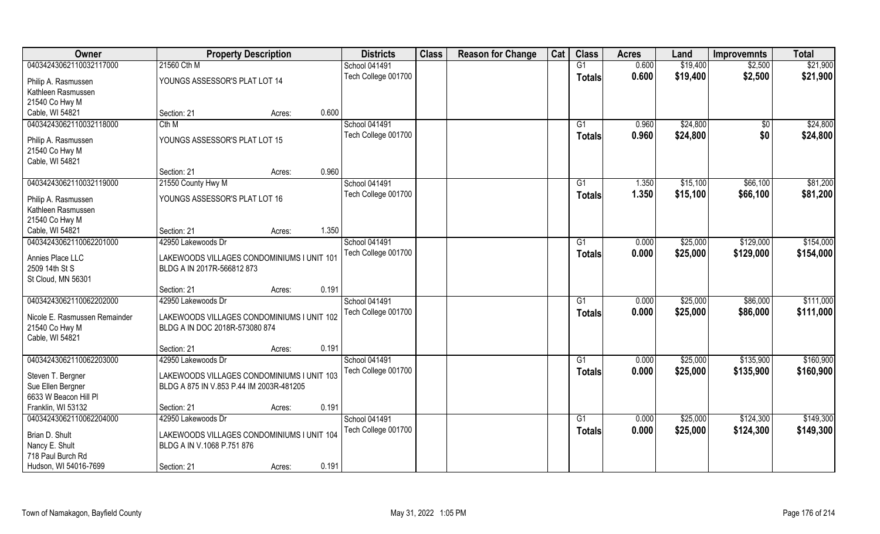| Owner | Property Description | | | Districts | Class | Reason for Change | Cat | Class | Acres | Land | Improvemnts | Total |
|---|---|---|---|---|---|---|---|---|---|---|---|---|
| 04034243062110032117000 | 21560 Cth M | | | School 041491 | | | | G1 | 0.600 | $19,400 | $2,500 | $21,900 |
| Philip A. Rasmussen<br>Kathleen Rasmussen<br>21540 Co Hwy M<br>Cable, WI 54821 | YOUNGS ASSESSOR'S PLAT LOT 14 | | | Tech College 001700 | | | | Totals | 0.600 | $19,400 | $2,500 | $21,900 |
| | Section: 21 | Acres: | 0.600 | | | | | | | | | |
| 04034243062110032118000 | Cth M | | | School 041491 | | | | G1 | 0.960 | $24,800 | $0 | $24,800 |
| Philip A. Rasmussen<br>21540 Co Hwy M<br>Cable, WI 54821 | YOUNGS ASSESSOR'S PLAT LOT 15 | | | Tech College 001700 | | | | Totals | 0.960 | $24,800 | $0 | $24,800 |
| | Section: 21 | Acres: | 0.960 | | | | | | | | | |
| 04034243062110032119000 | 21550 County Hwy M | | | School 041491 | | | | G1 | 1.350 | $15,100 | $66,100 | $81,200 |
| Philip A. Rasmussen<br>Kathleen Rasmussen<br>21540 Co Hwy M<br>Cable, WI 54821 | YOUNGS ASSESSOR'S PLAT LOT 16 | | | Tech College 001700 | | | | Totals | 1.350 | $15,100 | $66,100 | $81,200 |
| | Section: 21 | Acres: | 1.350 | | | | | | | | | |
| 04034243062110062201000 | 42950 Lakewoods Dr | | | School 041491 | | | | G1 | 0.000 | $25,000 | $129,000 | $154,000 |
| Annies Place LLC<br>2509 14th St S<br>St Cloud, MN 56301 | LAKEWOODS VILLAGES CONDOMINIUMS I UNIT 101 BLDG A IN 2017R-566812 873 | | | Tech College 001700 | | | | Totals | 0.000 | $25,000 | $129,000 | $154,000 |
| | Section: 21 | Acres: | 0.191 | | | | | | | | | |
| 04034243062110062202000 | 42950 Lakewoods Dr | | | School 041491 | | | | G1 | 0.000 | $25,000 | $86,000 | $111,000 |
| Nicole E. Rasmussen Remainder<br>21540 Co Hwy M<br>Cable, WI 54821 | LAKEWOODS VILLAGES CONDOMINIUMS I UNIT 102 BLDG A IN DOC 2018R-573080 874 | | | Tech College 001700 | | | | Totals | 0.000 | $25,000 | $86,000 | $111,000 |
| | Section: 21 | Acres: | 0.191 | | | | | | | | | |
| 04034243062110062203000 | 42950 Lakewoods Dr | | | School 041491 | | | | G1 | 0.000 | $25,000 | $135,900 | $160,900 |
| Steven T. Bergner<br>Sue Ellen Bergner<br>6633 W Beacon Hill Pl<br>Franklin, WI 53132 | LAKEWOODS VILLAGES CONDOMINIUMS I UNIT 103 BLDG A 875 IN V.853 P.44 IM 2003R-481205 | | | Tech College 001700 | | | | Totals | 0.000 | $25,000 | $135,900 | $160,900 |
| | Section: 21 | Acres: | 0.191 | | | | | | | | | |
| 04034243062110062204000 | 42950 Lakewoods Dr | | | School 041491 | | | | G1 | 0.000 | $25,000 | $124,300 | $149,300 |
| Brian D. Shult<br>Nancy E. Shult<br>718 Paul Burch Rd<br>Hudson, WI 54016-7699 | LAKEWOODS VILLAGES CONDOMINIUMS I UNIT 104 BLDG A IN V.1068 P.751 876 | | | Tech College 001700 | | | | Totals | 0.000 | $25,000 | $124,300 | $149,300 |
| | Section: 21 | Acres: | 0.191 | | | | | | | | | |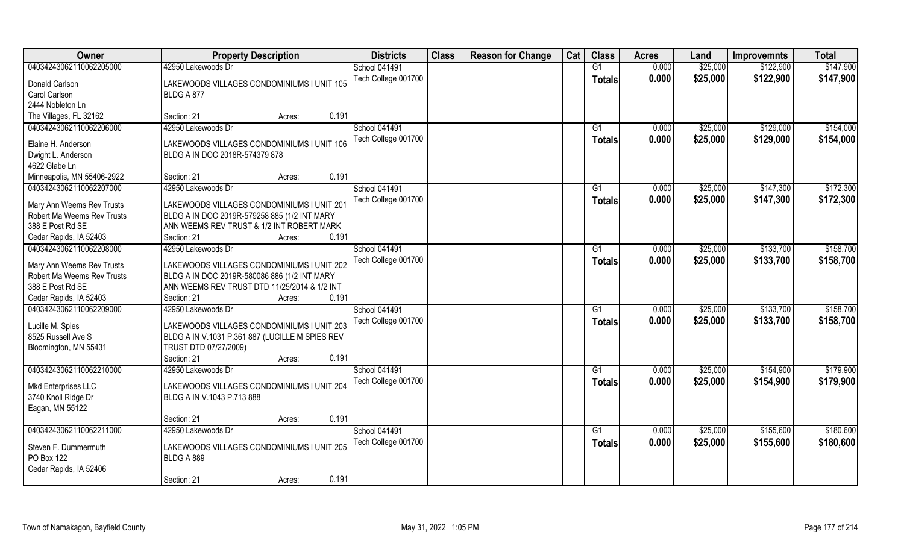| Owner | Property Description | Districts | Class | Reason for Change | Cat | Class | Acres | Land | Improvemnts | Total |
|---|---|---|---|---|---|---|---|---|---|---|
| 04034243062110062205000 | 42950 Lakewoods Dr | School 041491 | | | | G1 | 0.000 | $25,000 | $122,900 | $147,900 |
| Donald Carlson<br>Carol Carlson<br>2444 Nobleton Ln<br>The Villages, FL 32162 | LAKEWOODS VILLAGES CONDOMINIUMS I UNIT 105 BLDG A 877<br>Section: 21 Acres: 0.191 | Tech College 001700 | | | | Totals | 0.000 | $25,000 | $122,900 | $147,900 |
| 04034243062110062206000 | 42950 Lakewoods Dr | School 041491 | | | | G1 | 0.000 | $25,000 | $129,000 | $154,000 |
| Elaine H. Anderson<br>Dwight L. Anderson<br>4622 Glabe Ln<br>Minneapolis, MN 55406-2922 | LAKEWOODS VILLAGES CONDOMINIUMS I UNIT 106 BLDG A IN DOC 2018R-574379 878<br>Section: 21 Acres: 0.191 | Tech College 001700 | | | | Totals | 0.000 | $25,000 | $129,000 | $154,000 |
| 04034243062110062207000 | 42950 Lakewoods Dr | School 041491 | | | | G1 | 0.000 | $25,000 | $147,300 | $172,300 |
| Mary Ann Weems Rev Trusts<br>Robert Ma Weems Rev Trusts<br>388 E Post Rd SE<br>Cedar Rapids, IA 52403 | LAKEWOODS VILLAGES CONDOMINIUMS I UNIT 201 BLDG A IN DOC 2019R-579258 885 (1/2 INT MARY ANN WEEMS REV TRUST & 1/2 INT ROBERT MARK<br>Section: 21 Acres: 0.191 | Tech College 001700 | | | | Totals | 0.000 | $25,000 | $147,300 | $172,300 |
| 04034243062110062208000 | 42950 Lakewoods Dr | School 041491 | | | | G1 | 0.000 | $25,000 | $133,700 | $158,700 |
| Mary Ann Weems Rev Trusts<br>Robert Ma Weems Rev Trusts<br>388 E Post Rd SE<br>Cedar Rapids, IA 52403 | LAKEWOODS VILLAGES CONDOMINIUMS I UNIT 202 BLDG A IN DOC 2019R-580086 886 (1/2 INT MARY ANN WEEMS REV TRUST DTD 11/25/2014 & 1/2 INT<br>Section: 21 Acres: 0.191 | Tech College 001700 | | | | Totals | 0.000 | $25,000 | $133,700 | $158,700 |
| 04034243062110062209000 | 42950 Lakewoods Dr | School 041491 | | | | G1 | 0.000 | $25,000 | $133,700 | $158,700 |
| Lucille M. Spies<br>8525 Russell Ave S<br>Bloomington, MN 55431 | LAKEWOODS VILLAGES CONDOMINIUMS I UNIT 203 BLDG A IN V.1031 P.361 887 (LUCILLE M SPIES REV TRUST DTD 07/27/2009)<br>Section: 21 Acres: 0.191 | Tech College 001700 | | | | Totals | 0.000 | $25,000 | $133,700 | $158,700 |
| 04034243062110062210000 | 42950 Lakewoods Dr | School 041491 | | | | G1 | 0.000 | $25,000 | $154,900 | $179,900 |
| Mkd Enterprises LLC<br>3740 Knoll Ridge Dr<br>Eagan, MN 55122 | LAKEWOODS VILLAGES CONDOMINIUMS I UNIT 204 BLDG A IN V.1043 P.713 888<br>Section: 21 Acres: 0.191 | Tech College 001700 | | | | Totals | 0.000 | $25,000 | $154,900 | $179,900 |
| 04034243062110062211000 | 42950 Lakewoods Dr | School 041491 | | | | G1 | 0.000 | $25,000 | $155,600 | $180,600 |
| Steven F. Dummermuth<br>PO Box 122<br>Cedar Rapids, IA 52406 | LAKEWOODS VILLAGES CONDOMINIUMS I UNIT 205 BLDG A 889<br>Section: 21 Acres: 0.191 | Tech College 001700 | | | | Totals | 0.000 | $25,000 | $155,600 | $180,600 |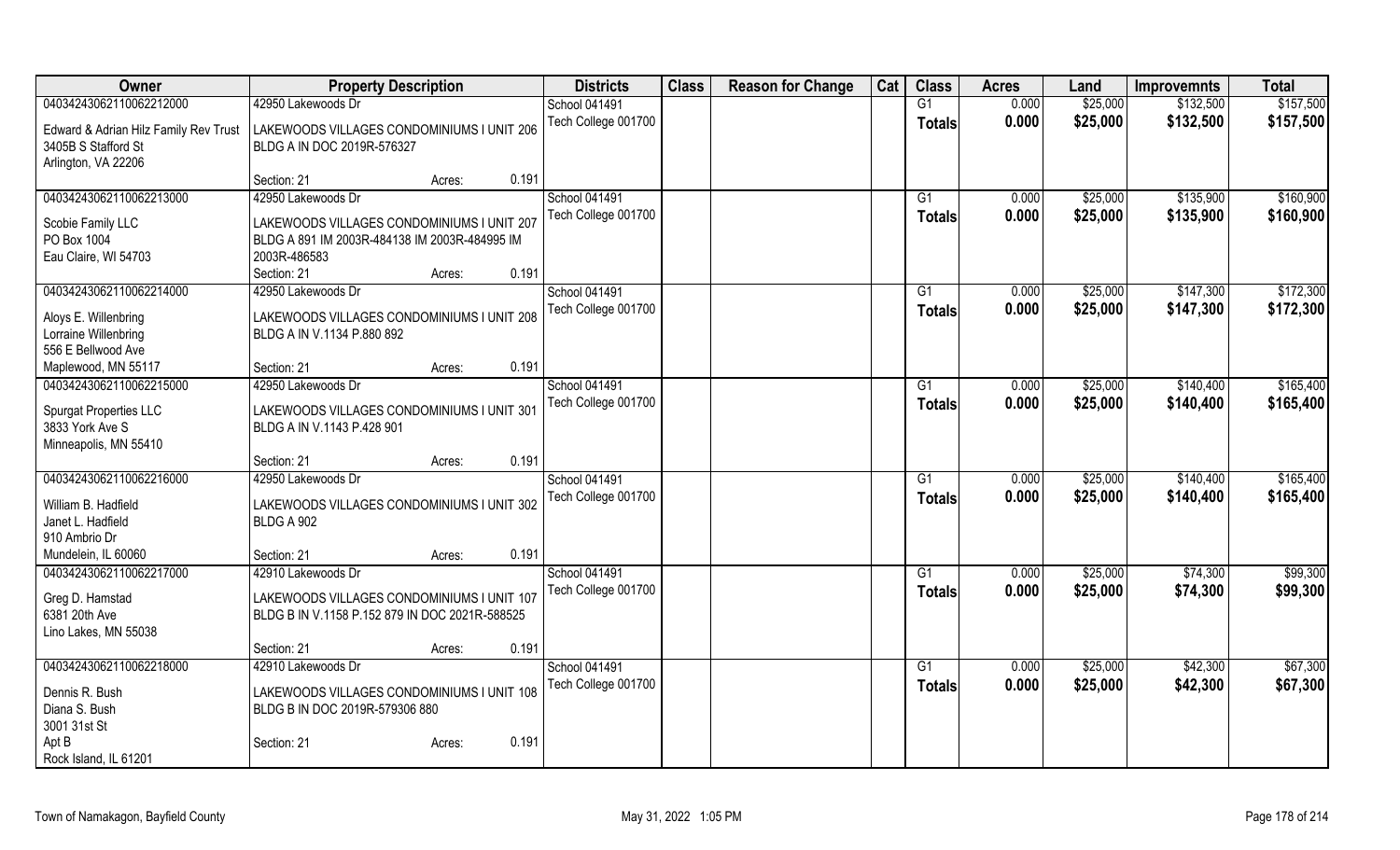| Owner | Property Description | | Districts | Class | Reason for Change | Cat | Class | Acres | Land | Improvemnts | Total |
|---|---|---|---|---|---|---|---|---|---|---|---|
| 04034243062110062212000 | 42950 Lakewoods Dr | | School 041491 | | | | G1 | 0.000 | $25,000 | $132,500 | $157,500 |
| Edward & Adrian Hilz Family Rev Trust<br>3405B S Stafford St<br>Arlington, VA 22206 | LAKEWOODS VILLAGES CONDOMINIUMS I UNIT 206 BLDG A IN DOC 2019R-576327 | | Tech College 001700 | | | | **Totals** | **0.000** | **$25,000** | **$132,500** | **$157,500** |
| | Section: 21 | Acres: 0.191 | | | | | | | | | |
| 04034243062110062213000 | 42950 Lakewoods Dr | | School 041491 | | | | G1 | 0.000 | $25,000 | $135,900 | $160,900 |
| Scobie Family LLC<br>PO Box 1004<br>Eau Claire, WI 54703 | LAKEWOODS VILLAGES CONDOMINIUMS I UNIT 207 BLDG A 891 IM 2003R-484138 IM 2003R-484995 IM 2003R-486583 | | Tech College 001700 | | | | **Totals** | **0.000** | **$25,000** | **$135,900** | **$160,900** |
| | Section: 21 | Acres: 0.191 | | | | | | | | | |
| 04034243062110062214000 | 42950 Lakewoods Dr | | School 041491 | | | | G1 | 0.000 | $25,000 | $147,300 | $172,300 |
| Aloys E. Willenbring<br>Lorraine Willenbring<br>556 E Bellwood Ave<br>Maplewood, MN 55117 | LAKEWOODS VILLAGES CONDOMINIUMS I UNIT 208 BLDG A IN V.1134 P.880 892 | | Tech College 001700 | | | | **Totals** | **0.000** | **$25,000** | **$147,300** | **$172,300** |
| | Section: 21 | Acres: 0.191 | | | | | | | | | |
| 04034243062110062215000 | 42950 Lakewoods Dr | | School 041491 | | | | G1 | 0.000 | $25,000 | $140,400 | $165,400 |
| Spurgat Properties LLC<br>3833 York Ave S<br>Minneapolis, MN 55410 | LAKEWOODS VILLAGES CONDOMINIUMS I UNIT 301 BLDG A IN V.1143 P.428 901 | | Tech College 001700 | | | | **Totals** | **0.000** | **$25,000** | **$140,400** | **$165,400** |
| | Section: 21 | Acres: 0.191 | | | | | | | | | |
| 04034243062110062216000 | 42950 Lakewoods Dr | | School 041491 | | | | G1 | 0.000 | $25,000 | $140,400 | $165,400 |
| William B. Hadfield<br>Janet L. Hadfield<br>910 Ambrio Dr<br>Mundelein, IL 60060 | LAKEWOODS VILLAGES CONDOMINIUMS I UNIT 302 BLDG A 902 | | Tech College 001700 | | | | **Totals** | **0.000** | **$25,000** | **$140,400** | **$165,400** |
| | Section: 21 | Acres: 0.191 | | | | | | | | | |
| 04034243062110062217000 | 42910 Lakewoods Dr | | School 041491 | | | | G1 | 0.000 | $25,000 | $74,300 | $99,300 |
| Greg D. Hamstad<br>6381 20th Ave<br>Lino Lakes, MN 55038 | LAKEWOODS VILLAGES CONDOMINIUMS I UNIT 107 BLDG B IN V.1158 P.152 879 IN DOC 2021R-588525 | | Tech College 001700 | | | | **Totals** | **0.000** | **$25,000** | **$74,300** | **$99,300** |
| | Section: 21 | Acres: 0.191 | | | | | | | | | |
| 04034243062110062218000 | 42910 Lakewoods Dr | | School 041491 | | | | G1 | 0.000 | $25,000 | $42,300 | $67,300 |
| Dennis R. Bush<br>Diana S. Bush<br>3001 31st St<br>Apt B<br>Rock Island, IL 61201 | LAKEWOODS VILLAGES CONDOMINIUMS I UNIT 108 BLDG B IN DOC 2019R-579306 880 | | Tech College 001700 | | | | **Totals** | **0.000** | **$25,000** | **$42,300** | **$67,300** |
| | Section: 21 | Acres: 0.191 | | | | | | | | | |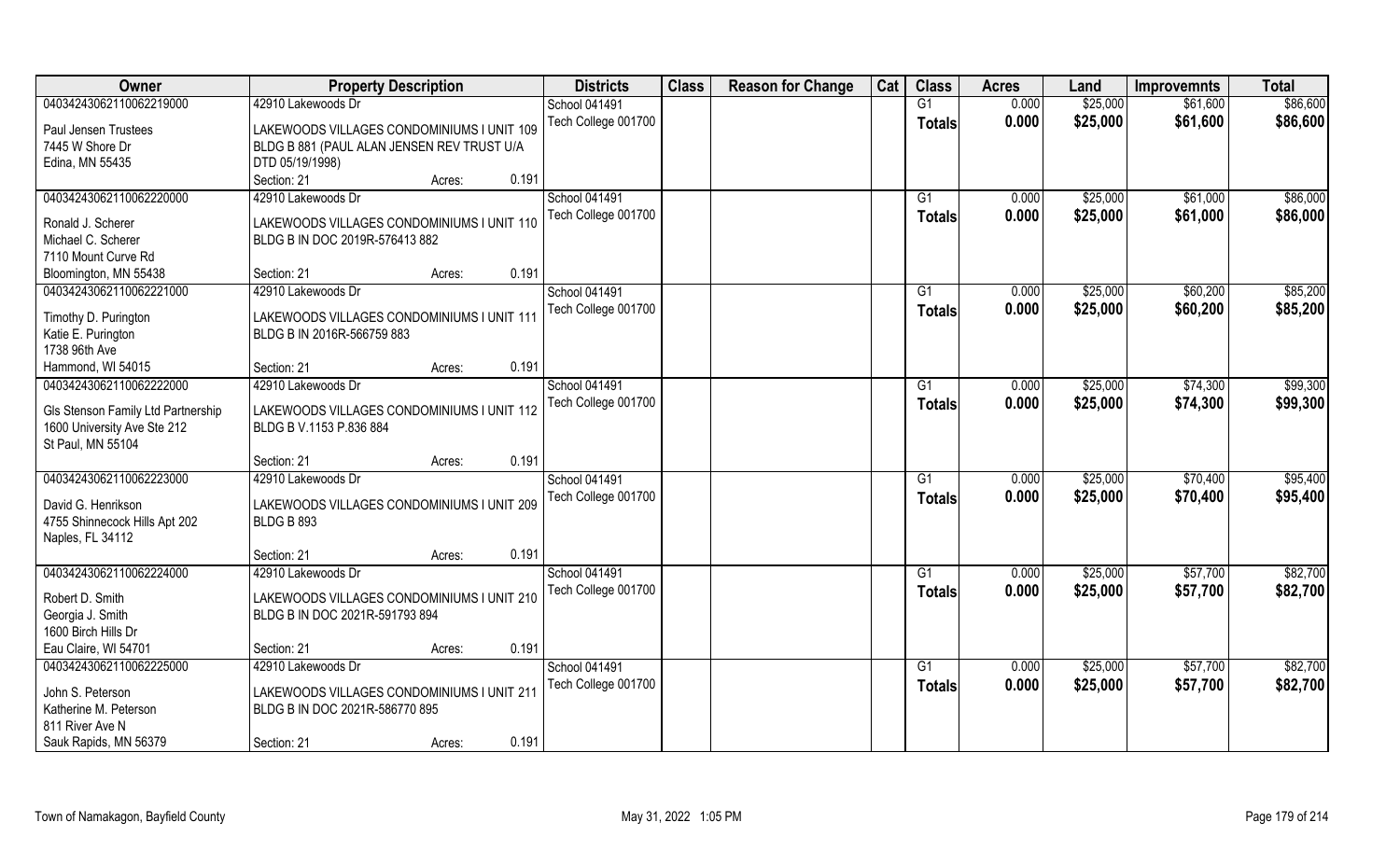| Owner | Property Description | | Districts | Class | Reason for Change | Cat | Class | Acres | Land | Improvemnts | Total |
|---|---|---|---|---|---|---|---|---|---|---|---|
| 04034243062110062219000 | 42910 Lakewoods Dr | | School 041491 | | | | G1 | 0.000 | $25,000 | $61,600 | $86,600 |
| Paul Jensen Trustees<br>7445 W Shore Dr<br>Edina, MN 55435 | LAKEWOODS VILLAGES CONDOMINIUMS I UNIT 109 BLDG B 881 (PAUL ALAN JENSEN REV TRUST U/A DTD 05/19/1998) | | Tech College 001700 | | | | **Totals** | **0.000** | **$25,000** | **$61,600** | **$86,600** |
| | Section: 21 | Acres: 0.191 | | | | | | | | | |
| 04034243062110062220000 | 42910 Lakewoods Dr | | School 041491 | | | | G1 | 0.000 | $25,000 | $61,000 | $86,000 |
| Ronald J. Scherer<br>Michael C. Scherer<br>7110 Mount Curve Rd<br>Bloomington, MN 55438 | LAKEWOODS VILLAGES CONDOMINIUMS I UNIT 110 BLDG B IN DOC 2019R-576413 882 | | Tech College 001700 | | | | **Totals** | **0.000** | **$25,000** | **$61,000** | **$86,000** |
| | Section: 21 | Acres: 0.191 | | | | | | | | | |
| 04034243062110062221000 | 42910 Lakewoods Dr | | School 041491 | | | | G1 | 0.000 | $25,000 | $60,200 | $85,200 |
| Timothy D. Purington<br>Katie E. Purington<br>1738 96th Ave<br>Hammond, WI 54015 | LAKEWOODS VILLAGES CONDOMINIUMS I UNIT 111 BLDG B IN 2016R-566759 883 | | Tech College 001700 | | | | **Totals** | **0.000** | **$25,000** | **$60,200** | **$85,200** |
| | Section: 21 | Acres: 0.191 | | | | | | | | | |
| 04034243062110062222000 | 42910 Lakewoods Dr | | School 041491 | | | | G1 | 0.000 | $25,000 | $74,300 | $99,300 |
| Gls Stenson Family Ltd Partnership<br>1600 University Ave Ste 212<br>St Paul, MN 55104 | LAKEWOODS VILLAGES CONDOMINIUMS I UNIT 112 BLDG B V.1153 P.836 884 | | Tech College 001700 | | | | **Totals** | **0.000** | **$25,000** | **$74,300** | **$99,300** |
| | Section: 21 | Acres: 0.191 | | | | | | | | | |
| 04034243062110062223000 | 42910 Lakewoods Dr | | School 041491 | | | | G1 | 0.000 | $25,000 | $70,400 | $95,400 |
| David G. Henrikson<br>4755 Shinnecock Hills Apt 202<br>Naples, FL 34112 | LAKEWOODS VILLAGES CONDOMINIUMS I UNIT 209 BLDG B 893 | | Tech College 001700 | | | | **Totals** | **0.000** | **$25,000** | **$70,400** | **$95,400** |
| | Section: 21 | Acres: 0.191 | | | | | | | | | |
| 04034243062110062224000 | 42910 Lakewoods Dr | | School 041491 | | | | G1 | 0.000 | $25,000 | $57,700 | $82,700 |
| Robert D. Smith<br>Georgia J. Smith<br>1600 Birch Hills Dr<br>Eau Claire, WI 54701 | LAKEWOODS VILLAGES CONDOMINIUMS I UNIT 210 BLDG B IN DOC 2021R-591793 894 | | Tech College 001700 | | | | **Totals** | **0.000** | **$25,000** | **$57,700** | **$82,700** |
| | Section: 21 | Acres: 0.191 | | | | | | | | | |
| 04034243062110062225000 | 42910 Lakewoods Dr | | School 041491 | | | | G1 | 0.000 | $25,000 | $57,700 | $82,700 |
| John S. Peterson<br>Katherine M. Peterson<br>811 River Ave N<br>Sauk Rapids, MN 56379 | LAKEWOODS VILLAGES CONDOMINIUMS I UNIT 211 BLDG B IN DOC 2021R-586770 895 | | Tech College 001700 | | | | **Totals** | **0.000** | **$25,000** | **$57,700** | **$82,700** |
| | Section: 21 | Acres: 0.191 | | | | | | | | | |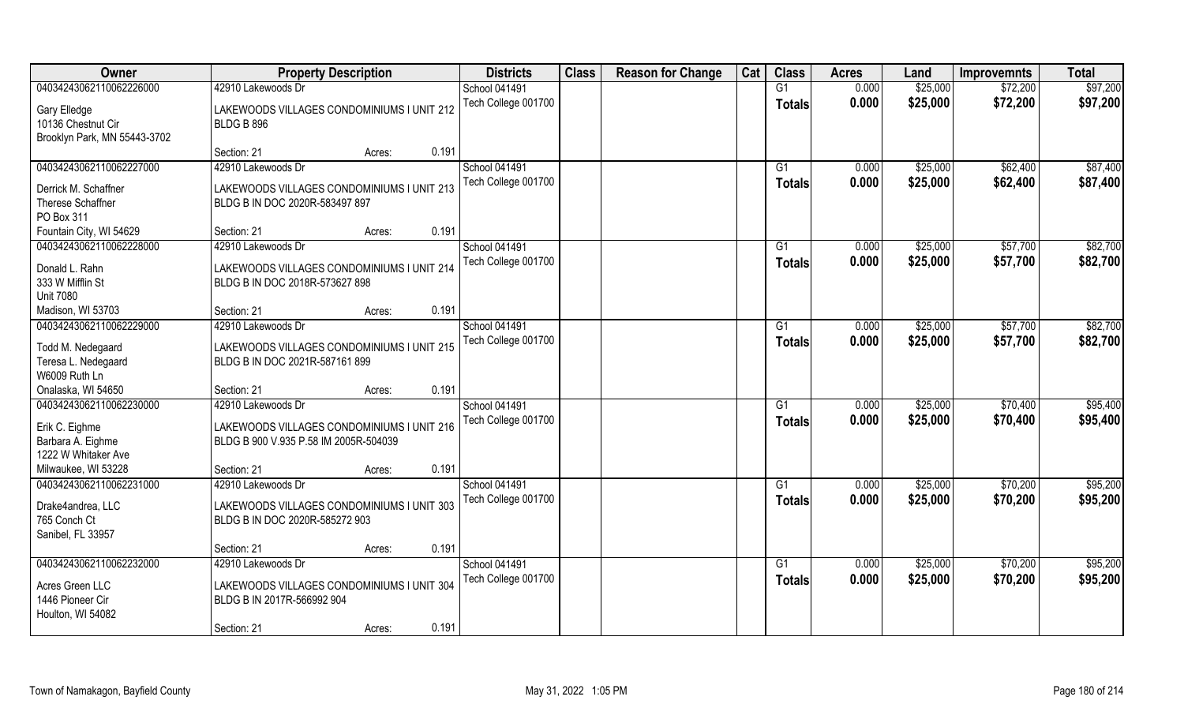| Owner | Property Description | | | Districts | Class | Reason for Change | Cat | Class | Acres | Land | Improvemnts | Total |
|---|---|---|---|---|---|---|---|---|---|---|---|---|
| 04034243062110062226000 | 42910 Lakewoods Dr | | | School 041491 | | | | G1 | 0.000 | $25,000 | $72,200 | $97,200 |
| Gary Elledge<br>10136 Chestnut Cir<br>Brooklyn Park, MN 55443-3702 | LAKEWOODS VILLAGES CONDOMINIUMS I UNIT 212 BLDG B 896 | | | Tech College 001700 | | | | Totals | 0.000 | $25,000 | $72,200 | $97,200 |
| | Section: 21 | Acres: | 0.191 | | | | | | | | | |
| 04034243062110062227000 | 42910 Lakewoods Dr | | | School 041491 | | | | G1 | 0.000 | $25,000 | $62,400 | $87,400 |
| Derrick M. Schaffner<br>Therese Schaffner<br>PO Box 311<br>Fountain City, WI 54629 | LAKEWOODS VILLAGES CONDOMINIUMS I UNIT 213 BLDG B IN DOC 2020R-583497 897 | | | Tech College 001700 | | | | Totals | 0.000 | $25,000 | $62,400 | $87,400 |
| | Section: 21 | Acres: | 0.191 | | | | | | | | | |
| 04034243062110062228000 | 42910 Lakewoods Dr | | | School 041491 | | | | G1 | 0.000 | $25,000 | $57,700 | $82,700 |
| Donald L. Rahn<br>333 W Mifflin St<br>Unit 7080<br>Madison, WI 53703 | LAKEWOODS VILLAGES CONDOMINIUMS I UNIT 214 BLDG B IN DOC 2018R-573627 898 | | | Tech College 001700 | | | | Totals | 0.000 | $25,000 | $57,700 | $82,700 |
| | Section: 21 | Acres: | 0.191 | | | | | | | | | |
| 04034243062110062229000 | 42910 Lakewoods Dr | | | School 041491 | | | | G1 | 0.000 | $25,000 | $57,700 | $82,700 |
| Todd M. Nedegaard<br>Teresa L. Nedegaard<br>W6009 Ruth Ln<br>Onalaska, WI 54650 | LAKEWOODS VILLAGES CONDOMINIUMS I UNIT 215 BLDG B IN DOC 2021R-587161 899 | | | Tech College 001700 | | | | Totals | 0.000 | $25,000 | $57,700 | $82,700 |
| | Section: 21 | Acres: | 0.191 | | | | | | | | | |
| 04034243062110062230000 | 42910 Lakewoods Dr | | | School 041491 | | | | G1 | 0.000 | $25,000 | $70,400 | $95,400 |
| Erik C. Eighme<br>Barbara A. Eighme<br>1222 W Whitaker Ave<br>Milwaukee, WI 53228 | LAKEWOODS VILLAGES CONDOMINIUMS I UNIT 216 BLDG B 900 V.935 P.58 IM 2005R-504039 | | | Tech College 001700 | | | | Totals | 0.000 | $25,000 | $70,400 | $95,400 |
| | Section: 21 | Acres: | 0.191 | | | | | | | | | |
| 04034243062110062231000 | 42910 Lakewoods Dr | | | School 041491 | | | | G1 | 0.000 | $25,000 | $70,200 | $95,200 |
| Drake4andrea, LLC<br>765 Conch Ct<br>Sanibel, FL 33957 | LAKEWOODS VILLAGES CONDOMINIUMS I UNIT 303 BLDG B IN DOC 2020R-585272 903 | | | Tech College 001700 | | | | Totals | 0.000 | $25,000 | $70,200 | $95,200 |
| | Section: 21 | Acres: | 0.191 | | | | | | | | | |
| 04034243062110062232000 | 42910 Lakewoods Dr | | | School 041491 | | | | G1 | 0.000 | $25,000 | $70,200 | $95,200 |
| Acres Green LLC<br>1446 Pioneer Cir<br>Houlton, WI 54082 | LAKEWOODS VILLAGES CONDOMINIUMS I UNIT 304 BLDG B IN 2017R-566992 904 | | | Tech College 001700 | | | | Totals | 0.000 | $25,000 | $70,200 | $95,200 |
| | Section: 21 | Acres: | 0.191 | | | | | | | | | |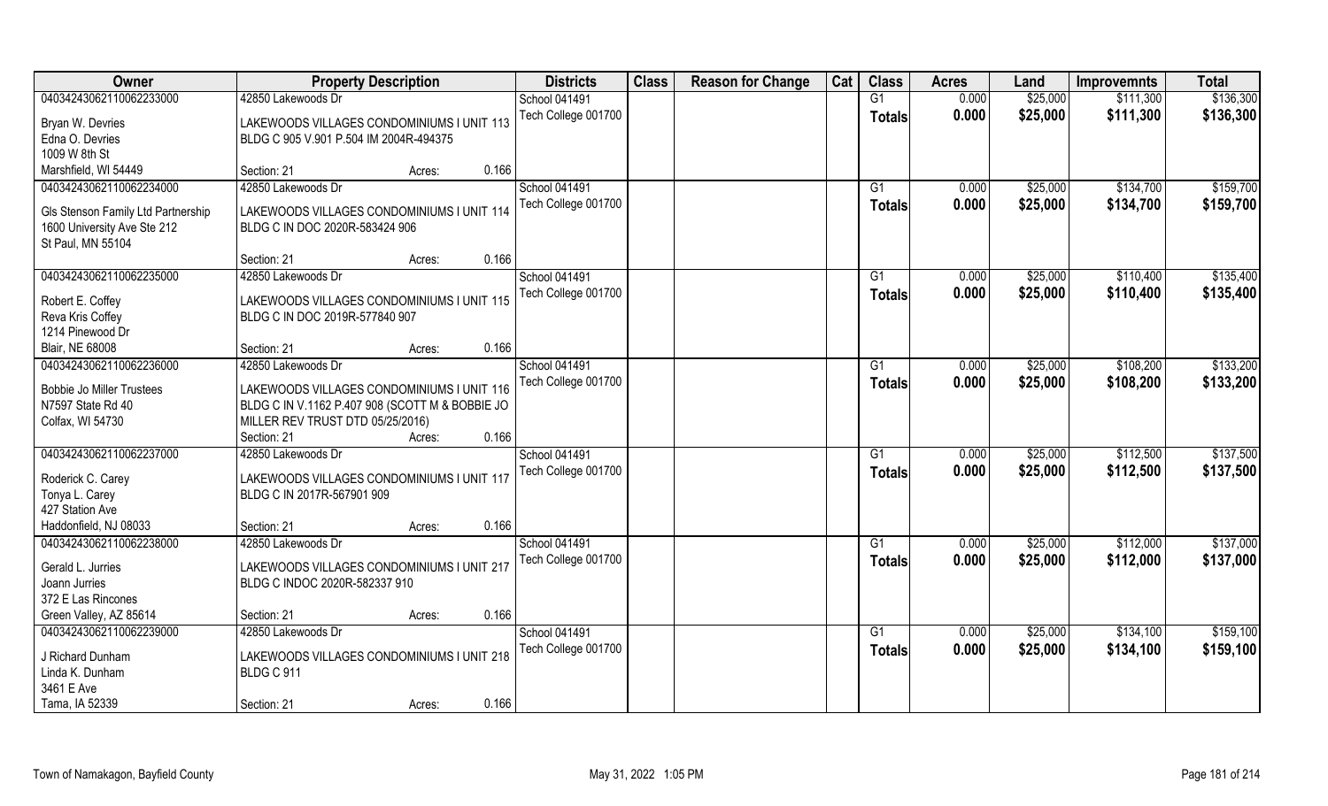| Owner | Property Description | | Districts | Class | Reason for Change | Cat | Class | Acres | Land | Improvemnts | Total |
|---|---|---|---|---|---|---|---|---|---|---|---|
| 04034243062110062233000 | 42850 Lakewoods Dr | | School 041491 | | | | G1 | 0.000 | $25,000 | $111,300 | $136,300 |
| Bryan W. Devries<br>Edna O. Devries<br>1009 W 8th St<br>Marshfield, WI 54449 | LAKEWOODS VILLAGES CONDOMINIUMS I UNIT 113 BLDG C 905 V.901 P.504 IM 2004R-494375<br>Section: 21 | Acres: 0.166 | Tech College 001700 | | | | Totals | 0.000 | $25,000 | $111,300 | $136,300 |
| 04034243062110062234000 | 42850 Lakewoods Dr | | School 041491 | | | | G1 | 0.000 | $25,000 | $134,700 | $159,700 |
| Gls Stenson Family Ltd Partnership<br>1600 University Ave Ste 212<br>St Paul, MN 55104 | LAKEWOODS VILLAGES CONDOMINIUMS I UNIT 114 BLDG C IN DOC 2020R-583424 906<br>Section: 21 | Acres: 0.166 | Tech College 001700 | | | | Totals | 0.000 | $25,000 | $134,700 | $159,700 |
| 04034243062110062235000 | 42850 Lakewoods Dr | | School 041491 | | | | G1 | 0.000 | $25,000 | $110,400 | $135,400 |
| Robert E. Coffey<br>Reva Kris Coffey<br>1214 Pinewood Dr<br>Blair, NE 68008 | LAKEWOODS VILLAGES CONDOMINIUMS I UNIT 115 BLDG C IN DOC 2019R-577840 907<br>Section: 21 | Acres: 0.166 | Tech College 001700 | | | | Totals | 0.000 | $25,000 | $110,400 | $135,400 |
| 04034243062110062236000 | 42850 Lakewoods Dr | | School 041491 | | | | G1 | 0.000 | $25,000 | $108,200 | $133,200 |
| Bobbie Jo Miller Trustees<br>N7597 State Rd 40<br>Colfax, WI 54730 | LAKEWOODS VILLAGES CONDOMINIUMS I UNIT 116 BLDG C IN V.1162 P.407 908 (SCOTT M & BOBBIE JO MILLER REV TRUST DTD 05/25/2016)<br>Section: 21 | Acres: 0.166 | Tech College 001700 | | | | Totals | 0.000 | $25,000 | $108,200 | $133,200 |
| 04034243062110062237000 | 42850 Lakewoods Dr | | School 041491 | | | | G1 | 0.000 | $25,000 | $112,500 | $137,500 |
| Roderick C. Carey<br>Tonya L. Carey<br>427 Station Ave<br>Haddonfield, NJ 08033 | LAKEWOODS VILLAGES CONDOMINIUMS I UNIT 117 BLDG C IN 2017R-567901 909<br>Section: 21 | Acres: 0.166 | Tech College 001700 | | | | Totals | 0.000 | $25,000 | $112,500 | $137,500 |
| 04034243062110062238000 | 42850 Lakewoods Dr | | School 041491 | | | | G1 | 0.000 | $25,000 | $112,000 | $137,000 |
| Gerald L. Jurries<br>Joann Jurries<br>372 E Las Rincones<br>Green Valley, AZ 85614 | LAKEWOODS VILLAGES CONDOMINIUMS I UNIT 217 BLDG C INDOC 2020R-582337 910<br>Section: 21 | Acres: 0.166 | Tech College 001700 | | | | Totals | 0.000 | $25,000 | $112,000 | $137,000 |
| 04034243062110062239000 | 42850 Lakewoods Dr | | School 041491 | | | | G1 | 0.000 | $25,000 | $134,100 | $159,100 |
| J Richard Dunham<br>Linda K. Dunham<br>3461 E Ave<br>Tama, IA 52339 | LAKEWOODS VILLAGES CONDOMINIUMS I UNIT 218 BLDG C 911<br>Section: 21 | Acres: 0.166 | Tech College 001700 | | | | Totals | 0.000 | $25,000 | $134,100 | $159,100 |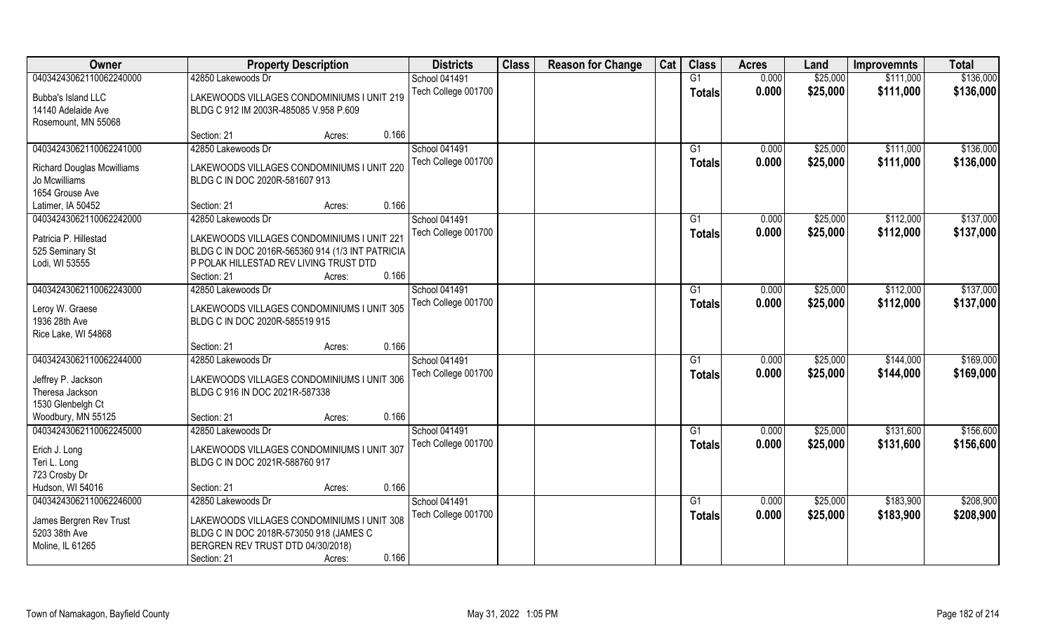| Owner | Property Description | | Districts | Class | Reason for Change | Cat | Class | Acres | Land | Improvemnts | Total |
|---|---|---|---|---|---|---|---|---|---|---|---|
| 04034243062110062240000 | 42850 Lakewoods Dr | | School 041491 | | | | G1 | 0.000 | $25,000 | $111,000 | $136,000 |
| Bubba's Island LLC<br>14140 Adelaide Ave<br>Rosemount, MN 55068 | LAKEWOODS VILLAGES CONDOMINIUMS I UNIT 219 BLDG C 912 IM 2003R-485085 V.958 P.609 | | Tech College 001700 | | | | Totals | 0.000 | $25,000 | $111,000 | $136,000 |
| | Section: 21 | Acres: 0.166 | | | | | | | | | |
| 04034243062110062241000 | 42850 Lakewoods Dr | | School 041491 | | | | G1 | 0.000 | $25,000 | $111,000 | $136,000 |
| Richard Douglas Mcwilliams<br>Jo Mcwilliams<br>1654 Grouse Ave<br>Latimer, IA 50452 | LAKEWOODS VILLAGES CONDOMINIUMS I UNIT 220 BLDG C IN DOC 2020R-581607 913 | | Tech College 001700 | | | | Totals | 0.000 | $25,000 | $111,000 | $136,000 |
| | Section: 21 | Acres: 0.166 | | | | | | | | | |
| 04034243062110062242000 | 42850 Lakewoods Dr | | School 041491 | | | | G1 | 0.000 | $25,000 | $112,000 | $137,000 |
| Patricia P. Hillestad<br>525 Seminary St<br>Lodi, WI 53555 | LAKEWOODS VILLAGES CONDOMINIUMS I UNIT 221 BLDG C IN DOC 2016R-565360 914 (1/3 INT PATRICIA P POLAK HILLESTAD REV LIVING TRUST DTD | | Tech College 001700 | | | | Totals | 0.000 | $25,000 | $112,000 | $137,000 |
| | Section: 21 | Acres: 0.166 | | | | | | | | | |
| 04034243062110062243000 | 42850 Lakewoods Dr | | School 041491 | | | | G1 | 0.000 | $25,000 | $112,000 | $137,000 |
| Leroy W. Graese<br>1936 28th Ave<br>Rice Lake, WI 54868 | LAKEWOODS VILLAGES CONDOMINIUMS I UNIT 305 BLDG C IN DOC 2020R-585519 915 | | Tech College 001700 | | | | Totals | 0.000 | $25,000 | $112,000 | $137,000 |
| | Section: 21 | Acres: 0.166 | | | | | | | | | |
| 04034243062110062244000 | 42850 Lakewoods Dr | | School 041491 | | | | G1 | 0.000 | $25,000 | $144,000 | $169,000 |
| Jeffrey P. Jackson<br>Theresa Jackson<br>1530 Glenbelgh Ct<br>Woodbury, MN 55125 | LAKEWOODS VILLAGES CONDOMINIUMS I UNIT 306 BLDG C 916 IN DOC 2021R-587338 | | Tech College 001700 | | | | Totals | 0.000 | $25,000 | $144,000 | $169,000 |
| | Section: 21 | Acres: 0.166 | | | | | | | | | |
| 04034243062110062245000 | 42850 Lakewoods Dr | | School 041491 | | | | G1 | 0.000 | $25,000 | $131,600 | $156,600 |
| Erich J. Long<br>Teri L. Long<br>723 Crosby Dr<br>Hudson, WI 54016 | LAKEWOODS VILLAGES CONDOMINIUMS I UNIT 307 BLDG C IN DOC 2021R-588760 917 | | Tech College 001700 | | | | Totals | 0.000 | $25,000 | $131,600 | $156,600 |
| | Section: 21 | Acres: 0.166 | | | | | | | | | |
| 04034243062110062246000 | 42850 Lakewoods Dr | | School 041491 | | | | G1 | 0.000 | $25,000 | $183,900 | $208,900 |
| James Bergren Rev Trust<br>5203 38th Ave<br>Moline, IL 61265 | LAKEWOODS VILLAGES CONDOMINIUMS I UNIT 308 BLDG C IN DOC 2018R-573050 918 (JAMES C BERGREN REV TRUST DTD 04/30/2018) | | Tech College 001700 | | | | Totals | 0.000 | $25,000 | $183,900 | $208,900 |
| | Section: 21 | Acres: 0.166 | | | | | | | | | |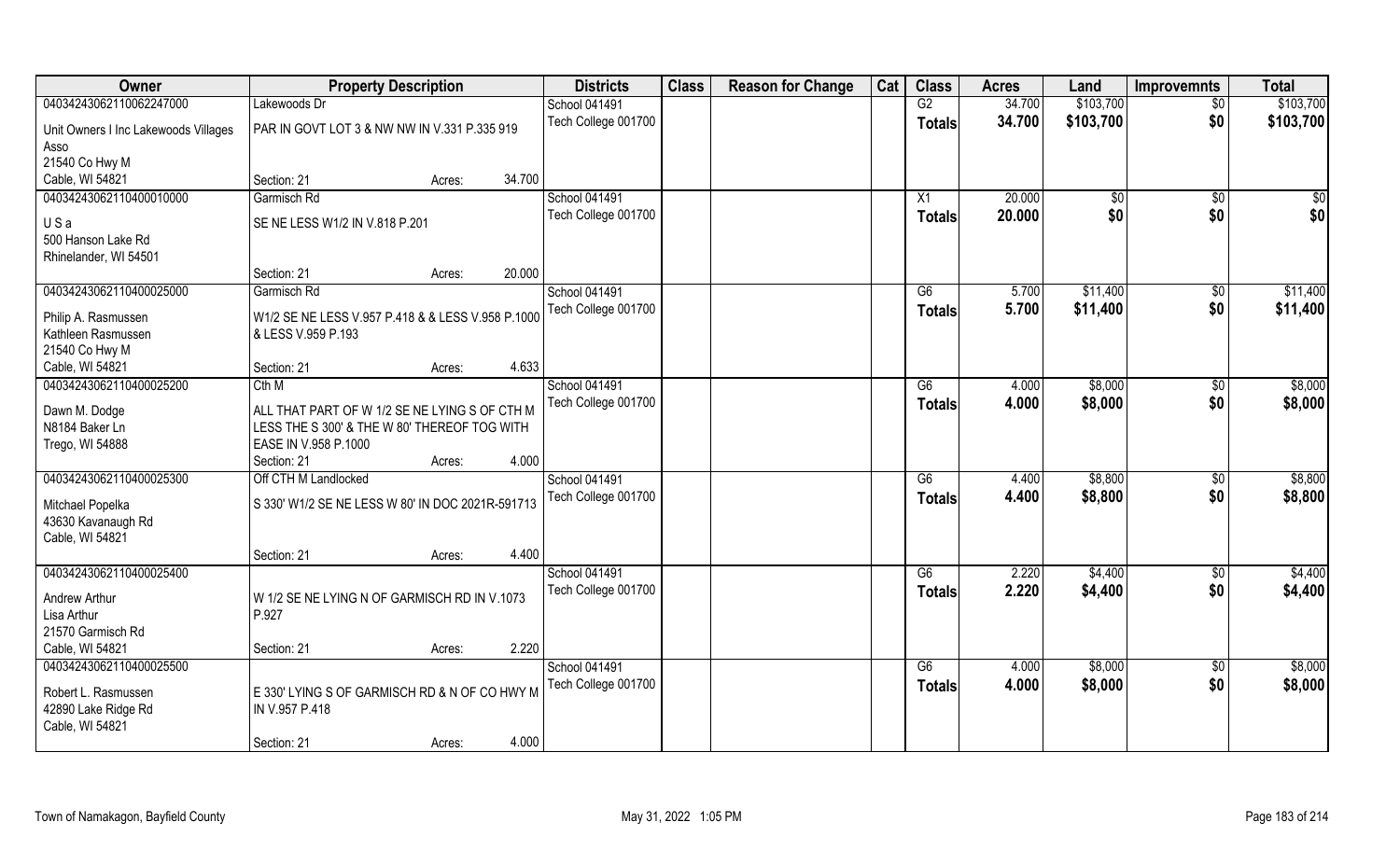| Owner | Property Description | | | Districts | Class | Reason for Change | Cat | Class | Acres | Land | Improvemnts | Total |
|---|---|---|---|---|---|---|---|---|---|---|---|---|
| 04034243062110062247000 | Lakewoods Dr | | | School 041491 | | | | G2 | 34.700 | $103,700 | $0 | $103,700 |
| Unit Owners I Inc Lakewoods Villages Asso<br>21540 Co Hwy M<br>Cable, WI 54821 | PAR IN GOVT LOT 3 & NW NW IN V.331 P.335 919 | | | Tech College 001700 | | | | Totals | 34.700 | $103,700 | $0 | $103,700 |
| | Section: 21 | Acres: | 34.700 | | | | | | | | | |
| 04034243062110400010000 | Garmisch Rd | | | School 041491 | | | | X1 | 20.000 | $0 | $0 | $0 |
| U S a<br>500 Hanson Lake Rd<br>Rhinelander, WI 54501 | SE NE LESS W1/2 IN V.818 P.201 | | | Tech College 001700 | | | | Totals | 20.000 | $0 | $0 | $0 |
| | Section: 21 | Acres: | 20.000 | | | | | | | | | |
| 04034243062110400025000 | Garmisch Rd | | | School 041491 | | | | G6 | 5.700 | $11,400 | $0 | $11,400 |
| Philip A. Rasmussen<br>Kathleen Rasmussen<br>21540 Co Hwy M<br>Cable, WI 54821 | W1/2 SE NE LESS V.957 P.418 & & LESS V.958 P.1000 & LESS V.959 P.193 | | | Tech College 001700 | | | | Totals | 5.700 | $11,400 | $0 | $11,400 |
| | Section: 21 | Acres: | 4.633 | | | | | | | | | |
| 04034243062110400025200 | Cth M | | | School 041491 | | | | G6 | 4.000 | $8,000 | $0 | $8,000 |
| Dawn M. Dodge<br>N8184 Baker Ln<br>Trego, WI 54888 | ALL THAT PART OF W 1/2 SE NE LYING S OF CTH M LESS THE S 300' & THE W 80' THEREOF TOG WITH EASE IN V.958 P.1000 | | | Tech College 001700 | | | | Totals | 4.000 | $8,000 | $0 | $8,000 |
| | Section: 21 | Acres: | 4.000 | | | | | | | | | |
| 04034243062110400025300 | Off CTH M Landlocked | | | School 041491 | | | | G6 | 4.400 | $8,800 | $0 | $8,800 |
| Mitchael Popelka<br>43630 Kavanaugh Rd<br>Cable, WI 54821 | S 330' W1/2 SE NE LESS W 80' IN DOC 2021R-591713 | | | Tech College 001700 | | | | Totals | 4.400 | $8,800 | $0 | $8,800 |
| | Section: 21 | Acres: | 4.400 | | | | | | | | | |
| 04034243062110400025400 | | | | School 041491 | | | | G6 | 2.220 | $4,400 | $0 | $4,400 |
| Andrew Arthur<br>Lisa Arthur<br>21570 Garmisch Rd<br>Cable, WI 54821 | W 1/2 SE NE LYING N OF GARMISCH RD IN V.1073 P.927 | | | Tech College 001700 | | | | Totals | 2.220 | $4,400 | $0 | $4,400 |
| | Section: 21 | Acres: | 2.220 | | | | | | | | | |
| 04034243062110400025500 | | | | School 041491 | | | | G6 | 4.000 | $8,000 | $0 | $8,000 |
| Robert L. Rasmussen<br>42890 Lake Ridge Rd<br>Cable, WI 54821 | E 330' LYING S OF GARMISCH RD & N OF CO HWY M IN V.957 P.418 | | | Tech College 001700 | | | | Totals | 4.000 | $8,000 | $0 | $8,000 |
| | Section: 21 | Acres: | 4.000 | | | | | | | | | |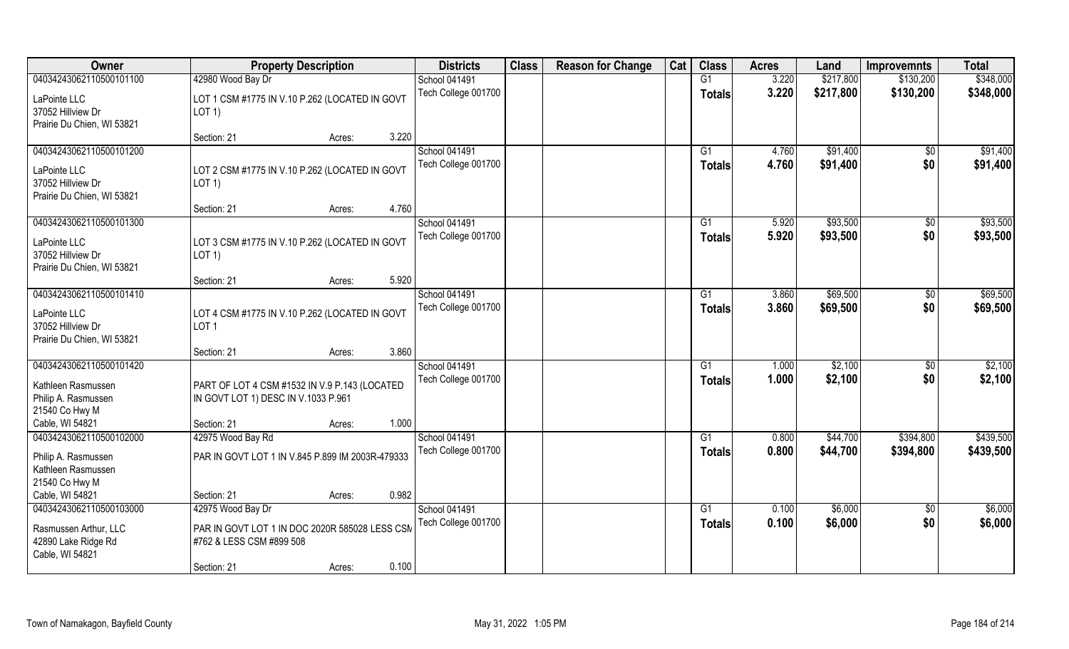| Owner | Property Description | | | Districts | Class | Reason for Change | Cat | Class | Acres | Land | Improvemnts | Total |
|---|---|---|---|---|---|---|---|---|---|---|---|---|
| 04034243062110500101100 | 42980 Wood Bay Dr | | | School 041491 | | | | G1 | 3.220 | $217,800 | $130,200 | $348,000 |
| LaPointe LLC<br>37052 Hillview Dr<br>Prairie Du Chien, WI 53821 | LOT 1 CSM #1775 IN V.10 P.262 (LOCATED IN GOVT LOT 1) | | | Tech College 001700 | | | | Totals | 3.220 | $217,800 | $130,200 | $348,000 |
| | Section: 21 | Acres: | 3.220 | | | | | | | | | |
| 04034243062110500101200 | | | | School 041491 | | | | G1 | 4.760 | $91,400 | $0 | $91,400 |
| LaPointe LLC<br>37052 Hillview Dr<br>Prairie Du Chien, WI 53821 | LOT 2 CSM #1775 IN V.10 P.262 (LOCATED IN GOVT LOT 1) | | | Tech College 001700 | | | | Totals | 4.760 | $91,400 | $0 | $91,400 |
| | Section: 21 | Acres: | 4.760 | | | | | | | | | |
| 04034243062110500101300 | | | | School 041491 | | | | G1 | 5.920 | $93,500 | $0 | $93,500 |
| LaPointe LLC<br>37052 Hillview Dr<br>Prairie Du Chien, WI 53821 | LOT 3 CSM #1775 IN V.10 P.262 (LOCATED IN GOVT LOT 1) | | | Tech College 001700 | | | | Totals | 5.920 | $93,500 | $0 | $93,500 |
| | Section: 21 | Acres: | 5.920 | | | | | | | | | |
| 04034243062110500101410 | | | | School 041491 | | | | G1 | 3.860 | $69,500 | $0 | $69,500 |
| LaPointe LLC<br>37052 Hillview Dr<br>Prairie Du Chien, WI 53821 | LOT 4 CSM #1775 IN V.10 P.262 (LOCATED IN GOVT LOT 1 | | | Tech College 001700 | | | | Totals | 3.860 | $69,500 | $0 | $69,500 |
| | Section: 21 | Acres: | 3.860 | | | | | | | | | |
| 04034243062110500101420 | | | | School 041491 | | | | G1 | 1.000 | $2,100 | $0 | $2,100 |
| Kathleen Rasmussen<br>Philip A. Rasmussen<br>21540 Co Hwy M<br>Cable, WI 54821 | PART OF LOT 4 CSM #1532 IN V.9 P.143 (LOCATED IN GOVT LOT 1) DESC IN V.1033 P.961 | | | Tech College 001700 | | | | Totals | 1.000 | $2,100 | $0 | $2,100 |
| | Section: 21 | Acres: | 1.000 | | | | | | | | | |
| 04034243062110500102000 | 42975 Wood Bay Rd | | | School 041491 | | | | G1 | 0.800 | $44,700 | $394,800 | $439,500 |
| Philip A. Rasmussen<br>Kathleen Rasmussen<br>21540 Co Hwy M<br>Cable, WI 54821 | PAR IN GOVT LOT 1 IN V.845 P.899 IM 2003R-479333 | | | Tech College 001700 | | | | Totals | 0.800 | $44,700 | $394,800 | $439,500 |
| | Section: 21 | Acres: | 0.982 | | | | | | | | | |
| 04034243062110500103000 | 42975 Wood Bay Dr | | | School 041491 | | | | G1 | 0.100 | $6,000 | $0 | $6,000 |
| Rasmussen Arthur, LLC<br>42890 Lake Ridge Rd<br>Cable, WI 54821 | PAR IN GOVT LOT 1 IN DOC 2020R 585028 LESS CSM #762 & LESS CSM #899 508 | | | Tech College 001700 | | | | Totals | 0.100 | $6,000 | $0 | $6,000 |
| | Section: 21 | Acres: | 0.100 | | | | | | | | | |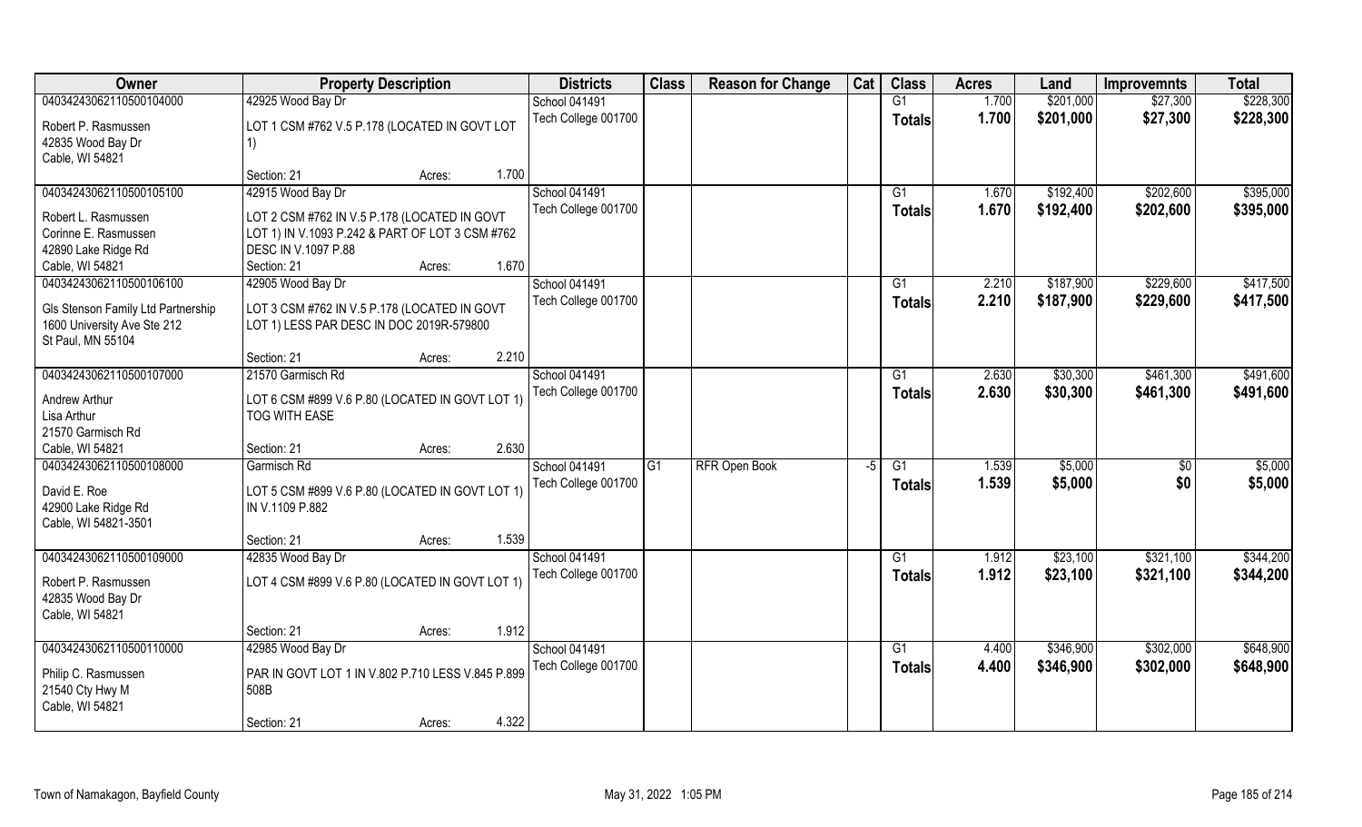| Owner | Property Description | Districts | Class | Reason for Change | Cat | Class | Acres | Land | Improvemnts | Total |
|---|---|---|---|---|---|---|---|---|---|---|
| 04034243062110500104000<br>Robert P. Rasmussen<br>42835 Wood Bay Dr<br>Cable, WI 54821 | 42925 Wood Bay Dr<br>LOT 1 CSM #762 V.5 P.178 (LOCATED IN GOVT LOT 1)<br>Section: 21 Acres: 1.700 | School 041491<br>Tech College 001700 | | | | G1<br>**Totals** | 1.700<br>**1.700** | $201,000<br>**$201,000** | $27,300<br>**$27,300** | $228,300<br>**$228,300** |
| 04034243062110500105100<br>Robert L. Rasmussen<br>Corinne E. Rasmussen<br>42890 Lake Ridge Rd<br>Cable, WI 54821 | 42915 Wood Bay Dr<br>LOT 2 CSM #762 IN V.5 P.178 (LOCATED IN GOVT LOT 1) IN V.1093 P.242 & PART OF LOT 3 CSM #762 DESC IN V.1097 P.88<br>Section: 21 Acres: 1.670 | School 041491<br>Tech College 001700 | | | | G1<br>**Totals** | 1.670<br>**1.670** | $192,400<br>**$192,400** | $202,600<br>**$202,600** | $395,000<br>**$395,000** |
| 04034243062110500106100<br>Gls Stenson Family Ltd Partnership<br>1600 University Ave Ste 212<br>St Paul, MN 55104 | 42905 Wood Bay Dr<br>LOT 3 CSM #762 IN V.5 P.178 (LOCATED IN GOVT LOT 1) LESS PAR DESC IN DOC 2019R-579800<br>Section: 21 Acres: 2.210 | School 041491<br>Tech College 001700 | | | | G1<br>**Totals** | 2.210<br>**2.210** | $187,900<br>**$187,900** | $229,600<br>**$229,600** | $417,500<br>**$417,500** |
| 04034243062110500107000<br>Andrew Arthur<br>Lisa Arthur<br>21570 Garmisch Rd<br>Cable, WI 54821 | 21570 Garmisch Rd<br>LOT 6 CSM #899 V.6 P.80 (LOCATED IN GOVT LOT 1) TOG WITH EASE<br>Section: 21 Acres: 2.630 | School 041491<br>Tech College 001700 | | | | G1<br>**Totals** | 2.630<br>**2.630** | $30,300<br>**$30,300** | $461,300<br>**$461,300** | $491,600<br>**$491,600** |
| 04034243062110500108000<br>David E. Roe<br>42900 Lake Ridge Rd<br>Cable, WI 54821-3501 | Garmisch Rd<br>LOT 5 CSM #899 V.6 P.80 (LOCATED IN GOVT LOT 1) IN V.1109 P.882<br>Section: 21 Acres: 1.539 | School 041491<br>Tech College 001700 | G1 | RFR Open Book | -5 | G1<br>**Totals** | 1.539<br>**1.539** | $5,000<br>**$5,000** | $0<br>**$0** | $5,000<br>**$5,000** |
| 04034243062110500109000<br>Robert P. Rasmussen<br>42835 Wood Bay Dr<br>Cable, WI 54821 | 42835 Wood Bay Dr<br>LOT 4 CSM #899 V.6 P.80 (LOCATED IN GOVT LOT 1)<br>Section: 21 Acres: 1.912 | School 041491<br>Tech College 001700 | | | | G1<br>**Totals** | 1.912<br>**1.912** | $23,100<br>**$23,100** | $321,100<br>**$321,100** | $344,200<br>**$344,200** |
| 04034243062110500110000<br>Philip C. Rasmussen<br>21540 Cty Hwy M<br>Cable, WI 54821 | 42985 Wood Bay Dr<br>PAR IN GOVT LOT 1 IN V.802 P.710 LESS V.845 P.899 508B<br>Section: 21 Acres: 4.322 | School 041491<br>Tech College 001700 | | | | G1<br>**Totals** | 4.400<br>**4.400** | $346,900<br>**$346,900** | $302,000<br>**$302,000** | $648,900<br>**$648,900** |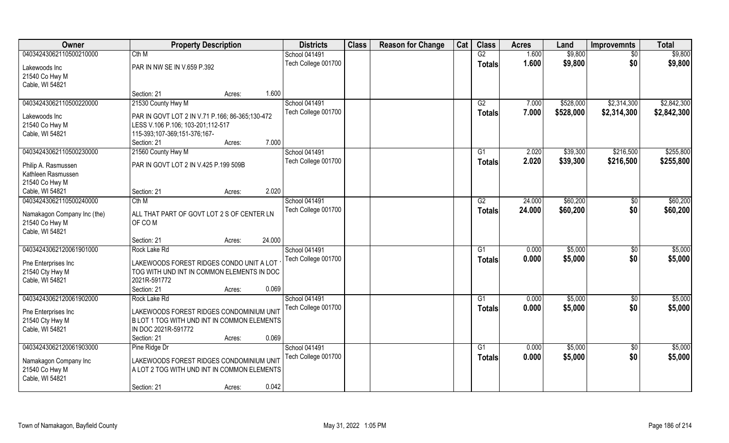| Owner | Property Description | Districts | Class | Reason for Change | Cat | Class | Acres | Land | Improvemnts | Total |
|---|---|---|---|---|---|---|---|---|---|---|
| 04034243062110500210000 | Cth M | School 041491 | | | | G2 | 1.600 | $9,800 | $0 | $9,800 |
| Lakewoods Inc<br>21540 Co Hwy M<br>Cable, WI 54821 | PAR IN NW SE IN V.659 P.392 | Tech College 001700 | | | | Totals | 1.600 | $9,800 | $0 | $9,800 |
| | Section: 21 Acres: 1.600 | | | | | | | | | |
| 04034243062110500220000 | 21530 County Hwy M | School 041491 | | | | G2 | 7.000 | $528,000 | $2,314,300 | $2,842,300 |
| Lakewoods Inc<br>21540 Co Hwy M<br>Cable, WI 54821 | PAR IN GOVT LOT 2 IN V.71 P.166; 86-365;130-472 LESS V.106 P.106; 103-201;112-517 115-393;107-369;151-376;167- | Tech College 001700 | | | | Totals | 7.000 | $528,000 | $2,314,300 | $2,842,300 |
| | Section: 21 Acres: 7.000 | | | | | | | | | |
| 04034243062110500230000 | 21560 County Hwy M | School 041491 | | | | G1 | 2.020 | $39,300 | $216,500 | $255,800 |
| Philip A. Rasmussen<br>Kathleen Rasmussen<br>21540 Co Hwy M<br>Cable, WI 54821 | PAR IN GOVT LOT 2 IN V.425 P.199 509B | Tech College 001700 | | | | Totals | 2.020 | $39,300 | $216,500 | $255,800 |
| | Section: 21 Acres: 2.020 | | | | | | | | | |
| 04034243062110500240000 | Cth M | School 041491 | | | | G2 | 24.000 | $60,200 | $0 | $60,200 |
| Namakagon Company Inc (the)<br>21540 Co Hwy M<br>Cable, WI 54821 | ALL THAT PART OF GOVT LOT 2 S OF CENTER LN OF CO M | Tech College 001700 | | | | Totals | 24.000 | $60,200 | $0 | $60,200 |
| | Section: 21 Acres: 24.000 | | | | | | | | | |
| 04034243062120061901000 | Rock Lake Rd | School 041491 | | | | G1 | 0.000 | $5,000 | $0 | $5,000 |
| Pne Enterprises Inc<br>21540 Cty Hwy M<br>Cable, WI 54821 | LAKEWOODS FOREST RIDGES CONDO UNIT A LOT TOG WITH UND INT IN COMMON ELEMENTS IN DOC 2021R-591772 | Tech College 001700 | | | | Totals | 0.000 | $5,000 | $0 | $5,000 |
| | Section: 21 Acres: 0.069 | | | | | | | | | |
| 04034243062120061902000 | Rock Lake Rd | School 041491 | | | | G1 | 0.000 | $5,000 | $0 | $5,000 |
| Pne Enterprises Inc<br>21540 Cty Hwy M<br>Cable, WI 54821 | LAKEWOODS FOREST RIDGES CONDOMINIUM UNIT B LOT 1 TOG WITH UND INT IN COMMON ELEMENTS IN DOC 2021R-591772 | Tech College 001700 | | | | Totals | 0.000 | $5,000 | $0 | $5,000 |
| | Section: 21 Acres: 0.069 | | | | | | | | | |
| 04034243062120061903000 | Pine Ridge Dr | School 041491 | | | | G1 | 0.000 | $5,000 | $0 | $5,000 |
| Namakagon Company Inc<br>21540 Co Hwy M<br>Cable, WI 54821 | LAKEWOODS FOREST RIDGES CONDOMINIUM UNIT A LOT 2 TOG WITH UND INT IN COMMON ELEMENTS | Tech College 001700 | | | | Totals | 0.000 | $5,000 | $0 | $5,000 |
| | Section: 21 Acres: 0.042 | | | | | | | | | |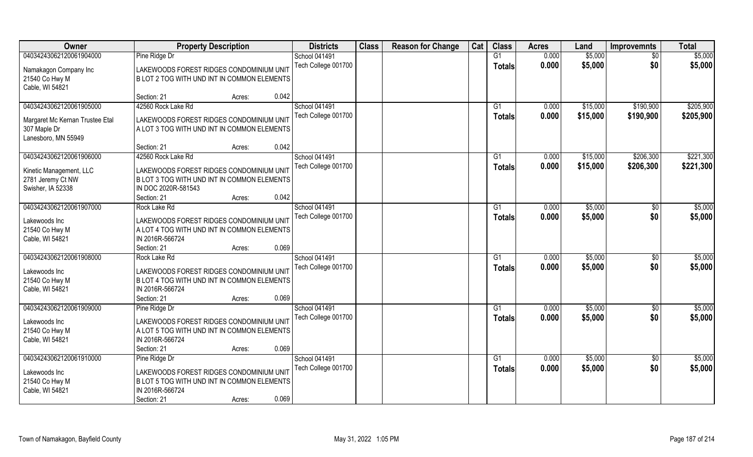| Owner | Property Description | Districts | Class | Reason for Change | Cat | Class | Acres | Land | Improvemnts | Total |
|---|---|---|---|---|---|---|---|---|---|---|
| 04034243062120061904000 | Pine Ridge Dr | School 041491 | | | | G1 | 0.000 | $5,000 | $0 | $5,000 |
| Namakagon Company Inc<br>21540 Co Hwy M<br>Cable, WI 54821 | LAKEWOODS FOREST RIDGES CONDOMINIUM UNIT B LOT 2 TOG WITH UND INT IN COMMON ELEMENTS<br>Section: 21 Acres: 0.042 | Tech College 001700 | | | | Totals | 0.000 | $5,000 | $0 | $5,000 |
| 04034243062120061905000 | 42560 Rock Lake Rd | School 041491 | | | | G1 | 0.000 | $15,000 | $190,900 | $205,900 |
| Margaret Mc Kernan Trustee Etal<br>307 Maple Dr<br>Lanesboro, MN 55949 | LAKEWOODS FOREST RIDGES CONDOMINIUM UNIT A LOT 3 TOG WITH UND INT IN COMMON ELEMENTS<br>Section: 21 Acres: 0.042 | Tech College 001700 | | | | Totals | 0.000 | $15,000 | $190,900 | $205,900 |
| 04034243062120061906000 | 42560 Rock Lake Rd | School 041491 | | | | G1 | 0.000 | $15,000 | $206,300 | $221,300 |
| Kinetic Management, LLC<br>2781 Jeremy Ct NW<br>Swisher, IA 52338 | LAKEWOODS FOREST RIDGES CONDOMINIUM UNIT B LOT 3 TOG WITH UND INT IN COMMON ELEMENTS IN DOC 2020R-581543<br>Section: 21 Acres: 0.042 | Tech College 001700 | | | | Totals | 0.000 | $15,000 | $206,300 | $221,300 |
| 04034243062120061907000 | Rock Lake Rd | School 041491 | | | | G1 | 0.000 | $5,000 | $0 | $5,000 |
| Lakewoods Inc<br>21540 Co Hwy M<br>Cable, WI 54821 | LAKEWOODS FOREST RIDGES CONDOMINIUM UNIT A LOT 4 TOG WITH UND INT IN COMMON ELEMENTS IN 2016R-566724<br>Section: 21 Acres: 0.069 | Tech College 001700 | | | | Totals | 0.000 | $5,000 | $0 | $5,000 |
| 04034243062120061908000 | Rock Lake Rd | School 041491 | | | | G1 | 0.000 | $5,000 | $0 | $5,000 |
| Lakewoods Inc<br>21540 Co Hwy M<br>Cable, WI 54821 | LAKEWOODS FOREST RIDGES CONDOMINIUM UNIT B LOT 4 TOG WITH UND INT IN COMMON ELEMENTS IN 2016R-566724<br>Section: 21 Acres: 0.069 | Tech College 001700 | | | | Totals | 0.000 | $5,000 | $0 | $5,000 |
| 04034243062120061909000 | Pine Ridge Dr | School 041491 | | | | G1 | 0.000 | $5,000 | $0 | $5,000 |
| Lakewoods Inc<br>21540 Co Hwy M<br>Cable, WI 54821 | LAKEWOODS FOREST RIDGES CONDOMINIUM UNIT A LOT 5 TOG WITH UND INT IN COMMON ELEMENTS IN 2016R-566724<br>Section: 21 Acres: 0.069 | Tech College 001700 | | | | Totals | 0.000 | $5,000 | $0 | $5,000 |
| 04034243062120061910000 | Pine Ridge Dr | School 041491 | | | | G1 | 0.000 | $5,000 | $0 | $5,000 |
| Lakewoods Inc<br>21540 Co Hwy M<br>Cable, WI 54821 | LAKEWOODS FOREST RIDGES CONDOMINIUM UNIT B LOT 5 TOG WITH UND INT IN COMMON ELEMENTS IN 2016R-566724<br>Section: 21 Acres: 0.069 | Tech College 001700 | | | | Totals | 0.000 | $5,000 | $0 | $5,000 |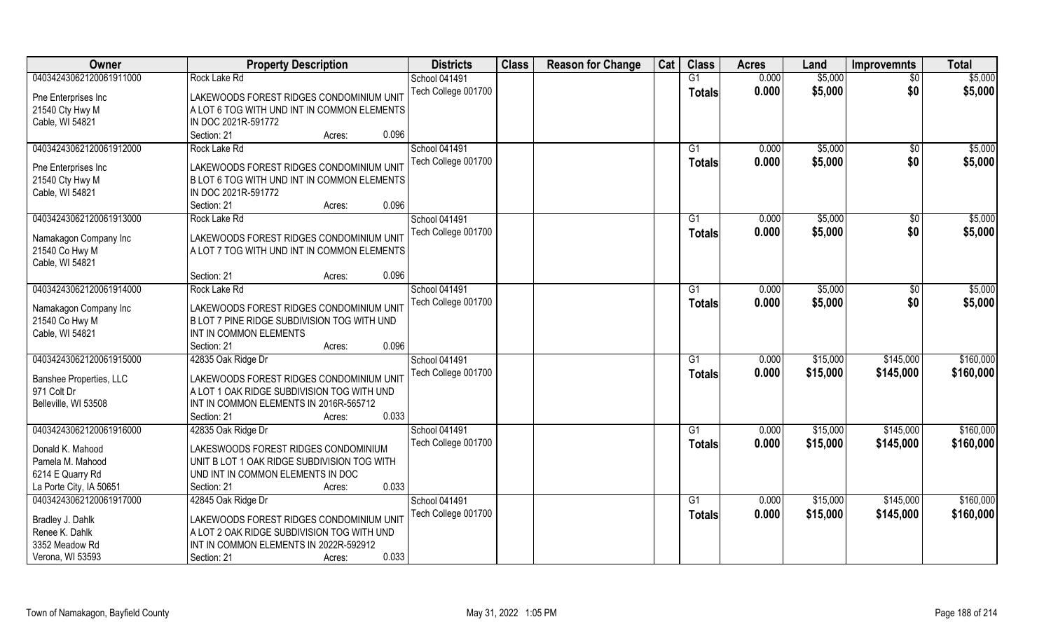| Owner | Property Description | Districts | Class | Reason for Change | Cat | Class | Acres | Land | Improvemnts | Total |
|---|---|---|---|---|---|---|---|---|---|---|
| 04034243062120061911000 | Rock Lake Rd | School 041491 | | | | G1 | 0.000 | $5,000 | $0 | $5,000 |
| Pne Enterprises Inc<br>21540 Cty Hwy M<br>Cable, WI 54821 | LAKEWOODS FOREST RIDGES CONDOMINIUM UNIT A LOT 6 TOG WITH UND INT IN COMMON ELEMENTS IN DOC 2021R-591772<br>Section: 21 Acres: 0.096 | Tech College 001700 | | | | Totals | 0.000 | $5,000 | $0 | $5,000 |
| 04034243062120061912000 | Rock Lake Rd | School 041491 | | | | G1 | 0.000 | $5,000 | $0 | $5,000 |
| Pne Enterprises Inc<br>21540 Cty Hwy M<br>Cable, WI 54821 | LAKEWOODS FOREST RIDGES CONDOMINIUM UNIT B LOT 6 TOG WITH UND INT IN COMMON ELEMENTS IN DOC 2021R-591772<br>Section: 21 Acres: 0.096 | Tech College 001700 | | | | Totals | 0.000 | $5,000 | $0 | $5,000 |
| 04034243062120061913000 | Rock Lake Rd | School 041491 | | | | G1 | 0.000 | $5,000 | $0 | $5,000 |
| Namakagon Company Inc<br>21540 Co Hwy M<br>Cable, WI 54821 | LAKEWOODS FOREST RIDGES CONDOMINIUM UNIT A LOT 7 TOG WITH UND INT IN COMMON ELEMENTS<br>Section: 21 Acres: 0.096 | Tech College 001700 | | | | Totals | 0.000 | $5,000 | $0 | $5,000 |
| 04034243062120061914000 | Rock Lake Rd | School 041491 | | | | G1 | 0.000 | $5,000 | $0 | $5,000 |
| Namakagon Company Inc<br>21540 Co Hwy M<br>Cable, WI 54821 | LAKEWOODS FOREST RIDGES CONDOMINIUM UNIT B LOT 7 PINE RIDGE SUBDIVISION TOG WITH UND INT IN COMMON ELEMENTS<br>Section: 21 Acres: 0.096 | Tech College 001700 | | | | Totals | 0.000 | $5,000 | $0 | $5,000 |
| 04034243062120061915000 | 42835 Oak Ridge Dr | School 041491 | | | | G1 | 0.000 | $15,000 | $145,000 | $160,000 |
| Banshee Properties, LLC<br>971 Colt Dr<br>Belleville, WI 53508 | LAKEWOODS FOREST RIDGES CONDOMINIUM UNIT A LOT 1 OAK RIDGE SUBDIVISION TOG WITH UND INT IN COMMON ELEMENTS IN 2016R-565712<br>Section: 21 Acres: 0.033 | Tech College 001700 | | | | Totals | 0.000 | $15,000 | $145,000 | $160,000 |
| 04034243062120061916000 | 42835 Oak Ridge Dr | School 041491 | | | | G1 | 0.000 | $15,000 | $145,000 | $160,000 |
| Donald K. Mahood<br>Pamela M. Mahood<br>6214 E Quarry Rd<br>La Porte City, IA 50651 | LAKESWOODS FOREST RIDGES CONDOMINIUM UNIT B LOT 1 OAK RIDGE SUBDIVISION TOG WITH UND INT IN COMMON ELEMENTS IN DOC<br>Section: 21 Acres: 0.033 | Tech College 001700 | | | | Totals | 0.000 | $15,000 | $145,000 | $160,000 |
| 04034243062120061917000 | 42845 Oak Ridge Dr | School 041491 | | | | G1 | 0.000 | $15,000 | $145,000 | $160,000 |
| Bradley J. Dahlk<br>Renee K. Dahlk<br>3352 Meadow Rd<br>Verona, WI 53593 | LAKEWOODS FOREST RIDGES CONDOMINIUM UNIT A LOT 2 OAK RIDGE SUBDIVISION TOG WITH UND INT IN COMMON ELEMENTS IN 2022R-592912<br>Section: 21 Acres: 0.033 | Tech College 001700 | | | | Totals | 0.000 | $15,000 | $145,000 | $160,000 |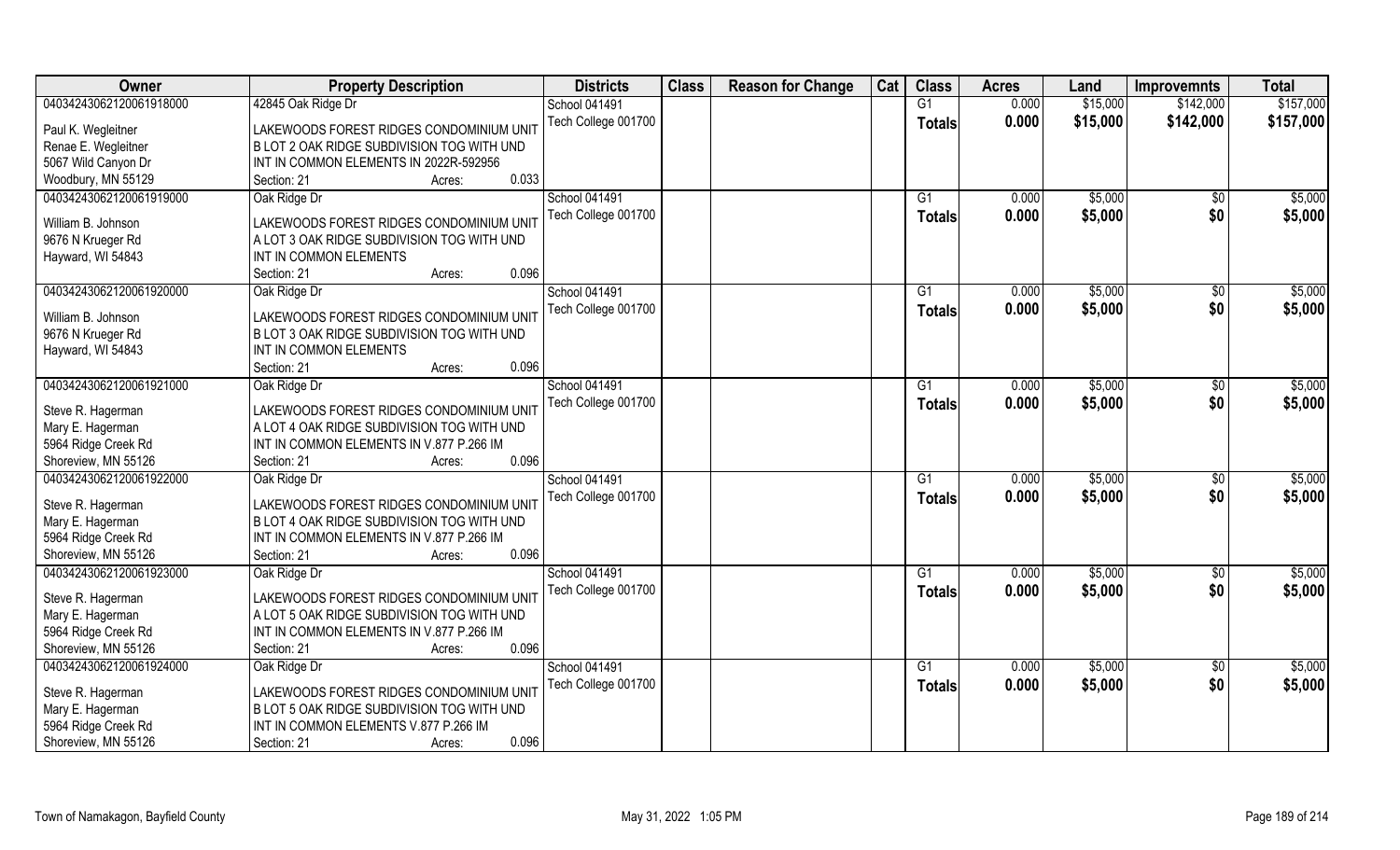| Owner | Property Description | Districts | Class | Reason for Change | Cat | Class | Acres | Land | Improvemnts | Total |
|---|---|---|---|---|---|---|---|---|---|---|
| 04034243062120061918000 | 42845 Oak Ridge Dr | School 041491 | | | | G1 | 0.000 | $15,000 | $142,000 | $157,000 |
| Paul K. Wegleitner | LAKEWOODS FOREST RIDGES CONDOMINIUM UNIT | Tech College 001700 | | | | Totals | 0.000 | $15,000 | $142,000 | $157,000 |
| Renae E. Wegleitner | B LOT 2 OAK RIDGE SUBDIVISION TOG WITH UND | | | | | | | | | |
| 5067 Wild Canyon Dr | INT IN COMMON ELEMENTS IN 2022R-592956 | | | | | | | | | |
| Woodbury, MN 55129 | Section: 21 Acres: 0.033 | | | | | | | | | |
| 04034243062120061919000 | Oak Ridge Dr | School 041491 | | | | G1 | 0.000 | $5,000 | $0 | $5,000 |
| William B. Johnson | LAKEWOODS FOREST RIDGES CONDOMINIUM UNIT | Tech College 001700 | | | | Totals | 0.000 | $5,000 | $0 | $5,000 |
| 9676 N Krueger Rd | A LOT 3 OAK RIDGE SUBDIVISION TOG WITH UND | | | | | | | | | |
| Hayward, WI 54843 | INT IN COMMON ELEMENTS | | | | | | | | | |
| | Section: 21 Acres: 0.096 | | | | | | | | | |
| 04034243062120061920000 | Oak Ridge Dr | School 041491 | | | | G1 | 0.000 | $5,000 | $0 | $5,000 |
| William B. Johnson | LAKEWOODS FOREST RIDGES CONDOMINIUM UNIT | Tech College 001700 | | | | Totals | 0.000 | $5,000 | $0 | $5,000 |
| 9676 N Krueger Rd | B LOT 3 OAK RIDGE SUBDIVISION TOG WITH UND | | | | | | | | | |
| Hayward, WI 54843 | INT IN COMMON ELEMENTS | | | | | | | | | |
| | Section: 21 Acres: 0.096 | | | | | | | | | |
| 04034243062120061921000 | Oak Ridge Dr | School 041491 | | | | G1 | 0.000 | $5,000 | $0 | $5,000 |
| Steve R. Hagerman | LAKEWOODS FOREST RIDGES CONDOMINIUM UNIT | Tech College 001700 | | | | Totals | 0.000 | $5,000 | $0 | $5,000 |
| Mary E. Hagerman | A LOT 4 OAK RIDGE SUBDIVISION TOG WITH UND | | | | | | | | | |
| 5964 Ridge Creek Rd | INT IN COMMON ELEMENTS IN V.877 P.266 IM | | | | | | | | | |
| Shoreview, MN 55126 | Section: 21 Acres: 0.096 | | | | | | | | | |
| 04034243062120061922000 | Oak Ridge Dr | School 041491 | | | | G1 | 0.000 | $5,000 | $0 | $5,000 |
| Steve R. Hagerman | LAKEWOODS FOREST RIDGES CONDOMINIUM UNIT | Tech College 001700 | | | | Totals | 0.000 | $5,000 | $0 | $5,000 |
| Mary E. Hagerman | B LOT 4 OAK RIDGE SUBDIVISION TOG WITH UND | | | | | | | | | |
| 5964 Ridge Creek Rd | INT IN COMMON ELEMENTS IN V.877 P.266 IM | | | | | | | | | |
| Shoreview, MN 55126 | Section: 21 Acres: 0.096 | | | | | | | | | |
| 04034243062120061923000 | Oak Ridge Dr | School 041491 | | | | G1 | 0.000 | $5,000 | $0 | $5,000 |
| Steve R. Hagerman | LAKEWOODS FOREST RIDGES CONDOMINIUM UNIT | Tech College 001700 | | | | Totals | 0.000 | $5,000 | $0 | $5,000 |
| Mary E. Hagerman | A LOT 5 OAK RIDGE SUBDIVISION TOG WITH UND | | | | | | | | | |
| 5964 Ridge Creek Rd | INT IN COMMON ELEMENTS IN V.877 P.266 IM | | | | | | | | | |
| Shoreview, MN 55126 | Section: 21 Acres: 0.096 | | | | | | | | | |
| 04034243062120061924000 | Oak Ridge Dr | School 041491 | | | | G1 | 0.000 | $5,000 | $0 | $5,000 |
| Steve R. Hagerman | LAKEWOODS FOREST RIDGES CONDOMINIUM UNIT | Tech College 001700 | | | | Totals | 0.000 | $5,000 | $0 | $5,000 |
| Mary E. Hagerman | B LOT 5 OAK RIDGE SUBDIVISION TOG WITH UND | | | | | | | | | |
| 5964 Ridge Creek Rd | INT IN COMMON ELEMENTS V.877 P.266 IM | | | | | | | | | |
| Shoreview, MN 55126 | Section: 21 Acres: 0.096 | | | | | | | | | |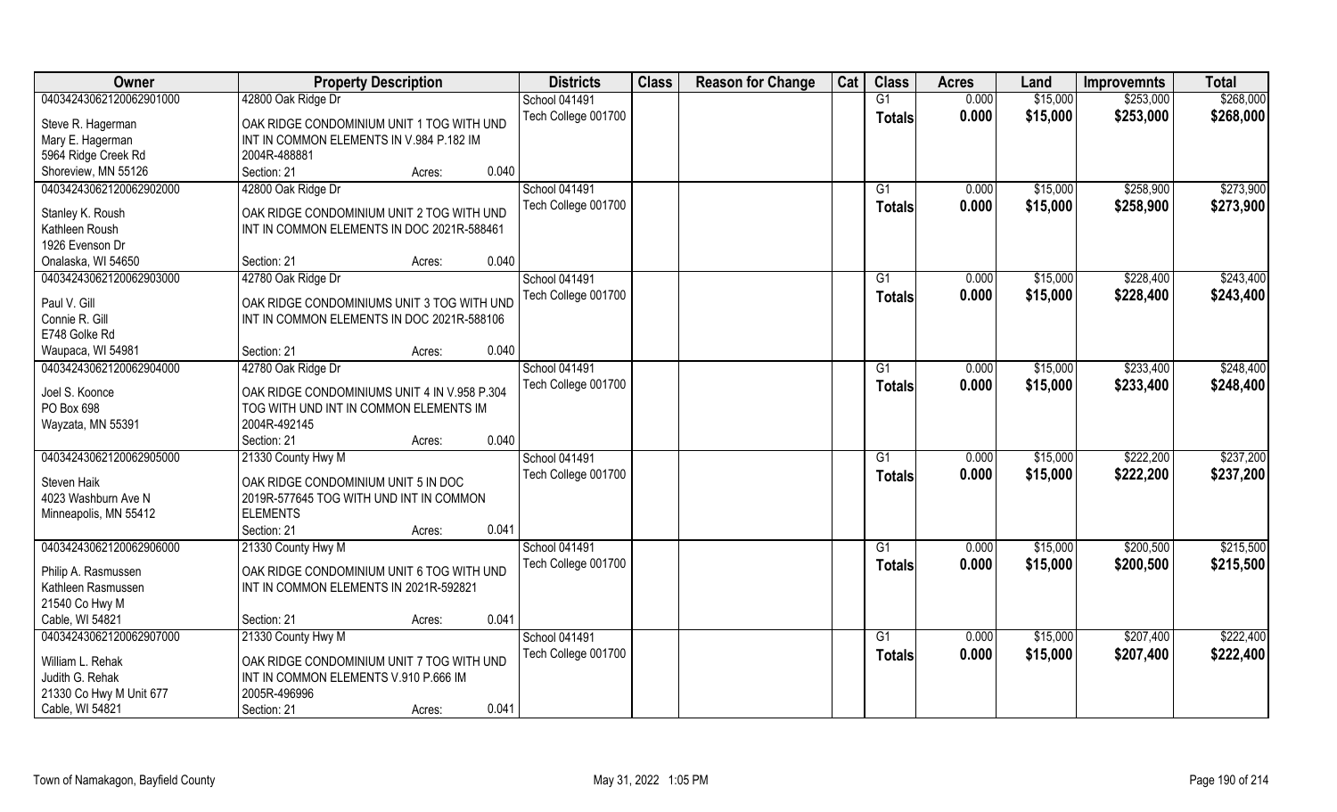| Owner | Property Description | | | Districts | Class | Reason for Change | Cat | Class | Acres | Land | Improvemnts | Total |
|---|---|---|---|---|---|---|---|---|---|---|---|---|
| 04034243062120062901000 | 42800 Oak Ridge Dr | | | School 041491 | | | | G1 | 0.000 | $15,000 | $253,000 | $268,000 |
| Steve R. Hagerman<br>Mary E. Hagerman<br>5964 Ridge Creek Rd<br>Shoreview, MN 55126 | OAK RIDGE CONDOMINIUM UNIT 1 TOG WITH UND INT IN COMMON ELEMENTS IN V.984 P.182 IM 2004R-488881 | | | Tech College 001700 | | | | Totals | 0.000 | $15,000 | $253,000 | $268,000 |
| | Section: 21 | Acres: | 0.040 | | | | | | | | | |
| 04034243062120062902000 | 42800 Oak Ridge Dr | | | School 041491 | | | | G1 | 0.000 | $15,000 | $258,900 | $273,900 |
| Stanley K. Roush<br>Kathleen Roush<br>1926 Evenson Dr<br>Onalaska, WI 54650 | OAK RIDGE CONDOMINIUM UNIT 2 TOG WITH UND INT IN COMMON ELEMENTS IN DOC 2021R-588461 | | | Tech College 001700 | | | | Totals | 0.000 | $15,000 | $258,900 | $273,900 |
| | Section: 21 | Acres: | 0.040 | | | | | | | | | |
| 04034243062120062903000 | 42780 Oak Ridge Dr | | | School 041491 | | | | G1 | 0.000 | $15,000 | $228,400 | $243,400 |
| Paul V. Gill<br>Connie R. Gill<br>E748 Golke Rd<br>Waupaca, WI 54981 | OAK RIDGE CONDOMINIUMS UNIT 3 TOG WITH UND INT IN COMMON ELEMENTS IN DOC 2021R-588106 | | | Tech College 001700 | | | | Totals | 0.000 | $15,000 | $228,400 | $243,400 |
| | Section: 21 | Acres: | 0.040 | | | | | | | | | |
| 04034243062120062904000 | 42780 Oak Ridge Dr | | | School 041491 | | | | G1 | 0.000 | $15,000 | $233,400 | $248,400 |
| Joel S. Koonce<br>PO Box 698<br>Wayzata, MN 55391 | OAK RIDGE CONDOMINIUMS UNIT 4 IN V.958 P.304 TOG WITH UND INT IN COMMON ELEMENTS IM 2004R-492145 | | | Tech College 001700 | | | | Totals | 0.000 | $15,000 | $233,400 | $248,400 |
| | Section: 21 | Acres: | 0.040 | | | | | | | | | |
| 04034243062120062905000 | 21330 County Hwy M | | | School 041491 | | | | G1 | 0.000 | $15,000 | $222,200 | $237,200 |
| Steven Haik<br>4023 Washburn Ave N<br>Minneapolis, MN 55412 | OAK RIDGE CONDOMINIUM UNIT 5 IN DOC 2019R-577645 TOG WITH UND INT IN COMMON ELEMENTS | | | Tech College 001700 | | | | Totals | 0.000 | $15,000 | $222,200 | $237,200 |
| | Section: 21 | Acres: | 0.041 | | | | | | | | | |
| 04034243062120062906000 | 21330 County Hwy M | | | School 041491 | | | | G1 | 0.000 | $15,000 | $200,500 | $215,500 |
| Philip A. Rasmussen<br>Kathleen Rasmussen<br>21540 Co Hwy M<br>Cable, WI 54821 | OAK RIDGE CONDOMINIUM UNIT 6 TOG WITH UND INT IN COMMON ELEMENTS IN 2021R-592821 | | | Tech College 001700 | | | | Totals | 0.000 | $15,000 | $200,500 | $215,500 |
| | Section: 21 | Acres: | 0.041 | | | | | | | | | |
| 04034243062120062907000 | 21330 County Hwy M | | | School 041491 | | | | G1 | 0.000 | $15,000 | $207,400 | $222,400 |
| William L. Rehak<br>Judith G. Rehak<br>21330 Co Hwy M Unit 677<br>Cable, WI 54821 | OAK RIDGE CONDOMINIUM UNIT 7 TOG WITH UND INT IN COMMON ELEMENTS V.910 P.666 IM 2005R-496996 | | | Tech College 001700 | | | | Totals | 0.000 | $15,000 | $207,400 | $222,400 |
| | Section: 21 | Acres: | 0.041 | | | | | | | | | |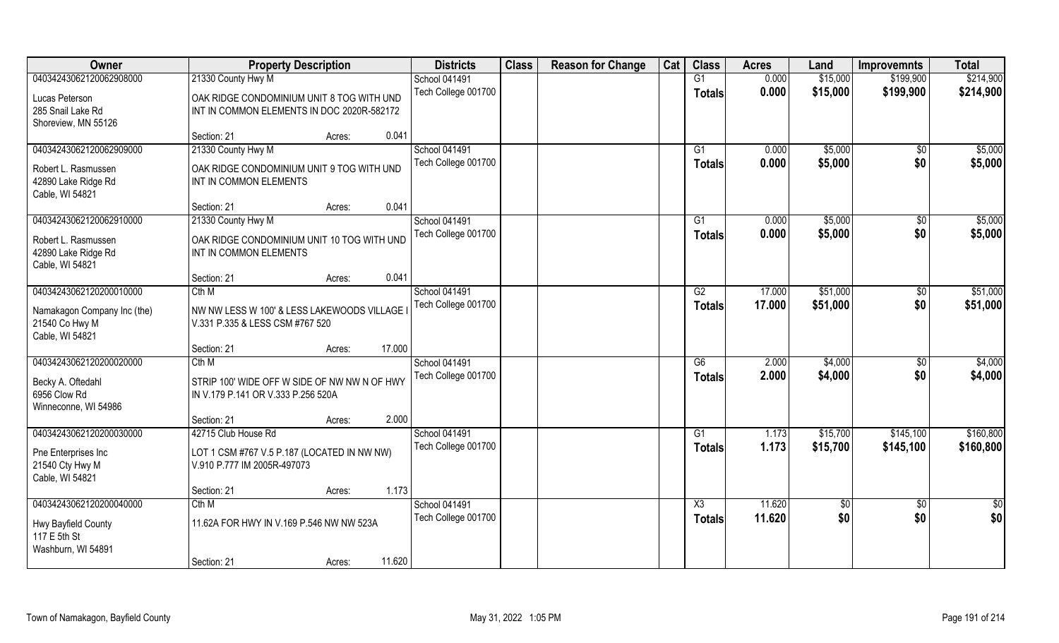| Owner | Property Description | Districts | Class | Reason for Change | Cat | Class | Acres | Land | Improvemnts | Total |
|---|---|---|---|---|---|---|---|---|---|---|
| 04034243062120062908000 | 21330 County Hwy M | School 041491 | | | | G1 | 0.000 | $15,000 | $199,900 | $214,900 |
| Lucas Peterson<br>285 Snail Lake Rd<br>Shoreview, MN 55126 | OAK RIDGE CONDOMINIUM UNIT 8 TOG WITH UND INT IN COMMON ELEMENTS IN DOC 2020R-582172 | Tech College 001700 | | | | **Totals** | **0.000** | **$15,000** | **$199,900** | **$214,900** |
| | Section: 21 Acres: 0.041 | | | | | | | | | |
| 04034243062120062909000 | 21330 County Hwy M | School 041491 | | | | G1 | 0.000 | $5,000 | $0 | $5,000 |
| Robert L. Rasmussen<br>42890 Lake Ridge Rd<br>Cable, WI 54821 | OAK RIDGE CONDOMINIUM UNIT 9 TOG WITH UND INT IN COMMON ELEMENTS | Tech College 001700 | | | | **Totals** | **0.000** | **$5,000** | **$0** | **$5,000** |
| | Section: 21 Acres: 0.041 | | | | | | | | | |
| 04034243062120062910000 | 21330 County Hwy M | School 041491 | | | | G1 | 0.000 | $5,000 | $0 | $5,000 |
| Robert L. Rasmussen<br>42890 Lake Ridge Rd<br>Cable, WI 54821 | OAK RIDGE CONDOMINIUM UNIT 10 TOG WITH UND INT IN COMMON ELEMENTS | Tech College 001700 | | | | **Totals** | **0.000** | **$5,000** | **$0** | **$5,000** |
| | Section: 21 Acres: 0.041 | | | | | | | | | |
| 04034243062120200010000 | Cth M | School 041491 | | | | G2 | 17.000 | $51,000 | $0 | $51,000 |
| Namakagon Company Inc (the)<br>21540 Co Hwy M<br>Cable, WI 54821 | NW NW LESS W 100' & LESS LAKEWOODS VILLAGE I V.331 P.335 & LESS CSM #767 520 | Tech College 001700 | | | | **Totals** | **17.000** | **$51,000** | **$0** | **$51,000** |
| | Section: 21 Acres: 17.000 | | | | | | | | | |
| 04034243062120200020000 | Cth M | School 041491 | | | | G6 | 2.000 | $4,000 | $0 | $4,000 |
| Becky A. Oftedahl<br>6956 Clow Rd<br>Winneconne, WI 54986 | STRIP 100' WIDE OFF W SIDE OF NW NW N OF HWY IN V.179 P.141 OR V.333 P.256 520A | Tech College 001700 | | | | **Totals** | **2.000** | **$4,000** | **$0** | **$4,000** |
| | Section: 21 Acres: 2.000 | | | | | | | | | |
| 04034243062120200030000 | 42715 Club House Rd | School 041491 | | | | G1 | 1.173 | $15,700 | $145,100 | $160,800 |
| Pne Enterprises Inc<br>21540 Cty Hwy M<br>Cable, WI 54821 | LOT 1 CSM #767 V.5 P.187 (LOCATED IN NW NW) V.910 P.777 IM 2005R-497073 | Tech College 001700 | | | | **Totals** | **1.173** | **$15,700** | **$145,100** | **$160,800** |
| | Section: 21 Acres: 1.173 | | | | | | | | | |
| 04034243062120200040000 | Cth M | School 041491 | | | | X3 | 11.620 | $0 | $0 | $0 |
| Hwy Bayfield County<br>117 E 5th St<br>Washburn, WI 54891 | 11.62A FOR HWY IN V.169 P.546 NW NW 523A | Tech College 001700 | | | | **Totals** | **11.620** | **$0** | **$0** | **$0** |
| | Section: 21 Acres: 11.620 | | | | | | | | | |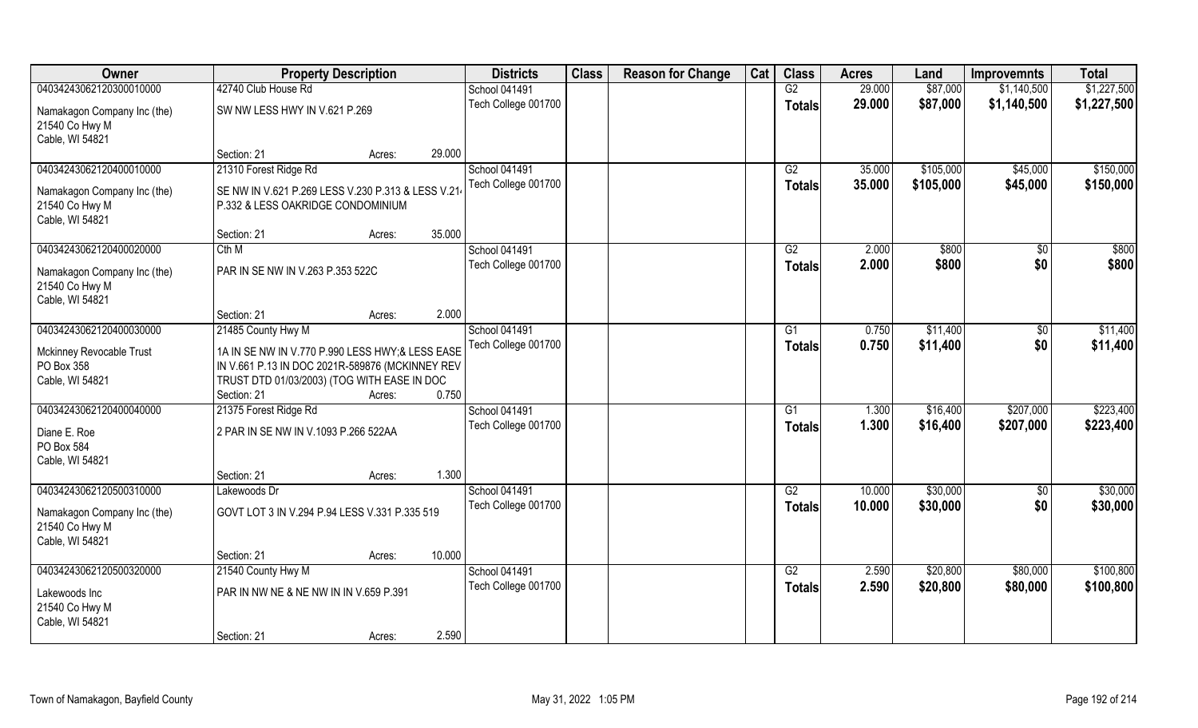| Owner | Property Description | Districts | Class | Reason for Change | Cat | Class | Acres | Land | Improvemnts | Total |
|---|---|---|---|---|---|---|---|---|---|---|
| 04034243062120300010000 | 42740 Club House Rd | School 041491 | | | | G2 | 29.000 | $87,000 | $1,140,500 | $1,227,500 |
| Namakagon Company Inc (the) 21540 Co Hwy M Cable, WI 54821 | SW NW LESS HWY IN V.621 P.269 | Tech College 001700 | | | | Totals | 29.000 | $87,000 | $1,140,500 | $1,227,500 |
| | Section: 21 Acres: 29.000 | | | | | | | | | |
| 04034243062120400010000 | 21310 Forest Ridge Rd | School 041491 | | | | G2 | 35.000 | $105,000 | $45,000 | $150,000 |
| Namakagon Company Inc (the) 21540 Co Hwy M Cable, WI 54821 | SE NW IN V.621 P.269 LESS V.230 P.313 & LESS V.214 P.332 & LESS OAKRIDGE CONDOMINIUM | Tech College 001700 | | | | Totals | 35.000 | $105,000 | $45,000 | $150,000 |
| | Section: 21 Acres: 35.000 | | | | | | | | | |
| 04034243062120400020000 | Cth M | School 041491 | | | | G2 | 2.000 | $800 | $0 | $800 |
| Namakagon Company Inc (the) 21540 Co Hwy M Cable, WI 54821 | PAR IN SE NW IN V.263 P.353 522C | Tech College 001700 | | | | Totals | 2.000 | $800 | $0 | $800 |
| | Section: 21 Acres: 2.000 | | | | | | | | | |
| 04034243062120400030000 | 21485 County Hwy M | School 041491 | | | | G1 | 0.750 | $11,400 | $0 | $11,400 |
| Mckinney Revocable Trust PO Box 358 Cable, WI 54821 | 1A IN SE NW IN V.770 P.990 LESS HWY;& LESS EASE IN V.661 P.13 IN DOC 2021R-589876 (MCKINNEY REV TRUST DTD 01/03/2003) (TOG WITH EASE IN DOC | Tech College 001700 | | | | Totals | 0.750 | $11,400 | $0 | $11,400 |
| | Section: 21 Acres: 0.750 | | | | | | | | | |
| 04034243062120400040000 | 21375 Forest Ridge Rd | School 041491 | | | | G1 | 1.300 | $16,400 | $207,000 | $223,400 |
| Diane E. Roe PO Box 584 Cable, WI 54821 | 2 PAR IN SE NW IN V.1093 P.266 522AA | Tech College 001700 | | | | Totals | 1.300 | $16,400 | $207,000 | $223,400 |
| | Section: 21 Acres: 1.300 | | | | | | | | | |
| 04034243062120500310000 | Lakewoods Dr | School 041491 | | | | G2 | 10.000 | $30,000 | $0 | $30,000 |
| Namakagon Company Inc (the) 21540 Co Hwy M Cable, WI 54821 | GOVT LOT 3 IN V.294 P.94 LESS V.331 P.335 519 | Tech College 001700 | | | | Totals | 10.000 | $30,000 | $0 | $30,000 |
| | Section: 21 Acres: 10.000 | | | | | | | | | |
| 04034243062120500320000 | 21540 County Hwy M | School 041491 | | | | G2 | 2.590 | $20,800 | $80,000 | $100,800 |
| Lakewoods Inc 21540 Co Hwy M Cable, WI 54821 | PAR IN NW NE & NE NW IN IN V.659 P.391 | Tech College 001700 | | | | Totals | 2.590 | $20,800 | $80,000 | $100,800 |
| | Section: 21 Acres: 2.590 | | | | | | | | | |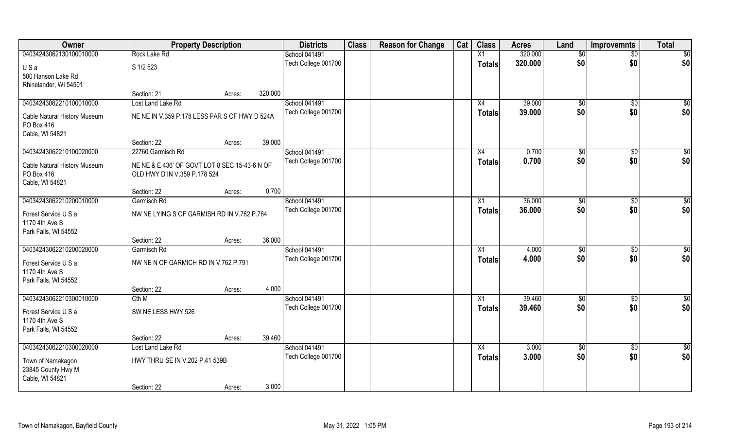| Owner | Property Description | | | Districts | Class | Reason for Change | Cat | Class | Acres | Land | Improvemnts | Total |
|---|---|---|---|---|---|---|---|---|---|---|---|---|
| 04034243062130100010000 | Rock Lake Rd | | | School 041491 | | | | X1 | 320.000 | $0 | $0 | $0 |
| U S a<br>500 Hanson Lake Rd<br>Rhinelander, WI 54501 | S 1/2 523 | | | Tech College 001700 | | | | Totals | 320.000 | $0 | $0 | $0 |
| | Section: 21 | Acres: | 320.000 | | | | | | | | | |
| 04034243062210100010000 | Lost Land Lake Rd | | | School 041491 | | | | X4 | 39.000 | $0 | $0 | $0 |
| Cable Natural History Museum<br>PO Box 416<br>Cable, WI 54821 | NE NE IN V.359 P.178 LESS PAR S OF HWY D 524A | | | Tech College 001700 | | | | Totals | 39.000 | $0 | $0 | $0 |
| | Section: 22 | Acres: | 39.000 | | | | | | | | | |
| 04034243062210100020000 | 22760 Garmisch Rd | | | School 041491 | | | | X4 | 0.700 | $0 | $0 | $0 |
| Cable Natural History Museum<br>PO Box 416<br>Cable, WI 54821 | NE NE & E 436' OF GOVT LOT 8 SEC 15-43-6 N OF OLD HWY D IN V.359 P.178 524 | | | Tech College 001700 | | | | Totals | 0.700 | $0 | $0 | $0 |
| | Section: 22 | Acres: | 0.700 | | | | | | | | | |
| 04034243062210200010000 | Garmisch Rd | | | School 041491 | | | | X1 | 36.000 | $0 | $0 | $0 |
| Forest Service U S a<br>1170 4th Ave S<br>Park Falls, WI 54552 | NW NE LYING S OF GARMISH RD IN V.762 P.784 | | | Tech College 001700 | | | | Totals | 36.000 | $0 | $0 | $0 |
| | Section: 22 | Acres: | 36.000 | | | | | | | | | |
| 04034243062210200020000 | Garmisch Rd | | | School 041491 | | | | X1 | 4.000 | $0 | $0 | $0 |
| Forest Service U S a<br>1170 4th Ave S<br>Park Falls, WI 54552 | NW NE N OF GARMICH RD IN V.762 P.791 | | | Tech College 001700 | | | | Totals | 4.000 | $0 | $0 | $0 |
| | Section: 22 | Acres: | 4.000 | | | | | | | | | |
| 04034243062210300010000 | Cth M | | | School 041491 | | | | X1 | 39.460 | $0 | $0 | $0 |
| Forest Service U S a<br>1170 4th Ave S<br>Park Falls, WI 54552 | SW NE LESS HWY 526 | | | Tech College 001700 | | | | Totals | 39.460 | $0 | $0 | $0 |
| | Section: 22 | Acres: | 39.460 | | | | | | | | | |
| 04034243062210300020000 | Lost Land Lake Rd | | | School 041491 | | | | X4 | 3.000 | $0 | $0 | $0 |
| Town of Namakagon<br>23845 County Hwy M<br>Cable, WI 54821 | HWY THRU SE IN V.202 P.41 539B | | | Tech College 001700 | | | | Totals | 3.000 | $0 | $0 | $0 |
| | Section: 22 | Acres: | 3.000 | | | | | | | | | |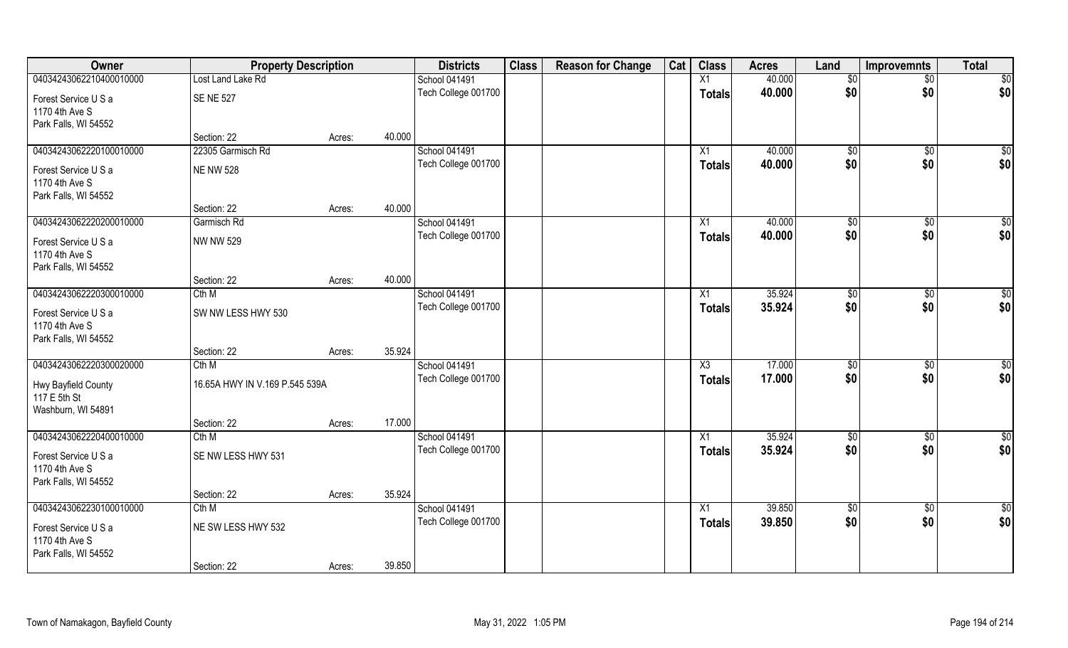| Owner | Property Description | | | Districts | Class | Reason for Change | Cat | Class | Acres | Land | Improvemnts | Total |
|---|---|---|---|---|---|---|---|---|---|---|---|---|
| 04034243062210400010000 | Lost Land Lake Rd | | | School 041491 | | | | X1 | 40.000 | $0 | $0 | $0 |
| Forest Service U S a<br>1170 4th Ave S<br>Park Falls, WI 54552 | SE NE 527 | | | Tech College 001700 | | | | **Totals** | **40.000** | **$0** | **$0** | **$0** |
| | Section: 22 | Acres: | 40.000 | | | | | | | | | |
| 04034243062220100010000 | 22305 Garmisch Rd | | | School 041491 | | | | X1 | 40.000 | $0 | $0 | $0 |
| Forest Service U S a<br>1170 4th Ave S<br>Park Falls, WI 54552 | NE NW 528 | | | Tech College 001700 | | | | **Totals** | **40.000** | **$0** | **$0** | **$0** |
| | Section: 22 | Acres: | 40.000 | | | | | | | | | |
| 04034243062220200010000 | Garmisch Rd | | | School 041491 | | | | X1 | 40.000 | $0 | $0 | $0 |
| Forest Service U S a<br>1170 4th Ave S<br>Park Falls, WI 54552 | NW NW 529 | | | Tech College 001700 | | | | **Totals** | **40.000** | **$0** | **$0** | **$0** |
| | Section: 22 | Acres: | 40.000 | | | | | | | | | |
| 04034243062220300010000 | Cth M | | | School 041491 | | | | X1 | 35.924 | $0 | $0 | $0 |
| Forest Service U S a<br>1170 4th Ave S<br>Park Falls, WI 54552 | SW NW LESS HWY 530 | | | Tech College 001700 | | | | **Totals** | **35.924** | **$0** | **$0** | **$0** |
| | Section: 22 | Acres: | 35.924 | | | | | | | | | |
| 04034243062220300020000 | Cth M | | | School 041491 | | | | X3 | 17.000 | $0 | $0 | $0 |
| Hwy Bayfield County<br>117 E 5th St<br>Washburn, WI 54891 | 16.65A HWY IN V.169 P.545 539A | | | Tech College 001700 | | | | **Totals** | **17.000** | **$0** | **$0** | **$0** |
| | Section: 22 | Acres: | 17.000 | | | | | | | | | |
| 04034243062220400010000 | Cth M | | | School 041491 | | | | X1 | 35.924 | $0 | $0 | $0 |
| Forest Service U S a<br>1170 4th Ave S<br>Park Falls, WI 54552 | SE NW LESS HWY 531 | | | Tech College 001700 | | | | **Totals** | **35.924** | **$0** | **$0** | **$0** |
| | Section: 22 | Acres: | 35.924 | | | | | | | | | |
| 04034243062230100010000 | Cth M | | | School 041491 | | | | X1 | 39.850 | $0 | $0 | $0 |
| Forest Service U S a<br>1170 4th Ave S<br>Park Falls, WI 54552 | NE SW LESS HWY 532 | | | Tech College 001700 | | | | **Totals** | **39.850** | **$0** | **$0** | **$0** |
| | Section: 22 | Acres: | 39.850 | | | | | | | | | |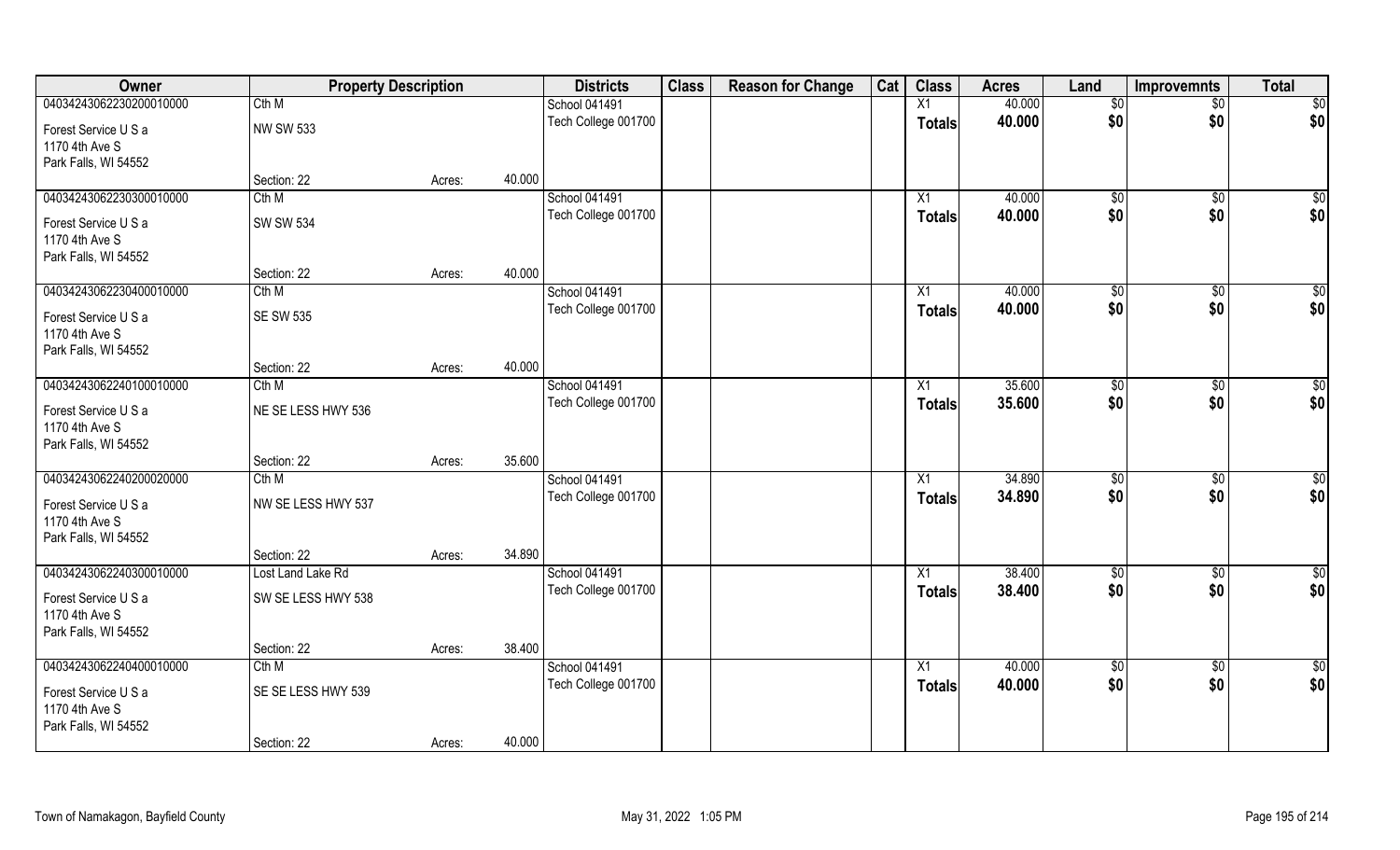| Owner | Property Description | | | Districts | Class | Reason for Change | Cat | Class | Acres | Land | Improvemnts | Total |
|---|---|---|---|---|---|---|---|---|---|---|---|---|
| 04034243062230200010000 | Cth M | | | School 041491 | | | | X1 | 40.000 | $0 | $0 | $0 |
| Forest Service U S a<br>1170 4th Ave S<br>Park Falls, WI 54552 | NW SW 533 | | | Tech College 001700 | | | | Totals | 40.000 | $0 | $0 | $0 |
| | Section: 22 | Acres: | 40.000 | | | | | | | | | |
| 04034243062230300010000 | Cth M | | | School 041491 | | | | X1 | 40.000 | $0 | $0 | $0 |
| Forest Service U S a<br>1170 4th Ave S<br>Park Falls, WI 54552 | SW SW 534 | | | Tech College 001700 | | | | Totals | 40.000 | $0 | $0 | $0 |
| | Section: 22 | Acres: | 40.000 | | | | | | | | | |
| 04034243062230400010000 | Cth M | | | School 041491 | | | | X1 | 40.000 | $0 | $0 | $0 |
| Forest Service U S a<br>1170 4th Ave S<br>Park Falls, WI 54552 | SE SW 535 | | | Tech College 001700 | | | | Totals | 40.000 | $0 | $0 | $0 |
| | Section: 22 | Acres: | 40.000 | | | | | | | | | |
| 04034243062240100010000 | Cth M | | | School 041491 | | | | X1 | 35.600 | $0 | $0 | $0 |
| Forest Service U S a<br>1170 4th Ave S<br>Park Falls, WI 54552 | NE SE LESS HWY 536 | | | Tech College 001700 | | | | Totals | 35.600 | $0 | $0 | $0 |
| | Section: 22 | Acres: | 35.600 | | | | | | | | | |
| 04034243062240200020000 | Cth M | | | School 041491 | | | | X1 | 34.890 | $0 | $0 | $0 |
| Forest Service U S a<br>1170 4th Ave S<br>Park Falls, WI 54552 | NW SE LESS HWY 537 | | | Tech College 001700 | | | | Totals | 34.890 | $0 | $0 | $0 |
| | Section: 22 | Acres: | 34.890 | | | | | | | | | |
| 04034243062240300010000 | Lost Land Lake Rd | | | School 041491 | | | | X1 | 38.400 | $0 | $0 | $0 |
| Forest Service U S a<br>1170 4th Ave S<br>Park Falls, WI 54552 | SW SE LESS HWY 538 | | | Tech College 001700 | | | | Totals | 38.400 | $0 | $0 | $0 |
| | Section: 22 | Acres: | 38.400 | | | | | | | | | |
| 04034243062240400010000 | Cth M | | | School 041491 | | | | X1 | 40.000 | $0 | $0 | $0 |
| Forest Service U S a<br>1170 4th Ave S<br>Park Falls, WI 54552 | SE SE LESS HWY 539 | | | Tech College 001700 | | | | Totals | 40.000 | $0 | $0 | $0 |
| | Section: 22 | Acres: | 40.000 | | | | | | | | | |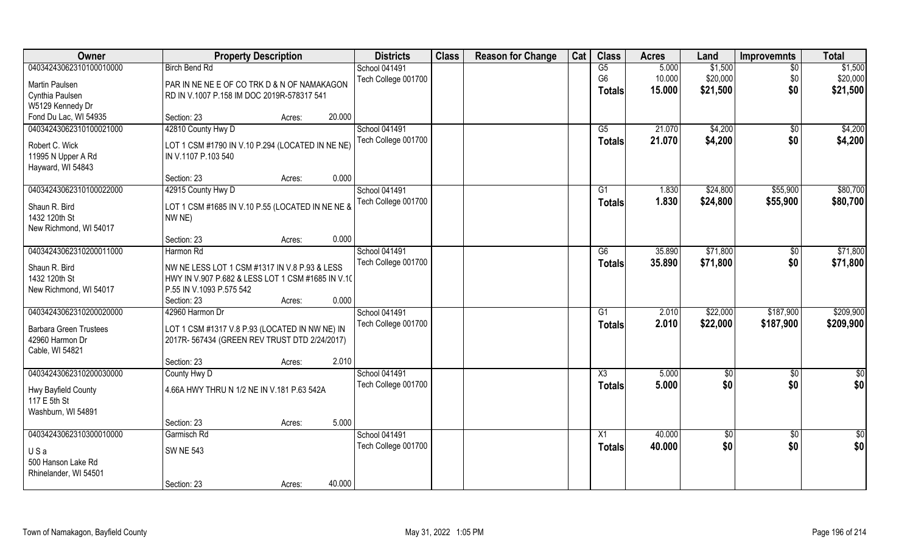| Owner | Property Description | | | Districts | Class | Reason for Change | Cat | Class | Acres | Land | Improvemnts | Total |
|---|---|---|---|---|---|---|---|---|---|---|---|---|
| 04034243062310100010000 | Birch Bend Rd | | | School 041491 | | | | G5 | 5.000 | $1,500 | $0 | $1,500 |
| Martin Paulsen | PAR IN NE NE E OF CO TRK D & N OF NAMAKAGON | | | Tech College 001700 | | | | G6 | 10.000 | $20,000 | $0 | $20,000 |
| Cynthia Paulsen | RD IN V.1007 P.158 IM DOC 2019R-578317 541 | | | | | | | **Totals** | **15.000** | **$21,500** | **$0** | **$21,500** |
| W5129 Kennedy Dr | | | | | | | | | | | | |
| Fond Du Lac, WI 54935 | Section: 23 | Acres: | 20.000 | | | | | | | | | |
| 04034243062310100021000 | 42810 County Hwy D | | | School 041491 | | | | G5 | 21.070 | $4,200 | $0 | $4,200 |
| Robert C. Wick | LOT 1 CSM #1790 IN V.10 P.294 (LOCATED IN NE NE) | | | Tech College 001700 | | | | **Totals** | **21.070** | **$4,200** | **$0** | **$4,200** |
| 11995 N Upper A Rd | IN V.1107 P.103 540 | | | | | | | | | | | |
| Hayward, WI 54843 | | | | | | | | | | | | |
| | Section: 23 | Acres: | 0.000 | | | | | | | | | |
| 04034243062310100022000 | 42915 County Hwy D | | | School 041491 | | | | G1 | 1.830 | $24,800 | $55,900 | $80,700 |
| Shaun R. Bird | LOT 1 CSM #1685 IN V.10 P.55 (LOCATED IN NE NE & | | | Tech College 001700 | | | | **Totals** | **1.830** | **$24,800** | **$55,900** | **$80,700** |
| 1432 120th St | NW NE) | | | | | | | | | | | |
| New Richmond, WI 54017 | | | | | | | | | | | | |
| | Section: 23 | Acres: | 0.000 | | | | | | | | | |
| 04034243062310200011000 | Harmon Rd | | | School 041491 | | | | G6 | 35.890 | $71,800 | $0 | $71,800 |
| Shaun R. Bird | NW NE LESS LOT 1 CSM #1317 IN V.8 P.93 & LESS | | | Tech College 001700 | | | | **Totals** | **35.890** | **$71,800** | **$0** | **$71,800** |
| 1432 120th St | HWY IN V.907 P.682 & LESS LOT 1 CSM #1685 IN V.1( | | | | | | | | | | | |
| New Richmond, WI 54017 | P.55 IN V.1093 P.575 542 | | | | | | | | | | | |
| | Section: 23 | Acres: | 0.000 | | | | | | | | | |
| 04034243062310200020000 | 42960 Harmon Dr | | | School 041491 | | | | G1 | 2.010 | $22,000 | $187,900 | $209,900 |
| Barbara Green Trustees | LOT 1 CSM #1317 V.8 P.93 (LOCATED IN NW NE) IN | | | Tech College 001700 | | | | **Totals** | **2.010** | **$22,000** | **$187,900** | **$209,900** |
| 42960 Harmon Dr | 2017R- 567434 (GREEN REV TRUST DTD 2/24/2017) | | | | | | | | | | | |
| Cable, WI 54821 | | | | | | | | | | | | |
| | Section: 23 | Acres: | 2.010 | | | | | | | | | |
| 04034243062310200030000 | County Hwy D | | | School 041491 | | | | X3 | 5.000 | $0 | $0 | $0 |
| Hwy Bayfield County | 4.66A HWY THRU N 1/2 NE IN V.181 P.63 542A | | | Tech College 001700 | | | | **Totals** | **5.000** | **$0** | **$0** | **$0** |
| 117 E 5th St | | | | | | | | | | | | |
| Washburn, WI 54891 | | | | | | | | | | | | |
| | Section: 23 | Acres: | 5.000 | | | | | | | | | |
| 04034243062310300010000 | Garmisch Rd | | | School 041491 | | | | X1 | 40.000 | $0 | $0 | $0 |
| U S a | SW NE 543 | | | Tech College 001700 | | | | **Totals** | **40.000** | **$0** | **$0** | **$0** |
| 500 Hanson Lake Rd | | | | | | | | | | | | |
| Rhinelander, WI 54501 | | | | | | | | | | | | |
| | Section: 23 | Acres: | 40.000 | | | | | | | | | |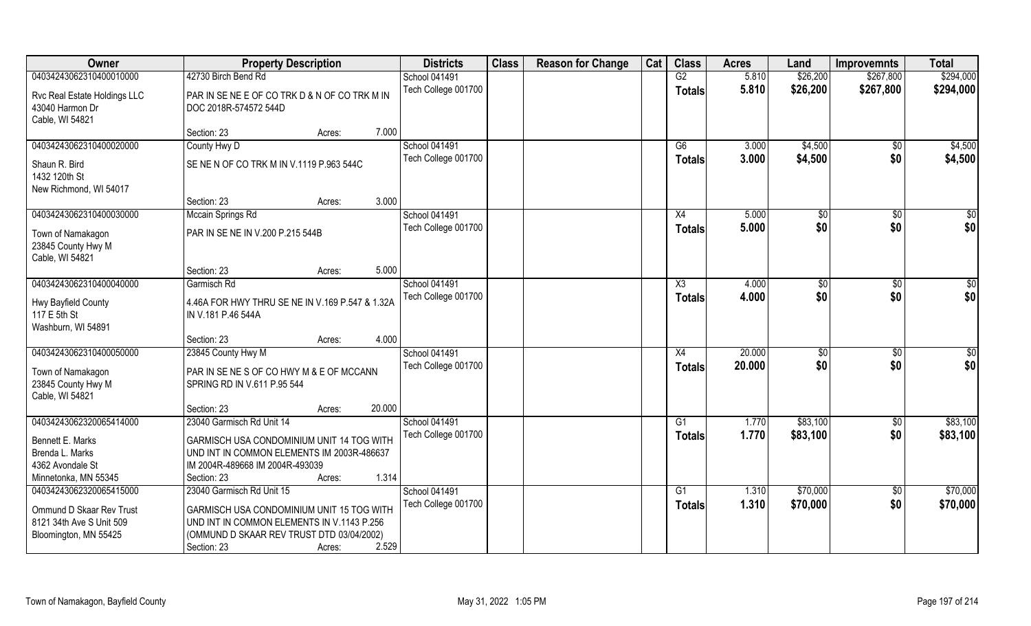| Owner | Property Description | Districts | Class | Reason for Change | Cat | Class | Acres | Land | Improvemnts | Total |
|---|---|---|---|---|---|---|---|---|---|---|
| 04034243062310400010000 | 42730 Birch Bend Rd | School 041491 | | | | G2 | 5.810 | $26,200 | $267,800 | $294,000 |
| Rvc Real Estate Holdings LLC<br>43040 Harmon Dr<br>Cable, WI 54821 | PAR IN SE NE E OF CO TRK D & N OF CO TRK M IN DOC 2018R-574572 544D<br>Section: 23 Acres: 7.000 | Tech College 001700 | | | | Totals | 5.810 | $26,200 | $267,800 | $294,000 |
| 04034243062310400020000 | County Hwy D | School 041491 | | | | G6 | 3.000 | $4,500 | $0 | $4,500 |
| Shaun R. Bird<br>1432 120th St<br>New Richmond, WI 54017 | SE NE N OF CO TRK M IN V.1119 P.963 544C<br>Section: 23 Acres: 3.000 | Tech College 001700 | | | | Totals | 3.000 | $4,500 | $0 | $4,500 |
| 04034243062310400030000 | Mccain Springs Rd | School 041491 | | | | X4 | 5.000 | $0 | $0 | $0 |
| Town of Namakagon<br>23845 County Hwy M<br>Cable, WI 54821 | PAR IN SE NE IN V.200 P.215 544B<br>Section: 23 Acres: 5.000 | Tech College 001700 | | | | Totals | 5.000 | $0 | $0 | $0 |
| 04034243062310400040000 | Garmisch Rd | School 041491 | | | | X3 | 4.000 | $0 | $0 | $0 |
| Hwy Bayfield County<br>117 E 5th St<br>Washburn, WI 54891 | 4.46A FOR HWY THRU SE NE IN V.169 P.547 & 1.32A IN V.181 P.46 544A<br>Section: 23 Acres: 4.000 | Tech College 001700 | | | | Totals | 4.000 | $0 | $0 | $0 |
| 04034243062310400050000 | 23845 County Hwy M | School 041491 | | | | X4 | 20.000 | $0 | $0 | $0 |
| Town of Namakagon<br>23845 County Hwy M<br>Cable, WI 54821 | PAR IN SE NE S OF CO HWY M & E OF MCCANN SPRING RD IN V.611 P.95 544<br>Section: 23 Acres: 20.000 | Tech College 001700 | | | | Totals | 20.000 | $0 | $0 | $0 |
| 04034243062320065414000 | 23040 Garmisch Rd Unit 14 | School 041491 | | | | G1 | 1.770 | $83,100 | $0 | $83,100 |
| Bennett E. Marks<br>Brenda L. Marks<br>4362 Avondale St<br>Minnetonka, MN 55345 | GARMISCH USA CONDOMINIUM UNIT 14 TOG WITH UND INT IN COMMON ELEMENTS IM 2003R-486637 IM 2004R-489668 IM 2004R-493039<br>Section: 23 Acres: 1.314 | Tech College 001700 | | | | Totals | 1.770 | $83,100 | $0 | $83,100 |
| 04034243062320065415000 | 23040 Garmisch Rd Unit 15 | School 041491 | | | | G1 | 1.310 | $70,000 | $0 | $70,000 |
| Ommund D Skaar Rev Trust<br>8121 34th Ave S Unit 509<br>Bloomington, MN 55425 | GARMISCH USA CONDOMINIUM UNIT 15 TOG WITH UND INT IN COMMON ELEMENTS IN V.1143 P.256 (OMMUND D SKAAR REV TRUST DTD 03/04/2002)<br>Section: 23 Acres: 2.529 | Tech College 001700 | | | | Totals | 1.310 | $70,000 | $0 | $70,000 |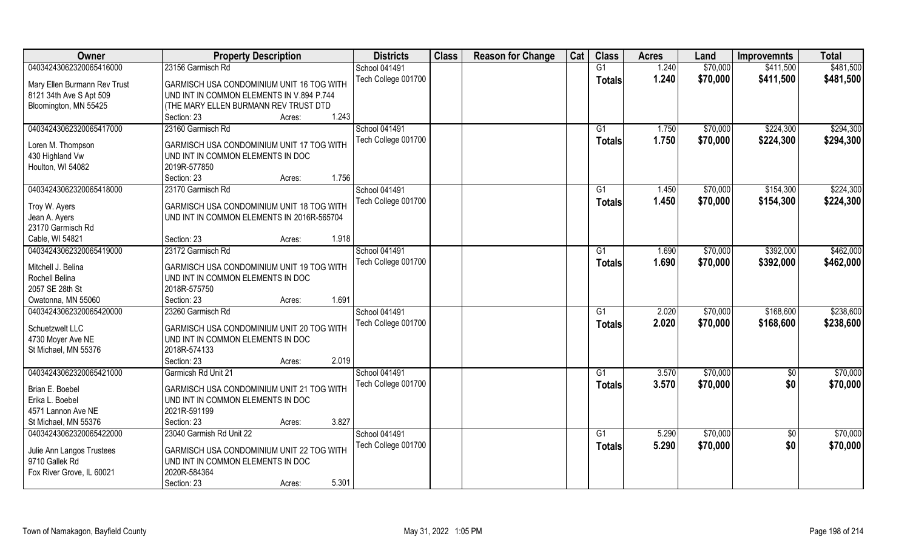| Owner | Property Description | Districts | Class | Reason for Change | Cat | Class | Acres | Land | Improvemnts | Total |
|---|---|---|---|---|---|---|---|---|---|---|
| 04034243062320065416000 | 23156 Garmisch Rd | School 041491 | | | | G1 | 1.240 | $70,000 | $411,500 | $481,500 |
| Mary Ellen Burmann Rev Trust<br>8121 34th Ave S Apt 509<br>Bloomington, MN 55425 | GARMISCH USA CONDOMINIUM UNIT 16 TOG WITH UND INT IN COMMON ELEMENTS IN V.894 P.744 (THE MARY ELLEN BURMANN REV TRUST DTD<br>Section: 23 Acres: 1.243 | Tech College 001700 | | | | **Totals** | **1.240** | **$70,000** | **$411,500** | **$481,500** |
| 04034243062320065417000 | 23160 Garmisch Rd | School 041491 | | | | G1 | 1.750 | $70,000 | $224,300 | $294,300 |
| Loren M. Thompson<br>430 Highland Vw<br>Houlton, WI 54082 | GARMISCH USA CONDOMINIUM UNIT 17 TOG WITH UND INT IN COMMON ELEMENTS IN DOC 2019R-577850<br>Section: 23 Acres: 1.756 | Tech College 001700 | | | | **Totals** | **1.750** | **$70,000** | **$224,300** | **$294,300** |
| 04034243062320065418000 | 23170 Garmisch Rd | School 041491 | | | | G1 | 1.450 | $70,000 | $154,300 | $224,300 |
| Troy W. Ayers<br>Jean A. Ayers<br>23170 Garmisch Rd<br>Cable, WI 54821 | GARMISCH USA CONDOMINIUM UNIT 18 TOG WITH UND INT IN COMMON ELEMENTS IN 2016R-565704<br>Section: 23 Acres: 1.918 | Tech College 001700 | | | | **Totals** | **1.450** | **$70,000** | **$154,300** | **$224,300** |
| 04034243062320065419000 | 23172 Garmisch Rd | School 041491 | | | | G1 | 1.690 | $70,000 | $392,000 | $462,000 |
| Mitchell J. Belina<br>Rochell Belina<br>2057 SE 28th St<br>Owatonna, MN 55060 | GARMISCH USA CONDOMINIUM UNIT 19 TOG WITH UND INT IN COMMON ELEMENTS IN DOC 2018R-575750<br>Section: 23 Acres: 1.691 | Tech College 001700 | | | | **Totals** | **1.690** | **$70,000** | **$392,000** | **$462,000** |
| 04034243062320065420000 | 23260 Garmisch Rd | School 041491 | | | | G1 | 2.020 | $70,000 | $168,600 | $238,600 |
| Schuetzwelt LLC<br>4730 Moyer Ave NE<br>St Michael, MN 55376 | GARMISCH USA CONDOMINIUM UNIT 20 TOG WITH UND INT IN COMMON ELEMENTS IN DOC 2018R-574133<br>Section: 23 Acres: 2.019 | Tech College 001700 | | | | **Totals** | **2.020** | **$70,000** | **$168,600** | **$238,600** |
| 04034243062320065421000 | Garmicsh Rd Unit 21 | School 041491 | | | | G1 | 3.570 | $70,000 | $0 | $70,000 |
| Brian E. Boebel<br>Erika L. Boebel<br>4571 Lannon Ave NE<br>St Michael, MN 55376 | GARMISCH USA CONDOMINIUM UNIT 21 TOG WITH UND INT IN COMMON ELEMENTS IN DOC 2021R-591199<br>Section: 23 Acres: 3.827 | Tech College 001700 | | | | **Totals** | **3.570** | **$70,000** | **$0** | **$70,000** |
| 04034243062320065422000 | 23040 Garmish Rd Unit 22 | School 041491 | | | | G1 | 5.290 | $70,000 | $0 | $70,000 |
| Julie Ann Langos Trustees<br>9710 Gallek Rd<br>Fox River Grove, IL 60021 | GARMISCH USA CONDOMINIUM UNIT 22 TOG WITH UND INT IN COMMON ELEMENTS IN DOC 2020R-584364<br>Section: 23 Acres: 5.301 | Tech College 001700 | | | | **Totals** | **5.290** | **$70,000** | **$0** | **$70,000** |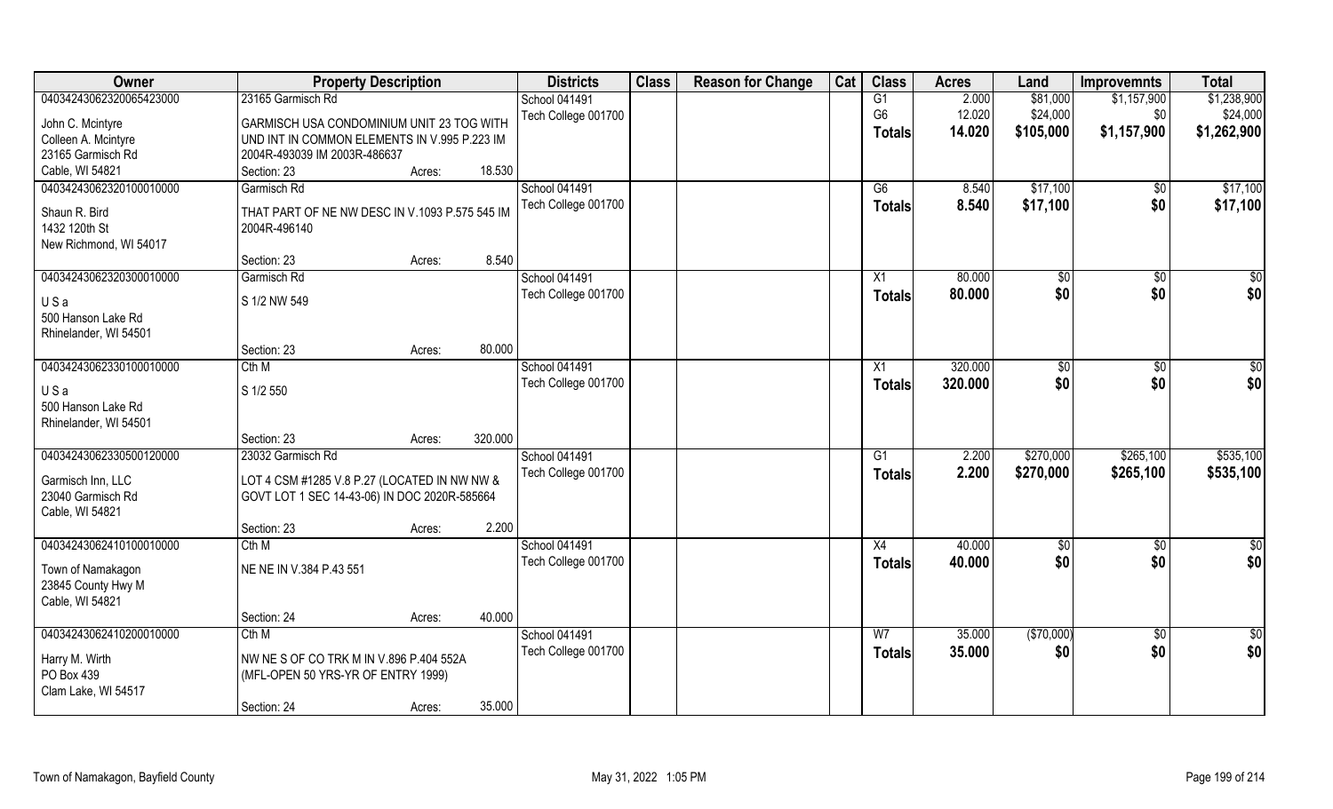| Owner | Property Description | | | Districts | Class | Reason for Change | Cat | Class | Acres | Land | Improvemnts | Total |
|---|---|---|---|---|---|---|---|---|---|---|---|---|
| 04034243062320065423000 | 23165 Garmisch Rd | | | School 041491 | | | | G1 | 2.000 | $81,000 | $1,157,900 | $1,238,900 |
| John C. Mcintyre | GARMISCH USA CONDOMINIUM UNIT 23 TOG WITH | | | Tech College 001700 | | | | G6 | 12.020 | $24,000 | $0 | $24,000 |
| Colleen A. Mcintyre | UND INT IN COMMON ELEMENTS IN V.995 P.223 IM | | | | | | | **Totals** | **14.020** | **$105,000** | **$1,157,900** | **$1,262,900** |
| 23165 Garmisch Rd | 2004R-493039 IM 2003R-486637 | | | | | | | | | | | |
| Cable, WI 54821 | Section: 23 | Acres: | 18.530 | | | | | | | | | |
| 04034243062320100010000 | Garmisch Rd | | | School 041491 | | | | G6 | 8.540 | $17,100 | $0 | $17,100 |
| Shaun R. Bird | THAT PART OF NE NW DESC IN V.1093 P.575 545 IM | | | Tech College 001700 | | | | **Totals** | **8.540** | **$17,100** | **$0** | **$17,100** |
| 1432 120th St | 2004R-496140 | | | | | | | | | | | |
| New Richmond, WI 54017 | | | | | | | | | | | | |
| | Section: 23 | Acres: | 8.540 | | | | | | | | | |
| 04034243062320300010000 | Garmisch Rd | | | School 041491 | | | | X1 | 80.000 | $0 | $0 | $0 |
| U S a | S 1/2 NW 549 | | | Tech College 001700 | | | | **Totals** | **80.000** | **$0** | **$0** | **$0** |
| 500 Hanson Lake Rd | | | | | | | | | | | | |
| Rhinelander, WI 54501 | | | | | | | | | | | | |
| | Section: 23 | Acres: | 80.000 | | | | | | | | | |
| 04034243062330100010000 | Cth M | | | School 041491 | | | | X1 | 320.000 | $0 | $0 | $0 |
| U S a | S 1/2 550 | | | Tech College 001700 | | | | **Totals** | **320.000** | **$0** | **$0** | **$0** |
| 500 Hanson Lake Rd | | | | | | | | | | | | |
| Rhinelander, WI 54501 | | | | | | | | | | | | |
| | Section: 23 | Acres: | 320.000 | | | | | | | | | |
| 04034243062330500120000 | 23032 Garmisch Rd | | | School 041491 | | | | G1 | 2.200 | $270,000 | $265,100 | $535,100 |
| Garmisch Inn, LLC | LOT 4 CSM #1285 V.8 P.27 (LOCATED IN NW NW & | | | Tech College 001700 | | | | **Totals** | **2.200** | **$270,000** | **$265,100** | **$535,100** |
| 23040 Garmisch Rd | GOVT LOT 1 SEC 14-43-06) IN DOC 2020R-585664 | | | | | | | | | | | |
| Cable, WI 54821 | | | | | | | | | | | | |
| | Section: 23 | Acres: | 2.200 | | | | | | | | | |
| 04034243062410100010000 | Cth M | | | School 041491 | | | | X4 | 40.000 | $0 | $0 | $0 |
| Town of Namakagon | NE NE IN V.384 P.43 551 | | | Tech College 001700 | | | | **Totals** | **40.000** | **$0** | **$0** | **$0** |
| 23845 County Hwy M | | | | | | | | | | | | |
| Cable, WI 54821 | | | | | | | | | | | | |
| | Section: 24 | Acres: | 40.000 | | | | | | | | | |
| 04034243062410200010000 | Cth M | | | School 041491 | | | | W7 | 35.000 | ($70,000) | $0 | $0 |
| Harry M. Wirth | NW NE S OF CO TRK M IN V.896 P.404 552A | | | Tech College 001700 | | | | **Totals** | **35.000** | **$0** | **$0** | **$0** |
| PO Box 439 | (MFL-OPEN 50 YRS-YR OF ENTRY 1999) | | | | | | | | | | | |
| Clam Lake, WI 54517 | | | | | | | | | | | | |
| | Section: 24 | Acres: | 35.000 | | | | | | | | | |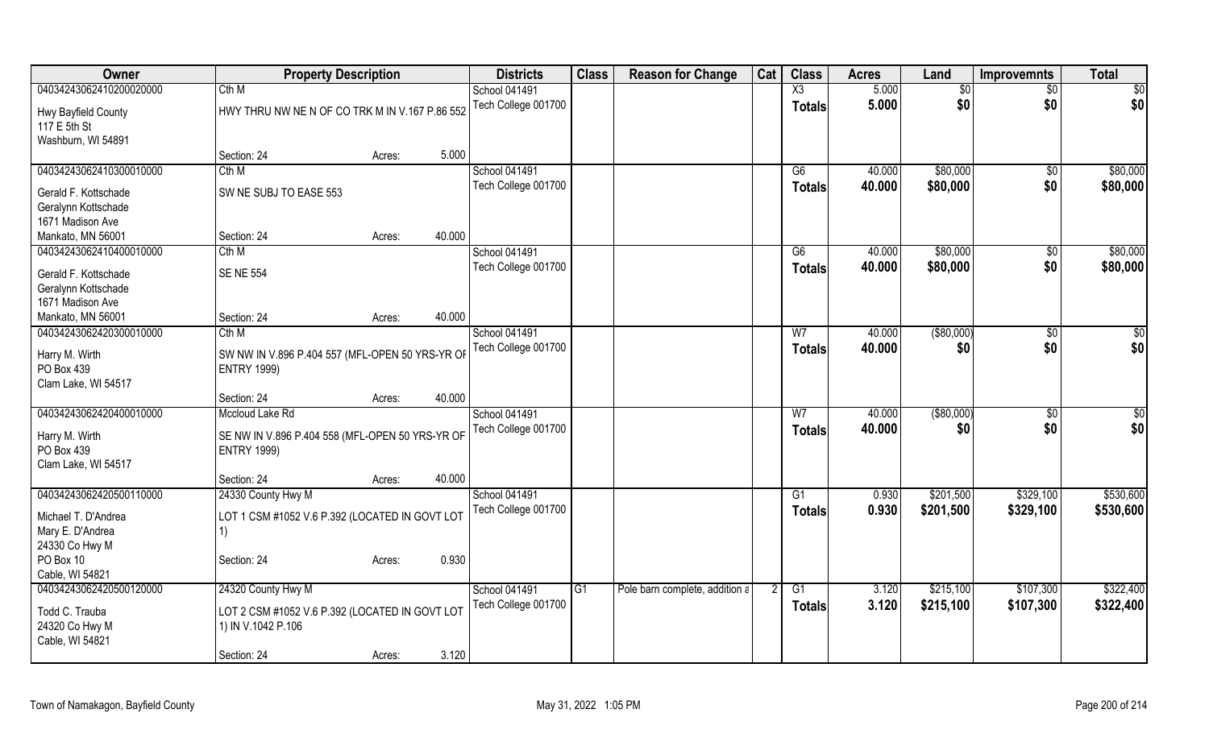| Owner | Property Description | Districts | Class | Reason for Change | Cat | Class | Acres | Land | Improvemnts | Total |
|---|---|---|---|---|---|---|---|---|---|---|
| 04034243062410200020000 | Cth M | School 041491 | | | | X3 | 5.000 | $0 | $0 | $0 |
| Hwy Bayfield County<br>117 E 5th St<br>Washburn, WI 54891 | HWY THRU NW NE N OF CO TRK M IN V.167 P.86 552 | Tech College 001700 | | | | **Totals** | **5.000** | **$0** | **$0** | **$0** |
| | Section: 24 Acres: 5.000 | | | | | | | | | |
| 04034243062410300010000 | Cth M | School 041491 | | | | G6 | 40.000 | $80,000 | $0 | $80,000 |
| Gerald F. Kottschade<br>Geralynn Kottschade<br>1671 Madison Ave<br>Mankato, MN 56001 | SW NE SUBJ TO EASE 553 | Tech College 001700 | | | | **Totals** | **40.000** | **$80,000** | **$0** | **$80,000** |
| | Section: 24 Acres: 40.000 | | | | | | | | | |
| 04034243062410400010000 | Cth M | School 041491 | | | | G6 | 40.000 | $80,000 | $0 | $80,000 |
| Gerald F. Kottschade<br>Geralynn Kottschade<br>1671 Madison Ave<br>Mankato, MN 56001 | SE NE 554 | Tech College 001700 | | | | **Totals** | **40.000** | **$80,000** | **$0** | **$80,000** |
| | Section: 24 Acres: 40.000 | | | | | | | | | |
| 04034243062420300010000 | Cth M | School 041491 | | | | W7 | 40.000 | ($80,000) | $0 | $0 |
| Harry M. Wirth<br>PO Box 439<br>Clam Lake, WI 54517 | SW NW IN V.896 P.404 557 (MFL-OPEN 50 YRS-YR OF ENTRY 1999) | Tech College 001700 | | | | **Totals** | **40.000** | **$0** | **$0** | **$0** |
| | Section: 24 Acres: 40.000 | | | | | | | | | |
| 04034243062420400010000 | Mccloud Lake Rd | School 041491 | | | | W7 | 40.000 | ($80,000) | $0 | $0 |
| Harry M. Wirth<br>PO Box 439<br>Clam Lake, WI 54517 | SE NW IN V.896 P.404 558 (MFL-OPEN 50 YRS-YR OF ENTRY 1999) | Tech College 001700 | | | | **Totals** | **40.000** | **$0** | **$0** | **$0** |
| | Section: 24 Acres: 40.000 | | | | | | | | | |
| 04034243062420500110000 | 24330 County Hwy M | School 041491 | | | | G1 | 0.930 | $201,500 | $329,100 | $530,600 |
| Michael T. D'Andrea<br>Mary E. D'Andrea<br>24330 Co Hwy M<br>PO Box 10<br>Cable, WI 54821 | LOT 1 CSM #1052 V.6 P.392 (LOCATED IN GOVT LOT 1) | Tech College 001700 | | | | **Totals** | **0.930** | **$201,500** | **$329,100** | **$530,600** |
| | Section: 24 Acres: 0.930 | | | | | | | | | |
| 04034243062420500120000 | 24320 County Hwy M | School 041491 | G1 | Pole barn complete, addition a | 2 | G1 | 3.120 | $215,100 | $107,300 | $322,400 |
| Todd C. Trauba<br>24320 Co Hwy M<br>Cable, WI 54821 | LOT 2 CSM #1052 V.6 P.392 (LOCATED IN GOVT LOT 1) IN V.1042 P.106 | Tech College 001700 | | | | **Totals** | **3.120** | **$215,100** | **$107,300** | **$322,400** |
| | Section: 24 Acres: 3.120 | | | | | | | | | |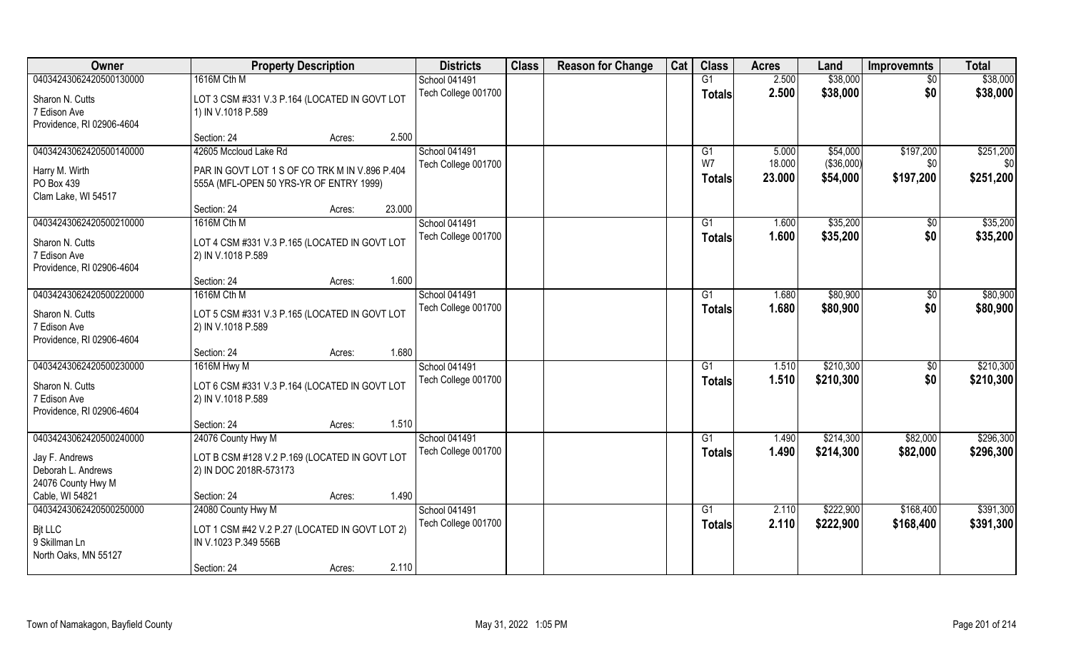| Owner | Property Description | | | Districts | Class | Reason for Change | Cat | Class | Acres | Land | Improvemnts | Total |
|---|---|---|---|---|---|---|---|---|---|---|---|---|
| 04034243062420500130000 | 1616M Cth M | | | School 041491 | | | | G1 | 2.500 | $38,000 | $0 | $38,000 |
| Sharon N. Cutts<br>7 Edison Ave<br>Providence, RI 02906-4604 | LOT 3 CSM #331 V.3 P.164 (LOCATED IN GOVT LOT 1) IN V.1018 P.589 | | | Tech College 001700 | | | | **Totals** | **2.500** | **$38,000** | **$0** | **$38,000** |
| | Section: 24 | Acres: | 2.500 | | | | | | | | | |
| 04034243062420500140000 | 42605 Mccloud Lake Rd | | | School 041491 | | | | G1 | 5.000 | $54,000 | $197,200 | $251,200 |
| Harry M. Wirth<br>PO Box 439<br>Clam Lake, WI 54517 | PAR IN GOVT LOT 1 S OF CO TRK M IN V.896 P.404 555A (MFL-OPEN 50 YRS-YR OF ENTRY 1999) | | | Tech College 001700 | | | | W7 | 18.000 | ($36,000) | $0 | $0 |
| | | | | | | | | **Totals** | **23.000** | **$54,000** | **$197,200** | **$251,200** |
| | Section: 24 | Acres: | 23.000 | | | | | | | | | |
| 04034243062420500210000 | 1616M Cth M | | | School 041491 | | | | G1 | 1.600 | $35,200 | $0 | $35,200 |
| Sharon N. Cutts<br>7 Edison Ave<br>Providence, RI 02906-4604 | LOT 4 CSM #331 V.3 P.165 (LOCATED IN GOVT LOT 2) IN V.1018 P.589 | | | Tech College 001700 | | | | **Totals** | **1.600** | **$35,200** | **$0** | **$35,200** |
| | Section: 24 | Acres: | 1.600 | | | | | | | | | |
| 04034243062420500220000 | 1616M Cth M | | | School 041491 | | | | G1 | 1.680 | $80,900 | $0 | $80,900 |
| Sharon N. Cutts<br>7 Edison Ave<br>Providence, RI 02906-4604 | LOT 5 CSM #331 V.3 P.165 (LOCATED IN GOVT LOT 2) IN V.1018 P.589 | | | Tech College 001700 | | | | **Totals** | **1.680** | **$80,900** | **$0** | **$80,900** |
| | Section: 24 | Acres: | 1.680 | | | | | | | | | |
| 04034243062420500230000 | 1616M Hwy M | | | School 041491 | | | | G1 | 1.510 | $210,300 | $0 | $210,300 |
| Sharon N. Cutts<br>7 Edison Ave<br>Providence, RI 02906-4604 | LOT 6 CSM #331 V.3 P.164 (LOCATED IN GOVT LOT 2) IN V.1018 P.589 | | | Tech College 001700 | | | | **Totals** | **1.510** | **$210,300** | **$0** | **$210,300** |
| | Section: 24 | Acres: | 1.510 | | | | | | | | | |
| 04034243062420500240000 | 24076 County Hwy M | | | School 041491 | | | | G1 | 1.490 | $214,300 | $82,000 | $296,300 |
| Jay F. Andrews<br>Deborah L. Andrews<br>24076 County Hwy M<br>Cable, WI 54821 | LOT B CSM #128 V.2 P.169 (LOCATED IN GOVT LOT 2) IN DOC 2018R-573173 | | | Tech College 001700 | | | | **Totals** | **1.490** | **$214,300** | **$82,000** | **$296,300** |
| | Section: 24 | Acres: | 1.490 | | | | | | | | | |
| 04034243062420500250000 | 24080 County Hwy M | | | School 041491 | | | | G1 | 2.110 | $222,900 | $168,400 | $391,300 |
| Bjt LLC<br>9 Skillman Ln<br>North Oaks, MN 55127 | LOT 1 CSM #42 V.2 P.27 (LOCATED IN GOVT LOT 2) IN V.1023 P.349 556B | | | Tech College 001700 | | | | **Totals** | **2.110** | **$222,900** | **$168,400** | **$391,300** |
| | Section: 24 | Acres: | 2.110 | | | | | | | | | |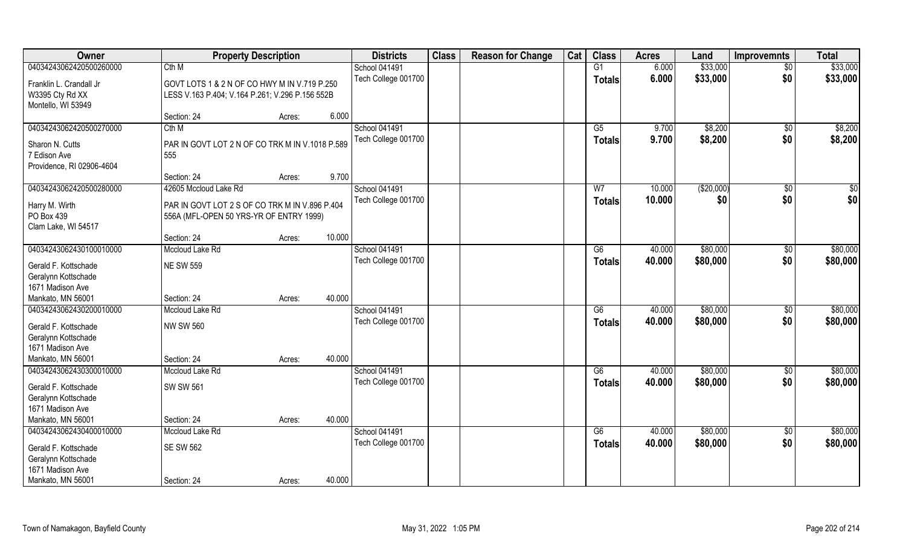| Owner | Property Description | | | Districts | Class | Reason for Change | Cat | Class | Acres | Land | Improvemnts | Total |
|---|---|---|---|---|---|---|---|---|---|---|---|---|
| 04034243062420500260000 | Cth M | | | School 041491 | | | | G1 | 6.000 | $33,000 | $0 | $33,000 |
| Franklin L. Crandall Jr<br>W3395 Cty Rd XX<br>Montello, WI 53949 | GOVT LOTS 1 & 2 N OF CO HWY M IN V.719 P.250 LESS V.163 P.404; V.164 P.261; V.296 P.156 552B | | | Tech College 001700 | | | | Totals | 6.000 | $33,000 | $0 | $33,000 |
| | Section: 24 | Acres: | 6.000 | | | | | | | | | |
| 04034243062420500270000 | Cth M | | | School 041491 | | | | G5 | 9.700 | $8,200 | $0 | $8,200 |
| Sharon N. Cutts<br>7 Edison Ave<br>Providence, RI 02906-4604 | PAR IN GOVT LOT 2 N OF CO TRK M IN V.1018 P.589 555 | | | Tech College 001700 | | | | Totals | 9.700 | $8,200 | $0 | $8,200 |
| | Section: 24 | Acres: | 9.700 | | | | | | | | | |
| 04034243062420500280000 | 42605 Mccloud Lake Rd | | | School 041491 | | | | W7 | 10.000 | ($20,000) | $0 | $0 |
| Harry M. Wirth<br>PO Box 439<br>Clam Lake, WI 54517 | PAR IN GOVT LOT 2 S OF CO TRK M IN V.896 P.404 556A (MFL-OPEN 50 YRS-YR OF ENTRY 1999) | | | Tech College 001700 | | | | Totals | 10.000 | $0 | $0 | $0 |
| | Section: 24 | Acres: | 10.000 | | | | | | | | | |
| 04034243062430100010000 | Mccloud Lake Rd | | | School 041491 | | | | G6 | 40.000 | $80,000 | $0 | $80,000 |
| Gerald F. Kottschade<br>Geralynn Kottschade<br>1671 Madison Ave<br>Mankato, MN 56001 | NE SW 559 | | | Tech College 001700 | | | | Totals | 40.000 | $80,000 | $0 | $80,000 |
| | Section: 24 | Acres: | 40.000 | | | | | | | | | |
| 04034243062430200010000 | Mccloud Lake Rd | | | School 041491 | | | | G6 | 40.000 | $80,000 | $0 | $80,000 |
| Gerald F. Kottschade<br>Geralynn Kottschade<br>1671 Madison Ave<br>Mankato, MN 56001 | NW SW 560 | | | Tech College 001700 | | | | Totals | 40.000 | $80,000 | $0 | $80,000 |
| | Section: 24 | Acres: | 40.000 | | | | | | | | | |
| 04034243062430300010000 | Mccloud Lake Rd | | | School 041491 | | | | G6 | 40.000 | $80,000 | $0 | $80,000 |
| Gerald F. Kottschade<br>Geralynn Kottschade<br>1671 Madison Ave<br>Mankato, MN 56001 | SW SW 561 | | | Tech College 001700 | | | | Totals | 40.000 | $80,000 | $0 | $80,000 |
| | Section: 24 | Acres: | 40.000 | | | | | | | | | |
| 04034243062430400010000 | Mccloud Lake Rd | | | School 041491 | | | | G6 | 40.000 | $80,000 | $0 | $80,000 |
| Gerald F. Kottschade<br>Geralynn Kottschade<br>1671 Madison Ave<br>Mankato, MN 56001 | SE SW 562 | | | Tech College 001700 | | | | Totals | 40.000 | $80,000 | $0 | $80,000 |
| | Section: 24 | Acres: | 40.000 | | | | | | | | | |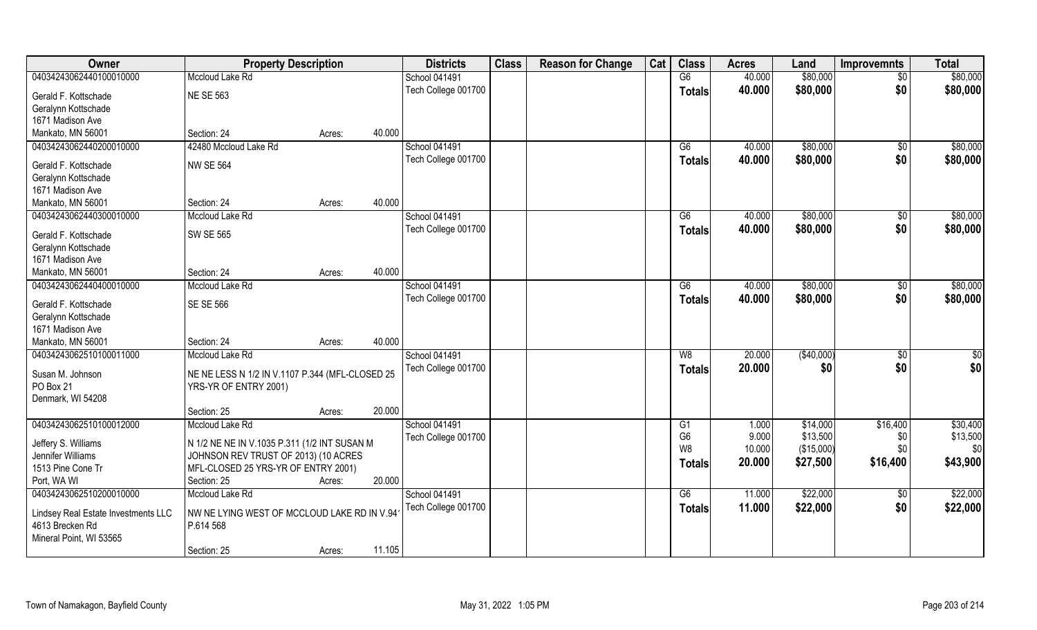| Owner | Property Description | | | Districts | Class | Reason for Change | Cat | Class | Acres | Land | Improvemnts | Total |
|---|---|---|---|---|---|---|---|---|---|---|---|---|
| 04034243062440100010000 | Mccloud Lake Rd | | | School 041491 | | | | G6 | 40.000 | $80,000 | $0 | $80,000 |
| Gerald F. Kottschade | NE SE 563 | | | Tech College 001700 | | | | Totals | 40.000 | $80,000 | $0 | $80,000 |
| Geralynn Kottschade | | | | | | | | | | | | |
| 1671 Madison Ave | | | | | | | | | | | | |
| Mankato, MN 56001 | Section: 24 | Acres: | 40.000 | | | | | | | | | |
| 04034243062440200010000 | 42480 Mccloud Lake Rd | | | School 041491 | | | | G6 | 40.000 | $80,000 | $0 | $80,000 |
| Gerald F. Kottschade | NW SE 564 | | | Tech College 001700 | | | | Totals | 40.000 | $80,000 | $0 | $80,000 |
| Geralynn Kottschade | | | | | | | | | | | | |
| 1671 Madison Ave | | | | | | | | | | | | |
| Mankato, MN 56001 | Section: 24 | Acres: | 40.000 | | | | | | | | | |
| 04034243062440300010000 | Mccloud Lake Rd | | | School 041491 | | | | G6 | 40.000 | $80,000 | $0 | $80,000 |
| Gerald F. Kottschade | SW SE 565 | | | Tech College 001700 | | | | Totals | 40.000 | $80,000 | $0 | $80,000 |
| Geralynn Kottschade | | | | | | | | | | | | |
| 1671 Madison Ave | | | | | | | | | | | | |
| Mankato, MN 56001 | Section: 24 | Acres: | 40.000 | | | | | | | | | |
| 04034243062440400010000 | Mccloud Lake Rd | | | School 041491 | | | | G6 | 40.000 | $80,000 | $0 | $80,000 |
| Gerald F. Kottschade | SE SE 566 | | | Tech College 001700 | | | | Totals | 40.000 | $80,000 | $0 | $80,000 |
| Geralynn Kottschade | | | | | | | | | | | | |
| 1671 Madison Ave | | | | | | | | | | | | |
| Mankato, MN 56001 | Section: 24 | Acres: | 40.000 | | | | | | | | | |
| 04034243062510100011000 | Mccloud Lake Rd | | | School 041491 | | | | W8 | 20.000 | ($40,000) | $0 | $0 |
| Susan M. Johnson | NE NE LESS N 1/2 IN V.1107 P.344 (MFL-CLOSED 25 YRS-YR OF ENTRY 2001) | | | Tech College 001700 | | | | Totals | 20.000 | $0 | $0 | $0 |
| PO Box 21 | | | | | | | | | | | | |
| Denmark, WI 54208 | | | | | | | | | | | | |
| | Section: 25 | Acres: | 20.000 | | | | | | | | | |
| 04034243062510100012000 | Mccloud Lake Rd | | | School 041491 | | | | G1 | 1.000 | $14,000 | $16,400 | $30,400 |
| Jeffery S. Williams | N 1/2 NE NE IN V.1035 P.311 (1/2 INT SUSAN M JOHNSON REV TRUST OF 2013) (10 ACRES MFL-CLOSED 25 YRS-YR OF ENTRY 2001) | | | Tech College 001700 | | | | G6 | 9.000 | $13,500 | $0 | $13,500 |
| Jennifer Williams | | | | | | | | W8 | 10.000 | ($15,000) | $0 | $0 |
| 1513 Pine Cone Tr | | | | | | | | Totals | 20.000 | $27,500 | $16,400 | $43,900 |
| Port, WA WI | Section: 25 | Acres: | 20.000 | | | | | | | | | |
| 04034243062510200010000 | Mccloud Lake Rd | | | School 041491 | | | | G6 | 11.000 | $22,000 | $0 | $22,000 |
| Lindsey Real Estate Investments LLC | NW NE LYING WEST OF MCCLOUD LAKE RD IN V.941 P.614 568 | | | Tech College 001700 | | | | Totals | 11.000 | $22,000 | $0 | $22,000 |
| 4613 Brecken Rd | | | | | | | | | | | | |
| Mineral Point, WI 53565 | | | | | | | | | | | | |
| | Section: 25 | Acres: | 11.105 | | | | | | | | | |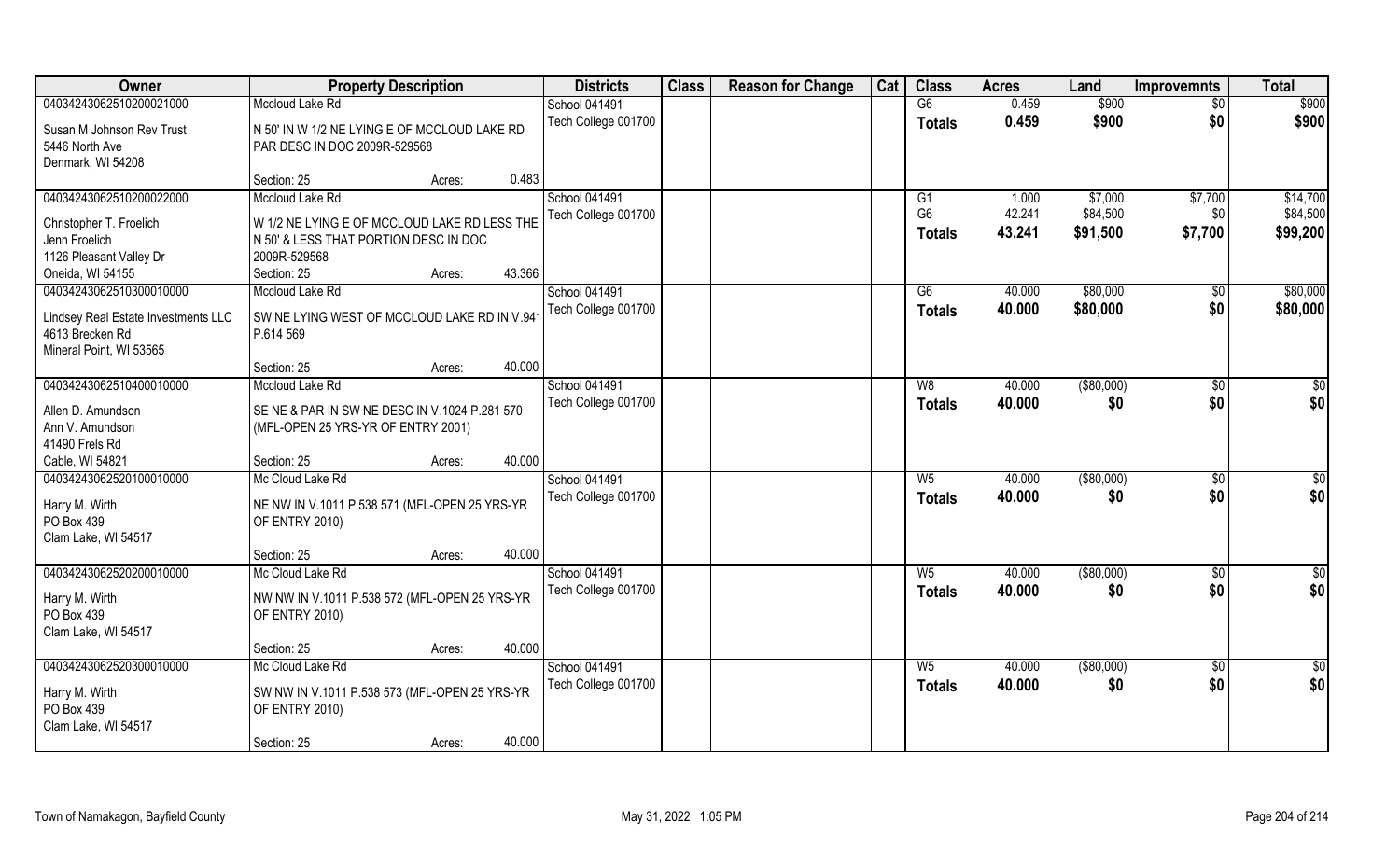| Owner | Property Description | Districts | Class | Reason for Change | Cat | Class | Acres | Land | Improvemnts | Total |
|---|---|---|---|---|---|---|---|---|---|---|
| 04034243062510200021000 | Mccloud Lake Rd | School 041491 | | | | G6 | 0.459 | $900 | $0 | $900 |
| Susan M Johnson Rev Trust<br>5446 North Ave<br>Denmark, WI 54208 | N 50' IN W 1/2 NE LYING E OF MCCLOUD LAKE RD PAR DESC IN DOC 2009R-529568<br>Section: 25 Acres: 0.483 | Tech College 001700 | | | | **Totals** | **0.459** | **$900** | **$0** | **$900** |
| 04034243062510200022000 | Mccloud Lake Rd | School 041491 | | | | G1 | 1.000 | $7,000 | $7,700 | $14,700 |
| Christopher T. Froelich<br>Jenn Froelich<br>1126 Pleasant Valley Dr<br>Oneida, WI 54155 | W 1/2 NE LYING E OF MCCLOUD LAKE RD LESS THE N 50' & LESS THAT PORTION DESC IN DOC 2009R-529568<br>Section: 25 Acres: 43.366 | Tech College 001700 | | | | G6 | 42.241 | $84,500 | $0 | $84,500 |
| | | | | | | **Totals** | **43.241** | **$91,500** | **$7,700** | **$99,200** |
| 04034243062510300010000 | Mccloud Lake Rd | School 041491 | | | | G6 | 40.000 | $80,000 | $0 | $80,000 |
| Lindsey Real Estate Investments LLC<br>4613 Brecken Rd<br>Mineral Point, WI 53565 | SW NE LYING WEST OF MCCLOUD LAKE RD IN V.941 P.614 569<br>Section: 25 Acres: 40.000 | Tech College 001700 | | | | **Totals** | **40.000** | **$80,000** | **$0** | **$80,000** |
| 04034243062510400010000 | Mccloud Lake Rd | School 041491 | | | | W8 | 40.000 | ($80,000) | $0 | $0 |
| Allen D. Amundson<br>Ann V. Amundson<br>41490 Frels Rd<br>Cable, WI 54821 | SE NE & PAR IN SW NE DESC IN V.1024 P.281 570 (MFL-OPEN 25 YRS-YR OF ENTRY 2001)<br>Section: 25 Acres: 40.000 | Tech College 001700 | | | | **Totals** | **40.000** | **$0** | **$0** | **$0** |
| 04034243062520100010000 | Mc Cloud Lake Rd | School 041491 | | | | W5 | 40.000 | ($80,000) | $0 | $0 |
| Harry M. Wirth<br>PO Box 439<br>Clam Lake, WI 54517 | NE NW IN V.1011 P.538 571 (MFL-OPEN 25 YRS-YR OF ENTRY 2010)<br>Section: 25 Acres: 40.000 | Tech College 001700 | | | | **Totals** | **40.000** | **$0** | **$0** | **$0** |
| 04034243062520200010000 | Mc Cloud Lake Rd | School 041491 | | | | W5 | 40.000 | ($80,000) | $0 | $0 |
| Harry M. Wirth<br>PO Box 439<br>Clam Lake, WI 54517 | NW NW IN V.1011 P.538 572 (MFL-OPEN 25 YRS-YR OF ENTRY 2010)<br>Section: 25 Acres: 40.000 | Tech College 001700 | | | | **Totals** | **40.000** | **$0** | **$0** | **$0** |
| 04034243062520300010000 | Mc Cloud Lake Rd | School 041491 | | | | W5 | 40.000 | ($80,000) | $0 | $0 |
| Harry M. Wirth<br>PO Box 439<br>Clam Lake, WI 54517 | SW NW IN V.1011 P.538 573 (MFL-OPEN 25 YRS-YR OF ENTRY 2010)<br>Section: 25 Acres: 40.000 | Tech College 001700 | | | | **Totals** | **40.000** | **$0** | **$0** | **$0** |

Town of Namakagon, Bayfield County May 31, 2022 1:05 PM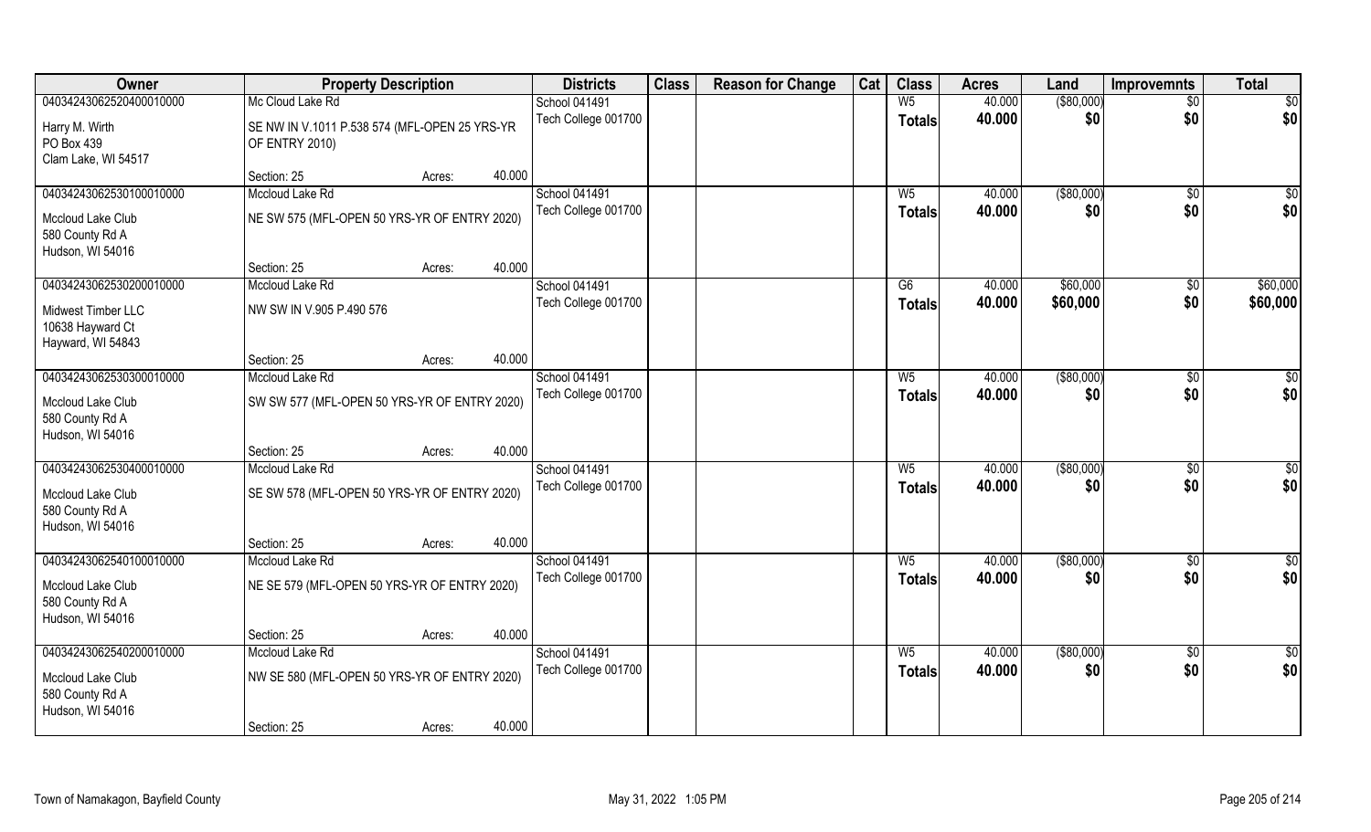| Owner | Property Description | | | Districts | Class | Reason for Change | Cat | Class | Acres | Land | Improvemnts | Total |
|---|---|---|---|---|---|---|---|---|---|---|---|---|
| 04034243062520400010000 | Mc Cloud Lake Rd | | | School 041491 | | | | W5 | 40.000 | ($80,000) | $0 | $0 |
| Harry M. Wirth<br>PO Box 439<br>Clam Lake, WI 54517 | SE NW IN V.1011 P.538 574 (MFL-OPEN 25 YRS-YR OF ENTRY 2010) | | | Tech College 001700 | | | | Totals | 40.000 | $0 | $0 | $0 |
| | Section: 25 | Acres: | 40.000 | | | | | | | | | |
| 04034243062530100010000 | Mccloud Lake Rd | | | School 041491 | | | | W5 | 40.000 | ($80,000) | $0 | $0 |
| Mccloud Lake Club<br>580 County Rd A<br>Hudson, WI 54016 | NE SW 575 (MFL-OPEN 50 YRS-YR OF ENTRY 2020) | | | Tech College 001700 | | | | Totals | 40.000 | $0 | $0 | $0 |
| | Section: 25 | Acres: | 40.000 | | | | | | | | | |
| 04034243062530200010000 | Mccloud Lake Rd | | | School 041491 | | | | G6 | 40.000 | $60,000 | $0 | $60,000 |
| Midwest Timber LLC<br>10638 Hayward Ct<br>Hayward, WI 54843 | NW SW IN V.905 P.490 576 | | | Tech College 001700 | | | | Totals | 40.000 | $60,000 | $0 | $60,000 |
| | Section: 25 | Acres: | 40.000 | | | | | | | | | |
| 04034243062530300010000 | Mccloud Lake Rd | | | School 041491 | | | | W5 | 40.000 | ($80,000) | $0 | $0 |
| Mccloud Lake Club<br>580 County Rd A<br>Hudson, WI 54016 | SW SW 577 (MFL-OPEN 50 YRS-YR OF ENTRY 2020) | | | Tech College 001700 | | | | Totals | 40.000 | $0 | $0 | $0 |
| | Section: 25 | Acres: | 40.000 | | | | | | | | | |
| 04034243062530400010000 | Mccloud Lake Rd | | | School 041491 | | | | W5 | 40.000 | ($80,000) | $0 | $0 |
| Mccloud Lake Club<br>580 County Rd A<br>Hudson, WI 54016 | SE SW 578 (MFL-OPEN 50 YRS-YR OF ENTRY 2020) | | | Tech College 001700 | | | | Totals | 40.000 | $0 | $0 | $0 |
| | Section: 25 | Acres: | 40.000 | | | | | | | | | |
| 04034243062540100010000 | Mccloud Lake Rd | | | School 041491 | | | | W5 | 40.000 | ($80,000) | $0 | $0 |
| Mccloud Lake Club<br>580 County Rd A<br>Hudson, WI 54016 | NE SE 579 (MFL-OPEN 50 YRS-YR OF ENTRY 2020) | | | Tech College 001700 | | | | Totals | 40.000 | $0 | $0 | $0 |
| | Section: 25 | Acres: | 40.000 | | | | | | | | | |
| 04034243062540200010000 | Mccloud Lake Rd | | | School 041491 | | | | W5 | 40.000 | ($80,000) | $0 | $0 |
| Mccloud Lake Club<br>580 County Rd A<br>Hudson, WI 54016 | NW SE 580 (MFL-OPEN 50 YRS-YR OF ENTRY 2020) | | | Tech College 001700 | | | | Totals | 40.000 | $0 | $0 | $0 |
| | Section: 25 | Acres: | 40.000 | | | | | | | | | |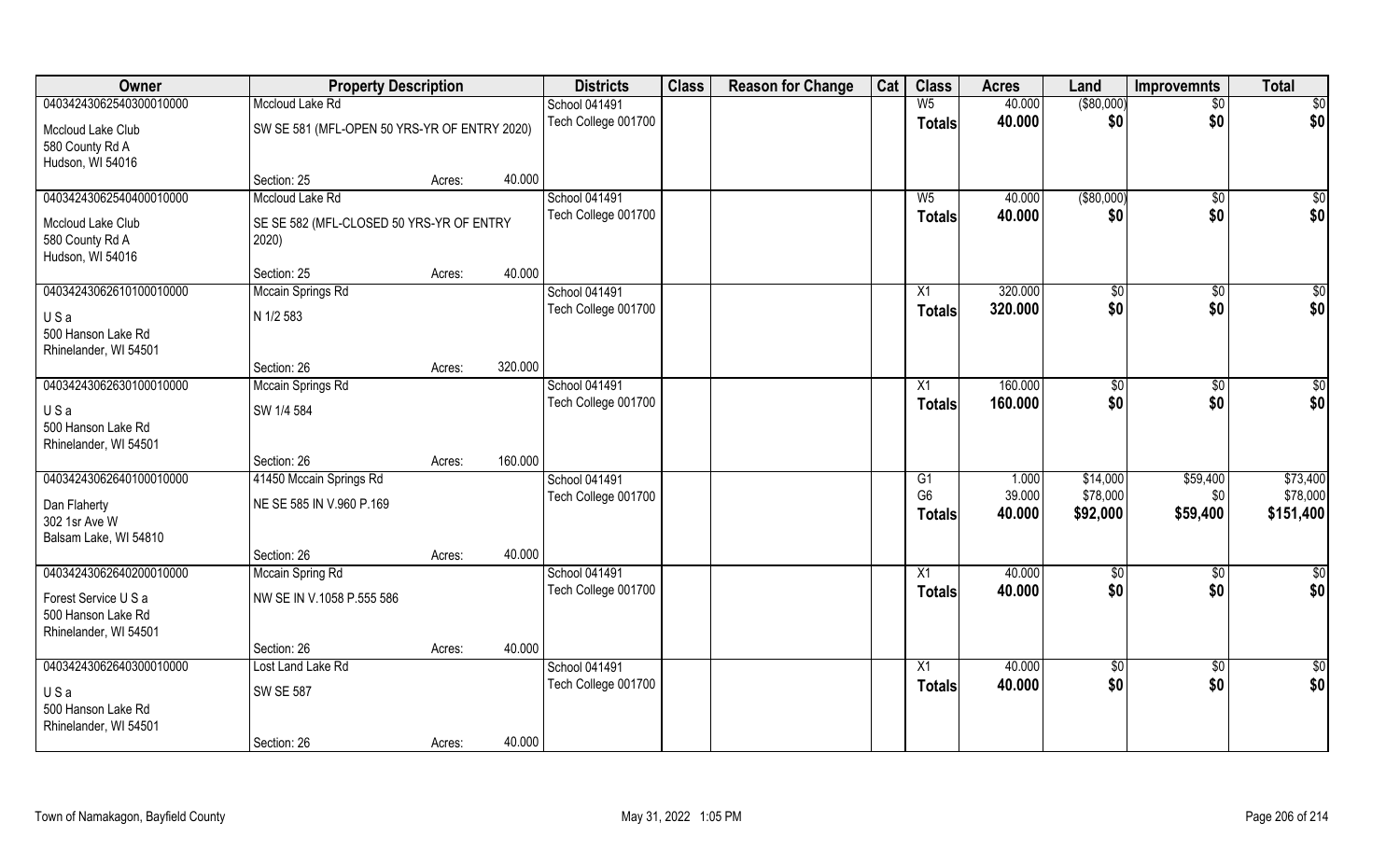| Owner | Property Description | | | Districts | Class | Reason for Change | Cat | Class | Acres | Land | Improvemnts | Total |
|---|---|---|---|---|---|---|---|---|---|---|---|---|
| 04034243062540300010000 | Mccloud Lake Rd | | | School 041491 | | | | W5 | 40.000 | ($80,000) | $0 | $0 |
| Mccloud Lake Club<br>580 County Rd A<br>Hudson, WI 54016 | SW SE 581 (MFL-OPEN 50 YRS-YR OF ENTRY 2020) | | | Tech College 001700 | | | | **Totals** | **40.000** | **$0** | **$0** | **$0** |
| | Section: 25 | Acres: | 40.000 | | | | | | | | | |
| 04034243062540400010000 | Mccloud Lake Rd | | | School 041491 | | | | W5 | 40.000 | ($80,000) | $0 | $0 |
| Mccloud Lake Club<br>580 County Rd A<br>Hudson, WI 54016 | SE SE 582 (MFL-CLOSED 50 YRS-YR OF ENTRY 2020) | | | Tech College 001700 | | | | **Totals** | **40.000** | **$0** | **$0** | **$0** |
| | Section: 25 | Acres: | 40.000 | | | | | | | | | |
| 04034243062610100010000 | Mccain Springs Rd | | | School 041491 | | | | X1 | 320.000 | $0 | $0 | $0 |
| U S a<br>500 Hanson Lake Rd<br>Rhinelander, WI 54501 | N 1/2 583 | | | Tech College 001700 | | | | **Totals** | **320.000** | **$0** | **$0** | **$0** |
| | Section: 26 | Acres: | 320.000 | | | | | | | | | |
| 04034243062630100010000 | Mccain Springs Rd | | | School 041491 | | | | X1 | 160.000 | $0 | $0 | $0 |
| U S a<br>500 Hanson Lake Rd<br>Rhinelander, WI 54501 | SW 1/4 584 | | | Tech College 001700 | | | | **Totals** | **160.000** | **$0** | **$0** | **$0** |
| | Section: 26 | Acres: | 160.000 | | | | | | | | | |
| 04034243062640100010000 | 41450 Mccain Springs Rd | | | School 041491 | | | | G1 | 1.000 | $14,000 | $59,400 | $73,400 |
| Dan Flaherty<br>302 1sr Ave W<br>Balsam Lake, WI 54810 | NE SE 585 IN V.960 P.169 | | | Tech College 001700 | | | | G6 | 39.000 | $78,000 | $0 | $78,000 |
| | | | | | | | | **Totals** | **40.000** | **$92,000** | **$59,400** | **$151,400** |
| | Section: 26 | Acres: | 40.000 | | | | | | | | | |
| 04034243062640200010000 | Mccain Spring Rd | | | School 041491 | | | | X1 | 40.000 | $0 | $0 | $0 |
| Forest Service U S a<br>500 Hanson Lake Rd<br>Rhinelander, WI 54501 | NW SE IN V.1058 P.555 586 | | | Tech College 001700 | | | | **Totals** | **40.000** | **$0** | **$0** | **$0** |
| | Section: 26 | Acres: | 40.000 | | | | | | | | | |
| 04034243062640300010000 | Lost Land Lake Rd | | | School 041491 | | | | X1 | 40.000 | $0 | $0 | $0 |
| U S a<br>500 Hanson Lake Rd<br>Rhinelander, WI 54501 | SW SE 587 | | | Tech College 001700 | | | | **Totals** | **40.000** | **$0** | **$0** | **$0** |
| | Section: 26 | Acres: | 40.000 | | | | | | | | | |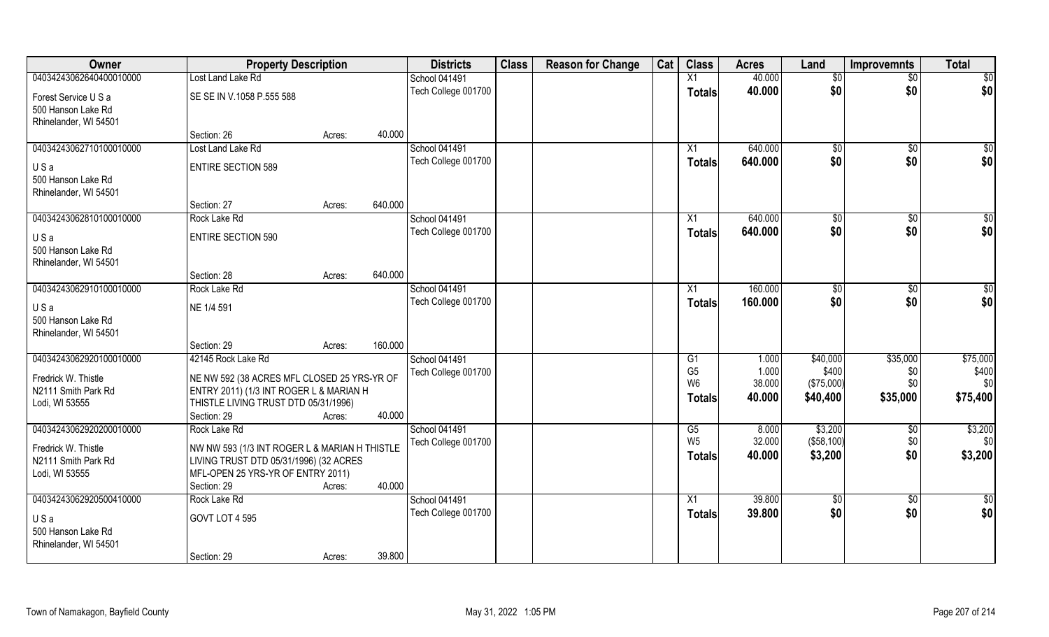| Owner | Property Description | | | Districts | Class | Reason for Change | Cat | Class | Acres | Land | Improvemnts | Total |
|---|---|---|---|---|---|---|---|---|---|---|---|---|
| 04034243062640400010000 | Lost Land Lake Rd | | | School 041491 | | | | X1 | 40.000 | $0 | $0 | $0 |
| Forest Service U S a | SE SE IN V.1058 P.555 588 | | | Tech College 001700 | | | | **Totals** | **40.000** | **$0** | **$0** | **$0** |
| 500 Hanson Lake Rd | | | | | | | | | | | | |
| Rhinelander, WI 54501 | | | | | | | | | | | | |
| | Section: 26 | Acres: | 40.000 | | | | | | | | | |
| 04034243062710100010000 | Lost Land Lake Rd | | | School 041491 | | | | X1 | 640.000 | $0 | $0 | $0 |
| U S a | ENTIRE SECTION 589 | | | Tech College 001700 | | | | **Totals** | **640.000** | **$0** | **$0** | **$0** |
| 500 Hanson Lake Rd | | | | | | | | | | | | |
| Rhinelander, WI 54501 | | | | | | | | | | | | |
| | Section: 27 | Acres: | 640.000 | | | | | | | | | |
| 04034243062810100010000 | Rock Lake Rd | | | School 041491 | | | | X1 | 640.000 | $0 | $0 | $0 |
| U S a | ENTIRE SECTION 590 | | | Tech College 001700 | | | | **Totals** | **640.000** | **$0** | **$0** | **$0** |
| 500 Hanson Lake Rd | | | | | | | | | | | | |
| Rhinelander, WI 54501 | | | | | | | | | | | | |
| | Section: 28 | Acres: | 640.000 | | | | | | | | | |
| 04034243062910100010000 | Rock Lake Rd | | | School 041491 | | | | X1 | 160.000 | $0 | $0 | $0 |
| U S a | NE 1/4 591 | | | Tech College 001700 | | | | **Totals** | **160.000** | **$0** | **$0** | **$0** |
| 500 Hanson Lake Rd | | | | | | | | | | | | |
| Rhinelander, WI 54501 | | | | | | | | | | | | |
| | Section: 29 | Acres: | 160.000 | | | | | | | | | |
| 04034243062920100010000 | 42145 Rock Lake Rd | | | School 041491 | | | | G1 | 1.000 | $40,000 | $35,000 | $75,000 |
| Fredrick W. Thistle | NE NW 592 (38 ACRES MFL CLOSED 25 YRS-YR OF ENTRY 2011) (1/3 INT ROGER L & MARIAN H THISTLE LIVING TRUST DTD 05/31/1996) | | | Tech College 001700 | | | | G5 | 1.000 | $400 | $0 | $400 |
| N2111 Smith Park Rd | | | | | | | | W6 | 38.000 | ($75,000) | $0 | $0 |
| Lodi, WI 53555 | | | | | | | | **Totals** | **40.000** | **$40,400** | **$35,000** | **$75,400** |
| | Section: 29 | Acres: | 40.000 | | | | | | | | | |
| 04034243062920200010000 | Rock Lake Rd | | | School 041491 | | | | G5 | 8.000 | $3,200 | $0 | $3,200 |
| Fredrick W. Thistle | NW NW 593 (1/3 INT ROGER L & MARIAN H THISTLE LIVING TRUST DTD 05/31/1996) (32 ACRES MFL-OPEN 25 YRS-YR OF ENTRY 2011) | | | Tech College 001700 | | | | W5 | 32.000 | ($58,100) | $0 | $0 |
| N2111 Smith Park Rd | | | | | | | | **Totals** | **40.000** | **$3,200** | **$0** | **$3,200** |
| Lodi, WI 53555 | | | | | | | | | | | | |
| | Section: 29 | Acres: | 40.000 | | | | | | | | | |
| 04034243062920500410000 | Rock Lake Rd | | | School 041491 | | | | X1 | 39.800 | $0 | $0 | $0 |
| U S a | GOVT LOT 4 595 | | | Tech College 001700 | | | | **Totals** | **39.800** | **$0** | **$0** | **$0** |
| 500 Hanson Lake Rd | | | | | | | | | | | | |
| Rhinelander, WI 54501 | | | | | | | | | | | | |
| | Section: 29 | Acres: | 39.800 | | | | | | | | | |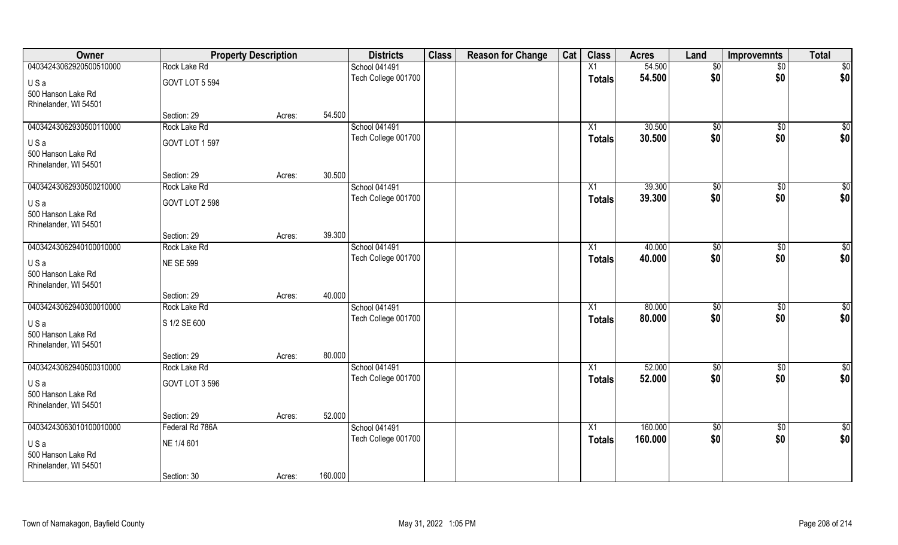| Owner | Property Description | | | Districts | Class | Reason for Change | Cat | Class | Acres | Land | Improvemnts | Total |
|---|---|---|---|---|---|---|---|---|---|---|---|---|
| 04034243062920500510000 | Rock Lake Rd | | | School 041491 | | | | X1 | 54.500 | $0 | $0 | $0 |
| U S a | GOVT LOT 5 594 | | | Tech College 001700 | | | | Totals | 54.500 | $0 | $0 | $0 |
| 500 Hanson Lake Rd | | | | | | | | | | | | |
| Rhinelander, WI 54501 | | | | | | | | | | | | |
| | Section: 29 | Acres: | 54.500 | | | | | | | | | |
| 04034243062930500110000 | Rock Lake Rd | | | School 041491 | | | | X1 | 30.500 | $0 | $0 | $0 |
| U S a | GOVT LOT 1 597 | | | Tech College 001700 | | | | Totals | 30.500 | $0 | $0 | $0 |
| 500 Hanson Lake Rd | | | | | | | | | | | | |
| Rhinelander, WI 54501 | | | | | | | | | | | | |
| | Section: 29 | Acres: | 30.500 | | | | | | | | | |
| 04034243062930500210000 | Rock Lake Rd | | | School 041491 | | | | X1 | 39.300 | $0 | $0 | $0 |
| U S a | GOVT LOT 2 598 | | | Tech College 001700 | | | | Totals | 39.300 | $0 | $0 | $0 |
| 500 Hanson Lake Rd | | | | | | | | | | | | |
| Rhinelander, WI 54501 | | | | | | | | | | | | |
| | Section: 29 | Acres: | 39.300 | | | | | | | | | |
| 04034243062940100010000 | Rock Lake Rd | | | School 041491 | | | | X1 | 40.000 | $0 | $0 | $0 |
| U S a | NE SE 599 | | | Tech College 001700 | | | | Totals | 40.000 | $0 | $0 | $0 |
| 500 Hanson Lake Rd | | | | | | | | | | | | |
| Rhinelander, WI 54501 | | | | | | | | | | | | |
| | Section: 29 | Acres: | 40.000 | | | | | | | | | |
| 04034243062940300010000 | Rock Lake Rd | | | School 041491 | | | | X1 | 80.000 | $0 | $0 | $0 |
| U S a | S 1/2 SE 600 | | | Tech College 001700 | | | | Totals | 80.000 | $0 | $0 | $0 |
| 500 Hanson Lake Rd | | | | | | | | | | | | |
| Rhinelander, WI 54501 | | | | | | | | | | | | |
| | Section: 29 | Acres: | 80.000 | | | | | | | | | |
| 04034243062940500310000 | Rock Lake Rd | | | School 041491 | | | | X1 | 52.000 | $0 | $0 | $0 |
| U S a | GOVT LOT 3 596 | | | Tech College 001700 | | | | Totals | 52.000 | $0 | $0 | $0 |
| 500 Hanson Lake Rd | | | | | | | | | | | | |
| Rhinelander, WI 54501 | | | | | | | | | | | | |
| | Section: 29 | Acres: | 52.000 | | | | | | | | | |
| 04034243063010100010000 | Federal Rd 786A | | | School 041491 | | | | X1 | 160.000 | $0 | $0 | $0 |
| U S a | NE 1/4 601 | | | Tech College 001700 | | | | Totals | 160.000 | $0 | $0 | $0 |
| 500 Hanson Lake Rd | | | | | | | | | | | | |
| Rhinelander, WI 54501 | | | | | | | | | | | | |
| | Section: 30 | Acres: | 160.000 | | | | | | | | | |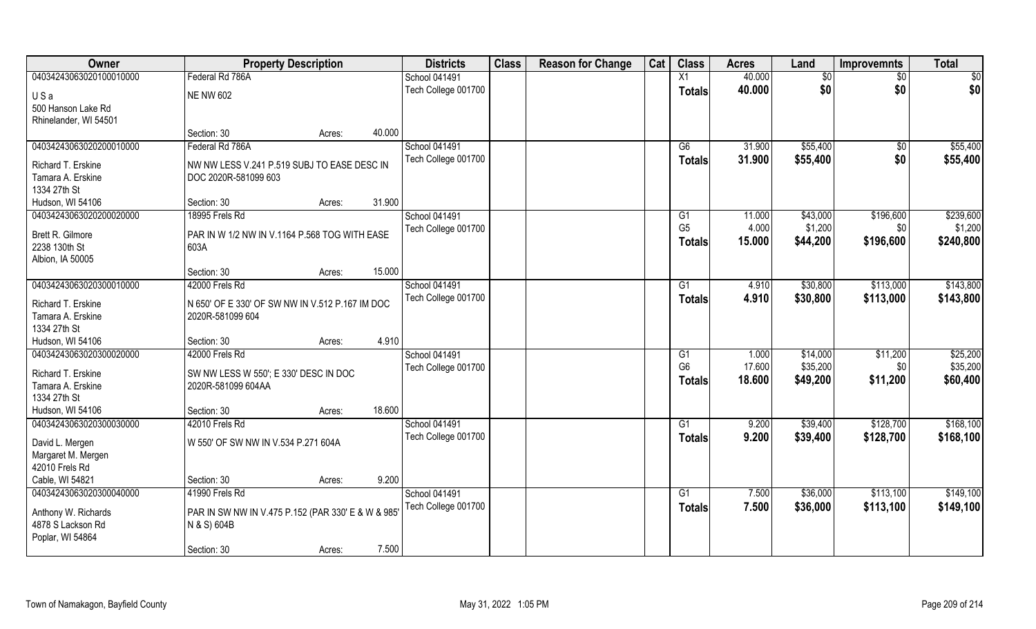| Owner | Property Description | Districts | Class | Reason for Change | Cat | Class | Acres | Land | Improvemnts | Total |
|---|---|---|---|---|---|---|---|---|---|---|
| 04034243063020100010000 | Federal Rd 786A | School 041491 | | | | X1 | 40.000 | $0 | $0 | $0 |
| U S a | NE NW 602 | Tech College 001700 | | | | Totals | 40.000 | $0 | $0 | $0 |
| 500 Hanson Lake Rd | | | | | | | | | | |
| Rhinelander, WI 54501 | | | | | | | | | | |
| | Section: 30 Acres: 40.000 | | | | | | | | | |
| 04034243063020200010000 | Federal Rd 786A | School 041491 | | | | G6 | 31.900 | $55,400 | $0 | $55,400 |
| Richard T. Erskine | NW NW LESS V.241 P.519 SUBJ TO EASE DESC IN DOC 2020R-581099 603 | Tech College 001700 | | | | Totals | 31.900 | $55,400 | $0 | $55,400 |
| Tamara A. Erskine | | | | | | | | | | |
| 1334 27th St | | | | | | | | | | |
| Hudson, WI 54106 | Section: 30 Acres: 31.900 | | | | | | | | | |
| 04034243063020200020000 | 18995 Frels Rd | School 041491 | | | | G1 | 11.000 | $43,000 | $196,600 | $239,600 |
| Brett R. Gilmore | PAR IN W 1/2 NW IN V.1164 P.568 TOG WITH EASE 603A | Tech College 001700 | | | | G5 | 4.000 | $1,200 | $0 | $1,200 |
| 2238 130th St | | | | | | Totals | 15.000 | $44,200 | $196,600 | $240,800 |
| Albion, IA 50005 | | | | | | | | | | |
| | Section: 30 Acres: 15.000 | | | | | | | | | |
| 04034243063020300010000 | 42000 Frels Rd | School 041491 | | | | G1 | 4.910 | $30,800 | $113,000 | $143,800 |
| Richard T. Erskine | N 650' OF E 330' OF SW NW IN V.512 P.167 IM DOC 2020R-581099 604 | Tech College 001700 | | | | Totals | 4.910 | $30,800 | $113,000 | $143,800 |
| Tamara A. Erskine | | | | | | | | | | |
| 1334 27th St | | | | | | | | | | |
| Hudson, WI 54106 | Section: 30 Acres: 4.910 | | | | | | | | | |
| 04034243063020300020000 | 42000 Frels Rd | School 041491 | | | | G1 | 1.000 | $14,000 | $11,200 | $25,200 |
| Richard T. Erskine | SW NW LESS W 550'; E 330' DESC IN DOC 2020R-581099 604AA | Tech College 001700 | | | | G6 | 17.600 | $35,200 | $0 | $35,200 |
| Tamara A. Erskine | | | | | | Totals | 18.600 | $49,200 | $11,200 | $60,400 |
| 1334 27th St | | | | | | | | | | |
| Hudson, WI 54106 | Section: 30 Acres: 18.600 | | | | | | | | | |
| 04034243063020300030000 | 42010 Frels Rd | School 041491 | | | | G1 | 9.200 | $39,400 | $128,700 | $168,100 |
| David L. Mergen | W 550' OF SW NW IN V.534 P.271 604A | Tech College 001700 | | | | Totals | 9.200 | $39,400 | $128,700 | $168,100 |
| Margaret M. Mergen | | | | | | | | | | |
| 42010 Frels Rd | | | | | | | | | | |
| Cable, WI 54821 | Section: 30 Acres: 9.200 | | | | | | | | | |
| 04034243063020300040000 | 41990 Frels Rd | School 041491 | | | | G1 | 7.500 | $36,000 | $113,100 | $149,100 |
| Anthony W. Richards | PAR IN SW NW IN V.475 P.152 (PAR 330' E & W & 985' N & S) 604B | Tech College 001700 | | | | Totals | 7.500 | $36,000 | $113,100 | $149,100 |
| 4878 S Lackson Rd | | | | | | | | | | |
| Poplar, WI 54864 | | | | | | | | | | |
| | Section: 30 Acres: 7.500 | | | | | | | | | |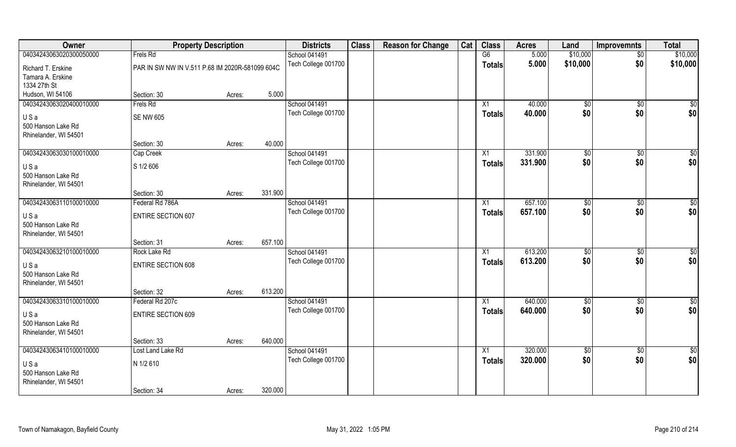| Owner | Property Description | | | Districts | Class | Reason for Change | Cat | Class | Acres | Land | Improvemnts | Total |
|---|---|---|---|---|---|---|---|---|---|---|---|---|
| 04034243063020300050000 | Frels Rd | | | School 041491 | | | | G6 | 5.000 | $10,000 | $0 | $10,000 |
| Richard T. Erskine<br>Tamara A. Erskine<br>1334 27th St<br>Hudson, WI 54106 | PAR IN SW NW IN V.511 P.68 IM 2020R-581099 604C | | | Tech College 001700 | | | | Totals | 5.000 | $10,000 | $0 | $10,000 |
| | Section: 30 | Acres: | 5.000 | | | | | | | | | |
| 04034243063020400010000 | Frels Rd | | | School 041491 | | | | X1 | 40.000 | $0 | $0 | $0 |
| U S a<br>500 Hanson Lake Rd<br>Rhinelander, WI 54501 | SE NW 605 | | | Tech College 001700 | | | | Totals | 40.000 | $0 | $0 | $0 |
| | Section: 30 | Acres: | 40.000 | | | | | | | | | |
| 04034243063030100010000 | Cap Creek | | | School 041491 | | | | X1 | 331.900 | $0 | $0 | $0 |
| U S a<br>500 Hanson Lake Rd<br>Rhinelander, WI 54501 | S 1/2 606 | | | Tech College 001700 | | | | Totals | 331.900 | $0 | $0 | $0 |
| | Section: 30 | Acres: | 331.900 | | | | | | | | | |
| 04034243063110100010000 | Federal Rd 786A | | | School 041491 | | | | X1 | 657.100 | $0 | $0 | $0 |
| U S a<br>500 Hanson Lake Rd<br>Rhinelander, WI 54501 | ENTIRE SECTION 607 | | | Tech College 001700 | | | | Totals | 657.100 | $0 | $0 | $0 |
| | Section: 31 | Acres: | 657.100 | | | | | | | | | |
| 04034243063210100010000 | Rock Lake Rd | | | School 041491 | | | | X1 | 613.200 | $0 | $0 | $0 |
| U S a<br>500 Hanson Lake Rd<br>Rhinelander, WI 54501 | ENTIRE SECTION 608 | | | Tech College 001700 | | | | Totals | 613.200 | $0 | $0 | $0 |
| | Section: 32 | Acres: | 613.200 | | | | | | | | | |
| 04034243063310100010000 | Federal Rd 207c | | | School 041491 | | | | X1 | 640.000 | $0 | $0 | $0 |
| U S a<br>500 Hanson Lake Rd<br>Rhinelander, WI 54501 | ENTIRE SECTION 609 | | | Tech College 001700 | | | | Totals | 640.000 | $0 | $0 | $0 |
| | Section: 33 | Acres: | 640.000 | | | | | | | | | |
| 04034243063410100010000 | Lost Land Lake Rd | | | School 041491 | | | | X1 | 320.000 | $0 | $0 | $0 |
| U S a<br>500 Hanson Lake Rd<br>Rhinelander, WI 54501 | N 1/2 610 | | | Tech College 001700 | | | | Totals | 320.000 | $0 | $0 | $0 |
| | Section: 34 | Acres: | 320.000 | | | | | | | | | |

Town of Namakagon, Bayfield County    May 31, 2022 1:05 PM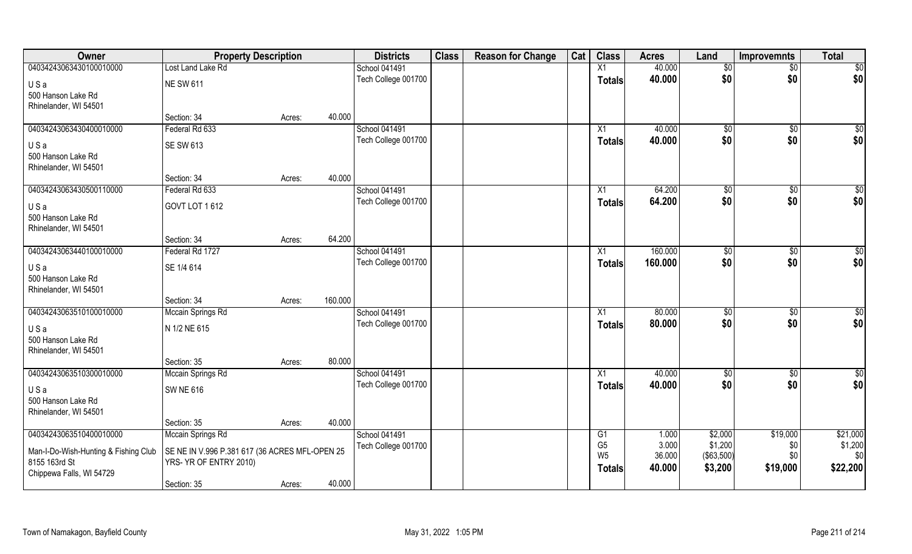| Owner | Property Description | | | Districts | Class | Reason for Change | Cat | Class | Acres | Land | Improvemnts | Total |
|---|---|---|---|---|---|---|---|---|---|---|---|---|
| 04034243063430100010000 | Lost Land Lake Rd | | | School 041491 | | | | X1 | 40.000 | $0 | $0 | $0 |
| U S a | NE SW 611 | | | Tech College 001700 | | | | Totals | 40.000 | $0 | $0 | $0 |
| 500 Hanson Lake Rd | | | | | | | | | | | | |
| Rhinelander, WI 54501 | | | | | | | | | | | | |
| | Section: 34 | Acres: | 40.000 | | | | | | | | | |
| 04034243063430400010000 | Federal Rd 633 | | | School 041491 | | | | X1 | 40.000 | $0 | $0 | $0 |
| U S a | SE SW 613 | | | Tech College 001700 | | | | Totals | 40.000 | $0 | $0 | $0 |
| 500 Hanson Lake Rd | | | | | | | | | | | | |
| Rhinelander, WI 54501 | | | | | | | | | | | | |
| | Section: 34 | Acres: | 40.000 | | | | | | | | | |
| 04034243063430500110000 | Federal Rd 633 | | | School 041491 | | | | X1 | 64.200 | $0 | $0 | $0 |
| U S a | GOVT LOT 1 612 | | | Tech College 001700 | | | | Totals | 64.200 | $0 | $0 | $0 |
| 500 Hanson Lake Rd | | | | | | | | | | | | |
| Rhinelander, WI 54501 | | | | | | | | | | | | |
| | Section: 34 | Acres: | 64.200 | | | | | | | | | |
| 04034243063440100010000 | Federal Rd 1727 | | | School 041491 | | | | X1 | 160.000 | $0 | $0 | $0 |
| U S a | SE 1/4 614 | | | Tech College 001700 | | | | Totals | 160.000 | $0 | $0 | $0 |
| 500 Hanson Lake Rd | | | | | | | | | | | | |
| Rhinelander, WI 54501 | | | | | | | | | | | | |
| | Section: 34 | Acres: | 160.000 | | | | | | | | | |
| 04034243063510100010000 | Mccain Springs Rd | | | School 041491 | | | | X1 | 80.000 | $0 | $0 | $0 |
| U S a | N 1/2 NE 615 | | | Tech College 001700 | | | | Totals | 80.000 | $0 | $0 | $0 |
| 500 Hanson Lake Rd | | | | | | | | | | | | |
| Rhinelander, WI 54501 | | | | | | | | | | | | |
| | Section: 35 | Acres: | 80.000 | | | | | | | | | |
| 04034243063510300010000 | Mccain Springs Rd | | | School 041491 | | | | X1 | 40.000 | $0 | $0 | $0 |
| U S a | SW NE 616 | | | Tech College 001700 | | | | Totals | 40.000 | $0 | $0 | $0 |
| 500 Hanson Lake Rd | | | | | | | | | | | | |
| Rhinelander, WI 54501 | | | | | | | | | | | | |
| | Section: 35 | Acres: | 40.000 | | | | | | | | | |
| 04034243063510400010000 | Mccain Springs Rd | | | School 041491 | | | | G1 | 1.000 | $2,000 | $19,000 | $21,000 |
| Man-I-Do-Wish-Hunting & Fishing Club | SE NE IN V.996 P.381 617 (36 ACRES MFL-OPEN 25 YRS- YR OF ENTRY 2010) | | | Tech College 001700 | | | | G5 | 3.000 | $1,200 | $0 | $1,200 |
| 8155 163rd St | | | | | | | | W5 | 36.000 | ($63,500) | $0 | $0 |
| Chippewa Falls, WI 54729 | | | | | | | | Totals | 40.000 | $3,200 | $19,000 | $22,200 |
| | Section: 35 | Acres: | 40.000 | | | | | | | | | |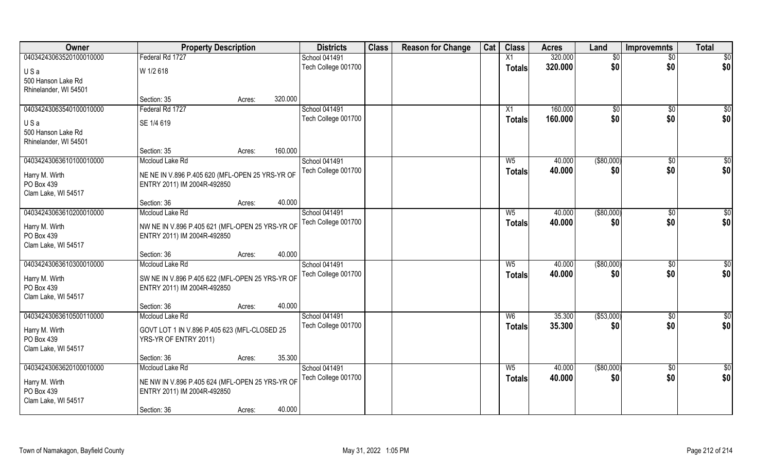| Owner | Property Description | Districts | Class | Reason for Change | Cat | Class | Acres | Land | Improvemnts | Total |
|---|---|---|---|---|---|---|---|---|---|---|
| 04034243063520100010000 | Federal Rd 1727 | School 041491 | | | | X1 | 320.000 | $0 | $0 | $0 |
| U S a | W 1/2 618 | Tech College 001700 | | | | Totals | 320.000 | $0 | $0 | $0 |
| 500 Hanson Lake Rd | | | | | | | | | | |
| Rhinelander, WI 54501 | | | | | | | | | | |
| | Section: 35 Acres: 320.000 | | | | | | | | | |
| 04034243063540100010000 | Federal Rd 1727 | School 041491 | | | | X1 | 160.000 | $0 | $0 | $0 |
| U S a | SE 1/4 619 | Tech College 001700 | | | | Totals | 160.000 | $0 | $0 | $0 |
| 500 Hanson Lake Rd | | | | | | | | | | |
| Rhinelander, WI 54501 | | | | | | | | | | |
| | Section: 35 Acres: 160.000 | | | | | | | | | |
| 04034243063610100010000 | Mccloud Lake Rd | School 041491 | | | | W5 | 40.000 | ($80,000) | $0 | $0 |
| Harry M. Wirth | NE NE IN V.896 P.405 620 (MFL-OPEN 25 YRS-YR OF ENTRY 2011) IM 2004R-492850 | Tech College 001700 | | | | Totals | 40.000 | $0 | $0 | $0 |
| PO Box 439 | | | | | | | | | | |
| Clam Lake, WI 54517 | | | | | | | | | | |
| | Section: 36 Acres: 40.000 | | | | | | | | | |
| 04034243063610200010000 | Mccloud Lake Rd | School 041491 | | | | W5 | 40.000 | ($80,000) | $0 | $0 |
| Harry M. Wirth | NW NE IN V.896 P.405 621 (MFL-OPEN 25 YRS-YR OF ENTRY 2011) IM 2004R-492850 | Tech College 001700 | | | | Totals | 40.000 | $0 | $0 | $0 |
| PO Box 439 | | | | | | | | | | |
| Clam Lake, WI 54517 | | | | | | | | | | |
| | Section: 36 Acres: 40.000 | | | | | | | | | |
| 04034243063610300010000 | Mccloud Lake Rd | School 041491 | | | | W5 | 40.000 | ($80,000) | $0 | $0 |
| Harry M. Wirth | SW NE IN V.896 P.405 622 (MFL-OPEN 25 YRS-YR OF ENTRY 2011) IM 2004R-492850 | Tech College 001700 | | | | Totals | 40.000 | $0 | $0 | $0 |
| PO Box 439 | | | | | | | | | | |
| Clam Lake, WI 54517 | | | | | | | | | | |
| | Section: 36 Acres: 40.000 | | | | | | | | | |
| 04034243063610500110000 | Mccloud Lake Rd | School 041491 | | | | W6 | 35.300 | ($53,000) | $0 | $0 |
| Harry M. Wirth | GOVT LOT 1 IN V.896 P.405 623 (MFL-CLOSED 25 YRS-YR OF ENTRY 2011) | Tech College 001700 | | | | Totals | 35.300 | $0 | $0 | $0 |
| PO Box 439 | | | | | | | | | | |
| Clam Lake, WI 54517 | | | | | | | | | | |
| | Section: 36 Acres: 35.300 | | | | | | | | | |
| 04034243063620100010000 | Mccloud Lake Rd | School 041491 | | | | W5 | 40.000 | ($80,000) | $0 | $0 |
| Harry M. Wirth | NE NW IN V.896 P.405 624 (MFL-OPEN 25 YRS-YR OF ENTRY 2011) IM 2004R-492850 | Tech College 001700 | | | | Totals | 40.000 | $0 | $0 | $0 |
| PO Box 439 | | | | | | | | | | |
| Clam Lake, WI 54517 | | | | | | | | | | |
| | Section: 36 Acres: 40.000 | | | | | | | | | |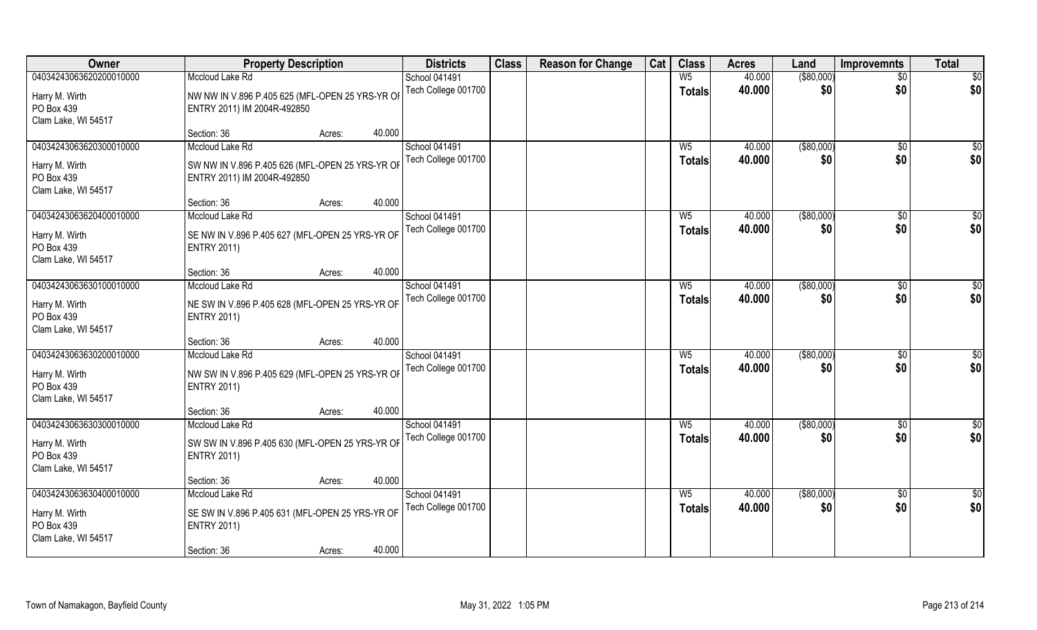| Owner | Property Description | | Districts | Class | Reason for Change | Cat | Class | Acres | Land | Improvemnts | Total |
|---|---|---|---|---|---|---|---|---|---|---|---|
| 04034243063620200010000 | Mccloud Lake Rd | | School 041491 | | | | W5 | 40.000 | ($80,000) | $0 | $0 |
| Harry M. Wirth<br>PO Box 439<br>Clam Lake, WI 54517 | NW NW IN V.896 P.405 625 (MFL-OPEN 25 YRS-YR OF ENTRY 2011) IM 2004R-492850 | | Tech College 001700 | | | | **Totals** | **40.000** | **$0** | **$0** | **$0** |
| | Section: 36 | Acres: 40.000 | | | | | | | | | |
| 04034243063620300010000 | Mccloud Lake Rd | | School 041491 | | | | W5 | 40.000 | ($80,000) | $0 | $0 |
| Harry M. Wirth<br>PO Box 439<br>Clam Lake, WI 54517 | SW NW IN V.896 P.405 626 (MFL-OPEN 25 YRS-YR OF ENTRY 2011) IM 2004R-492850 | | Tech College 001700 | | | | **Totals** | **40.000** | **$0** | **$0** | **$0** |
| | Section: 36 | Acres: 40.000 | | | | | | | | | |
| 04034243063620400010000 | Mccloud Lake Rd | | School 041491 | | | | W5 | 40.000 | ($80,000) | $0 | $0 |
| Harry M. Wirth<br>PO Box 439<br>Clam Lake, WI 54517 | SE NW IN V.896 P.405 627 (MFL-OPEN 25 YRS-YR OF ENTRY 2011) | | Tech College 001700 | | | | **Totals** | **40.000** | **$0** | **$0** | **$0** |
| | Section: 36 | Acres: 40.000 | | | | | | | | | |
| 04034243063630100010000 | Mccloud Lake Rd | | School 041491 | | | | W5 | 40.000 | ($80,000) | $0 | $0 |
| Harry M. Wirth<br>PO Box 439<br>Clam Lake, WI 54517 | NE SW IN V.896 P.405 628 (MFL-OPEN 25 YRS-YR OF ENTRY 2011) | | Tech College 001700 | | | | **Totals** | **40.000** | **$0** | **$0** | **$0** |
| | Section: 36 | Acres: 40.000 | | | | | | | | | |
| 04034243063630200010000 | Mccloud Lake Rd | | School 041491 | | | | W5 | 40.000 | ($80,000) | $0 | $0 |
| Harry M. Wirth<br>PO Box 439<br>Clam Lake, WI 54517 | NW SW IN V.896 P.405 629 (MFL-OPEN 25 YRS-YR OF ENTRY 2011) | | Tech College 001700 | | | | **Totals** | **40.000** | **$0** | **$0** | **$0** |
| | Section: 36 | Acres: 40.000 | | | | | | | | | |
| 04034243063630300010000 | Mccloud Lake Rd | | School 041491 | | | | W5 | 40.000 | ($80,000) | $0 | $0 |
| Harry M. Wirth<br>PO Box 439<br>Clam Lake, WI 54517 | SW SW IN V.896 P.405 630 (MFL-OPEN 25 YRS-YR OF ENTRY 2011) | | Tech College 001700 | | | | **Totals** | **40.000** | **$0** | **$0** | **$0** |
| | Section: 36 | Acres: 40.000 | | | | | | | | | |
| 04034243063630400010000 | Mccloud Lake Rd | | School 041491 | | | | W5 | 40.000 | ($80,000) | $0 | $0 |
| Harry M. Wirth<br>PO Box 439<br>Clam Lake, WI 54517 | SE SW IN V.896 P.405 631 (MFL-OPEN 25 YRS-YR OF ENTRY 2011) | | Tech College 001700 | | | | **Totals** | **40.000** | **$0** | **$0** | **$0** |
| | Section: 36 | Acres: 40.000 | | | | | | | | | |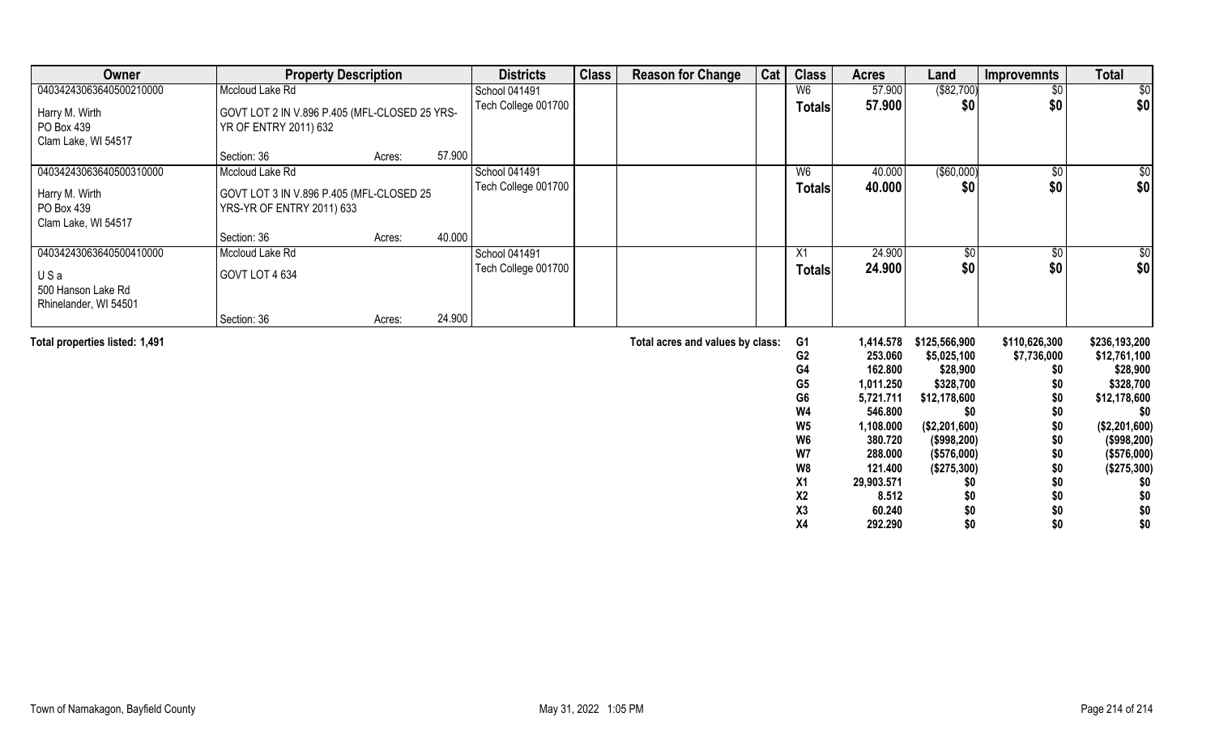| Owner | Property Description | | | Districts | Class | Reason for Change | Cat | Class | Acres | Land | Improvemnts | Total |
|---|---|---|---|---|---|---|---|---|---|---|---|---|
| 04034243063640500210000 | Mccloud Lake Rd | | | School 041491 | | | | W6 | 57.900 | ($82,700) | $0 | $0 |
| Harry M. Wirth<br>PO Box 439<br>Clam Lake, WI 54517 | GOVT LOT 2 IN V.896 P.405 (MFL-CLOSED 25 YRS-YR OF ENTRY 2011) 632 | | | Tech College 001700 | | | | **Totals** | **57.900** | **$0** | **$0** | **$0** |
| | Section: 36 | Acres: | 57.900 | | | | | | | | | |
| 04034243063640500310000 | Mccloud Lake Rd | | | School 041491 | | | | W6 | 40.000 | ($60,000) | $0 | $0 |
| Harry M. Wirth<br>PO Box 439<br>Clam Lake, WI 54517 | GOVT LOT 3 IN V.896 P.405 (MFL-CLOSED 25 YRS-YR OF ENTRY 2011) 633 | | | Tech College 001700 | | | | **Totals** | **40.000** | **$0** | **$0** | **$0** |
| | Section: 36 | Acres: | 40.000 | | | | | | | | | |
| 04034243063640500410000 | Mccloud Lake Rd | | | School 041491 | | | | X1 | 24.900 | $0 | $0 | $0 |
| U S a<br>500 Hanson Lake Rd<br>Rhinelander, WI 54501 | GOVT LOT 4 634 | | | Tech College 001700 | | | | **Totals** | **24.900** | **$0** | **$0** | **$0** |
| | Section: 36 | Acres: | 24.900 | | | | | | | | | |

**Total properties listed: 1,491**

**Total acres and values by class:**

| Class | Acres | Land | Improvemnts | Total |
|---|---|---|---|---|
| G1 | 1,414.578 | $125,566,900 | $110,626,300 | $236,193,200 |
| G2 | 253.060 | $5,025,100 | $7,736,000 | $12,761,100 |
| G4 | 162.800 | $28,900 | $0 | $28,900 |
| G5 | 1,011.250 | $328,700 | $0 | $328,700 |
| G6 | 5,721.711 | $12,178,600 | $0 | $12,178,600 |
| W4 | 546.800 | $0 | $0 | $0 |
| W5 | 1,108.000 | ($2,201,600) | $0 | ($2,201,600) |
| W6 | 380.720 | ($998,200) | $0 | ($998,200) |
| W7 | 288.000 | ($576,000) | $0 | ($576,000) |
| W8 | 121.400 | ($275,300) | $0 | ($275,300) |
| X1 | 29,903.571 | $0 | $0 | $0 |
| X2 | 8.512 | $0 | $0 | $0 |
| X3 | 60.240 | $0 | $0 | $0 |
| X4 | 292.290 | $0 | $0 | $0 |

Town of Namakagon, Bayfield County — May 31, 2022 1:05 PM